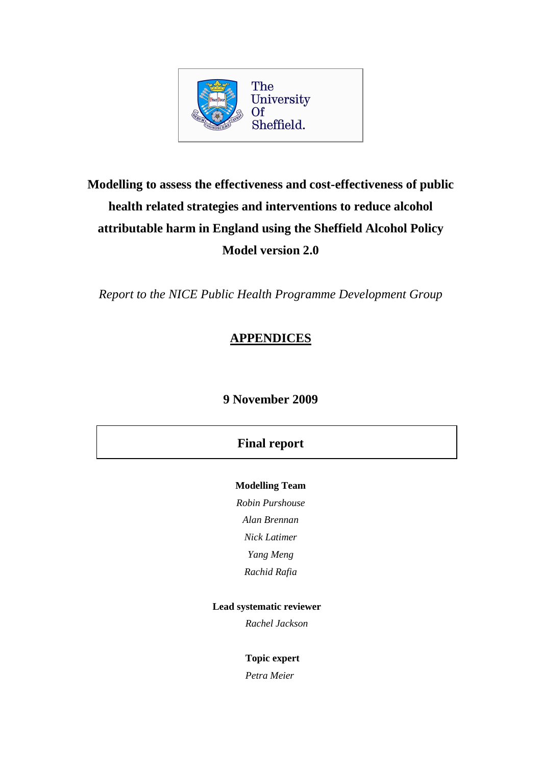The University Of Sheffield.

# Modelling to assess the effectiveness and cost-effectiveness of public health related strategies and interventions to reduce alcohol attributable harm in England using the Sheffield Alcohol Policy Model version 2.0

*Report to the NICE Public Health Programme Development Group*

## APPENDICES

**9 November 2009**

**Final report**

**Modelling Team**

*Robin Purshouse*

*Alan Brennan*

*Nick Latimer*

*Yang Meng*

*Rachid Rafia*

**Lead systematic reviewer**

*Rachel Jackson*

**Topic expert**

*Petra Meier*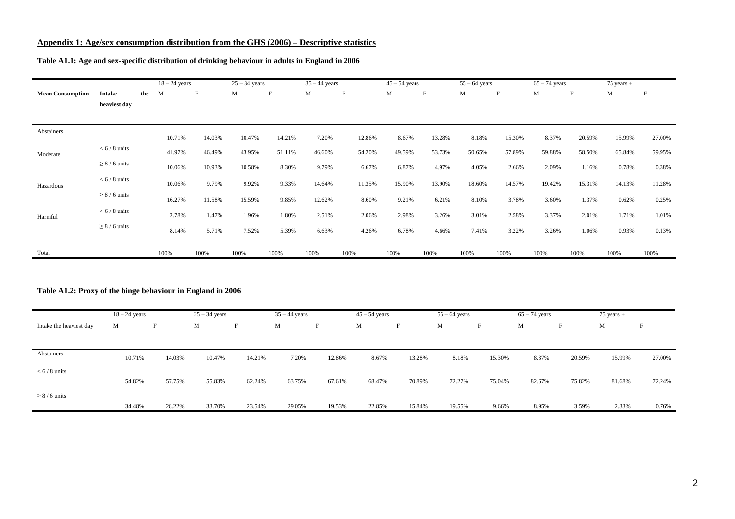## Appendix 1: Age/sex consumption distribution from the GHS (2006) – Descriptive statistics

**Table A1.1: Age and sex-specific distribution of drinking behaviour in adults in England in 2006**

| | | 18 – 24 years | | 25 – 34 years | | 35 – 44 years | | 45 – 54 years | | 55 – 64 years | | 65 – 74 years | | 75 years + | |
|---|---|---|---|---|---|---|---|---|---|---|---|---|---|---|---|
| **Mean Consumption** | **Intake the heaviest day** | M | F | M | F | M | F | M | F | M | F | M | F | M | F |
| Abstainers | | 10.71% | 14.03% | 10.47% | 14.21% | 7.20% | 12.86% | 8.67% | 13.28% | 8.18% | 15.30% | 8.37% | 20.59% | 15.99% | 27.00% |
| Moderate | < 6 / 8 units | 41.97% | 46.49% | 43.95% | 51.11% | 46.60% | 54.20% | 49.59% | 53.73% | 50.65% | 57.89% | 59.88% | 58.50% | 65.84% | 59.95% |
| | ≥ 8 / 6 units | 10.06% | 10.93% | 10.58% | 8.30% | 9.79% | 6.67% | 6.87% | 4.97% | 4.05% | 2.66% | 2.09% | 1.16% | 0.78% | 0.38% |
| Hazardous | < 6 / 8 units | 10.06% | 9.79% | 9.92% | 9.33% | 14.64% | 11.35% | 15.90% | 13.90% | 18.60% | 14.57% | 19.42% | 15.31% | 14.13% | 11.28% |
| | ≥ 8 / 6 units | 16.27% | 11.58% | 15.59% | 9.85% | 12.62% | 8.60% | 9.21% | 6.21% | 8.10% | 3.78% | 3.60% | 1.37% | 0.62% | 0.25% |
| Harmful | < 6 / 8 units | 2.78% | 1.47% | 1.96% | 1.80% | 2.51% | 2.06% | 2.98% | 3.26% | 3.01% | 2.58% | 3.37% | 2.01% | 1.71% | 1.01% |
| | ≥ 8 / 6 units | 8.14% | 5.71% | 7.52% | 5.39% | 6.63% | 4.26% | 6.78% | 4.66% | 7.41% | 3.22% | 3.26% | 1.06% | 0.93% | 0.13% |
| Total | | 100% | 100% | 100% | 100% | 100% | 100% | 100% | 100% | 100% | 100% | 100% | 100% | 100% | 100% |

**Table A1.2: Proxy of the binge behaviour in England in 2006**

| | 18 – 24 years | | 25 – 34 years | | 35 – 44 years | | 45 – 54 years | | 55 – 64 years | | 65 – 74 years | | 75 years + | |
|---|---|---|---|---|---|---|---|---|---|---|---|---|---|---|
| Intake the heaviest day | M | F | M | F | M | F | M | F | M | F | M | F | M | F |
| Abstainers | 10.71% | 14.03% | 10.47% | 14.21% | 7.20% | 12.86% | 8.67% | 13.28% | 8.18% | 15.30% | 8.37% | 20.59% | 15.99% | 27.00% |
| < 6 / 8 units | 54.82% | 57.75% | 55.83% | 62.24% | 63.75% | 67.61% | 68.47% | 70.89% | 72.27% | 75.04% | 82.67% | 75.82% | 81.68% | 72.24% |
| ≥ 8 / 6 units | 34.48% | 28.22% | 33.70% | 23.54% | 29.05% | 19.53% | 22.85% | 15.84% | 19.55% | 9.66% | 8.95% | 3.59% | 2.33% | 0.76% |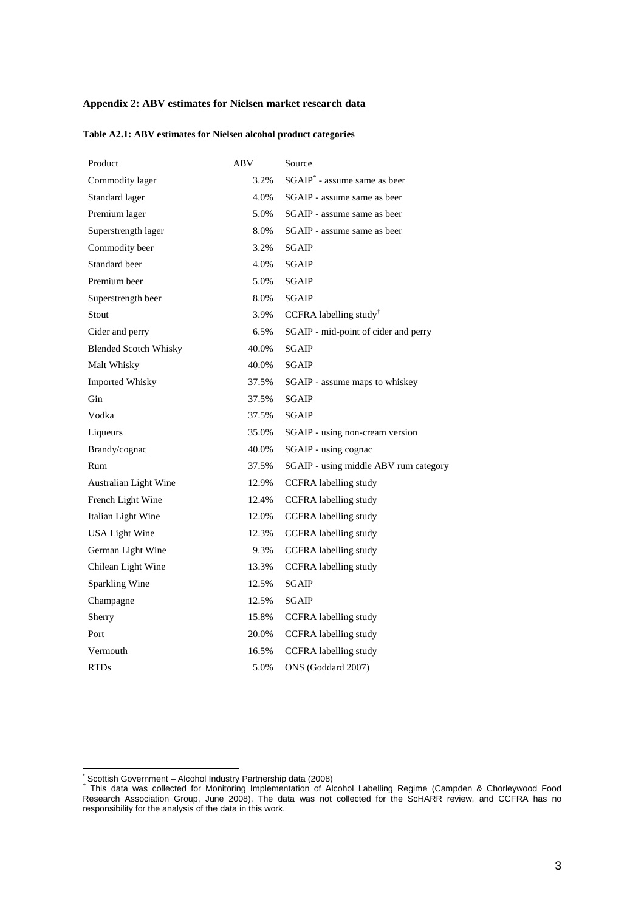## Appendix 2: ABV estimates for Nielsen market research data

**Table A2.1: ABV estimates for Nielsen alcohol product categories**

| Product | ABV | Source |
|---|---|---|
| Commodity lager | 3.2% | SGAIP[*] - assume same as beer |
| Standard lager | 4.0% | SGAIP - assume same as beer |
| Premium lager | 5.0% | SGAIP - assume same as beer |
| Superstrength lager | 8.0% | SGAIP - assume same as beer |
| Commodity beer | 3.2% | SGAIP |
| Standard beer | 4.0% | SGAIP |
| Premium beer | 5.0% | SGAIP |
| Superstrength beer | 8.0% | SGAIP |
| Stout | 3.9% | CCFRA labelling study[†] |
| Cider and perry | 6.5% | SGAIP - mid-point of cider and perry |
| Blended Scotch Whisky | 40.0% | SGAIP |
| Malt Whisky | 40.0% | SGAIP |
| Imported Whisky | 37.5% | SGAIP - assume maps to whiskey |
| Gin | 37.5% | SGAIP |
| Vodka | 37.5% | SGAIP |
| Liqueurs | 35.0% | SGAIP - using non-cream version |
| Brandy/cognac | 40.0% | SGAIP - using cognac |
| Rum | 37.5% | SGAIP - using middle ABV rum category |
| Australian Light Wine | 12.9% | CCFRA labelling study |
| French Light Wine | 12.4% | CCFRA labelling study |
| Italian Light Wine | 12.0% | CCFRA labelling study |
| USA Light Wine | 12.3% | CCFRA labelling study |
| German Light Wine | 9.3% | CCFRA labelling study |
| Chilean Light Wine | 13.3% | CCFRA labelling study |
| Sparkling Wine | 12.5% | SGAIP |
| Champagne | 12.5% | SGAIP |
| Sherry | 15.8% | CCFRA labelling study |
| Port | 20.0% | CCFRA labelling study |
| Vermouth | 16.5% | CCFRA labelling study |
| RTDs | 5.0% | ONS (Goddard 2007) |

[*] Scottish Government – Alcohol Industry Partnership data (2008)

[†] This data was collected for Monitoring Implementation of Alcohol Labelling Regime (Campden & Chorleywood Food Research Association Group, June 2008). The data was not collected for the ScHARR review, and CCFRA has no responsibility for the analysis of the data in this work.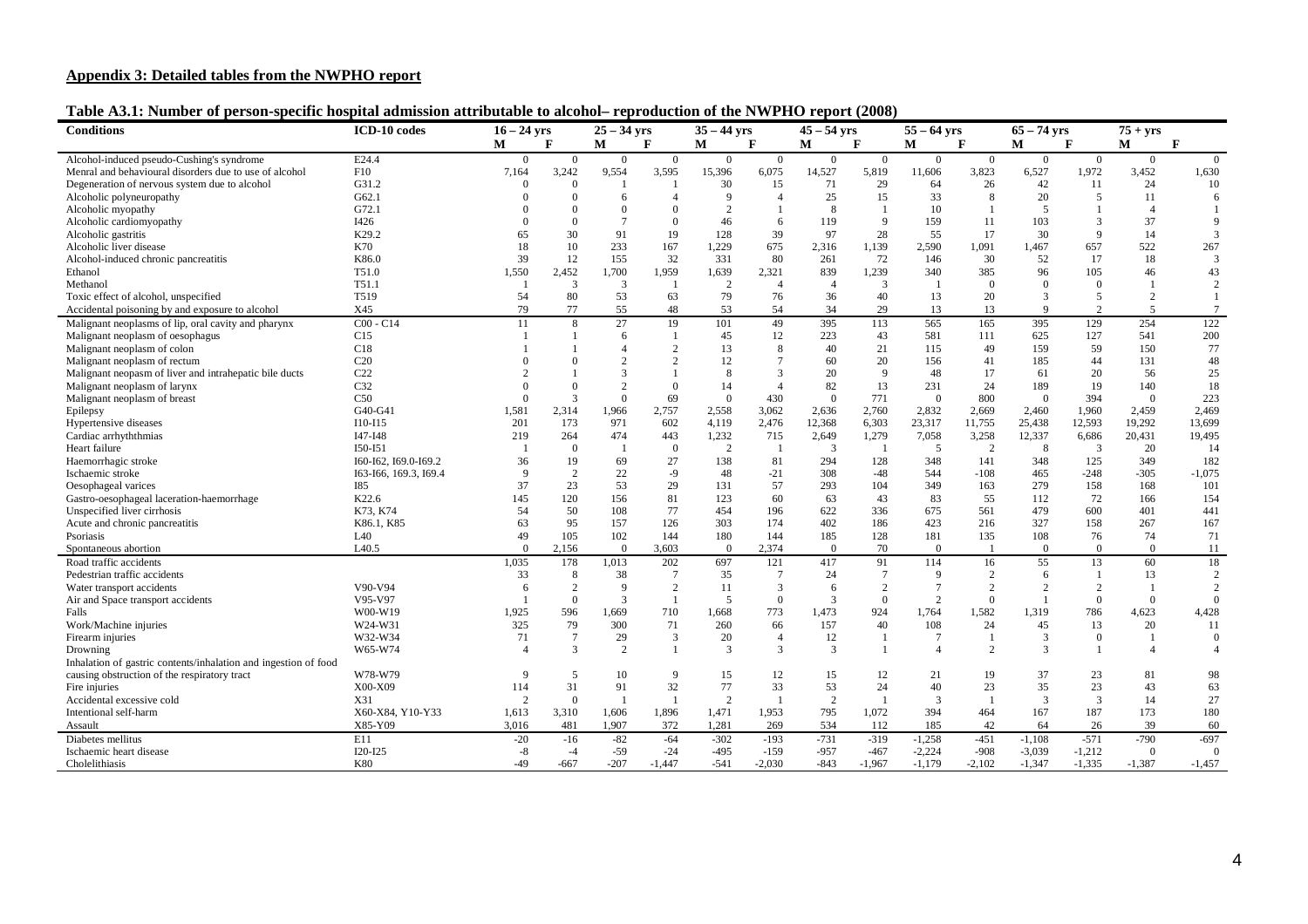## Appendix 3: Detailed tables from the NWPHO report

**Table A3.1: Number of person-specific hospital admission attributable to alcohol– reproduction of the NWPHO report (2008)**

| Conditions | ICD-10 codes | 16 – 24 yrs | | 25 – 34 yrs | | 35 – 44 yrs | | 45 – 54 yrs | | 55 – 64 yrs | | 65 – 74 yrs | | 75 + yrs | |
|---|---|---|---|---|---|---|---|---|---|---|---|---|---|---|---|
| | | M | F | M | F | M | F | M | F | M | F | M | F | M | F |
| Alcohol-induced pseudo-Cushing's syndrome | E24.4 | 0 | 0 | 0 | 0 | 0 | 0 | 0 | 0 | 0 | 0 | 0 | 0 | 0 | 0 |
| Menral and behavioural disorders due to use of alcohol | F10 | 7,164 | 3,242 | 9,554 | 3,595 | 15,396 | 6,075 | 14,527 | 5,819 | 11,606 | 3,823 | 6,527 | 1,972 | 3,452 | 1,630 |
| Degeneration of nervous system due to alcohol | G31.2 | 0 | 0 | 1 | 1 | 30 | 15 | 71 | 29 | 64 | 26 | 42 | 11 | 24 | 10 |
| Alcoholic polyneuropathy | G62.1 | 0 | 0 | 6 | 4 | 9 | 4 | 25 | 15 | 33 | 8 | 20 | 5 | 11 | 6 |
| Alcoholic myopathy | G72.1 | 0 | 0 | 0 | 0 | 2 | 1 | 8 | 1 | 10 | 1 | 5 | 1 | 4 | 1 |
| Alcoholic cardiomyopathy | I426 | 0 | 0 | 7 | 0 | 46 | 6 | 119 | 9 | 159 | 11 | 103 | 3 | 37 | 9 |
| Alcoholic gastritis | K29.2 | 65 | 30 | 91 | 19 | 128 | 39 | 97 | 28 | 55 | 17 | 30 | 9 | 14 | 3 |
| Alcoholic liver disease | K70 | 18 | 10 | 233 | 167 | 1,229 | 675 | 2,316 | 1,139 | 2,590 | 1,091 | 1,467 | 657 | 522 | 267 |
| Alcohol-induced chronic pancreatitis | K86.0 | 39 | 12 | 155 | 32 | 331 | 80 | 261 | 72 | 146 | 30 | 52 | 17 | 18 | 3 |
| Ethanol | T51.0 | 1,550 | 2,452 | 1,700 | 1,959 | 1,639 | 2,321 | 839 | 1,239 | 340 | 385 | 96 | 105 | 46 | 43 |
| Methanol | T51.1 | 1 | 3 | 3 | 1 | 2 | 4 | 4 | 3 | 1 | 0 | 0 | 0 | 1 | 2 |
| Toxic effect of alcohol, unspecified | T519 | 54 | 80 | 53 | 63 | 79 | 76 | 36 | 40 | 13 | 20 | 3 | 5 | 2 | 1 |
| Accidental poisoning by and exposure to alcohol | X45 | 79 | 77 | 55 | 48 | 53 | 54 | 34 | 29 | 13 | 13 | 9 | 2 | 5 | 7 |
| Malignant neoplasms of lip, oral cavity and pharynx | C00 - C14 | 11 | 8 | 27 | 19 | 101 | 49 | 395 | 113 | 565 | 165 | 395 | 129 | 254 | 122 |
| Malignant neoplasm of oesophagus | C15 | 1 | 1 | 6 | 1 | 45 | 12 | 223 | 43 | 581 | 111 | 625 | 127 | 541 | 200 |
| Malignant neoplasm of colon | C18 | 1 | 1 | 4 | 2 | 13 | 8 | 40 | 21 | 115 | 49 | 159 | 59 | 150 | 77 |
| Malignant neoplasm of rectum | C20 | 0 | 0 | 2 | 2 | 12 | 7 | 60 | 20 | 156 | 41 | 185 | 44 | 131 | 48 |
| Malignant neopasm of liver and intrahepatic bile ducts | C22 | 2 | 1 | 3 | 1 | 8 | 3 | 20 | 9 | 48 | 17 | 61 | 20 | 56 | 25 |
| Malignant neoplasm of larynx | C32 | 0 | 0 | 2 | 0 | 14 | 4 | 82 | 13 | 231 | 24 | 189 | 19 | 140 | 18 |
| Malignant neoplasm of breast | C50 | 0 | 3 | 0 | 69 | 0 | 430 | 0 | 771 | 0 | 800 | 0 | 394 | 0 | 223 |
| Epilepsy | G40-G41 | 1,581 | 2,314 | 1,966 | 2,757 | 2,558 | 3,062 | 2,636 | 2,760 | 2,832 | 2,669 | 2,460 | 1,960 | 2,459 | 2,469 |
| Hypertensive diseases | I10-I15 | 201 | 173 | 971 | 602 | 4,119 | 2,476 | 12,368 | 6,303 | 23,317 | 11,755 | 25,438 | 12,593 | 19,292 | 13,699 |
| Cardiac arrhyththmias | I47-I48 | 219 | 264 | 474 | 443 | 1,232 | 715 | 2,649 | 1,279 | 7,058 | 3,258 | 12,337 | 6,686 | 20,431 | 19,495 |
| Heart failure | I50-I51 | 1 | 0 | 1 | 0 | 2 | 1 | 3 | 1 | 5 | 2 | 8 | 3 | 20 | 14 |
| Haemorrhagic stroke | I60-I62, I69.0-I69.2 | 36 | 19 | 69 | 27 | 138 | 81 | 294 | 128 | 348 | 141 | 348 | 125 | 349 | 182 |
| Ischaemic stroke | I63-I66, I69.3, I69.4 | 9 | 2 | 22 | -9 | 48 | -21 | 308 | -48 | 544 | -108 | 465 | -248 | -305 | -1,075 |
| Oesophageal varices | I85 | 37 | 23 | 53 | 29 | 131 | 57 | 293 | 104 | 349 | 163 | 279 | 158 | 168 | 101 |
| Gastro-oesophageal laceration-haemorrhage | K22.6 | 145 | 120 | 156 | 81 | 123 | 60 | 63 | 43 | 83 | 55 | 112 | 72 | 166 | 154 |
| Unspecified liver cirrhosis | K73, K74 | 54 | 50 | 108 | 77 | 454 | 196 | 622 | 336 | 675 | 561 | 479 | 600 | 401 | 441 |
| Acute and chronic pancreatitis | K86.1, K85 | 63 | 95 | 157 | 126 | 303 | 174 | 402 | 186 | 423 | 216 | 327 | 158 | 267 | 167 |
| Psoriasis | L40 | 49 | 105 | 102 | 144 | 180 | 144 | 185 | 128 | 181 | 135 | 108 | 76 | 74 | 71 |
| Spontaneous abortion | L40.5 | 0 | 2,156 | 0 | 3,603 | 0 | 2,374 | 0 | 70 | 0 | 1 | 0 | 0 | 0 | 11 |
| Road traffic accidents | | 1,035 | 178 | 1,013 | 202 | 697 | 121 | 417 | 91 | 114 | 16 | 55 | 13 | 60 | 18 |
| Pedestrian traffic accidents | | 33 | 8 | 38 | 7 | 35 | 7 | 24 | 7 | 9 | 2 | 6 | 1 | 13 | 2 |
| Water transport accidents | V90-V94 | 6 | 2 | 9 | 2 | 11 | 3 | 6 | 2 | 7 | 2 | 2 | 2 | 1 | 2 |
| Air and Space transport accidents | V95-V97 | 1 | 0 | 3 | 1 | 5 | 0 | 3 | 0 | 2 | 0 | 1 | 0 | 0 | 0 |
| Falls | W00-W19 | 1,925 | 596 | 1,669 | 710 | 1,668 | 773 | 1,473 | 924 | 1,764 | 1,582 | 1,319 | 786 | 4,623 | 4,428 |
| Work/Machine injuries | W24-W31 | 325 | 79 | 300 | 71 | 260 | 66 | 157 | 40 | 108 | 24 | 45 | 13 | 20 | 11 |
| Firearm injuries | W32-W34 | 71 | 7 | 29 | 3 | 20 | 4 | 12 | 1 | 7 | 1 | 3 | 0 | 1 | 0 |
| Drowning | W65-W74 | 4 | 3 | 2 | 1 | 3 | 3 | 3 | 1 | 4 | 2 | 3 | 1 | 4 | 4 |
| Inhalation of gastric contents/inhalation and ingestion of food causing obstruction of the respiratory tract | W78-W79 | 9 | 5 | 10 | 9 | 15 | 12 | 15 | 12 | 21 | 19 | 37 | 23 | 81 | 98 |
| Fire injuries | X00-X09 | 114 | 31 | 91 | 32 | 77 | 33 | 53 | 24 | 40 | 23 | 35 | 23 | 43 | 63 |
| Accidental excessive cold | X31 | 2 | 0 | 1 | 1 | 2 | 1 | 2 | 1 | 3 | 1 | 3 | 3 | 14 | 27 |
| Intentional self-harm | X60-X84, Y10-Y33 | 1,613 | 3,310 | 1,606 | 1,896 | 1,471 | 1,953 | 795 | 1,072 | 394 | 464 | 167 | 187 | 173 | 180 |
| Assault | X85-Y09 | 3,016 | 481 | 1,907 | 372 | 1,281 | 269 | 534 | 112 | 185 | 42 | 64 | 26 | 39 | 60 |
| Diabetes mellitus | E11 | -20 | -16 | -82 | -64 | -302 | -193 | -731 | -319 | -1,258 | -451 | -1,108 | -571 | -790 | -697 |
| Ischaemic heart disease | I20-I25 | -8 | -4 | -59 | -24 | -495 | -159 | -957 | -467 | -2,224 | -908 | -3,039 | -1,212 | 0 | 0 |
| Cholelithiasis | K80 | -49 | -667 | -207 | -1,447 | -541 | -2,030 | -843 | -1,967 | -1,179 | -2,102 | -1,347 | -1,335 | -1,387 | -1,457 |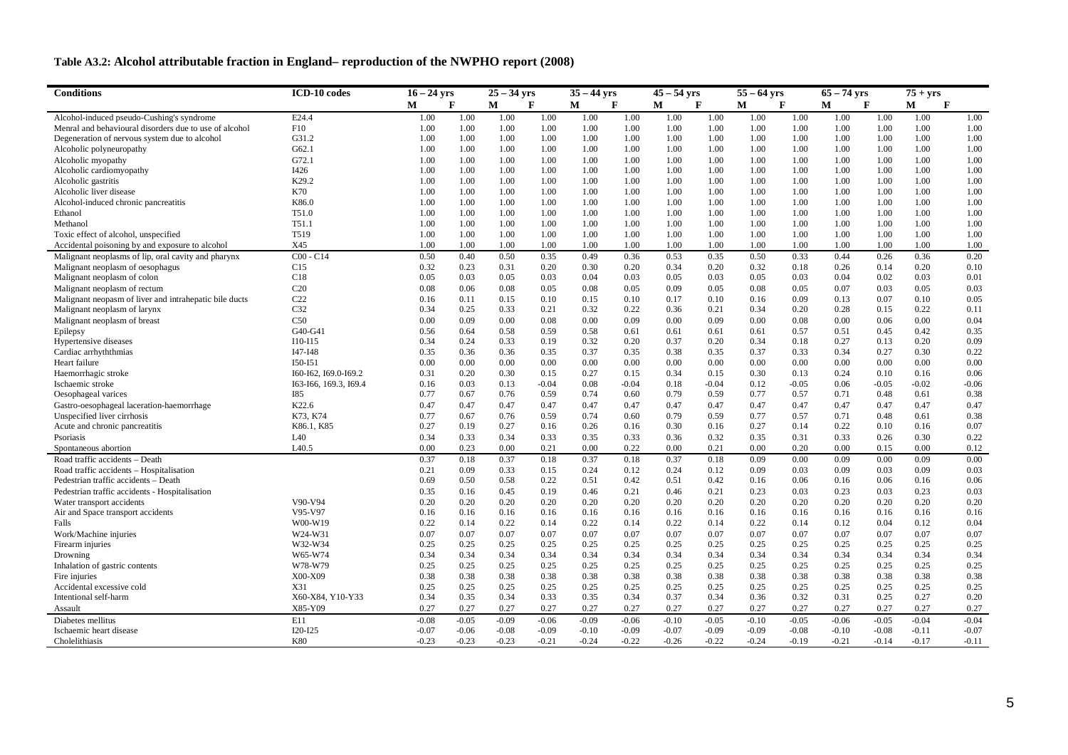**Table A3.2: Alcohol attributable fraction in England– reproduction of the NWPHO report (2008)**

| Conditions | ICD-10 codes | 16 – 24 yrs | | 25 – 34 yrs | | 35 – 44 yrs | | 45 – 54 yrs | | 55 – 64 yrs | | 65 – 74 yrs | | 75 + yrs | |
|---|---|---|---|---|---|---|---|---|---|---|---|---|---|---|---|
| | | M | F | M | F | M | F | M | F | M | F | M | F | M | F |
| Alcohol-induced pseudo-Cushing's syndrome | E24.4 | 1.00 | 1.00 | 1.00 | 1.00 | 1.00 | 1.00 | 1.00 | 1.00 | 1.00 | 1.00 | 1.00 | 1.00 | 1.00 | 1.00 |
| Menral and behavioural disorders due to use of alcohol | F10 | 1.00 | 1.00 | 1.00 | 1.00 | 1.00 | 1.00 | 1.00 | 1.00 | 1.00 | 1.00 | 1.00 | 1.00 | 1.00 | 1.00 |
| Degeneration of nervous system due to alcohol | G31.2 | 1.00 | 1.00 | 1.00 | 1.00 | 1.00 | 1.00 | 1.00 | 1.00 | 1.00 | 1.00 | 1.00 | 1.00 | 1.00 | 1.00 |
| Alcoholic polyneuropathy | G62.1 | 1.00 | 1.00 | 1.00 | 1.00 | 1.00 | 1.00 | 1.00 | 1.00 | 1.00 | 1.00 | 1.00 | 1.00 | 1.00 | 1.00 |
| Alcoholic myopathy | G72.1 | 1.00 | 1.00 | 1.00 | 1.00 | 1.00 | 1.00 | 1.00 | 1.00 | 1.00 | 1.00 | 1.00 | 1.00 | 1.00 | 1.00 |
| Alcoholic cardiomyopathy | I426 | 1.00 | 1.00 | 1.00 | 1.00 | 1.00 | 1.00 | 1.00 | 1.00 | 1.00 | 1.00 | 1.00 | 1.00 | 1.00 | 1.00 |
| Alcoholic gastritis | K29.2 | 1.00 | 1.00 | 1.00 | 1.00 | 1.00 | 1.00 | 1.00 | 1.00 | 1.00 | 1.00 | 1.00 | 1.00 | 1.00 | 1.00 |
| Alcoholic liver disease | K70 | 1.00 | 1.00 | 1.00 | 1.00 | 1.00 | 1.00 | 1.00 | 1.00 | 1.00 | 1.00 | 1.00 | 1.00 | 1.00 | 1.00 |
| Alcohol-induced chronic pancreatitis | K86.0 | 1.00 | 1.00 | 1.00 | 1.00 | 1.00 | 1.00 | 1.00 | 1.00 | 1.00 | 1.00 | 1.00 | 1.00 | 1.00 | 1.00 |
| Ethanol | T51.0 | 1.00 | 1.00 | 1.00 | 1.00 | 1.00 | 1.00 | 1.00 | 1.00 | 1.00 | 1.00 | 1.00 | 1.00 | 1.00 | 1.00 |
| Methanol | T51.1 | 1.00 | 1.00 | 1.00 | 1.00 | 1.00 | 1.00 | 1.00 | 1.00 | 1.00 | 1.00 | 1.00 | 1.00 | 1.00 | 1.00 |
| Toxic effect of alcohol, unspecified | T519 | 1.00 | 1.00 | 1.00 | 1.00 | 1.00 | 1.00 | 1.00 | 1.00 | 1.00 | 1.00 | 1.00 | 1.00 | 1.00 | 1.00 |
| Accidental poisoning by and exposure to alcohol | X45 | 1.00 | 1.00 | 1.00 | 1.00 | 1.00 | 1.00 | 1.00 | 1.00 | 1.00 | 1.00 | 1.00 | 1.00 | 1.00 | 1.00 |
| Malignant neoplasms of lip, oral cavity and pharynx | C00 - C14 | 0.50 | 0.40 | 0.50 | 0.35 | 0.49 | 0.36 | 0.53 | 0.35 | 0.50 | 0.33 | 0.44 | 0.26 | 0.36 | 0.20 |
| Malignant neoplasm of oesophagus | C15 | 0.32 | 0.23 | 0.31 | 0.20 | 0.30 | 0.20 | 0.34 | 0.20 | 0.32 | 0.18 | 0.26 | 0.14 | 0.20 | 0.10 |
| Malignant neoplasm of colon | C18 | 0.05 | 0.03 | 0.05 | 0.03 | 0.04 | 0.03 | 0.05 | 0.03 | 0.05 | 0.03 | 0.04 | 0.02 | 0.03 | 0.01 |
| Malignant neoplasm of rectum | C20 | 0.08 | 0.06 | 0.08 | 0.05 | 0.08 | 0.05 | 0.09 | 0.05 | 0.08 | 0.05 | 0.07 | 0.03 | 0.05 | 0.03 |
| Malignant neopasm of liver and intrahepatic bile ducts | C22 | 0.16 | 0.11 | 0.15 | 0.10 | 0.15 | 0.10 | 0.17 | 0.10 | 0.16 | 0.09 | 0.13 | 0.07 | 0.10 | 0.05 |
| Malignant neoplasm of larynx | C32 | 0.34 | 0.25 | 0.33 | 0.21 | 0.32 | 0.22 | 0.36 | 0.21 | 0.34 | 0.20 | 0.28 | 0.15 | 0.22 | 0.11 |
| Malignant neoplasm of breast | C50 | 0.00 | 0.09 | 0.00 | 0.08 | 0.00 | 0.09 | 0.00 | 0.09 | 0.00 | 0.08 | 0.00 | 0.06 | 0.00 | 0.04 |
| Epilepsy | G40-G41 | 0.56 | 0.64 | 0.58 | 0.59 | 0.58 | 0.61 | 0.61 | 0.61 | 0.61 | 0.57 | 0.51 | 0.45 | 0.42 | 0.35 |
| Hypertensive diseases | I10-I15 | 0.34 | 0.24 | 0.33 | 0.19 | 0.32 | 0.20 | 0.37 | 0.20 | 0.34 | 0.18 | 0.27 | 0.13 | 0.20 | 0.09 |
| Cardiac arrhyththmias | I47-I48 | 0.35 | 0.36 | 0.36 | 0.35 | 0.37 | 0.35 | 0.38 | 0.35 | 0.37 | 0.33 | 0.34 | 0.27 | 0.30 | 0.22 |
| Heart failure | I50-I51 | 0.00 | 0.00 | 0.00 | 0.00 | 0.00 | 0.00 | 0.00 | 0.00 | 0.00 | 0.00 | 0.00 | 0.00 | 0.00 | 0.00 |
| Haemorrhagic stroke | I60-I62, I69.0-I69.2 | 0.31 | 0.20 | 0.30 | 0.15 | 0.27 | 0.15 | 0.34 | 0.15 | 0.30 | 0.13 | 0.24 | 0.10 | 0.16 | 0.06 |
| Ischaemic stroke | I63-I66, 169.3, I69.4 | 0.16 | 0.03 | 0.13 | -0.04 | 0.08 | -0.04 | 0.18 | -0.04 | 0.12 | -0.05 | 0.06 | -0.05 | -0.02 | -0.06 |
| Oesophageal varices | I85 | 0.77 | 0.67 | 0.76 | 0.59 | 0.74 | 0.60 | 0.79 | 0.59 | 0.77 | 0.57 | 0.71 | 0.48 | 0.61 | 0.38 |
| Gastro-oesophageal laceration-haemorrhage | K22.6 | 0.47 | 0.47 | 0.47 | 0.47 | 0.47 | 0.47 | 0.47 | 0.47 | 0.47 | 0.47 | 0.47 | 0.47 | 0.47 | 0.47 |
| Unspecified liver cirrhosis | K73, K74 | 0.77 | 0.67 | 0.76 | 0.59 | 0.74 | 0.60 | 0.79 | 0.59 | 0.77 | 0.57 | 0.71 | 0.48 | 0.61 | 0.38 |
| Acute and chronic pancreatitis | K86.1, K85 | 0.27 | 0.19 | 0.27 | 0.16 | 0.26 | 0.16 | 0.30 | 0.16 | 0.27 | 0.14 | 0.22 | 0.10 | 0.16 | 0.07 |
| Psoriasis | L40 | 0.34 | 0.33 | 0.34 | 0.33 | 0.35 | 0.33 | 0.36 | 0.32 | 0.35 | 0.31 | 0.33 | 0.26 | 0.30 | 0.22 |
| Spontaneous abortion | L40.5 | 0.00 | 0.23 | 0.00 | 0.21 | 0.00 | 0.22 | 0.00 | 0.21 | 0.00 | 0.20 | 0.00 | 0.15 | 0.00 | 0.12 |
| Road traffic accidents – Death | | 0.37 | 0.18 | 0.37 | 0.18 | 0.37 | 0.18 | 0.37 | 0.18 | 0.09 | 0.00 | 0.09 | 0.00 | 0.09 | 0.00 |
| Road traffic accidents – Hospitalisation | | 0.21 | 0.09 | 0.33 | 0.15 | 0.24 | 0.12 | 0.24 | 0.12 | 0.09 | 0.03 | 0.09 | 0.03 | 0.09 | 0.03 |
| Pedestrian traffic accidents – Death | | 0.69 | 0.50 | 0.58 | 0.22 | 0.51 | 0.42 | 0.51 | 0.42 | 0.16 | 0.06 | 0.16 | 0.06 | 0.16 | 0.06 |
| Pedestrian traffic accidents - Hospitalisation | | 0.35 | 0.16 | 0.45 | 0.19 | 0.46 | 0.21 | 0.46 | 0.21 | 0.23 | 0.03 | 0.23 | 0.03 | 0.23 | 0.03 |
| Water transport accidents | V90-V94 | 0.20 | 0.20 | 0.20 | 0.20 | 0.20 | 0.20 | 0.20 | 0.20 | 0.20 | 0.20 | 0.20 | 0.20 | 0.20 | 0.20 |
| Air and Space transport accidents | V95-V97 | 0.16 | 0.16 | 0.16 | 0.16 | 0.16 | 0.16 | 0.16 | 0.16 | 0.16 | 0.16 | 0.16 | 0.16 | 0.16 | 0.16 |
| Falls | W00-W19 | 0.22 | 0.14 | 0.22 | 0.14 | 0.22 | 0.14 | 0.22 | 0.14 | 0.22 | 0.14 | 0.12 | 0.04 | 0.12 | 0.04 |
| Work/Machine injuries | W24-W31 | 0.07 | 0.07 | 0.07 | 0.07 | 0.07 | 0.07 | 0.07 | 0.07 | 0.07 | 0.07 | 0.07 | 0.07 | 0.07 | 0.07 |
| Firearm injuries | W32-W34 | 0.25 | 0.25 | 0.25 | 0.25 | 0.25 | 0.25 | 0.25 | 0.25 | 0.25 | 0.25 | 0.25 | 0.25 | 0.25 | 0.25 |
| Drowning | W65-W74 | 0.34 | 0.34 | 0.34 | 0.34 | 0.34 | 0.34 | 0.34 | 0.34 | 0.34 | 0.34 | 0.34 | 0.34 | 0.34 | 0.34 |
| Inhalation of gastric contents | W78-W79 | 0.25 | 0.25 | 0.25 | 0.25 | 0.25 | 0.25 | 0.25 | 0.25 | 0.25 | 0.25 | 0.25 | 0.25 | 0.25 | 0.25 |
| Fire injuries | X00-X09 | 0.38 | 0.38 | 0.38 | 0.38 | 0.38 | 0.38 | 0.38 | 0.38 | 0.38 | 0.38 | 0.38 | 0.38 | 0.38 | 0.38 |
| Accidental excessive cold | X31 | 0.25 | 0.25 | 0.25 | 0.25 | 0.25 | 0.25 | 0.25 | 0.25 | 0.25 | 0.25 | 0.25 | 0.25 | 0.25 | 0.25 |
| Intentional self-harm | X60-X84, Y10-Y33 | 0.34 | 0.35 | 0.34 | 0.33 | 0.35 | 0.34 | 0.37 | 0.34 | 0.36 | 0.32 | 0.31 | 0.25 | 0.27 | 0.20 |
| Assault | X85-Y09 | 0.27 | 0.27 | 0.27 | 0.27 | 0.27 | 0.27 | 0.27 | 0.27 | 0.27 | 0.27 | 0.27 | 0.27 | 0.27 | 0.27 |
| Diabetes mellitus | E11 | -0.08 | -0.05 | -0.09 | -0.06 | -0.09 | -0.06 | -0.10 | -0.05 | -0.10 | -0.05 | -0.06 | -0.05 | -0.04 | -0.04 |
| Ischaemic heart disease | I20-I25 | -0.07 | -0.06 | -0.08 | -0.09 | -0.10 | -0.09 | -0.07 | -0.09 | -0.09 | -0.08 | -0.10 | -0.08 | -0.11 | -0.07 |
| Cholelithiasis | K80 | -0.23 | -0.23 | -0.23 | -0.21 | -0.24 | -0.22 | -0.26 | -0.22 | -0.24 | -0.19 | -0.21 | -0.14 | -0.17 | -0.11 |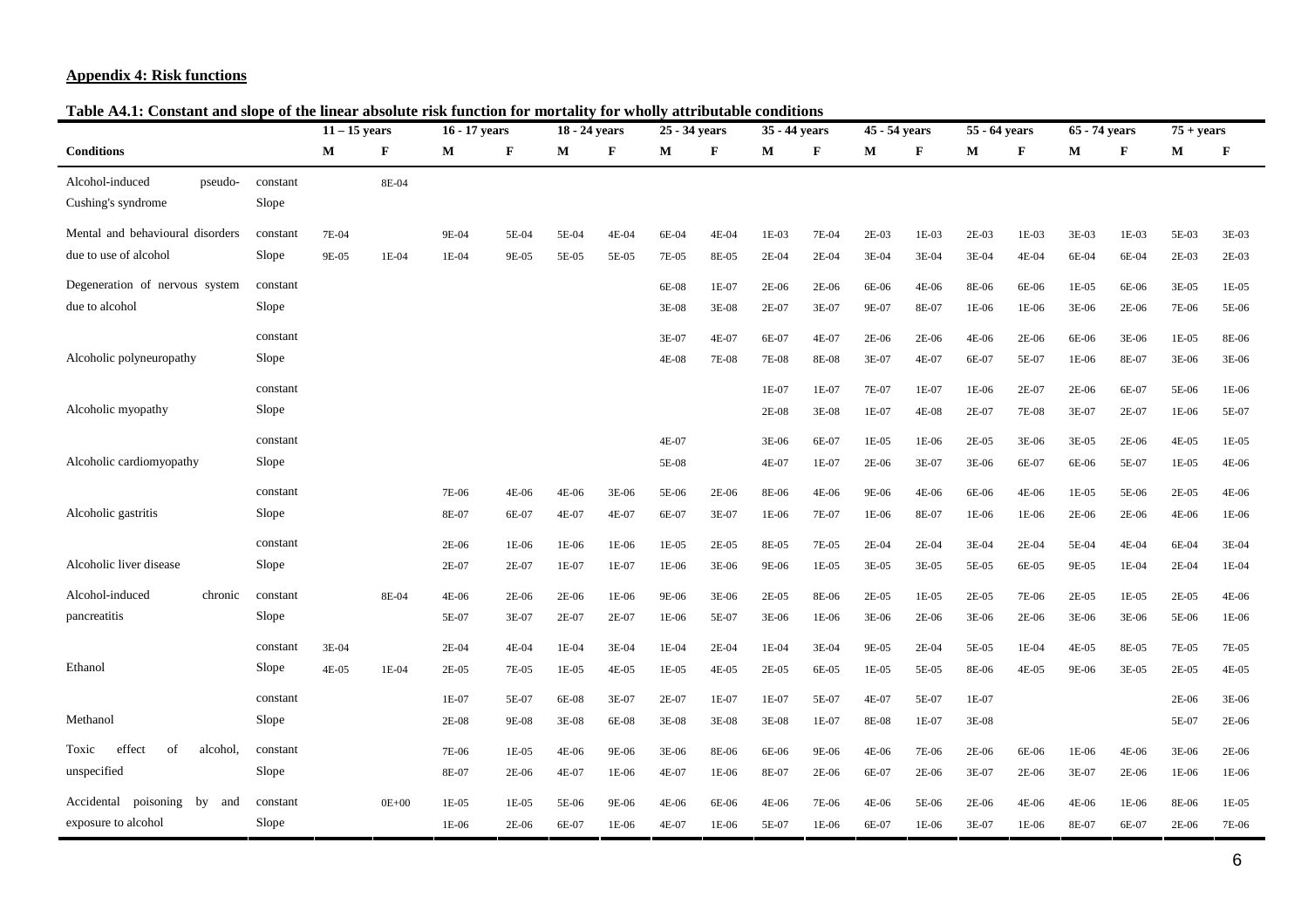## Appendix 4: Risk functions

**Table A4.1: Constant and slope of the linear absolute risk function for mortality for wholly attributable conditions**

| Conditions | | 11 – 15 years | | 16 - 17 years | | 18 - 24 years | | 25 - 34 years | | 35 - 44 years | | 45 - 54 years | | 55 - 64 years | | 65 - 74 years | | 75 + years | |
|---|---|---|---|---|---|---|---|---|---|---|---|---|---|---|---|---|---|---|---|
| | | M | F | M | F | M | F | M | F | M | F | M | F | M | F | M | F | M | F |
| Alcohol-induced pseudo-Cushing's syndrome | constant | | 8E-04 | | | | | | | | | | | | | | | | |
| | Slope | | | | | | | | | | | | | | | | | | |
| Mental and behavioural disorders due to use of alcohol | constant | 7E-04 | | 9E-04 | 5E-04 | 5E-04 | 4E-04 | 6E-04 | 4E-04 | 1E-03 | 7E-04 | 2E-03 | 1E-03 | 2E-03 | 1E-03 | 3E-03 | 1E-03 | 5E-03 | 3E-03 |
| | Slope | 9E-05 | 1E-04 | 1E-04 | 9E-05 | 5E-05 | 5E-05 | 7E-05 | 8E-05 | 2E-04 | 2E-04 | 3E-04 | 3E-04 | 3E-04 | 4E-04 | 6E-04 | 6E-04 | 2E-03 | 2E-03 |
| Degeneration of nervous system due to alcohol | constant | | | | | | | 6E-08 | 1E-07 | 2E-06 | 2E-06 | 6E-06 | 4E-06 | 8E-06 | 6E-06 | 1E-05 | 6E-06 | 3E-05 | 1E-05 |
| | Slope | | | | | | | 3E-08 | 3E-08 | 2E-07 | 3E-07 | 9E-07 | 8E-07 | 1E-06 | 1E-06 | 3E-06 | 2E-06 | 7E-06 | 5E-06 |
| Alcoholic polyneuropathy | constant | | | | | | | 3E-07 | 4E-07 | 6E-07 | 4E-07 | 2E-06 | 2E-06 | 4E-06 | 2E-06 | 6E-06 | 3E-06 | 1E-05 | 8E-06 |
| | Slope | | | | | | | 4E-08 | 7E-08 | 7E-08 | 8E-08 | 3E-07 | 4E-07 | 6E-07 | 5E-07 | 1E-06 | 8E-07 | 3E-06 | 3E-06 |
| Alcoholic myopathy | constant | | | | | | | | | 1E-07 | 1E-07 | 7E-07 | 1E-07 | 1E-06 | 2E-07 | 2E-06 | 6E-07 | 5E-06 | 1E-06 |
| | Slope | | | | | | | | | 2E-08 | 3E-08 | 1E-07 | 4E-08 | 2E-07 | 7E-08 | 3E-07 | 2E-07 | 1E-06 | 5E-07 |
| Alcoholic cardiomyopathy | constant | | | | | | | 4E-07 | | 3E-06 | 6E-07 | 1E-05 | 1E-06 | 2E-05 | 3E-06 | 3E-05 | 2E-06 | 4E-05 | 1E-05 |
| | Slope | | | | | | | 5E-08 | | 4E-07 | 1E-07 | 2E-06 | 3E-07 | 3E-06 | 6E-07 | 6E-06 | 5E-07 | 1E-05 | 4E-06 |
| Alcoholic gastritis | constant | | | 7E-06 | 4E-06 | 4E-06 | 3E-06 | 5E-06 | 2E-06 | 8E-06 | 4E-06 | 9E-06 | 4E-06 | 6E-06 | 4E-06 | 1E-05 | 5E-06 | 2E-05 | 4E-06 |
| | Slope | | | 8E-07 | 6E-07 | 4E-07 | 4E-07 | 6E-07 | 3E-07 | 1E-06 | 7E-07 | 1E-06 | 8E-07 | 1E-06 | 1E-06 | 2E-06 | 2E-06 | 4E-06 | 1E-06 |
| Alcoholic liver disease | constant | | | 2E-06 | 1E-06 | 1E-06 | 1E-06 | 1E-05 | 2E-05 | 8E-05 | 7E-05 | 2E-04 | 2E-04 | 3E-04 | 2E-04 | 5E-04 | 4E-04 | 6E-04 | 3E-04 |
| | Slope | | | 2E-07 | 2E-07 | 1E-07 | 1E-07 | 1E-06 | 3E-06 | 9E-06 | 1E-05 | 3E-05 | 3E-05 | 5E-05 | 6E-05 | 9E-05 | 1E-04 | 2E-04 | 1E-04 |
| Alcohol-induced chronic pancreatitis | constant | | 8E-04 | 4E-06 | 2E-06 | 2E-06 | 1E-06 | 9E-06 | 3E-06 | 2E-05 | 8E-06 | 2E-05 | 1E-05 | 2E-05 | 7E-06 | 2E-05 | 1E-05 | 2E-05 | 4E-06 |
| | Slope | | | 5E-07 | 3E-07 | 2E-07 | 2E-07 | 1E-06 | 5E-07 | 3E-06 | 1E-06 | 3E-06 | 2E-06 | 3E-06 | 2E-06 | 3E-06 | 3E-06 | 5E-06 | 1E-06 |
| Ethanol | constant | 3E-04 | | 2E-04 | 4E-04 | 1E-04 | 3E-04 | 1E-04 | 2E-04 | 1E-04 | 3E-04 | 9E-05 | 2E-04 | 5E-05 | 1E-04 | 4E-05 | 8E-05 | 7E-05 | 7E-05 |
| | Slope | 4E-05 | 1E-04 | 2E-05 | 7E-05 | 1E-05 | 4E-05 | 1E-05 | 4E-05 | 2E-05 | 6E-05 | 1E-05 | 5E-05 | 8E-06 | 4E-05 | 9E-06 | 3E-05 | 2E-05 | 4E-05 |
| Methanol | constant | | | 1E-07 | 5E-07 | 6E-08 | 3E-07 | 2E-07 | 1E-07 | 1E-07 | 5E-07 | 4E-07 | 5E-07 | 1E-07 | | | | 2E-06 | 3E-06 |
| | Slope | | | 2E-08 | 9E-08 | 3E-08 | 6E-08 | 3E-08 | 3E-08 | 3E-08 | 1E-07 | 8E-08 | 1E-07 | 3E-08 | | | | 5E-07 | 2E-06 |
| Toxic effect of alcohol, unspecified | constant | | | 7E-06 | 1E-05 | 4E-06 | 9E-06 | 3E-06 | 8E-06 | 6E-06 | 9E-06 | 4E-06 | 7E-06 | 2E-06 | 6E-06 | 1E-06 | 4E-06 | 3E-06 | 2E-06 |
| | Slope | | | 8E-07 | 2E-06 | 4E-07 | 1E-06 | 4E-07 | 1E-06 | 8E-07 | 2E-06 | 6E-07 | 2E-06 | 3E-07 | 2E-06 | 3E-07 | 2E-06 | 1E-06 | 1E-06 |
| Accidental poisoning by and exposure to alcohol | constant | | 0E+00 | 1E-05 | 1E-05 | 5E-06 | 9E-06 | 4E-06 | 6E-06 | 4E-06 | 7E-06 | 4E-06 | 5E-06 | 2E-06 | 4E-06 | 4E-06 | 1E-06 | 8E-06 | 1E-05 |
| | Slope | | | 1E-06 | 2E-06 | 6E-07 | 1E-06 | 4E-07 | 1E-06 | 5E-07 | 1E-06 | 6E-07 | 1E-06 | 3E-07 | 1E-06 | 8E-07 | 6E-07 | 2E-06 | 7E-06 |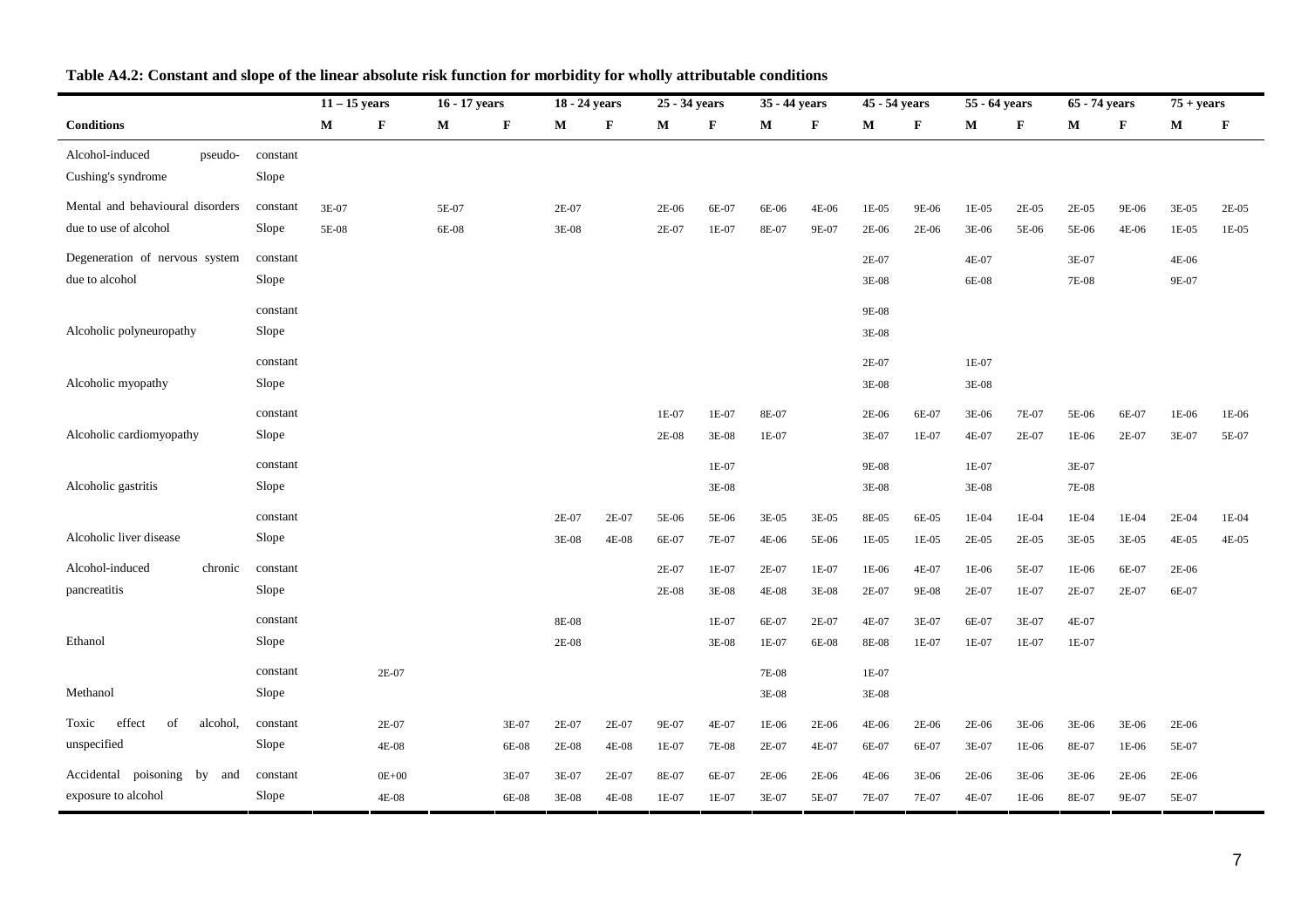**Table A4.2: Constant and slope of the linear absolute risk function for morbidity for wholly attributable conditions**

| | | 11 – 15 years | | 16 - 17 years | | 18 - 24 years | | 25 - 34 years | | 35 - 44 years | | 45 - 54 years | | 55 - 64 years | | 65 - 74 years | | 75 + years | |
|---|---|---|---|---|---|---|---|---|---|---|---|---|---|---|---|---|---|---|---|
| **Conditions** | | **M** | **F** | **M** | **F** | **M** | **F** | **M** | **F** | **M** | **F** | **M** | **F** | **M** | **F** | **M** | **F** | **M** | **F** |
| Alcohol-induced pseudo-Cushing's syndrome | constant | | | | | | | | | | | | | | | | | | |
| | Slope | | | | | | | | | | | | | | | | | | |
| Mental and behavioural disorders due to use of alcohol | constant | 3E-07 | | 5E-07 | | 2E-07 | | 2E-06 | 6E-07 | 6E-06 | 4E-06 | 1E-05 | 9E-06 | 1E-05 | 2E-05 | 2E-05 | 9E-06 | 3E-05 | 2E-05 |
| | Slope | 5E-08 | | 6E-08 | | 3E-08 | | 2E-07 | 1E-07 | 8E-07 | 9E-07 | 2E-06 | 2E-06 | 3E-06 | 5E-06 | 5E-06 | 4E-06 | 1E-05 | 1E-05 |
| Degeneration of nervous system due to alcohol | constant | | | | | | | | | | | 2E-07 | | 4E-07 | | 3E-07 | | 4E-06 | |
| | Slope | | | | | | | | | | | 3E-08 | | 6E-08 | | 7E-08 | | 9E-07 | |
| Alcoholic polyneuropathy | constant | | | | | | | | | | | 9E-08 | | | | | | | |
| | Slope | | | | | | | | | | | 3E-08 | | | | | | | |
| Alcoholic myopathy | constant | | | | | | | | | | | 2E-07 | | 1E-07 | | | | | |
| | Slope | | | | | | | | | | | 3E-08 | | 3E-08 | | | | | |
| Alcoholic cardiomyopathy | constant | | | | | | | 1E-07 | 1E-07 | 8E-07 | | 2E-06 | 6E-07 | 3E-06 | 7E-07 | 5E-06 | 6E-07 | 1E-06 | 1E-06 |
| | Slope | | | | | | | 2E-08 | 3E-08 | 1E-07 | | 3E-07 | 1E-07 | 4E-07 | 2E-07 | 1E-06 | 2E-07 | 3E-07 | 5E-07 |
| Alcoholic gastritis | constant | | | | | | | | 1E-07 | | | 9E-08 | | 1E-07 | | 3E-07 | | | |
| | Slope | | | | | | | | 3E-08 | | | 3E-08 | | 3E-08 | | 7E-08 | | | |
| Alcoholic liver disease | constant | | | | | 2E-07 | 2E-07 | 5E-06 | 5E-06 | 3E-05 | 3E-05 | 8E-05 | 6E-05 | 1E-04 | 1E-04 | 1E-04 | 1E-04 | 2E-04 | 1E-04 |
| | Slope | | | | | 3E-08 | 4E-08 | 6E-07 | 7E-07 | 4E-06 | 5E-06 | 1E-05 | 1E-05 | 2E-05 | 2E-05 | 3E-05 | 3E-05 | 4E-05 | 4E-05 |
| Alcohol-induced chronic pancreatitis | constant | | | | | | | 2E-07 | 1E-07 | 2E-07 | 1E-07 | 1E-06 | 4E-07 | 1E-06 | 5E-07 | 1E-06 | 6E-07 | 2E-06 | |
| | Slope | | | | | | | 2E-08 | 3E-08 | 4E-08 | 3E-08 | 2E-07 | 9E-08 | 2E-07 | 1E-07 | 2E-07 | 2E-07 | 6E-07 | |
| Ethanol | constant | | | | | 8E-08 | | | 1E-07 | 6E-07 | 2E-07 | 4E-07 | 3E-07 | 6E-07 | 3E-07 | 4E-07 | | | |
| | Slope | | | | | 2E-08 | | | 3E-08 | 1E-07 | 6E-08 | 8E-08 | 1E-07 | 1E-07 | 1E-07 | 1E-07 | | | |
| Methanol | constant | | 2E-07 | | | | | | | 7E-08 | | 1E-07 | | | | | | | |
| | Slope | | | | | | | | | 3E-08 | | 3E-08 | | | | | | | |
| Toxic effect of alcohol, unspecified | constant | | 2E-07 | | 3E-07 | 2E-07 | 2E-07 | 9E-07 | 4E-07 | 1E-06 | 2E-06 | 4E-06 | 2E-06 | 2E-06 | 3E-06 | 3E-06 | 3E-06 | 2E-06 | |
| | Slope | | 4E-08 | | 6E-08 | 2E-08 | 4E-08 | 1E-07 | 7E-08 | 2E-07 | 4E-07 | 6E-07 | 6E-07 | 3E-07 | 1E-06 | 8E-07 | 1E-06 | 5E-07 | |
| Accidental poisoning by and exposure to alcohol | constant | | 0E+00 | | 3E-07 | 3E-07 | 2E-07 | 8E-07 | 6E-07 | 2E-06 | 2E-06 | 4E-06 | 3E-06 | 2E-06 | 3E-06 | 3E-06 | 2E-06 | 2E-06 | |
| | Slope | | 4E-08 | | 6E-08 | 3E-08 | 4E-08 | 1E-07 | 1E-07 | 3E-07 | 5E-07 | 7E-07 | 7E-07 | 4E-07 | 1E-06 | 8E-07 | 9E-07 | 5E-07 | |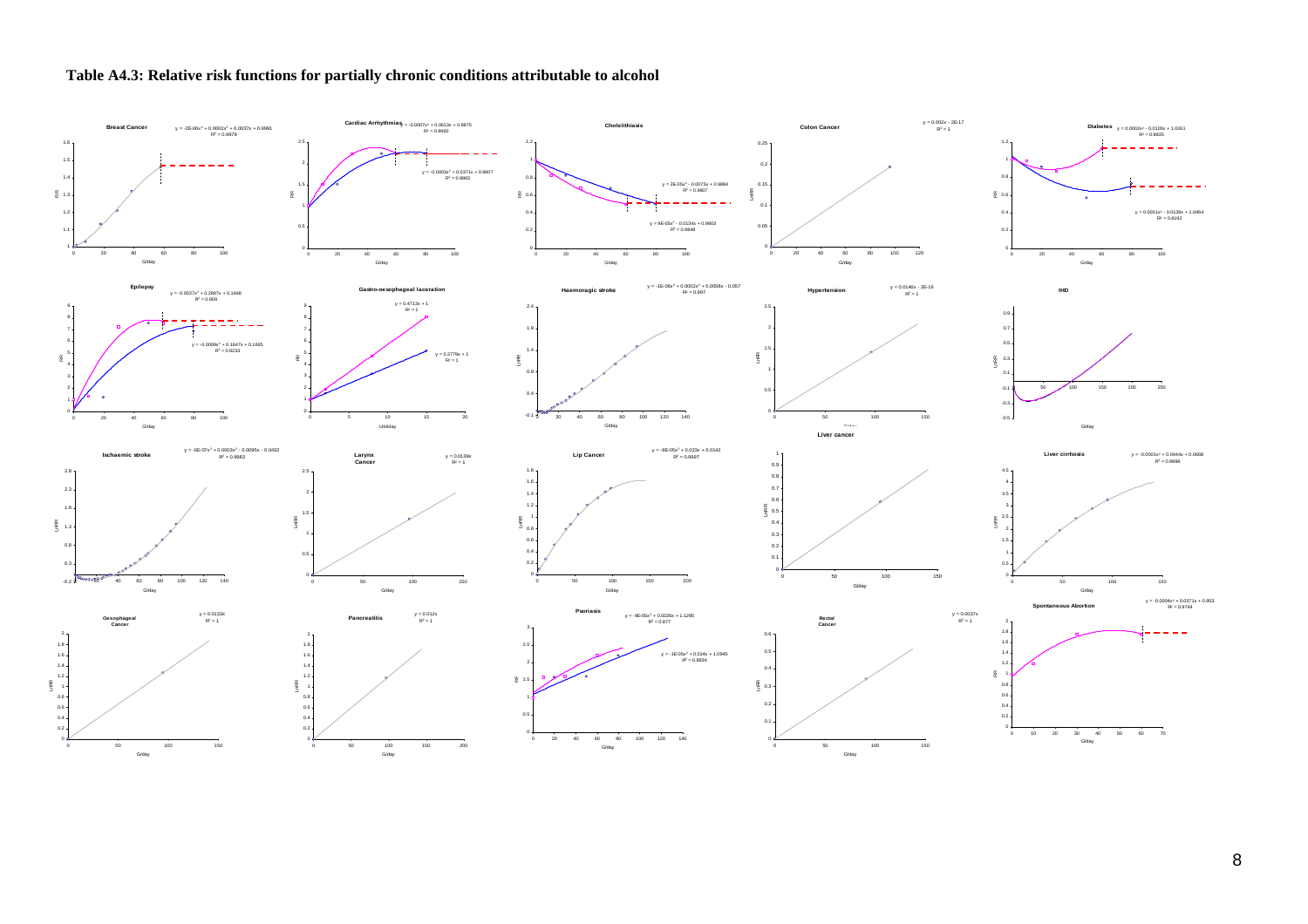**Table A4.3: Relative risk functions for partially chronic conditions attributable to alcohol**

| Condition | Axes (y / x) | Fitted function(s) | $R^2$ |
|---|---|---|---|
| Breast Cancer | RR / G/day | $y = -2E\text{-}06x^3 + 0.0002x^2 + 0.0037x + 0.9991$ | 0.9979 |
| Cardiac Arrhythmias | RR / G/day | $y = -0.0007x^2 + 0.0613x + 0.9875$ | 0.9992 |
| | | $y = -0.0003x^2 + 0.0371x + 0.9607$ | 0.9865 |
| Cholelithiasis | RR / G/day | $y = 2E\text{-}05x^2 - 0.0075x + 0.9884$ | 0.9907 |
| | | $y = 9E\text{-}05x^2 - 0.0134x + 0.9803$ | 0.9848 |
| Colon Cancer | LnRR / G/day | $y = 0.002x - 2E\text{-}17$ | 1 |
| Diabetes | RR / G/day | $y = 0.0002x^2 - 0.0103x + 1.0261$ | 0.8935 |
| | | $y = 0.0001x^2 - 0.0139x + 1.0464$ | 0.8192 |
| Epilepsy | RR / G/day | $y = -0.0027x^2 + 0.2897x + 0.1848$ | 0.909 |
| | | $y = -0.0009x^2 + 0.1647x + 0.1665$ | 0.8233 |
| Gastro-oesophageal laceration | RR / Unit/day | $y = 0.4713x + 1$ | 1 |
| | | $y = 0.2779x + 1$ | 1 |
| Haemoragic stroke | LnRR / G/day | $y = -1E\text{-}06x^3 + 0.0002x^2 + 0.0059x - 0.057$ | 0.997 |
| Hypertension | LnRR / G/day | $y = 0.0146x - 2E\text{-}16$ | 1 |
| IHD | LnRR / G/day | | |
| Ischaemic stroke | LnRR / G/day | $y = -6E\text{-}07x^3 + 0.0003x^2 - 0.0095x - 0.0432$ | 0.9983 |
| Larynx Cancer | LnRR / G/day | $y = 0.0139x$ | 1 |
| Lip Cancer | LnRR / G/day | $y = -8E\text{-}05x^2 + 0.023x + 0.0142$ | 0.9997 |
| Liver cancer | LnRR / G/day | | |
| Liver cirrhosis | LnRR / G/day | $y = -0.0001x^2 + 0.0444x + 0.0668$ | 0.9998 |
| Oesophageal Cancer | LnRR / G/day | $y = 0.0133x$ | 1 |
| Pancreatitis | LnRR / G/day | $y = 0.012x$ | 1 |
| Psoriasis | RR / G/day | $y = -9E\text{-}05x^2 + 0.0226x + 1.1295$ | 0.877 |
| | | $y = -1E\text{-}05x^2 + 0.014x + 1.0945$ | 0.8834 |
| Rectal Cancer | LnRR / G/day | $y = 0.0037x$ | 1 |
| Spontaneous Abortion | RR / G/day | $y = -0.0004x^2 + 0.0371x + 0.953$ | 0.9744 |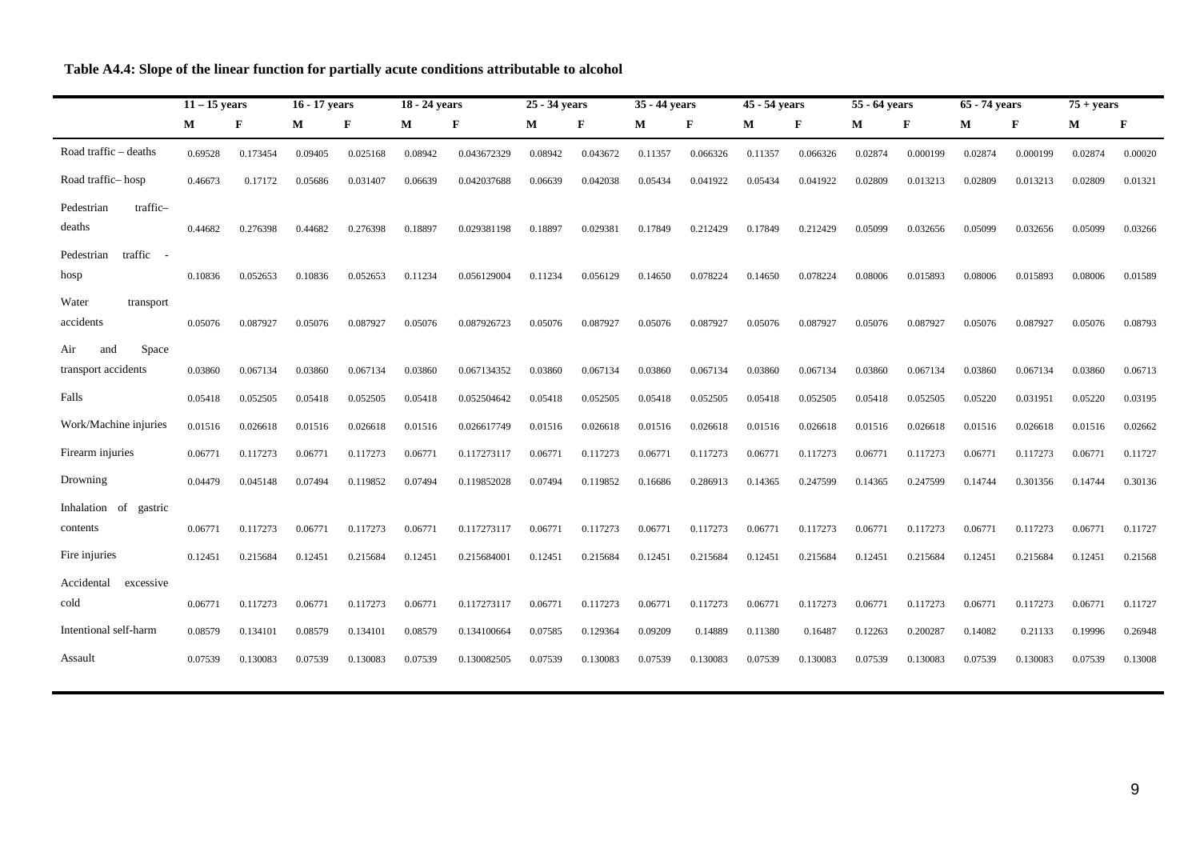**Table A4.4: Slope of the linear function for partially acute conditions attributable to alcohol**

| | 11 – 15 years | | 16 - 17 years | | 18 - 24 years | | 25 - 34 years | | 35 - 44 years | | 45 - 54 years | | 55 - 64 years | | 65 - 74 years | | 75 + years | |
|---|---|---|---|---|---|---|---|---|---|---|---|---|---|---|---|---|---|---|
| | **M** | **F** | **M** | **F** | **M** | **F** | **M** | **F** | **M** | **F** | **M** | **F** | **M** | **F** | **M** | **F** | **M** | **F** |
| Road traffic – deaths | 0.69528 | 0.173454 | 0.09405 | 0.025168 | 0.08942 | 0.043672329 | 0.08942 | 0.043672 | 0.11357 | 0.066326 | 0.11357 | 0.066326 | 0.02874 | 0.000199 | 0.02874 | 0.000199 | 0.02874 | 0.00020 |
| Road traffic– hosp | 0.46673 | 0.17172 | 0.05686 | 0.031407 | 0.06639 | 0.042037688 | 0.06639 | 0.042038 | 0.05434 | 0.041922 | 0.05434 | 0.041922 | 0.02809 | 0.013213 | 0.02809 | 0.013213 | 0.02809 | 0.01321 |
| Pedestrian traffic– deaths | 0.44682 | 0.276398 | 0.44682 | 0.276398 | 0.18897 | 0.029381198 | 0.18897 | 0.029381 | 0.17849 | 0.212429 | 0.17849 | 0.212429 | 0.05099 | 0.032656 | 0.05099 | 0.032656 | 0.05099 | 0.03266 |
| Pedestrian traffic - hosp | 0.10836 | 0.052653 | 0.10836 | 0.052653 | 0.11234 | 0.056129004 | 0.11234 | 0.056129 | 0.14650 | 0.078224 | 0.14650 | 0.078224 | 0.08006 | 0.015893 | 0.08006 | 0.015893 | 0.08006 | 0.01589 |
| Water transport accidents | 0.05076 | 0.087927 | 0.05076 | 0.087927 | 0.05076 | 0.087926723 | 0.05076 | 0.087927 | 0.05076 | 0.087927 | 0.05076 | 0.087927 | 0.05076 | 0.087927 | 0.05076 | 0.087927 | 0.05076 | 0.08793 |
| Air and Space transport accidents | 0.03860 | 0.067134 | 0.03860 | 0.067134 | 0.03860 | 0.067134352 | 0.03860 | 0.067134 | 0.03860 | 0.067134 | 0.03860 | 0.067134 | 0.03860 | 0.067134 | 0.03860 | 0.067134 | 0.03860 | 0.06713 |
| Falls | 0.05418 | 0.052505 | 0.05418 | 0.052505 | 0.05418 | 0.052504642 | 0.05418 | 0.052505 | 0.05418 | 0.052505 | 0.05418 | 0.052505 | 0.05418 | 0.052505 | 0.05220 | 0.031951 | 0.05220 | 0.03195 |
| Work/Machine injuries | 0.01516 | 0.026618 | 0.01516 | 0.026618 | 0.01516 | 0.026617749 | 0.01516 | 0.026618 | 0.01516 | 0.026618 | 0.01516 | 0.026618 | 0.01516 | 0.026618 | 0.01516 | 0.026618 | 0.01516 | 0.02662 |
| Firearm injuries | 0.06771 | 0.117273 | 0.06771 | 0.117273 | 0.06771 | 0.117273117 | 0.06771 | 0.117273 | 0.06771 | 0.117273 | 0.06771 | 0.117273 | 0.06771 | 0.117273 | 0.06771 | 0.117273 | 0.06771 | 0.11727 |
| Drowning | 0.04479 | 0.045148 | 0.07494 | 0.119852 | 0.07494 | 0.119852028 | 0.07494 | 0.119852 | 0.16686 | 0.286913 | 0.14365 | 0.247599 | 0.14365 | 0.247599 | 0.14744 | 0.301356 | 0.14744 | 0.30136 |
| Inhalation of gastric contents | 0.06771 | 0.117273 | 0.06771 | 0.117273 | 0.06771 | 0.117273117 | 0.06771 | 0.117273 | 0.06771 | 0.117273 | 0.06771 | 0.117273 | 0.06771 | 0.117273 | 0.06771 | 0.117273 | 0.06771 | 0.11727 |
| Fire injuries | 0.12451 | 0.215684 | 0.12451 | 0.215684 | 0.12451 | 0.215684001 | 0.12451 | 0.215684 | 0.12451 | 0.215684 | 0.12451 | 0.215684 | 0.12451 | 0.215684 | 0.12451 | 0.215684 | 0.12451 | 0.21568 |
| Accidental excessive cold | 0.06771 | 0.117273 | 0.06771 | 0.117273 | 0.06771 | 0.117273117 | 0.06771 | 0.117273 | 0.06771 | 0.117273 | 0.06771 | 0.117273 | 0.06771 | 0.117273 | 0.06771 | 0.117273 | 0.06771 | 0.11727 |
| Intentional self-harm | 0.08579 | 0.134101 | 0.08579 | 0.134101 | 0.08579 | 0.134100664 | 0.07585 | 0.129364 | 0.09209 | 0.14889 | 0.11380 | 0.16487 | 0.12263 | 0.200287 | 0.14082 | 0.21133 | 0.19996 | 0.26948 |
| Assault | 0.07539 | 0.130083 | 0.07539 | 0.130083 | 0.07539 | 0.130082505 | 0.07539 | 0.130083 | 0.07539 | 0.130083 | 0.07539 | 0.130083 | 0.07539 | 0.130083 | 0.07539 | 0.130083 | 0.07539 | 0.13008 |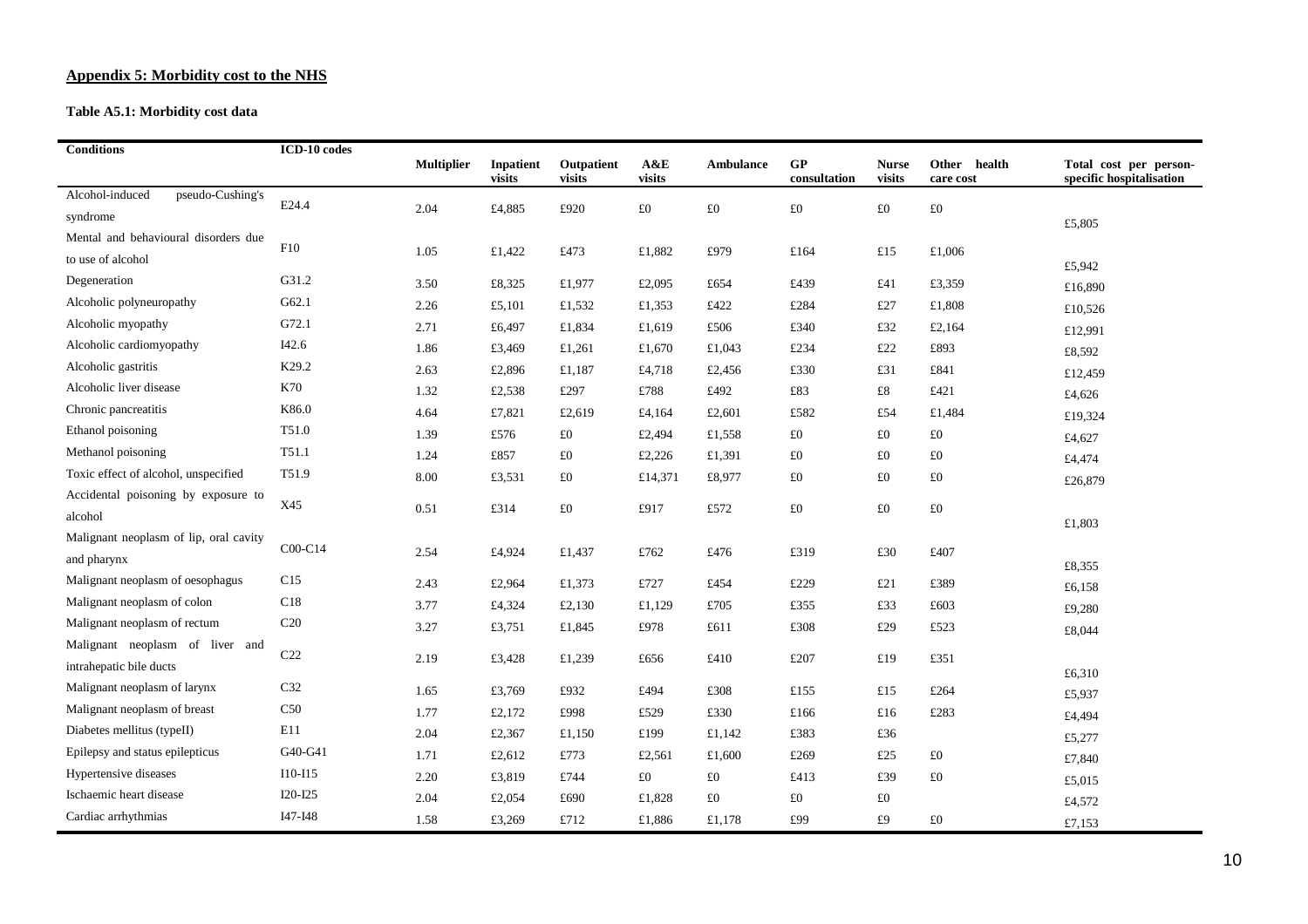## Appendix 5: Morbidity cost to the NHS

**Table A5.1: Morbidity cost data**

| Conditions | ICD-10 codes | Multiplier | Inpatient visits | Outpatient visits | A&E visits | Ambulance | GP consultation | Nurse visits | Other health care cost | Total cost per person-specific hospitalisation |
|---|---|---|---|---|---|---|---|---|---|---|
| Alcohol-induced pseudo-Cushing's syndrome | E24.4 | 2.04 | £4,885 | £920 | £0 | £0 | £0 | £0 | £0 | £5,805 |
| Mental and behavioural disorders due to use of alcohol | F10 | 1.05 | £1,422 | £473 | £1,882 | £979 | £164 | £15 | £1,006 | £5,942 |
| Degeneration | G31.2 | 3.50 | £8,325 | £1,977 | £2,095 | £654 | £439 | £41 | £3,359 | £16,890 |
| Alcoholic polyneuropathy | G62.1 | 2.26 | £5,101 | £1,532 | £1,353 | £422 | £284 | £27 | £1,808 | £10,526 |
| Alcoholic myopathy | G72.1 | 2.71 | £6,497 | £1,834 | £1,619 | £506 | £340 | £32 | £2,164 | £12,991 |
| Alcoholic cardiomyopathy | I42.6 | 1.86 | £3,469 | £1,261 | £1,670 | £1,043 | £234 | £22 | £893 | £8,592 |
| Alcoholic gastritis | K29.2 | 2.63 | £2,896 | £1,187 | £4,718 | £2,456 | £330 | £31 | £841 | £12,459 |
| Alcoholic liver disease | K70 | 1.32 | £2,538 | £297 | £788 | £492 | £83 | £8 | £421 | £4,626 |
| Chronic pancreatitis | K86.0 | 4.64 | £7,821 | £2,619 | £4,164 | £2,601 | £582 | £54 | £1,484 | £19,324 |
| Ethanol poisoning | T51.0 | 1.39 | £576 | £0 | £2,494 | £1,558 | £0 | £0 | £0 | £4,627 |
| Methanol poisoning | T51.1 | 1.24 | £857 | £0 | £2,226 | £1,391 | £0 | £0 | £0 | £4,474 |
| Toxic effect of alcohol, unspecified | T51.9 | 8.00 | £3,531 | £0 | £14,371 | £8,977 | £0 | £0 | £0 | £26,879 |
| Accidental poisoning by exposure to alcohol | X45 | 0.51 | £314 | £0 | £917 | £572 | £0 | £0 | £0 | £1,803 |
| Malignant neoplasm of lip, oral cavity and pharynx | C00-C14 | 2.54 | £4,924 | £1,437 | £762 | £476 | £319 | £30 | £407 | £8,355 |
| Malignant neoplasm of oesophagus | C15 | 2.43 | £2,964 | £1,373 | £727 | £454 | £229 | £21 | £389 | £6,158 |
| Malignant neoplasm of colon | C18 | 3.77 | £4,324 | £2,130 | £1,129 | £705 | £355 | £33 | £603 | £9,280 |
| Malignant neoplasm of rectum | C20 | 3.27 | £3,751 | £1,845 | £978 | £611 | £308 | £29 | £523 | £8,044 |
| Malignant neoplasm of liver and intrahepatic bile ducts | C22 | 2.19 | £3,428 | £1,239 | £656 | £410 | £207 | £19 | £351 | £6,310 |
| Malignant neoplasm of larynx | C32 | 1.65 | £3,769 | £932 | £494 | £308 | £155 | £15 | £264 | £5,937 |
| Malignant neoplasm of breast | C50 | 1.77 | £2,172 | £998 | £529 | £330 | £166 | £16 | £283 | £4,494 |
| Diabetes mellitus (typeII) | E11 | 2.04 | £2,367 | £1,150 | £199 | £1,142 | £383 | £36 | | £5,277 |
| Epilepsy and status epilepticus | G40-G41 | 1.71 | £2,612 | £773 | £2,561 | £1,600 | £269 | £25 | £0 | £7,840 |
| Hypertensive diseases | I10-I15 | 2.20 | £3,819 | £744 | £0 | £0 | £413 | £39 | £0 | £5,015 |
| Ischaemic heart disease | I20-I25 | 2.04 | £2,054 | £690 | £1,828 | £0 | £0 | £0 | | £4,572 |
| Cardiac arrhythmias | I47-I48 | 1.58 | £3,269 | £712 | £1,886 | £1,178 | £99 | £9 | £0 | £7,153 |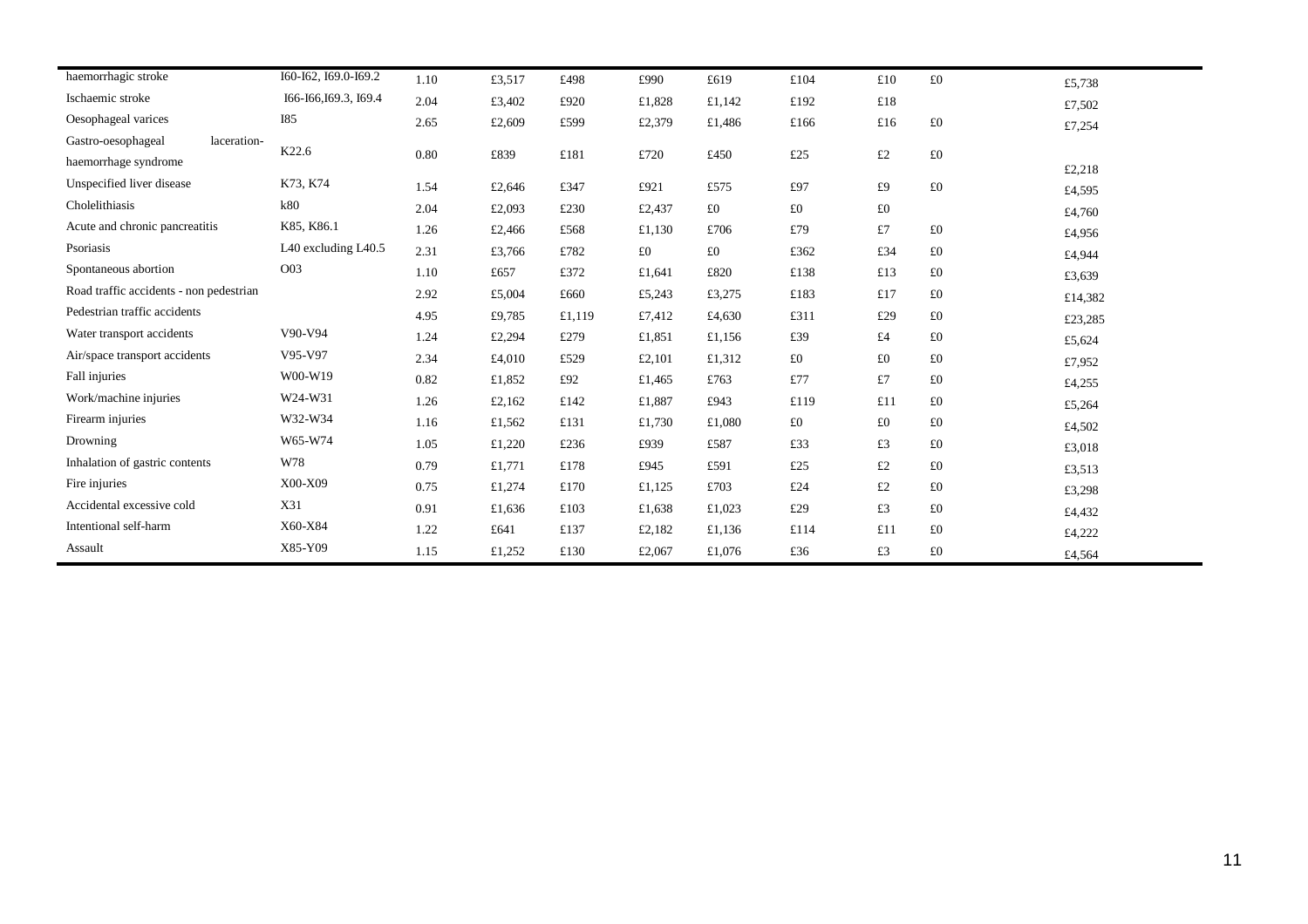| | | | | | | | | | | |
|---|---|---|---|---|---|---|---|---|---|---|
| haemorrhagic stroke | I60-I62, I69.0-I69.2 | 1.10 | £3,517 | £498 | £990 | £619 | £104 | £10 | £0 | £5,738 |
| Ischaemic stroke | I66-I66,I69.3, I69.4 | 2.04 | £3,402 | £920 | £1,828 | £1,142 | £192 | £18 | | £7,502 |
| Oesophageal varices | I85 | 2.65 | £2,609 | £599 | £2,379 | £1,486 | £166 | £16 | £0 | £7,254 |
| Gastro-oesophageal laceration-haemorrhage syndrome | K22.6 | 0.80 | £839 | £181 | £720 | £450 | £25 | £2 | £0 | £2,218 |
| Unspecified liver disease | K73, K74 | 1.54 | £2,646 | £347 | £921 | £575 | £97 | £9 | £0 | £4,595 |
| Cholelithiasis | k80 | 2.04 | £2,093 | £230 | £2,437 | £0 | £0 | £0 | | £4,760 |
| Acute and chronic pancreatitis | K85, K86.1 | 1.26 | £2,466 | £568 | £1,130 | £706 | £79 | £7 | £0 | £4,956 |
| Psoriasis | L40 excluding L40.5 | 2.31 | £3,766 | £782 | £0 | £0 | £362 | £34 | £0 | £4,944 |
| Spontaneous abortion | O03 | 1.10 | £657 | £372 | £1,641 | £820 | £138 | £13 | £0 | £3,639 |
| Road traffic accidents - non pedestrian | | 2.92 | £5,004 | £660 | £5,243 | £3,275 | £183 | £17 | £0 | £14,382 |
| Pedestrian traffic accidents | | 4.95 | £9,785 | £1,119 | £7,412 | £4,630 | £311 | £29 | £0 | £23,285 |
| Water transport accidents | V90-V94 | 1.24 | £2,294 | £279 | £1,851 | £1,156 | £39 | £4 | £0 | £5,624 |
| Air/space transport accidents | V95-V97 | 2.34 | £4,010 | £529 | £2,101 | £1,312 | £0 | £0 | £0 | £7,952 |
| Fall injuries | W00-W19 | 0.82 | £1,852 | £92 | £1,465 | £763 | £77 | £7 | £0 | £4,255 |
| Work/machine injuries | W24-W31 | 1.26 | £2,162 | £142 | £1,887 | £943 | £119 | £11 | £0 | £5,264 |
| Firearm injuries | W32-W34 | 1.16 | £1,562 | £131 | £1,730 | £1,080 | £0 | £0 | £0 | £4,502 |
| Drowning | W65-W74 | 1.05 | £1,220 | £236 | £939 | £587 | £33 | £3 | £0 | £3,018 |
| Inhalation of gastric contents | W78 | 0.79 | £1,771 | £178 | £945 | £591 | £25 | £2 | £0 | £3,513 |
| Fire injuries | X00-X09 | 0.75 | £1,274 | £170 | £1,125 | £703 | £24 | £2 | £0 | £3,298 |
| Accidental excessive cold | X31 | 0.91 | £1,636 | £103 | £1,638 | £1,023 | £29 | £3 | £0 | £4,432 |
| Intentional self-harm | X60-X84 | 1.22 | £641 | £137 | £2,182 | £1,136 | £114 | £11 | £0 | £4,222 |
| Assault | X85-Y09 | 1.15 | £1,252 | £130 | £2,067 | £1,076 | £36 | £3 | £0 | £4,564 |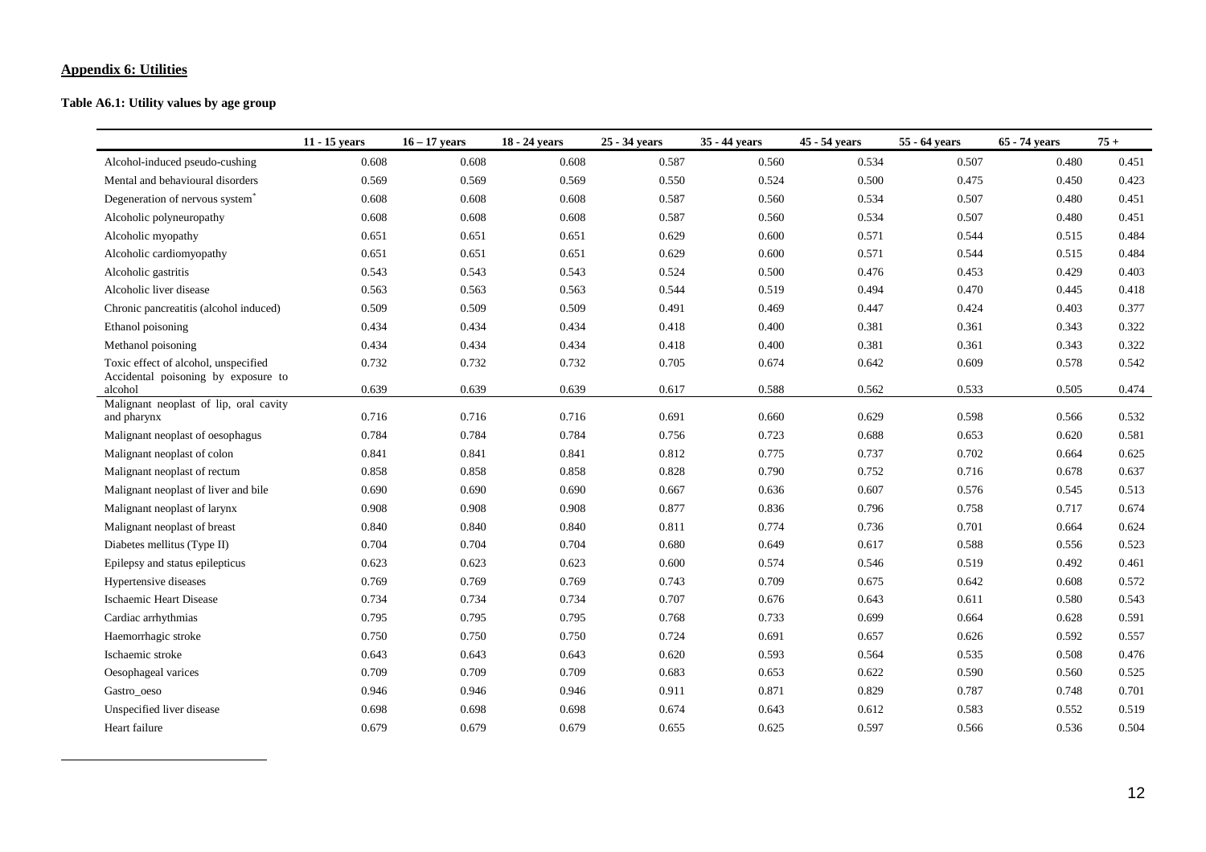## Appendix 6: Utilities

**Table A6.1: Utility values by age group**

| | 11 - 15 years | 16 – 17 years | 18 - 24 years | 25 - 34 years | 35 - 44 years | 45 - 54 years | 55 - 64 years | 65 - 74 years | 75 + |
|---|---|---|---|---|---|---|---|---|---|
| Alcohol-induced pseudo-cushing | 0.608 | 0.608 | 0.608 | 0.587 | 0.560 | 0.534 | 0.507 | 0.480 | 0.451 |
| Mental and behavioural disorders | 0.569 | 0.569 | 0.569 | 0.550 | 0.524 | 0.500 | 0.475 | 0.450 | 0.423 |
| Degeneration of nervous system* | 0.608 | 0.608 | 0.608 | 0.587 | 0.560 | 0.534 | 0.507 | 0.480 | 0.451 |
| Alcoholic polyneuropathy | 0.608 | 0.608 | 0.608 | 0.587 | 0.560 | 0.534 | 0.507 | 0.480 | 0.451 |
| Alcoholic myopathy | 0.651 | 0.651 | 0.651 | 0.629 | 0.600 | 0.571 | 0.544 | 0.515 | 0.484 |
| Alcoholic cardiomyopathy | 0.651 | 0.651 | 0.651 | 0.629 | 0.600 | 0.571 | 0.544 | 0.515 | 0.484 |
| Alcoholic gastritis | 0.543 | 0.543 | 0.543 | 0.524 | 0.500 | 0.476 | 0.453 | 0.429 | 0.403 |
| Alcoholic liver disease | 0.563 | 0.563 | 0.563 | 0.544 | 0.519 | 0.494 | 0.470 | 0.445 | 0.418 |
| Chronic pancreatitis (alcohol induced) | 0.509 | 0.509 | 0.509 | 0.491 | 0.469 | 0.447 | 0.424 | 0.403 | 0.377 |
| Ethanol poisoning | 0.434 | 0.434 | 0.434 | 0.418 | 0.400 | 0.381 | 0.361 | 0.343 | 0.322 |
| Methanol poisoning | 0.434 | 0.434 | 0.434 | 0.418 | 0.400 | 0.381 | 0.361 | 0.343 | 0.322 |
| Toxic effect of alcohol, unspecified | 0.732 | 0.732 | 0.732 | 0.705 | 0.674 | 0.642 | 0.609 | 0.578 | 0.542 |
| Accidental poisoning by exposure to alcohol | 0.639 | 0.639 | 0.639 | 0.617 | 0.588 | 0.562 | 0.533 | 0.505 | 0.474 |
| Malignant neoplast of lip, oral cavity and pharynx | 0.716 | 0.716 | 0.716 | 0.691 | 0.660 | 0.629 | 0.598 | 0.566 | 0.532 |
| Malignant neoplast of oesophagus | 0.784 | 0.784 | 0.784 | 0.756 | 0.723 | 0.688 | 0.653 | 0.620 | 0.581 |
| Malignant neoplast of colon | 0.841 | 0.841 | 0.841 | 0.812 | 0.775 | 0.737 | 0.702 | 0.664 | 0.625 |
| Malignant neoplast of rectum | 0.858 | 0.858 | 0.858 | 0.828 | 0.790 | 0.752 | 0.716 | 0.678 | 0.637 |
| Malignant neoplast of liver and bile | 0.690 | 0.690 | 0.690 | 0.667 | 0.636 | 0.607 | 0.576 | 0.545 | 0.513 |
| Malignant neoplast of larynx | 0.908 | 0.908 | 0.908 | 0.877 | 0.836 | 0.796 | 0.758 | 0.717 | 0.674 |
| Malignant neoplast of breast | 0.840 | 0.840 | 0.840 | 0.811 | 0.774 | 0.736 | 0.701 | 0.664 | 0.624 |
| Diabetes mellitus (Type II) | 0.704 | 0.704 | 0.704 | 0.680 | 0.649 | 0.617 | 0.588 | 0.556 | 0.523 |
| Epilepsy and status epilepticus | 0.623 | 0.623 | 0.623 | 0.600 | 0.574 | 0.546 | 0.519 | 0.492 | 0.461 |
| Hypertensive diseases | 0.769 | 0.769 | 0.769 | 0.743 | 0.709 | 0.675 | 0.642 | 0.608 | 0.572 |
| Ischaemic Heart Disease | 0.734 | 0.734 | 0.734 | 0.707 | 0.676 | 0.643 | 0.611 | 0.580 | 0.543 |
| Cardiac arrhythmias | 0.795 | 0.795 | 0.795 | 0.768 | 0.733 | 0.699 | 0.664 | 0.628 | 0.591 |
| Haemorrhagic stroke | 0.750 | 0.750 | 0.750 | 0.724 | 0.691 | 0.657 | 0.626 | 0.592 | 0.557 |
| Ischaemic stroke | 0.643 | 0.643 | 0.643 | 0.620 | 0.593 | 0.564 | 0.535 | 0.508 | 0.476 |
| Oesophageal varices | 0.709 | 0.709 | 0.709 | 0.683 | 0.653 | 0.622 | 0.590 | 0.560 | 0.525 |
| Gastro_oeso | 0.946 | 0.946 | 0.946 | 0.911 | 0.871 | 0.829 | 0.787 | 0.748 | 0.701 |
| Unspecified liver disease | 0.698 | 0.698 | 0.698 | 0.674 | 0.643 | 0.612 | 0.583 | 0.552 | 0.519 |
| Heart failure | 0.679 | 0.679 | 0.679 | 0.655 | 0.625 | 0.597 | 0.566 | 0.536 | 0.504 |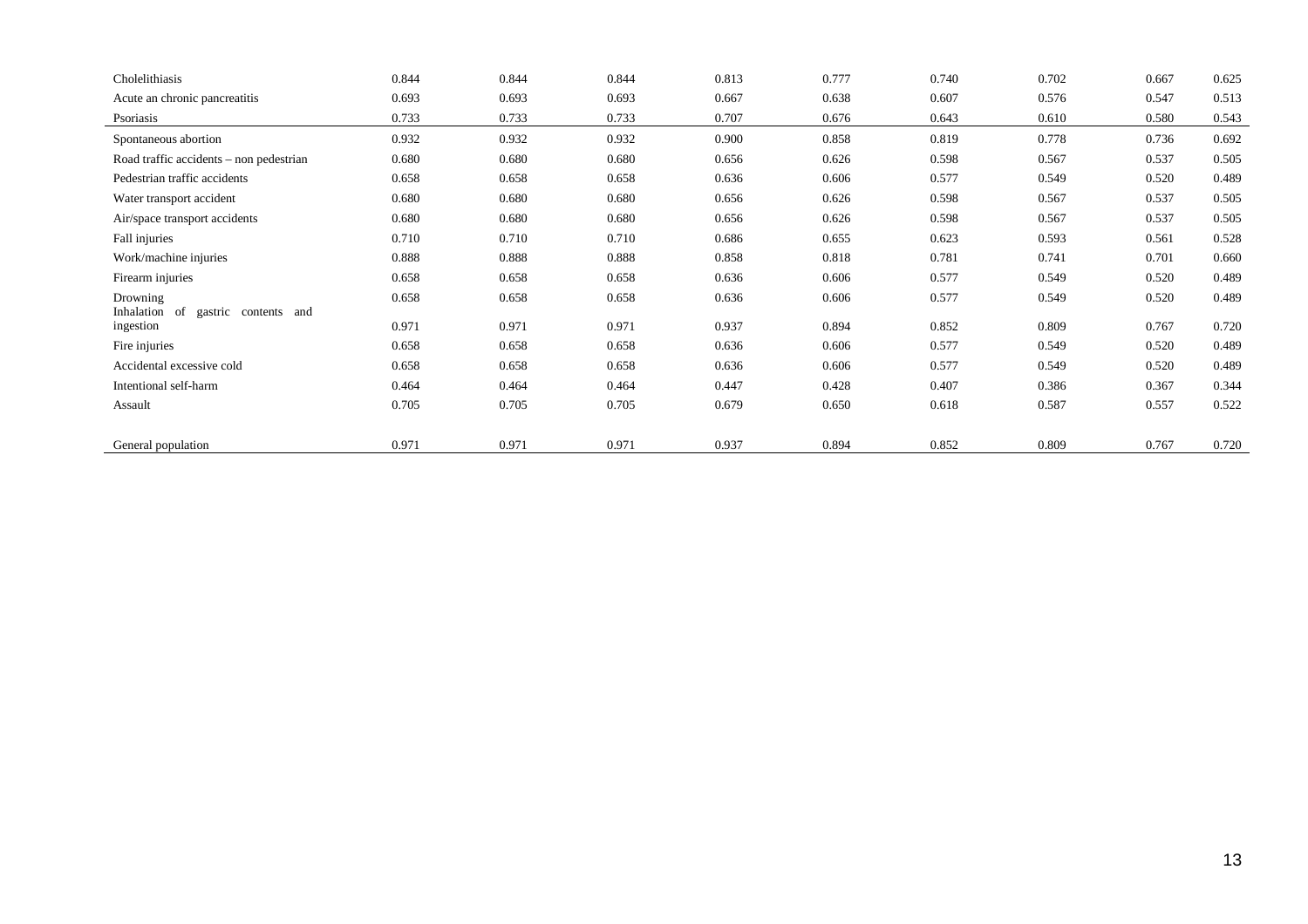| | | | | | | | | | |
|---|---|---|---|---|---|---|---|---|---|
| Cholelithiasis | 0.844 | 0.844 | 0.844 | 0.813 | 0.777 | 0.740 | 0.702 | 0.667 | 0.625 |
| Acute an chronic pancreatitis | 0.693 | 0.693 | 0.693 | 0.667 | 0.638 | 0.607 | 0.576 | 0.547 | 0.513 |
| Psoriasis | 0.733 | 0.733 | 0.733 | 0.707 | 0.676 | 0.643 | 0.610 | 0.580 | 0.543 |
| Spontaneous abortion | 0.932 | 0.932 | 0.932 | 0.900 | 0.858 | 0.819 | 0.778 | 0.736 | 0.692 |
| Road traffic accidents – non pedestrian | 0.680 | 0.680 | 0.680 | 0.656 | 0.626 | 0.598 | 0.567 | 0.537 | 0.505 |
| Pedestrian traffic accidents | 0.658 | 0.658 | 0.658 | 0.636 | 0.606 | 0.577 | 0.549 | 0.520 | 0.489 |
| Water transport accident | 0.680 | 0.680 | 0.680 | 0.656 | 0.626 | 0.598 | 0.567 | 0.537 | 0.505 |
| Air/space transport accidents | 0.680 | 0.680 | 0.680 | 0.656 | 0.626 | 0.598 | 0.567 | 0.537 | 0.505 |
| Fall injuries | 0.710 | 0.710 | 0.710 | 0.686 | 0.655 | 0.623 | 0.593 | 0.561 | 0.528 |
| Work/machine injuries | 0.888 | 0.888 | 0.888 | 0.858 | 0.818 | 0.781 | 0.741 | 0.701 | 0.660 |
| Firearm injuries | 0.658 | 0.658 | 0.658 | 0.636 | 0.606 | 0.577 | 0.549 | 0.520 | 0.489 |
| Drowning | 0.658 | 0.658 | 0.658 | 0.636 | 0.606 | 0.577 | 0.549 | 0.520 | 0.489 |
| Inhalation of gastric contents and ingestion | 0.971 | 0.971 | 0.971 | 0.937 | 0.894 | 0.852 | 0.809 | 0.767 | 0.720 |
| Fire injuries | 0.658 | 0.658 | 0.658 | 0.636 | 0.606 | 0.577 | 0.549 | 0.520 | 0.489 |
| Accidental excessive cold | 0.658 | 0.658 | 0.658 | 0.636 | 0.606 | 0.577 | 0.549 | 0.520 | 0.489 |
| Intentional self-harm | 0.464 | 0.464 | 0.464 | 0.447 | 0.428 | 0.407 | 0.386 | 0.367 | 0.344 |
| Assault | 0.705 | 0.705 | 0.705 | 0.679 | 0.650 | 0.618 | 0.587 | 0.557 | 0.522 |
| General population | 0.971 | 0.971 | 0.971 | 0.937 | 0.894 | 0.852 | 0.809 | 0.767 | 0.720 |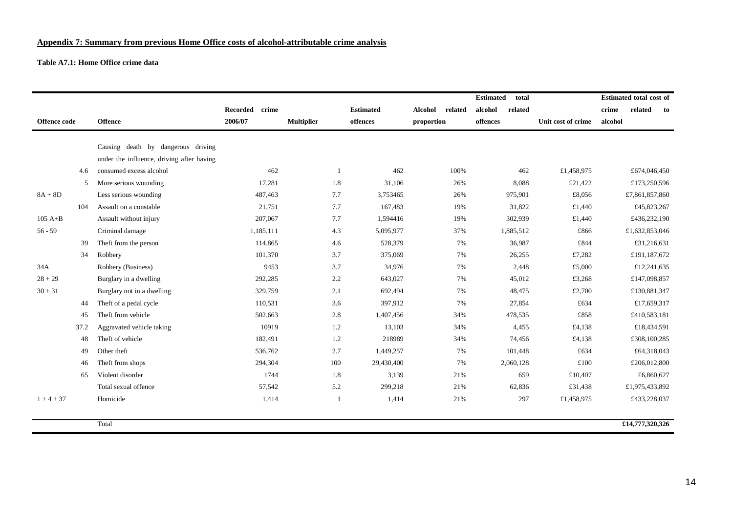**Appendix 7: Summary from previous Home Office costs of alcohol-attributable crime analysis**

**Table A7.1: Home Office crime data**

| Offence code | Offence | Recorded crime 2006/07 | Multiplier | Estimated offences | Alcohol related proportion | Estimated total alcohol related offences | Unit cost of crime | Estimated total cost of crime related to alcohol |
|---|---|---|---|---|---|---|---|---|
| 4.6 | Causing death by dangerous driving under the influence, driving after having consumed excess alcohol | 462 | 1 | 462 | 100% | 462 | £1,458,975 | £674,046,450 |
| 5 | More serious wounding | 17,281 | 1.8 | 31,106 | 26% | 8,088 | £21,422 | £173,250,596 |
| 8A + 8D | Less serious wounding | 487,463 | 7.7 | 3,753465 | 26% | 975,901 | £8,056 | £7,861,857,860 |
| 104 | Assault on a constable | 21,751 | 7.7 | 167,483 | 19% | 31,822 | £1,440 | £45,823,267 |
| 105 A+B | Assault without injury | 207,067 | 7.7 | 1,594416 | 19% | 302,939 | £1,440 | £436,232,190 |
| 56 - 59 | Criminal damage | 1,185,111 | 4.3 | 5,095,977 | 37% | 1,885,512 | £866 | £1,632,853,046 |
| 39 | Theft from the person | 114,865 | 4.6 | 528,379 | 7% | 36,987 | £844 | £31,216,631 |
| 34 | Robbery | 101,370 | 3.7 | 375,069 | 7% | 26,255 | £7,282 | £191,187,672 |
| 34A | Robbery (Business) | 9453 | 3.7 | 34,976 | 7% | 2,448 | £5,000 | £12,241,635 |
| 28 + 29 | Burglary in a dwelling | 292,285 | 2.2 | 643,027 | 7% | 45,012 | £3,268 | £147,098,857 |
| 30 + 31 | Burglary not in a dwelling | 329,759 | 2.1 | 692,494 | 7% | 48,475 | £2,700 | £130,881,347 |
| 44 | Theft of a pedal cycle | 110,531 | 3.6 | 397,912 | 7% | 27,854 | £634 | £17,659,317 |
| 45 | Theft from vehicle | 502,663 | 2.8 | 1,407,456 | 34% | 478,535 | £858 | £410,583,181 |
| 37.2 | Aggravated vehicle taking | 10919 | 1.2 | 13,103 | 34% | 4,455 | £4,138 | £18,434,591 |
| 48 | Theft of vehicle | 182,491 | 1.2 | 218989 | 34% | 74,456 | £4,138 | £308,100,285 |
| 49 | Other theft | 536,762 | 2.7 | 1,449,257 | 7% | 101,448 | £634 | £64,318,043 |
| 46 | Theft from shops | 294,304 | 100 | 29,430,400 | 7% | 2,060,128 | £100 | £206,012,800 |
| 65 | Violent disorder | 1744 | 1.8 | 3,139 | 21% | 659 | £10,407 | £6,860,627 |
| | Total sexual offence | 57,542 | 5.2 | 299,218 | 21% | 62,836 | £31,438 | £1,975,433,892 |
| 1 + 4 + 37 | Homicide | 1,414 | 1 | 1,414 | 21% | 297 | £1,458,975 | £433,228,037 |
| | Total | | | | | | | **£14,777,320,326** |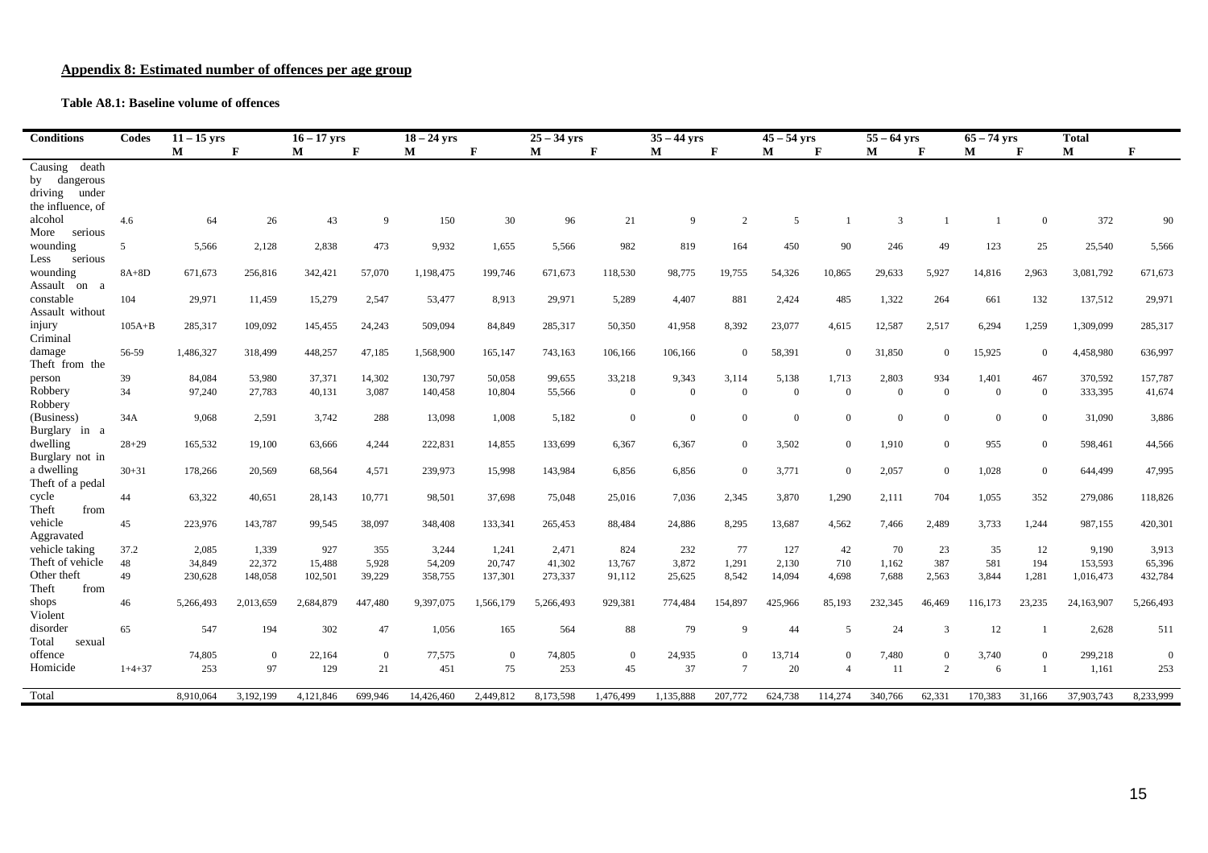## Appendix 8: Estimated number of offences per age group

**Table A8.1: Baseline volume of offences**

| Conditions | Codes | 11 – 15 yrs | | 16 – 17 yrs | | 18 – 24 yrs | | 25 – 34 yrs | | 35 – 44 yrs | | 45 – 54 yrs | | 55 – 64 yrs | | 65 – 74 yrs | | Total | |
|---|---|---|---|---|---|---|---|---|---|---|---|---|---|---|---|---|---|---|---|
| | | M | F | M | F | M | F | M | F | M | F | M | F | M | F | M | F | M | F |
| Causing death by dangerous driving under the influence, of alcohol | 4.6 | 64 | 26 | 43 | 9 | 150 | 30 | 96 | 21 | 9 | 2 | 5 | 1 | 3 | 1 | 1 | 0 | 372 | 90 |
| More serious wounding | 5 | 5,566 | 2,128 | 2,838 | 473 | 9,932 | 1,655 | 5,566 | 982 | 819 | 164 | 450 | 90 | 246 | 49 | 123 | 25 | 25,540 | 5,566 |
| Less serious wounding | 8A+8D | 671,673 | 256,816 | 342,421 | 57,070 | 1,198,475 | 199,746 | 671,673 | 118,530 | 98,775 | 19,755 | 54,326 | 10,865 | 29,633 | 5,927 | 14,816 | 2,963 | 3,081,792 | 671,673 |
| Assault on a constable | 104 | 29,971 | 11,459 | 15,279 | 2,547 | 53,477 | 8,913 | 29,971 | 5,289 | 4,407 | 881 | 2,424 | 485 | 1,322 | 264 | 661 | 132 | 137,512 | 29,971 |
| Assault without injury | 105A+B | 285,317 | 109,092 | 145,455 | 24,243 | 509,094 | 84,849 | 285,317 | 50,350 | 41,958 | 8,392 | 23,077 | 4,615 | 12,587 | 2,517 | 6,294 | 1,259 | 1,309,099 | 285,317 |
| Criminal damage | 56-59 | 1,486,327 | 318,499 | 448,257 | 47,185 | 1,568,900 | 165,147 | 743,163 | 106,166 | 106,166 | 0 | 58,391 | 0 | 31,850 | 0 | 15,925 | 0 | 4,458,980 | 636,997 |
| Theft from the person | 39 | 84,084 | 53,980 | 37,371 | 14,302 | 130,797 | 50,058 | 99,655 | 33,218 | 9,343 | 3,114 | 5,138 | 1,713 | 2,803 | 934 | 1,401 | 467 | 370,592 | 157,787 |
| Robbery | 34 | 97,240 | 27,783 | 40,131 | 3,087 | 140,458 | 10,804 | 55,566 | 0 | 0 | 0 | 0 | 0 | 0 | 0 | 0 | 0 | 333,395 | 41,674 |
| Robbery (Business) | 34A | 9,068 | 2,591 | 3,742 | 288 | 13,098 | 1,008 | 5,182 | 0 | 0 | 0 | 0 | 0 | 0 | 0 | 0 | 0 | 31,090 | 3,886 |
| Burglary in a dwelling | 28+29 | 165,532 | 19,100 | 63,666 | 4,244 | 222,831 | 14,855 | 133,699 | 6,367 | 6,367 | 0 | 3,502 | 0 | 1,910 | 0 | 955 | 0 | 598,461 | 44,566 |
| Burglary not in a dwelling | 30+31 | 178,266 | 20,569 | 68,564 | 4,571 | 239,973 | 15,998 | 143,984 | 6,856 | 6,856 | 0 | 3,771 | 0 | 2,057 | 0 | 1,028 | 0 | 644,499 | 47,995 |
| Theft of a pedal cycle | 44 | 63,322 | 40,651 | 28,143 | 10,771 | 98,501 | 37,698 | 75,048 | 25,016 | 7,036 | 2,345 | 3,870 | 1,290 | 2,111 | 704 | 1,055 | 352 | 279,086 | 118,826 |
| Theft from vehicle | 45 | 223,976 | 143,787 | 99,545 | 38,097 | 348,408 | 133,341 | 265,453 | 88,484 | 24,886 | 8,295 | 13,687 | 4,562 | 7,466 | 2,489 | 3,733 | 1,244 | 987,155 | 420,301 |
| Aggravated vehicle taking | 37.2 | 2,085 | 1,339 | 927 | 355 | 3,244 | 1,241 | 2,471 | 824 | 232 | 77 | 127 | 42 | 70 | 23 | 35 | 12 | 9,190 | 3,913 |
| Theft of vehicle | 48 | 34,849 | 22,372 | 15,488 | 5,928 | 54,209 | 20,747 | 41,302 | 13,767 | 3,872 | 1,291 | 2,130 | 710 | 1,162 | 387 | 581 | 194 | 153,593 | 65,396 |
| Other theft | 49 | 230,628 | 148,058 | 102,501 | 39,229 | 358,755 | 137,301 | 273,337 | 91,112 | 25,625 | 8,542 | 14,094 | 4,698 | 7,688 | 2,563 | 3,844 | 1,281 | 1,016,473 | 432,784 |
| Theft from shops | 46 | 5,266,493 | 2,013,659 | 2,684,879 | 447,480 | 9,397,075 | 1,566,179 | 5,266,493 | 929,381 | 774,484 | 154,897 | 425,966 | 85,193 | 232,345 | 46,469 | 116,173 | 23,235 | 24,163,907 | 5,266,493 |
| Violent disorder | 65 | 547 | 194 | 302 | 47 | 1,056 | 165 | 564 | 88 | 79 | 9 | 44 | 5 | 24 | 3 | 12 | 1 | 2,628 | 511 |
| Total sexual offence | | 74,805 | 0 | 22,164 | 0 | 77,575 | 0 | 74,805 | 0 | 24,935 | 0 | 13,714 | 0 | 7,480 | 0 | 3,740 | 0 | 299,218 | 0 |
| Homicide | 1+4+37 | 253 | 97 | 129 | 21 | 451 | 75 | 253 | 45 | 37 | 7 | 20 | 4 | 11 | 2 | 6 | 1 | 1,161 | 253 |
| Total | | 8,910,064 | 3,192,199 | 4,121,846 | 699,946 | 14,426,460 | 2,449,812 | 8,173,598 | 1,476,499 | 1,135,888 | 207,772 | 624,738 | 114,274 | 340,766 | 62,331 | 170,383 | 31,166 | 37,903,743 | 8,233,999 |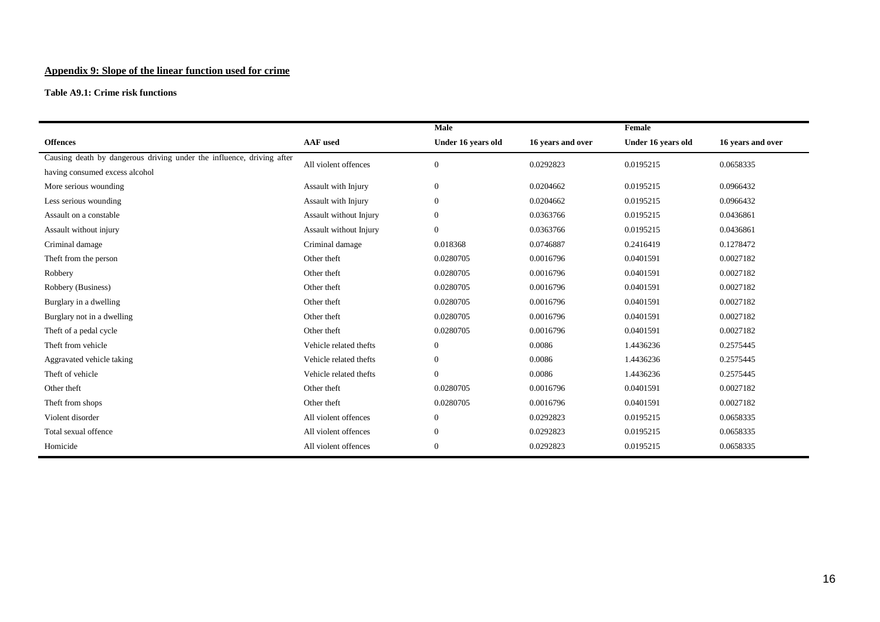## Appendix 9: Slope of the linear function used for crime

**Table A9.1: Crime risk functions**

| | | Male | | Female | |
|---|---|---|---|---|---|
| **Offences** | **AAF used** | **Under 16 years old** | **16 years and over** | **Under 16 years old** | **16 years and over** |
| Causing death by dangerous driving under the influence, driving after having consumed excess alcohol | All violent offences | 0 | 0.0292823 | 0.0195215 | 0.0658335 |
| More serious wounding | Assault with Injury | 0 | 0.0204662 | 0.0195215 | 0.0966432 |
| Less serious wounding | Assault with Injury | 0 | 0.0204662 | 0.0195215 | 0.0966432 |
| Assault on a constable | Assault without Injury | 0 | 0.0363766 | 0.0195215 | 0.0436861 |
| Assault without injury | Assault without Injury | 0 | 0.0363766 | 0.0195215 | 0.0436861 |
| Criminal damage | Criminal damage | 0.018368 | 0.0746887 | 0.2416419 | 0.1278472 |
| Theft from the person | Other theft | 0.0280705 | 0.0016796 | 0.0401591 | 0.0027182 |
| Robbery | Other theft | 0.0280705 | 0.0016796 | 0.0401591 | 0.0027182 |
| Robbery (Business) | Other theft | 0.0280705 | 0.0016796 | 0.0401591 | 0.0027182 |
| Burglary in a dwelling | Other theft | 0.0280705 | 0.0016796 | 0.0401591 | 0.0027182 |
| Burglary not in a dwelling | Other theft | 0.0280705 | 0.0016796 | 0.0401591 | 0.0027182 |
| Theft of a pedal cycle | Other theft | 0.0280705 | 0.0016796 | 0.0401591 | 0.0027182 |
| Theft from vehicle | Vehicle related thefts | 0 | 0.0086 | 1.4436236 | 0.2575445 |
| Aggravated vehicle taking | Vehicle related thefts | 0 | 0.0086 | 1.4436236 | 0.2575445 |
| Theft of vehicle | Vehicle related thefts | 0 | 0.0086 | 1.4436236 | 0.2575445 |
| Other theft | Other theft | 0.0280705 | 0.0016796 | 0.0401591 | 0.0027182 |
| Theft from shops | Other theft | 0.0280705 | 0.0016796 | 0.0401591 | 0.0027182 |
| Violent disorder | All violent offences | 0 | 0.0292823 | 0.0195215 | 0.0658335 |
| Total sexual offence | All violent offences | 0 | 0.0292823 | 0.0195215 | 0.0658335 |
| Homicide | All violent offences | 0 | 0.0292823 | 0.0195215 | 0.0658335 |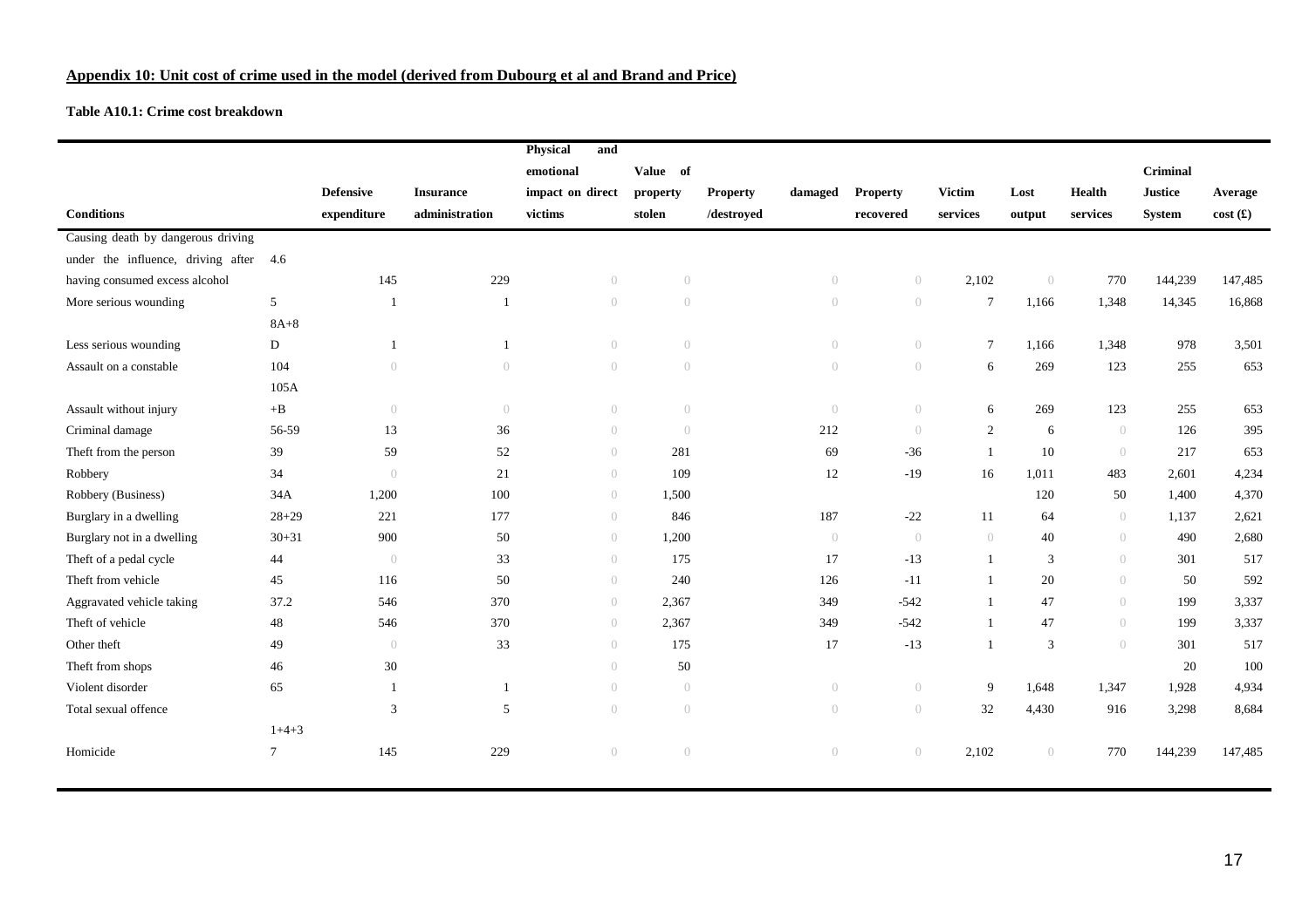## Appendix 10: Unit cost of crime used in the model (derived from Dubourg et al and Brand and Price)

**Table A10.1: Crime cost breakdown**

| Conditions | | Defensive expenditure | Insurance administration | Physical and emotional impact on direct victims | Value of property stolen | Property damaged /destroyed | Property recovered | Victim services | Lost output | Health services | Criminal Justice System | Average cost (£) |
|---|---|---|---|---|---|---|---|---|---|---|---|---|
| Causing death by dangerous driving under the influence, driving after having consumed excess alcohol | 4.6 | 145 | 229 | 0 | 0 | 0 | 0 | 2,102 | 0 | 770 | 144,239 | 147,485 |
| More serious wounding | 5 | 1 | 1 | 0 | 0 | 0 | 0 | 7 | 1,166 | 1,348 | 14,345 | 16,868 |
| Less serious wounding | 8A+8 D | 1 | 1 | 0 | 0 | 0 | 0 | 7 | 1,166 | 1,348 | 978 | 3,501 |
| Assault on a constable | 104 | 0 | 0 | 0 | 0 | 0 | 0 | 6 | 269 | 123 | 255 | 653 |
| Assault without injury | 105A +B | 0 | 0 | 0 | 0 | 0 | 0 | 6 | 269 | 123 | 255 | 653 |
| Criminal damage | 56-59 | 13 | 36 | 0 | 0 | 212 | 0 | 2 | 6 | 0 | 126 | 395 |
| Theft from the person | 39 | 59 | 52 | 0 | 281 | 69 | -36 | 1 | 10 | 0 | 217 | 653 |
| Robbery | 34 | 0 | 21 | 0 | 109 | 12 | -19 | 16 | 1,011 | 483 | 2,601 | 4,234 |
| Robbery (Business) | 34A | 1,200 | 100 | 0 | 1,500 | | | | 120 | 50 | 1,400 | 4,370 |
| Burglary in a dwelling | 28+29 | 221 | 177 | 0 | 846 | 187 | -22 | 11 | 64 | 0 | 1,137 | 2,621 |
| Burglary not in a dwelling | 30+31 | 900 | 50 | 0 | 1,200 | 0 | 0 | 0 | 40 | 0 | 490 | 2,680 |
| Theft of a pedal cycle | 44 | 0 | 33 | 0 | 175 | 17 | -13 | 1 | 3 | 0 | 301 | 517 |
| Theft from vehicle | 45 | 116 | 50 | 0 | 240 | 126 | -11 | 1 | 20 | 0 | 50 | 592 |
| Aggravated vehicle taking | 37.2 | 546 | 370 | 0 | 2,367 | 349 | -542 | 1 | 47 | 0 | 199 | 3,337 |
| Theft of vehicle | 48 | 546 | 370 | 0 | 2,367 | 349 | -542 | 1 | 47 | 0 | 199 | 3,337 |
| Other theft | 49 | 0 | 33 | 0 | 175 | 17 | -13 | 1 | 3 | 0 | 301 | 517 |
| Theft from shops | 46 | 30 | | 0 | 50 | | | | | | 20 | 100 |
| Violent disorder | 65 | 1 | 1 | 0 | 0 | 0 | 0 | 9 | 1,648 | 1,347 | 1,928 | 4,934 |
| Total sexual offence | | 3 | 5 | 0 | 0 | 0 | 0 | 32 | 4,430 | 916 | 3,298 | 8,684 |
| Homicide | 1+4+3 7 | 145 | 229 | 0 | 0 | 0 | 0 | 2,102 | 0 | 770 | 144,239 | 147,485 |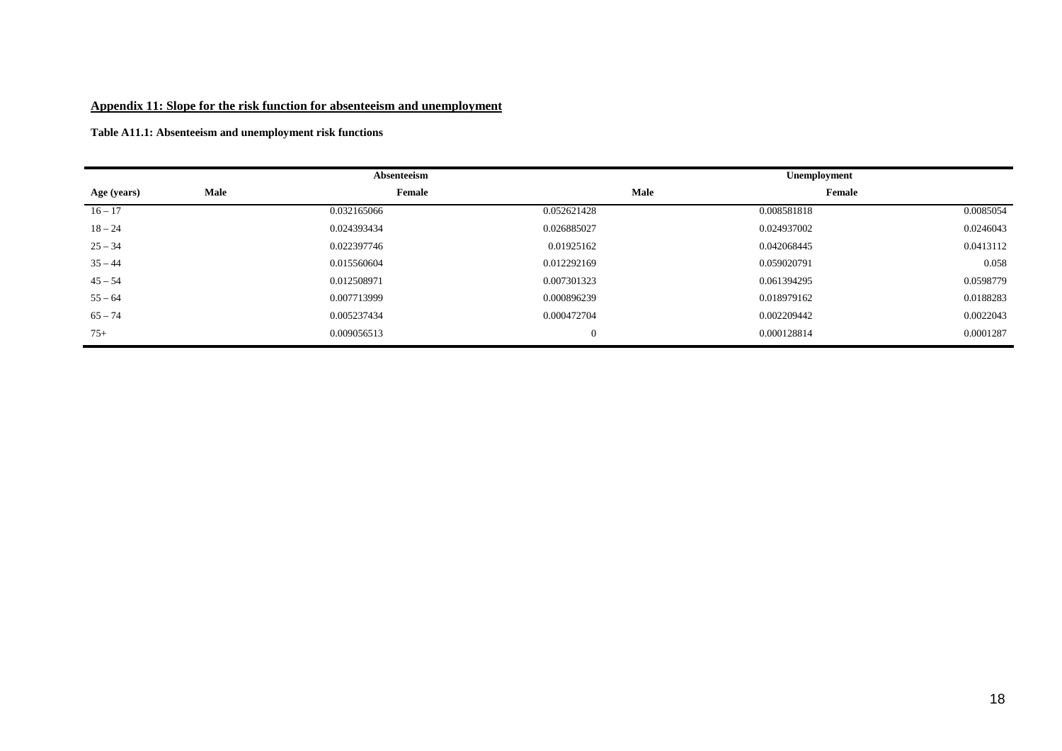## Appendix 11: Slope for the risk function for absenteeism and unemployment

**Table A11.1: Absenteeism and unemployment risk functions**

| | Absenteeism | | Unemployment | |
|---|---|---|---|---|
| **Age (years)** | **Male** | **Female** | **Male** | **Female** |
| 16 – 17 | 0.032165066 | 0.052621428 | 0.008581818 | 0.0085054 |
| 18 – 24 | 0.024393434 | 0.026885027 | 0.024937002 | 0.0246043 |
| 25 – 34 | 0.022397746 | 0.01925162 | 0.042068445 | 0.0413112 |
| 35 – 44 | 0.015560604 | 0.012292169 | 0.059020791 | 0.058 |
| 45 – 54 | 0.012508971 | 0.007301323 | 0.061394295 | 0.0598779 |
| 55 – 64 | 0.007713999 | 0.000896239 | 0.018979162 | 0.0188283 |
| 65 – 74 | 0.005237434 | 0.000472704 | 0.002209442 | 0.0022043 |
| 75+ | 0.009056513 | 0 | 0.000128814 | 0.0001287 |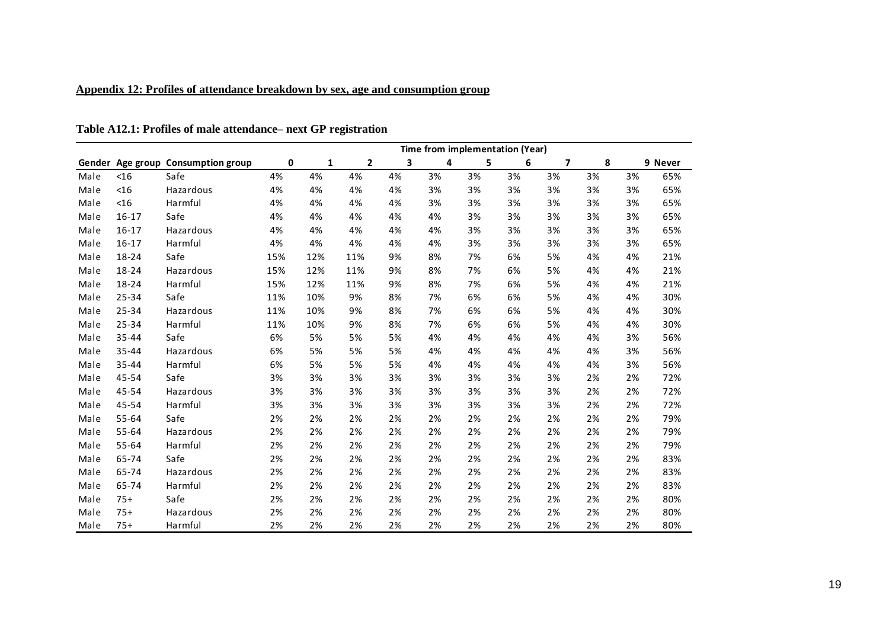**Appendix 12: Profiles of attendance breakdown by sex, age and consumption group**

**Table A12.1: Profiles of male attendance– next GP registration**

| | | | Time from implementation (Year) | | | | | | | | | | |
|---|---|---|---|---|---|---|---|---|---|---|---|---|---|
| Gender | Age group | Consumption group | 0 | 1 | 2 | 3 | 4 | 5 | 6 | 7 | 8 | 9 | Never |
| Male | <16 | Safe | 4% | 4% | 4% | 4% | 3% | 3% | 3% | 3% | 3% | 3% | 65% |
| Male | <16 | Hazardous | 4% | 4% | 4% | 4% | 3% | 3% | 3% | 3% | 3% | 3% | 65% |
| Male | <16 | Harmful | 4% | 4% | 4% | 4% | 3% | 3% | 3% | 3% | 3% | 3% | 65% |
| Male | 16-17 | Safe | 4% | 4% | 4% | 4% | 4% | 3% | 3% | 3% | 3% | 3% | 65% |
| Male | 16-17 | Hazardous | 4% | 4% | 4% | 4% | 4% | 3% | 3% | 3% | 3% | 3% | 65% |
| Male | 16-17 | Harmful | 4% | 4% | 4% | 4% | 4% | 3% | 3% | 3% | 3% | 3% | 65% |
| Male | 18-24 | Safe | 15% | 12% | 11% | 9% | 8% | 7% | 6% | 5% | 4% | 4% | 21% |
| Male | 18-24 | Hazardous | 15% | 12% | 11% | 9% | 8% | 7% | 6% | 5% | 4% | 4% | 21% |
| Male | 18-24 | Harmful | 15% | 12% | 11% | 9% | 8% | 7% | 6% | 5% | 4% | 4% | 21% |
| Male | 25-34 | Safe | 11% | 10% | 9% | 8% | 7% | 6% | 6% | 5% | 4% | 4% | 30% |
| Male | 25-34 | Hazardous | 11% | 10% | 9% | 8% | 7% | 6% | 6% | 5% | 4% | 4% | 30% |
| Male | 25-34 | Harmful | 11% | 10% | 9% | 8% | 7% | 6% | 6% | 5% | 4% | 4% | 30% |
| Male | 35-44 | Safe | 6% | 5% | 5% | 5% | 4% | 4% | 4% | 4% | 4% | 3% | 56% |
| Male | 35-44 | Hazardous | 6% | 5% | 5% | 5% | 4% | 4% | 4% | 4% | 4% | 3% | 56% |
| Male | 35-44 | Harmful | 6% | 5% | 5% | 5% | 4% | 4% | 4% | 4% | 4% | 3% | 56% |
| Male | 45-54 | Safe | 3% | 3% | 3% | 3% | 3% | 3% | 3% | 3% | 2% | 2% | 72% |
| Male | 45-54 | Hazardous | 3% | 3% | 3% | 3% | 3% | 3% | 3% | 3% | 2% | 2% | 72% |
| Male | 45-54 | Harmful | 3% | 3% | 3% | 3% | 3% | 3% | 3% | 3% | 2% | 2% | 72% |
| Male | 55-64 | Safe | 2% | 2% | 2% | 2% | 2% | 2% | 2% | 2% | 2% | 2% | 79% |
| Male | 55-64 | Hazardous | 2% | 2% | 2% | 2% | 2% | 2% | 2% | 2% | 2% | 2% | 79% |
| Male | 55-64 | Harmful | 2% | 2% | 2% | 2% | 2% | 2% | 2% | 2% | 2% | 2% | 79% |
| Male | 65-74 | Safe | 2% | 2% | 2% | 2% | 2% | 2% | 2% | 2% | 2% | 2% | 83% |
| Male | 65-74 | Hazardous | 2% | 2% | 2% | 2% | 2% | 2% | 2% | 2% | 2% | 2% | 83% |
| Male | 65-74 | Harmful | 2% | 2% | 2% | 2% | 2% | 2% | 2% | 2% | 2% | 2% | 83% |
| Male | 75+ | Safe | 2% | 2% | 2% | 2% | 2% | 2% | 2% | 2% | 2% | 2% | 80% |
| Male | 75+ | Hazardous | 2% | 2% | 2% | 2% | 2% | 2% | 2% | 2% | 2% | 2% | 80% |
| Male | 75+ | Harmful | 2% | 2% | 2% | 2% | 2% | 2% | 2% | 2% | 2% | 2% | 80% |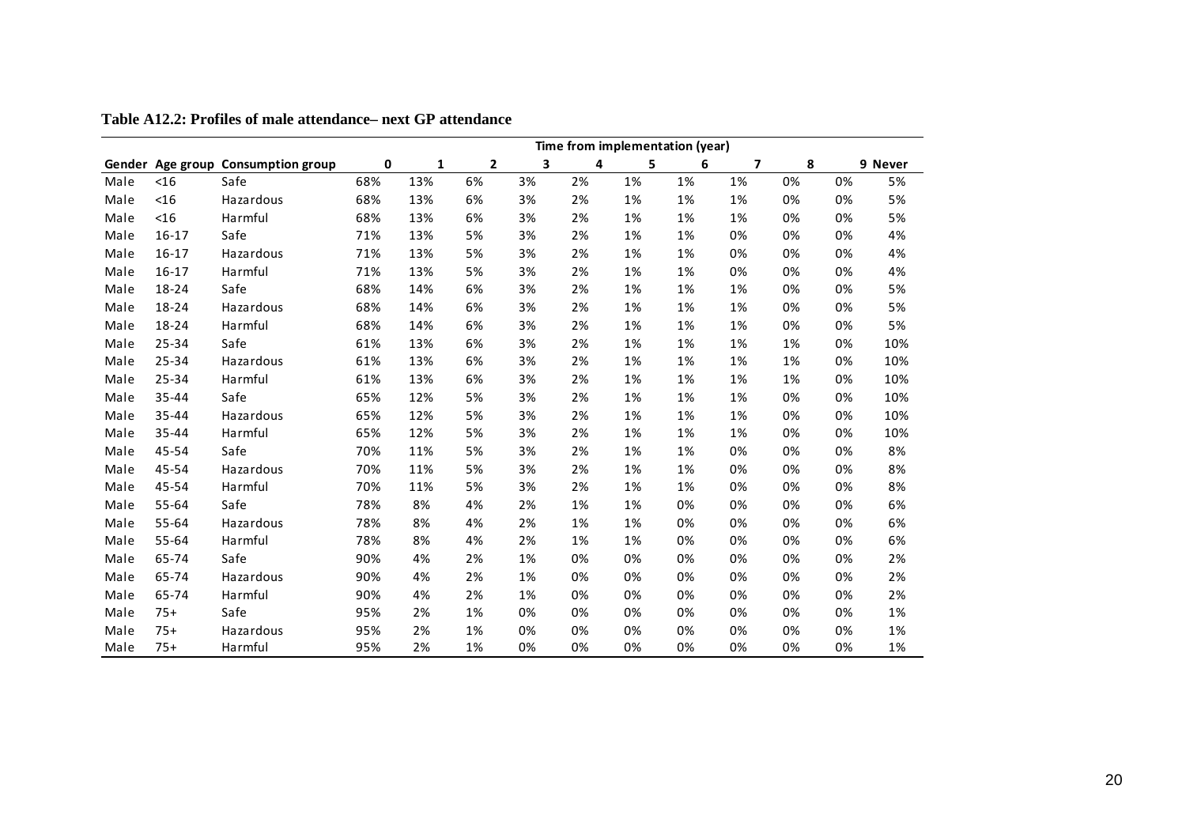**Table A12.2: Profiles of male attendance– next GP attendance**

| | | | Time from implementation (year) | | | | | | | | | | |
|---|---|---|---|---|---|---|---|---|---|---|---|---|---|
| Gender | Age group | Consumption group | 0 | 1 | 2 | 3 | 4 | 5 | 6 | 7 | 8 | 9 | Never |
| Male | <16 | Safe | 68% | 13% | 6% | 3% | 2% | 1% | 1% | 1% | 0% | 0% | 5% |
| Male | <16 | Hazardous | 68% | 13% | 6% | 3% | 2% | 1% | 1% | 1% | 0% | 0% | 5% |
| Male | <16 | Harmful | 68% | 13% | 6% | 3% | 2% | 1% | 1% | 1% | 0% | 0% | 5% |
| Male | 16-17 | Safe | 71% | 13% | 5% | 3% | 2% | 1% | 1% | 0% | 0% | 0% | 4% |
| Male | 16-17 | Hazardous | 71% | 13% | 5% | 3% | 2% | 1% | 1% | 0% | 0% | 0% | 4% |
| Male | 16-17 | Harmful | 71% | 13% | 5% | 3% | 2% | 1% | 1% | 0% | 0% | 0% | 4% |
| Male | 18-24 | Safe | 68% | 14% | 6% | 3% | 2% | 1% | 1% | 1% | 0% | 0% | 5% |
| Male | 18-24 | Hazardous | 68% | 14% | 6% | 3% | 2% | 1% | 1% | 1% | 0% | 0% | 5% |
| Male | 18-24 | Harmful | 68% | 14% | 6% | 3% | 2% | 1% | 1% | 1% | 0% | 0% | 5% |
| Male | 25-34 | Safe | 61% | 13% | 6% | 3% | 2% | 1% | 1% | 1% | 1% | 0% | 10% |
| Male | 25-34 | Hazardous | 61% | 13% | 6% | 3% | 2% | 1% | 1% | 1% | 1% | 0% | 10% |
| Male | 25-34 | Harmful | 61% | 13% | 6% | 3% | 2% | 1% | 1% | 1% | 1% | 0% | 10% |
| Male | 35-44 | Safe | 65% | 12% | 5% | 3% | 2% | 1% | 1% | 1% | 0% | 0% | 10% |
| Male | 35-44 | Hazardous | 65% | 12% | 5% | 3% | 2% | 1% | 1% | 1% | 0% | 0% | 10% |
| Male | 35-44 | Harmful | 65% | 12% | 5% | 3% | 2% | 1% | 1% | 1% | 0% | 0% | 10% |
| Male | 45-54 | Safe | 70% | 11% | 5% | 3% | 2% | 1% | 1% | 0% | 0% | 0% | 8% |
| Male | 45-54 | Hazardous | 70% | 11% | 5% | 3% | 2% | 1% | 1% | 0% | 0% | 0% | 8% |
| Male | 45-54 | Harmful | 70% | 11% | 5% | 3% | 2% | 1% | 1% | 0% | 0% | 0% | 8% |
| Male | 55-64 | Safe | 78% | 8% | 4% | 2% | 1% | 1% | 0% | 0% | 0% | 0% | 6% |
| Male | 55-64 | Hazardous | 78% | 8% | 4% | 2% | 1% | 1% | 0% | 0% | 0% | 0% | 6% |
| Male | 55-64 | Harmful | 78% | 8% | 4% | 2% | 1% | 1% | 0% | 0% | 0% | 0% | 6% |
| Male | 65-74 | Safe | 90% | 4% | 2% | 1% | 0% | 0% | 0% | 0% | 0% | 0% | 2% |
| Male | 65-74 | Hazardous | 90% | 4% | 2% | 1% | 0% | 0% | 0% | 0% | 0% | 0% | 2% |
| Male | 65-74 | Harmful | 90% | 4% | 2% | 1% | 0% | 0% | 0% | 0% | 0% | 0% | 2% |
| Male | 75+ | Safe | 95% | 2% | 1% | 0% | 0% | 0% | 0% | 0% | 0% | 0% | 1% |
| Male | 75+ | Hazardous | 95% | 2% | 1% | 0% | 0% | 0% | 0% | 0% | 0% | 0% | 1% |
| Male | 75+ | Harmful | 95% | 2% | 1% | 0% | 0% | 0% | 0% | 0% | 0% | 0% | 1% |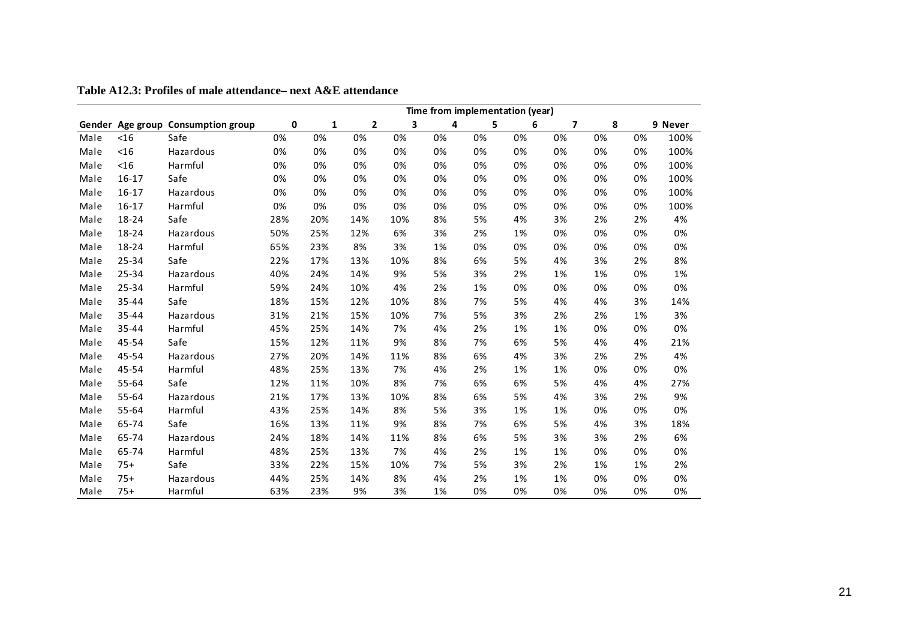**Table A12.3: Profiles of male attendance– next A&E attendance**

| | | | Time from implementation (year) | | | | | | | | | | |
|---|---|---|---|---|---|---|---|---|---|---|---|---|---|
| Gender | Age group | Consumption group | 0 | 1 | 2 | 3 | 4 | 5 | 6 | 7 | 8 | 9 | Never |
| Male | <16 | Safe | 0% | 0% | 0% | 0% | 0% | 0% | 0% | 0% | 0% | 0% | 100% |
| Male | <16 | Hazardous | 0% | 0% | 0% | 0% | 0% | 0% | 0% | 0% | 0% | 0% | 100% |
| Male | <16 | Harmful | 0% | 0% | 0% | 0% | 0% | 0% | 0% | 0% | 0% | 0% | 100% |
| Male | 16-17 | Safe | 0% | 0% | 0% | 0% | 0% | 0% | 0% | 0% | 0% | 0% | 100% |
| Male | 16-17 | Hazardous | 0% | 0% | 0% | 0% | 0% | 0% | 0% | 0% | 0% | 0% | 100% |
| Male | 16-17 | Harmful | 0% | 0% | 0% | 0% | 0% | 0% | 0% | 0% | 0% | 0% | 100% |
| Male | 18-24 | Safe | 28% | 20% | 14% | 10% | 8% | 5% | 4% | 3% | 2% | 2% | 4% |
| Male | 18-24 | Hazardous | 50% | 25% | 12% | 6% | 3% | 2% | 1% | 0% | 0% | 0% | 0% |
| Male | 18-24 | Harmful | 65% | 23% | 8% | 3% | 1% | 0% | 0% | 0% | 0% | 0% | 0% |
| Male | 25-34 | Safe | 22% | 17% | 13% | 10% | 8% | 6% | 5% | 4% | 3% | 2% | 8% |
| Male | 25-34 | Hazardous | 40% | 24% | 14% | 9% | 5% | 3% | 2% | 1% | 1% | 0% | 1% |
| Male | 25-34 | Harmful | 59% | 24% | 10% | 4% | 2% | 1% | 0% | 0% | 0% | 0% | 0% |
| Male | 35-44 | Safe | 18% | 15% | 12% | 10% | 8% | 7% | 5% | 4% | 4% | 3% | 14% |
| Male | 35-44 | Hazardous | 31% | 21% | 15% | 10% | 7% | 5% | 3% | 2% | 2% | 1% | 3% |
| Male | 35-44 | Harmful | 45% | 25% | 14% | 7% | 4% | 2% | 1% | 1% | 0% | 0% | 0% |
| Male | 45-54 | Safe | 15% | 12% | 11% | 9% | 8% | 7% | 6% | 5% | 4% | 4% | 21% |
| Male | 45-54 | Hazardous | 27% | 20% | 14% | 11% | 8% | 6% | 4% | 3% | 2% | 2% | 4% |
| Male | 45-54 | Harmful | 48% | 25% | 13% | 7% | 4% | 2% | 1% | 1% | 0% | 0% | 0% |
| Male | 55-64 | Safe | 12% | 11% | 10% | 8% | 7% | 6% | 6% | 5% | 4% | 4% | 27% |
| Male | 55-64 | Hazardous | 21% | 17% | 13% | 10% | 8% | 6% | 5% | 4% | 3% | 2% | 9% |
| Male | 55-64 | Harmful | 43% | 25% | 14% | 8% | 5% | 3% | 1% | 1% | 0% | 0% | 0% |
| Male | 65-74 | Safe | 16% | 13% | 11% | 9% | 8% | 7% | 6% | 5% | 4% | 3% | 18% |
| Male | 65-74 | Hazardous | 24% | 18% | 14% | 11% | 8% | 6% | 5% | 3% | 3% | 2% | 6% |
| Male | 65-74 | Harmful | 48% | 25% | 13% | 7% | 4% | 2% | 1% | 1% | 0% | 0% | 0% |
| Male | 75+ | Safe | 33% | 22% | 15% | 10% | 7% | 5% | 3% | 2% | 1% | 1% | 2% |
| Male | 75+ | Hazardous | 44% | 25% | 14% | 8% | 4% | 2% | 1% | 1% | 0% | 0% | 0% |
| Male | 75+ | Harmful | 63% | 23% | 9% | 3% | 1% | 0% | 0% | 0% | 0% | 0% | 0% |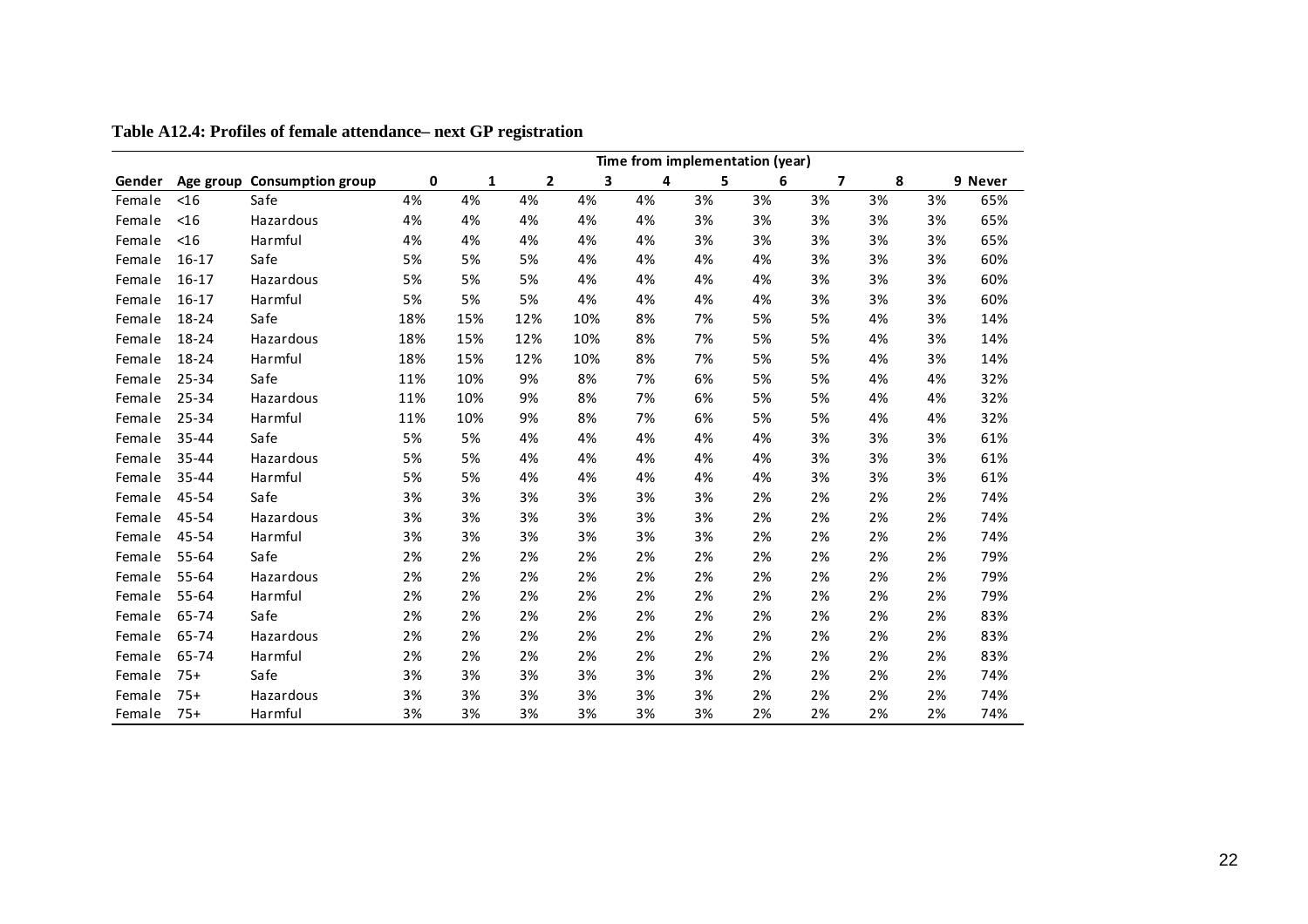**Table A12.4: Profiles of female attendance– next GP registration**

| Gender | Age group | Consumption group | Time from implementation (year) | | | | | | | | | | |
|---|---|---|---|---|---|---|---|---|---|---|---|---|---|
| | | | 0 | 1 | 2 | 3 | 4 | 5 | 6 | 7 | 8 | 9 | Never |
| Female | <16 | Safe | 4% | 4% | 4% | 4% | 4% | 3% | 3% | 3% | 3% | 3% | 65% |
| Female | <16 | Hazardous | 4% | 4% | 4% | 4% | 4% | 3% | 3% | 3% | 3% | 3% | 65% |
| Female | <16 | Harmful | 4% | 4% | 4% | 4% | 4% | 3% | 3% | 3% | 3% | 3% | 65% |
| Female | 16-17 | Safe | 5% | 5% | 5% | 4% | 4% | 4% | 4% | 3% | 3% | 3% | 60% |
| Female | 16-17 | Hazardous | 5% | 5% | 5% | 4% | 4% | 4% | 4% | 3% | 3% | 3% | 60% |
| Female | 16-17 | Harmful | 5% | 5% | 5% | 4% | 4% | 4% | 4% | 3% | 3% | 3% | 60% |
| Female | 18-24 | Safe | 18% | 15% | 12% | 10% | 8% | 7% | 5% | 5% | 4% | 3% | 14% |
| Female | 18-24 | Hazardous | 18% | 15% | 12% | 10% | 8% | 7% | 5% | 5% | 4% | 3% | 14% |
| Female | 18-24 | Harmful | 18% | 15% | 12% | 10% | 8% | 7% | 5% | 5% | 4% | 3% | 14% |
| Female | 25-34 | Safe | 11% | 10% | 9% | 8% | 7% | 6% | 5% | 5% | 4% | 4% | 32% |
| Female | 25-34 | Hazardous | 11% | 10% | 9% | 8% | 7% | 6% | 5% | 5% | 4% | 4% | 32% |
| Female | 25-34 | Harmful | 11% | 10% | 9% | 8% | 7% | 6% | 5% | 5% | 4% | 4% | 32% |
| Female | 35-44 | Safe | 5% | 5% | 4% | 4% | 4% | 4% | 4% | 3% | 3% | 3% | 61% |
| Female | 35-44 | Hazardous | 5% | 5% | 4% | 4% | 4% | 4% | 4% | 3% | 3% | 3% | 61% |
| Female | 35-44 | Harmful | 5% | 5% | 4% | 4% | 4% | 4% | 4% | 3% | 3% | 3% | 61% |
| Female | 45-54 | Safe | 3% | 3% | 3% | 3% | 3% | 3% | 2% | 2% | 2% | 2% | 74% |
| Female | 45-54 | Hazardous | 3% | 3% | 3% | 3% | 3% | 3% | 2% | 2% | 2% | 2% | 74% |
| Female | 45-54 | Harmful | 3% | 3% | 3% | 3% | 3% | 3% | 2% | 2% | 2% | 2% | 74% |
| Female | 55-64 | Safe | 2% | 2% | 2% | 2% | 2% | 2% | 2% | 2% | 2% | 2% | 79% |
| Female | 55-64 | Hazardous | 2% | 2% | 2% | 2% | 2% | 2% | 2% | 2% | 2% | 2% | 79% |
| Female | 55-64 | Harmful | 2% | 2% | 2% | 2% | 2% | 2% | 2% | 2% | 2% | 2% | 79% |
| Female | 65-74 | Safe | 2% | 2% | 2% | 2% | 2% | 2% | 2% | 2% | 2% | 2% | 83% |
| Female | 65-74 | Hazardous | 2% | 2% | 2% | 2% | 2% | 2% | 2% | 2% | 2% | 2% | 83% |
| Female | 65-74 | Harmful | 2% | 2% | 2% | 2% | 2% | 2% | 2% | 2% | 2% | 2% | 83% |
| Female | 75+ | Safe | 3% | 3% | 3% | 3% | 3% | 3% | 2% | 2% | 2% | 2% | 74% |
| Female | 75+ | Hazardous | 3% | 3% | 3% | 3% | 3% | 3% | 2% | 2% | 2% | 2% | 74% |
| Female | 75+ | Harmful | 3% | 3% | 3% | 3% | 3% | 3% | 2% | 2% | 2% | 2% | 74% |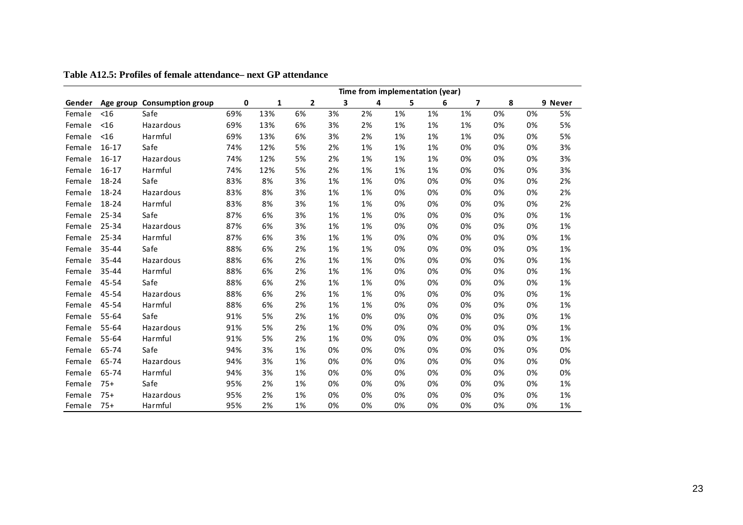**Table A12.5: Profiles of female attendance– next GP attendance**

| | | | Time from implementation (year) | | | | | | | | | | |
|---|---|---|---|---|---|---|---|---|---|---|---|---|---|
| Gender | Age group | Consumption group | 0 | 1 | 2 | 3 | 4 | 5 | 6 | 7 | 8 | 9 | Never |
| Female | <16 | Safe | 69% | 13% | 6% | 3% | 2% | 1% | 1% | 1% | 0% | 0% | 5% |
| Female | <16 | Hazardous | 69% | 13% | 6% | 3% | 2% | 1% | 1% | 1% | 0% | 0% | 5% |
| Female | <16 | Harmful | 69% | 13% | 6% | 3% | 2% | 1% | 1% | 1% | 0% | 0% | 5% |
| Female | 16-17 | Safe | 74% | 12% | 5% | 2% | 1% | 1% | 1% | 0% | 0% | 0% | 3% |
| Female | 16-17 | Hazardous | 74% | 12% | 5% | 2% | 1% | 1% | 1% | 0% | 0% | 0% | 3% |
| Female | 16-17 | Harmful | 74% | 12% | 5% | 2% | 1% | 1% | 1% | 0% | 0% | 0% | 3% |
| Female | 18-24 | Safe | 83% | 8% | 3% | 1% | 1% | 0% | 0% | 0% | 0% | 0% | 2% |
| Female | 18-24 | Hazardous | 83% | 8% | 3% | 1% | 1% | 0% | 0% | 0% | 0% | 0% | 2% |
| Female | 18-24 | Harmful | 83% | 8% | 3% | 1% | 1% | 0% | 0% | 0% | 0% | 0% | 2% |
| Female | 25-34 | Safe | 87% | 6% | 3% | 1% | 1% | 0% | 0% | 0% | 0% | 0% | 1% |
| Female | 25-34 | Hazardous | 87% | 6% | 3% | 1% | 1% | 0% | 0% | 0% | 0% | 0% | 1% |
| Female | 25-34 | Harmful | 87% | 6% | 3% | 1% | 1% | 0% | 0% | 0% | 0% | 0% | 1% |
| Female | 35-44 | Safe | 88% | 6% | 2% | 1% | 1% | 0% | 0% | 0% | 0% | 0% | 1% |
| Female | 35-44 | Hazardous | 88% | 6% | 2% | 1% | 1% | 0% | 0% | 0% | 0% | 0% | 1% |
| Female | 35-44 | Harmful | 88% | 6% | 2% | 1% | 1% | 0% | 0% | 0% | 0% | 0% | 1% |
| Female | 45-54 | Safe | 88% | 6% | 2% | 1% | 1% | 0% | 0% | 0% | 0% | 0% | 1% |
| Female | 45-54 | Hazardous | 88% | 6% | 2% | 1% | 1% | 0% | 0% | 0% | 0% | 0% | 1% |
| Female | 45-54 | Harmful | 88% | 6% | 2% | 1% | 1% | 0% | 0% | 0% | 0% | 0% | 1% |
| Female | 55-64 | Safe | 91% | 5% | 2% | 1% | 0% | 0% | 0% | 0% | 0% | 0% | 1% |
| Female | 55-64 | Hazardous | 91% | 5% | 2% | 1% | 0% | 0% | 0% | 0% | 0% | 0% | 1% |
| Female | 55-64 | Harmful | 91% | 5% | 2% | 1% | 0% | 0% | 0% | 0% | 0% | 0% | 1% |
| Female | 65-74 | Safe | 94% | 3% | 1% | 0% | 0% | 0% | 0% | 0% | 0% | 0% | 0% |
| Female | 65-74 | Hazardous | 94% | 3% | 1% | 0% | 0% | 0% | 0% | 0% | 0% | 0% | 0% |
| Female | 65-74 | Harmful | 94% | 3% | 1% | 0% | 0% | 0% | 0% | 0% | 0% | 0% | 0% |
| Female | 75+ | Safe | 95% | 2% | 1% | 0% | 0% | 0% | 0% | 0% | 0% | 0% | 1% |
| Female | 75+ | Hazardous | 95% | 2% | 1% | 0% | 0% | 0% | 0% | 0% | 0% | 0% | 1% |
| Female | 75+ | Harmful | 95% | 2% | 1% | 0% | 0% | 0% | 0% | 0% | 0% | 0% | 1% |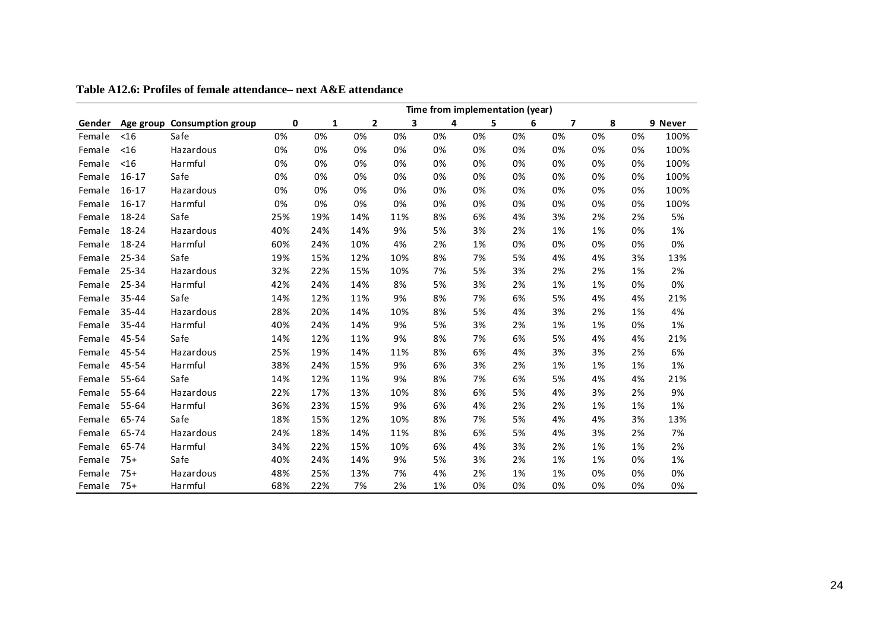**Table A12.6: Profiles of female attendance– next A&E attendance**

| | | | Time from implementation (year) | | | | | | | | | | |
|---|---|---|---|---|---|---|---|---|---|---|---|---|---|
| Gender | Age group | Consumption group | 0 | 1 | 2 | 3 | 4 | 5 | 6 | 7 | 8 | 9 | Never |
| Female | <16 | Safe | 0% | 0% | 0% | 0% | 0% | 0% | 0% | 0% | 0% | 0% | 100% |
| Female | <16 | Hazardous | 0% | 0% | 0% | 0% | 0% | 0% | 0% | 0% | 0% | 0% | 100% |
| Female | <16 | Harmful | 0% | 0% | 0% | 0% | 0% | 0% | 0% | 0% | 0% | 0% | 100% |
| Female | 16-17 | Safe | 0% | 0% | 0% | 0% | 0% | 0% | 0% | 0% | 0% | 0% | 100% |
| Female | 16-17 | Hazardous | 0% | 0% | 0% | 0% | 0% | 0% | 0% | 0% | 0% | 0% | 100% |
| Female | 16-17 | Harmful | 0% | 0% | 0% | 0% | 0% | 0% | 0% | 0% | 0% | 0% | 100% |
| Female | 18-24 | Safe | 25% | 19% | 14% | 11% | 8% | 6% | 4% | 3% | 2% | 2% | 5% |
| Female | 18-24 | Hazardous | 40% | 24% | 14% | 9% | 5% | 3% | 2% | 1% | 1% | 0% | 1% |
| Female | 18-24 | Harmful | 60% | 24% | 10% | 4% | 2% | 1% | 0% | 0% | 0% | 0% | 0% |
| Female | 25-34 | Safe | 19% | 15% | 12% | 10% | 8% | 7% | 5% | 4% | 4% | 3% | 13% |
| Female | 25-34 | Hazardous | 32% | 22% | 15% | 10% | 7% | 5% | 3% | 2% | 2% | 1% | 2% |
| Female | 25-34 | Harmful | 42% | 24% | 14% | 8% | 5% | 3% | 2% | 1% | 1% | 0% | 0% |
| Female | 35-44 | Safe | 14% | 12% | 11% | 9% | 8% | 7% | 6% | 5% | 4% | 4% | 21% |
| Female | 35-44 | Hazardous | 28% | 20% | 14% | 10% | 8% | 5% | 4% | 3% | 2% | 1% | 4% |
| Female | 35-44 | Harmful | 40% | 24% | 14% | 9% | 5% | 3% | 2% | 1% | 1% | 0% | 1% |
| Female | 45-54 | Safe | 14% | 12% | 11% | 9% | 8% | 7% | 6% | 5% | 4% | 4% | 21% |
| Female | 45-54 | Hazardous | 25% | 19% | 14% | 11% | 8% | 6% | 4% | 3% | 3% | 2% | 6% |
| Female | 45-54 | Harmful | 38% | 24% | 15% | 9% | 6% | 3% | 2% | 1% | 1% | 1% | 1% |
| Female | 55-64 | Safe | 14% | 12% | 11% | 9% | 8% | 7% | 6% | 5% | 4% | 4% | 21% |
| Female | 55-64 | Hazardous | 22% | 17% | 13% | 10% | 8% | 6% | 5% | 4% | 3% | 2% | 9% |
| Female | 55-64 | Harmful | 36% | 23% | 15% | 9% | 6% | 4% | 2% | 2% | 1% | 1% | 1% |
| Female | 65-74 | Safe | 18% | 15% | 12% | 10% | 8% | 7% | 5% | 4% | 4% | 3% | 13% |
| Female | 65-74 | Hazardous | 24% | 18% | 14% | 11% | 8% | 6% | 5% | 4% | 3% | 2% | 7% |
| Female | 65-74 | Harmful | 34% | 22% | 15% | 10% | 6% | 4% | 3% | 2% | 1% | 1% | 2% |
| Female | 75+ | Safe | 40% | 24% | 14% | 9% | 5% | 3% | 2% | 1% | 1% | 0% | 1% |
| Female | 75+ | Hazardous | 48% | 25% | 13% | 7% | 4% | 2% | 1% | 1% | 0% | 0% | 0% |
| Female | 75+ | Harmful | 68% | 22% | 7% | 2% | 1% | 0% | 0% | 0% | 0% | 0% | 0% |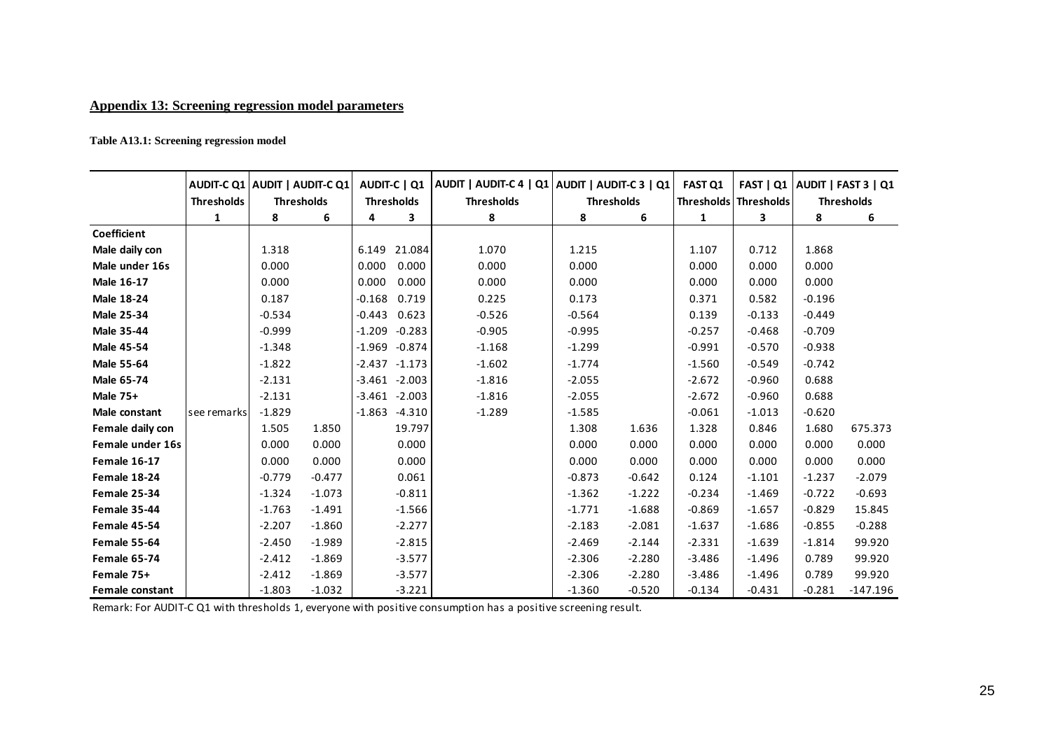## Appendix 13: Screening regression model parameters

**Table A13.1: Screening regression model**

| | AUDIT-C Q1 | AUDIT \| AUDIT-C Q1 | | AUDIT-C \| Q1 | | AUDIT \| AUDIT-C 4 \| Q1 | AUDIT \| AUDIT-C 3 \| Q1 | | FAST Q1 | FAST \| Q1 | AUDIT \| FAST 3 \| Q1 | |
|---|---|---|---|---|---|---|---|---|---|---|---|---|
| | Thresholds | Thresholds | | Thresholds | | Thresholds | Thresholds | | Thresholds | Thresholds | Thresholds | |
| | 1 | 8 | 6 | 4 | 3 | 8 | 8 | 6 | 1 | 3 | 8 | 6 |
| **Coefficient** | | | | | | | | | | | | |
| **Male daily con** | | 1.318 | | 6.149 | 21.084 | 1.070 | 1.215 | | 1.107 | 0.712 | 1.868 | |
| **Male under 16s** | | 0.000 | | 0.000 | 0.000 | 0.000 | 0.000 | | 0.000 | 0.000 | 0.000 | |
| **Male 16-17** | | 0.000 | | 0.000 | 0.000 | 0.000 | 0.000 | | 0.000 | 0.000 | 0.000 | |
| **Male 18-24** | | 0.187 | | -0.168 | 0.719 | 0.225 | 0.173 | | 0.371 | 0.582 | -0.196 | |
| **Male 25-34** | | -0.534 | | -0.443 | 0.623 | -0.526 | -0.564 | | 0.139 | -0.133 | -0.449 | |
| **Male 35-44** | | -0.999 | | -1.209 | -0.283 | -0.905 | -0.995 | | -0.257 | -0.468 | -0.709 | |
| **Male 45-54** | | -1.348 | | -1.969 | -0.874 | -1.168 | -1.299 | | -0.991 | -0.570 | -0.938 | |
| **Male 55-64** | | -1.822 | | -2.437 | -1.173 | -1.602 | -1.774 | | -1.560 | -0.549 | -0.742 | |
| **Male 65-74** | | -2.131 | | -3.461 | -2.003 | -1.816 | -2.055 | | -2.672 | -0.960 | 0.688 | |
| **Male 75+** | | -2.131 | | -3.461 | -2.003 | -1.816 | -2.055 | | -2.672 | -0.960 | 0.688 | |
| **Male constant** | see remarks | -1.829 | | -1.863 | -4.310 | -1.289 | -1.585 | | -0.061 | -1.013 | -0.620 | |
| **Female daily con** | | 1.505 | 1.850 | | 19.797 | | 1.308 | 1.636 | 1.328 | 0.846 | 1.680 | 675.373 |
| **Female under 16s** | | 0.000 | 0.000 | | 0.000 | | 0.000 | 0.000 | 0.000 | 0.000 | 0.000 | 0.000 |
| **Female 16-17** | | 0.000 | 0.000 | | 0.000 | | 0.000 | 0.000 | 0.000 | 0.000 | 0.000 | 0.000 |
| **Female 18-24** | | -0.779 | -0.477 | | 0.061 | | -0.873 | -0.642 | 0.124 | -1.101 | -1.237 | -2.079 |
| **Female 25-34** | | -1.324 | -1.073 | | -0.811 | | -1.362 | -1.222 | -0.234 | -1.469 | -0.722 | -0.693 |
| **Female 35-44** | | -1.763 | -1.491 | | -1.566 | | -1.771 | -1.688 | -0.869 | -1.657 | -0.829 | 15.845 |
| **Female 45-54** | | -2.207 | -1.860 | | -2.277 | | -2.183 | -2.081 | -1.637 | -1.686 | -0.855 | -0.288 |
| **Female 55-64** | | -2.450 | -1.989 | | -2.815 | | -2.469 | -2.144 | -2.331 | -1.639 | -1.814 | 99.920 |
| **Female 65-74** | | -2.412 | -1.869 | | -3.577 | | -2.306 | -2.280 | -3.486 | -1.496 | 0.789 | 99.920 |
| **Female 75+** | | -2.412 | -1.869 | | -3.577 | | -2.306 | -2.280 | -3.486 | -1.496 | 0.789 | 99.920 |
| **Female constant** | | -1.803 | -1.032 | | -3.221 | | -1.360 | -0.520 | -0.134 | -0.431 | -0.281 | -147.196 |

Remark: For AUDIT-C Q1 with thresholds 1, everyone with positive consumption has a positive screening result.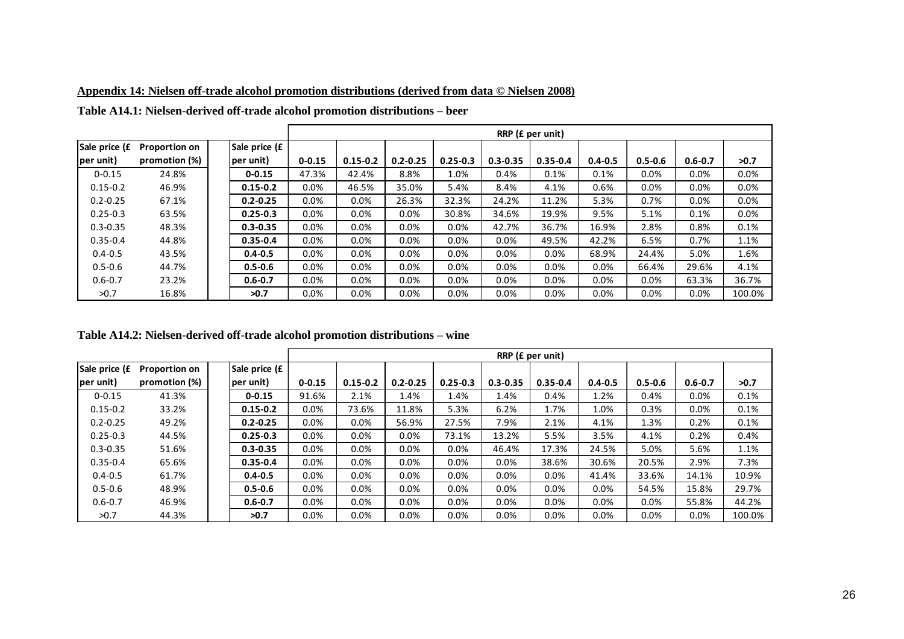**Appendix 14: Nielsen off-trade alcohol promotion distributions (derived from data © Nielsen 2008)**

**Table A14.1: Nielsen-derived off-trade alcohol promotion distributions – beer**

| Sale price (£ per unit) | Proportion on promotion (%) | | Sale price (£ per unit) | RRP (£ per unit) | | | | | | | | | |
|---|---|---|---|---|---|---|---|---|---|---|---|---|---|
| | | | | 0-0.15 | 0.15-0.2 | 0.2-0.25 | 0.25-0.3 | 0.3-0.35 | 0.35-0.4 | 0.4-0.5 | 0.5-0.6 | 0.6-0.7 | >0.7 |
| 0-0.15 | 24.8% | | **0-0.15** | 47.3% | 42.4% | 8.8% | 1.0% | 0.4% | 0.1% | 0.1% | 0.0% | 0.0% | 0.0% |
| 0.15-0.2 | 46.9% | | **0.15-0.2** | 0.0% | 46.5% | 35.0% | 5.4% | 8.4% | 4.1% | 0.6% | 0.0% | 0.0% | 0.0% |
| 0.2-0.25 | 67.1% | | **0.2-0.25** | 0.0% | 0.0% | 26.3% | 32.3% | 24.2% | 11.2% | 5.3% | 0.7% | 0.0% | 0.0% |
| 0.25-0.3 | 63.5% | | **0.25-0.3** | 0.0% | 0.0% | 0.0% | 30.8% | 34.6% | 19.9% | 9.5% | 5.1% | 0.1% | 0.0% |
| 0.3-0.35 | 48.3% | | **0.3-0.35** | 0.0% | 0.0% | 0.0% | 0.0% | 42.7% | 36.7% | 16.9% | 2.8% | 0.8% | 0.1% |
| 0.35-0.4 | 44.8% | | **0.35-0.4** | 0.0% | 0.0% | 0.0% | 0.0% | 0.0% | 49.5% | 42.2% | 6.5% | 0.7% | 1.1% |
| 0.4-0.5 | 43.5% | | **0.4-0.5** | 0.0% | 0.0% | 0.0% | 0.0% | 0.0% | 0.0% | 68.9% | 24.4% | 5.0% | 1.6% |
| 0.5-0.6 | 44.7% | | **0.5-0.6** | 0.0% | 0.0% | 0.0% | 0.0% | 0.0% | 0.0% | 0.0% | 66.4% | 29.6% | 4.1% |
| 0.6-0.7 | 23.2% | | **0.6-0.7** | 0.0% | 0.0% | 0.0% | 0.0% | 0.0% | 0.0% | 0.0% | 0.0% | 63.3% | 36.7% |
| >0.7 | 16.8% | | **>0.7** | 0.0% | 0.0% | 0.0% | 0.0% | 0.0% | 0.0% | 0.0% | 0.0% | 0.0% | 100.0% |

**Table A14.2: Nielsen-derived off-trade alcohol promotion distributions – wine**

| Sale price (£ per unit) | Proportion on promotion (%) | | Sale price (£ per unit) | RRP (£ per unit) | | | | | | | | | |
|---|---|---|---|---|---|---|---|---|---|---|---|---|---|
| | | | | 0-0.15 | 0.15-0.2 | 0.2-0.25 | 0.25-0.3 | 0.3-0.35 | 0.35-0.4 | 0.4-0.5 | 0.5-0.6 | 0.6-0.7 | >0.7 |
| 0-0.15 | 41.3% | | **0-0.15** | 91.6% | 2.1% | 1.4% | 1.4% | 1.4% | 0.4% | 1.2% | 0.4% | 0.0% | 0.1% |
| 0.15-0.2 | 33.2% | | **0.15-0.2** | 0.0% | 73.6% | 11.8% | 5.3% | 6.2% | 1.7% | 1.0% | 0.3% | 0.0% | 0.1% |
| 0.2-0.25 | 49.2% | | **0.2-0.25** | 0.0% | 0.0% | 56.9% | 27.5% | 7.9% | 2.1% | 4.1% | 1.3% | 0.2% | 0.1% |
| 0.25-0.3 | 44.5% | | **0.25-0.3** | 0.0% | 0.0% | 0.0% | 73.1% | 13.2% | 5.5% | 3.5% | 4.1% | 0.2% | 0.4% |
| 0.3-0.35 | 51.6% | | **0.3-0.35** | 0.0% | 0.0% | 0.0% | 0.0% | 46.4% | 17.3% | 24.5% | 5.0% | 5.6% | 1.1% |
| 0.35-0.4 | 65.6% | | **0.35-0.4** | 0.0% | 0.0% | 0.0% | 0.0% | 0.0% | 38.6% | 30.6% | 20.5% | 2.9% | 7.3% |
| 0.4-0.5 | 61.7% | | **0.4-0.5** | 0.0% | 0.0% | 0.0% | 0.0% | 0.0% | 0.0% | 41.4% | 33.6% | 14.1% | 10.9% |
| 0.5-0.6 | 48.9% | | **0.5-0.6** | 0.0% | 0.0% | 0.0% | 0.0% | 0.0% | 0.0% | 0.0% | 54.5% | 15.8% | 29.7% |
| 0.6-0.7 | 46.9% | | **0.6-0.7** | 0.0% | 0.0% | 0.0% | 0.0% | 0.0% | 0.0% | 0.0% | 0.0% | 55.8% | 44.2% |
| >0.7 | 44.3% | | **>0.7** | 0.0% | 0.0% | 0.0% | 0.0% | 0.0% | 0.0% | 0.0% | 0.0% | 0.0% | 100.0% |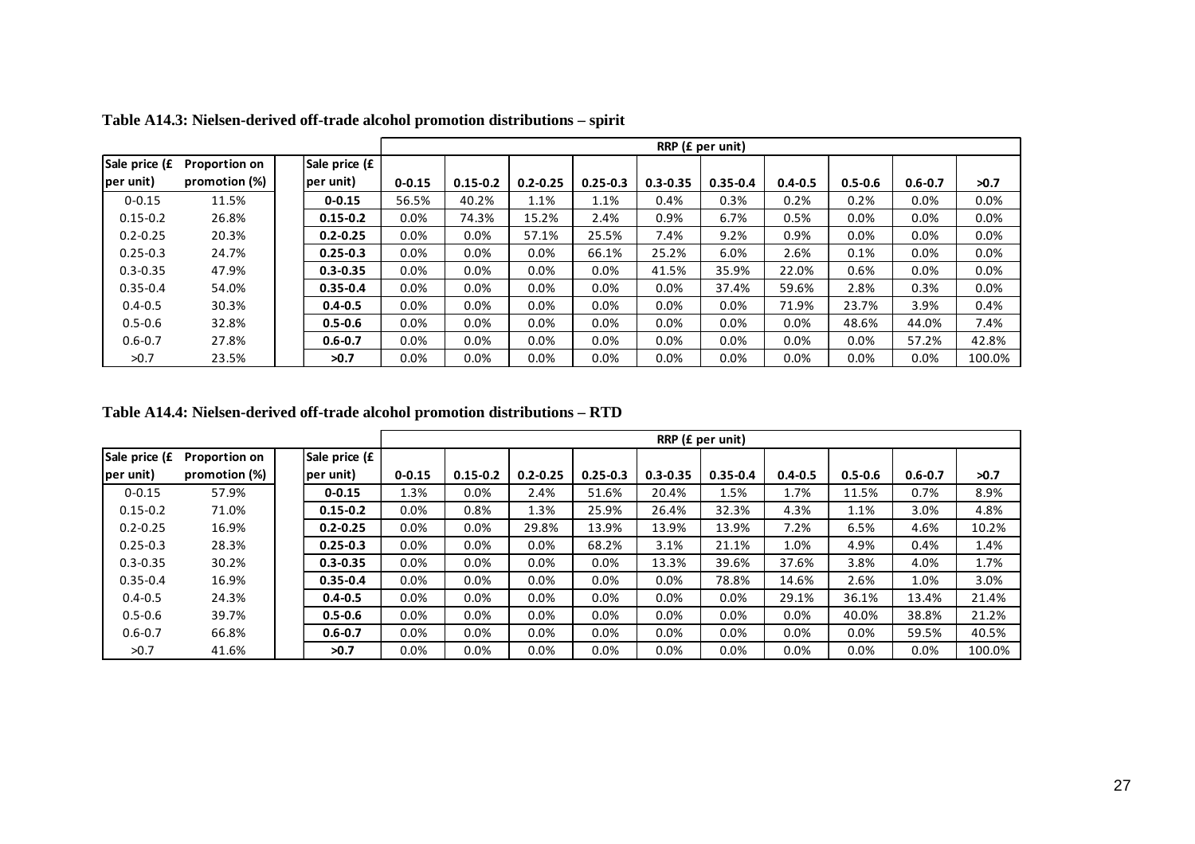**Table A14.3: Nielsen-derived off-trade alcohol promotion distributions – spirit**

| Sale price (£ per unit) | Proportion on promotion (%) | | Sale price (£ per unit) | RRP (£ per unit) | | | | | | | | | |
|---|---|---|---|---|---|---|---|---|---|---|---|---|---|
| | | | | **0-0.15** | **0.15-0.2** | **0.2-0.25** | **0.25-0.3** | **0.3-0.35** | **0.35-0.4** | **0.4-0.5** | **0.5-0.6** | **0.6-0.7** | **>0.7** |
| 0-0.15 | 11.5% | | **0-0.15** | 56.5% | 40.2% | 1.1% | 1.1% | 0.4% | 0.3% | 0.2% | 0.2% | 0.0% | 0.0% |
| 0.15-0.2 | 26.8% | | **0.15-0.2** | 0.0% | 74.3% | 15.2% | 2.4% | 0.9% | 6.7% | 0.5% | 0.0% | 0.0% | 0.0% |
| 0.2-0.25 | 20.3% | | **0.2-0.25** | 0.0% | 0.0% | 57.1% | 25.5% | 7.4% | 9.2% | 0.9% | 0.0% | 0.0% | 0.0% |
| 0.25-0.3 | 24.7% | | **0.25-0.3** | 0.0% | 0.0% | 0.0% | 66.1% | 25.2% | 6.0% | 2.6% | 0.1% | 0.0% | 0.0% |
| 0.3-0.35 | 47.9% | | **0.3-0.35** | 0.0% | 0.0% | 0.0% | 0.0% | 41.5% | 35.9% | 22.0% | 0.6% | 0.0% | 0.0% |
| 0.35-0.4 | 54.0% | | **0.35-0.4** | 0.0% | 0.0% | 0.0% | 0.0% | 0.0% | 37.4% | 59.6% | 2.8% | 0.3% | 0.0% |
| 0.4-0.5 | 30.3% | | **0.4-0.5** | 0.0% | 0.0% | 0.0% | 0.0% | 0.0% | 0.0% | 71.9% | 23.7% | 3.9% | 0.4% |
| 0.5-0.6 | 32.8% | | **0.5-0.6** | 0.0% | 0.0% | 0.0% | 0.0% | 0.0% | 0.0% | 0.0% | 48.6% | 44.0% | 7.4% |
| 0.6-0.7 | 27.8% | | **0.6-0.7** | 0.0% | 0.0% | 0.0% | 0.0% | 0.0% | 0.0% | 0.0% | 0.0% | 57.2% | 42.8% |
| >0.7 | 23.5% | | **>0.7** | 0.0% | 0.0% | 0.0% | 0.0% | 0.0% | 0.0% | 0.0% | 0.0% | 0.0% | 100.0% |

**Table A14.4: Nielsen-derived off-trade alcohol promotion distributions – RTD**

| Sale price (£ per unit) | Proportion on promotion (%) | | Sale price (£ per unit) | RRP (£ per unit) | | | | | | | | | |
|---|---|---|---|---|---|---|---|---|---|---|---|---|---|
| | | | | **0-0.15** | **0.15-0.2** | **0.2-0.25** | **0.25-0.3** | **0.3-0.35** | **0.35-0.4** | **0.4-0.5** | **0.5-0.6** | **0.6-0.7** | **>0.7** |
| 0-0.15 | 57.9% | | **0-0.15** | 1.3% | 0.0% | 2.4% | 51.6% | 20.4% | 1.5% | 1.7% | 11.5% | 0.7% | 8.9% |
| 0.15-0.2 | 71.0% | | **0.15-0.2** | 0.0% | 0.8% | 1.3% | 25.9% | 26.4% | 32.3% | 4.3% | 1.1% | 3.0% | 4.8% |
| 0.2-0.25 | 16.9% | | **0.2-0.25** | 0.0% | 0.0% | 29.8% | 13.9% | 13.9% | 13.9% | 7.2% | 6.5% | 4.6% | 10.2% |
| 0.25-0.3 | 28.3% | | **0.25-0.3** | 0.0% | 0.0% | 0.0% | 68.2% | 3.1% | 21.1% | 1.0% | 4.9% | 0.4% | 1.4% |
| 0.3-0.35 | 30.2% | | **0.3-0.35** | 0.0% | 0.0% | 0.0% | 0.0% | 13.3% | 39.6% | 37.6% | 3.8% | 4.0% | 1.7% |
| 0.35-0.4 | 16.9% | | **0.35-0.4** | 0.0% | 0.0% | 0.0% | 0.0% | 0.0% | 78.8% | 14.6% | 2.6% | 1.0% | 3.0% |
| 0.4-0.5 | 24.3% | | **0.4-0.5** | 0.0% | 0.0% | 0.0% | 0.0% | 0.0% | 0.0% | 29.1% | 36.1% | 13.4% | 21.4% |
| 0.5-0.6 | 39.7% | | **0.5-0.6** | 0.0% | 0.0% | 0.0% | 0.0% | 0.0% | 0.0% | 0.0% | 40.0% | 38.8% | 21.2% |
| 0.6-0.7 | 66.8% | | **0.6-0.7** | 0.0% | 0.0% | 0.0% | 0.0% | 0.0% | 0.0% | 0.0% | 0.0% | 59.5% | 40.5% |
| >0.7 | 41.6% | | **>0.7** | 0.0% | 0.0% | 0.0% | 0.0% | 0.0% | 0.0% | 0.0% | 0.0% | 0.0% | 100.0% |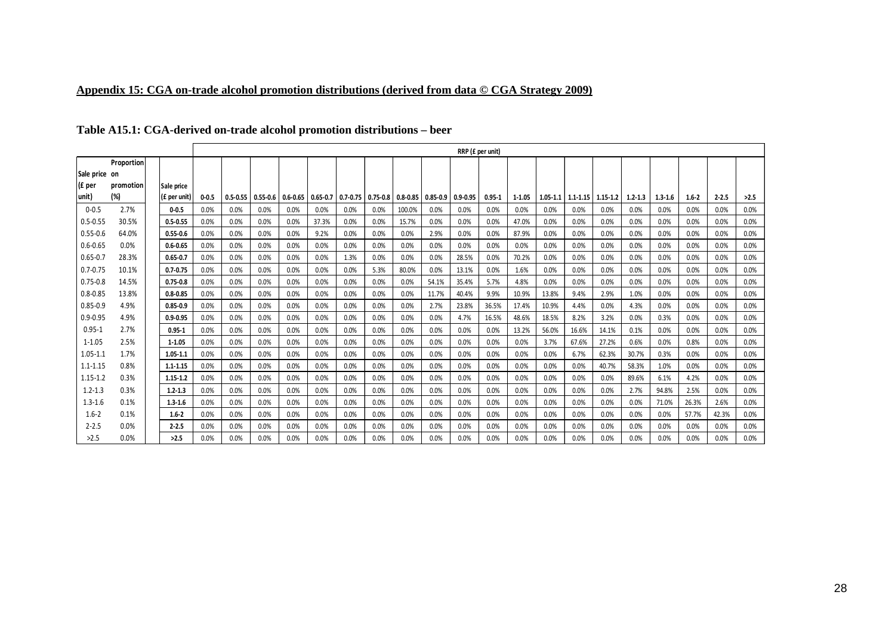## Appendix 15: CGA on-trade alcohol promotion distributions (derived from data © CGA Strategy 2009)

### Table A15.1: CGA-derived on-trade alcohol promotion distributions – beer

| Sale price (£ per unit) | Proportion on promotion (%) | | RRP (£ per unit) | | | | | | | | | | | | | | | | | | | | | |
|---|---|---|---|---|---|---|---|---|---|---|---|---|---|---|---|---|---|---|---|---|---|---|---|---|
| | | Sale price (£ per unit) | 0-0.5 | 0.5-0.55 | 0.55-0.6 | 0.6-0.65 | 0.65-0.7 | 0.7-0.75 | 0.75-0.8 | 0.8-0.85 | 0.85-0.9 | 0.9-0.95 | 0.95-1 | 1-1.05 | 1.05-1.1 | 1.1-1.15 | 1.15-1.2 | 1.2-1.3 | 1.3-1.6 | 1.6-2 | 2-2.5 | >2.5 |
| 0-0.5 | 2.7% | | **0-0.5** | 0.0% | 0.0% | 0.0% | 0.0% | 0.0% | 0.0% | 0.0% | 100.0% | 0.0% | 0.0% | 0.0% | 0.0% | 0.0% | 0.0% | 0.0% | 0.0% | 0.0% | 0.0% | 0.0% | 0.0% |
| 0.5-0.55 | 30.5% | | **0.5-0.55** | 0.0% | 0.0% | 0.0% | 0.0% | 37.3% | 0.0% | 0.0% | 15.7% | 0.0% | 0.0% | 0.0% | 47.0% | 0.0% | 0.0% | 0.0% | 0.0% | 0.0% | 0.0% | 0.0% | 0.0% |
| 0.55-0.6 | 64.0% | | **0.55-0.6** | 0.0% | 0.0% | 0.0% | 0.0% | 9.2% | 0.0% | 0.0% | 0.0% | 2.9% | 0.0% | 0.0% | 87.9% | 0.0% | 0.0% | 0.0% | 0.0% | 0.0% | 0.0% | 0.0% | 0.0% |
| 0.6-0.65 | 0.0% | | **0.6-0.65** | 0.0% | 0.0% | 0.0% | 0.0% | 0.0% | 0.0% | 0.0% | 0.0% | 0.0% | 0.0% | 0.0% | 0.0% | 0.0% | 0.0% | 0.0% | 0.0% | 0.0% | 0.0% | 0.0% | 0.0% |
| 0.65-0.7 | 28.3% | | **0.65-0.7** | 0.0% | 0.0% | 0.0% | 0.0% | 0.0% | 1.3% | 0.0% | 0.0% | 0.0% | 28.5% | 0.0% | 70.2% | 0.0% | 0.0% | 0.0% | 0.0% | 0.0% | 0.0% | 0.0% | 0.0% |
| 0.7-0.75 | 10.1% | | **0.7-0.75** | 0.0% | 0.0% | 0.0% | 0.0% | 0.0% | 0.0% | 5.3% | 80.0% | 0.0% | 13.1% | 0.0% | 1.6% | 0.0% | 0.0% | 0.0% | 0.0% | 0.0% | 0.0% | 0.0% | 0.0% |
| 0.75-0.8 | 14.5% | | **0.75-0.8** | 0.0% | 0.0% | 0.0% | 0.0% | 0.0% | 0.0% | 0.0% | 0.0% | 54.1% | 35.4% | 5.7% | 4.8% | 0.0% | 0.0% | 0.0% | 0.0% | 0.0% | 0.0% | 0.0% | 0.0% |
| 0.8-0.85 | 13.8% | | **0.8-0.85** | 0.0% | 0.0% | 0.0% | 0.0% | 0.0% | 0.0% | 0.0% | 0.0% | 11.7% | 40.4% | 9.9% | 10.9% | 13.8% | 9.4% | 2.9% | 1.0% | 0.0% | 0.0% | 0.0% | 0.0% |
| 0.85-0.9 | 4.9% | | **0.85-0.9** | 0.0% | 0.0% | 0.0% | 0.0% | 0.0% | 0.0% | 0.0% | 0.0% | 2.7% | 23.8% | 36.5% | 17.4% | 10.9% | 4.4% | 0.0% | 4.3% | 0.0% | 0.0% | 0.0% | 0.0% |
| 0.9-0.95 | 4.9% | | **0.9-0.95** | 0.0% | 0.0% | 0.0% | 0.0% | 0.0% | 0.0% | 0.0% | 0.0% | 0.0% | 4.7% | 16.5% | 48.6% | 18.5% | 8.2% | 3.2% | 0.0% | 0.3% | 0.0% | 0.0% | 0.0% |
| 0.95-1 | 2.7% | | **0.95-1** | 0.0% | 0.0% | 0.0% | 0.0% | 0.0% | 0.0% | 0.0% | 0.0% | 0.0% | 0.0% | 0.0% | 13.2% | 56.0% | 16.6% | 14.1% | 0.1% | 0.0% | 0.0% | 0.0% | 0.0% |
| 1-1.05 | 2.5% | | **1-1.05** | 0.0% | 0.0% | 0.0% | 0.0% | 0.0% | 0.0% | 0.0% | 0.0% | 0.0% | 0.0% | 0.0% | 0.0% | 3.7% | 67.6% | 27.2% | 0.6% | 0.0% | 0.8% | 0.0% | 0.0% |
| 1.05-1.1 | 1.7% | | **1.05-1.1** | 0.0% | 0.0% | 0.0% | 0.0% | 0.0% | 0.0% | 0.0% | 0.0% | 0.0% | 0.0% | 0.0% | 0.0% | 0.0% | 6.7% | 62.3% | 30.7% | 0.3% | 0.0% | 0.0% | 0.0% |
| 1.1-1.15 | 0.8% | | **1.1-1.15** | 0.0% | 0.0% | 0.0% | 0.0% | 0.0% | 0.0% | 0.0% | 0.0% | 0.0% | 0.0% | 0.0% | 0.0% | 0.0% | 0.0% | 40.7% | 58.3% | 1.0% | 0.0% | 0.0% | 0.0% |
| 1.15-1.2 | 0.3% | | **1.15-1.2** | 0.0% | 0.0% | 0.0% | 0.0% | 0.0% | 0.0% | 0.0% | 0.0% | 0.0% | 0.0% | 0.0% | 0.0% | 0.0% | 0.0% | 0.0% | 89.6% | 6.1% | 4.2% | 0.0% | 0.0% |
| 1.2-1.3 | 0.3% | | **1.2-1.3** | 0.0% | 0.0% | 0.0% | 0.0% | 0.0% | 0.0% | 0.0% | 0.0% | 0.0% | 0.0% | 0.0% | 0.0% | 0.0% | 0.0% | 0.0% | 2.7% | 94.8% | 2.5% | 0.0% | 0.0% |
| 1.3-1.6 | 0.1% | | **1.3-1.6** | 0.0% | 0.0% | 0.0% | 0.0% | 0.0% | 0.0% | 0.0% | 0.0% | 0.0% | 0.0% | 0.0% | 0.0% | 0.0% | 0.0% | 0.0% | 0.0% | 71.0% | 26.3% | 2.6% | 0.0% |
| 1.6-2 | 0.1% | | **1.6-2** | 0.0% | 0.0% | 0.0% | 0.0% | 0.0% | 0.0% | 0.0% | 0.0% | 0.0% | 0.0% | 0.0% | 0.0% | 0.0% | 0.0% | 0.0% | 0.0% | 0.0% | 57.7% | 42.3% | 0.0% |
| 2-2.5 | 0.0% | | **2-2.5** | 0.0% | 0.0% | 0.0% | 0.0% | 0.0% | 0.0% | 0.0% | 0.0% | 0.0% | 0.0% | 0.0% | 0.0% | 0.0% | 0.0% | 0.0% | 0.0% | 0.0% | 0.0% | 0.0% | 0.0% |
| >2.5 | 0.0% | | **>2.5** | 0.0% | 0.0% | 0.0% | 0.0% | 0.0% | 0.0% | 0.0% | 0.0% | 0.0% | 0.0% | 0.0% | 0.0% | 0.0% | 0.0% | 0.0% | 0.0% | 0.0% | 0.0% | 0.0% | 0.0% |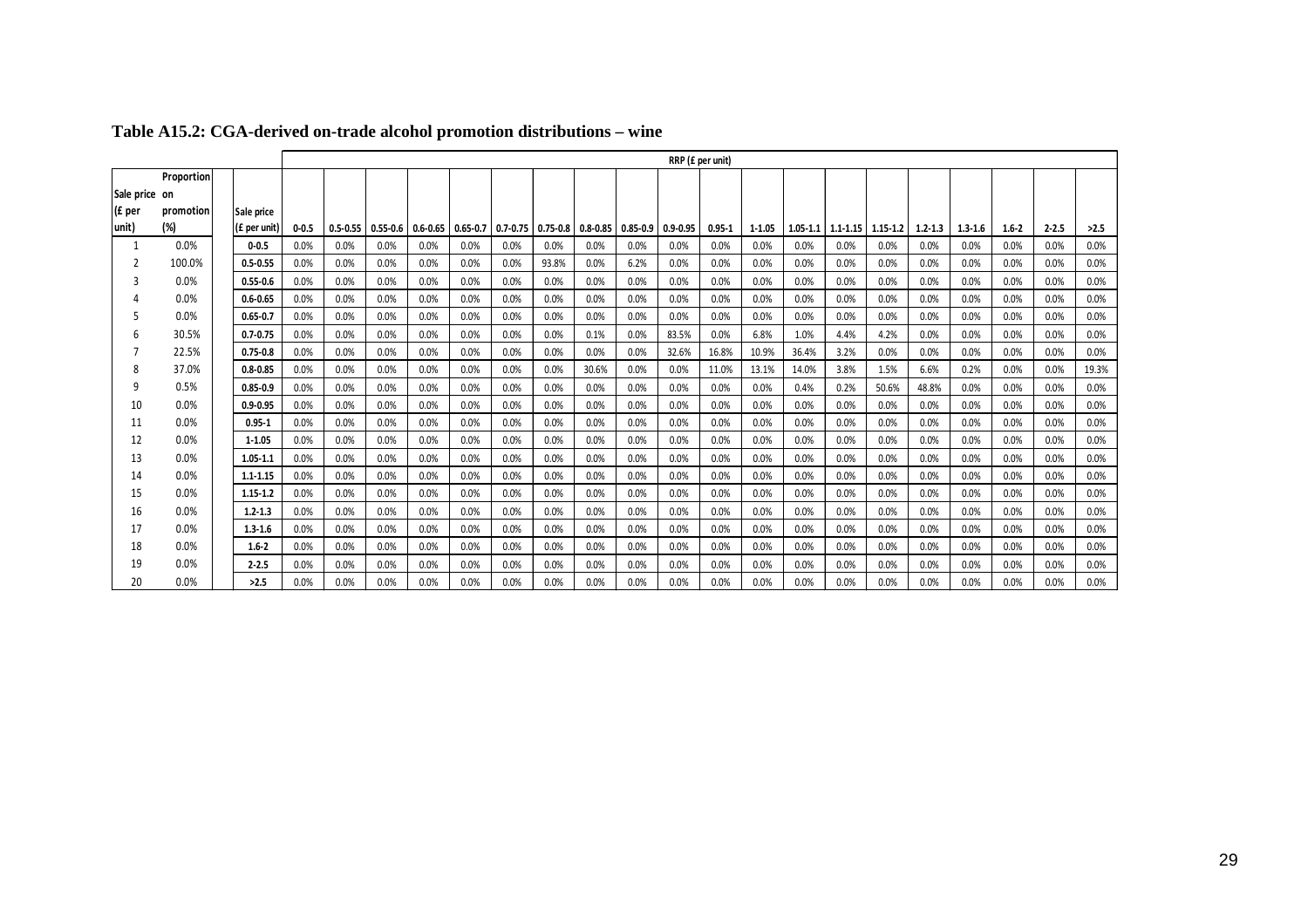**Table A15.2: CGA-derived on-trade alcohol promotion distributions – wine**

| Sale price on (£ per unit) | Proportion promotion (%) | Sale price (£ per unit) | RRP (£ per unit) | | | | | | | | | | | | | | | | | | | |
|---|---|---|---|---|---|---|---|---|---|---|---|---|---|---|---|---|---|---|---|---|---|---|
| | | | 0-0.5 | 0.5-0.55 | 0.55-0.6 | 0.6-0.65 | 0.65-0.7 | 0.7-0.75 | 0.75-0.8 | 0.8-0.85 | 0.85-0.9 | 0.9-0.95 | 0.95-1 | 1-1.05 | 1.05-1.1 | 1.1-1.15 | 1.15-1.2 | 1.2-1.3 | 1.3-1.6 | 1.6-2 | 2-2.5 | >2.5 |
| 1 | 0.0% | 0-0.5 | 0.0% | 0.0% | 0.0% | 0.0% | 0.0% | 0.0% | 0.0% | 0.0% | 0.0% | 0.0% | 0.0% | 0.0% | 0.0% | 0.0% | 0.0% | 0.0% | 0.0% | 0.0% | 0.0% | 0.0% |
| 2 | 100.0% | 0.5-0.55 | 0.0% | 0.0% | 0.0% | 0.0% | 0.0% | 0.0% | 93.8% | 0.0% | 6.2% | 0.0% | 0.0% | 0.0% | 0.0% | 0.0% | 0.0% | 0.0% | 0.0% | 0.0% | 0.0% | 0.0% |
| 3 | 0.0% | 0.55-0.6 | 0.0% | 0.0% | 0.0% | 0.0% | 0.0% | 0.0% | 0.0% | 0.0% | 0.0% | 0.0% | 0.0% | 0.0% | 0.0% | 0.0% | 0.0% | 0.0% | 0.0% | 0.0% | 0.0% | 0.0% |
| 4 | 0.0% | 0.6-0.65 | 0.0% | 0.0% | 0.0% | 0.0% | 0.0% | 0.0% | 0.0% | 0.0% | 0.0% | 0.0% | 0.0% | 0.0% | 0.0% | 0.0% | 0.0% | 0.0% | 0.0% | 0.0% | 0.0% | 0.0% |
| 5 | 0.0% | 0.65-0.7 | 0.0% | 0.0% | 0.0% | 0.0% | 0.0% | 0.0% | 0.0% | 0.0% | 0.0% | 0.0% | 0.0% | 0.0% | 0.0% | 0.0% | 0.0% | 0.0% | 0.0% | 0.0% | 0.0% | 0.0% |
| 6 | 30.5% | 0.7-0.75 | 0.0% | 0.0% | 0.0% | 0.0% | 0.0% | 0.0% | 0.0% | 0.1% | 0.0% | 83.5% | 0.0% | 6.8% | 1.0% | 4.4% | 4.2% | 0.0% | 0.0% | 0.0% | 0.0% | 0.0% |
| 7 | 22.5% | 0.75-0.8 | 0.0% | 0.0% | 0.0% | 0.0% | 0.0% | 0.0% | 0.0% | 0.0% | 0.0% | 32.6% | 16.8% | 10.9% | 36.4% | 3.2% | 0.0% | 0.0% | 0.0% | 0.0% | 0.0% | 0.0% |
| 8 | 37.0% | 0.8-0.85 | 0.0% | 0.0% | 0.0% | 0.0% | 0.0% | 0.0% | 0.0% | 30.6% | 0.0% | 0.0% | 11.0% | 13.1% | 14.0% | 3.8% | 1.5% | 6.6% | 0.2% | 0.0% | 0.0% | 19.3% |
| 9 | 0.5% | 0.85-0.9 | 0.0% | 0.0% | 0.0% | 0.0% | 0.0% | 0.0% | 0.0% | 0.0% | 0.0% | 0.0% | 0.0% | 0.0% | 0.4% | 0.2% | 50.6% | 48.8% | 0.0% | 0.0% | 0.0% | 0.0% |
| 10 | 0.0% | 0.9-0.95 | 0.0% | 0.0% | 0.0% | 0.0% | 0.0% | 0.0% | 0.0% | 0.0% | 0.0% | 0.0% | 0.0% | 0.0% | 0.0% | 0.0% | 0.0% | 0.0% | 0.0% | 0.0% | 0.0% | 0.0% |
| 11 | 0.0% | 0.95-1 | 0.0% | 0.0% | 0.0% | 0.0% | 0.0% | 0.0% | 0.0% | 0.0% | 0.0% | 0.0% | 0.0% | 0.0% | 0.0% | 0.0% | 0.0% | 0.0% | 0.0% | 0.0% | 0.0% | 0.0% |
| 12 | 0.0% | 1-1.05 | 0.0% | 0.0% | 0.0% | 0.0% | 0.0% | 0.0% | 0.0% | 0.0% | 0.0% | 0.0% | 0.0% | 0.0% | 0.0% | 0.0% | 0.0% | 0.0% | 0.0% | 0.0% | 0.0% | 0.0% |
| 13 | 0.0% | 1.05-1.1 | 0.0% | 0.0% | 0.0% | 0.0% | 0.0% | 0.0% | 0.0% | 0.0% | 0.0% | 0.0% | 0.0% | 0.0% | 0.0% | 0.0% | 0.0% | 0.0% | 0.0% | 0.0% | 0.0% | 0.0% |
| 14 | 0.0% | 1.1-1.15 | 0.0% | 0.0% | 0.0% | 0.0% | 0.0% | 0.0% | 0.0% | 0.0% | 0.0% | 0.0% | 0.0% | 0.0% | 0.0% | 0.0% | 0.0% | 0.0% | 0.0% | 0.0% | 0.0% | 0.0% |
| 15 | 0.0% | 1.15-1.2 | 0.0% | 0.0% | 0.0% | 0.0% | 0.0% | 0.0% | 0.0% | 0.0% | 0.0% | 0.0% | 0.0% | 0.0% | 0.0% | 0.0% | 0.0% | 0.0% | 0.0% | 0.0% | 0.0% | 0.0% |
| 16 | 0.0% | 1.2-1.3 | 0.0% | 0.0% | 0.0% | 0.0% | 0.0% | 0.0% | 0.0% | 0.0% | 0.0% | 0.0% | 0.0% | 0.0% | 0.0% | 0.0% | 0.0% | 0.0% | 0.0% | 0.0% | 0.0% | 0.0% |
| 17 | 0.0% | 1.3-1.6 | 0.0% | 0.0% | 0.0% | 0.0% | 0.0% | 0.0% | 0.0% | 0.0% | 0.0% | 0.0% | 0.0% | 0.0% | 0.0% | 0.0% | 0.0% | 0.0% | 0.0% | 0.0% | 0.0% | 0.0% |
| 18 | 0.0% | 1.6-2 | 0.0% | 0.0% | 0.0% | 0.0% | 0.0% | 0.0% | 0.0% | 0.0% | 0.0% | 0.0% | 0.0% | 0.0% | 0.0% | 0.0% | 0.0% | 0.0% | 0.0% | 0.0% | 0.0% | 0.0% |
| 19 | 0.0% | 2-2.5 | 0.0% | 0.0% | 0.0% | 0.0% | 0.0% | 0.0% | 0.0% | 0.0% | 0.0% | 0.0% | 0.0% | 0.0% | 0.0% | 0.0% | 0.0% | 0.0% | 0.0% | 0.0% | 0.0% | 0.0% |
| 20 | 0.0% | >2.5 | 0.0% | 0.0% | 0.0% | 0.0% | 0.0% | 0.0% | 0.0% | 0.0% | 0.0% | 0.0% | 0.0% | 0.0% | 0.0% | 0.0% | 0.0% | 0.0% | 0.0% | 0.0% | 0.0% | 0.0% |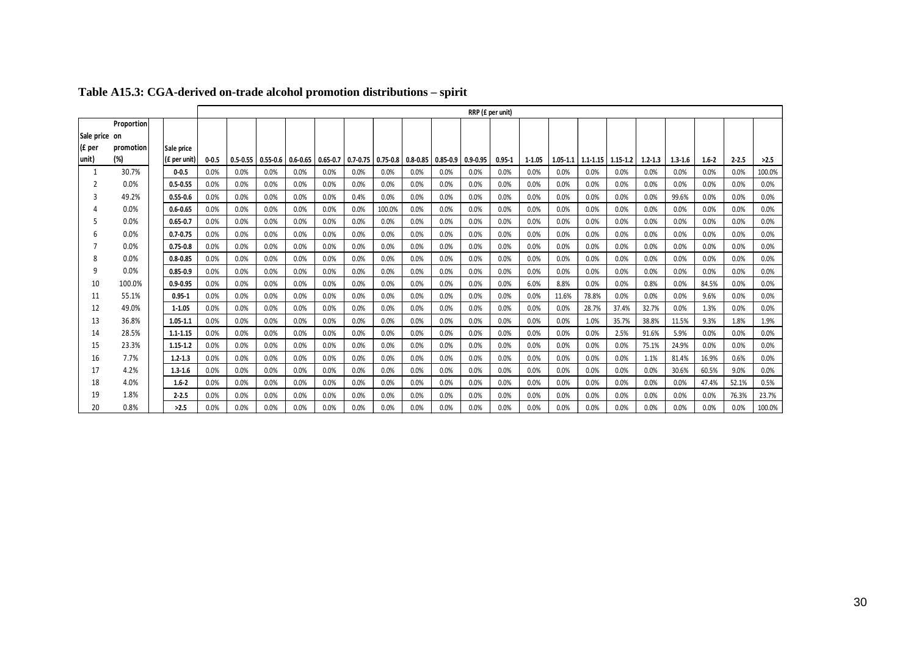**Table A15.3: CGA-derived on-trade alcohol promotion distributions – spirit**

| Sale price on (£ per unit) | Proportion promotion (%) | Sale price (£ per unit) | RRP (£ per unit) | | | | | | | | | | | | | | | | | | | | |
|---|---|---|---|---|---|---|---|---|---|---|---|---|---|---|---|---|---|---|---|---|---|---|---|
| | | | 0-0.5 | 0.5-0.55 | 0.55-0.6 | 0.6-0.65 | 0.65-0.7 | 0.7-0.75 | 0.75-0.8 | 0.8-0.85 | 0.85-0.9 | 0.9-0.95 | 0.95-1 | 1-1.05 | 1.05-1.1 | 1.1-1.15 | 1.15-1.2 | 1.2-1.3 | 1.3-1.6 | 1.6-2 | 2-2.5 | >2.5 |
| 1 | 30.7% | 0-0.5 | 0.0% | 0.0% | 0.0% | 0.0% | 0.0% | 0.0% | 0.0% | 0.0% | 0.0% | 0.0% | 0.0% | 0.0% | 0.0% | 0.0% | 0.0% | 0.0% | 0.0% | 0.0% | 0.0% | 100.0% |
| 2 | 0.0% | 0.5-0.55 | 0.0% | 0.0% | 0.0% | 0.0% | 0.0% | 0.0% | 0.0% | 0.0% | 0.0% | 0.0% | 0.0% | 0.0% | 0.0% | 0.0% | 0.0% | 0.0% | 0.0% | 0.0% | 0.0% | 0.0% |
| 3 | 49.2% | 0.55-0.6 | 0.0% | 0.0% | 0.0% | 0.0% | 0.0% | 0.4% | 0.0% | 0.0% | 0.0% | 0.0% | 0.0% | 0.0% | 0.0% | 0.0% | 0.0% | 0.0% | 99.6% | 0.0% | 0.0% | 0.0% |
| 4 | 0.0% | 0.6-0.65 | 0.0% | 0.0% | 0.0% | 0.0% | 0.0% | 0.0% | 100.0% | 0.0% | 0.0% | 0.0% | 0.0% | 0.0% | 0.0% | 0.0% | 0.0% | 0.0% | 0.0% | 0.0% | 0.0% | 0.0% |
| 5 | 0.0% | 0.65-0.7 | 0.0% | 0.0% | 0.0% | 0.0% | 0.0% | 0.0% | 0.0% | 0.0% | 0.0% | 0.0% | 0.0% | 0.0% | 0.0% | 0.0% | 0.0% | 0.0% | 0.0% | 0.0% | 0.0% | 0.0% |
| 6 | 0.0% | 0.7-0.75 | 0.0% | 0.0% | 0.0% | 0.0% | 0.0% | 0.0% | 0.0% | 0.0% | 0.0% | 0.0% | 0.0% | 0.0% | 0.0% | 0.0% | 0.0% | 0.0% | 0.0% | 0.0% | 0.0% | 0.0% |
| 7 | 0.0% | 0.75-0.8 | 0.0% | 0.0% | 0.0% | 0.0% | 0.0% | 0.0% | 0.0% | 0.0% | 0.0% | 0.0% | 0.0% | 0.0% | 0.0% | 0.0% | 0.0% | 0.0% | 0.0% | 0.0% | 0.0% | 0.0% |
| 8 | 0.0% | 0.8-0.85 | 0.0% | 0.0% | 0.0% | 0.0% | 0.0% | 0.0% | 0.0% | 0.0% | 0.0% | 0.0% | 0.0% | 0.0% | 0.0% | 0.0% | 0.0% | 0.0% | 0.0% | 0.0% | 0.0% | 0.0% |
| 9 | 0.0% | 0.85-0.9 | 0.0% | 0.0% | 0.0% | 0.0% | 0.0% | 0.0% | 0.0% | 0.0% | 0.0% | 0.0% | 0.0% | 0.0% | 0.0% | 0.0% | 0.0% | 0.0% | 0.0% | 0.0% | 0.0% | 0.0% |
| 10 | 100.0% | 0.9-0.95 | 0.0% | 0.0% | 0.0% | 0.0% | 0.0% | 0.0% | 0.0% | 0.0% | 0.0% | 0.0% | 0.0% | 6.0% | 8.8% | 0.0% | 0.0% | 0.8% | 0.0% | 84.5% | 0.0% | 0.0% |
| 11 | 55.1% | 0.95-1 | 0.0% | 0.0% | 0.0% | 0.0% | 0.0% | 0.0% | 0.0% | 0.0% | 0.0% | 0.0% | 0.0% | 0.0% | 11.6% | 78.8% | 0.0% | 0.0% | 0.0% | 9.6% | 0.0% | 0.0% |
| 12 | 49.0% | 1-1.05 | 0.0% | 0.0% | 0.0% | 0.0% | 0.0% | 0.0% | 0.0% | 0.0% | 0.0% | 0.0% | 0.0% | 0.0% | 0.0% | 28.7% | 37.4% | 32.7% | 0.0% | 1.3% | 0.0% | 0.0% |
| 13 | 36.8% | 1.05-1.1 | 0.0% | 0.0% | 0.0% | 0.0% | 0.0% | 0.0% | 0.0% | 0.0% | 0.0% | 0.0% | 0.0% | 0.0% | 0.0% | 1.0% | 35.7% | 38.8% | 11.5% | 9.3% | 1.8% | 1.9% |
| 14 | 28.5% | 1.1-1.15 | 0.0% | 0.0% | 0.0% | 0.0% | 0.0% | 0.0% | 0.0% | 0.0% | 0.0% | 0.0% | 0.0% | 0.0% | 0.0% | 0.0% | 2.5% | 91.6% | 5.9% | 0.0% | 0.0% | 0.0% |
| 15 | 23.3% | 1.15-1.2 | 0.0% | 0.0% | 0.0% | 0.0% | 0.0% | 0.0% | 0.0% | 0.0% | 0.0% | 0.0% | 0.0% | 0.0% | 0.0% | 0.0% | 0.0% | 75.1% | 24.9% | 0.0% | 0.0% | 0.0% |
| 16 | 7.7% | 1.2-1.3 | 0.0% | 0.0% | 0.0% | 0.0% | 0.0% | 0.0% | 0.0% | 0.0% | 0.0% | 0.0% | 0.0% | 0.0% | 0.0% | 0.0% | 0.0% | 1.1% | 81.4% | 16.9% | 0.6% | 0.0% |
| 17 | 4.2% | 1.3-1.6 | 0.0% | 0.0% | 0.0% | 0.0% | 0.0% | 0.0% | 0.0% | 0.0% | 0.0% | 0.0% | 0.0% | 0.0% | 0.0% | 0.0% | 0.0% | 0.0% | 30.6% | 60.5% | 9.0% | 0.0% |
| 18 | 4.0% | 1.6-2 | 0.0% | 0.0% | 0.0% | 0.0% | 0.0% | 0.0% | 0.0% | 0.0% | 0.0% | 0.0% | 0.0% | 0.0% | 0.0% | 0.0% | 0.0% | 0.0% | 0.0% | 47.4% | 52.1% | 0.5% |
| 19 | 1.8% | 2-2.5 | 0.0% | 0.0% | 0.0% | 0.0% | 0.0% | 0.0% | 0.0% | 0.0% | 0.0% | 0.0% | 0.0% | 0.0% | 0.0% | 0.0% | 0.0% | 0.0% | 0.0% | 0.0% | 76.3% | 23.7% |
| 20 | 0.8% | >2.5 | 0.0% | 0.0% | 0.0% | 0.0% | 0.0% | 0.0% | 0.0% | 0.0% | 0.0% | 0.0% | 0.0% | 0.0% | 0.0% | 0.0% | 0.0% | 0.0% | 0.0% | 0.0% | 0.0% | 100.0% |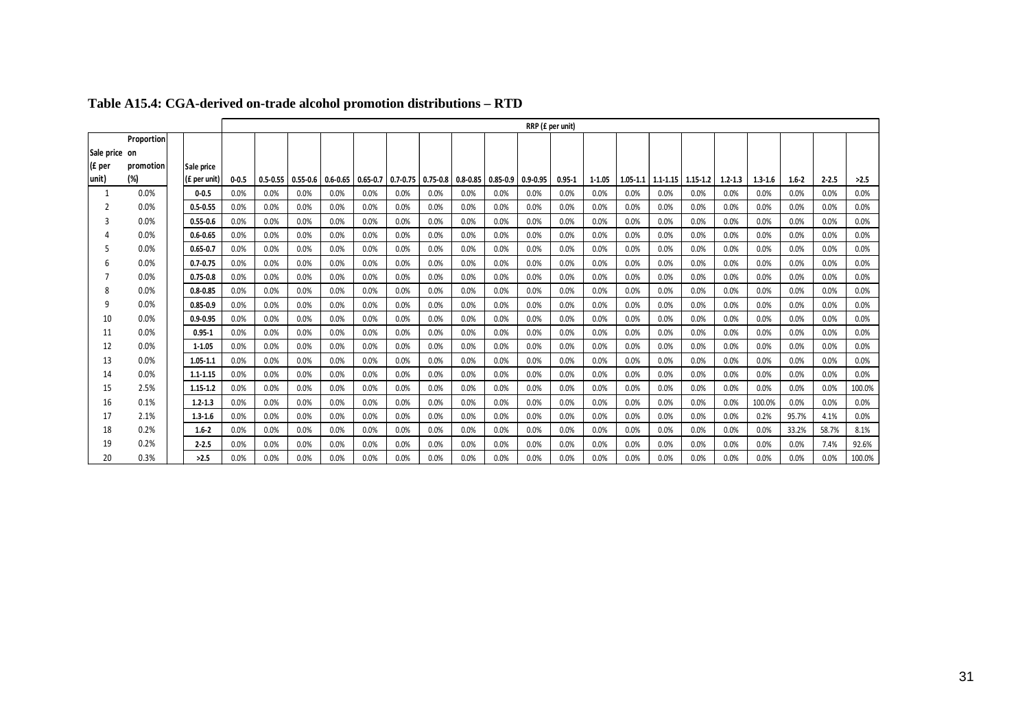**Table A15.4: CGA-derived on-trade alcohol promotion distributions – RTD**

| | | | RRP (£ per unit) | | | | | | | | | | | | | | | | | | | | |
|---|---|---|---|---|---|---|---|---|---|---|---|---|---|---|---|---|---|---|---|---|---|---|---|
| Sale price on (£ per unit) | Proportion promotion (%) | Sale price (£ per unit) | 0-0.5 | 0.5-0.55 | 0.55-0.6 | 0.6-0.65 | 0.65-0.7 | 0.7-0.75 | 0.75-0.8 | 0.8-0.85 | 0.85-0.9 | 0.9-0.95 | 0.95-1 | 1-1.05 | 1.05-1.1 | 1.1-1.15 | 1.15-1.2 | 1.2-1.3 | 1.3-1.6 | 1.6-2 | 2-2.5 | >2.5 |
| 1 | 0.0% | 0-0.5 | 0.0% | 0.0% | 0.0% | 0.0% | 0.0% | 0.0% | 0.0% | 0.0% | 0.0% | 0.0% | 0.0% | 0.0% | 0.0% | 0.0% | 0.0% | 0.0% | 0.0% | 0.0% | 0.0% | 0.0% |
| 2 | 0.0% | 0.5-0.55 | 0.0% | 0.0% | 0.0% | 0.0% | 0.0% | 0.0% | 0.0% | 0.0% | 0.0% | 0.0% | 0.0% | 0.0% | 0.0% | 0.0% | 0.0% | 0.0% | 0.0% | 0.0% | 0.0% | 0.0% |
| 3 | 0.0% | 0.55-0.6 | 0.0% | 0.0% | 0.0% | 0.0% | 0.0% | 0.0% | 0.0% | 0.0% | 0.0% | 0.0% | 0.0% | 0.0% | 0.0% | 0.0% | 0.0% | 0.0% | 0.0% | 0.0% | 0.0% | 0.0% |
| 4 | 0.0% | 0.6-0.65 | 0.0% | 0.0% | 0.0% | 0.0% | 0.0% | 0.0% | 0.0% | 0.0% | 0.0% | 0.0% | 0.0% | 0.0% | 0.0% | 0.0% | 0.0% | 0.0% | 0.0% | 0.0% | 0.0% | 0.0% |
| 5 | 0.0% | 0.65-0.7 | 0.0% | 0.0% | 0.0% | 0.0% | 0.0% | 0.0% | 0.0% | 0.0% | 0.0% | 0.0% | 0.0% | 0.0% | 0.0% | 0.0% | 0.0% | 0.0% | 0.0% | 0.0% | 0.0% | 0.0% |
| 6 | 0.0% | 0.7-0.75 | 0.0% | 0.0% | 0.0% | 0.0% | 0.0% | 0.0% | 0.0% | 0.0% | 0.0% | 0.0% | 0.0% | 0.0% | 0.0% | 0.0% | 0.0% | 0.0% | 0.0% | 0.0% | 0.0% | 0.0% |
| 7 | 0.0% | 0.75-0.8 | 0.0% | 0.0% | 0.0% | 0.0% | 0.0% | 0.0% | 0.0% | 0.0% | 0.0% | 0.0% | 0.0% | 0.0% | 0.0% | 0.0% | 0.0% | 0.0% | 0.0% | 0.0% | 0.0% | 0.0% |
| 8 | 0.0% | 0.8-0.85 | 0.0% | 0.0% | 0.0% | 0.0% | 0.0% | 0.0% | 0.0% | 0.0% | 0.0% | 0.0% | 0.0% | 0.0% | 0.0% | 0.0% | 0.0% | 0.0% | 0.0% | 0.0% | 0.0% | 0.0% |
| 9 | 0.0% | 0.85-0.9 | 0.0% | 0.0% | 0.0% | 0.0% | 0.0% | 0.0% | 0.0% | 0.0% | 0.0% | 0.0% | 0.0% | 0.0% | 0.0% | 0.0% | 0.0% | 0.0% | 0.0% | 0.0% | 0.0% | 0.0% |
| 10 | 0.0% | 0.9-0.95 | 0.0% | 0.0% | 0.0% | 0.0% | 0.0% | 0.0% | 0.0% | 0.0% | 0.0% | 0.0% | 0.0% | 0.0% | 0.0% | 0.0% | 0.0% | 0.0% | 0.0% | 0.0% | 0.0% | 0.0% |
| 11 | 0.0% | 0.95-1 | 0.0% | 0.0% | 0.0% | 0.0% | 0.0% | 0.0% | 0.0% | 0.0% | 0.0% | 0.0% | 0.0% | 0.0% | 0.0% | 0.0% | 0.0% | 0.0% | 0.0% | 0.0% | 0.0% | 0.0% |
| 12 | 0.0% | 1-1.05 | 0.0% | 0.0% | 0.0% | 0.0% | 0.0% | 0.0% | 0.0% | 0.0% | 0.0% | 0.0% | 0.0% | 0.0% | 0.0% | 0.0% | 0.0% | 0.0% | 0.0% | 0.0% | 0.0% | 0.0% |
| 13 | 0.0% | 1.05-1.1 | 0.0% | 0.0% | 0.0% | 0.0% | 0.0% | 0.0% | 0.0% | 0.0% | 0.0% | 0.0% | 0.0% | 0.0% | 0.0% | 0.0% | 0.0% | 0.0% | 0.0% | 0.0% | 0.0% | 0.0% |
| 14 | 0.0% | 1.1-1.15 | 0.0% | 0.0% | 0.0% | 0.0% | 0.0% | 0.0% | 0.0% | 0.0% | 0.0% | 0.0% | 0.0% | 0.0% | 0.0% | 0.0% | 0.0% | 0.0% | 0.0% | 0.0% | 0.0% | 0.0% |
| 15 | 2.5% | 1.15-1.2 | 0.0% | 0.0% | 0.0% | 0.0% | 0.0% | 0.0% | 0.0% | 0.0% | 0.0% | 0.0% | 0.0% | 0.0% | 0.0% | 0.0% | 0.0% | 0.0% | 0.0% | 0.0% | 0.0% | 100.0% |
| 16 | 0.1% | 1.2-1.3 | 0.0% | 0.0% | 0.0% | 0.0% | 0.0% | 0.0% | 0.0% | 0.0% | 0.0% | 0.0% | 0.0% | 0.0% | 0.0% | 0.0% | 0.0% | 0.0% | 100.0% | 0.0% | 0.0% | 0.0% |
| 17 | 2.1% | 1.3-1.6 | 0.0% | 0.0% | 0.0% | 0.0% | 0.0% | 0.0% | 0.0% | 0.0% | 0.0% | 0.0% | 0.0% | 0.0% | 0.0% | 0.0% | 0.0% | 0.0% | 0.2% | 95.7% | 4.1% | 0.0% |
| 18 | 0.2% | 1.6-2 | 0.0% | 0.0% | 0.0% | 0.0% | 0.0% | 0.0% | 0.0% | 0.0% | 0.0% | 0.0% | 0.0% | 0.0% | 0.0% | 0.0% | 0.0% | 0.0% | 0.0% | 33.2% | 58.7% | 8.1% |
| 19 | 0.2% | 2-2.5 | 0.0% | 0.0% | 0.0% | 0.0% | 0.0% | 0.0% | 0.0% | 0.0% | 0.0% | 0.0% | 0.0% | 0.0% | 0.0% | 0.0% | 0.0% | 0.0% | 0.0% | 0.0% | 7.4% | 92.6% |
| 20 | 0.3% | >2.5 | 0.0% | 0.0% | 0.0% | 0.0% | 0.0% | 0.0% | 0.0% | 0.0% | 0.0% | 0.0% | 0.0% | 0.0% | 0.0% | 0.0% | 0.0% | 0.0% | 0.0% | 0.0% | 0.0% | 100.0% |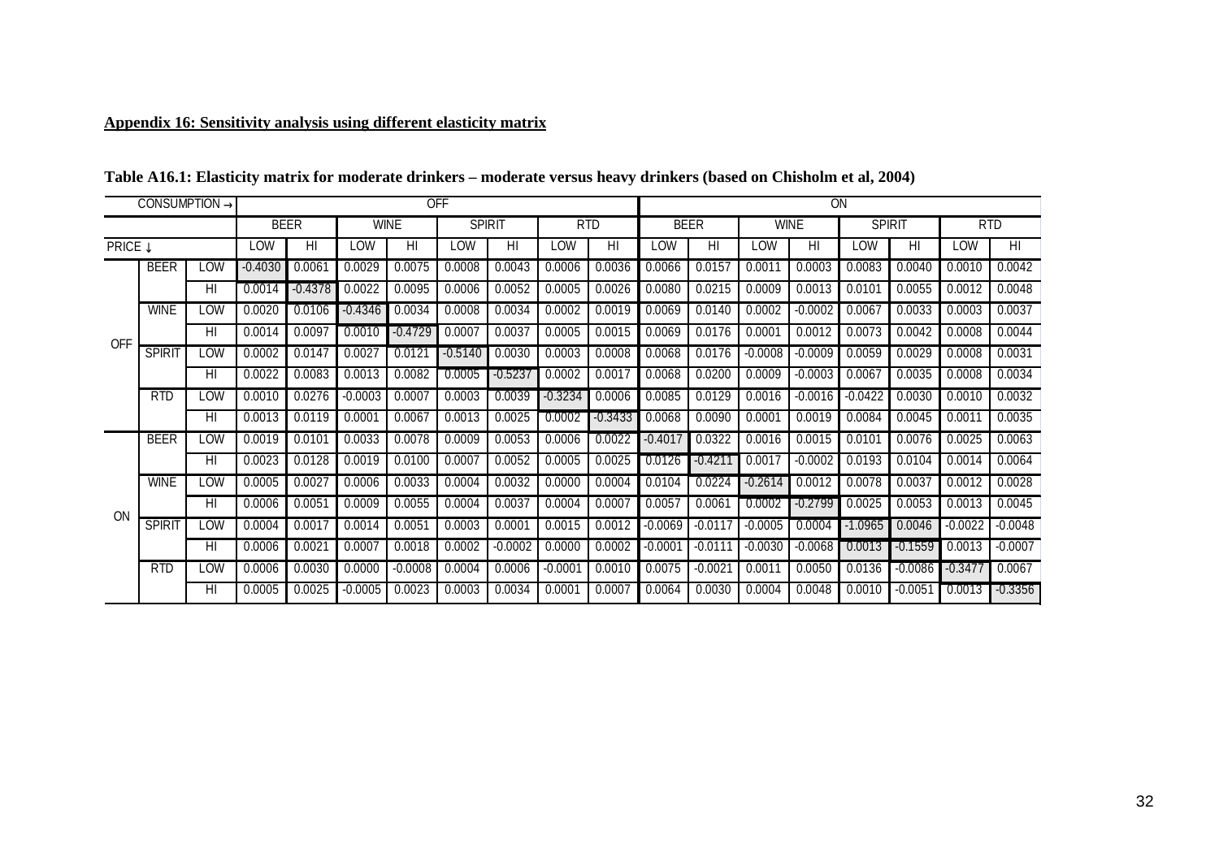**Appendix 16: Sensitivity analysis using different elasticity matrix**

**Table A16.1: Elasticity matrix for moderate drinkers – moderate versus heavy drinkers (based on Chisholm et al, 2004)**

| CONSUMPTION → | | | OFF | | | | | | | | ON | | | | | | | |
|---|---|---|---|---|---|---|---|---|---|---|---|---|---|---|---|---|---|---|
| | | | BEER | | WINE | | SPIRIT | | RTD | | BEER | | WINE | | SPIRIT | | RTD | |
| PRICE ↓ | | | LOW | HI | LOW | HI | LOW | HI | LOW | HI | LOW | HI | LOW | HI | LOW | HI | LOW | HI |
| OFF | BEER | LOW | -0.4030 | 0.0061 | 0.0029 | 0.0075 | 0.0008 | 0.0043 | 0.0006 | 0.0036 | 0.0066 | 0.0157 | 0.0011 | 0.0003 | 0.0083 | 0.0040 | 0.0010 | 0.0042 |
| | | HI | 0.0014 | -0.4378 | 0.0022 | 0.0095 | 0.0006 | 0.0052 | 0.0005 | 0.0026 | 0.0080 | 0.0215 | 0.0009 | 0.0013 | 0.0101 | 0.0055 | 0.0012 | 0.0048 |
| | WINE | LOW | 0.0020 | 0.0106 | -0.4346 | 0.0034 | 0.0008 | 0.0034 | 0.0002 | 0.0019 | 0.0069 | 0.0140 | 0.0002 | -0.0002 | 0.0067 | 0.0033 | 0.0003 | 0.0037 |
| | | HI | 0.0014 | 0.0097 | 0.0010 | -0.4729 | 0.0007 | 0.0037 | 0.0005 | 0.0015 | 0.0069 | 0.0176 | 0.0001 | 0.0012 | 0.0073 | 0.0042 | 0.0008 | 0.0044 |
| | SPIRIT | LOW | 0.0002 | 0.0147 | 0.0027 | 0.0121 | -0.5140 | 0.0030 | 0.0003 | 0.0008 | 0.0068 | 0.0176 | -0.0008 | -0.0009 | 0.0059 | 0.0029 | 0.0008 | 0.0031 |
| | | HI | 0.0022 | 0.0083 | 0.0013 | 0.0082 | 0.0005 | -0.5237 | 0.0002 | 0.0017 | 0.0068 | 0.0200 | 0.0009 | -0.0003 | 0.0067 | 0.0035 | 0.0008 | 0.0034 |
| | RTD | LOW | 0.0010 | 0.0276 | -0.0003 | 0.0007 | 0.0003 | 0.0039 | -0.3234 | 0.0006 | 0.0085 | 0.0129 | 0.0016 | -0.0016 | -0.0422 | 0.0030 | 0.0010 | 0.0032 |
| | | HI | 0.0013 | 0.0119 | 0.0001 | 0.0067 | 0.0013 | 0.0025 | 0.0002 | -0.3433 | 0.0068 | 0.0090 | 0.0001 | 0.0019 | 0.0084 | 0.0045 | 0.0011 | 0.0035 |
| ON | BEER | LOW | 0.0019 | 0.0101 | 0.0033 | 0.0078 | 0.0009 | 0.0053 | 0.0006 | 0.0022 | -0.4017 | 0.0322 | 0.0016 | 0.0015 | 0.0101 | 0.0076 | 0.0025 | 0.0063 |
| | | HI | 0.0023 | 0.0128 | 0.0019 | 0.0100 | 0.0007 | 0.0052 | 0.0005 | 0.0025 | 0.0126 | -0.4211 | 0.0017 | -0.0002 | 0.0193 | 0.0104 | 0.0014 | 0.0064 |
| | WINE | LOW | 0.0005 | 0.0027 | 0.0006 | 0.0033 | 0.0004 | 0.0032 | 0.0000 | 0.0004 | 0.0104 | 0.0224 | -0.2614 | 0.0012 | 0.0078 | 0.0037 | 0.0012 | 0.0028 |
| | | HI | 0.0006 | 0.0051 | 0.0009 | 0.0055 | 0.0004 | 0.0037 | 0.0004 | 0.0007 | 0.0057 | 0.0061 | 0.0002 | -0.2799 | 0.0025 | 0.0053 | 0.0013 | 0.0045 |
| | SPIRIT | LOW | 0.0004 | 0.0017 | 0.0014 | 0.0051 | 0.0003 | 0.0001 | 0.0015 | 0.0012 | -0.0069 | -0.0117 | -0.0005 | 0.0004 | -1.0965 | 0.0046 | -0.0022 | -0.0048 |
| | | HI | 0.0006 | 0.0021 | 0.0007 | 0.0018 | 0.0002 | -0.0002 | 0.0000 | 0.0002 | -0.0001 | -0.0111 | -0.0030 | -0.0068 | 0.0013 | -0.1559 | 0.0013 | -0.0007 |
| | RTD | LOW | 0.0006 | 0.0030 | 0.0000 | -0.0008 | 0.0004 | 0.0006 | -0.0001 | 0.0010 | 0.0075 | -0.0021 | 0.0011 | 0.0050 | 0.0136 | -0.0086 | -0.3477 | 0.0067 |
| | | HI | 0.0005 | 0.0025 | -0.0005 | 0.0023 | 0.0003 | 0.0034 | 0.0001 | 0.0007 | 0.0064 | 0.0030 | 0.0004 | 0.0048 | 0.0010 | -0.0051 | 0.0013 | -0.3356 |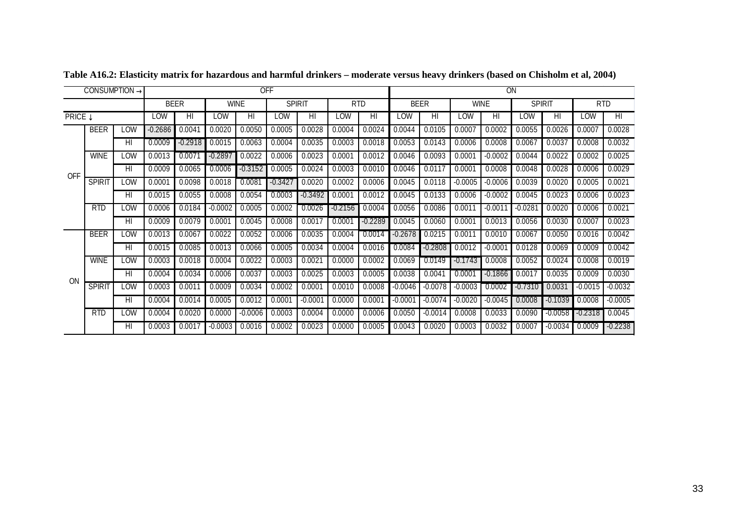**Table A16.2: Elasticity matrix for hazardous and harmful drinkers – moderate versus heavy drinkers (based on Chisholm et al, 2004)**

| | | CONSUMPTION → | OFF | | | | | | | | ON | | | | | | | |
|---|---|---|---|---|---|---|---|---|---|---|---|---|---|---|---|---|---|---|
| | | | BEER | | WINE | | SPIRIT | | RTD | | BEER | | WINE | | SPIRIT | | RTD | |
| PRICE ↓ | | | LOW | HI | LOW | HI | LOW | HI | LOW | HI | LOW | HI | LOW | HI | LOW | HI | LOW | HI |
| OFF | BEER | LOW | -0.2686 | 0.0041 | 0.0020 | 0.0050 | 0.0005 | 0.0028 | 0.0004 | 0.0024 | 0.0044 | 0.0105 | 0.0007 | 0.0002 | 0.0055 | 0.0026 | 0.0007 | 0.0028 |
| | | HI | 0.0009 | -0.2918 | 0.0015 | 0.0063 | 0.0004 | 0.0035 | 0.0003 | 0.0018 | 0.0053 | 0.0143 | 0.0006 | 0.0008 | 0.0067 | 0.0037 | 0.0008 | 0.0032 |
| | WINE | LOW | 0.0013 | 0.0071 | -0.2897 | 0.0022 | 0.0006 | 0.0023 | 0.0001 | 0.0012 | 0.0046 | 0.0093 | 0.0001 | -0.0002 | 0.0044 | 0.0022 | 0.0002 | 0.0025 |
| | | HI | 0.0009 | 0.0065 | 0.0006 | -0.3152 | 0.0005 | 0.0024 | 0.0003 | 0.0010 | 0.0046 | 0.0117 | 0.0001 | 0.0008 | 0.0048 | 0.0028 | 0.0006 | 0.0029 |
| | SPIRIT | LOW | 0.0001 | 0.0098 | 0.0018 | 0.0081 | -0.3427 | 0.0020 | 0.0002 | 0.0006 | 0.0045 | 0.0118 | -0.0005 | -0.0006 | 0.0039 | 0.0020 | 0.0005 | 0.0021 |
| | | HI | 0.0015 | 0.0055 | 0.0008 | 0.0054 | 0.0003 | -0.3492 | 0.0001 | 0.0012 | 0.0045 | 0.0133 | 0.0006 | -0.0002 | 0.0045 | 0.0023 | 0.0006 | 0.0023 |
| | RTD | LOW | 0.0006 | 0.0184 | -0.0002 | 0.0005 | 0.0002 | 0.0026 | -0.2156 | 0.0004 | 0.0056 | 0.0086 | 0.0011 | -0.0011 | -0.0281 | 0.0020 | 0.0006 | 0.0021 |
| | | HI | 0.0009 | 0.0079 | 0.0001 | 0.0045 | 0.0008 | 0.0017 | 0.0001 | -0.2289 | 0.0045 | 0.0060 | 0.0001 | 0.0013 | 0.0056 | 0.0030 | 0.0007 | 0.0023 |
| ON | BEER | LOW | 0.0013 | 0.0067 | 0.0022 | 0.0052 | 0.0006 | 0.0035 | 0.0004 | 0.0014 | -0.2678 | 0.0215 | 0.0011 | 0.0010 | 0.0067 | 0.0050 | 0.0016 | 0.0042 |
| | | HI | 0.0015 | 0.0085 | 0.0013 | 0.0066 | 0.0005 | 0.0034 | 0.0004 | 0.0016 | 0.0084 | -0.2808 | 0.0012 | -0.0001 | 0.0128 | 0.0069 | 0.0009 | 0.0042 |
| | WINE | LOW | 0.0003 | 0.0018 | 0.0004 | 0.0022 | 0.0003 | 0.0021 | 0.0000 | 0.0002 | 0.0069 | 0.0149 | -0.1743 | 0.0008 | 0.0052 | 0.0024 | 0.0008 | 0.0019 |
| | | HI | 0.0004 | 0.0034 | 0.0006 | 0.0037 | 0.0003 | 0.0025 | 0.0003 | 0.0005 | 0.0038 | 0.0041 | 0.0001 | -0.1866 | 0.0017 | 0.0035 | 0.0009 | 0.0030 |
| | SPIRIT | LOW | 0.0003 | 0.0011 | 0.0009 | 0.0034 | 0.0002 | 0.0001 | 0.0010 | 0.0008 | -0.0046 | -0.0078 | -0.0003 | 0.0002 | -0.7310 | 0.0031 | -0.0015 | -0.0032 |
| | | HI | 0.0004 | 0.0014 | 0.0005 | 0.0012 | 0.0001 | -0.0001 | 0.0000 | 0.0001 | -0.0001 | -0.0074 | -0.0020 | -0.0045 | 0.0008 | -0.1039 | 0.0008 | -0.0005 |
| | RTD | LOW | 0.0004 | 0.0020 | 0.0000 | -0.0006 | 0.0003 | 0.0004 | 0.0000 | 0.0006 | 0.0050 | -0.0014 | 0.0008 | 0.0033 | 0.0090 | -0.0058 | -0.2318 | 0.0045 |
| | | HI | 0.0003 | 0.0017 | -0.0003 | 0.0016 | 0.0002 | 0.0023 | 0.0000 | 0.0005 | 0.0043 | 0.0020 | 0.0003 | 0.0032 | 0.0007 | -0.0034 | 0.0009 | -0.2238 |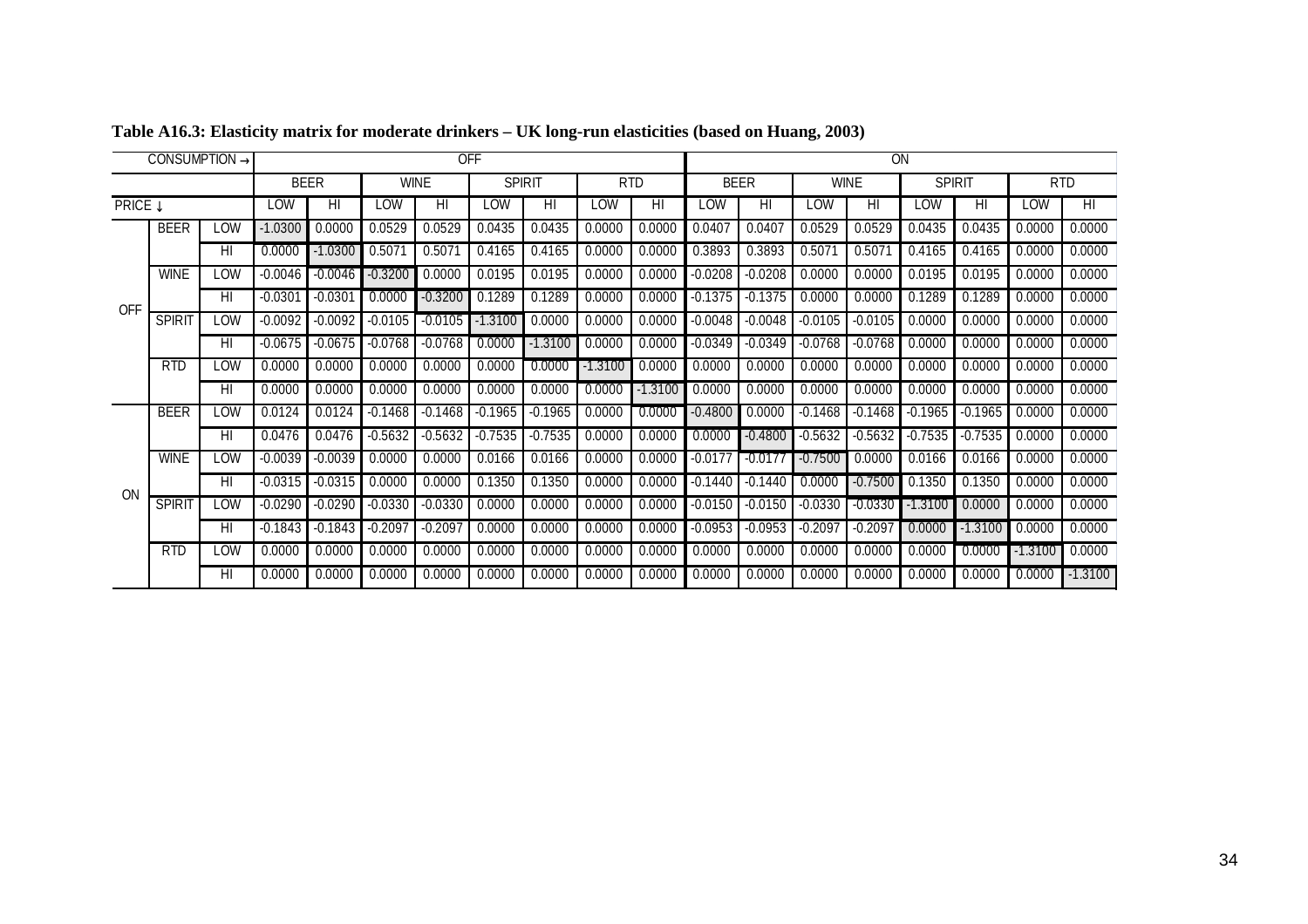**Table A16.3: Elasticity matrix for moderate drinkers – UK long-run elasticities (based on Huang, 2003)**

| CONSUMPTION → | | | OFF | | | | | | | | ON | | | | | | | |
|---|---|---|---|---|---|---|---|---|---|---|---|---|---|---|---|---|---|---|
| | | | BEER | | WINE | | SPIRIT | | RTD | | BEER | | WINE | | SPIRIT | | RTD | |
| PRICE ↓ | | | LOW | HI | LOW | HI | LOW | HI | LOW | HI | LOW | HI | LOW | HI | LOW | HI | LOW | HI |
| OFF | BEER | LOW | -1.0300 | 0.0000 | 0.0529 | 0.0529 | 0.0435 | 0.0435 | 0.0000 | 0.0000 | 0.0407 | 0.0407 | 0.0529 | 0.0529 | 0.0435 | 0.0435 | 0.0000 | 0.0000 |
| | | HI | 0.0000 | -1.0300 | 0.5071 | 0.5071 | 0.4165 | 0.4165 | 0.0000 | 0.0000 | 0.3893 | 0.3893 | 0.5071 | 0.5071 | 0.4165 | 0.4165 | 0.0000 | 0.0000 |
| | WINE | LOW | -0.0046 | -0.0046 | -0.3200 | 0.0000 | 0.0195 | 0.0195 | 0.0000 | 0.0000 | -0.0208 | -0.0208 | 0.0000 | 0.0000 | 0.0195 | 0.0195 | 0.0000 | 0.0000 |
| | | HI | -0.0301 | -0.0301 | 0.0000 | -0.3200 | 0.1289 | 0.1289 | 0.0000 | 0.0000 | -0.1375 | -0.1375 | 0.0000 | 0.0000 | 0.1289 | 0.1289 | 0.0000 | 0.0000 |
| | SPIRIT | LOW | -0.0092 | -0.0092 | -0.0105 | -0.0105 | -1.3100 | 0.0000 | 0.0000 | 0.0000 | -0.0048 | -0.0048 | -0.0105 | -0.0105 | 0.0000 | 0.0000 | 0.0000 | 0.0000 |
| | | HI | -0.0675 | -0.0675 | -0.0768 | -0.0768 | 0.0000 | -1.3100 | 0.0000 | 0.0000 | -0.0349 | -0.0349 | -0.0768 | -0.0768 | 0.0000 | 0.0000 | 0.0000 | 0.0000 |
| | RTD | LOW | 0.0000 | 0.0000 | 0.0000 | 0.0000 | 0.0000 | 0.0000 | -1.3100 | 0.0000 | 0.0000 | 0.0000 | 0.0000 | 0.0000 | 0.0000 | 0.0000 | 0.0000 | 0.0000 |
| | | HI | 0.0000 | 0.0000 | 0.0000 | 0.0000 | 0.0000 | 0.0000 | 0.0000 | -1.3100 | 0.0000 | 0.0000 | 0.0000 | 0.0000 | 0.0000 | 0.0000 | 0.0000 | 0.0000 |
| ON | BEER | LOW | 0.0124 | 0.0124 | -0.1468 | -0.1468 | -0.1965 | -0.1965 | 0.0000 | 0.0000 | -0.4800 | 0.0000 | -0.1468 | -0.1468 | -0.1965 | -0.1965 | 0.0000 | 0.0000 |
| | | HI | 0.0476 | 0.0476 | -0.5632 | -0.5632 | -0.7535 | -0.7535 | 0.0000 | 0.0000 | 0.0000 | -0.4800 | -0.5632 | -0.5632 | -0.7535 | -0.7535 | 0.0000 | 0.0000 |
| | WINE | LOW | -0.0039 | -0.0039 | 0.0000 | 0.0000 | 0.0166 | 0.0166 | 0.0000 | 0.0000 | -0.0177 | -0.0177 | -0.7500 | 0.0000 | 0.0166 | 0.0166 | 0.0000 | 0.0000 |
| | | HI | -0.0315 | -0.0315 | 0.0000 | 0.0000 | 0.1350 | 0.1350 | 0.0000 | 0.0000 | -0.1440 | -0.1440 | 0.0000 | -0.7500 | 0.1350 | 0.1350 | 0.0000 | 0.0000 |
| | SPIRIT | LOW | -0.0290 | -0.0290 | -0.0330 | -0.0330 | 0.0000 | 0.0000 | 0.0000 | 0.0000 | -0.0150 | -0.0150 | -0.0330 | -0.0330 | -1.3100 | 0.0000 | 0.0000 | 0.0000 |
| | | HI | -0.1843 | -0.1843 | -0.2097 | -0.2097 | 0.0000 | 0.0000 | 0.0000 | 0.0000 | -0.0953 | -0.0953 | -0.2097 | -0.2097 | 0.0000 | -1.3100 | 0.0000 | 0.0000 |
| | RTD | LOW | 0.0000 | 0.0000 | 0.0000 | 0.0000 | 0.0000 | 0.0000 | 0.0000 | 0.0000 | 0.0000 | 0.0000 | 0.0000 | 0.0000 | 0.0000 | 0.0000 | -1.3100 | 0.0000 |
| | | HI | 0.0000 | 0.0000 | 0.0000 | 0.0000 | 0.0000 | 0.0000 | 0.0000 | 0.0000 | 0.0000 | 0.0000 | 0.0000 | 0.0000 | 0.0000 | 0.0000 | 0.0000 | -1.3100 |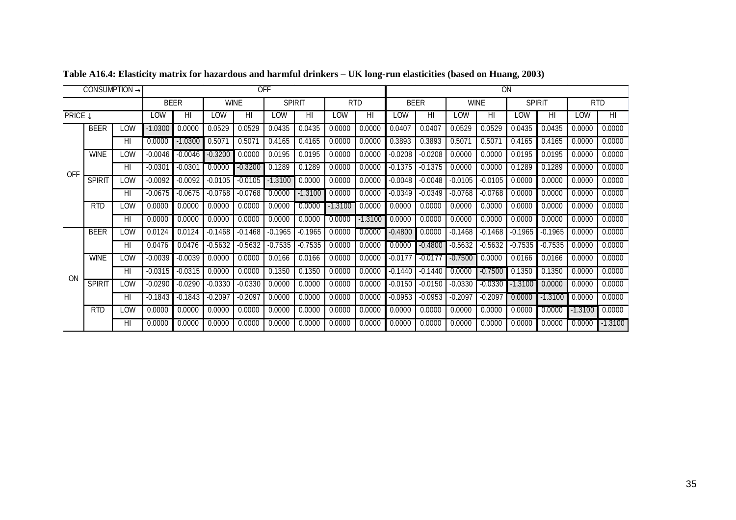**Table A16.4: Elasticity matrix for hazardous and harmful drinkers – UK long-run elasticities (based on Huang, 2003)**

| CONSUMPTION → | | | OFF | | | | | | | | ON | | | | | | | |
|---|---|---|---|---|---|---|---|---|---|---|---|---|---|---|---|---|---|---|
| | | | BEER | | WINE | | SPIRIT | | RTD | | BEER | | WINE | | SPIRIT | | RTD | |
| PRICE ↓ | | | LOW | HI | LOW | HI | LOW | HI | LOW | HI | LOW | HI | LOW | HI | LOW | HI | LOW | HI |
| OFF | BEER | LOW | -1.0300 | 0.0000 | 0.0529 | 0.0529 | 0.0435 | 0.0435 | 0.0000 | 0.0000 | 0.0407 | 0.0407 | 0.0529 | 0.0529 | 0.0435 | 0.0435 | 0.0000 | 0.0000 |
| | | HI | 0.0000 | -1.0300 | 0.5071 | 0.5071 | 0.4165 | 0.4165 | 0.0000 | 0.0000 | 0.3893 | 0.3893 | 0.5071 | 0.5071 | 0.4165 | 0.4165 | 0.0000 | 0.0000 |
| | WINE | LOW | -0.0046 | -0.0046 | -0.3200 | 0.0000 | 0.0195 | 0.0195 | 0.0000 | 0.0000 | -0.0208 | -0.0208 | 0.0000 | 0.0000 | 0.0195 | 0.0195 | 0.0000 | 0.0000 |
| | | HI | -0.0301 | -0.0301 | 0.0000 | -0.3200 | 0.1289 | 0.1289 | 0.0000 | 0.0000 | -0.1375 | -0.1375 | 0.0000 | 0.0000 | 0.1289 | 0.1289 | 0.0000 | 0.0000 |
| | SPIRIT | LOW | -0.0092 | -0.0092 | -0.0105 | -0.0105 | -1.3100 | 0.0000 | 0.0000 | 0.0000 | -0.0048 | -0.0048 | -0.0105 | -0.0105 | 0.0000 | 0.0000 | 0.0000 | 0.0000 |
| | | HI | -0.0675 | -0.0675 | -0.0768 | -0.0768 | 0.0000 | -1.3100 | 0.0000 | 0.0000 | -0.0349 | -0.0349 | -0.0768 | -0.0768 | 0.0000 | 0.0000 | 0.0000 | 0.0000 |
| | RTD | LOW | 0.0000 | 0.0000 | 0.0000 | 0.0000 | 0.0000 | 0.0000 | -1.3100 | 0.0000 | 0.0000 | 0.0000 | 0.0000 | 0.0000 | 0.0000 | 0.0000 | 0.0000 | 0.0000 |
| | | HI | 0.0000 | 0.0000 | 0.0000 | 0.0000 | 0.0000 | 0.0000 | 0.0000 | -1.3100 | 0.0000 | 0.0000 | 0.0000 | 0.0000 | 0.0000 | 0.0000 | 0.0000 | 0.0000 |
| ON | BEER | LOW | 0.0124 | 0.0124 | -0.1468 | -0.1468 | -0.1965 | -0.1965 | 0.0000 | 0.0000 | -0.4800 | 0.0000 | -0.1468 | -0.1468 | -0.1965 | -0.1965 | 0.0000 | 0.0000 |
| | | HI | 0.0476 | 0.0476 | -0.5632 | -0.5632 | -0.7535 | -0.7535 | 0.0000 | 0.0000 | 0.0000 | -0.4800 | -0.5632 | -0.5632 | -0.7535 | -0.7535 | 0.0000 | 0.0000 |
| | WINE | LOW | -0.0039 | -0.0039 | 0.0000 | 0.0000 | 0.0166 | 0.0166 | 0.0000 | 0.0000 | -0.0177 | -0.0177 | -0.7500 | 0.0000 | 0.0166 | 0.0166 | 0.0000 | 0.0000 |
| | | HI | -0.0315 | -0.0315 | 0.0000 | 0.0000 | 0.1350 | 0.1350 | 0.0000 | 0.0000 | -0.1440 | -0.1440 | 0.0000 | -0.7500 | 0.1350 | 0.1350 | 0.0000 | 0.0000 |
| | SPIRIT | LOW | -0.0290 | -0.0290 | -0.0330 | -0.0330 | 0.0000 | 0.0000 | 0.0000 | 0.0000 | -0.0150 | -0.0150 | -0.0330 | -0.0330 | -1.3100 | 0.0000 | 0.0000 | 0.0000 |
| | | HI | -0.1843 | -0.1843 | -0.2097 | -0.2097 | 0.0000 | 0.0000 | 0.0000 | 0.0000 | -0.0953 | -0.0953 | -0.2097 | -0.2097 | 0.0000 | -1.3100 | 0.0000 | 0.0000 |
| | RTD | LOW | 0.0000 | 0.0000 | 0.0000 | 0.0000 | 0.0000 | 0.0000 | 0.0000 | 0.0000 | 0.0000 | 0.0000 | 0.0000 | 0.0000 | 0.0000 | 0.0000 | -1.3100 | 0.0000 |
| | | HI | 0.0000 | 0.0000 | 0.0000 | 0.0000 | 0.0000 | 0.0000 | 0.0000 | 0.0000 | 0.0000 | 0.0000 | 0.0000 | 0.0000 | 0.0000 | 0.0000 | 0.0000 | -1.3100 |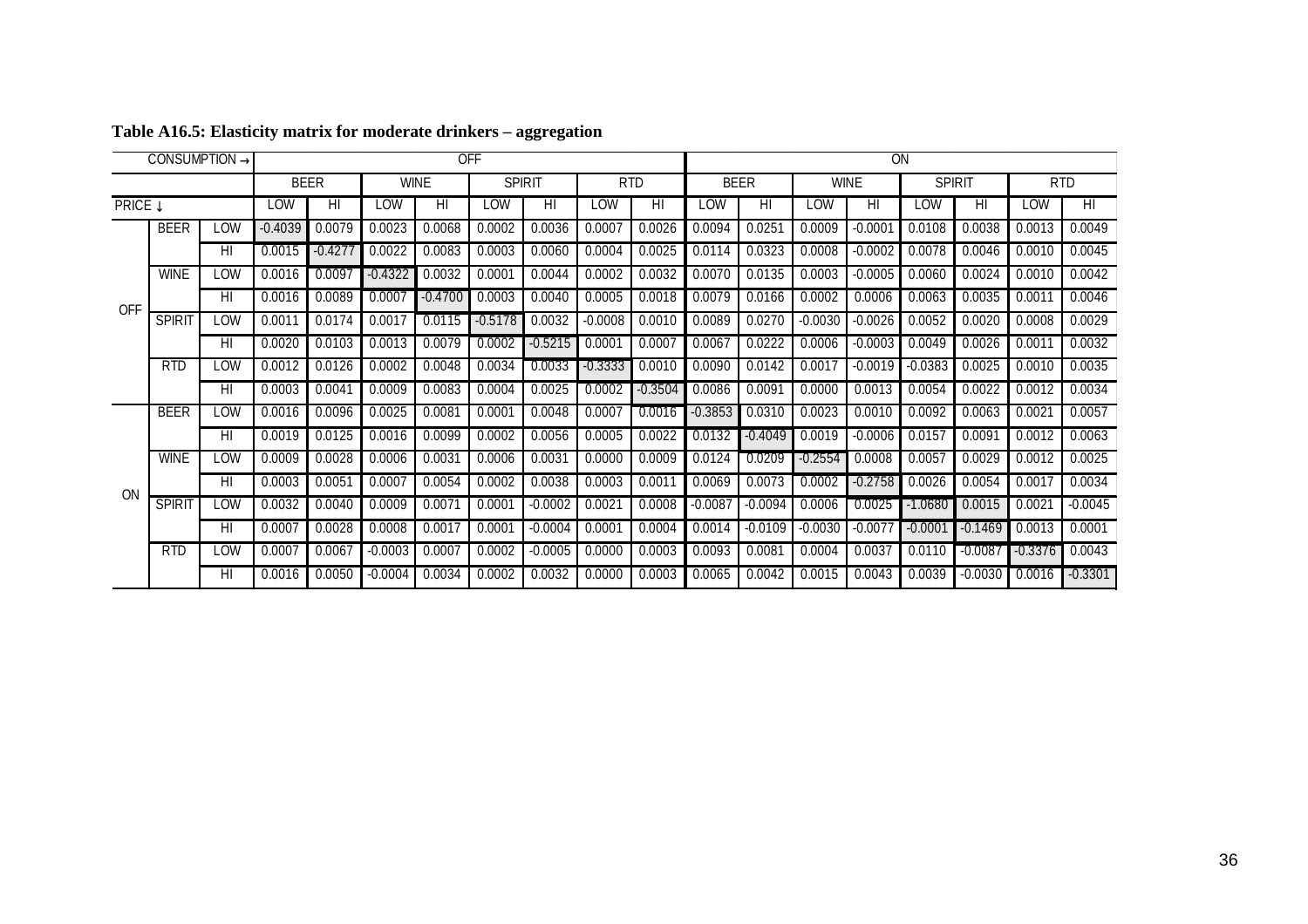**Table A16.5: Elasticity matrix for moderate drinkers – aggregation**

| CONSUMPTION → | | | OFF | | | | | | | | ON | | | | | | | |
|---|---|---|---|---|---|---|---|---|---|---|---|---|---|---|---|---|---|---|
| | | | BEER | | WINE | | SPIRIT | | RTD | | BEER | | WINE | | SPIRIT | | RTD | |
| PRICE ↓ | | | LOW | HI | LOW | HI | LOW | HI | LOW | HI | LOW | HI | LOW | HI | LOW | HI | LOW | HI |
| OFF | BEER | LOW | -0.4039 | 0.0079 | 0.0023 | 0.0068 | 0.0002 | 0.0036 | 0.0007 | 0.0026 | 0.0094 | 0.0251 | 0.0009 | -0.0001 | 0.0108 | 0.0038 | 0.0013 | 0.0049 |
| | | HI | 0.0015 | -0.4277 | 0.0022 | 0.0083 | 0.0003 | 0.0060 | 0.0004 | 0.0025 | 0.0114 | 0.0323 | 0.0008 | -0.0002 | 0.0078 | 0.0046 | 0.0010 | 0.0045 |
| | WINE | LOW | 0.0016 | 0.0097 | -0.4322 | 0.0032 | 0.0001 | 0.0044 | 0.0002 | 0.0032 | 0.0070 | 0.0135 | 0.0003 | -0.0005 | 0.0060 | 0.0024 | 0.0010 | 0.0042 |
| | | HI | 0.0016 | 0.0089 | 0.0007 | -0.4700 | 0.0003 | 0.0040 | 0.0005 | 0.0018 | 0.0079 | 0.0166 | 0.0002 | 0.0006 | 0.0063 | 0.0035 | 0.0011 | 0.0046 |
| | SPIRIT | LOW | 0.0011 | 0.0174 | 0.0017 | 0.0115 | -0.5178 | 0.0032 | -0.0008 | 0.0010 | 0.0089 | 0.0270 | -0.0030 | -0.0026 | 0.0052 | 0.0020 | 0.0008 | 0.0029 |
| | | HI | 0.0020 | 0.0103 | 0.0013 | 0.0079 | 0.0002 | -0.5215 | 0.0001 | 0.0007 | 0.0067 | 0.0222 | 0.0006 | -0.0003 | 0.0049 | 0.0026 | 0.0011 | 0.0032 |
| | RTD | LOW | 0.0012 | 0.0126 | 0.0002 | 0.0048 | 0.0034 | 0.0033 | -0.3333 | 0.0010 | 0.0090 | 0.0142 | 0.0017 | -0.0019 | -0.0383 | 0.0025 | 0.0010 | 0.0035 |
| | | HI | 0.0003 | 0.0041 | 0.0009 | 0.0083 | 0.0004 | 0.0025 | 0.0002 | -0.3504 | 0.0086 | 0.0091 | 0.0000 | 0.0013 | 0.0054 | 0.0022 | 0.0012 | 0.0034 |
| ON | BEER | LOW | 0.0016 | 0.0096 | 0.0025 | 0.0081 | 0.0001 | 0.0048 | 0.0007 | 0.0016 | -0.3853 | 0.0310 | 0.0023 | 0.0010 | 0.0092 | 0.0063 | 0.0021 | 0.0057 |
| | | HI | 0.0019 | 0.0125 | 0.0016 | 0.0099 | 0.0002 | 0.0056 | 0.0005 | 0.0022 | 0.0132 | -0.4049 | 0.0019 | -0.0006 | 0.0157 | 0.0091 | 0.0012 | 0.0063 |
| | WINE | LOW | 0.0009 | 0.0028 | 0.0006 | 0.0031 | 0.0006 | 0.0031 | 0.0000 | 0.0009 | 0.0124 | 0.0209 | -0.2554 | 0.0008 | 0.0057 | 0.0029 | 0.0012 | 0.0025 |
| | | HI | 0.0003 | 0.0051 | 0.0007 | 0.0054 | 0.0002 | 0.0038 | 0.0003 | 0.0011 | 0.0069 | 0.0073 | 0.0002 | -0.2758 | 0.0026 | 0.0054 | 0.0017 | 0.0034 |
| | SPIRIT | LOW | 0.0032 | 0.0040 | 0.0009 | 0.0071 | 0.0001 | -0.0002 | 0.0021 | 0.0008 | -0.0087 | -0.0094 | 0.0006 | 0.0025 | -1.0680 | 0.0015 | 0.0021 | -0.0045 |
| | | HI | 0.0007 | 0.0028 | 0.0008 | 0.0017 | 0.0001 | -0.0004 | 0.0001 | 0.0004 | 0.0014 | -0.0109 | -0.0030 | -0.0077 | -0.0001 | -0.1469 | 0.0013 | 0.0001 |
| | RTD | LOW | 0.0007 | 0.0067 | -0.0003 | 0.0007 | 0.0002 | -0.0005 | 0.0000 | 0.0003 | 0.0093 | 0.0081 | 0.0004 | 0.0037 | 0.0110 | -0.0087 | -0.3376 | 0.0043 |
| | | HI | 0.0016 | 0.0050 | -0.0004 | 0.0034 | 0.0002 | 0.0032 | 0.0000 | 0.0003 | 0.0065 | 0.0042 | 0.0015 | 0.0043 | 0.0039 | -0.0030 | 0.0016 | -0.3301 |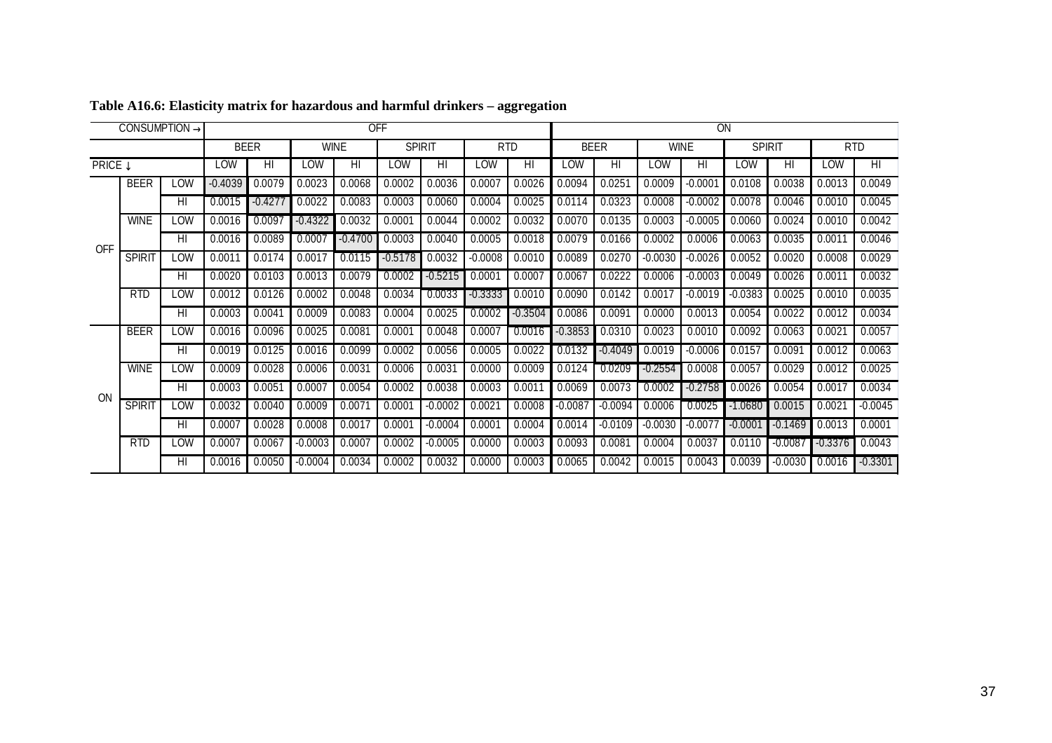**Table A16.6: Elasticity matrix for hazardous and harmful drinkers – aggregation**

| CONSUMPTION → | | | OFF | | | | | | | | ON | | | | | | | |
|---|---|---|---|---|---|---|---|---|---|---|---|---|---|---|---|---|---|---|
| | | | BEER | | WINE | | SPIRIT | | RTD | | BEER | | WINE | | SPIRIT | | RTD | |
| PRICE ↓ | | | LOW | HI | LOW | HI | LOW | HI | LOW | HI | LOW | HI | LOW | HI | LOW | HI | LOW | HI |
| OFF | BEER | LOW | -0.4039 | 0.0079 | 0.0023 | 0.0068 | 0.0002 | 0.0036 | 0.0007 | 0.0026 | 0.0094 | 0.0251 | 0.0009 | -0.0001 | 0.0108 | 0.0038 | 0.0013 | 0.0049 |
| | | HI | 0.0015 | -0.4277 | 0.0022 | 0.0083 | 0.0003 | 0.0060 | 0.0004 | 0.0025 | 0.0114 | 0.0323 | 0.0008 | -0.0002 | 0.0078 | 0.0046 | 0.0010 | 0.0045 |
| | WINE | LOW | 0.0016 | 0.0097 | -0.4322 | 0.0032 | 0.0001 | 0.0044 | 0.0002 | 0.0032 | 0.0070 | 0.0135 | 0.0003 | -0.0005 | 0.0060 | 0.0024 | 0.0010 | 0.0042 |
| | | HI | 0.0016 | 0.0089 | 0.0007 | -0.4700 | 0.0003 | 0.0040 | 0.0005 | 0.0018 | 0.0079 | 0.0166 | 0.0002 | 0.0006 | 0.0063 | 0.0035 | 0.0011 | 0.0046 |
| | SPIRIT | LOW | 0.0011 | 0.0174 | 0.0017 | 0.0115 | -0.5178 | 0.0032 | -0.0008 | 0.0010 | 0.0089 | 0.0270 | -0.0030 | -0.0026 | 0.0052 | 0.0020 | 0.0008 | 0.0029 |
| | | HI | 0.0020 | 0.0103 | 0.0013 | 0.0079 | 0.0002 | -0.5215 | 0.0001 | 0.0007 | 0.0067 | 0.0222 | 0.0006 | -0.0003 | 0.0049 | 0.0026 | 0.0011 | 0.0032 |
| | RTD | LOW | 0.0012 | 0.0126 | 0.0002 | 0.0048 | 0.0034 | 0.0033 | -0.3333 | 0.0010 | 0.0090 | 0.0142 | 0.0017 | -0.0019 | -0.0383 | 0.0025 | 0.0010 | 0.0035 |
| | | HI | 0.0003 | 0.0041 | 0.0009 | 0.0083 | 0.0004 | 0.0025 | 0.0002 | -0.3504 | 0.0086 | 0.0091 | 0.0000 | 0.0013 | 0.0054 | 0.0022 | 0.0012 | 0.0034 |
| ON | BEER | LOW | 0.0016 | 0.0096 | 0.0025 | 0.0081 | 0.0001 | 0.0048 | 0.0007 | 0.0016 | -0.3853 | 0.0310 | 0.0023 | 0.0010 | 0.0092 | 0.0063 | 0.0021 | 0.0057 |
| | | HI | 0.0019 | 0.0125 | 0.0016 | 0.0099 | 0.0002 | 0.0056 | 0.0005 | 0.0022 | 0.0132 | -0.4049 | 0.0019 | -0.0006 | 0.0157 | 0.0091 | 0.0012 | 0.0063 |
| | WINE | LOW | 0.0009 | 0.0028 | 0.0006 | 0.0031 | 0.0006 | 0.0031 | 0.0000 | 0.0009 | 0.0124 | 0.0209 | -0.2554 | 0.0008 | 0.0057 | 0.0029 | 0.0012 | 0.0025 |
| | | HI | 0.0003 | 0.0051 | 0.0007 | 0.0054 | 0.0002 | 0.0038 | 0.0003 | 0.0011 | 0.0069 | 0.0073 | 0.0002 | -0.2758 | 0.0026 | 0.0054 | 0.0017 | 0.0034 |
| | SPIRIT | LOW | 0.0032 | 0.0040 | 0.0009 | 0.0071 | 0.0001 | -0.0002 | 0.0021 | 0.0008 | -0.0087 | -0.0094 | 0.0006 | 0.0025 | -1.0680 | 0.0015 | 0.0021 | -0.0045 |
| | | HI | 0.0007 | 0.0028 | 0.0008 | 0.0017 | 0.0001 | -0.0004 | 0.0001 | 0.0004 | 0.0014 | -0.0109 | -0.0030 | -0.0077 | -0.0001 | -0.1469 | 0.0013 | 0.0001 |
| | RTD | LOW | 0.0007 | 0.0067 | -0.0003 | 0.0007 | 0.0002 | -0.0005 | 0.0000 | 0.0003 | 0.0093 | 0.0081 | 0.0004 | 0.0037 | 0.0110 | -0.0087 | -0.3376 | 0.0043 |
| | | HI | 0.0016 | 0.0050 | -0.0004 | 0.0034 | 0.0002 | 0.0032 | 0.0000 | 0.0003 | 0.0065 | 0.0042 | 0.0015 | 0.0043 | 0.0039 | -0.0030 | 0.0016 | -0.3301 |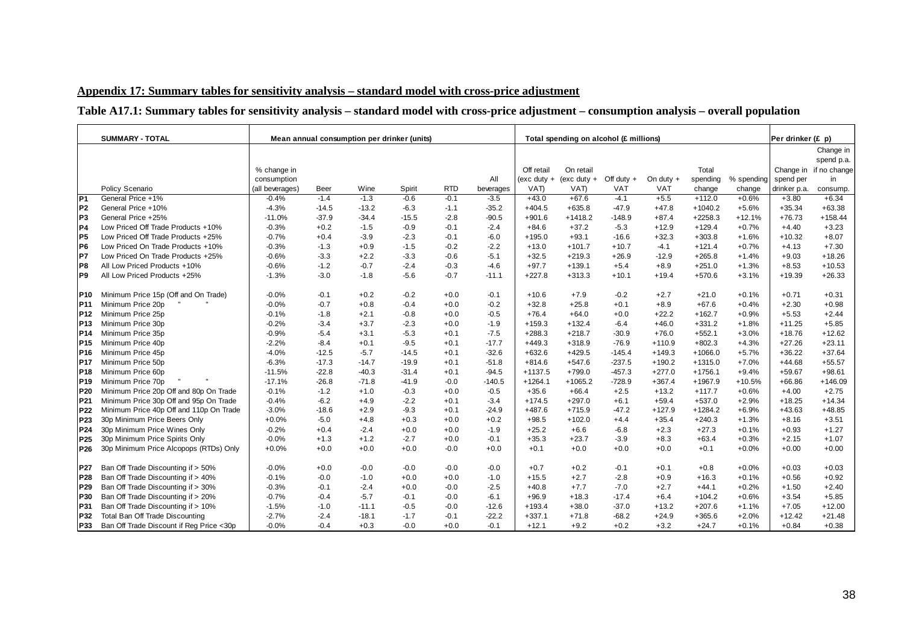## Appendix 17: Summary tables for sensitivity analysis – standard model with cross-price adjustment

### Table A17.1: Summary tables for sensitivity analysis – standard model with cross-price adjustment – consumption analysis – overall population

| | SUMMARY - TOTAL | Mean annual consumption per drinker (units) | | | | | | Total spending on alcohol (£ millions) | | | | | | Per drinker (£ p) | |
|---|---|---|---|---|---|---|---|---|---|---|---|---|---|---|---|
| | Policy Scenario | % change in consumption (all beverages) | Beer | Wine | Spirit | RTD | All beverages | Off retail (exc duty + VAT) | On retail (exc duty + VAT) | Off duty + VAT | On duty + VAT | Total spending change | % spending change | Change in spend per drinker p.a. | Change in spend p.a. if no change in consump. |
| P1 | General Price +1% | -0.4% | -1.4 | -1.3 | -0.6 | -0.1 | -3.5 | +43.0 | +67.6 | -4.1 | +5.5 | +112.0 | +0.6% | +3.80 | +6.34 |
| P2 | General Price +10% | -4.3% | -14.5 | -13.2 | -6.3 | -1.1 | -35.2 | +404.5 | +635.8 | -47.9 | +47.8 | +1040.2 | +5.6% | +35.34 | +63.38 |
| P3 | General Price +25% | -11.0% | -37.9 | -34.4 | -15.5 | -2.8 | -90.5 | +901.6 | +1418.2 | -148.9 | +87.4 | +2258.3 | +12.1% | +76.73 | +158.44 |
| P4 | Low Priced Off Trade Products +10% | -0.3% | +0.2 | -1.5 | -0.9 | -0.1 | -2.4 | +84.6 | +37.2 | -5.3 | +12.9 | +129.4 | +0.7% | +4.40 | +3.23 |
| P5 | Low Priced Off Trade Products +25% | -0.7% | +0.4 | -3.9 | -2.3 | -0.1 | -6.0 | +195.0 | +93.1 | -16.6 | +32.3 | +303.8 | +1.6% | +10.32 | +8.07 |
| P6 | Low Priced On Trade Products +10% | -0.3% | -1.3 | +0.9 | -1.5 | -0.2 | -2.2 | +13.0 | +101.7 | +10.7 | -4.1 | +121.4 | +0.7% | +4.13 | +7.30 |
| P7 | Low Priced On Trade Products +25% | -0.6% | -3.3 | +2.2 | -3.3 | -0.6 | -5.1 | +32.5 | +219.3 | +26.9 | -12.9 | +265.8 | +1.4% | +9.03 | +18.26 |
| P8 | All Low Priced Products +10% | -0.6% | -1.2 | -0.7 | -2.4 | -0.3 | -4.6 | +97.7 | +139.1 | +5.4 | +8.9 | +251.0 | +1.3% | +8.53 | +10.53 |
| P9 | All Low Priced Products +25% | -1.3% | -3.0 | -1.8 | -5.6 | -0.7 | -11.1 | +227.8 | +313.3 | +10.1 | +19.4 | +570.6 | +3.1% | +19.39 | +26.33 |
| P10 | Minimum Price 15p (Off and On Trade) | -0.0% | -0.1 | +0.2 | -0.2 | +0.0 | -0.1 | +10.6 | +7.9 | -0.2 | +2.7 | +21.0 | +0.1% | +0.71 | +0.31 |
| P11 | Minimum Price 20p " " | -0.0% | -0.7 | +0.8 | -0.4 | +0.0 | -0.2 | +32.8 | +25.8 | +0.1 | +8.9 | +67.6 | +0.4% | +2.30 | +0.98 |
| P12 | Minimum Price 25p | -0.1% | -1.8 | +2.1 | -0.8 | +0.0 | -0.5 | +76.4 | +64.0 | +0.0 | +22.2 | +162.7 | +0.9% | +5.53 | +2.44 |
| P13 | Minimum Price 30p | -0.2% | -3.4 | +3.7 | -2.3 | +0.0 | -1.9 | +159.3 | +132.4 | -6.4 | +46.0 | +331.2 | +1.8% | +11.25 | +5.85 |
| P14 | Minimum Price 35p | -0.9% | -5.4 | +3.1 | -5.3 | +0.1 | -7.5 | +288.3 | +218.7 | -30.9 | +76.0 | +552.1 | +3.0% | +18.76 | +12.62 |
| P15 | Minimum Price 40p | -2.2% | -8.4 | +0.1 | -9.5 | +0.1 | -17.7 | +449.3 | +318.9 | -76.9 | +110.9 | +802.3 | +4.3% | +27.26 | +23.11 |
| P16 | Minimum Price 45p | -4.0% | -12.5 | -5.7 | -14.5 | +0.1 | -32.6 | +632.6 | +429.5 | -145.4 | +149.3 | +1066.0 | +5.7% | +36.22 | +37.64 |
| P17 | Minimum Price 50p | -6.3% | -17.3 | -14.7 | -19.9 | +0.1 | -51.8 | +814.6 | +547.6 | -237.5 | +190.2 | +1315.0 | +7.0% | +44.68 | +55.57 |
| P18 | Minimum Price 60p | -11.5% | -22.8 | -40.3 | -31.4 | +0.1 | -94.5 | +1137.5 | +799.0 | -457.3 | +277.0 | +1756.1 | +9.4% | +59.67 | +98.61 |
| P19 | Minimum Price 70p " " | -17.1% | -26.8 | -71.8 | -41.9 | -0.0 | -140.5 | +1264.1 | +1065.2 | -728.9 | +367.4 | +1967.9 | +10.5% | +66.86 | +146.09 |
| P20 | Minimum Price 20p Off and 80p On Trade | -0.1% | -1.2 | +1.0 | -0.3 | +0.0 | -0.5 | +35.6 | +66.4 | +2.5 | +13.2 | +117.7 | +0.6% | +4.00 | +2.75 |
| P21 | Minimum Price 30p Off and 95p On Trade | -0.4% | -6.2 | +4.9 | -2.2 | +0.1 | -3.4 | +174.5 | +297.0 | +6.1 | +59.4 | +537.0 | +2.9% | +18.25 | +14.34 |
| P22 | Minimum Price 40p Off and 110p On Trade | -3.0% | -18.6 | +2.9 | -9.3 | +0.1 | -24.9 | +487.6 | +715.9 | -47.2 | +127.9 | +1284.2 | +6.9% | +43.63 | +48.85 |
| P23 | 30p Minimum Price Beers Only | +0.0% | -5.0 | +4.8 | +0.3 | +0.0 | +0.2 | +98.5 | +102.0 | +4.4 | +35.4 | +240.3 | +1.3% | +8.16 | +3.51 |
| P24 | 30p Minimum Price Wines Only | -0.2% | +0.4 | -2.4 | +0.0 | +0.0 | -1.9 | +25.2 | +6.6 | -6.8 | +2.3 | +27.3 | +0.1% | +0.93 | +1.27 |
| P25 | 30p Minimum Price Spirits Only | -0.0% | +1.3 | +1.2 | -2.7 | +0.0 | -0.1 | +35.3 | +23.7 | -3.9 | +8.3 | +63.4 | +0.3% | +2.15 | +1.07 |
| P26 | 30p Minimum Price Alcopops (RTDs) Only | +0.0% | +0.0 | +0.0 | +0.0 | -0.0 | +0.0 | +0.1 | +0.0 | +0.0 | +0.0 | +0.1 | +0.0% | +0.00 | +0.00 |
| P27 | Ban Off Trade Discounting if > 50% | -0.0% | +0.0 | -0.0 | -0.0 | -0.0 | -0.0 | +0.7 | +0.2 | -0.1 | +0.1 | +0.8 | +0.0% | +0.03 | +0.03 |
| P28 | Ban Off Trade Discounting if > 40% | -0.1% | -0.0 | -1.0 | +0.0 | -0.0 | -1.0 | +15.5 | +2.7 | -2.8 | +0.9 | +16.3 | +0.1% | +0.56 | +0.92 |
| P29 | Ban Off Trade Discounting if > 30% | -0.3% | -0.1 | -2.4 | +0.0 | -0.0 | -2.5 | +40.8 | +7.7 | -7.0 | +2.7 | +44.1 | +0.2% | +1.50 | +2.40 |
| P30 | Ban Off Trade Discounting if > 20% | -0.7% | -0.4 | -5.7 | -0.1 | -0.0 | -6.1 | +96.9 | +18.3 | -17.4 | +6.4 | +104.2 | +0.6% | +3.54 | +5.85 |
| P31 | Ban Off Trade Discounting if > 10% | -1.5% | -1.0 | -11.1 | -0.5 | -0.0 | -12.6 | +193.4 | +38.0 | -37.0 | +13.2 | +207.6 | +1.1% | +7.05 | +12.00 |
| P32 | Total Ban Off Trade Discounting | -2.7% | -2.4 | -18.1 | -1.7 | -0.1 | -22.2 | +337.1 | +71.8 | -68.2 | +24.9 | +365.6 | +2.0% | +12.42 | +21.48 |
| P33 | Ban Off Trade Discount if Reg Price <30p | -0.0% | -0.4 | +0.3 | -0.0 | +0.0 | -0.1 | +12.1 | +9.2 | +0.2 | +3.2 | +24.7 | +0.1% | +0.84 | +0.38 |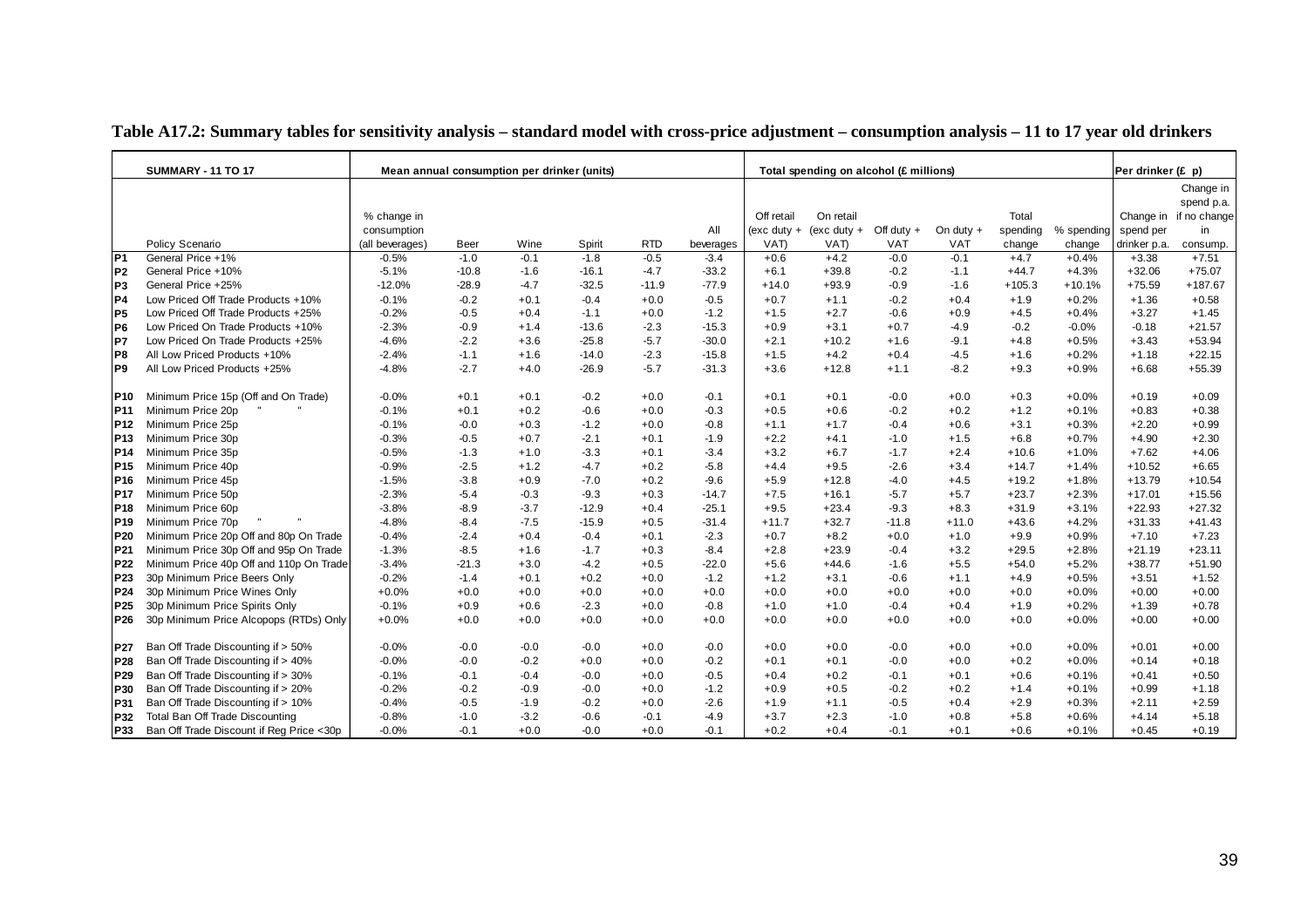**Table A17.2: Summary tables for sensitivity analysis – standard model with cross-price adjustment – consumption analysis – 11 to 17 year old drinkers**

| | SUMMARY - 11 TO 17 | Mean annual consumption per drinker (units) | | | | | | Total spending on alcohol (£ millions) | | | | | | Per drinker (£ p) | |
|---|---|---|---|---|---|---|---|---|---|---|---|---|---|---|---|
| | Policy Scenario | % change in consumption (all beverages) | Beer | Wine | Spirit | RTD | All beverages | Off retail (exc duty + VAT) | On retail (exc duty + VAT) | Off duty + VAT | On duty + VAT | Total spending change | % spending change | Change in spend per drinker p.a. | Change in spend p.a. if no change in consump. |
| P1 | General Price +1% | -0.5% | -1.0 | -0.1 | -1.8 | -0.5 | -3.4 | +0.6 | +4.2 | -0.0 | -0.1 | +4.7 | +0.4% | +3.38 | +7.51 |
| P2 | General Price +10% | -5.1% | -10.8 | -1.6 | -16.1 | -4.7 | -33.2 | +6.1 | +39.8 | -0.2 | -1.1 | +44.7 | +4.3% | +32.06 | +75.07 |
| P3 | General Price +25% | -12.0% | -28.9 | -4.7 | -32.5 | -11.9 | -77.9 | +14.0 | +93.9 | -0.9 | -1.6 | +105.3 | +10.1% | +75.59 | +187.67 |
| P4 | Low Priced Off Trade Products +10% | -0.1% | -0.2 | +0.1 | -0.4 | +0.0 | -0.5 | +0.7 | +1.1 | -0.2 | +0.4 | +1.9 | +0.2% | +1.36 | +0.58 |
| P5 | Low Priced Off Trade Products +25% | -0.2% | -0.5 | +0.4 | -1.1 | +0.0 | -1.2 | +1.5 | +2.7 | -0.6 | +0.9 | +4.5 | +0.4% | +3.27 | +1.45 |
| P6 | Low Priced On Trade Products +10% | -2.3% | -0.9 | +1.4 | -13.6 | -2.3 | -15.3 | +0.9 | +3.1 | +0.7 | -4.9 | -0.2 | -0.0% | -0.18 | +21.57 |
| P7 | Low Priced On Trade Products +25% | -4.6% | -2.2 | +3.6 | -25.8 | -5.7 | -30.0 | +2.1 | +10.2 | +1.6 | -9.1 | +4.8 | +0.5% | +3.43 | +53.94 |
| P8 | All Low Priced Products +10% | -2.4% | -1.1 | +1.6 | -14.0 | -2.3 | -15.8 | +1.5 | +4.2 | +0.4 | -4.5 | +1.6 | +0.2% | +1.18 | +22.15 |
| P9 | All Low Priced Products +25% | -4.8% | -2.7 | +4.0 | -26.9 | -5.7 | -31.3 | +3.6 | +12.8 | +1.1 | -8.2 | +9.3 | +0.9% | +6.68 | +55.39 |
| P10 | Minimum Price 15p (Off and On Trade) | -0.0% | +0.1 | +0.1 | -0.2 | +0.0 | -0.1 | +0.1 | +0.1 | -0.0 | +0.0 | +0.3 | +0.0% | +0.19 | +0.09 |
| P11 | Minimum Price 20p " " | -0.1% | +0.1 | +0.2 | -0.6 | +0.0 | -0.3 | +0.5 | +0.6 | -0.2 | +0.2 | +1.2 | +0.1% | +0.83 | +0.38 |
| P12 | Minimum Price 25p | -0.1% | -0.0 | +0.3 | -1.2 | +0.0 | -0.8 | +1.1 | +1.7 | -0.4 | +0.6 | +3.1 | +0.3% | +2.20 | +0.99 |
| P13 | Minimum Price 30p | -0.3% | -0.5 | +0.7 | -2.1 | +0.1 | -1.9 | +2.2 | +4.1 | -1.0 | +1.5 | +6.8 | +0.7% | +4.90 | +2.30 |
| P14 | Minimum Price 35p | -0.5% | -1.3 | +1.0 | -3.3 | +0.1 | -3.4 | +3.2 | +6.7 | -1.7 | +2.4 | +10.6 | +1.0% | +7.62 | +4.06 |
| P15 | Minimum Price 40p | -0.9% | -2.5 | +1.2 | -4.7 | +0.2 | -5.8 | +4.4 | +9.5 | -2.6 | +3.4 | +14.7 | +1.4% | +10.52 | +6.65 |
| P16 | Minimum Price 45p | -1.5% | -3.8 | +0.9 | -7.0 | +0.2 | -9.6 | +5.9 | +12.8 | -4.0 | +4.5 | +19.2 | +1.8% | +13.79 | +10.54 |
| P17 | Minimum Price 50p | -2.3% | -5.4 | -0.3 | -9.3 | +0.3 | -14.7 | +7.5 | +16.1 | -5.7 | +5.7 | +23.7 | +2.3% | +17.01 | +15.56 |
| P18 | Minimum Price 60p | -3.8% | -8.9 | -3.7 | -12.9 | +0.4 | -25.1 | +9.5 | +23.4 | -9.3 | +8.3 | +31.9 | +3.1% | +22.93 | +27.32 |
| P19 | Minimum Price 70p " " | -4.8% | -8.4 | -7.5 | -15.9 | +0.5 | -31.4 | +11.7 | +32.7 | -11.8 | +11.0 | +43.6 | +4.2% | +31.33 | +41.43 |
| P20 | Minimum Price 20p Off and 80p On Trade | -0.4% | -2.4 | +0.4 | -0.4 | +0.1 | -2.3 | +0.7 | +8.2 | +0.0 | +1.0 | +9.9 | +0.9% | +7.10 | +7.23 |
| P21 | Minimum Price 30p Off and 95p On Trade | -1.3% | -8.5 | +1.6 | -1.7 | +0.3 | -8.4 | +2.8 | +23.9 | -0.4 | +3.2 | +29.5 | +2.8% | +21.19 | +23.11 |
| P22 | Minimum Price 40p Off and 110p On Trade | -3.4% | -21.3 | +3.0 | -4.2 | +0.5 | -22.0 | +5.6 | +44.6 | -1.6 | +5.5 | +54.0 | +5.2% | +38.77 | +51.90 |
| P23 | 30p Minimum Price Beers Only | -0.2% | -1.4 | +0.1 | +0.2 | +0.0 | -1.2 | +1.2 | +3.1 | -0.6 | +1.1 | +4.9 | +0.5% | +3.51 | +1.52 |
| P24 | 30p Minimum Price Wines Only | +0.0% | +0.0 | +0.0 | +0.0 | +0.0 | +0.0 | +0.0 | +0.0 | +0.0 | +0.0 | +0.0 | +0.0% | +0.00 | +0.00 |
| P25 | 30p Minimum Price Spirits Only | -0.1% | +0.9 | +0.6 | -2.3 | +0.0 | -0.8 | +1.0 | +1.0 | -0.4 | +0.4 | +1.9 | +0.2% | +1.39 | +0.78 |
| P26 | 30p Minimum Price Alcopops (RTDs) Only | +0.0% | +0.0 | +0.0 | +0.0 | +0.0 | +0.0 | +0.0 | +0.0 | +0.0 | +0.0 | +0.0 | +0.0% | +0.00 | +0.00 |
| P27 | Ban Off Trade Discounting if > 50% | -0.0% | -0.0 | -0.0 | -0.0 | +0.0 | -0.0 | +0.0 | +0.0 | -0.0 | +0.0 | +0.0 | +0.0% | +0.01 | +0.00 |
| P28 | Ban Off Trade Discounting if > 40% | -0.0% | -0.0 | -0.2 | +0.0 | +0.0 | -0.2 | +0.1 | +0.1 | -0.0 | +0.0 | +0.2 | +0.0% | +0.14 | +0.18 |
| P29 | Ban Off Trade Discounting if > 30% | -0.1% | -0.1 | -0.4 | -0.0 | +0.0 | -0.5 | +0.4 | +0.2 | -0.1 | +0.1 | +0.6 | +0.1% | +0.41 | +0.50 |
| P30 | Ban Off Trade Discounting if > 20% | -0.2% | -0.2 | -0.9 | -0.0 | +0.0 | -1.2 | +0.9 | +0.5 | -0.2 | +0.2 | +1.4 | +0.1% | +0.99 | +1.18 |
| P31 | Ban Off Trade Discounting if > 10% | -0.4% | -0.5 | -1.9 | -0.2 | +0.0 | -2.6 | +1.9 | +1.1 | -0.5 | +0.4 | +2.9 | +0.3% | +2.11 | +2.59 |
| P32 | Total Ban Off Trade Discounting | -0.8% | -1.0 | -3.2 | -0.6 | -0.1 | -4.9 | +3.7 | +2.3 | -1.0 | +0.8 | +5.8 | +0.6% | +4.14 | +5.18 |
| P33 | Ban Off Trade Discount if Reg Price <30p | -0.0% | -0.1 | +0.0 | -0.0 | +0.0 | -0.1 | +0.2 | +0.4 | -0.1 | +0.1 | +0.6 | +0.1% | +0.45 | +0.19 |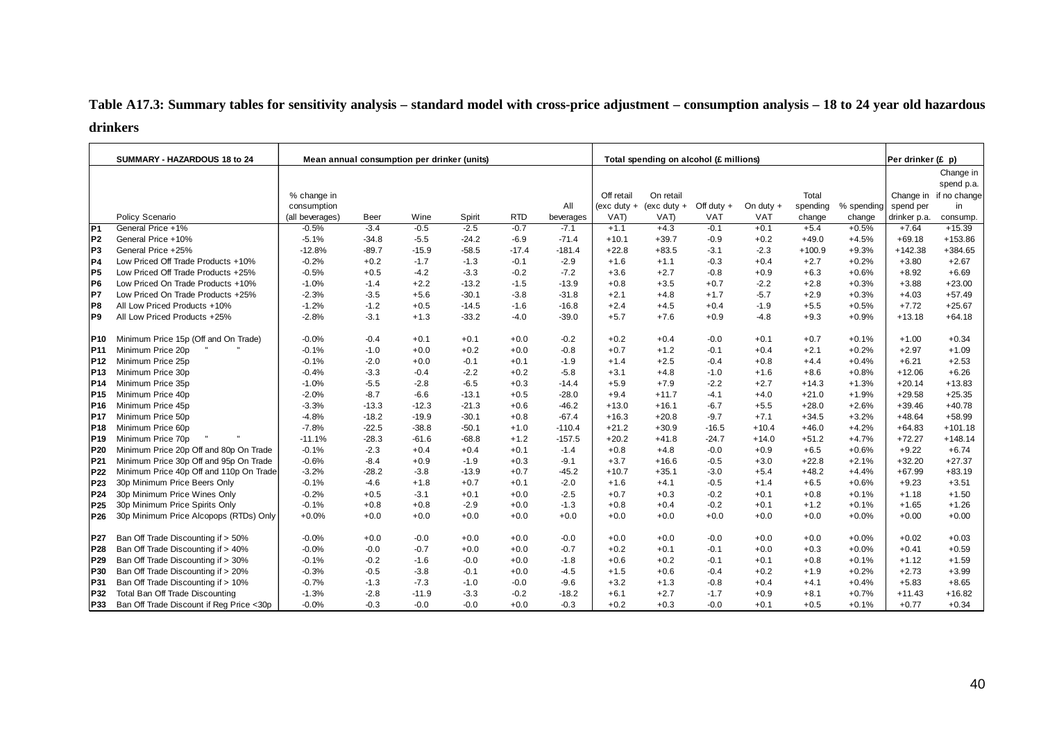**Table A17.3: Summary tables for sensitivity analysis – standard model with cross-price adjustment – consumption analysis – 18 to 24 year old hazardous drinkers**

| | SUMMARY - HAZARDOUS 18 to 24 | Mean annual consumption per drinker (units) | | | | | | | Total spending on alcohol (£ millions) | | | | | | Per drinker (£ p) | |
|---|---|---|---|---|---|---|---|---|---|---|---|---|---|---|---|---|
| | Policy Scenario | % change in consumption (all beverages) | Beer | Wine | Spirit | RTD | All beverages | Off retail (exc duty + VAT) | On retail (exc duty + VAT) | Off duty + VAT | On duty + VAT | Total spending change | % spending change | Change in spend per drinker p.a. | Change in spend p.a. if no change in consump. |
| P1 | General Price +1% | -0.5% | -3.4 | -0.5 | -2.5 | -0.7 | -7.1 | +1.1 | +4.3 | -0.1 | +0.1 | +5.4 | +0.5% | +7.64 | +15.39 |
| P2 | General Price +10% | -5.1% | -34.8 | -5.5 | -24.2 | -6.9 | -71.4 | +10.1 | +39.7 | -0.9 | +0.2 | +49.0 | +4.5% | +69.18 | +153.86 |
| P3 | General Price +25% | -12.8% | -89.7 | -15.9 | -58.5 | -17.4 | -181.4 | +22.8 | +83.5 | -3.1 | -2.3 | +100.9 | +9.3% | +142.38 | +384.65 |
| P4 | Low Priced Off Trade Products +10% | -0.2% | +0.2 | -1.7 | -1.3 | -0.1 | -2.9 | +1.6 | +1.1 | -0.3 | +0.4 | +2.7 | +0.2% | +3.80 | +2.67 |
| P5 | Low Priced Off Trade Products +25% | -0.5% | +0.5 | -4.2 | -3.3 | -0.2 | -7.2 | +3.6 | +2.7 | -0.8 | +0.9 | +6.3 | +0.6% | +8.92 | +6.69 |
| P6 | Low Priced On Trade Products +10% | -1.0% | -1.4 | +2.2 | -13.2 | -1.5 | -13.9 | +0.8 | +3.5 | +0.7 | -2.2 | +2.8 | +0.3% | +3.88 | +23.00 |
| P7 | Low Priced On Trade Products +25% | -2.3% | -3.5 | +5.6 | -30.1 | -3.8 | -31.8 | +2.1 | +4.8 | +1.7 | -5.7 | +2.9 | +0.3% | +4.03 | +57.49 |
| P8 | All Low Priced Products +10% | -1.2% | -1.2 | +0.5 | -14.5 | -1.6 | -16.8 | +2.4 | +4.5 | +0.4 | -1.9 | +5.5 | +0.5% | +7.72 | +25.67 |
| P9 | All Low Priced Products +25% | -2.8% | -3.1 | +1.3 | -33.2 | -4.0 | -39.0 | +5.7 | +7.6 | +0.9 | -4.8 | +9.3 | +0.9% | +13.18 | +64.18 |
| P10 | Minimum Price 15p (Off and On Trade) | -0.0% | -0.4 | +0.1 | +0.1 | +0.0 | -0.2 | +0.2 | +0.4 | -0.0 | +0.1 | +0.7 | +0.1% | +1.00 | +0.34 |
| P11 | Minimum Price 20p " " | -0.1% | -1.0 | +0.0 | +0.2 | +0.0 | -0.8 | +0.7 | +1.2 | -0.1 | +0.4 | +2.1 | +0.2% | +2.97 | +1.09 |
| P12 | Minimum Price 25p | -0.1% | -2.0 | +0.0 | -0.1 | +0.1 | -1.9 | +1.4 | +2.5 | -0.4 | +0.8 | +4.4 | +0.4% | +6.21 | +2.53 |
| P13 | Minimum Price 30p | -0.4% | -3.3 | -0.4 | -2.2 | +0.2 | -5.8 | +3.1 | +4.8 | -1.0 | +1.6 | +8.6 | +0.8% | +12.06 | +6.26 |
| P14 | Minimum Price 35p | -1.0% | -5.5 | -2.8 | -6.5 | +0.3 | -14.4 | +5.9 | +7.9 | -2.2 | +2.7 | +14.3 | +1.3% | +20.14 | +13.83 |
| P15 | Minimum Price 40p | -2.0% | -8.7 | -6.6 | -13.1 | +0.5 | -28.0 | +9.4 | +11.7 | -4.1 | +4.0 | +21.0 | +1.9% | +29.58 | +25.35 |
| P16 | Minimum Price 45p | -3.3% | -13.3 | -12.3 | -21.3 | +0.6 | -46.2 | +13.0 | +16.1 | -6.7 | +5.5 | +28.0 | +2.6% | +39.46 | +40.78 |
| P17 | Minimum Price 50p | -4.8% | -18.2 | -19.9 | -30.1 | +0.8 | -67.4 | +16.3 | +20.8 | -9.7 | +7.1 | +34.5 | +3.2% | +48.64 | +58.99 |
| P18 | Minimum Price 60p | -7.8% | -22.5 | -38.8 | -50.1 | +1.0 | -110.4 | +21.2 | +30.9 | -16.5 | +10.4 | +46.0 | +4.2% | +64.83 | +101.18 |
| P19 | Minimum Price 70p " " | -11.1% | -28.3 | -61.6 | -68.8 | +1.2 | -157.5 | +20.2 | +41.8 | -24.7 | +14.0 | +51.2 | +4.7% | +72.27 | +148.14 |
| P20 | Minimum Price 20p Off and 80p On Trade | -0.1% | -2.3 | +0.4 | +0.4 | +0.1 | -1.4 | +0.8 | +4.8 | -0.0 | +0.9 | +6.5 | +0.6% | +9.22 | +6.74 |
| P21 | Minimum Price 30p Off and 95p On Trade | -0.6% | -8.4 | +0.9 | -1.9 | +0.3 | -9.1 | +3.7 | +16.6 | -0.5 | +3.0 | +22.8 | +2.1% | +32.20 | +27.37 |
| P22 | Minimum Price 40p Off and 110p On Trade | -3.2% | -28.2 | -3.8 | -13.9 | +0.7 | -45.2 | +10.7 | +35.1 | -3.0 | +5.4 | +48.2 | +4.4% | +67.99 | +83.19 |
| P23 | 30p Minimum Price Beers Only | -0.1% | -4.6 | +1.8 | +0.7 | +0.1 | -2.0 | +1.6 | +4.1 | -0.5 | +1.4 | +6.5 | +0.6% | +9.23 | +3.51 |
| P24 | 30p Minimum Price Wines Only | -0.2% | +0.5 | -3.1 | +0.1 | +0.0 | -2.5 | +0.7 | +0.3 | -0.2 | +0.1 | +0.8 | +0.1% | +1.18 | +1.50 |
| P25 | 30p Minimum Price Spirits Only | -0.1% | +0.8 | +0.8 | -2.9 | +0.0 | -1.3 | +0.8 | +0.4 | -0.2 | +0.1 | +1.2 | +0.1% | +1.65 | +1.26 |
| P26 | 30p Minimum Price Alcopops (RTDs) Only | +0.0% | +0.0 | +0.0 | +0.0 | +0.0 | +0.0 | +0.0 | +0.0 | +0.0 | +0.0 | +0.0 | +0.0% | +0.00 | +0.00 |
| P27 | Ban Off Trade Discounting if > 50% | -0.0% | +0.0 | -0.0 | +0.0 | +0.0 | -0.0 | +0.0 | +0.0 | -0.0 | +0.0 | +0.0 | +0.0% | +0.02 | +0.03 |
| P28 | Ban Off Trade Discounting if > 40% | -0.0% | -0.0 | -0.7 | +0.0 | +0.0 | -0.7 | +0.2 | +0.1 | -0.1 | +0.0 | +0.3 | +0.0% | +0.41 | +0.59 |
| P29 | Ban Off Trade Discounting if > 30% | -0.1% | -0.2 | -1.6 | -0.0 | +0.0 | -1.8 | +0.6 | +0.2 | -0.1 | +0.1 | +0.8 | +0.1% | +1.12 | +1.59 |
| P30 | Ban Off Trade Discounting if > 20% | -0.3% | -0.5 | -3.8 | -0.1 | +0.0 | -4.5 | +1.5 | +0.6 | -0.4 | +0.2 | +1.9 | +0.2% | +2.73 | +3.99 |
| P31 | Ban Off Trade Discounting if > 10% | -0.7% | -1.3 | -7.3 | -1.0 | -0.0 | -9.6 | +3.2 | +1.3 | -0.8 | +0.4 | +4.1 | +0.4% | +5.83 | +8.65 |
| P32 | Total Ban Off Trade Discounting | -1.3% | -2.8 | -11.9 | -3.3 | -0.2 | -18.2 | +6.1 | +2.7 | -1.7 | +0.9 | +8.1 | +0.7% | +11.43 | +16.82 |
| P33 | Ban Off Trade Discount if Reg Price <30p | -0.0% | -0.3 | -0.0 | -0.0 | +0.0 | -0.3 | +0.2 | +0.3 | -0.0 | +0.1 | +0.5 | +0.1% | +0.77 | +0.34 |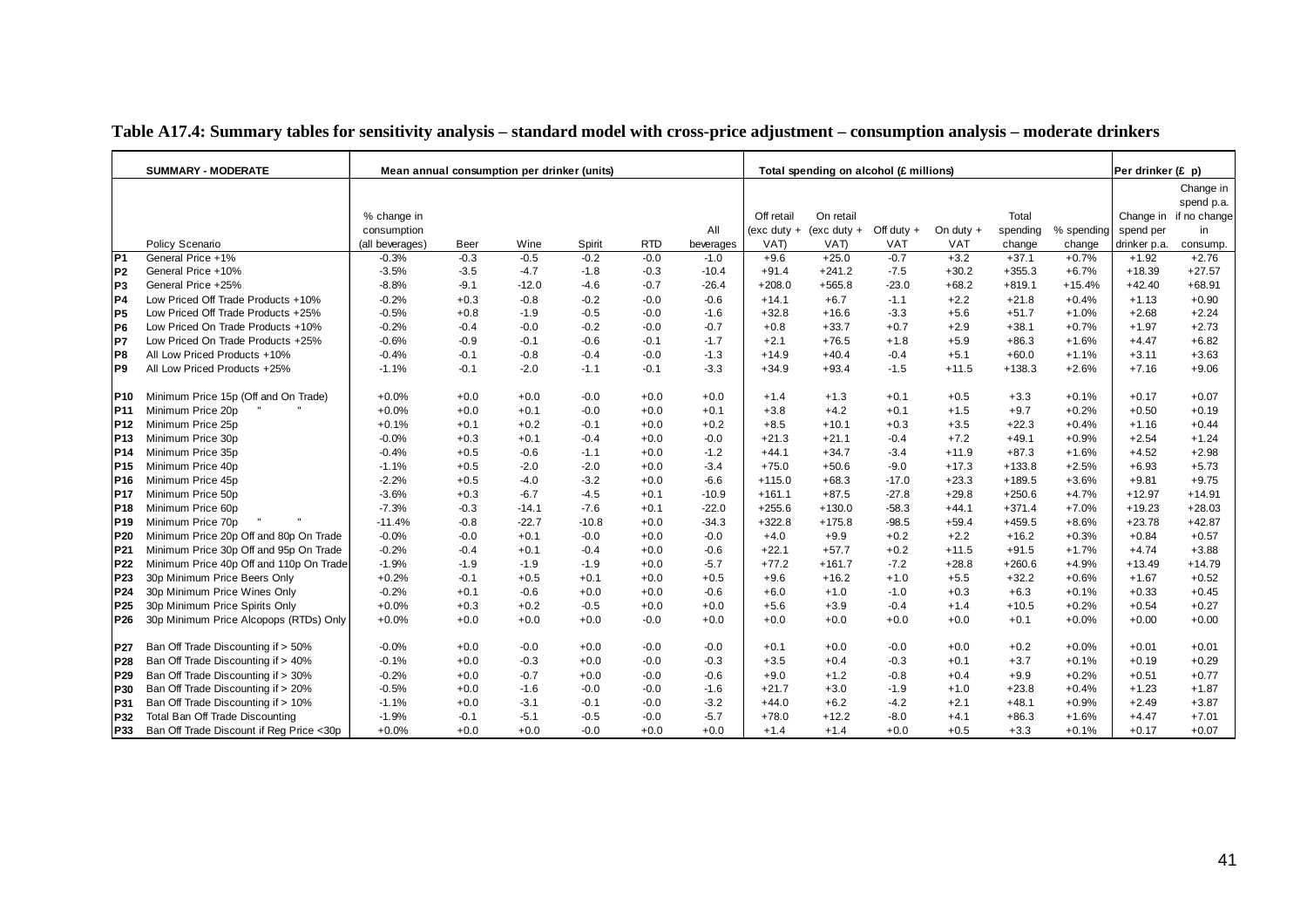**Table A17.4: Summary tables for sensitivity analysis – standard model with cross-price adjustment – consumption analysis – moderate drinkers**

| | SUMMARY - MODERATE | Mean annual consumption per drinker (units) | | | | | | Total spending on alcohol (£ millions) | | | | | | Per drinker (£ p) | |
|---|---|---|---|---|---|---|---|---|---|---|---|---|---|---|---|
| | Policy Scenario | % change in consumption (all beverages) | Beer | Wine | Spirit | RTD | All beverages | Off retail (exc duty + VAT) | On retail (exc duty + VAT) | Off duty + VAT | On duty + VAT | Total spending change | % spending change | Change in spend per drinker p.a. | Change in spend p.a. if no change in consump. |
| P1 | General Price +1% | -0.3% | -0.3 | -0.5 | -0.2 | -0.0 | -1.0 | +9.6 | +25.0 | -0.7 | +3.2 | +37.1 | +0.7% | +1.92 | +2.76 |
| P2 | General Price +10% | -3.5% | -3.5 | -4.7 | -1.8 | -0.3 | -10.4 | +91.4 | +241.2 | -7.5 | +30.2 | +355.3 | +6.7% | +18.39 | +27.57 |
| P3 | General Price +25% | -8.8% | -9.1 | -12.0 | -4.6 | -0.7 | -26.4 | +208.0 | +565.8 | -23.0 | +68.2 | +819.1 | +15.4% | +42.40 | +68.91 |
| P4 | Low Priced Off Trade Products +10% | -0.2% | +0.3 | -0.8 | -0.2 | -0.0 | -0.6 | +14.1 | +6.7 | -1.1 | +2.2 | +21.8 | +0.4% | +1.13 | +0.90 |
| P5 | Low Priced Off Trade Products +25% | -0.5% | +0.8 | -1.9 | -0.5 | -0.0 | -1.6 | +32.8 | +16.6 | -3.3 | +5.6 | +51.7 | +1.0% | +2.68 | +2.24 |
| P6 | Low Priced On Trade Products +10% | -0.2% | -0.4 | -0.0 | -0.2 | -0.0 | -0.7 | +0.8 | +33.7 | +0.7 | +2.9 | +38.1 | +0.7% | +1.97 | +2.73 |
| P7 | Low Priced On Trade Products +25% | -0.6% | -0.9 | -0.1 | -0.6 | -0.1 | -1.7 | +2.1 | +76.5 | +1.8 | +5.9 | +86.3 | +1.6% | +4.47 | +6.82 |
| P8 | All Low Priced Products +10% | -0.4% | -0.1 | -0.8 | -0.4 | -0.0 | -1.3 | +14.9 | +40.4 | -0.4 | +5.1 | +60.0 | +1.1% | +3.11 | +3.63 |
| P9 | All Low Priced Products +25% | -1.1% | -0.1 | -2.0 | -1.1 | -0.1 | -3.3 | +34.9 | +93.4 | -1.5 | +11.5 | +138.3 | +2.6% | +7.16 | +9.06 |
| P10 | Minimum Price 15p (Off and On Trade) | +0.0% | +0.0 | +0.0 | -0.0 | +0.0 | +0.0 | +1.4 | +1.3 | +0.1 | +0.5 | +3.3 | +0.1% | +0.17 | +0.07 |
| P11 | Minimum Price 20p " " | +0.0% | +0.0 | +0.1 | -0.0 | +0.0 | +0.1 | +3.8 | +4.2 | +0.1 | +1.5 | +9.7 | +0.2% | +0.50 | +0.19 |
| P12 | Minimum Price 25p | +0.1% | +0.1 | +0.2 | -0.1 | +0.0 | +0.2 | +8.5 | +10.1 | +0.3 | +3.5 | +22.3 | +0.4% | +1.16 | +0.44 |
| P13 | Minimum Price 30p | -0.0% | +0.3 | +0.1 | -0.4 | +0.0 | -0.0 | +21.3 | +21.1 | -0.4 | +7.2 | +49.1 | +0.9% | +2.54 | +1.24 |
| P14 | Minimum Price 35p | -0.4% | +0.5 | -0.6 | -1.1 | +0.0 | -1.2 | +44.1 | +34.7 | -3.4 | +11.9 | +87.3 | +1.6% | +4.52 | +2.98 |
| P15 | Minimum Price 40p | -1.1% | +0.5 | -2.0 | -2.0 | +0.0 | -3.4 | +75.0 | +50.6 | -9.0 | +17.3 | +133.8 | +2.5% | +6.93 | +5.73 |
| P16 | Minimum Price 45p | -2.2% | +0.5 | -4.0 | -3.2 | +0.0 | -6.6 | +115.0 | +68.3 | -17.0 | +23.3 | +189.5 | +3.6% | +9.81 | +9.75 |
| P17 | Minimum Price 50p | -3.6% | +0.3 | -6.7 | -4.5 | +0.1 | -10.9 | +161.1 | +87.5 | -27.8 | +29.8 | +250.6 | +4.7% | +12.97 | +14.91 |
| P18 | Minimum Price 60p | -7.3% | -0.3 | -14.1 | -7.6 | +0.1 | -22.0 | +255.6 | +130.0 | -58.3 | +44.1 | +371.4 | +7.0% | +19.23 | +28.03 |
| P19 | Minimum Price 70p " " | -11.4% | -0.8 | -22.7 | -10.8 | +0.0 | -34.3 | +322.8 | +175.8 | -98.5 | +59.4 | +459.5 | +8.6% | +23.78 | +42.87 |
| P20 | Minimum Price 20p Off and 80p On Trade | -0.0% | -0.0 | +0.1 | -0.0 | +0.0 | -0.0 | +4.0 | +9.9 | +0.2 | +2.2 | +16.2 | +0.3% | +0.84 | +0.57 |
| P21 | Minimum Price 30p Off and 95p On Trade | -0.2% | -0.4 | +0.1 | -0.4 | +0.0 | -0.6 | +22.1 | +57.7 | +0.2 | +11.5 | +91.5 | +1.7% | +4.74 | +3.88 |
| P22 | Minimum Price 40p Off and 110p On Trade | -1.9% | -1.9 | -1.9 | -1.9 | +0.0 | -5.7 | +77.2 | +161.7 | -7.2 | +28.8 | +260.6 | +4.9% | +13.49 | +14.79 |
| P23 | 30p Minimum Price Beers Only | +0.2% | -0.1 | +0.5 | +0.1 | +0.0 | +0.5 | +9.6 | +16.2 | +1.0 | +5.5 | +32.2 | +0.6% | +1.67 | +0.52 |
| P24 | 30p Minimum Price Wines Only | -0.2% | +0.1 | -0.6 | +0.0 | +0.0 | -0.6 | +6.0 | +1.0 | -1.0 | +0.3 | +6.3 | +0.1% | +0.33 | +0.45 |
| P25 | 30p Minimum Price Spirits Only | +0.0% | +0.3 | +0.2 | -0.5 | +0.0 | +0.0 | +5.6 | +3.9 | -0.4 | +1.4 | +10.5 | +0.2% | +0.54 | +0.27 |
| P26 | 30p Minimum Price Alcopops (RTDs) Only | +0.0% | +0.0 | +0.0 | +0.0 | -0.0 | +0.0 | +0.0 | +0.0 | +0.0 | +0.0 | +0.1 | +0.0% | +0.00 | +0.00 |
| P27 | Ban Off Trade Discounting if > 50% | -0.0% | +0.0 | -0.0 | +0.0 | -0.0 | -0.0 | +0.1 | +0.0 | -0.0 | +0.0 | +0.2 | +0.0% | +0.01 | +0.01 |
| P28 | Ban Off Trade Discounting if > 40% | -0.1% | +0.0 | -0.3 | +0.0 | -0.0 | -0.3 | +3.5 | +0.4 | -0.3 | +0.1 | +3.7 | +0.1% | +0.19 | +0.29 |
| P29 | Ban Off Trade Discounting if > 30% | -0.2% | +0.0 | -0.7 | +0.0 | -0.0 | -0.6 | +9.0 | +1.2 | -0.8 | +0.4 | +9.9 | +0.2% | +0.51 | +0.77 |
| P30 | Ban Off Trade Discounting if > 20% | -0.5% | +0.0 | -1.6 | -0.0 | -0.0 | -1.6 | +21.7 | +3.0 | -1.9 | +1.0 | +23.8 | +0.4% | +1.23 | +1.87 |
| P31 | Ban Off Trade Discounting if > 10% | -1.1% | +0.0 | -3.1 | -0.1 | -0.0 | -3.2 | +44.0 | +6.2 | -4.2 | +2.1 | +48.1 | +0.9% | +2.49 | +3.87 |
| P32 | Total Ban Off Trade Discounting | -1.9% | -0.1 | -5.1 | -0.5 | -0.0 | -5.7 | +78.0 | +12.2 | -8.0 | +4.1 | +86.3 | +1.6% | +4.47 | +7.01 |
| P33 | Ban Off Trade Discount if Reg Price <30p | +0.0% | +0.0 | +0.0 | -0.0 | +0.0 | +0.0 | +1.4 | +1.4 | +0.0 | +0.5 | +3.3 | +0.1% | +0.17 | +0.07 |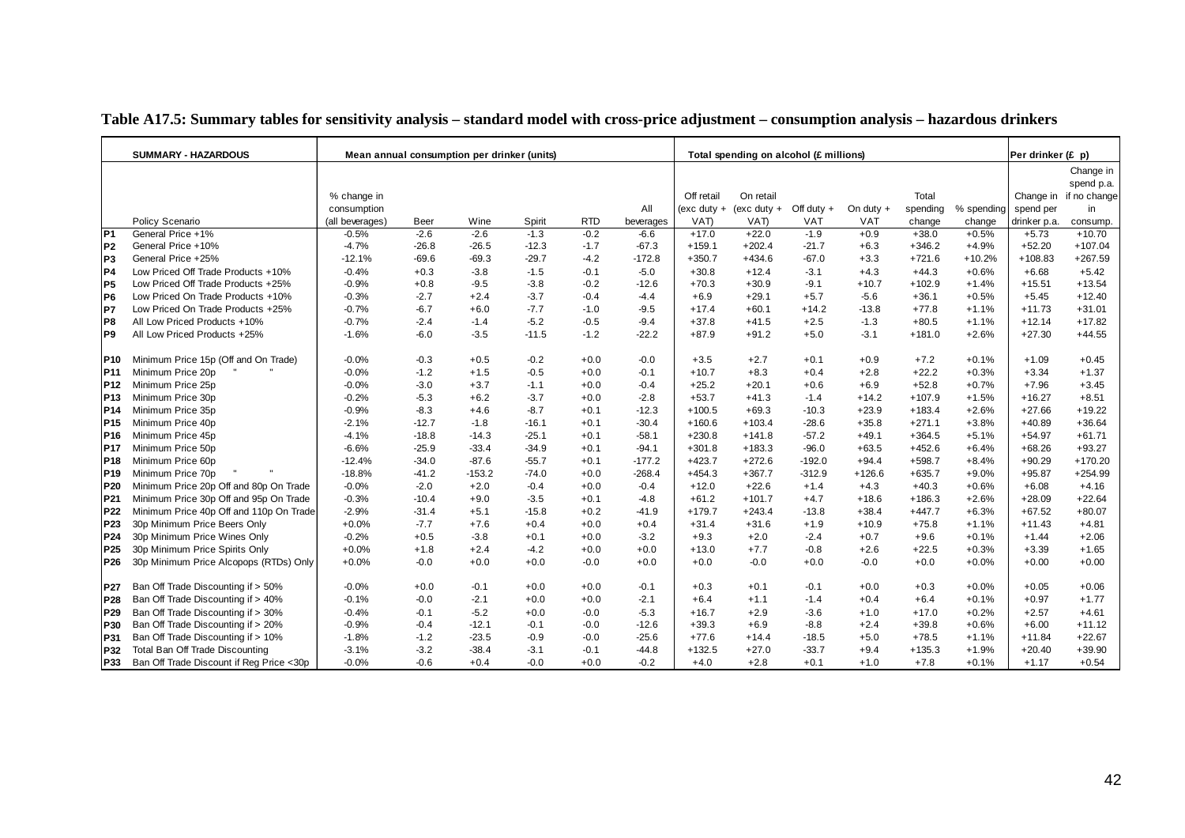**Table A17.5: Summary tables for sensitivity analysis – standard model with cross-price adjustment – consumption analysis – hazardous drinkers**

| | SUMMARY - HAZARDOUS | Mean annual consumption per drinker (units) | | | | | | Total spending on alcohol (£ millions) | | | | | | Per drinker (£ p) | |
|---|---|---|---|---|---|---|---|---|---|---|---|---|---|---|---|
| | Policy Scenario | % change in consumption (all beverages) | Beer | Wine | Spirit | RTD | All beverages | Off retail (exc duty + VAT) | On retail (exc duty + VAT) | Off duty + VAT | On duty + VAT | Total spending change | % spending change | Change in spend per drinker p.a. | Change in spend p.a. if no change in consump. |
| P1 | General Price +1% | -0.5% | -2.6 | -2.6 | -1.3 | -0.2 | -6.6 | +17.0 | +22.0 | -1.9 | +0.9 | +38.0 | +0.5% | +5.73 | +10.70 |
| P2 | General Price +10% | -4.7% | -26.8 | -26.5 | -12.3 | -1.7 | -67.3 | +159.1 | +202.4 | -21.7 | +6.3 | +346.2 | +4.9% | +52.20 | +107.04 |
| P3 | General Price +25% | -12.1% | -69.6 | -69.3 | -29.7 | -4.2 | -172.8 | +350.7 | +434.6 | -67.0 | +3.3 | +721.6 | +10.2% | +108.83 | +267.59 |
| P4 | Low Priced Off Trade Products +10% | -0.4% | +0.3 | -3.8 | -1.5 | -0.1 | -5.0 | +30.8 | +12.4 | -3.1 | +4.3 | +44.3 | +0.6% | +6.68 | +5.42 |
| P5 | Low Priced Off Trade Products +25% | -0.9% | +0.8 | -9.5 | -3.8 | -0.2 | -12.6 | +70.3 | +30.9 | -9.1 | +10.7 | +102.9 | +1.4% | +15.51 | +13.54 |
| P6 | Low Priced On Trade Products +10% | -0.3% | -2.7 | +2.4 | -3.7 | -0.4 | -4.4 | +6.9 | +29.1 | +5.7 | -5.6 | +36.1 | +0.5% | +5.45 | +12.40 |
| P7 | Low Priced On Trade Products +25% | -0.7% | -6.7 | +6.0 | -7.7 | -1.0 | -9.5 | +17.4 | +60.1 | +14.2 | -13.8 | +77.8 | +1.1% | +11.73 | +31.01 |
| P8 | All Low Priced Products +10% | -0.7% | -2.4 | -1.4 | -5.2 | -0.5 | -9.4 | +37.8 | +41.5 | +2.5 | -1.3 | +80.5 | +1.1% | +12.14 | +17.82 |
| P9 | All Low Priced Products +25% | -1.6% | -6.0 | -3.5 | -11.5 | -1.2 | -22.2 | +87.9 | +91.2 | +5.0 | -3.1 | +181.0 | +2.6% | +27.30 | +44.55 |
| P10 | Minimum Price 15p (Off and On Trade) | -0.0% | -0.3 | +0.5 | -0.2 | +0.0 | -0.0 | +3.5 | +2.7 | +0.1 | +0.9 | +7.2 | +0.1% | +1.09 | +0.45 |
| P11 | Minimum Price 20p " " | -0.0% | -1.2 | +1.5 | -0.5 | +0.0 | -0.1 | +10.7 | +8.3 | +0.4 | +2.8 | +22.2 | +0.3% | +3.34 | +1.37 |
| P12 | Minimum Price 25p | -0.0% | -3.0 | +3.7 | -1.1 | +0.0 | -0.4 | +25.2 | +20.1 | +0.6 | +6.9 | +52.8 | +0.7% | +7.96 | +3.45 |
| P13 | Minimum Price 30p | -0.2% | -5.3 | +6.2 | -3.7 | +0.0 | -2.8 | +53.7 | +41.3 | -1.4 | +14.2 | +107.9 | +1.5% | +16.27 | +8.51 |
| P14 | Minimum Price 35p | -0.9% | -8.3 | +4.6 | -8.7 | +0.1 | -12.3 | +100.5 | +69.3 | -10.3 | +23.9 | +183.4 | +2.6% | +27.66 | +19.22 |
| P15 | Minimum Price 40p | -2.1% | -12.7 | -1.8 | -16.1 | +0.1 | -30.4 | +160.6 | +103.4 | -28.6 | +35.8 | +271.1 | +3.8% | +40.89 | +36.64 |
| P16 | Minimum Price 45p | -4.1% | -18.8 | -14.3 | -25.1 | +0.1 | -58.1 | +230.8 | +141.8 | -57.2 | +49.1 | +364.5 | +5.1% | +54.97 | +61.71 |
| P17 | Minimum Price 50p | -6.6% | -25.9 | -33.4 | -34.9 | +0.1 | -94.1 | +301.8 | +183.3 | -96.0 | +63.5 | +452.6 | +6.4% | +68.26 | +93.27 |
| P18 | Minimum Price 60p | -12.4% | -34.0 | -87.6 | -55.7 | +0.1 | -177.2 | +423.7 | +272.6 | -192.0 | +94.4 | +598.7 | +8.4% | +90.29 | +170.20 |
| P19 | Minimum Price 70p " " | -18.8% | -41.2 | -153.2 | -74.0 | +0.0 | -268.4 | +454.3 | +367.7 | -312.9 | +126.6 | +635.7 | +9.0% | +95.87 | +254.99 |
| P20 | Minimum Price 20p Off and 80p On Trade | -0.0% | -2.0 | +2.0 | -0.4 | +0.0 | -0.4 | +12.0 | +22.6 | +1.4 | +4.3 | +40.3 | +0.6% | +6.08 | +4.16 |
| P21 | Minimum Price 30p Off and 95p On Trade | -0.3% | -10.4 | +9.0 | -3.5 | +0.1 | -4.8 | +61.2 | +101.7 | +4.7 | +18.6 | +186.3 | +2.6% | +28.09 | +22.64 |
| P22 | Minimum Price 40p Off and 110p On Trade | -2.9% | -31.4 | +5.1 | -15.8 | +0.2 | -41.9 | +179.7 | +243.4 | -13.8 | +38.4 | +447.7 | +6.3% | +67.52 | +80.07 |
| P23 | 30p Minimum Price Beers Only | +0.0% | -7.7 | +7.6 | +0.4 | +0.0 | +0.4 | +31.4 | +31.6 | +1.9 | +10.9 | +75.8 | +1.1% | +11.43 | +4.81 |
| P24 | 30p Minimum Price Wines Only | -0.2% | +0.5 | -3.8 | +0.1 | +0.0 | -3.2 | +9.3 | +2.0 | -2.4 | +0.7 | +9.6 | +0.1% | +1.44 | +2.06 |
| P25 | 30p Minimum Price Spirits Only | +0.0% | +1.8 | +2.4 | -4.2 | +0.0 | +0.0 | +13.0 | +7.7 | -0.8 | +2.6 | +22.5 | +0.3% | +3.39 | +1.65 |
| P26 | 30p Minimum Price Alcopops (RTDs) Only | +0.0% | -0.0 | +0.0 | +0.0 | -0.0 | +0.0 | +0.0 | -0.0 | +0.0 | -0.0 | +0.0 | +0.0% | +0.00 | +0.00 |
| P27 | Ban Off Trade Discounting if > 50% | -0.0% | +0.0 | -0.1 | +0.0 | +0.0 | -0.1 | +0.3 | +0.1 | -0.1 | +0.0 | +0.3 | +0.0% | +0.05 | +0.06 |
| P28 | Ban Off Trade Discounting if > 40% | -0.1% | -0.0 | -2.1 | +0.0 | +0.0 | -2.1 | +6.4 | +1.1 | -1.4 | +0.4 | +6.4 | +0.1% | +0.97 | +1.77 |
| P29 | Ban Off Trade Discounting if > 30% | -0.4% | -0.1 | -5.2 | +0.0 | -0.0 | -5.3 | +16.7 | +2.9 | -3.6 | +1.0 | +17.0 | +0.2% | +2.57 | +4.61 |
| P30 | Ban Off Trade Discounting if > 20% | -0.9% | -0.4 | -12.1 | -0.1 | -0.0 | -12.6 | +39.3 | +6.9 | -8.8 | +2.4 | +39.8 | +0.6% | +6.00 | +11.12 |
| P31 | Ban Off Trade Discounting if > 10% | -1.8% | -1.2 | -23.5 | -0.9 | -0.0 | -25.6 | +77.6 | +14.4 | -18.5 | +5.0 | +78.5 | +1.1% | +11.84 | +22.67 |
| P32 | Total Ban Off Trade Discounting | -3.1% | -3.2 | -38.4 | -3.1 | -0.1 | -44.8 | +132.5 | +27.0 | -33.7 | +9.4 | +135.3 | +1.9% | +20.40 | +39.90 |
| P33 | Ban Off Trade Discount if Reg Price <30p | -0.0% | -0.6 | +0.4 | -0.0 | +0.0 | -0.2 | +4.0 | +2.8 | +0.1 | +1.0 | +7.8 | +0.1% | +1.17 | +0.54 |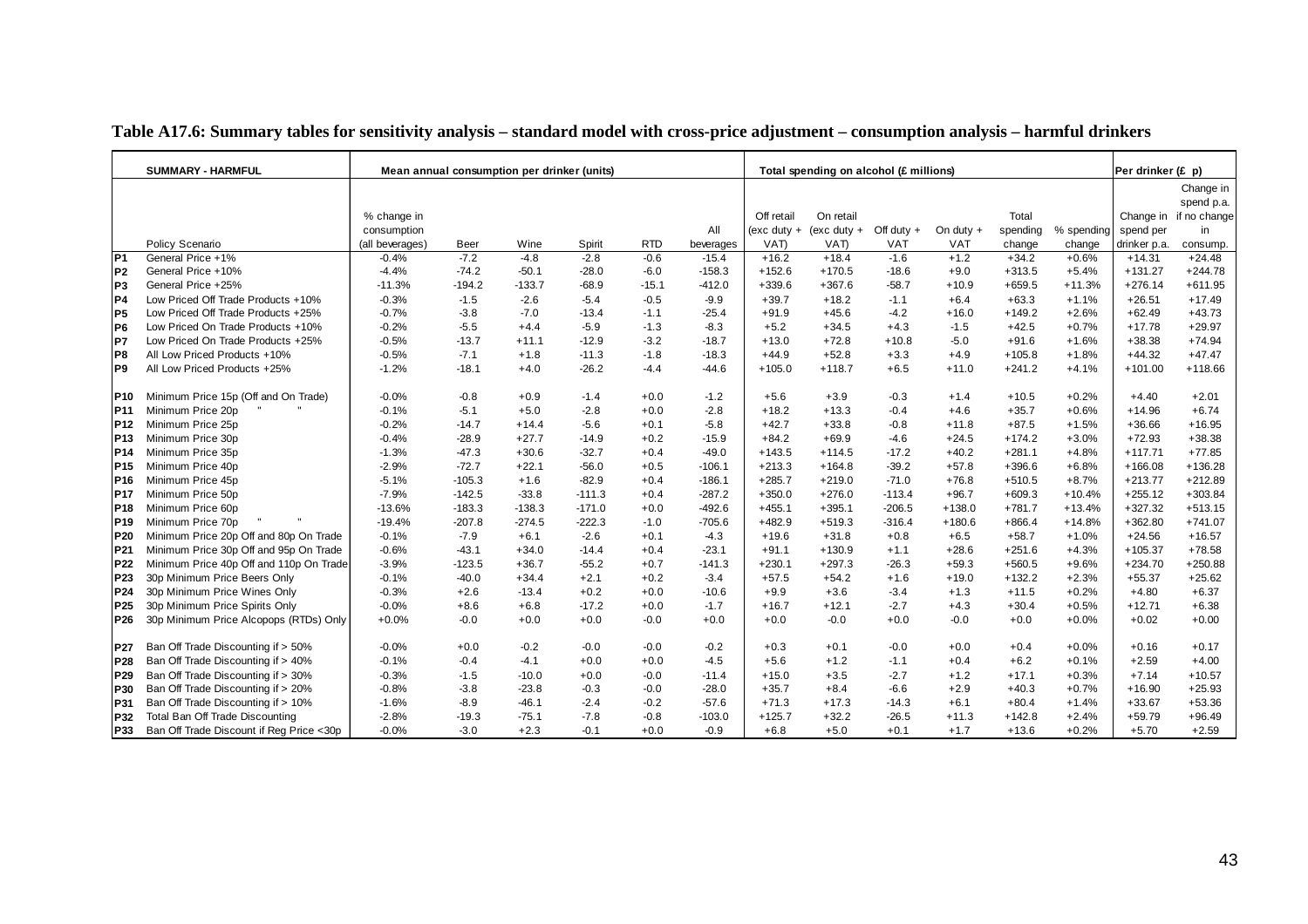**Table A17.6: Summary tables for sensitivity analysis – standard model with cross-price adjustment – consumption analysis – harmful drinkers**

| | SUMMARY - HARMFUL | Mean annual consumption per drinker (units) | | | | | | Total spending on alcohol (£ millions) | | | | | | Per drinker (£ p) | |
|---|---|---|---|---|---|---|---|---|---|---|---|---|---|---|---|
| | Policy Scenario | % change in consumption (all beverages) | Beer | Wine | Spirit | RTD | All beverages | Off retail (exc duty + VAT) | On retail (exc duty + VAT) | Off duty + VAT | On duty + VAT | Total spending change | % spending change | Change in spend per drinker p.a. | Change in spend p.a. if no change in consump. |
| P1 | General Price +1% | -0.4% | -7.2 | -4.8 | -2.8 | -0.6 | -15.4 | +16.2 | +18.4 | -1.6 | +1.2 | +34.2 | +0.6% | +14.31 | +24.48 |
| P2 | General Price +10% | -4.4% | -74.2 | -50.1 | -28.0 | -6.0 | -158.3 | +152.6 | +170.5 | -18.6 | +9.0 | +313.5 | +5.4% | +131.27 | +244.78 |
| P3 | General Price +25% | -11.3% | -194.2 | -133.7 | -68.9 | -15.1 | -412.0 | +339.6 | +367.6 | -58.7 | +10.9 | +659.5 | +11.3% | +276.14 | +611.95 |
| P4 | Low Priced Off Trade Products +10% | -0.3% | -1.5 | -2.6 | -5.4 | -0.5 | -9.9 | +39.7 | +18.2 | -1.1 | +6.4 | +63.3 | +1.1% | +26.51 | +17.49 |
| P5 | Low Priced Off Trade Products +25% | -0.7% | -3.8 | -7.0 | -13.4 | -1.1 | -25.4 | +91.9 | +45.6 | -4.2 | +16.0 | +149.2 | +2.6% | +62.49 | +43.73 |
| P6 | Low Priced On Trade Products +10% | -0.2% | -5.5 | +4.4 | -5.9 | -1.3 | -8.3 | +5.2 | +34.5 | +4.3 | -1.5 | +42.5 | +0.7% | +17.78 | +29.97 |
| P7 | Low Priced On Trade Products +25% | -0.5% | -13.7 | +11.1 | -12.9 | -3.2 | -18.7 | +13.0 | +72.8 | +10.8 | -5.0 | +91.6 | +1.6% | +38.38 | +74.94 |
| P8 | All Low Priced Products +10% | -0.5% | -7.1 | +1.8 | -11.3 | -1.8 | -18.3 | +44.9 | +52.8 | +3.3 | +4.9 | +105.8 | +1.8% | +44.32 | +47.47 |
| P9 | All Low Priced Products +25% | -1.2% | -18.1 | +4.0 | -26.2 | -4.4 | -44.6 | +105.0 | +118.7 | +6.5 | +11.0 | +241.2 | +4.1% | +101.00 | +118.66 |
| P10 | Minimum Price 15p (Off and On Trade) | -0.0% | -0.8 | +0.9 | -1.4 | +0.0 | -1.2 | +5.6 | +3.9 | -0.3 | +1.4 | +10.5 | +0.2% | +4.40 | +2.01 |
| P11 | Minimum Price 20p " " | -0.1% | -5.1 | +5.0 | -2.8 | +0.0 | -2.8 | +18.2 | +13.3 | -0.4 | +4.6 | +35.7 | +0.6% | +14.96 | +6.74 |
| P12 | Minimum Price 25p | -0.2% | -14.7 | +14.4 | -5.6 | +0.1 | -5.8 | +42.7 | +33.8 | -0.8 | +11.8 | +87.5 | +1.5% | +36.66 | +16.95 |
| P13 | Minimum Price 30p | -0.4% | -28.9 | +27.7 | -14.9 | +0.2 | -15.9 | +84.2 | +69.9 | -4.6 | +24.5 | +174.2 | +3.0% | +72.93 | +38.38 |
| P14 | Minimum Price 35p | -1.3% | -47.3 | +30.6 | -32.7 | +0.4 | -49.0 | +143.5 | +114.5 | -17.2 | +40.2 | +281.1 | +4.8% | +117.71 | +77.85 |
| P15 | Minimum Price 40p | -2.9% | -72.7 | +22.1 | -56.0 | +0.5 | -106.1 | +213.3 | +164.8 | -39.2 | +57.8 | +396.6 | +6.8% | +166.08 | +136.28 |
| P16 | Minimum Price 45p | -5.1% | -105.3 | +1.6 | -82.9 | +0.4 | -186.1 | +285.7 | +219.0 | -71.0 | +76.8 | +510.5 | +8.7% | +213.77 | +212.89 |
| P17 | Minimum Price 50p | -7.9% | -142.5 | -33.8 | -111.3 | +0.4 | -287.2 | +350.0 | +276.0 | -113.4 | +96.7 | +609.3 | +10.4% | +255.12 | +303.84 |
| P18 | Minimum Price 60p | -13.6% | -183.3 | -138.3 | -171.0 | +0.0 | -492.6 | +455.1 | +395.1 | -206.5 | +138.0 | +781.7 | +13.4% | +327.32 | +513.15 |
| P19 | Minimum Price 70p " " | -19.4% | -207.8 | -274.5 | -222.3 | -1.0 | -705.6 | +482.9 | +519.3 | -316.4 | +180.6 | +866.4 | +14.8% | +362.80 | +741.07 |
| P20 | Minimum Price 20p Off and 80p On Trade | -0.1% | -7.9 | +6.1 | -2.6 | +0.1 | -4.3 | +19.6 | +31.8 | +0.8 | +6.5 | +58.7 | +1.0% | +24.56 | +16.57 |
| P21 | Minimum Price 30p Off and 95p On Trade | -0.6% | -43.1 | +34.0 | -14.4 | +0.4 | -23.1 | +91.1 | +130.9 | +1.1 | +28.6 | +251.6 | +4.3% | +105.37 | +78.58 |
| P22 | Minimum Price 40p Off and 110p On Trade | -3.9% | -123.5 | +36.7 | -55.2 | +0.7 | -141.3 | +230.1 | +297.3 | -26.3 | +59.3 | +560.5 | +9.6% | +234.70 | +250.88 |
| P23 | 30p Minimum Price Beers Only | -0.1% | -40.0 | +34.4 | +2.1 | +0.2 | -3.4 | +57.5 | +54.2 | +1.6 | +19.0 | +132.2 | +2.3% | +55.37 | +25.62 |
| P24 | 30p Minimum Price Wines Only | -0.3% | +2.6 | -13.4 | +0.2 | +0.0 | -10.6 | +9.9 | +3.6 | -3.4 | +1.3 | +11.5 | +0.2% | +4.80 | +6.37 |
| P25 | 30p Minimum Price Spirits Only | -0.0% | +8.6 | +6.8 | -17.2 | +0.0 | -1.7 | +16.7 | +12.1 | -2.7 | +4.3 | +30.4 | +0.5% | +12.71 | +6.38 |
| P26 | 30p Minimum Price Alcopops (RTDs) Only | +0.0% | -0.0 | +0.0 | +0.0 | -0.0 | +0.0 | +0.0 | -0.0 | +0.0 | -0.0 | +0.0 | +0.0% | +0.02 | +0.00 |
| P27 | Ban Off Trade Discounting if > 50% | -0.0% | +0.0 | -0.2 | -0.0 | -0.0 | -0.2 | +0.3 | +0.1 | -0.0 | +0.0 | +0.4 | +0.0% | +0.16 | +0.17 |
| P28 | Ban Off Trade Discounting if > 40% | -0.1% | -0.4 | -4.1 | +0.0 | +0.0 | -4.5 | +5.6 | +1.2 | -1.1 | +0.4 | +6.2 | +0.1% | +2.59 | +4.00 |
| P29 | Ban Off Trade Discounting if > 30% | -0.3% | -1.5 | -10.0 | +0.0 | -0.0 | -11.4 | +15.0 | +3.5 | -2.7 | +1.2 | +17.1 | +0.3% | +7.14 | +10.57 |
| P30 | Ban Off Trade Discounting if > 20% | -0.8% | -3.8 | -23.8 | -0.3 | -0.0 | -28.0 | +35.7 | +8.4 | -6.6 | +2.9 | +40.3 | +0.7% | +16.90 | +25.93 |
| P31 | Ban Off Trade Discounting if > 10% | -1.6% | -8.9 | -46.1 | -2.4 | -0.2 | -57.6 | +71.3 | +17.3 | -14.3 | +6.1 | +80.4 | +1.4% | +33.67 | +53.36 |
| P32 | Total Ban Off Trade Discounting | -2.8% | -19.3 | -75.1 | -7.8 | -0.8 | -103.0 | +125.7 | +32.2 | -26.5 | +11.3 | +142.8 | +2.4% | +59.79 | +96.49 |
| P33 | Ban Off Trade Discount if Reg Price <30p | -0.0% | -3.0 | +2.3 | -0.1 | +0.0 | -0.9 | +6.8 | +5.0 | +0.1 | +1.7 | +13.6 | +0.2% | +5.70 | +2.59 |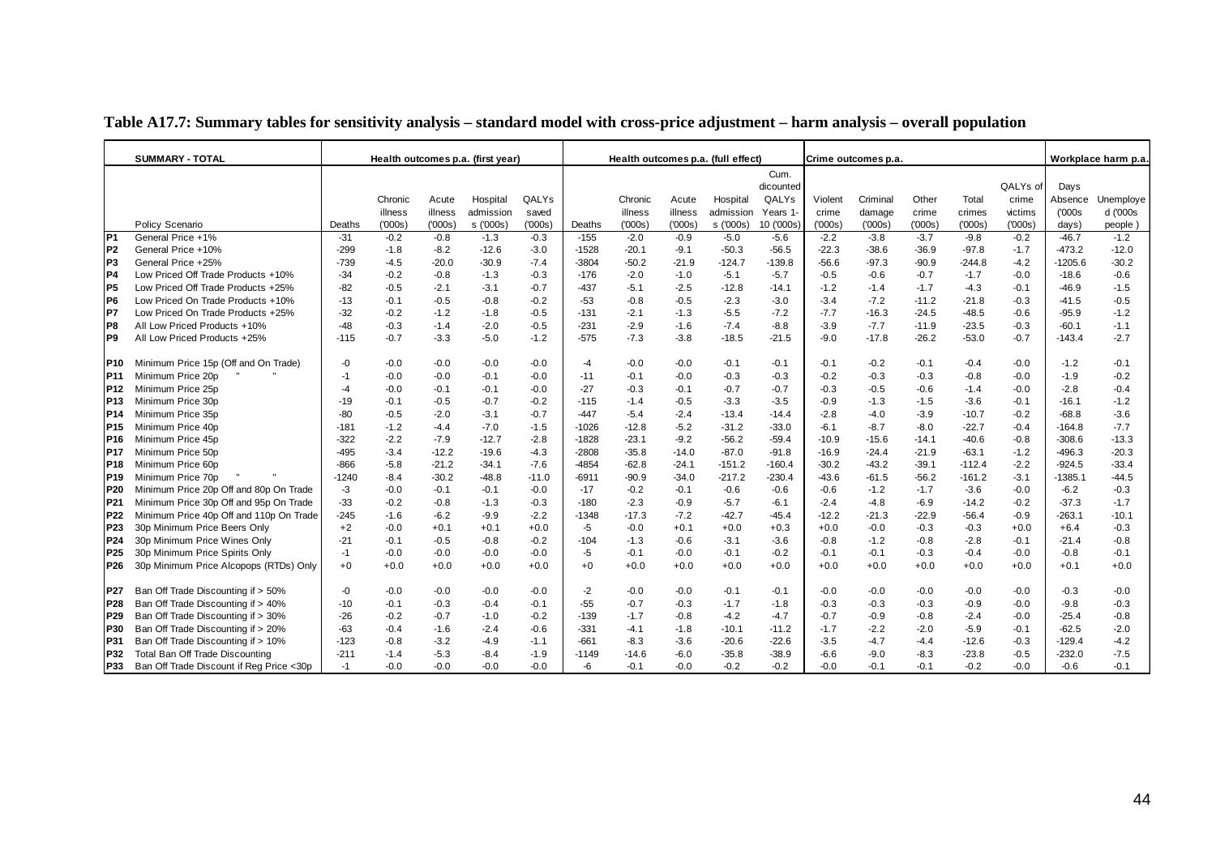**Table A17.7: Summary tables for sensitivity analysis – standard model with cross-price adjustment – harm analysis – overall population**

| | SUMMARY - TOTAL | Health outcomes p.a. (first year) | | | | | Health outcomes p.a. (full effect) | | | | | Crime outcomes p.a. | | | | | Workplace harm p.a. | |
|---|---|---|---|---|---|---|---|---|---|---|---|---|---|---|---|---|---|---|
| | Policy Scenario | Deaths | Chronic illness ('000s) | Acute illness ('000s) | Hospital admissions ('000s) | QALYs saved ('000s) | Deaths | Chronic illness ('000s) | Acute illness ('000s) | Hospital admissions ('000s) | Cum. dicounted QALYs Years 1-10 ('000s) | Violent crime ('000s) | Criminal damage ('000s) | Other crime ('000s) | Total crimes ('000s) | QALYs of crime victims ('000s) | Days Absence ('000s days) | Unemployed ('000s people) |
| P1 | General Price +1% | -31 | -0.2 | -0.8 | -1.3 | -0.3 | -155 | -2.0 | -0.9 | -5.0 | -5.6 | -2.2 | -3.8 | -3.7 | -9.8 | -0.2 | -46.7 | -1.2 |
| P2 | General Price +10% | -299 | -1.8 | -8.2 | -12.6 | -3.0 | -1528 | -20.1 | -9.1 | -50.3 | -56.5 | -22.3 | -38.6 | -36.9 | -97.8 | -1.7 | -473.2 | -12.0 |
| P3 | General Price +25% | -739 | -4.5 | -20.0 | -30.9 | -7.4 | -3804 | -50.2 | -21.9 | -124.7 | -139.8 | -56.6 | -97.3 | -90.9 | -244.8 | -4.2 | -1205.6 | -30.2 |
| P4 | Low Priced Off Trade Products +10% | -34 | -0.2 | -0.8 | -1.3 | -0.3 | -176 | -2.0 | -1.0 | -5.1 | -5.7 | -0.5 | -0.6 | -0.7 | -1.7 | -0.0 | -18.6 | -0.6 |
| P5 | Low Priced Off Trade Products +25% | -82 | -0.5 | -2.1 | -3.1 | -0.7 | -437 | -5.1 | -2.5 | -12.8 | -14.1 | -1.2 | -1.4 | -1.7 | -4.3 | -0.1 | -46.9 | -1.5 |
| P6 | Low Priced On Trade Products +10% | -13 | -0.1 | -0.5 | -0.8 | -0.2 | -53 | -0.8 | -0.5 | -2.3 | -3.0 | -3.4 | -7.2 | -11.2 | -21.8 | -0.3 | -41.5 | -0.5 |
| P7 | Low Priced On Trade Products +25% | -32 | -0.2 | -1.2 | -1.8 | -0.5 | -131 | -2.1 | -1.3 | -5.5 | -7.2 | -7.7 | -16.3 | -24.5 | -48.5 | -0.6 | -95.9 | -1.2 |
| P8 | All Low Priced Products +10% | -48 | -0.3 | -1.4 | -2.0 | -0.5 | -231 | -2.9 | -1.6 | -7.4 | -8.8 | -3.9 | -7.7 | -11.9 | -23.5 | -0.3 | -60.1 | -1.1 |
| P9 | All Low Priced Products +25% | -115 | -0.7 | -3.3 | -5.0 | -1.2 | -575 | -7.3 | -3.8 | -18.5 | -21.5 | -9.0 | -17.8 | -26.2 | -53.0 | -0.7 | -143.4 | -2.7 |
| P10 | Minimum Price 15p (Off and On Trade) | -0 | -0.0 | -0.0 | -0.0 | -0.0 | -4 | -0.0 | -0.0 | -0.1 | -0.1 | -0.1 | -0.2 | -0.1 | -0.4 | -0.0 | -1.2 | -0.1 |
| P11 | Minimum Price 20p " " | -1 | -0.0 | -0.0 | -0.1 | -0.0 | -11 | -0.1 | -0.0 | -0.3 | -0.3 | -0.2 | -0.3 | -0.3 | -0.8 | -0.0 | -1.9 | -0.2 |
| P12 | Minimum Price 25p | -4 | -0.0 | -0.1 | -0.1 | -0.0 | -27 | -0.3 | -0.1 | -0.7 | -0.7 | -0.3 | -0.5 | -0.6 | -1.4 | -0.0 | -2.8 | -0.4 |
| P13 | Minimum Price 30p | -19 | -0.1 | -0.5 | -0.7 | -0.2 | -115 | -1.4 | -0.5 | -3.3 | -3.5 | -0.9 | -1.3 | -1.5 | -3.6 | -0.1 | -16.1 | -1.2 |
| P14 | Minimum Price 35p | -80 | -0.5 | -2.0 | -3.1 | -0.7 | -447 | -5.4 | -2.4 | -13.4 | -14.4 | -2.8 | -4.0 | -3.9 | -10.7 | -0.2 | -68.8 | -3.6 |
| P15 | Minimum Price 40p | -181 | -1.2 | -4.4 | -7.0 | -1.5 | -1026 | -12.8 | -5.2 | -31.2 | -33.0 | -6.1 | -8.7 | -8.0 | -22.7 | -0.4 | -164.8 | -7.7 |
| P16 | Minimum Price 45p | -322 | -2.2 | -7.9 | -12.7 | -2.8 | -1828 | -23.1 | -9.2 | -56.2 | -59.4 | -10.9 | -15.6 | -14.1 | -40.6 | -0.8 | -308.6 | -13.3 |
| P17 | Minimum Price 50p | -495 | -3.4 | -12.2 | -19.6 | -4.3 | -2808 | -35.8 | -14.0 | -87.0 | -91.8 | -16.9 | -24.4 | -21.9 | -63.1 | -1.2 | -496.3 | -20.3 |
| P18 | Minimum Price 60p | -866 | -5.8 | -21.2 | -34.1 | -7.6 | -4854 | -62.8 | -24.1 | -151.2 | -160.4 | -30.2 | -43.2 | -39.1 | -112.4 | -2.2 | -924.5 | -33.4 |
| P19 | Minimum Price 70p " " | -1240 | -8.4 | -30.2 | -48.8 | -11.0 | -6911 | -90.9 | -34.0 | -217.2 | -230.4 | -43.6 | -61.5 | -56.2 | -161.2 | -3.1 | -1385.1 | -44.5 |
| P20 | Minimum Price 20p Off and 80p On Trade | -3 | -0.0 | -0.1 | -0.1 | -0.0 | -17 | -0.2 | -0.1 | -0.6 | -0.6 | -0.6 | -1.2 | -1.7 | -3.6 | -0.0 | -6.2 | -0.3 |
| P21 | Minimum Price 30p Off and 95p On Trade | -33 | -0.2 | -0.8 | -1.3 | -0.3 | -180 | -2.3 | -0.9 | -5.7 | -6.1 | -2.4 | -4.8 | -6.9 | -14.2 | -0.2 | -37.3 | -1.7 |
| P22 | Minimum Price 40p Off and 110p On Trade | -245 | -1.6 | -6.2 | -9.9 | -2.2 | -1348 | -17.3 | -7.2 | -42.7 | -45.4 | -12.2 | -21.3 | -22.9 | -56.4 | -0.9 | -263.1 | -10.1 |
| P23 | 30p Minimum Price Beers Only | +2 | -0.0 | +0.1 | +0.1 | +0.0 | -5 | -0.0 | +0.1 | +0.0 | +0.3 | +0.0 | -0.0 | -0.3 | -0.3 | +0.0 | +6.4 | -0.3 |
| P24 | 30p Minimum Price Wines Only | -21 | -0.1 | -0.5 | -0.8 | -0.2 | -104 | -1.3 | -0.6 | -3.1 | -3.6 | -0.8 | -1.2 | -0.8 | -2.8 | -0.1 | -21.4 | -0.8 |
| P25 | 30p Minimum Price Spirits Only | -1 | -0.0 | -0.0 | -0.0 | -0.0 | -5 | -0.1 | -0.0 | -0.1 | -0.2 | -0.1 | -0.1 | -0.3 | -0.4 | -0.0 | -0.8 | -0.1 |
| P26 | 30p Minimum Price Alcopops (RTDs) Only | +0 | +0.0 | +0.0 | +0.0 | +0.0 | +0 | +0.0 | +0.0 | +0.0 | +0.0 | +0.0 | +0.0 | +0.0 | +0.0 | +0.0 | +0.1 | +0.0 |
| P27 | Ban Off Trade Discounting if > 50% | -0 | -0.0 | -0.0 | -0.0 | -0.0 | -2 | -0.0 | -0.0 | -0.1 | -0.1 | -0.0 | -0.0 | -0.0 | -0.0 | -0.0 | -0.3 | -0.0 |
| P28 | Ban Off Trade Discounting if > 40% | -10 | -0.1 | -0.3 | -0.4 | -0.1 | -55 | -0.7 | -0.3 | -1.7 | -1.8 | -0.3 | -0.3 | -0.3 | -0.9 | -0.0 | -9.8 | -0.3 |
| P29 | Ban Off Trade Discounting if > 30% | -26 | -0.2 | -0.7 | -1.0 | -0.2 | -139 | -1.7 | -0.8 | -4.2 | -4.7 | -0.7 | -0.9 | -0.8 | -2.4 | -0.0 | -25.4 | -0.8 |
| P30 | Ban Off Trade Discounting if > 20% | -63 | -0.4 | -1.6 | -2.4 | -0.6 | -331 | -4.1 | -1.8 | -10.1 | -11.2 | -1.7 | -2.2 | -2.0 | -5.9 | -0.1 | -62.5 | -2.0 |
| P31 | Ban Off Trade Discounting if > 10% | -123 | -0.8 | -3.2 | -4.9 | -1.1 | -661 | -8.3 | -3.6 | -20.6 | -22.6 | -3.5 | -4.7 | -4.4 | -12.6 | -0.3 | -129.4 | -4.2 |
| P32 | Total Ban Off Trade Discounting | -211 | -1.4 | -5.3 | -8.4 | -1.9 | -1149 | -14.6 | -6.0 | -35.8 | -38.9 | -6.6 | -9.0 | -8.3 | -23.8 | -0.5 | -232.0 | -7.5 |
| P33 | Ban Off Trade Discount if Reg Price <30p | -1 | -0.0 | -0.0 | -0.0 | -0.0 | -6 | -0.1 | -0.0 | -0.2 | -0.2 | -0.0 | -0.1 | -0.1 | -0.2 | -0.0 | -0.6 | -0.1 |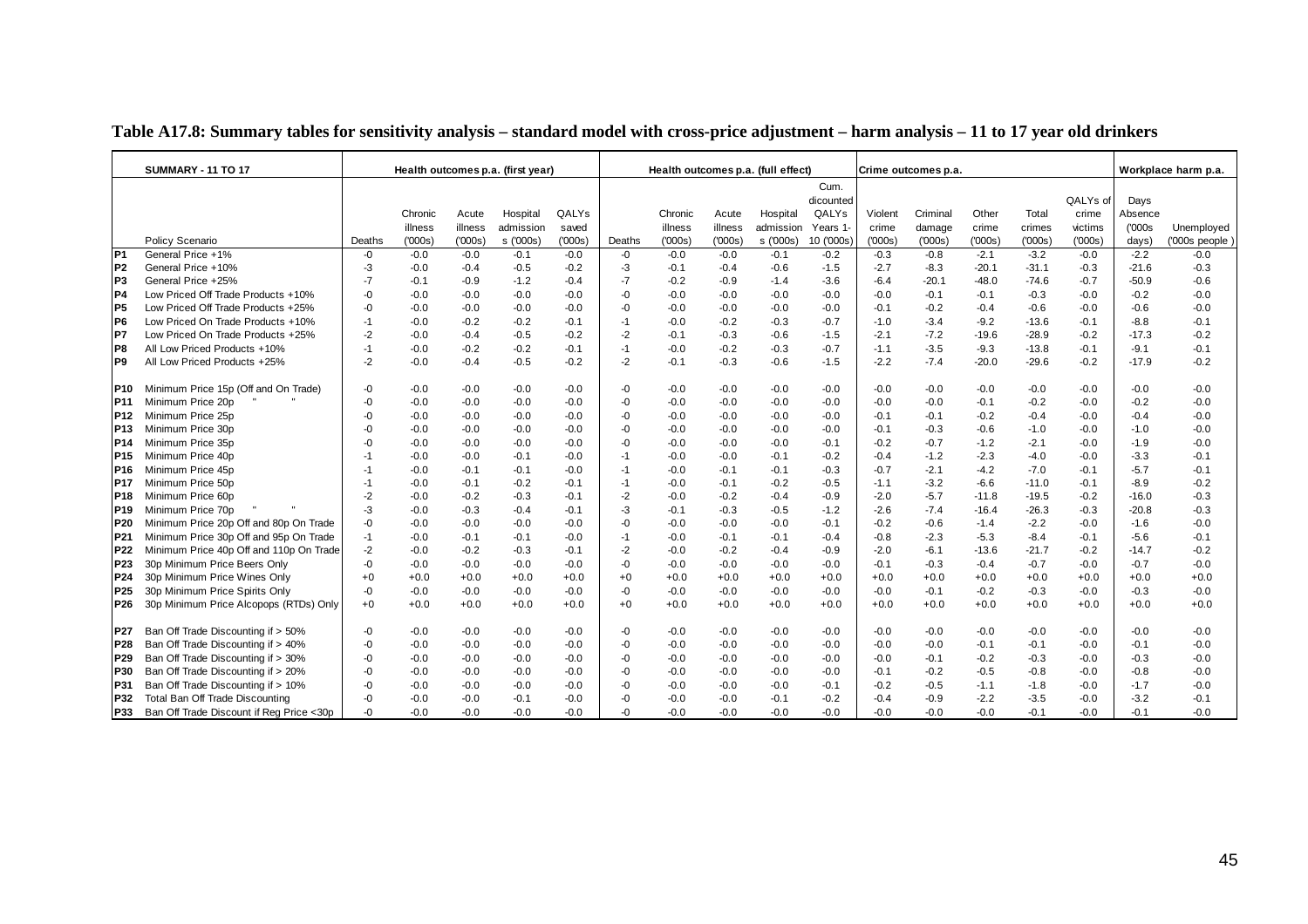**Table A17.8: Summary tables for sensitivity analysis – standard model with cross-price adjustment – harm analysis – 11 to 17 year old drinkers**

| | SUMMARY - 11 TO 17 | Health outcomes p.a. (first year) | | | | | Health outcomes p.a. (full effect) | | | | | Crime outcomes p.a. | | | | | Workplace harm p.a. | |
|---|---|---|---|---|---|---|---|---|---|---|---|---|---|---|---|---|---|---|
| | Policy Scenario | Deaths | Chronic illness ('000s) | Acute illness ('000s) | Hospital admissions ('000s) | QALYs saved ('000s) | Deaths | Chronic illness ('000s) | Acute illness ('000s) | Hospital admissions ('000s) | Cum. discounted QALYs Years 1-10 ('000s) | Violent crime ('000s) | Criminal damage ('000s) | Other crime ('000s) | Total crimes ('000s) | QALYs of crime victims ('000s) | Days Absence ('000s days) | Unemployed ('000s people ) |
| P1 | General Price +1% | -0 | -0.0 | -0.0 | -0.1 | -0.0 | -0 | -0.0 | -0.0 | -0.1 | -0.2 | -0.3 | -0.8 | -2.1 | -3.2 | -0.0 | -2.2 | -0.0 |
| P2 | General Price +10% | -3 | -0.0 | -0.4 | -0.5 | -0.2 | -3 | -0.1 | -0.4 | -0.6 | -1.5 | -2.7 | -8.3 | -20.1 | -31.1 | -0.3 | -21.6 | -0.3 |
| P3 | General Price +25% | -7 | -0.1 | -0.9 | -1.2 | -0.4 | -7 | -0.2 | -0.9 | -1.4 | -3.6 | -6.4 | -20.1 | -48.0 | -74.6 | -0.7 | -50.9 | -0.6 |
| P4 | Low Priced Off Trade Products +10% | -0 | -0.0 | -0.0 | -0.0 | -0.0 | -0 | -0.0 | -0.0 | -0.0 | -0.0 | -0.0 | -0.1 | -0.1 | -0.3 | -0.0 | -0.2 | -0.0 |
| P5 | Low Priced Off Trade Products +25% | -0 | -0.0 | -0.0 | -0.0 | -0.0 | -0 | -0.0 | -0.0 | -0.0 | -0.0 | -0.1 | -0.2 | -0.4 | -0.6 | -0.0 | -0.6 | -0.0 |
| P6 | Low Priced On Trade Products +10% | -1 | -0.0 | -0.2 | -0.2 | -0.1 | -1 | -0.0 | -0.2 | -0.3 | -0.7 | -1.0 | -3.4 | -9.2 | -13.6 | -0.1 | -8.8 | -0.1 |
| P7 | Low Priced On Trade Products +25% | -2 | -0.0 | -0.4 | -0.5 | -0.2 | -2 | -0.1 | -0.3 | -0.6 | -1.5 | -2.1 | -7.2 | -19.6 | -28.9 | -0.2 | -17.3 | -0.2 |
| P8 | All Low Priced Products +10% | -1 | -0.0 | -0.2 | -0.2 | -0.1 | -1 | -0.0 | -0.2 | -0.3 | -0.7 | -1.1 | -3.5 | -9.3 | -13.8 | -0.1 | -9.1 | -0.1 |
| P9 | All Low Priced Products +25% | -2 | -0.0 | -0.4 | -0.5 | -0.2 | -2 | -0.1 | -0.3 | -0.6 | -1.5 | -2.2 | -7.4 | -20.0 | -29.6 | -0.2 | -17.9 | -0.2 |
| P10 | Minimum Price 15p (Off and On Trade) | -0 | -0.0 | -0.0 | -0.0 | -0.0 | -0 | -0.0 | -0.0 | -0.0 | -0.0 | -0.0 | -0.0 | -0.0 | -0.0 | -0.0 | -0.0 | -0.0 |
| P11 | Minimum Price 20p " " | -0 | -0.0 | -0.0 | -0.0 | -0.0 | -0 | -0.0 | -0.0 | -0.0 | -0.0 | -0.0 | -0.0 | -0.1 | -0.2 | -0.0 | -0.2 | -0.0 |
| P12 | Minimum Price 25p | -0 | -0.0 | -0.0 | -0.0 | -0.0 | -0 | -0.0 | -0.0 | -0.0 | -0.0 | -0.1 | -0.1 | -0.2 | -0.4 | -0.0 | -0.4 | -0.0 |
| P13 | Minimum Price 30p | -0 | -0.0 | -0.0 | -0.0 | -0.0 | -0 | -0.0 | -0.0 | -0.0 | -0.0 | -0.1 | -0.3 | -0.6 | -1.0 | -0.0 | -1.0 | -0.0 |
| P14 | Minimum Price 35p | -0 | -0.0 | -0.0 | -0.0 | -0.0 | -0 | -0.0 | -0.0 | -0.0 | -0.1 | -0.2 | -0.7 | -1.2 | -2.1 | -0.0 | -1.9 | -0.0 |
| P15 | Minimum Price 40p | -1 | -0.0 | -0.0 | -0.1 | -0.0 | -1 | -0.0 | -0.0 | -0.1 | -0.2 | -0.4 | -1.2 | -2.3 | -4.0 | -0.0 | -3.3 | -0.1 |
| P16 | Minimum Price 45p | -1 | -0.0 | -0.1 | -0.1 | -0.0 | -1 | -0.0 | -0.1 | -0.1 | -0.3 | -0.7 | -2.1 | -4.2 | -7.0 | -0.1 | -5.7 | -0.1 |
| P17 | Minimum Price 50p | -1 | -0.0 | -0.1 | -0.2 | -0.1 | -1 | -0.0 | -0.1 | -0.2 | -0.5 | -1.1 | -3.2 | -6.6 | -11.0 | -0.1 | -8.9 | -0.2 |
| P18 | Minimum Price 60p | -2 | -0.0 | -0.2 | -0.3 | -0.1 | -2 | -0.0 | -0.2 | -0.4 | -0.9 | -2.0 | -5.7 | -11.8 | -19.5 | -0.2 | -16.0 | -0.3 |
| P19 | Minimum Price 70p " " | -3 | -0.0 | -0.3 | -0.4 | -0.1 | -3 | -0.1 | -0.3 | -0.5 | -1.2 | -2.6 | -7.4 | -16.4 | -26.3 | -0.3 | -20.8 | -0.3 |
| P20 | Minimum Price 20p Off and 80p On Trade | -0 | -0.0 | -0.0 | -0.0 | -0.0 | -0 | -0.0 | -0.0 | -0.0 | -0.1 | -0.2 | -0.6 | -1.4 | -2.2 | -0.0 | -1.6 | -0.0 |
| P21 | Minimum Price 30p Off and 95p On Trade | -1 | -0.0 | -0.1 | -0.1 | -0.0 | -1 | -0.0 | -0.1 | -0.1 | -0.4 | -0.8 | -2.3 | -5.3 | -8.4 | -0.1 | -5.6 | -0.1 |
| P22 | Minimum Price 40p Off and 110p On Trade | -2 | -0.0 | -0.2 | -0.3 | -0.1 | -2 | -0.0 | -0.2 | -0.4 | -0.9 | -2.0 | -6.1 | -13.6 | -21.7 | -0.2 | -14.7 | -0.2 |
| P23 | 30p Minimum Price Beers Only | -0 | -0.0 | -0.0 | -0.0 | -0.0 | -0 | -0.0 | -0.0 | -0.0 | -0.0 | -0.1 | -0.3 | -0.4 | -0.7 | -0.0 | -0.7 | -0.0 |
| P24 | 30p Minimum Price Wines Only | +0 | +0.0 | +0.0 | +0.0 | +0.0 | +0 | +0.0 | +0.0 | +0.0 | +0.0 | +0.0 | +0.0 | +0.0 | +0.0 | +0.0 | +0.0 | +0.0 |
| P25 | 30p Minimum Price Spirits Only | -0 | -0.0 | -0.0 | -0.0 | -0.0 | -0 | -0.0 | -0.0 | -0.0 | -0.0 | -0.0 | -0.1 | -0.2 | -0.3 | -0.0 | -0.3 | -0.0 |
| P26 | 30p Minimum Price Alcopops (RTDs) Only | +0 | +0.0 | +0.0 | +0.0 | +0.0 | +0 | +0.0 | +0.0 | +0.0 | +0.0 | +0.0 | +0.0 | +0.0 | +0.0 | +0.0 | +0.0 | +0.0 |
| P27 | Ban Off Trade Discounting if > 50% | -0 | -0.0 | -0.0 | -0.0 | -0.0 | -0 | -0.0 | -0.0 | -0.0 | -0.0 | -0.0 | -0.0 | -0.0 | -0.0 | -0.0 | -0.0 | -0.0 |
| P28 | Ban Off Trade Discounting if > 40% | -0 | -0.0 | -0.0 | -0.0 | -0.0 | -0 | -0.0 | -0.0 | -0.0 | -0.0 | -0.0 | -0.0 | -0.1 | -0.1 | -0.0 | -0.1 | -0.0 |
| P29 | Ban Off Trade Discounting if > 30% | -0 | -0.0 | -0.0 | -0.0 | -0.0 | -0 | -0.0 | -0.0 | -0.0 | -0.0 | -0.0 | -0.1 | -0.2 | -0.3 | -0.0 | -0.3 | -0.0 |
| P30 | Ban Off Trade Discounting if > 20% | -0 | -0.0 | -0.0 | -0.0 | -0.0 | -0 | -0.0 | -0.0 | -0.0 | -0.0 | -0.1 | -0.2 | -0.5 | -0.8 | -0.0 | -0.8 | -0.0 |
| P31 | Ban Off Trade Discounting if > 10% | -0 | -0.0 | -0.0 | -0.0 | -0.0 | -0 | -0.0 | -0.0 | -0.0 | -0.1 | -0.2 | -0.5 | -1.1 | -1.8 | -0.0 | -1.7 | -0.0 |
| P32 | Total Ban Off Trade Discounting | -0 | -0.0 | -0.0 | -0.1 | -0.0 | -0 | -0.0 | -0.0 | -0.1 | -0.2 | -0.4 | -0.9 | -2.2 | -3.5 | -0.0 | -3.2 | -0.1 |
| P33 | Ban Off Trade Discount if Reg Price <30p | -0 | -0.0 | -0.0 | -0.0 | -0.0 | -0 | -0.0 | -0.0 | -0.0 | -0.0 | -0.0 | -0.0 | -0.0 | -0.1 | -0.0 | -0.1 | -0.0 |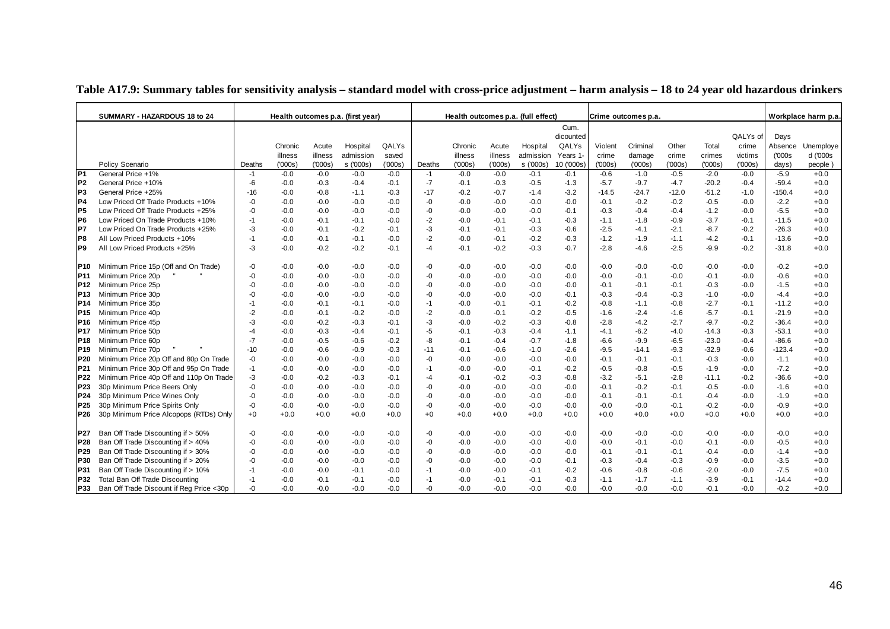**Table A17.9: Summary tables for sensitivity analysis – standard model with cross-price adjustment – harm analysis – 18 to 24 year old hazardous drinkers**

| | SUMMARY - HAZARDOUS 18 to 24 | Health outcomes p.a. (first year) | | | | | Health outcomes p.a. (full effect) | | | | | Crime outcomes p.a. | | | | | Workplace harm p.a. | |
|---|---|---|---|---|---|---|---|---|---|---|---|---|---|---|---|---|---|---|
| | Policy Scenario | Deaths | Chronic illness ('000s) | Acute illness ('000s) | Hospital admissions ('000s) | QALYs saved ('000s) | Deaths | Chronic illness ('000s) | Acute illness ('000s) | Hospital admissions ('000s) | Cum. dicounted QALYs Years 1-10 ('000s) | Violent crime ('000s) | Criminal damage ('000s) | Other crime ('000s) | Total crimes ('000s) | QALYs of crime victims ('000s) | Days Absence ('000s days) | Unemployed ('000s people ) |
| P1 | General Price +1% | -1 | -0.0 | -0.0 | -0.0 | -0.0 | -1 | -0.0 | -0.0 | -0.0 | -0.1 | -0.6 | -1.0 | -0.5 | -2.0 | -0.0 | -5.9 | +0.0 |
| P2 | General Price +10% | -6 | -0.0 | -0.3 | -0.4 | -0.1 | -7 | -0.1 | -0.3 | -0.5 | -1.3 | -5.7 | -9.7 | -4.7 | -20.2 | -0.4 | -59.4 | +0.0 |
| P3 | General Price +25% | -16 | -0.0 | -0.8 | -1.1 | -0.3 | -17 | -0.2 | -0.7 | -1.4 | -3.2 | -14.5 | -24.7 | -12.0 | -51.2 | -1.0 | -150.4 | +0.0 |
| P4 | Low Priced Off Trade Products +10% | -0 | -0.0 | -0.0 | -0.0 | -0.0 | -0 | -0.0 | -0.0 | -0.0 | -0.0 | -0.1 | -0.2 | -0.2 | -0.5 | -0.0 | -2.2 | +0.0 |
| P5 | Low Priced Off Trade Products +25% | -0 | -0.0 | -0.0 | -0.0 | -0.0 | -0 | -0.0 | -0.0 | -0.0 | -0.1 | -0.3 | -0.4 | -0.4 | -1.2 | -0.0 | -5.5 | +0.0 |
| P6 | Low Priced On Trade Products +10% | -1 | -0.0 | -0.1 | -0.1 | -0.0 | -2 | -0.0 | -0.1 | -0.1 | -0.3 | -1.1 | -1.8 | -0.9 | -3.7 | -0.1 | -11.5 | +0.0 |
| P7 | Low Priced On Trade Products +25% | -3 | -0.0 | -0.1 | -0.2 | -0.1 | -3 | -0.1 | -0.1 | -0.3 | -0.6 | -2.5 | -4.1 | -2.1 | -8.7 | -0.2 | -26.3 | +0.0 |
| P8 | All Low Priced Products +10% | -1 | -0.0 | -0.1 | -0.1 | -0.0 | -2 | -0.0 | -0.1 | -0.2 | -0.3 | -1.2 | -1.9 | -1.1 | -4.2 | -0.1 | -13.6 | +0.0 |
| P9 | All Low Priced Products +25% | -3 | -0.0 | -0.2 | -0.2 | -0.1 | -4 | -0.1 | -0.2 | -0.3 | -0.7 | -2.8 | -4.6 | -2.5 | -9.9 | -0.2 | -31.8 | +0.0 |
| P10 | Minimum Price 15p (Off and On Trade) | -0 | -0.0 | -0.0 | -0.0 | -0.0 | -0 | -0.0 | -0.0 | -0.0 | -0.0 | -0.0 | -0.0 | -0.0 | -0.0 | -0.0 | -0.2 | +0.0 |
| P11 | Minimum Price 20p " " | -0 | -0.0 | -0.0 | -0.0 | -0.0 | -0 | -0.0 | -0.0 | -0.0 | -0.0 | -0.0 | -0.1 | -0.0 | -0.1 | -0.0 | -0.6 | +0.0 |
| P12 | Minimum Price 25p | -0 | -0.0 | -0.0 | -0.0 | -0.0 | -0 | -0.0 | -0.0 | -0.0 | -0.0 | -0.1 | -0.1 | -0.1 | -0.3 | -0.0 | -1.5 | +0.0 |
| P13 | Minimum Price 30p | -0 | -0.0 | -0.0 | -0.0 | -0.0 | -0 | -0.0 | -0.0 | -0.0 | -0.1 | -0.3 | -0.4 | -0.3 | -1.0 | -0.0 | -4.4 | +0.0 |
| P14 | Minimum Price 35p | -1 | -0.0 | -0.1 | -0.1 | -0.0 | -1 | -0.0 | -0.1 | -0.1 | -0.2 | -0.8 | -1.1 | -0.8 | -2.7 | -0.1 | -11.2 | +0.0 |
| P15 | Minimum Price 40p | -2 | -0.0 | -0.1 | -0.2 | -0.0 | -2 | -0.0 | -0.1 | -0.2 | -0.5 | -1.6 | -2.4 | -1.6 | -5.7 | -0.1 | -21.9 | +0.0 |
| P16 | Minimum Price 45p | -3 | -0.0 | -0.2 | -0.3 | -0.1 | -3 | -0.0 | -0.2 | -0.3 | -0.8 | -2.8 | -4.2 | -2.7 | -9.7 | -0.2 | -36.4 | +0.0 |
| P17 | Minimum Price 50p | -4 | -0.0 | -0.3 | -0.4 | -0.1 | -5 | -0.1 | -0.3 | -0.4 | -1.1 | -4.1 | -6.2 | -4.0 | -14.3 | -0.3 | -53.1 | +0.0 |
| P18 | Minimum Price 60p | -7 | -0.0 | -0.5 | -0.6 | -0.2 | -8 | -0.1 | -0.4 | -0.7 | -1.8 | -6.6 | -9.9 | -6.5 | -23.0 | -0.4 | -86.6 | +0.0 |
| P19 | Minimum Price 70p " " | -10 | -0.0 | -0.6 | -0.9 | -0.3 | -11 | -0.1 | -0.6 | -1.0 | -2.6 | -9.5 | -14.1 | -9.3 | -32.9 | -0.6 | -123.4 | +0.0 |
| P20 | Minimum Price 20p Off and 80p On Trade | -0 | -0.0 | -0.0 | -0.0 | -0.0 | -0 | -0.0 | -0.0 | -0.0 | -0.0 | -0.1 | -0.1 | -0.1 | -0.3 | -0.0 | -1.1 | +0.0 |
| P21 | Minimum Price 30p Off and 95p On Trade | -1 | -0.0 | -0.0 | -0.0 | -0.0 | -1 | -0.0 | -0.0 | -0.1 | -0.2 | -0.5 | -0.8 | -0.5 | -1.9 | -0.0 | -7.2 | +0.0 |
| P22 | Minimum Price 40p Off and 110p On Trade | -3 | -0.0 | -0.2 | -0.3 | -0.1 | -4 | -0.1 | -0.2 | -0.3 | -0.8 | -3.2 | -5.1 | -2.8 | -11.1 | -0.2 | -36.6 | +0.0 |
| P23 | 30p Minimum Price Beers Only | -0 | -0.0 | -0.0 | -0.0 | -0.0 | -0 | -0.0 | -0.0 | -0.0 | -0.0 | -0.1 | -0.2 | -0.1 | -0.5 | -0.0 | -1.6 | +0.0 |
| P24 | 30p Minimum Price Wines Only | -0 | -0.0 | -0.0 | -0.0 | -0.0 | -0 | -0.0 | -0.0 | -0.0 | -0.0 | -0.1 | -0.1 | -0.1 | -0.4 | -0.0 | -1.9 | +0.0 |
| P25 | 30p Minimum Price Spirits Only | -0 | -0.0 | -0.0 | -0.0 | -0.0 | -0 | -0.0 | -0.0 | -0.0 | -0.0 | -0.0 | -0.0 | -0.1 | -0.2 | -0.0 | -0.9 | +0.0 |
| P26 | 30p Minimum Price Alcopops (RTDs) Only | +0 | +0.0 | +0.0 | +0.0 | +0.0 | +0 | +0.0 | +0.0 | +0.0 | +0.0 | +0.0 | +0.0 | +0.0 | +0.0 | +0.0 | +0.0 | +0.0 |
| P27 | Ban Off Trade Discounting if > 50% | -0 | -0.0 | -0.0 | -0.0 | -0.0 | -0 | -0.0 | -0.0 | -0.0 | -0.0 | -0.0 | -0.0 | -0.0 | -0.0 | -0.0 | -0.0 | +0.0 |
| P28 | Ban Off Trade Discounting if > 40% | -0 | -0.0 | -0.0 | -0.0 | -0.0 | -0 | -0.0 | -0.0 | -0.0 | -0.0 | -0.0 | -0.1 | -0.0 | -0.1 | -0.0 | -0.5 | +0.0 |
| P29 | Ban Off Trade Discounting if > 30% | -0 | -0.0 | -0.0 | -0.0 | -0.0 | -0 | -0.0 | -0.0 | -0.0 | -0.0 | -0.1 | -0.1 | -0.1 | -0.4 | -0.0 | -1.4 | +0.0 |
| P30 | Ban Off Trade Discounting if > 20% | -0 | -0.0 | -0.0 | -0.0 | -0.0 | -0 | -0.0 | -0.0 | -0.0 | -0.1 | -0.3 | -0.4 | -0.3 | -0.9 | -0.0 | -3.5 | +0.0 |
| P31 | Ban Off Trade Discounting if > 10% | -1 | -0.0 | -0.0 | -0.1 | -0.0 | -1 | -0.0 | -0.0 | -0.1 | -0.2 | -0.6 | -0.8 | -0.6 | -2.0 | -0.0 | -7.5 | +0.0 |
| P32 | Total Ban Off Trade Discounting | -1 | -0.0 | -0.1 | -0.1 | -0.0 | -1 | -0.0 | -0.1 | -0.1 | -0.3 | -1.1 | -1.7 | -1.1 | -3.9 | -0.1 | -14.4 | +0.0 |
| P33 | Ban Off Trade Discount if Reg Price <30p | -0 | -0.0 | -0.0 | -0.0 | -0.0 | -0 | -0.0 | -0.0 | -0.0 | -0.0 | -0.0 | -0.0 | -0.0 | -0.1 | -0.0 | -0.2 | +0.0 |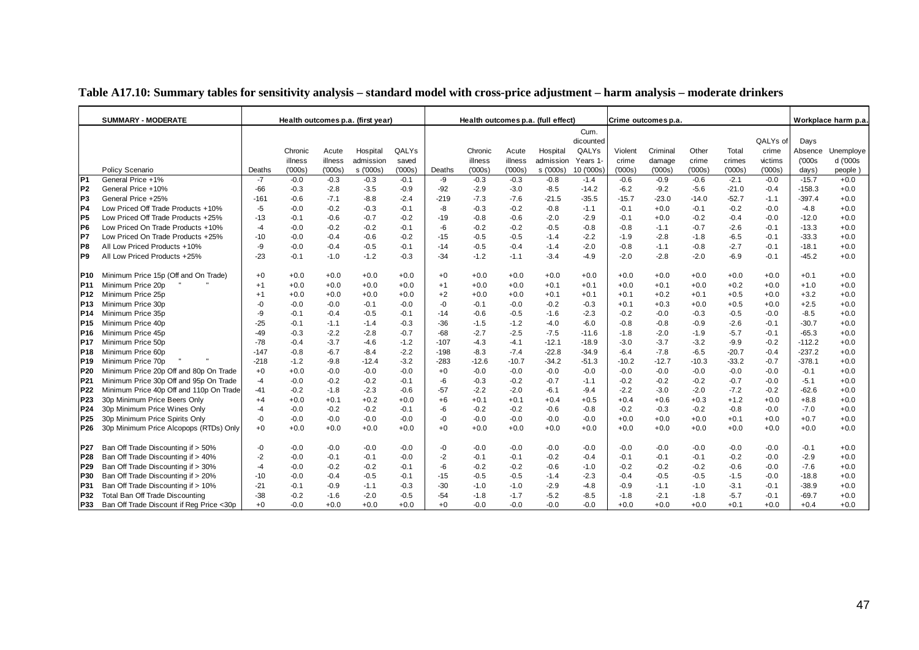**Table A17.10: Summary tables for sensitivity analysis – standard model with cross-price adjustment – harm analysis – moderate drinkers**

| | SUMMARY - MODERATE | Health outcomes p.a. (first year) | | | | | Health outcomes p.a. (full effect) | | | | | Crime outcomes p.a. | | | | | Workplace harm p.a. | |
|---|---|---|---|---|---|---|---|---|---|---|---|---|---|---|---|---|---|---|
| | Policy Scenario | Deaths | Chronic illness ('000s) | Acute illness ('000s) | Hospital admissions ('000s) | QALYs saved ('000s) | Deaths | Chronic illness ('000s) | Acute illness ('000s) | Hospital admissions ('000s) | Cum. dicounted QALYs Years 1-10 ('000s) | Violent crime ('000s) | Criminal damage ('000s) | Other crime ('000s) | Total crimes ('000s) | QALYs of crime victims ('000s) | Days Absence ('000s days) | Unemployed ('000s people) |
| P1 | General Price +1% | -7 | -0.0 | -0.3 | -0.3 | -0.1 | -9 | -0.3 | -0.3 | -0.8 | -1.4 | -0.6 | -0.9 | -0.6 | -2.1 | -0.0 | -15.7 | +0.0 |
| P2 | General Price +10% | -66 | -0.3 | -2.8 | -3.5 | -0.9 | -92 | -2.9 | -3.0 | -8.5 | -14.2 | -6.2 | -9.2 | -5.6 | -21.0 | -0.4 | -158.3 | +0.0 |
| P3 | General Price +25% | -161 | -0.6 | -7.1 | -8.8 | -2.4 | -219 | -7.3 | -7.6 | -21.5 | -35.5 | -15.7 | -23.0 | -14.0 | -52.7 | -1.1 | -397.4 | +0.0 |
| P4 | Low Priced Off Trade Products +10% | -5 | -0.0 | -0.2 | -0.3 | -0.1 | -8 | -0.3 | -0.2 | -0.8 | -1.1 | -0.1 | +0.0 | -0.1 | -0.2 | -0.0 | -4.8 | +0.0 |
| P5 | Low Priced Off Trade Products +25% | -13 | -0.1 | -0.6 | -0.7 | -0.2 | -19 | -0.8 | -0.6 | -2.0 | -2.9 | -0.1 | +0.0 | -0.2 | -0.4 | -0.0 | -12.0 | +0.0 |
| P6 | Low Priced On Trade Products +10% | -4 | -0.0 | -0.2 | -0.2 | -0.1 | -6 | -0.2 | -0.2 | -0.5 | -0.8 | -0.8 | -1.1 | -0.7 | -2.6 | -0.1 | -13.3 | +0.0 |
| P7 | Low Priced On Trade Products +25% | -10 | -0.0 | -0.4 | -0.6 | -0.2 | -15 | -0.5 | -0.5 | -1.4 | -2.2 | -1.9 | -2.8 | -1.8 | -6.5 | -0.1 | -33.3 | +0.0 |
| P8 | All Low Priced Products +10% | -9 | -0.0 | -0.4 | -0.5 | -0.1 | -14 | -0.5 | -0.4 | -1.4 | -2.0 | -0.8 | -1.1 | -0.8 | -2.7 | -0.1 | -18.1 | +0.0 |
| P9 | All Low Priced Products +25% | -23 | -0.1 | -1.0 | -1.2 | -0.3 | -34 | -1.2 | -1.1 | -3.4 | -4.9 | -2.0 | -2.8 | -2.0 | -6.9 | -0.1 | -45.2 | +0.0 |
| P10 | Minimum Price 15p (Off and On Trade) | +0 | +0.0 | +0.0 | +0.0 | +0.0 | +0 | +0.0 | +0.0 | +0.0 | +0.0 | +0.0 | +0.0 | +0.0 | +0.0 | +0.0 | +0.1 | +0.0 |
| P11 | Minimum Price 20p " " | +1 | +0.0 | +0.0 | +0.0 | +0.0 | +1 | +0.0 | +0.0 | +0.1 | +0.1 | +0.0 | +0.1 | +0.0 | +0.2 | +0.0 | +1.0 | +0.0 |
| P12 | Minimum Price 25p | +1 | +0.0 | +0.0 | +0.0 | +0.0 | +2 | +0.0 | +0.0 | +0.1 | +0.1 | +0.1 | +0.2 | +0.1 | +0.5 | +0.0 | +3.2 | +0.0 |
| P13 | Minimum Price 30p | -0 | -0.0 | -0.0 | -0.1 | -0.0 | -0 | -0.1 | -0.0 | -0.2 | -0.3 | +0.1 | +0.3 | +0.0 | +0.5 | +0.0 | +2.5 | +0.0 |
| P14 | Minimum Price 35p | -9 | -0.1 | -0.4 | -0.5 | -0.1 | -14 | -0.6 | -0.5 | -1.6 | -2.3 | -0.2 | -0.0 | -0.3 | -0.5 | -0.0 | -8.5 | +0.0 |
| P15 | Minimum Price 40p | -25 | -0.1 | -1.1 | -1.4 | -0.3 | -36 | -1.5 | -1.2 | -4.0 | -6.0 | -0.8 | -0.8 | -0.9 | -2.6 | -0.1 | -30.7 | +0.0 |
| P16 | Minimum Price 45p | -49 | -0.3 | -2.2 | -2.8 | -0.7 | -68 | -2.7 | -2.5 | -7.5 | -11.6 | -1.8 | -2.0 | -1.9 | -5.7 | -0.1 | -65.3 | +0.0 |
| P17 | Minimum Price 50p | -78 | -0.4 | -3.7 | -4.6 | -1.2 | -107 | -4.3 | -4.1 | -12.1 | -18.9 | -3.0 | -3.7 | -3.2 | -9.9 | -0.2 | -112.2 | +0.0 |
| P18 | Minimum Price 60p | -147 | -0.8 | -6.7 | -8.4 | -2.2 | -198 | -8.3 | -7.4 | -22.8 | -34.9 | -6.4 | -7.8 | -6.5 | -20.7 | -0.4 | -237.2 | +0.0 |
| P19 | Minimum Price 70p " " | -218 | -1.2 | -9.8 | -12.4 | -3.2 | -283 | -12.6 | -10.7 | -34.2 | -51.3 | -10.2 | -12.7 | -10.3 | -33.2 | -0.7 | -378.1 | +0.0 |
| P20 | Minimum Price 20p Off and 80p On Trade | +0 | +0.0 | -0.0 | -0.0 | -0.0 | +0 | -0.0 | -0.0 | -0.0 | -0.0 | -0.0 | -0.0 | -0.0 | -0.0 | -0.0 | -0.1 | +0.0 |
| P21 | Minimum Price 30p Off and 95p On Trade | -4 | -0.0 | -0.2 | -0.2 | -0.1 | -6 | -0.3 | -0.2 | -0.7 | -1.1 | -0.2 | -0.2 | -0.2 | -0.7 | -0.0 | -5.1 | +0.0 |
| P22 | Minimum Price 40p Off and 110p On Trade | -41 | -0.2 | -1.8 | -2.3 | -0.6 | -57 | -2.2 | -2.0 | -6.1 | -9.4 | -2.2 | -3.0 | -2.0 | -7.2 | -0.2 | -62.6 | +0.0 |
| P23 | 30p Minimum Price Beers Only | +4 | +0.0 | +0.1 | +0.2 | +0.0 | +6 | +0.1 | +0.1 | +0.4 | +0.5 | +0.4 | +0.6 | +0.3 | +1.2 | +0.0 | +8.8 | +0.0 |
| P24 | 30p Minimum Price Wines Only | -4 | -0.0 | -0.2 | -0.2 | -0.1 | -6 | -0.2 | -0.2 | -0.6 | -0.8 | -0.2 | -0.3 | -0.2 | -0.8 | -0.0 | -7.0 | +0.0 |
| P25 | 30p Minimum Price Spirits Only | -0 | -0.0 | -0.0 | -0.0 | -0.0 | -0 | -0.0 | -0.0 | -0.0 | -0.0 | +0.0 | +0.0 | +0.0 | +0.1 | +0.0 | +0.7 | +0.0 |
| P26 | 30p Minimum Price Alcopops (RTDs) Only | +0 | +0.0 | +0.0 | +0.0 | +0.0 | +0 | +0.0 | +0.0 | +0.0 | +0.0 | +0.0 | +0.0 | +0.0 | +0.0 | +0.0 | +0.0 | +0.0 |
| P27 | Ban Off Trade Discounting if > 50% | -0 | -0.0 | -0.0 | -0.0 | -0.0 | -0 | -0.0 | -0.0 | -0.0 | -0.0 | -0.0 | -0.0 | -0.0 | -0.0 | -0.0 | -0.1 | +0.0 |
| P28 | Ban Off Trade Discounting if > 40% | -2 | -0.0 | -0.1 | -0.1 | -0.0 | -2 | -0.1 | -0.1 | -0.2 | -0.4 | -0.1 | -0.1 | -0.1 | -0.2 | -0.0 | -2.9 | +0.0 |
| P29 | Ban Off Trade Discounting if > 30% | -4 | -0.0 | -0.2 | -0.2 | -0.1 | -6 | -0.2 | -0.2 | -0.6 | -1.0 | -0.2 | -0.2 | -0.2 | -0.6 | -0.0 | -7.6 | +0.0 |
| P30 | Ban Off Trade Discounting if > 20% | -10 | -0.0 | -0.4 | -0.5 | -0.1 | -15 | -0.5 | -0.5 | -1.4 | -2.3 | -0.4 | -0.5 | -0.5 | -1.5 | -0.0 | -18.8 | +0.0 |
| P31 | Ban Off Trade Discounting if > 10% | -21 | -0.1 | -0.9 | -1.1 | -0.3 | -30 | -1.0 | -1.0 | -2.9 | -4.8 | -0.9 | -1.1 | -1.0 | -3.1 | -0.1 | -38.9 | +0.0 |
| P32 | Total Ban Off Trade Discounting | -38 | -0.2 | -1.6 | -2.0 | -0.5 | -54 | -1.8 | -1.7 | -5.2 | -8.5 | -1.8 | -2.1 | -1.8 | -5.7 | -0.1 | -69.7 | +0.0 |
| P33 | Ban Off Trade Discount if Reg Price <30p | +0 | -0.0 | +0.0 | +0.0 | +0.0 | +0 | -0.0 | -0.0 | -0.0 | -0.0 | +0.0 | +0.0 | +0.0 | +0.1 | +0.0 | +0.4 | +0.0 |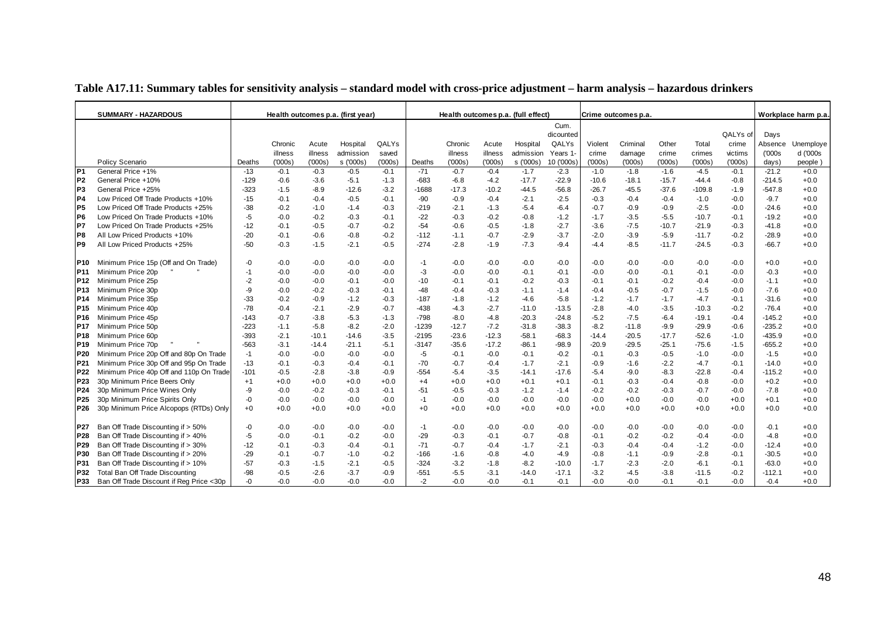**Table A17.11: Summary tables for sensitivity analysis – standard model with cross-price adjustment – harm analysis – hazardous drinkers**

| | SUMMARY - HAZARDOUS | Health outcomes p.a. (first year) | | | | | Health outcomes p.a. (full effect) | | | | | Crime outcomes p.a. | | | | | Workplace harm p.a. | |
|---|---|---|---|---|---|---|---|---|---|---|---|---|---|---|---|---|---|---|
| | Policy Scenario | Deaths | Chronic illness ('000s) | Acute illness ('000s) | Hospital admissions ('000s) | QALYs saved ('000s) | Deaths | Chronic illness ('000s) | Acute illness ('000s) | Hospital admissions ('000s) | Cum. dicounted QALYs Years 1-10 ('000s) | Violent crime ('000s) | Criminal damage ('000s) | Other crime ('000s) | Total crimes ('000s) | QALYs of crime victims ('000s) | Days Absence ('000s days) | Unemployed ('000s people) |
| P1 | General Price +1% | -13 | -0.1 | -0.3 | -0.5 | -0.1 | -71 | -0.7 | -0.4 | -1.7 | -2.3 | -1.0 | -1.8 | -1.6 | -4.5 | -0.1 | -21.2 | +0.0 |
| P2 | General Price +10% | -129 | -0.6 | -3.6 | -5.1 | -1.3 | -683 | -6.8 | -4.2 | -17.7 | -22.9 | -10.6 | -18.1 | -15.7 | -44.4 | -0.8 | -214.5 | +0.0 |
| P3 | General Price +25% | -323 | -1.5 | -8.9 | -12.6 | -3.2 | -1688 | -17.3 | -10.2 | -44.5 | -56.8 | -26.7 | -45.5 | -37.6 | -109.8 | -1.9 | -547.8 | +0.0 |
| P4 | Low Priced Off Trade Products +10% | -15 | -0.1 | -0.4 | -0.5 | -0.1 | -90 | -0.9 | -0.4 | -2.1 | -2.5 | -0.3 | -0.4 | -0.4 | -1.0 | -0.0 | -9.7 | +0.0 |
| P5 | Low Priced Off Trade Products +25% | -38 | -0.2 | -1.0 | -1.4 | -0.3 | -219 | -2.1 | -1.3 | -5.4 | -6.4 | -0.7 | -0.9 | -0.9 | -2.5 | -0.0 | -24.6 | +0.0 |
| P6 | Low Priced On Trade Products +10% | -5 | -0.0 | -0.2 | -0.3 | -0.1 | -22 | -0.3 | -0.2 | -0.8 | -1.2 | -1.7 | -3.5 | -5.5 | -10.7 | -0.1 | -19.2 | +0.0 |
| P7 | Low Priced On Trade Products +25% | -12 | -0.1 | -0.5 | -0.7 | -0.2 | -54 | -0.6 | -0.5 | -1.8 | -2.7 | -3.6 | -7.5 | -10.7 | -21.9 | -0.3 | -41.8 | +0.0 |
| P8 | All Low Priced Products +10% | -20 | -0.1 | -0.6 | -0.8 | -0.2 | -112 | -1.1 | -0.7 | -2.9 | -3.7 | -2.0 | -3.9 | -5.9 | -11.7 | -0.2 | -28.9 | +0.0 |
| P9 | All Low Priced Products +25% | -50 | -0.3 | -1.5 | -2.1 | -0.5 | -274 | -2.8 | -1.9 | -7.3 | -9.4 | -4.4 | -8.5 | -11.7 | -24.5 | -0.3 | -66.7 | +0.0 |
| P10 | Minimum Price 15p (Off and On Trade) | -0 | -0.0 | -0.0 | -0.0 | -0.0 | -1 | -0.0 | -0.0 | -0.0 | -0.0 | -0.0 | -0.0 | -0.0 | -0.0 | -0.0 | +0.0 | +0.0 |
| P11 | Minimum Price 20p " " | -1 | -0.0 | -0.0 | -0.0 | -0.0 | -3 | -0.0 | -0.0 | -0.1 | -0.1 | -0.0 | -0.0 | -0.1 | -0.1 | -0.0 | -0.3 | +0.0 |
| P12 | Minimum Price 25p | -2 | -0.0 | -0.0 | -0.1 | -0.0 | -10 | -0.1 | -0.1 | -0.2 | -0.3 | -0.1 | -0.1 | -0.2 | -0.4 | -0.0 | -1.1 | +0.0 |
| P13 | Minimum Price 30p | -9 | -0.0 | -0.2 | -0.3 | -0.1 | -48 | -0.4 | -0.3 | -1.1 | -1.4 | -0.4 | -0.5 | -0.7 | -1.5 | -0.0 | -7.6 | +0.0 |
| P14 | Minimum Price 35p | -33 | -0.2 | -0.9 | -1.2 | -0.3 | -187 | -1.8 | -1.2 | -4.6 | -5.8 | -1.2 | -1.7 | -1.7 | -4.7 | -0.1 | -31.6 | +0.0 |
| P15 | Minimum Price 40p | -78 | -0.4 | -2.1 | -2.9 | -0.7 | -438 | -4.3 | -2.7 | -11.0 | -13.5 | -2.8 | -4.0 | -3.5 | -10.3 | -0.2 | -76.4 | +0.0 |
| P16 | Minimum Price 45p | -143 | -0.7 | -3.8 | -5.3 | -1.3 | -798 | -8.0 | -4.8 | -20.3 | -24.8 | -5.2 | -7.5 | -6.4 | -19.1 | -0.4 | -145.2 | +0.0 |
| P17 | Minimum Price 50p | -223 | -1.1 | -5.8 | -8.2 | -2.0 | -1239 | -12.7 | -7.2 | -31.8 | -38.3 | -8.2 | -11.8 | -9.9 | -29.9 | -0.6 | -235.2 | +0.0 |
| P18 | Minimum Price 60p | -393 | -2.1 | -10.1 | -14.6 | -3.5 | -2195 | -23.6 | -12.3 | -58.1 | -68.3 | -14.4 | -20.5 | -17.7 | -52.6 | -1.0 | -435.9 | +0.0 |
| P19 | Minimum Price 70p " " | -563 | -3.1 | -14.4 | -21.1 | -5.1 | -3147 | -35.6 | -17.2 | -86.1 | -98.9 | -20.9 | -29.5 | -25.1 | -75.6 | -1.5 | -655.2 | +0.0 |
| P20 | Minimum Price 20p Off and 80p On Trade | -1 | -0.0 | -0.0 | -0.0 | -0.0 | -5 | -0.1 | -0.0 | -0.1 | -0.2 | -0.1 | -0.3 | -0.5 | -1.0 | -0.0 | -1.5 | +0.0 |
| P21 | Minimum Price 30p Off and 95p On Trade | -13 | -0.1 | -0.3 | -0.4 | -0.1 | -70 | -0.7 | -0.4 | -1.7 | -2.1 | -0.9 | -1.6 | -2.2 | -4.7 | -0.1 | -14.0 | +0.0 |
| P22 | Minimum Price 40p Off and 110p On Trade | -101 | -0.5 | -2.8 | -3.8 | -0.9 | -554 | -5.4 | -3.5 | -14.1 | -17.6 | -5.4 | -9.0 | -8.3 | -22.8 | -0.4 | -115.2 | +0.0 |
| P23 | 30p Minimum Price Beers Only | +1 | +0.0 | +0.0 | +0.0 | +0.0 | +4 | +0.0 | +0.0 | +0.1 | +0.1 | -0.1 | -0.3 | -0.4 | -0.8 | -0.0 | +0.2 | +0.0 |
| P24 | 30p Minimum Price Wines Only | -9 | -0.0 | -0.2 | -0.3 | -0.1 | -51 | -0.5 | -0.3 | -1.2 | -1.4 | -0.2 | -0.2 | -0.3 | -0.7 | -0.0 | -7.8 | +0.0 |
| P25 | 30p Minimum Price Spirits Only | -0 | -0.0 | -0.0 | -0.0 | -0.0 | -1 | -0.0 | -0.0 | -0.0 | -0.0 | -0.0 | +0.0 | -0.0 | -0.0 | +0.0 | +0.1 | +0.0 |
| P26 | 30p Minimum Price Alcopops (RTDs) Only | +0 | +0.0 | +0.0 | +0.0 | +0.0 | +0 | +0.0 | +0.0 | +0.0 | +0.0 | +0.0 | +0.0 | +0.0 | +0.0 | +0.0 | +0.0 | +0.0 |
| P27 | Ban Off Trade Discounting if > 50% | -0 | -0.0 | -0.0 | -0.0 | -0.0 | -1 | -0.0 | -0.0 | -0.0 | -0.0 | -0.0 | -0.0 | -0.0 | -0.0 | -0.0 | -0.1 | +0.0 |
| P28 | Ban Off Trade Discounting if > 40% | -5 | -0.0 | -0.1 | -0.2 | -0.0 | -29 | -0.3 | -0.1 | -0.7 | -0.8 | -0.1 | -0.2 | -0.2 | -0.4 | -0.0 | -4.8 | +0.0 |
| P29 | Ban Off Trade Discounting if > 30% | -12 | -0.1 | -0.3 | -0.4 | -0.1 | -71 | -0.7 | -0.4 | -1.7 | -2.1 | -0.3 | -0.4 | -0.4 | -1.2 | -0.0 | -12.4 | +0.0 |
| P30 | Ban Off Trade Discounting if > 20% | -29 | -0.1 | -0.7 | -1.0 | -0.2 | -166 | -1.6 | -0.8 | -4.0 | -4.9 | -0.8 | -1.1 | -0.9 | -2.8 | -0.1 | -30.5 | +0.0 |
| P31 | Ban Off Trade Discounting if > 10% | -57 | -0.3 | -1.5 | -2.1 | -0.5 | -324 | -3.2 | -1.8 | -8.2 | -10.0 | -1.7 | -2.3 | -2.0 | -6.1 | -0.1 | -63.0 | +0.0 |
| P32 | Total Ban Off Trade Discounting | -98 | -0.5 | -2.6 | -3.7 | -0.9 | -551 | -5.5 | -3.1 | -14.0 | -17.1 | -3.2 | -4.5 | -3.8 | -11.5 | -0.2 | -112.1 | +0.0 |
| P33 | Ban Off Trade Discount if Reg Price <30p | -0 | -0.0 | -0.0 | -0.0 | -0.0 | -2 | -0.0 | -0.0 | -0.1 | -0.1 | -0.0 | -0.0 | -0.1 | -0.1 | -0.0 | -0.4 | +0.0 |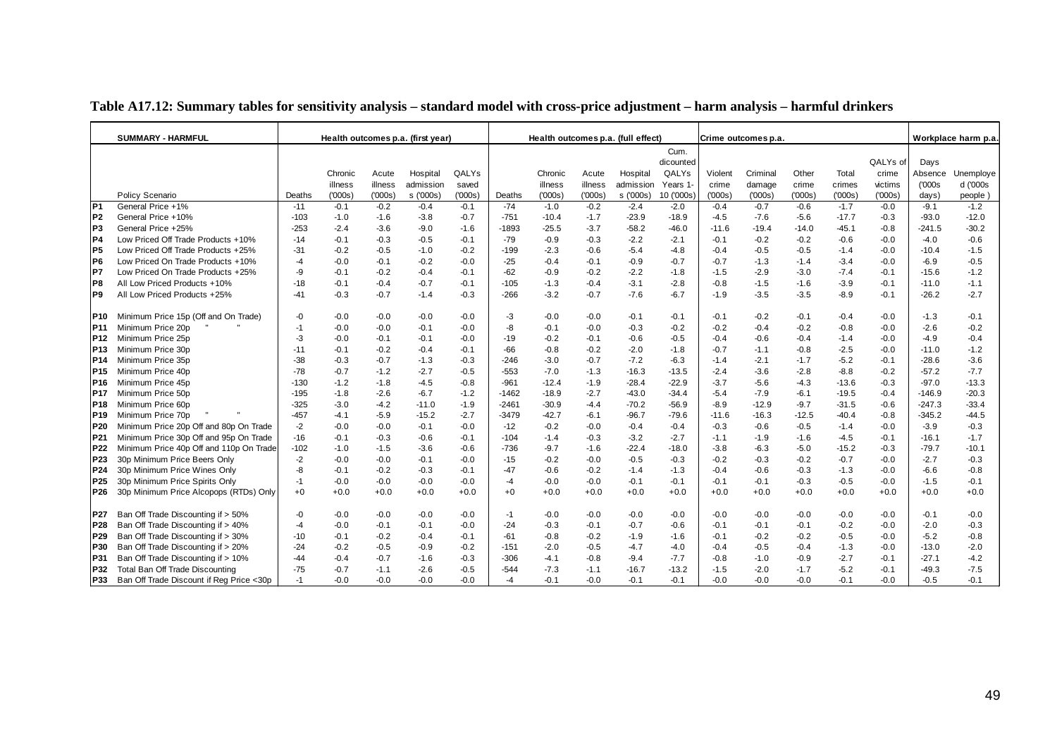**Table A17.12: Summary tables for sensitivity analysis – standard model with cross-price adjustment – harm analysis – harmful drinkers**

| | SUMMARY - HARMFUL | Health outcomes p.a. (first year) | | | | | Health outcomes p.a. (full effect) | | | | | Crime outcomes p.a. | | | | | Workplace harm p.a. | |
|---|---|---|---|---|---|---|---|---|---|---|---|---|---|---|---|---|---|---|
| | Policy Scenario | Deaths | Chronic illness ('000s) | Acute illness ('000s) | Hospital admissions ('000s) | QALYs saved ('000s) | Deaths | Chronic illness ('000s) | Acute illness ('000s) | Hospital admissions ('000s) | Cum. dicounted QALYs Years 1-10 ('000s) | Violent crime ('000s) | Criminal damage ('000s) | Other crime ('000s) | Total crimes ('000s) | QALYs of crime victims ('000s) | Days Absence ('000s days) | Unemployed ('000s people) |
| P1 | General Price +1% | -11 | -0.1 | -0.2 | -0.4 | -0.1 | -74 | -1.0 | -0.2 | -2.4 | -2.0 | -0.4 | -0.7 | -0.6 | -1.7 | -0.0 | -9.1 | -1.2 |
| P2 | General Price +10% | -103 | -1.0 | -1.6 | -3.8 | -0.7 | -751 | -10.4 | -1.7 | -23.9 | -18.9 | -4.5 | -7.6 | -5.6 | -17.7 | -0.3 | -93.0 | -12.0 |
| P3 | General Price +25% | -253 | -2.4 | -3.6 | -9.0 | -1.6 | -1893 | -25.5 | -3.7 | -58.2 | -46.0 | -11.6 | -19.4 | -14.0 | -45.1 | -0.8 | -241.5 | -30.2 |
| P4 | Low Priced Off Trade Products +10% | -14 | -0.1 | -0.3 | -0.5 | -0.1 | -79 | -0.9 | -0.3 | -2.2 | -2.1 | -0.1 | -0.2 | -0.2 | -0.6 | -0.0 | -4.0 | -0.6 |
| P5 | Low Priced Off Trade Products +25% | -31 | -0.2 | -0.5 | -1.0 | -0.2 | -199 | -2.3 | -0.6 | -5.4 | -4.8 | -0.4 | -0.5 | -0.5 | -1.4 | -0.0 | -10.4 | -1.5 |
| P6 | Low Priced On Trade Products +10% | -4 | -0.0 | -0.1 | -0.2 | -0.0 | -25 | -0.4 | -0.1 | -0.9 | -0.7 | -0.7 | -1.3 | -1.4 | -3.4 | -0.0 | -6.9 | -0.5 |
| P7 | Low Priced On Trade Products +25% | -9 | -0.1 | -0.2 | -0.4 | -0.1 | -62 | -0.9 | -0.2 | -2.2 | -1.8 | -1.5 | -2.9 | -3.0 | -7.4 | -0.1 | -15.6 | -1.2 |
| P8 | All Low Priced Products +10% | -18 | -0.1 | -0.4 | -0.7 | -0.1 | -105 | -1.3 | -0.4 | -3.1 | -2.8 | -0.8 | -1.5 | -1.6 | -3.9 | -0.1 | -11.0 | -1.1 |
| P9 | All Low Priced Products +25% | -41 | -0.3 | -0.7 | -1.4 | -0.3 | -266 | -3.2 | -0.7 | -7.6 | -6.7 | -1.9 | -3.5 | -3.5 | -8.9 | -0.1 | -26.2 | -2.7 |
| P10 | Minimum Price 15p (Off and On Trade) | -0 | -0.0 | -0.0 | -0.0 | -0.0 | -3 | -0.0 | -0.0 | -0.1 | -0.1 | -0.1 | -0.2 | -0.1 | -0.4 | -0.0 | -1.3 | -0.1 |
| P11 | Minimum Price 20p " " | -1 | -0.0 | -0.0 | -0.1 | -0.0 | -8 | -0.1 | -0.0 | -0.3 | -0.2 | -0.2 | -0.4 | -0.2 | -0.8 | -0.0 | -2.6 | -0.2 |
| P12 | Minimum Price 25p | -3 | -0.0 | -0.1 | -0.1 | -0.0 | -19 | -0.2 | -0.1 | -0.6 | -0.5 | -0.4 | -0.6 | -0.4 | -1.4 | -0.0 | -4.9 | -0.4 |
| P13 | Minimum Price 30p | -11 | -0.1 | -0.2 | -0.4 | -0.1 | -66 | -0.8 | -0.2 | -2.0 | -1.8 | -0.7 | -1.1 | -0.8 | -2.5 | -0.0 | -11.0 | -1.2 |
| P14 | Minimum Price 35p | -38 | -0.3 | -0.7 | -1.3 | -0.3 | -246 | -3.0 | -0.7 | -7.2 | -6.3 | -1.4 | -2.1 | -1.7 | -5.2 | -0.1 | -28.6 | -3.6 |
| P15 | Minimum Price 40p | -78 | -0.7 | -1.2 | -2.7 | -0.5 | -553 | -7.0 | -1.3 | -16.3 | -13.5 | -2.4 | -3.6 | -2.8 | -8.8 | -0.2 | -57.2 | -7.7 |
| P16 | Minimum Price 45p | -130 | -1.2 | -1.8 | -4.5 | -0.8 | -961 | -12.4 | -1.9 | -28.4 | -22.9 | -3.7 | -5.6 | -4.3 | -13.6 | -0.3 | -97.0 | -13.3 |
| P17 | Minimum Price 50p | -195 | -1.8 | -2.6 | -6.7 | -1.2 | -1462 | -18.9 | -2.7 | -43.0 | -34.4 | -5.4 | -7.9 | -6.1 | -19.5 | -0.4 | -146.9 | -20.3 |
| P18 | Minimum Price 60p | -325 | -3.0 | -4.2 | -11.0 | -1.9 | -2461 | -30.9 | -4.4 | -70.2 | -56.9 | -8.9 | -12.9 | -9.7 | -31.5 | -0.6 | -247.3 | -33.4 |
| P19 | Minimum Price 70p " " | -457 | -4.1 | -5.9 | -15.2 | -2.7 | -3479 | -42.7 | -6.1 | -96.7 | -79.6 | -11.6 | -16.3 | -12.5 | -40.4 | -0.8 | -345.2 | -44.5 |
| P20 | Minimum Price 20p Off and 80p On Trade | -2 | -0.0 | -0.0 | -0.1 | -0.0 | -12 | -0.2 | -0.0 | -0.4 | -0.4 | -0.3 | -0.6 | -0.5 | -1.4 | -0.0 | -3.9 | -0.3 |
| P21 | Minimum Price 30p Off and 95p On Trade | -16 | -0.1 | -0.3 | -0.6 | -0.1 | -104 | -1.4 | -0.3 | -3.2 | -2.7 | -1.1 | -1.9 | -1.6 | -4.5 | -0.1 | -16.1 | -1.7 |
| P22 | Minimum Price 40p Off and 110p On Trade | -102 | -1.0 | -1.5 | -3.6 | -0.6 | -736 | -9.7 | -1.6 | -22.4 | -18.0 | -3.8 | -6.3 | -5.0 | -15.2 | -0.3 | -79.7 | -10.1 |
| P23 | 30p Minimum Price Beers Only | -2 | -0.0 | -0.0 | -0.1 | -0.0 | -15 | -0.2 | -0.0 | -0.5 | -0.3 | -0.2 | -0.3 | -0.2 | -0.7 | -0.0 | -2.7 | -0.3 |
| P24 | 30p Minimum Price Wines Only | -8 | -0.1 | -0.2 | -0.3 | -0.1 | -47 | -0.6 | -0.2 | -1.4 | -1.3 | -0.4 | -0.6 | -0.3 | -1.3 | -0.0 | -6.6 | -0.8 |
| P25 | 30p Minimum Price Spirits Only | -1 | -0.0 | -0.0 | -0.0 | -0.0 | -4 | -0.0 | -0.0 | -0.1 | -0.1 | -0.1 | -0.1 | -0.3 | -0.5 | -0.0 | -1.5 | -0.1 |
| P26 | 30p Minimum Price Alcopops (RTDs) Only | +0 | +0.0 | +0.0 | +0.0 | +0.0 | +0 | +0.0 | +0.0 | +0.0 | +0.0 | +0.0 | +0.0 | +0.0 | +0.0 | +0.0 | +0.0 | +0.0 |
| P27 | Ban Off Trade Discounting if > 50% | -0 | -0.0 | -0.0 | -0.0 | -0.0 | -1 | -0.0 | -0.0 | -0.0 | -0.0 | -0.0 | -0.0 | -0.0 | -0.0 | -0.0 | -0.1 | -0.0 |
| P28 | Ban Off Trade Discounting if > 40% | -4 | -0.0 | -0.1 | -0.1 | -0.0 | -24 | -0.3 | -0.1 | -0.7 | -0.6 | -0.1 | -0.1 | -0.1 | -0.2 | -0.0 | -2.0 | -0.3 |
| P29 | Ban Off Trade Discounting if > 30% | -10 | -0.1 | -0.2 | -0.4 | -0.1 | -61 | -0.8 | -0.2 | -1.9 | -1.6 | -0.1 | -0.2 | -0.2 | -0.5 | -0.0 | -5.2 | -0.8 |
| P30 | Ban Off Trade Discounting if > 20% | -24 | -0.2 | -0.5 | -0.9 | -0.2 | -151 | -2.0 | -0.5 | -4.7 | -4.0 | -0.4 | -0.5 | -0.4 | -1.3 | -0.0 | -13.0 | -2.0 |
| P31 | Ban Off Trade Discounting if > 10% | -44 | -0.4 | -0.7 | -1.6 | -0.3 | -306 | -4.1 | -0.8 | -9.4 | -7.7 | -0.8 | -1.0 | -0.9 | -2.7 | -0.1 | -27.1 | -4.2 |
| P32 | Total Ban Off Trade Discounting | -75 | -0.7 | -1.1 | -2.6 | -0.5 | -544 | -7.3 | -1.1 | -16.7 | -13.2 | -1.5 | -2.0 | -1.7 | -5.2 | -0.1 | -49.3 | -7.5 |
| P33 | Ban Off Trade Discount if Reg Price <30p | -1 | -0.0 | -0.0 | -0.0 | -0.0 | -4 | -0.1 | -0.0 | -0.1 | -0.1 | -0.0 | -0.0 | -0.0 | -0.1 | -0.0 | -0.5 | -0.1 |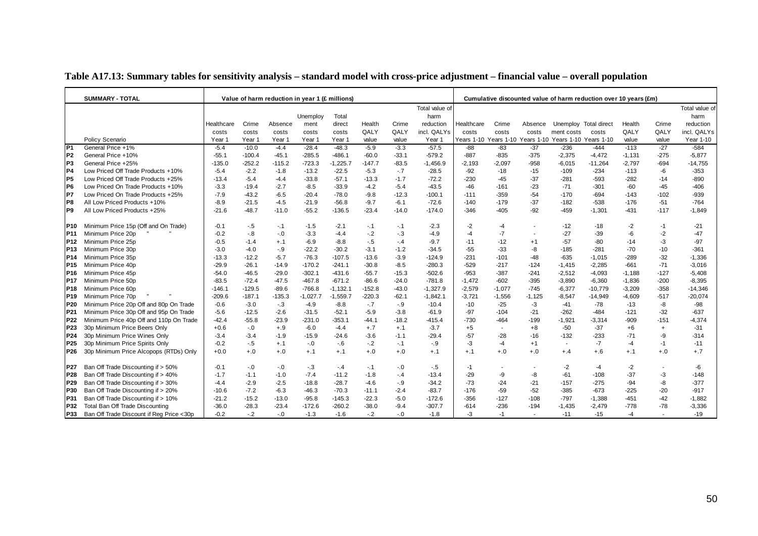**Table A17.13: Summary tables for sensitivity analysis – standard model with cross-price adjustment – financial value – overall population**

| | SUMMARY - TOTAL | Value of harm reduction in year 1 (£ millions) | | | | | | | | Cumulative discounted value of harm reduction over 10 years (£m) | | | | | | | |
|---|---|---|---|---|---|---|---|---|---|---|---|---|---|---|---|---|---|
| | Policy Scenario | Healthcare costs Year 1 | Crime costs Year 1 | Absence costs Year 1 | Unemployment costs Year 1 | Total direct costs Year 1 | Health QALY value | Crime QALY value | Total value of harm reduction incl. QALYs Year 1 | Healthcare costs Years 1-10 | Crime costs Years 1-10 | Absence costs Years 1-10 | Unemployment costs Years 1-10 | Total direct costs Years 1-10 | Health QALY value | Crime QALY value | Total value of harm reduction incl. QALYs Year 1-10 |
| P1 | General Price +1% | -5.4 | -10.0 | -4.4 | -28.4 | -48.3 | -5.9 | -3.3 | -57.5 | -88 | -83 | -37 | -236 | -444 | -113 | -27 | -584 |
| P2 | General Price +10% | -55.1 | -100.4 | -45.1 | -285.5 | -486.1 | -60.0 | -33.1 | -579.2 | -887 | -835 | -375 | -2,375 | -4,472 | -1,131 | -275 | -5,877 |
| P3 | General Price +25% | -135.0 | -252.2 | -115.2 | -723.3 | -1,225.7 | -147.7 | -83.5 | -1,456.9 | -2,193 | -2,097 | -958 | -6,015 | -11,264 | -2,797 | -694 | -14,755 |
| P4 | Low Priced Off Trade Products +10% | -5.4 | -2.2 | -1.8 | -13.2 | -22.5 | -5.3 | -.7 | -28.5 | -92 | -18 | -15 | -109 | -234 | -113 | -6 | -353 |
| P5 | Low Priced Off Trade Products +25% | -13.4 | -5.4 | -4.4 | -33.8 | -57.1 | -13.3 | -1.7 | -72.2 | -230 | -45 | -37 | -281 | -593 | -282 | -14 | -890 |
| P6 | Low Priced On Trade Products +10% | -3.3 | -19.4 | -2.7 | -8.5 | -33.9 | -4.2 | -5.4 | -43.5 | -46 | -161 | -23 | -71 | -301 | -60 | -45 | -406 |
| P7 | Low Priced On Trade Products +25% | -7.9 | -43.2 | -6.5 | -20.4 | -78.0 | -9.8 | -12.3 | -100.1 | -111 | -359 | -54 | -170 | -694 | -143 | -102 | -939 |
| P8 | All Low Priced Products +10% | -8.9 | -21.5 | -4.5 | -21.9 | -56.8 | -9.7 | -6.1 | -72.6 | -140 | -179 | -37 | -182 | -538 | -176 | -51 | -764 |
| P9 | All Low Priced Products +25% | -21.6 | -48.7 | -11.0 | -55.2 | -136.5 | -23.4 | -14.0 | -174.0 | -346 | -405 | -92 | -459 | -1,301 | -431 | -117 | -1,849 |
| P10 | Minimum Price 15p (Off and On Trade) | -0.1 | -.5 | -.1 | -1.5 | -2.1 | -.1 | -.1 | -2.3 | -2 | -4 | - | -12 | -18 | -2 | -1 | -21 |
| P11 | Minimum Price 20p " " | -0.2 | -.8 | -.0 | -3.3 | -4.4 | -.2 | -.3 | -4.9 | -4 | -7 | - | -27 | -39 | -6 | -2 | -47 |
| P12 | Minimum Price 25p | -0.5 | -1.4 | +.1 | -6.9 | -8.8 | -.5 | -.4 | -9.7 | -11 | -12 | +1 | -57 | -80 | -14 | -3 | -97 |
| P13 | Minimum Price 30p | -3.0 | -4.0 | -.9 | -22.2 | -30.2 | -3.1 | -1.2 | -34.5 | -55 | -33 | -8 | -185 | -281 | -70 | -10 | -361 |
| P14 | Minimum Price 35p | -13.3 | -12.2 | -5.7 | -76.3 | -107.5 | -13.6 | -3.9 | -124.9 | -231 | -101 | -48 | -635 | -1,015 | -289 | -32 | -1,336 |
| P15 | Minimum Price 40p | -29.9 | -26.1 | -14.9 | -170.2 | -241.1 | -30.8 | -8.5 | -280.3 | -529 | -217 | -124 | -1,415 | -2,285 | -661 | -71 | -3,016 |
| P16 | Minimum Price 45p | -54.0 | -46.5 | -29.0 | -302.1 | -431.6 | -55.7 | -15.3 | -502.6 | -953 | -387 | -241 | -2,512 | -4,093 | -1,188 | -127 | -5,408 |
| P17 | Minimum Price 50p | -83.5 | -72.4 | -47.5 | -467.8 | -671.2 | -86.6 | -24.0 | -781.8 | -1,472 | -602 | -395 | -3,890 | -6,360 | -1,836 | -200 | -8,395 |
| P18 | Minimum Price 60p | -146.1 | -129.5 | -89.6 | -766.8 | -1,132.1 | -152.8 | -43.0 | -1,327.9 | -2,579 | -1,077 | -745 | -6,377 | -10,779 | -3,209 | -358 | -14,346 |
| P19 | Minimum Price 70p " " | -209.6 | -187.1 | -135.3 | -1,027.7 | -1,559.7 | -220.3 | -62.1 | -1,842.1 | -3,721 | -1,556 | -1,125 | -8,547 | -14,949 | -4,609 | -517 | -20,074 |
| P20 | Minimum Price 20p Off and 80p On Trade | -0.6 | -3.0 | -.3 | -4.9 | -8.8 | -.7 | -.9 | -10.4 | -10 | -25 | -3 | -41 | -78 | -13 | -8 | -98 |
| P21 | Minimum Price 30p Off and 95p On Trade | -5.6 | -12.5 | -2.6 | -31.5 | -52.1 | -5.9 | -3.8 | -61.9 | -97 | -104 | -21 | -262 | -484 | -121 | -32 | -637 |
| P22 | Minimum Price 40p Off and 110p On Trade | -42.4 | -55.8 | -23.9 | -231.0 | -353.1 | -44.1 | -18.2 | -415.4 | -730 | -464 | -199 | -1,921 | -3,314 | -909 | -151 | -4,374 |
| P23 | 30p Minimum Price Beers Only | +0.6 | -.0 | +.9 | -6.0 | -4.4 | +.7 | +.1 | -3.7 | +5 | - | +8 | -50 | -37 | +6 | + | -31 |
| P24 | 30p Minimum Price Wines Only | -3.4 | -3.4 | -1.9 | -15.9 | -24.6 | -3.6 | -1.1 | -29.4 | -57 | -28 | -16 | -132 | -233 | -71 | -9 | -314 |
| P25 | 30p Minimum Price Spirits Only | -0.2 | -.5 | +.1 | -.0 | -.6 | -.2 | -.1 | -.9 | -3 | -4 | +1 | - | -7 | -4 | -1 | -11 |
| P26 | 30p Minimum Price Alcopops (RTDs) Only | +0.0 | +.0 | +.0 | +.1 | +.1 | +.0 | +.0 | +.1 | +.1 | +.0 | +.0 | +.4 | +.6 | +.1 | +.0 | +.7 |
| P27 | Ban Off Trade Discounting if > 50% | -0.1 | -.0 | -.0 | -.3 | -.4 | -.1 | -.0 | -.5 | -1 | - | - | -2 | -4 | -2 | - | -6 |
| P28 | Ban Off Trade Discounting if > 40% | -1.7 | -1.1 | -1.0 | -7.4 | -11.2 | -1.8 | -.4 | -13.4 | -29 | -9 | -8 | -61 | -108 | -37 | -3 | -148 |
| P29 | Ban Off Trade Discounting if > 30% | -4.4 | -2.9 | -2.5 | -18.8 | -28.7 | -4.6 | -.9 | -34.2 | -73 | -24 | -21 | -157 | -275 | -94 | -8 | -377 |
| P30 | Ban Off Trade Discounting if > 20% | -10.6 | -7.2 | -6.3 | -46.3 | -70.3 | -11.1 | -2.4 | -83.7 | -176 | -59 | -52 | -385 | -673 | -225 | -20 | -917 |
| P31 | Ban Off Trade Discounting if > 10% | -21.2 | -15.2 | -13.0 | -95.8 | -145.3 | -22.3 | -5.0 | -172.6 | -356 | -127 | -108 | -797 | -1,388 | -451 | -42 | -1,882 |
| P32 | Total Ban Off Trade Discounting | -36.0 | -28.3 | -23.4 | -172.6 | -260.2 | -38.0 | -9.4 | -307.7 | -614 | -236 | -194 | -1,435 | -2,479 | -778 | -78 | -3,336 |
| P33 | Ban Off Trade Discount if Reg Price <30p | -0.2 | -.2 | -.0 | -1.3 | -1.6 | -.2 | -.0 | -1.8 | -3 | -1 | - | -11 | -15 | -4 | - | -19 |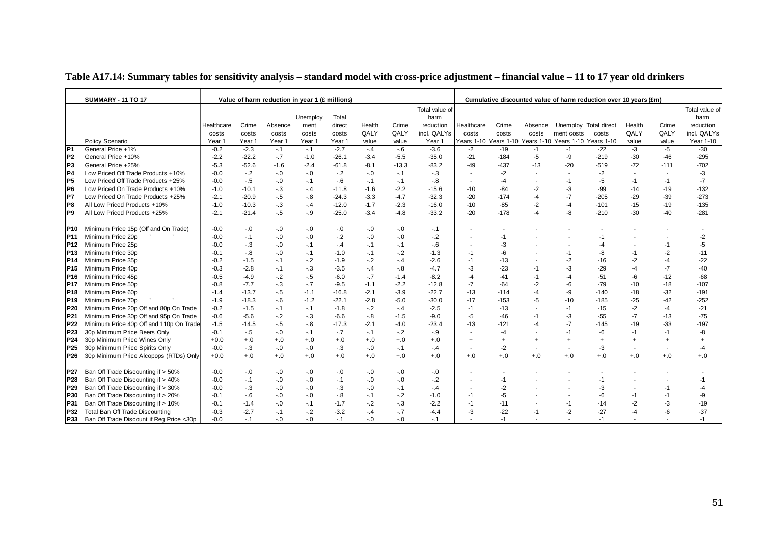# Table A17.14: Summary tables for sensitivity analysis – standard model with cross-price adjustment – financial value – 11 to 17 year old drinkers

| | SUMMARY - 11 TO 17 | Value of harm reduction in year 1 (£ millions) | | | | | | | | Cumulative discounted value of harm reduction over 10 years (£m) | | | | | | | |
|---|---|---|---|---|---|---|---|---|---|---|---|---|---|---|---|---|---|
| | Policy Scenario | Healthcare costs Year 1 | Crime costs Year 1 | Absence costs Year 1 | Unemployment costs Year 1 | Total direct costs Year 1 | Health QALY value | Crime QALY value | Total value of harm reduction incl. QALYs Year 1 | Healthcare costs Years 1-10 | Crime costs Years 1-10 | Absence costs Years 1-10 | Unemployment costs Years 1-10 | Total direct costs Years 1-10 | Health QALY value | Crime QALY value | Total value of harm reduction incl. QALYs Year 1-10 |
| P1 | General Price +1% | -0.2 | -2.3 | -.1 | -.1 | -2.7 | -.4 | -.6 | -3.6 | -2 | -19 | -1 | -1 | -22 | -3 | -5 | -30 |
| P2 | General Price +10% | -2.2 | -22.2 | -.7 | -1.0 | -26.1 | -3.4 | -5.5 | -35.0 | -21 | -184 | -5 | -9 | -219 | -30 | -46 | -295 |
| P3 | General Price +25% | -5.3 | -52.6 | -1.6 | -2.4 | -61.8 | -8.1 | -13.3 | -83.2 | -49 | -437 | -13 | -20 | -519 | -72 | -111 | -702 |
| P4 | Low Priced Off Trade Products +10% | -0.0 | -.2 | -.0 | -.0 | -.2 | -.0 | -.1 | -.3 | - | -2 | - | - | -2 | - | - | -3 |
| P5 | Low Priced Off Trade Products +25% | -0.0 | -.5 | -.0 | -.1 | -.6 | -.1 | -.1 | -.8 | - | -4 | - | -1 | -5 | -1 | -1 | -7 |
| P6 | Low Priced On Trade Products +10% | -1.0 | -10.1 | -.3 | -.4 | -11.8 | -1.6 | -2.2 | -15.6 | -10 | -84 | -2 | -3 | -99 | -14 | -19 | -132 |
| P7 | Low Priced On Trade Products +25% | -2.1 | -20.9 | -.5 | -.8 | -24.3 | -3.3 | -4.7 | -32.3 | -20 | -174 | -4 | -7 | -205 | -29 | -39 | -273 |
| P8 | All Low Priced Products +10% | -1.0 | -10.3 | -.3 | -.4 | -12.0 | -1.7 | -2.3 | -16.0 | -10 | -85 | -2 | -4 | -101 | -15 | -19 | -135 |
| P9 | All Low Priced Products +25% | -2.1 | -21.4 | -.5 | -.9 | -25.0 | -3.4 | -4.8 | -33.2 | -20 | -178 | -4 | -8 | -210 | -30 | -40 | -281 |
| P10 | Minimum Price 15p (Off and On Trade) | -0.0 | -.0 | -.0 | -.0 | -.0 | -.0 | -.0 | -.1 | - | - | - | - | - | - | - | - |
| P11 | Minimum Price 20p " " | -0.0 | -.1 | -.0 | -.0 | -.2 | -.0 | -.0 | -.2 | - | -1 | - | - | -1 | - | - | -2 |
| P12 | Minimum Price 25p | -0.0 | -.3 | -.0 | -.1 | -.4 | -.1 | -.1 | -.6 | - | -3 | - | - | -4 | - | -1 | -5 |
| P13 | Minimum Price 30p | -0.1 | -.8 | -.0 | -.1 | -1.0 | -.1 | -.2 | -1.3 | -1 | -6 | - | -1 | -8 | -1 | -2 | -11 |
| P14 | Minimum Price 35p | -0.2 | -1.5 | -.1 | -.2 | -1.9 | -.2 | -.4 | -2.6 | -1 | -13 | - | -2 | -16 | -2 | -4 | -22 |
| P15 | Minimum Price 40p | -0.3 | -2.8 | -.1 | -.3 | -3.5 | -.4 | -.8 | -4.7 | -3 | -23 | -1 | -3 | -29 | -4 | -7 | -40 |
| P16 | Minimum Price 45p | -0.5 | -4.9 | -.2 | -.5 | -6.0 | -.7 | -1.4 | -8.2 | -4 | -41 | -1 | -4 | -51 | -6 | -12 | -68 |
| P17 | Minimum Price 50p | -0.8 | -7.7 | -.3 | -.7 | -9.5 | -1.1 | -2.2 | -12.8 | -7 | -64 | -2 | -6 | -79 | -10 | -18 | -107 |
| P18 | Minimum Price 60p | -1.4 | -13.7 | -.5 | -1.1 | -16.8 | -2.1 | -3.9 | -22.7 | -13 | -114 | -4 | -9 | -140 | -18 | -32 | -191 |
| P19 | Minimum Price 70p " " | -1.9 | -18.3 | -.6 | -1.2 | -22.1 | -2.8 | -5.0 | -30.0 | -17 | -153 | -5 | -10 | -185 | -25 | -42 | -252 |
| P20 | Minimum Price 20p Off and 80p On Trade | -0.2 | -1.5 | -.1 | -.1 | -1.8 | -.2 | -.4 | -2.5 | -1 | -13 | - | -1 | -15 | -2 | -4 | -21 |
| P21 | Minimum Price 30p Off and 95p On Trade | -0.6 | -5.6 | -.2 | -.3 | -6.6 | -.8 | -1.5 | -9.0 | -5 | -46 | -1 | -3 | -55 | -7 | -13 | -75 |
| P22 | Minimum Price 40p Off and 110p On Trade | -1.5 | -14.5 | -.5 | -.8 | -17.3 | -2.1 | -4.0 | -23.4 | -13 | -121 | -4 | -7 | -145 | -19 | -33 | -197 |
| P23 | 30p Minimum Price Beers Only | -0.1 | -.5 | -.0 | -.1 | -.7 | -.1 | -.2 | -.9 | - | -4 | - | -1 | -6 | -1 | -1 | -8 |
| P24 | 30p Minimum Price Wines Only | +0.0 | +.0 | +.0 | +.0 | +.0 | +.0 | +.0 | +.0 | + | + | + | + | + | + | + | + |
| P25 | 30p Minimum Price Spirits Only | -0.0 | -.3 | -.0 | -.0 | -.3 | -.0 | -.1 | -.4 | - | -2 | - | - | -3 | - | - | -4 |
| P26 | 30p Minimum Price Alcopops (RTDs) Only | +0.0 | +.0 | +.0 | +.0 | +.0 | +.0 | +.0 | +.0 | +.0 | +.0 | +.0 | +.0 | +.0 | +.0 | +.0 | +.0 |
| P27 | Ban Off Trade Discounting if > 50% | -0.0 | -.0 | -.0 | -.0 | -.0 | -.0 | -.0 | -.0 | - | - | - | - | - | - | - | - |
| P28 | Ban Off Trade Discounting if > 40% | -0.0 | -.1 | -.0 | -.0 | -.1 | -.0 | -.0 | -.2 | - | -1 | - | - | -1 | - | - | -1 |
| P29 | Ban Off Trade Discounting if > 30% | -0.0 | -.3 | -.0 | -.0 | -.3 | -.0 | -.1 | -.4 | - | -2 | - | - | -3 | - | -1 | -4 |
| P30 | Ban Off Trade Discounting if > 20% | -0.1 | -.6 | -.0 | -.0 | -.8 | -.1 | -.2 | -1.0 | -1 | -5 | - | - | -6 | -1 | -1 | -9 |
| P31 | Ban Off Trade Discounting if > 10% | -0.1 | -1.4 | -.0 | -.1 | -1.7 | -.2 | -.3 | -2.2 | -1 | -11 | - | -1 | -14 | -2 | -3 | -19 |
| P32 | Total Ban Off Trade Discounting | -0.3 | -2.7 | -.1 | -.2 | -3.2 | -.4 | -.7 | -4.4 | -3 | -22 | -1 | -2 | -27 | -4 | -6 | -37 |
| P33 | Ban Off Trade Discount if Reg Price <30p | -0.0 | -.1 | -.0 | -.0 | -.1 | -.0 | -.0 | -.1 | - | -1 | - | - | -1 | - | - | -1 |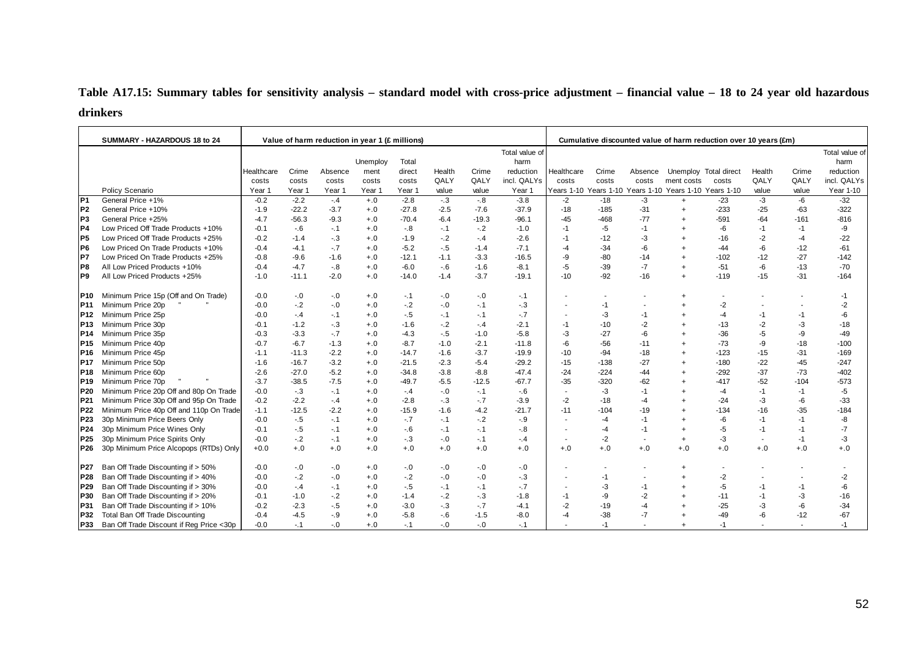**Table A17.15: Summary tables for sensitivity analysis – standard model with cross-price adjustment – financial value – 18 to 24 year old hazardous drinkers**

| | SUMMARY - HAZARDOUS 18 to 24 | Value of harm reduction in year 1 (£ millions) | | | | | | | | Cumulative discounted value of harm reduction over 10 years (£m) | | | | | | | |
|---|---|---|---|---|---|---|---|---|---|---|---|---|---|---|---|---|---|
| | Policy Scenario | Healthcare costs Year 1 | Crime costs Year 1 | Absence costs Year 1 | Unemployment costs Year 1 | Total direct costs Year 1 | Health QALY value | Crime QALY value | Total value of harm reduction incl. QALYs Year 1 | Healthcare costs Years 1-10 | Crime costs Years 1-10 | Absence costs Years 1-10 | Unemployment costs Years 1-10 | Total direct costs Years 1-10 | Health QALY value | Crime QALY value | Total value of harm reduction incl. QALYs Year 1-10 |
| P1 | General Price +1% | -0.2 | -2.2 | -.4 | +.0 | -2.8 | -.3 | -.8 | -3.8 | -2 | -18 | -3 | + | -23 | -3 | -6 | -32 |
| P2 | General Price +10% | -1.9 | -22.2 | -3.7 | +.0 | -27.8 | -2.5 | -7.6 | -37.9 | -18 | -185 | -31 | + | -233 | -25 | -63 | -322 |
| P3 | General Price +25% | -4.7 | -56.3 | -9.3 | +.0 | -70.4 | -6.4 | -19.3 | -96.1 | -45 | -468 | -77 | + | -591 | -64 | -161 | -816 |
| P4 | Low Priced Off Trade Products +10% | -0.1 | -.6 | -.1 | +.0 | -.8 | -.1 | -.2 | -1.0 | -1 | -5 | -1 | + | -6 | -1 | -1 | -9 |
| P5 | Low Priced Off Trade Products +25% | -0.2 | -1.4 | -.3 | +.0 | -1.9 | -.2 | -.4 | -2.6 | -1 | -12 | -3 | + | -16 | -2 | -4 | -22 |
| P6 | Low Priced On Trade Products +10% | -0.4 | -4.1 | -.7 | +.0 | -5.2 | -.5 | -1.4 | -7.1 | -4 | -34 | -6 | + | -44 | -6 | -12 | -61 |
| P7 | Low Priced On Trade Products +25% | -0.8 | -9.6 | -1.6 | +.0 | -12.1 | -1.1 | -3.3 | -16.5 | -9 | -80 | -14 | + | -102 | -12 | -27 | -142 |
| P8 | All Low Priced Products +10% | -0.4 | -4.7 | -.8 | +.0 | -6.0 | -.6 | -1.6 | -8.1 | -5 | -39 | -7 | + | -51 | -6 | -13 | -70 |
| P9 | All Low Priced Products +25% | -1.0 | -11.1 | -2.0 | +.0 | -14.0 | -1.4 | -3.7 | -19.1 | -10 | -92 | -16 | + | -119 | -15 | -31 | -164 |
| P10 | Minimum Price 15p (Off and On Trade) | -0.0 | -.0 | -.0 | +.0 | -.1 | -.0 | -.0 | -.1 | - | - | - | + | - | - | - | -1 |
| P11 | Minimum Price 20p " " | -0.0 | -.2 | -.0 | +.0 | -.2 | -.0 | -.1 | -.3 | - | -1 | - | + | -2 | - | - | -2 |
| P12 | Minimum Price 25p | -0.0 | -.4 | -.1 | +.0 | -.5 | -.1 | -.1 | -.7 | - | -3 | -1 | + | -4 | -1 | -1 | -6 |
| P13 | Minimum Price 30p | -0.1 | -1.2 | -.3 | +.0 | -1.6 | -.2 | -.4 | -2.1 | -1 | -10 | -2 | + | -13 | -2 | -3 | -18 |
| P14 | Minimum Price 35p | -0.3 | -3.3 | -.7 | +.0 | -4.3 | -.5 | -1.0 | -5.8 | -3 | -27 | -6 | + | -36 | -5 | -9 | -49 |
| P15 | Minimum Price 40p | -0.7 | -6.7 | -1.3 | +.0 | -8.7 | -1.0 | -2.1 | -11.8 | -6 | -56 | -11 | + | -73 | -9 | -18 | -100 |
| P16 | Minimum Price 45p | -1.1 | -11.3 | -2.2 | +.0 | -14.7 | -1.6 | -3.7 | -19.9 | -10 | -94 | -18 | + | -123 | -15 | -31 | -169 |
| P17 | Minimum Price 50p | -1.6 | -16.7 | -3.2 | +.0 | -21.5 | -2.3 | -5.4 | -29.2 | -15 | -138 | -27 | + | -180 | -22 | -45 | -247 |
| P18 | Minimum Price 60p | -2.6 | -27.0 | -5.2 | +.0 | -34.8 | -3.8 | -8.8 | -47.4 | -24 | -224 | -44 | + | -292 | -37 | -73 | -402 |
| P19 | Minimum Price 70p " " | -3.7 | -38.5 | -7.5 | +.0 | -49.7 | -5.5 | -12.5 | -67.7 | -35 | -320 | -62 | + | -417 | -52 | -104 | -573 |
| P20 | Minimum Price 20p Off and 80p On Trade | -0.0 | -.3 | -.1 | +.0 | -.4 | -.0 | -.1 | -.6 | - | -3 | -1 | + | -4 | -1 | -1 | -5 |
| P21 | Minimum Price 30p Off and 95p On Trade | -0.2 | -2.2 | -.4 | +.0 | -2.8 | -.3 | -.7 | -3.9 | -2 | -18 | -4 | + | -24 | -3 | -6 | -33 |
| P22 | Minimum Price 40p Off and 110p On Trade | -1.1 | -12.5 | -2.2 | +.0 | -15.9 | -1.6 | -4.2 | -21.7 | -11 | -104 | -19 | + | -134 | -16 | -35 | -184 |
| P23 | 30p Minimum Price Beers Only | -0.0 | -.5 | -.1 | +.0 | -.7 | -.1 | -.2 | -.9 | - | -4 | -1 | + | -6 | -1 | -1 | -8 |
| P24 | 30p Minimum Price Wines Only | -0.1 | -.5 | -.1 | +.0 | -.6 | -.1 | -.1 | -.8 | - | -4 | -1 | + | -5 | -1 | -1 | -7 |
| P25 | 30p Minimum Price Spirits Only | -0.0 | -.2 | -.1 | +.0 | -.3 | -.0 | -.1 | -.4 | - | -2 | - | + | -3 | - | -1 | -3 |
| P26 | 30p Minimum Price Alcopops (RTDs) Only | +0.0 | +.0 | +.0 | +.0 | +.0 | +.0 | +.0 | +.0 | +.0 | +.0 | +.0 | +.0 | +.0 | +.0 | +.0 | +.0 |
| P27 | Ban Off Trade Discounting if > 50% | -0.0 | -.0 | -.0 | +.0 | -.0 | -.0 | -.0 | -.0 | - | - | - | + | - | - | - | - |
| P28 | Ban Off Trade Discounting if > 40% | -0.0 | -.2 | -.0 | +.0 | -.2 | -.0 | -.0 | -.3 | - | -1 | - | + | -2 | - | - | -2 |
| P29 | Ban Off Trade Discounting if > 30% | -0.0 | -.4 | -.1 | +.0 | -.5 | -.1 | -.1 | -.7 | - | -3 | -1 | + | -5 | -1 | -1 | -6 |
| P30 | Ban Off Trade Discounting if > 20% | -0.1 | -1.0 | -.2 | +.0 | -1.4 | -.2 | -.3 | -1.8 | -1 | -9 | -2 | + | -11 | -1 | -3 | -16 |
| P31 | Ban Off Trade Discounting if > 10% | -0.2 | -2.3 | -.5 | +.0 | -3.0 | -.3 | -.7 | -4.1 | -2 | -19 | -4 | + | -25 | -3 | -6 | -34 |
| P32 | Total Ban Off Trade Discounting | -0.4 | -4.5 | -.9 | +.0 | -5.8 | -.6 | -1.5 | -8.0 | -4 | -38 | -7 | + | -49 | -6 | -12 | -67 |
| P33 | Ban Off Trade Discount if Reg Price <30p | -0.0 | -.1 | -.0 | +.0 | -.1 | -.0 | -.0 | -.1 | - | -1 | - | + | -1 | - | - | -1 |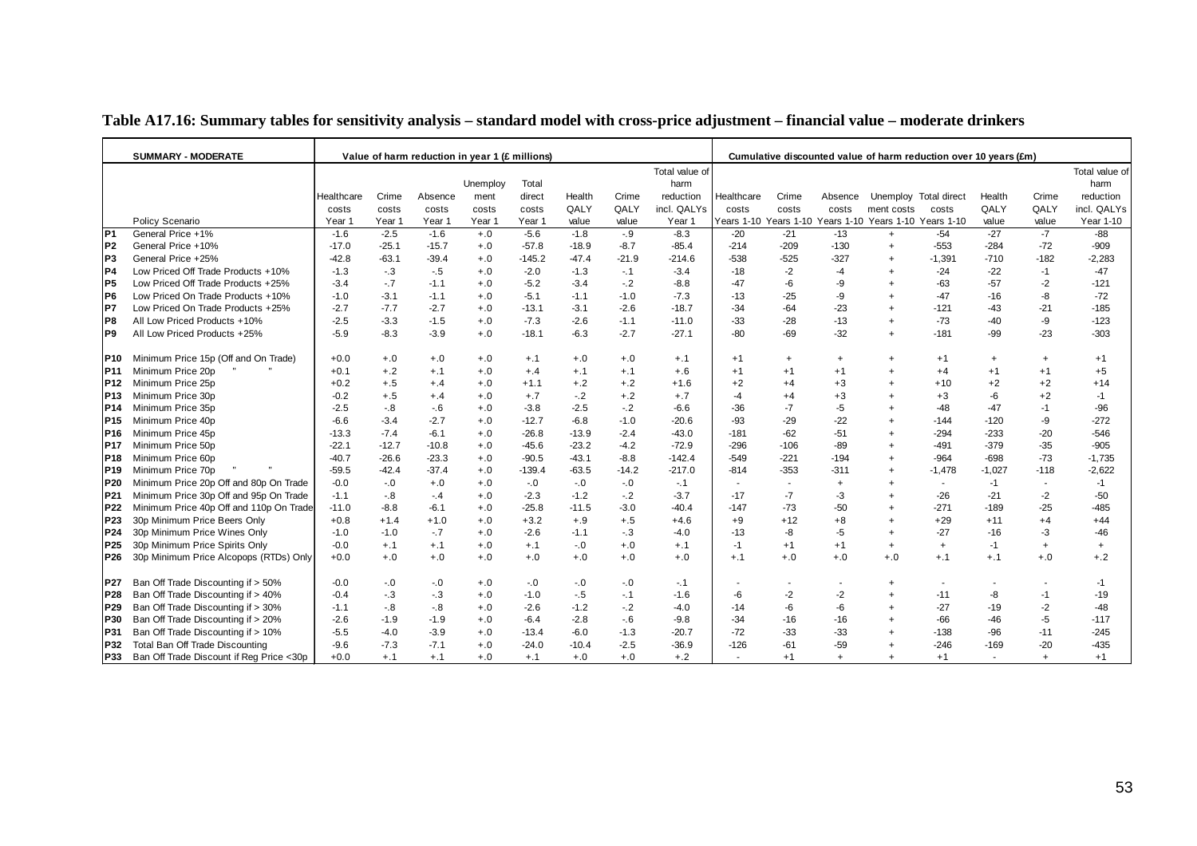**Table A17.16: Summary tables for sensitivity analysis – standard model with cross-price adjustment – financial value – moderate drinkers**

| | SUMMARY - MODERATE | Value of harm reduction in year 1 (£ millions) | | | | | | | | Cumulative discounted value of harm reduction over 10 years (£m) | | | | | | | |
|---|---|---|---|---|---|---|---|---|---|---|---|---|---|---|---|---|---|
| | Policy Scenario | Healthcare costs Year 1 | Crime costs Year 1 | Absence costs Year 1 | Unemploy ment costs Year 1 | Total direct costs Year 1 | Health QALY value | Crime QALY value | Total value of harm reduction incl. QALYs Year 1 | Healthcare costs Years 1-10 | Crime costs Years 1-10 | Absence costs Years 1-10 | Unemploy ment costs Years 1-10 | Total direct costs Years 1-10 | Health QALY value | Crime QALY value | Total value of harm reduction incl. QALYs Year 1-10 |
| P1 | General Price +1% | -1.6 | -2.5 | -1.6 | +.0 | -5.6 | -1.8 | -.9 | -8.3 | -20 | -21 | -13 | + | -54 | -27 | -7 | -88 |
| P2 | General Price +10% | -17.0 | -25.1 | -15.7 | +.0 | -57.8 | -18.9 | -8.7 | -85.4 | -214 | -209 | -130 | + | -553 | -284 | -72 | -909 |
| P3 | General Price +25% | -42.8 | -63.1 | -39.4 | +.0 | -145.2 | -47.4 | -21.9 | -214.6 | -538 | -525 | -327 | + | -1,391 | -710 | -182 | -2,283 |
| P4 | Low Priced Off Trade Products +10% | -1.3 | -.3 | -.5 | +.0 | -2.0 | -1.3 | -.1 | -3.4 | -18 | -2 | -4 | + | -24 | -22 | -1 | -47 |
| P5 | Low Priced Off Trade Products +25% | -3.4 | -.7 | -1.1 | +.0 | -5.2 | -3.4 | -.2 | -8.8 | -47 | -6 | -9 | + | -63 | -57 | -2 | -121 |
| P6 | Low Priced On Trade Products +10% | -1.0 | -3.1 | -1.1 | +.0 | -5.1 | -1.1 | -1.0 | -7.3 | -13 | -25 | -9 | + | -47 | -16 | -8 | -72 |
| P7 | Low Priced On Trade Products +25% | -2.7 | -7.7 | -2.7 | +.0 | -13.1 | -3.1 | -2.6 | -18.7 | -34 | -64 | -23 | + | -121 | -43 | -21 | -185 |
| P8 | All Low Priced Products +10% | -2.5 | -3.3 | -1.5 | +.0 | -7.3 | -2.6 | -1.1 | -11.0 | -33 | -28 | -13 | + | -73 | -40 | -9 | -123 |
| P9 | All Low Priced Products +25% | -5.9 | -8.3 | -3.9 | +.0 | -18.1 | -6.3 | -2.7 | -27.1 | -80 | -69 | -32 | + | -181 | -99 | -23 | -303 |
| P10 | Minimum Price 15p (Off and On Trade) | +0.0 | +.0 | +.0 | +.0 | +.1 | +.0 | +.0 | +.1 | +1 | + | + | + | +1 | + | + | +1 |
| P11 | Minimum Price 20p " " | +0.1 | +.2 | +.1 | +.0 | +.4 | +.1 | +.1 | +.6 | +1 | +1 | +1 | + | +4 | +1 | +1 | +5 |
| P12 | Minimum Price 25p | +0.2 | +.5 | +.4 | +.0 | +1.1 | +.2 | +.2 | +1.6 | +2 | +4 | +3 | + | +10 | +2 | +2 | +14 |
| P13 | Minimum Price 30p | -0.2 | +.5 | +.4 | +.0 | +.7 | -.2 | +.2 | +.7 | -4 | +4 | +3 | + | +3 | -6 | +2 | -1 |
| P14 | Minimum Price 35p | -2.5 | -.8 | -.6 | +.0 | -3.8 | -2.5 | -.2 | -6.6 | -36 | -7 | -5 | + | -48 | -47 | -1 | -96 |
| P15 | Minimum Price 40p | -6.6 | -3.4 | -2.7 | +.0 | -12.7 | -6.8 | -1.0 | -20.6 | -93 | -29 | -22 | + | -144 | -120 | -9 | -272 |
| P16 | Minimum Price 45p | -13.3 | -7.4 | -6.1 | +.0 | -26.8 | -13.9 | -2.4 | -43.0 | -181 | -62 | -51 | + | -294 | -233 | -20 | -546 |
| P17 | Minimum Price 50p | -22.1 | -12.7 | -10.8 | +.0 | -45.6 | -23.2 | -4.2 | -72.9 | -296 | -106 | -89 | + | -491 | -379 | -35 | -905 |
| P18 | Minimum Price 60p | -40.7 | -26.6 | -23.3 | +.0 | -90.5 | -43.1 | -8.8 | -142.4 | -549 | -221 | -194 | + | -964 | -698 | -73 | -1,735 |
| P19 | Minimum Price 70p " " | -59.5 | -42.4 | -37.4 | +.0 | -139.4 | -63.5 | -14.2 | -217.0 | -814 | -353 | -311 | + | -1,478 | -1,027 | -118 | -2,622 |
| P20 | Minimum Price 20p Off and 80p On Trade | -0.0 | -.0 | +.0 | +.0 | -.0 | -.0 | -.0 | -.1 | - | - | + | + | - | -1 | - | -1 |
| P21 | Minimum Price 30p Off and 95p On Trade | -1.1 | -.8 | -.4 | +.0 | -2.3 | -1.2 | -.2 | -3.7 | -17 | -7 | -3 | + | -26 | -21 | -2 | -50 |
| P22 | Minimum Price 40p Off and 110p On Trade | -11.0 | -8.8 | -6.1 | +.0 | -25.8 | -11.5 | -3.0 | -40.4 | -147 | -73 | -50 | + | -271 | -189 | -25 | -485 |
| P23 | 30p Minimum Price Beers Only | +0.8 | +1.4 | +1.0 | +.0 | +3.2 | +.9 | +.5 | +4.6 | +9 | +12 | +8 | + | +29 | +11 | +4 | +44 |
| P24 | 30p Minimum Price Wines Only | -1.0 | -1.0 | -.7 | +.0 | -2.6 | -1.1 | -.3 | -4.0 | -13 | -8 | -5 | + | -27 | -16 | -3 | -46 |
| P25 | 30p Minimum Price Spirits Only | -0.0 | +.1 | +.1 | +.0 | +.1 | -.0 | +.0 | +.1 | -1 | +1 | +1 | + | + | -1 | + | + |
| P26 | 30p Minimum Price Alcopops (RTDs) Only | +0.0 | +.0 | +.0 | +.0 | +.0 | +.0 | +.0 | +.0 | +.1 | +.0 | +.0 | +.0 | +.1 | +.1 | +.0 | +.2 |
| P27 | Ban Off Trade Discounting if > 50% | -0.0 | -.0 | -.0 | +.0 | -.0 | -.0 | -.0 | -.1 | - | - | - | + | - | - | - | -1 |
| P28 | Ban Off Trade Discounting if > 40% | -0.4 | -.3 | -.3 | +.0 | -1.0 | -.5 | -.1 | -1.6 | -6 | -2 | -2 | + | -11 | -8 | -1 | -19 |
| P29 | Ban Off Trade Discounting if > 30% | -1.1 | -.8 | -.8 | +.0 | -2.6 | -1.2 | -.2 | -4.0 | -14 | -6 | -6 | + | -27 | -19 | -2 | -48 |
| P30 | Ban Off Trade Discounting if > 20% | -2.6 | -1.9 | -1.9 | +.0 | -6.4 | -2.8 | -.6 | -9.8 | -34 | -16 | -16 | + | -66 | -46 | -5 | -117 |
| P31 | Ban Off Trade Discounting if > 10% | -5.5 | -4.0 | -3.9 | +.0 | -13.4 | -6.0 | -1.3 | -20.7 | -72 | -33 | -33 | + | -138 | -96 | -11 | -245 |
| P32 | Total Ban Off Trade Discounting | -9.6 | -7.3 | -7.1 | +.0 | -24.0 | -10.4 | -2.5 | -36.9 | -126 | -61 | -59 | + | -246 | -169 | -20 | -435 |
| P33 | Ban Off Trade Discount if Reg Price <30p | +0.0 | +.1 | +.1 | +.0 | +.1 | +.0 | +.0 | +.2 | - | +1 | + | + | +1 | - | + | +1 |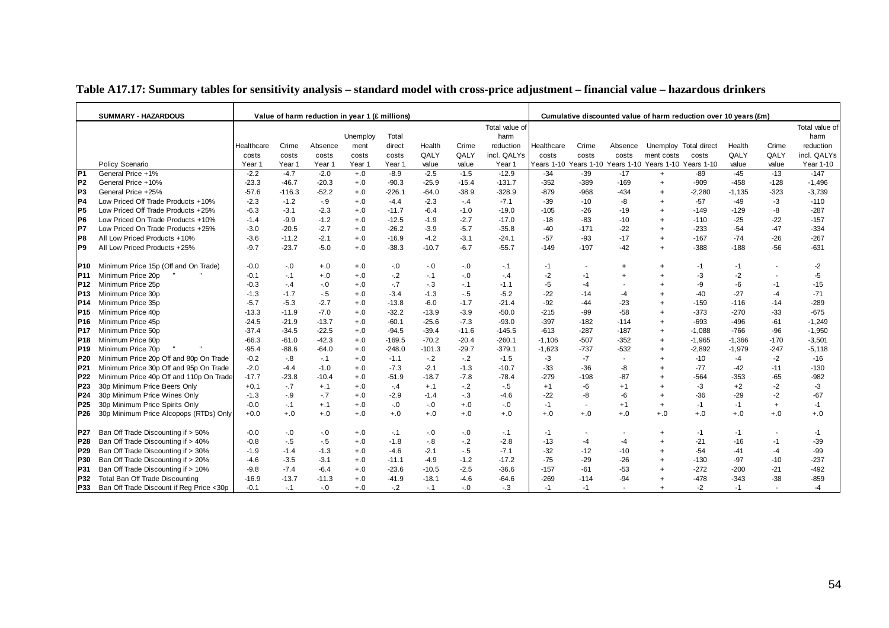**Table A17.17: Summary tables for sensitivity analysis – standard model with cross-price adjustment – financial value – hazardous drinkers**

| | SUMMARY - HAZARDOUS | Value of harm reduction in year 1 (£ millions) | | | | | | | | Cumulative discounted value of harm reduction over 10 years (£m) | | | | | | | |
|---|---|---|---|---|---|---|---|---|---|---|---|---|---|---|---|---|---|
| | Policy Scenario | Healthcare costs Year 1 | Crime costs Year 1 | Absence costs Year 1 | Unemployment costs Year 1 | Total direct costs Year 1 | Health QALY value | Crime QALY value | Total value of harm reduction incl. QALYs Year 1 | Healthcare costs Years 1-10 | Crime costs Years 1-10 | Absence costs Years 1-10 | Unemployment costs Years 1-10 | Total direct costs Years 1-10 | Health QALY value | Crime QALY value | Total value of harm reduction incl. QALYs Year 1-10 |
| P1 | General Price +1% | -2.2 | -4.7 | -2.0 | +.0 | -8.9 | -2.5 | -1.5 | -12.9 | -34 | -39 | -17 | + | -89 | -45 | -13 | -147 |
| P2 | General Price +10% | -23.3 | -46.7 | -20.3 | +.0 | -90.3 | -25.9 | -15.4 | -131.7 | -352 | -389 | -169 | + | -909 | -458 | -128 | -1,496 |
| P3 | General Price +25% | -57.6 | -116.3 | -52.2 | +.0 | -226.1 | -64.0 | -38.9 | -328.9 | -879 | -968 | -434 | + | -2,280 | -1,135 | -323 | -3,739 |
| P4 | Low Priced Off Trade Products +10% | -2.3 | -1.2 | -.9 | +.0 | -4.4 | -2.3 | -.4 | -7.1 | -39 | -10 | -8 | + | -57 | -49 | -3 | -110 |
| P5 | Low Priced Off Trade Products +25% | -6.3 | -3.1 | -2.3 | +.0 | -11.7 | -6.4 | -1.0 | -19.0 | -105 | -26 | -19 | + | -149 | -129 | -8 | -287 |
| P6 | Low Priced On Trade Products +10% | -1.4 | -9.9 | -1.2 | +.0 | -12.5 | -1.9 | -2.7 | -17.0 | -18 | -83 | -10 | + | -110 | -25 | -22 | -157 |
| P7 | Low Priced On Trade Products +25% | -3.0 | -20.5 | -2.7 | +.0 | -26.2 | -3.9 | -5.7 | -35.8 | -40 | -171 | -22 | + | -233 | -54 | -47 | -334 |
| P8 | All Low Priced Products +10% | -3.6 | -11.2 | -2.1 | +.0 | -16.9 | -4.2 | -3.1 | -24.1 | -57 | -93 | -17 | + | -167 | -74 | -26 | -267 |
| P9 | All Low Priced Products +25% | -9.7 | -23.7 | -5.0 | +.0 | -38.3 | -10.7 | -6.7 | -55.7 | -149 | -197 | -42 | + | -388 | -188 | -56 | -631 |
| P10 | Minimum Price 15p (Off and On Trade) | -0.0 | -.0 | +.0 | +.0 | -.0 | -.0 | -.0 | -.1 | -1 | - | + | + | -1 | -1 | - | -2 |
| P11 | Minimum Price 20p " " | -0.1 | -.1 | +.0 | +.0 | -.2 | -.1 | -.0 | -.4 | -2 | -1 | + | + | -3 | -2 | - | -5 |
| P12 | Minimum Price 25p | -0.3 | -.4 | -.0 | +.0 | -.7 | -.3 | -.1 | -1.1 | -5 | -4 | - | + | -9 | -6 | -1 | -15 |
| P13 | Minimum Price 30p | -1.3 | -1.7 | -.5 | +.0 | -3.4 | -1.3 | -.5 | -5.2 | -22 | -14 | -4 | + | -40 | -27 | -4 | -71 |
| P14 | Minimum Price 35p | -5.7 | -5.3 | -2.7 | +.0 | -13.8 | -6.0 | -1.7 | -21.4 | -92 | -44 | -23 | + | -159 | -116 | -14 | -289 |
| P15 | Minimum Price 40p | -13.3 | -11.9 | -7.0 | +.0 | -32.2 | -13.9 | -3.9 | -50.0 | -215 | -99 | -58 | + | -373 | -270 | -33 | -675 |
| P16 | Minimum Price 45p | -24.5 | -21.9 | -13.7 | +.0 | -60.1 | -25.6 | -7.3 | -93.0 | -397 | -182 | -114 | + | -693 | -496 | -61 | -1,249 |
| P17 | Minimum Price 50p | -37.4 | -34.5 | -22.5 | +.0 | -94.5 | -39.4 | -11.6 | -145.5 | -613 | -287 | -187 | + | -1,088 | -766 | -96 | -1,950 |
| P18 | Minimum Price 60p | -66.3 | -61.0 | -42.3 | +.0 | -169.5 | -70.2 | -20.4 | -260.1 | -1,106 | -507 | -352 | + | -1,965 | -1,366 | -170 | -3,501 |
| P19 | Minimum Price 70p " " | -95.4 | -88.6 | -64.0 | +.0 | -248.0 | -101.3 | -29.7 | -379.1 | -1,623 | -737 | -532 | + | -2,892 | -1,979 | -247 | -5,118 |
| P20 | Minimum Price 20p Off and 80p On Trade | -0.2 | -.8 | -.1 | +.0 | -1.1 | -.2 | -.2 | -1.5 | -3 | -7 | - | + | -10 | -4 | -2 | -16 |
| P21 | Minimum Price 30p Off and 95p On Trade | -2.0 | -4.4 | -1.0 | +.0 | -7.3 | -2.1 | -1.3 | -10.7 | -33 | -36 | -8 | + | -77 | -42 | -11 | -130 |
| P22 | Minimum Price 40p Off and 110p On Trade | -17.7 | -23.8 | -10.4 | +.0 | -51.9 | -18.7 | -7.8 | -78.4 | -279 | -198 | -87 | + | -564 | -353 | -65 | -982 |
| P23 | 30p Minimum Price Beers Only | +0.1 | -.7 | +.1 | +.0 | -.4 | +.1 | -.2 | -.5 | +1 | -6 | +1 | + | -3 | +2 | -2 | -3 |
| P24 | 30p Minimum Price Wines Only | -1.3 | -.9 | -.7 | +.0 | -2.9 | -1.4 | -.3 | -4.6 | -22 | -8 | -6 | + | -36 | -29 | -2 | -67 |
| P25 | 30p Minimum Price Spirits Only | -0.0 | -.1 | +.1 | +.0 | -.0 | -.0 | +.0 | -.0 | -1 | - | +1 | + | -1 | -1 | + | -1 |
| P26 | 30p Minimum Price Alcopops (RTDs) Only | +0.0 | +.0 | +.0 | +.0 | +.0 | +.0 | +.0 | +.0 | +.0 | +.0 | +.0 | +.0 | +.0 | +.0 | +.0 | +.0 |
| P27 | Ban Off Trade Discounting if > 50% | -0.0 | -.0 | -.0 | +.0 | -.1 | -.0 | -.0 | -.1 | -1 | - | - | + | -1 | -1 | - | -1 |
| P28 | Ban Off Trade Discounting if > 40% | -0.8 | -.5 | -.5 | +.0 | -1.8 | -.8 | -.2 | -2.8 | -13 | -4 | -4 | + | -21 | -16 | -1 | -39 |
| P29 | Ban Off Trade Discounting if > 30% | -1.9 | -1.4 | -1.3 | +.0 | -4.6 | -2.1 | -.5 | -7.1 | -32 | -12 | -10 | + | -54 | -41 | -4 | -99 |
| P30 | Ban Off Trade Discounting if > 20% | -4.6 | -3.5 | -3.1 | +.0 | -11.1 | -4.9 | -1.2 | -17.2 | -75 | -29 | -26 | + | -130 | -97 | -10 | -237 |
| P31 | Ban Off Trade Discounting if > 10% | -9.8 | -7.4 | -6.4 | +.0 | -23.6 | -10.5 | -2.5 | -36.6 | -157 | -61 | -53 | + | -272 | -200 | -21 | -492 |
| P32 | Total Ban Off Trade Discounting | -16.9 | -13.7 | -11.3 | +.0 | -41.9 | -18.1 | -4.6 | -64.6 | -269 | -114 | -94 | + | -478 | -343 | -38 | -859 |
| P33 | Ban Off Trade Discount if Reg Price <30p | -0.1 | -.1 | -.0 | +.0 | -.2 | -.1 | -.0 | -.3 | -1 | -1 | - | + | -2 | -1 | - | -4 |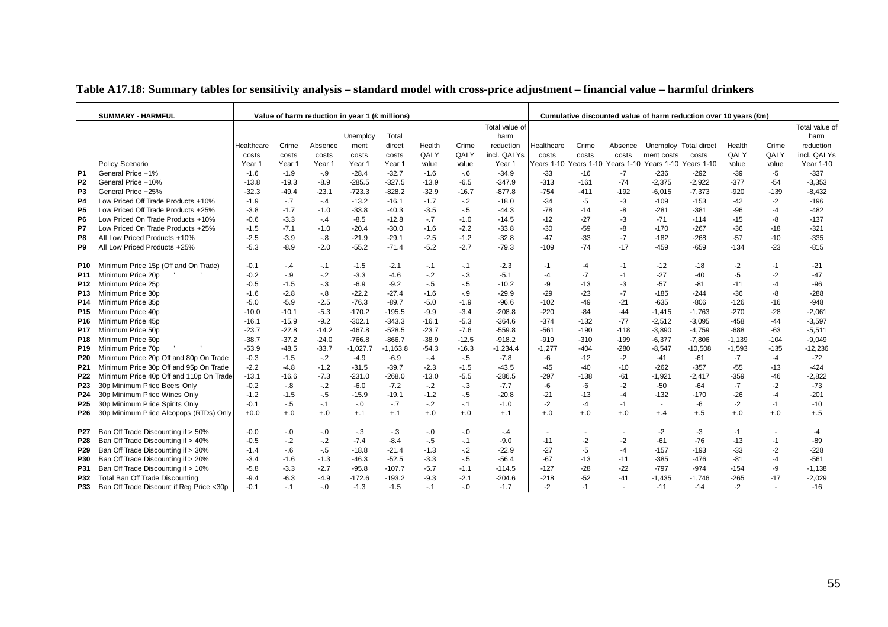**Table A17.18: Summary tables for sensitivity analysis – standard model with cross-price adjustment – financial value – harmful drinkers**

| | SUMMARY - HARMFUL | Value of harm reduction in year 1 (£ millions) | | | | | | | | Cumulative discounted value of harm reduction over 10 years (£m) | | | | | | | |
|---|---|---|---|---|---|---|---|---|---|---|---|---|---|---|---|---|---|
| | Policy Scenario | Healthcare costs Year 1 | Crime costs Year 1 | Absence costs Year 1 | Unemployment costs Year 1 | Total direct costs Year 1 | Health QALY value | Crime QALY value | Total value of harm reduction incl. QALYs Year 1 | Healthcare costs Years 1-10 | Crime costs Years 1-10 | Absence costs Years 1-10 | Unemployment costs Years 1-10 | Total direct costs Years 1-10 | Health QALY value | Crime QALY value | Total value of harm reduction incl. QALYs Year 1-10 |
| P1 | General Price +1% | -1.6 | -1.9 | -.9 | -28.4 | -32.7 | -1.6 | -.6 | -34.9 | -33 | -16 | -7 | -236 | -292 | -39 | -5 | -337 |
| P2 | General Price +10% | -13.8 | -19.3 | -8.9 | -285.5 | -327.5 | -13.9 | -6.5 | -347.9 | -313 | -161 | -74 | -2,375 | -2,922 | -377 | -54 | -3,353 |
| P3 | General Price +25% | -32.3 | -49.4 | -23.1 | -723.3 | -828.2 | -32.9 | -16.7 | -877.8 | -754 | -411 | -192 | -6,015 | -7,373 | -920 | -139 | -8,432 |
| P4 | Low Priced Off Trade Products +10% | -1.9 | -.7 | -.4 | -13.2 | -16.1 | -1.7 | -.2 | -18.0 | -34 | -5 | -3 | -109 | -153 | -42 | -2 | -196 |
| P5 | Low Priced Off Trade Products +25% | -3.8 | -1.7 | -1.0 | -33.8 | -40.3 | -3.5 | -.5 | -44.3 | -78 | -14 | -8 | -281 | -381 | -96 | -4 | -482 |
| P6 | Low Priced On Trade Products +10% | -0.6 | -3.3 | -.4 | -8.5 | -12.8 | -.7 | -1.0 | -14.5 | -12 | -27 | -3 | -71 | -114 | -15 | -8 | -137 |
| P7 | Low Priced On Trade Products +25% | -1.5 | -7.1 | -1.0 | -20.4 | -30.0 | -1.6 | -2.2 | -33.8 | -30 | -59 | -8 | -170 | -267 | -36 | -18 | -321 |
| P8 | All Low Priced Products +10% | -2.5 | -3.9 | -.8 | -21.9 | -29.1 | -2.5 | -1.2 | -32.8 | -47 | -33 | -7 | -182 | -268 | -57 | -10 | -335 |
| P9 | All Low Priced Products +25% | -5.3 | -8.9 | -2.0 | -55.2 | -71.4 | -5.2 | -2.7 | -79.3 | -109 | -74 | -17 | -459 | -659 | -134 | -23 | -815 |
| P10 | Minimum Price 15p (Off and On Trade) | -0.1 | -.4 | -.1 | -1.5 | -2.1 | -.1 | -.1 | -2.3 | -1 | -4 | -1 | -12 | -18 | -2 | -1 | -21 |
| P11 | Minimum Price 20p " " | -0.2 | -.9 | -.2 | -3.3 | -4.6 | -.2 | -.3 | -5.1 | -4 | -7 | -1 | -27 | -40 | -5 | -2 | -47 |
| P12 | Minimum Price 25p | -0.5 | -1.5 | -.3 | -6.9 | -9.2 | -.5 | -.5 | -10.2 | -9 | -13 | -3 | -57 | -81 | -11 | -4 | -96 |
| P13 | Minimum Price 30p | -1.6 | -2.8 | -.8 | -22.2 | -27.4 | -1.6 | -.9 | -29.9 | -29 | -23 | -7 | -185 | -244 | -36 | -8 | -288 |
| P14 | Minimum Price 35p | -5.0 | -5.9 | -2.5 | -76.3 | -89.7 | -5.0 | -1.9 | -96.6 | -102 | -49 | -21 | -635 | -806 | -126 | -16 | -948 |
| P15 | Minimum Price 40p | -10.0 | -10.1 | -5.3 | -170.2 | -195.5 | -9.9 | -3.4 | -208.8 | -220 | -84 | -44 | -1,415 | -1,763 | -270 | -28 | -2,061 |
| P16 | Minimum Price 45p | -16.1 | -15.9 | -9.2 | -302.1 | -343.3 | -16.1 | -5.3 | -364.6 | -374 | -132 | -77 | -2,512 | -3,095 | -458 | -44 | -3,597 |
| P17 | Minimum Price 50p | -23.7 | -22.8 | -14.2 | -467.8 | -528.5 | -23.7 | -7.6 | -559.8 | -561 | -190 | -118 | -3,890 | -4,759 | -688 | -63 | -5,511 |
| P18 | Minimum Price 60p | -38.7 | -37.2 | -24.0 | -766.8 | -866.7 | -38.9 | -12.5 | -918.2 | -919 | -310 | -199 | -6,377 | -7,806 | -1,139 | -104 | -9,049 |
| P19 | Minimum Price 70p " " | -53.9 | -48.5 | -33.7 | -1,027.7 | -1,163.8 | -54.3 | -16.3 | -1,234.4 | -1,277 | -404 | -280 | -8,547 | -10,508 | -1,593 | -135 | -12,236 |
| P20 | Minimum Price 20p Off and 80p On Trade | -0.3 | -1.5 | -.2 | -4.9 | -6.9 | -.4 | -.5 | -7.8 | -6 | -12 | -2 | -41 | -61 | -7 | -4 | -72 |
| P21 | Minimum Price 30p Off and 95p On Trade | -2.2 | -4.8 | -1.2 | -31.5 | -39.7 | -2.3 | -1.5 | -43.5 | -45 | -40 | -10 | -262 | -357 | -55 | -13 | -424 |
| P22 | Minimum Price 40p Off and 110p On Trade | -13.1 | -16.6 | -7.3 | -231.0 | -268.0 | -13.0 | -5.5 | -286.5 | -297 | -138 | -61 | -1,921 | -2,417 | -359 | -46 | -2,822 |
| P23 | 30p Minimum Price Beers Only | -0.2 | -.8 | -.2 | -6.0 | -7.2 | -.2 | -.3 | -7.7 | -6 | -6 | -2 | -50 | -64 | -7 | -2 | -73 |
| P24 | 30p Minimum Price Wines Only | -1.2 | -1.5 | -.5 | -15.9 | -19.1 | -1.2 | -.5 | -20.8 | -21 | -13 | -4 | -132 | -170 | -26 | -4 | -201 |
| P25 | 30p Minimum Price Spirits Only | -0.1 | -.5 | -.1 | -.0 | -.7 | -.2 | -.1 | -1.0 | -2 | -4 | -1 | - | -6 | -2 | -1 | -10 |
| P26 | 30p Minimum Price Alcopops (RTDs) Only | +0.0 | +.0 | +.0 | +.1 | +.1 | +.0 | +.0 | +.1 | +.0 | +.0 | +.0 | +.4 | +.5 | +.0 | +.0 | +.5 |
| P27 | Ban Off Trade Discounting if > 50% | -0.0 | -.0 | -.0 | -.3 | -.3 | -.0 | -.0 | -.4 | - | - | - | -2 | -3 | -1 | - | -4 |
| P28 | Ban Off Trade Discounting if > 40% | -0.5 | -.2 | -.2 | -7.4 | -8.4 | -.5 | -.1 | -9.0 | -11 | -2 | -2 | -61 | -76 | -13 | -1 | -89 |
| P29 | Ban Off Trade Discounting if > 30% | -1.4 | -.6 | -.5 | -18.8 | -21.4 | -1.3 | -.2 | -22.9 | -27 | -5 | -4 | -157 | -193 | -33 | -2 | -228 |
| P30 | Ban Off Trade Discounting if > 20% | -3.4 | -1.6 | -1.3 | -46.3 | -52.5 | -3.3 | -.5 | -56.4 | -67 | -13 | -11 | -385 | -476 | -81 | -4 | -561 |
| P31 | Ban Off Trade Discounting if > 10% | -5.8 | -3.3 | -2.7 | -95.8 | -107.7 | -5.7 | -1.1 | -114.5 | -127 | -28 | -22 | -797 | -974 | -154 | -9 | -1,138 |
| P32 | Total Ban Off Trade Discounting | -9.4 | -6.3 | -4.9 | -172.6 | -193.2 | -9.3 | -2.1 | -204.6 | -218 | -52 | -41 | -1,435 | -1,746 | -265 | -17 | -2,029 |
| P33 | Ban Off Trade Discount if Reg Price <30p | -0.1 | -.1 | -.0 | -1.3 | -1.5 | -.1 | -.0 | -1.7 | -2 | -1 | - | -11 | -14 | -2 | - | -16 |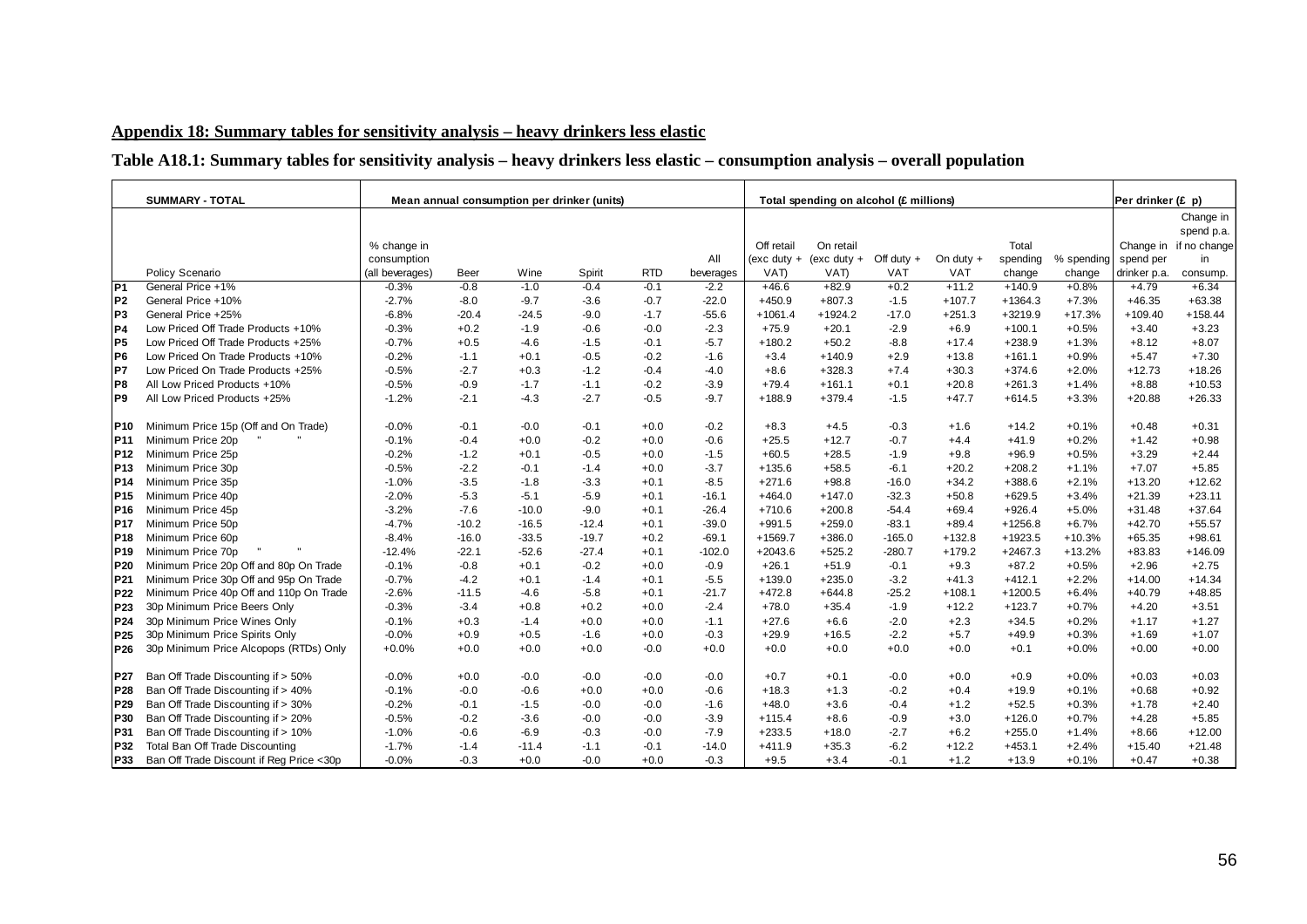## Appendix 18: Summary tables for sensitivity analysis – heavy drinkers less elastic

### Table A18.1: Summary tables for sensitivity analysis – heavy drinkers less elastic – consumption analysis – overall population

| | SUMMARY - TOTAL | Mean annual consumption per drinker (units) | | | | | | Total spending on alcohol (£ millions) | | | | | | Per drinker (£ p) | |
|---|---|---|---|---|---|---|---|---|---|---|---|---|---|---|---|
| | Policy Scenario | % change in consumption (all beverages) | Beer | Wine | Spirit | RTD | All beverages | Off retail (exc duty + VAT) | On retail (exc duty + VAT) | Off duty + VAT | On duty + VAT | Total spending change | % spending change | Change in spend per drinker p.a. | Change in spend p.a. if no change in consump. |
| P1 | General Price +1% | -0.3% | -0.8 | -1.0 | -0.4 | -0.1 | -2.2 | +46.6 | +82.9 | +0.2 | +11.2 | +140.9 | +0.8% | +4.79 | +6.34 |
| P2 | General Price +10% | -2.7% | -8.0 | -9.7 | -3.6 | -0.7 | -22.0 | +450.9 | +807.3 | -1.5 | +107.7 | +1364.3 | +7.3% | +46.35 | +63.38 |
| P3 | General Price +25% | -6.8% | -20.4 | -24.5 | -9.0 | -1.7 | -55.6 | +1061.4 | +1924.2 | -17.0 | +251.3 | +3219.9 | +17.3% | +109.40 | +158.44 |
| P4 | Low Priced Off Trade Products +10% | -0.3% | +0.2 | -1.9 | -0.6 | -0.0 | -2.3 | +75.9 | +20.1 | -2.9 | +6.9 | +100.1 | +0.5% | +3.40 | +3.23 |
| P5 | Low Priced Off Trade Products +25% | -0.7% | +0.5 | -4.6 | -1.5 | -0.1 | -5.7 | +180.2 | +50.2 | -8.8 | +17.4 | +238.9 | +1.3% | +8.12 | +8.07 |
| P6 | Low Priced On Trade Products +10% | -0.2% | -1.1 | +0.1 | -0.5 | -0.2 | -1.6 | +3.4 | +140.9 | +2.9 | +13.8 | +161.1 | +0.9% | +5.47 | +7.30 |
| P7 | Low Priced On Trade Products +25% | -0.5% | -2.7 | +0.3 | -1.2 | -0.4 | -4.0 | +8.6 | +328.3 | +7.4 | +30.3 | +374.6 | +2.0% | +12.73 | +18.26 |
| P8 | All Low Priced Products +10% | -0.5% | -0.9 | -1.7 | -1.1 | -0.2 | -3.9 | +79.4 | +161.1 | +0.1 | +20.8 | +261.3 | +1.4% | +8.88 | +10.53 |
| P9 | All Low Priced Products +25% | -1.2% | -2.1 | -4.3 | -2.7 | -0.5 | -9.7 | +188.9 | +379.4 | -1.5 | +47.7 | +614.5 | +3.3% | +20.88 | +26.33 |
| P10 | Minimum Price 15p (Off and On Trade) | -0.0% | -0.1 | -0.0 | -0.1 | +0.0 | -0.2 | +8.3 | +4.5 | -0.3 | +1.6 | +14.2 | +0.1% | +0.48 | +0.31 |
| P11 | Minimum Price 20p " " | -0.1% | -0.4 | +0.0 | -0.2 | +0.0 | -0.6 | +25.5 | +12.7 | -0.7 | +4.4 | +41.9 | +0.2% | +1.42 | +0.98 |
| P12 | Minimum Price 25p | -0.2% | -1.2 | +0.1 | -0.5 | +0.0 | -1.5 | +60.5 | +28.5 | -1.9 | +9.8 | +96.9 | +0.5% | +3.29 | +2.44 |
| P13 | Minimum Price 30p | -0.5% | -2.2 | -0.1 | -1.4 | +0.0 | -3.7 | +135.6 | +58.5 | -6.1 | +20.2 | +208.2 | +1.1% | +7.07 | +5.85 |
| P14 | Minimum Price 35p | -1.0% | -3.5 | -1.8 | -3.3 | +0.1 | -8.5 | +271.6 | +98.8 | -16.0 | +34.2 | +388.6 | +2.1% | +13.20 | +12.62 |
| P15 | Minimum Price 40p | -2.0% | -5.3 | -5.1 | -5.9 | +0.1 | -16.1 | +464.0 | +147.0 | -32.3 | +50.8 | +629.5 | +3.4% | +21.39 | +23.11 |
| P16 | Minimum Price 45p | -3.2% | -7.6 | -10.0 | -9.0 | +0.1 | -26.4 | +710.6 | +200.8 | -54.4 | +69.4 | +926.4 | +5.0% | +31.48 | +37.64 |
| P17 | Minimum Price 50p | -4.7% | -10.2 | -16.5 | -12.4 | +0.1 | -39.0 | +991.5 | +259.0 | -83.1 | +89.4 | +1256.8 | +6.7% | +42.70 | +55.57 |
| P18 | Minimum Price 60p | -8.4% | -16.0 | -33.5 | -19.7 | +0.2 | -69.1 | +1569.7 | +386.0 | -165.0 | +132.8 | +1923.5 | +10.3% | +65.35 | +98.61 |
| P19 | Minimum Price 70p " " | -12.4% | -22.1 | -52.6 | -27.4 | +0.1 | -102.0 | +2043.6 | +525.2 | -280.7 | +179.2 | +2467.3 | +13.2% | +83.83 | +146.09 |
| P20 | Minimum Price 20p Off and 80p On Trade | -0.1% | -0.8 | +0.1 | -0.2 | +0.0 | -0.9 | +26.1 | +51.9 | -0.1 | +9.3 | +87.2 | +0.5% | +2.96 | +2.75 |
| P21 | Minimum Price 30p Off and 95p On Trade | -0.7% | -4.2 | +0.1 | -1.4 | +0.1 | -5.5 | +139.0 | +235.0 | -3.2 | +41.3 | +412.1 | +2.2% | +14.00 | +14.34 |
| P22 | Minimum Price 40p Off and 110p On Trade | -2.6% | -11.5 | -4.6 | -5.8 | +0.1 | -21.7 | +472.8 | +644.8 | -25.2 | +108.1 | +1200.5 | +6.4% | +40.79 | +48.85 |
| P23 | 30p Minimum Price Beers Only | -0.3% | -3.4 | +0.8 | +0.2 | +0.0 | -2.4 | +78.0 | +35.4 | -1.9 | +12.2 | +123.7 | +0.7% | +4.20 | +3.51 |
| P24 | 30p Minimum Price Wines Only | -0.1% | +0.3 | -1.4 | +0.0 | +0.0 | -1.1 | +27.6 | +6.6 | -2.0 | +2.3 | +34.5 | +0.2% | +1.17 | +1.27 |
| P25 | 30p Minimum Price Spirits Only | -0.0% | +0.9 | +0.5 | -1.6 | +0.0 | -0.3 | +29.9 | +16.5 | -2.2 | +5.7 | +49.9 | +0.3% | +1.69 | +1.07 |
| P26 | 30p Minimum Price Alcopops (RTDs) Only | +0.0% | +0.0 | +0.0 | +0.0 | -0.0 | +0.0 | +0.0 | +0.0 | +0.0 | +0.0 | +0.1 | +0.0% | +0.00 | +0.00 |
| P27 | Ban Off Trade Discounting if > 50% | -0.0% | +0.0 | -0.0 | -0.0 | -0.0 | -0.0 | +0.7 | +0.1 | -0.0 | +0.0 | +0.9 | +0.0% | +0.03 | +0.03 |
| P28 | Ban Off Trade Discounting if > 40% | -0.1% | -0.0 | -0.6 | +0.0 | +0.0 | -0.6 | +18.3 | +1.3 | -0.2 | +0.4 | +19.9 | +0.1% | +0.68 | +0.92 |
| P29 | Ban Off Trade Discounting if > 30% | -0.2% | -0.1 | -1.5 | -0.0 | -0.0 | -1.6 | +48.0 | +3.6 | -0.4 | +1.2 | +52.5 | +0.3% | +1.78 | +2.40 |
| P30 | Ban Off Trade Discounting if > 20% | -0.5% | -0.2 | -3.6 | -0.0 | -0.0 | -3.9 | +115.4 | +8.6 | -0.9 | +3.0 | +126.0 | +0.7% | +4.28 | +5.85 |
| P31 | Ban Off Trade Discounting if > 10% | -1.0% | -0.6 | -6.9 | -0.3 | -0.0 | -7.9 | +233.5 | +18.0 | -2.7 | +6.2 | +255.0 | +1.4% | +8.66 | +12.00 |
| P32 | Total Ban Off Trade Discounting | -1.7% | -1.4 | -11.4 | -1.1 | -0.1 | -14.0 | +411.9 | +35.3 | -6.2 | +12.2 | +453.1 | +2.4% | +15.40 | +21.48 |
| P33 | Ban Off Trade Discount if Reg Price <30p | -0.0% | -0.3 | +0.0 | -0.0 | +0.0 | -0.3 | +9.5 | +3.4 | -0.1 | +1.2 | +13.9 | +0.1% | +0.47 | +0.38 |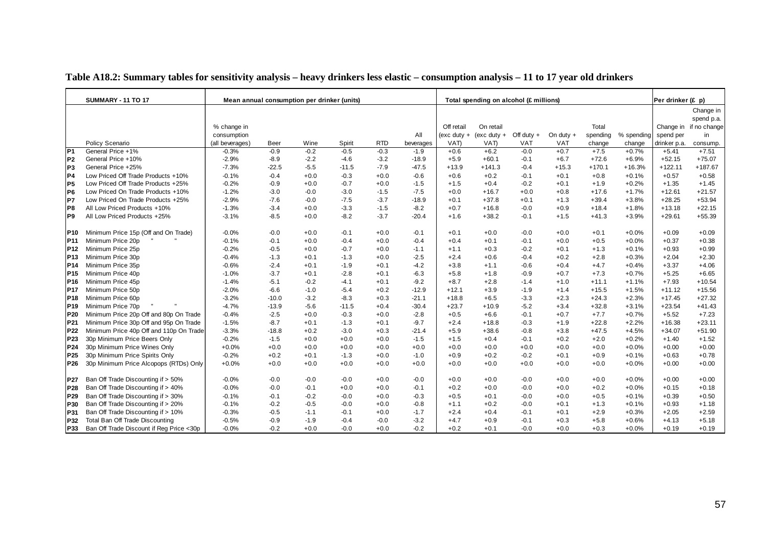**Table A18.2: Summary tables for sensitivity analysis – heavy drinkers less elastic – consumption analysis – 11 to 17 year old drinkers**

| | SUMMARY - 11 TO 17 | Mean annual consumption per drinker (units) | | | | | | Total spending on alcohol (£ millions) | | | | | | Per drinker (£ p) | |
|---|---|---|---|---|---|---|---|---|---|---|---|---|---|---|---|
| | Policy Scenario | % change in consumption (all beverages) | Beer | Wine | Spirit | RTD | All beverages | Off retail (exc duty + VAT) | On retail (exc duty + VAT) | Off duty + VAT | On duty + VAT | Total spending change | % spending change | Change in spend per drinker p.a. | Change in spend p.a. if no change in consump. |
| P1 | General Price +1% | -0.3% | -0.9 | -0.2 | -0.5 | -0.3 | -1.9 | +0.6 | +6.2 | -0.0 | +0.7 | +7.5 | +0.7% | +5.41 | +7.51 |
| P2 | General Price +10% | -2.9% | -8.9 | -2.2 | -4.6 | -3.2 | -18.9 | +5.9 | +60.1 | -0.1 | +6.7 | +72.6 | +6.9% | +52.15 | +75.07 |
| P3 | General Price +25% | -7.3% | -22.5 | -5.5 | -11.5 | -7.9 | -47.5 | +13.9 | +141.3 | -0.4 | +15.3 | +170.1 | +16.3% | +122.11 | +187.67 |
| P4 | Low Priced Off Trade Products +10% | -0.1% | -0.4 | +0.0 | -0.3 | +0.0 | -0.6 | +0.6 | +0.2 | -0.1 | +0.1 | +0.8 | +0.1% | +0.57 | +0.58 |
| P5 | Low Priced Off Trade Products +25% | -0.2% | -0.9 | +0.0 | -0.7 | +0.0 | -1.5 | +1.5 | +0.4 | -0.2 | +0.1 | +1.9 | +0.2% | +1.35 | +1.45 |
| P6 | Low Priced On Trade Products +10% | -1.2% | -3.0 | -0.0 | -3.0 | -1.5 | -7.5 | +0.0 | +16.7 | +0.0 | +0.8 | +17.6 | +1.7% | +12.61 | +21.57 |
| P7 | Low Priced On Trade Products +25% | -2.9% | -7.6 | -0.0 | -7.5 | -3.7 | -18.9 | +0.1 | +37.8 | +0.1 | +1.3 | +39.4 | +3.8% | +28.25 | +53.94 |
| P8 | All Low Priced Products +10% | -1.3% | -3.4 | +0.0 | -3.3 | -1.5 | -8.2 | +0.7 | +16.8 | -0.0 | +0.9 | +18.4 | +1.8% | +13.18 | +22.15 |
| P9 | All Low Priced Products +25% | -3.1% | -8.5 | +0.0 | -8.2 | -3.7 | -20.4 | +1.6 | +38.2 | -0.1 | +1.5 | +41.3 | +3.9% | +29.61 | +55.39 |
| P10 | Minimum Price 15p (Off and On Trade) | -0.0% | -0.0 | +0.0 | -0.1 | +0.0 | -0.1 | +0.1 | +0.0 | -0.0 | +0.0 | +0.1 | +0.0% | +0.09 | +0.09 |
| P11 | Minimum Price 20p " " | -0.1% | -0.1 | +0.0 | -0.4 | +0.0 | -0.4 | +0.4 | +0.1 | -0.1 | +0.0 | +0.5 | +0.0% | +0.37 | +0.38 |
| P12 | Minimum Price 25p | -0.2% | -0.5 | +0.0 | -0.7 | +0.0 | -1.1 | +1.1 | +0.3 | -0.2 | +0.1 | +1.3 | +0.1% | +0.93 | +0.99 |
| P13 | Minimum Price 30p | -0.4% | -1.3 | +0.1 | -1.3 | +0.0 | -2.5 | +2.4 | +0.6 | -0.4 | +0.2 | +2.8 | +0.3% | +2.04 | +2.30 |
| P14 | Minimum Price 35p | -0.6% | -2.4 | +0.1 | -1.9 | +0.1 | -4.2 | +3.8 | +1.1 | -0.6 | +0.4 | +4.7 | +0.4% | +3.37 | +4.06 |
| P15 | Minimum Price 40p | -1.0% | -3.7 | +0.1 | -2.8 | +0.1 | -6.3 | +5.8 | +1.8 | -0.9 | +0.7 | +7.3 | +0.7% | +5.25 | +6.65 |
| P16 | Minimum Price 45p | -1.4% | -5.1 | -0.2 | -4.1 | +0.1 | -9.2 | +8.7 | +2.8 | -1.4 | +1.0 | +11.1 | +1.1% | +7.93 | +10.54 |
| P17 | Minimum Price 50p | -2.0% | -6.6 | -1.0 | -5.4 | +0.2 | -12.9 | +12.1 | +3.9 | -1.9 | +1.4 | +15.5 | +1.5% | +11.12 | +15.56 |
| P18 | Minimum Price 60p | -3.2% | -10.0 | -3.2 | -8.3 | +0.3 | -21.1 | +18.8 | +6.5 | -3.3 | +2.3 | +24.3 | +2.3% | +17.45 | +27.32 |
| P19 | Minimum Price 70p " " | -4.7% | -13.9 | -5.6 | -11.5 | +0.4 | -30.4 | +23.7 | +10.9 | -5.2 | +3.4 | +32.8 | +3.1% | +23.54 | +41.43 |
| P20 | Minimum Price 20p Off and 80p On Trade | -0.4% | -2.5 | +0.0 | -0.3 | +0.0 | -2.8 | +0.5 | +6.6 | -0.1 | +0.7 | +7.7 | +0.7% | +5.52 | +7.23 |
| P21 | Minimum Price 30p Off and 95p On Trade | -1.5% | -8.7 | +0.1 | -1.3 | +0.1 | -9.7 | +2.4 | +18.8 | -0.3 | +1.9 | +22.8 | +2.2% | +16.38 | +23.11 |
| P22 | Minimum Price 40p Off and 110p On Trade | -3.3% | -18.8 | +0.2 | -3.0 | +0.3 | -21.4 | +5.9 | +38.6 | -0.8 | +3.8 | +47.5 | +4.5% | +34.07 | +51.90 |
| P23 | 30p Minimum Price Beers Only | -0.2% | -1.5 | +0.0 | +0.0 | +0.0 | -1.5 | +1.5 | +0.4 | -0.1 | +0.2 | +2.0 | +0.2% | +1.40 | +1.52 |
| P24 | 30p Minimum Price Wines Only | +0.0% | +0.0 | +0.0 | +0.0 | +0.0 | +0.0 | +0.0 | +0.0 | +0.0 | +0.0 | +0.0 | +0.0% | +0.00 | +0.00 |
| P25 | 30p Minimum Price Spirits Only | -0.2% | +0.2 | +0.1 | -1.3 | +0.0 | -1.0 | +0.9 | +0.2 | -0.2 | +0.1 | +0.9 | +0.1% | +0.63 | +0.78 |
| P26 | 30p Minimum Price Alcopops (RTDs) Only | +0.0% | +0.0 | +0.0 | +0.0 | +0.0 | +0.0 | +0.0 | +0.0 | +0.0 | +0.0 | +0.0 | +0.0% | +0.00 | +0.00 |
| P27 | Ban Off Trade Discounting if > 50% | -0.0% | -0.0 | -0.0 | -0.0 | +0.0 | -0.0 | +0.0 | +0.0 | -0.0 | +0.0 | +0.0 | +0.0% | +0.00 | +0.00 |
| P28 | Ban Off Trade Discounting if > 40% | -0.0% | -0.0 | -0.1 | +0.0 | +0.0 | -0.1 | +0.2 | +0.0 | -0.0 | +0.0 | +0.2 | +0.0% | +0.15 | +0.18 |
| P29 | Ban Off Trade Discounting if > 30% | -0.1% | -0.1 | -0.2 | -0.0 | +0.0 | -0.3 | +0.5 | +0.1 | -0.0 | +0.0 | +0.5 | +0.1% | +0.39 | +0.50 |
| P30 | Ban Off Trade Discounting if > 20% | -0.1% | -0.2 | -0.5 | -0.0 | +0.0 | -0.8 | +1.1 | +0.2 | -0.0 | +0.1 | +1.3 | +0.1% | +0.93 | +1.18 |
| P31 | Ban Off Trade Discounting if > 10% | -0.3% | -0.5 | -1.1 | -0.1 | +0.0 | -1.7 | +2.4 | +0.4 | -0.1 | +0.1 | +2.9 | +0.3% | +2.05 | +2.59 |
| P32 | Total Ban Off Trade Discounting | -0.5% | -0.9 | -1.9 | -0.4 | -0.0 | -3.2 | +4.7 | +0.9 | -0.1 | +0.3 | +5.8 | +0.6% | +4.13 | +5.18 |
| P33 | Ban Off Trade Discount if Reg Price <30p | -0.0% | -0.2 | +0.0 | -0.0 | +0.0 | -0.2 | +0.2 | +0.1 | -0.0 | +0.0 | +0.3 | +0.0% | +0.19 | +0.19 |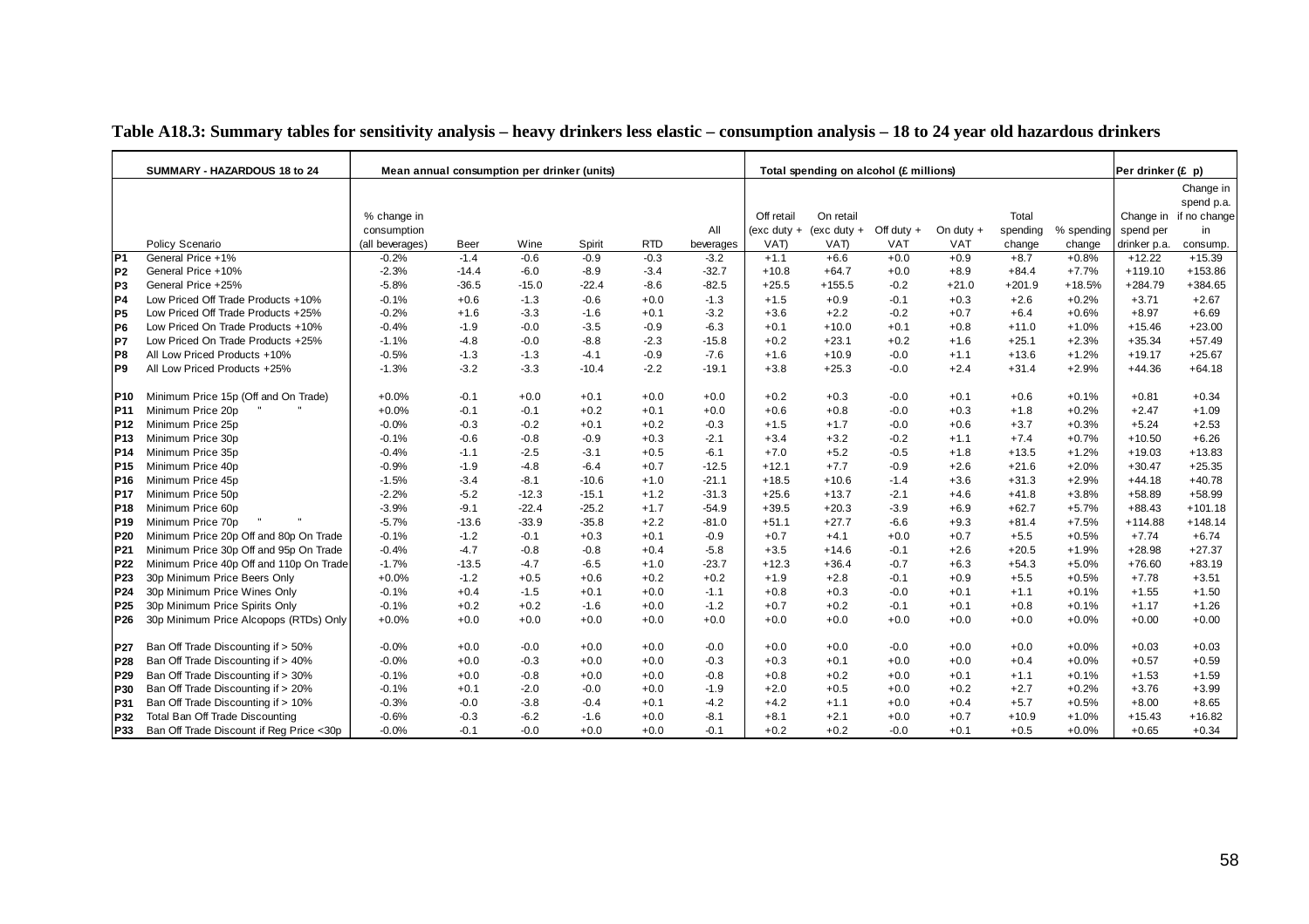**Table A18.3: Summary tables for sensitivity analysis – heavy drinkers less elastic – consumption analysis – 18 to 24 year old hazardous drinkers**

| | SUMMARY - HAZARDOUS 18 to 24 | Mean annual consumption per drinker (units) | | | | | | Total spending on alcohol (£ millions) | | | | | | Per drinker (£ p) | |
|---|---|---|---|---|---|---|---|---|---|---|---|---|---|---|---|
| | Policy Scenario | % change in consumption (all beverages) | Beer | Wine | Spirit | RTD | All beverages | Off retail (exc duty + VAT) | On retail (exc duty + VAT) | Off duty + VAT | On duty + VAT | Total spending change | % spending change | Change in spend per drinker p.a. | Change in spend p.a. if no change in consump. |
| P1 | General Price +1% | -0.2% | -1.4 | -0.6 | -0.9 | -0.3 | -3.2 | +1.1 | +6.6 | +0.0 | +0.9 | +8.7 | +0.8% | +12.22 | +15.39 |
| P2 | General Price +10% | -2.3% | -14.4 | -6.0 | -8.9 | -3.4 | -32.7 | +10.8 | +64.7 | +0.0 | +8.9 | +84.4 | +7.7% | +119.10 | +153.86 |
| P3 | General Price +25% | -5.8% | -36.5 | -15.0 | -22.4 | -8.6 | -82.5 | +25.5 | +155.5 | -0.2 | +21.0 | +201.9 | +18.5% | +284.79 | +384.65 |
| P4 | Low Priced Off Trade Products +10% | -0.1% | +0.6 | -1.3 | -0.6 | +0.0 | -1.3 | +1.5 | +0.9 | -0.1 | +0.3 | +2.6 | +0.2% | +3.71 | +2.67 |
| P5 | Low Priced Off Trade Products +25% | -0.2% | +1.6 | -3.3 | -1.6 | +0.1 | -3.2 | +3.6 | +2.2 | -0.2 | +0.7 | +6.4 | +0.6% | +8.97 | +6.69 |
| P6 | Low Priced On Trade Products +10% | -0.4% | -1.9 | -0.0 | -3.5 | -0.9 | -6.3 | +0.1 | +10.0 | +0.1 | +0.8 | +11.0 | +1.0% | +15.46 | +23.00 |
| P7 | Low Priced On Trade Products +25% | -1.1% | -4.8 | -0.0 | -8.8 | -2.3 | -15.8 | +0.2 | +23.1 | +0.2 | +1.6 | +25.1 | +2.3% | +35.34 | +57.49 |
| P8 | All Low Priced Products +10% | -0.5% | -1.3 | -1.3 | -4.1 | -0.9 | -7.6 | +1.6 | +10.9 | -0.0 | +1.1 | +13.6 | +1.2% | +19.17 | +25.67 |
| P9 | All Low Priced Products +25% | -1.3% | -3.2 | -3.3 | -10.4 | -2.2 | -19.1 | +3.8 | +25.3 | -0.0 | +2.4 | +31.4 | +2.9% | +44.36 | +64.18 |
| P10 | Minimum Price 15p (Off and On Trade) | +0.0% | -0.1 | +0.0 | +0.1 | +0.0 | +0.0 | +0.2 | +0.3 | -0.0 | +0.1 | +0.6 | +0.1% | +0.81 | +0.34 |
| P11 | Minimum Price 20p " " | +0.0% | -0.1 | -0.1 | +0.2 | +0.1 | +0.0 | +0.6 | +0.8 | -0.0 | +0.3 | +1.8 | +0.2% | +2.47 | +1.09 |
| P12 | Minimum Price 25p | -0.0% | -0.3 | -0.2 | +0.1 | +0.2 | -0.3 | +1.5 | +1.7 | -0.0 | +0.6 | +3.7 | +0.3% | +5.24 | +2.53 |
| P13 | Minimum Price 30p | -0.1% | -0.6 | -0.8 | -0.9 | +0.3 | -2.1 | +3.4 | +3.2 | -0.2 | +1.1 | +7.4 | +0.7% | +10.50 | +6.26 |
| P14 | Minimum Price 35p | -0.4% | -1.1 | -2.5 | -3.1 | +0.5 | -6.1 | +7.0 | +5.2 | -0.5 | +1.8 | +13.5 | +1.2% | +19.03 | +13.83 |
| P15 | Minimum Price 40p | -0.9% | -1.9 | -4.8 | -6.4 | +0.7 | -12.5 | +12.1 | +7.7 | -0.9 | +2.6 | +21.6 | +2.0% | +30.47 | +25.35 |
| P16 | Minimum Price 45p | -1.5% | -3.4 | -8.1 | -10.6 | +1.0 | -21.1 | +18.5 | +10.6 | -1.4 | +3.6 | +31.3 | +2.9% | +44.18 | +40.78 |
| P17 | Minimum Price 50p | -2.2% | -5.2 | -12.3 | -15.1 | +1.2 | -31.3 | +25.6 | +13.7 | -2.1 | +4.6 | +41.8 | +3.8% | +58.89 | +58.99 |
| P18 | Minimum Price 60p | -3.9% | -9.1 | -22.4 | -25.2 | +1.7 | -54.9 | +39.5 | +20.3 | -3.9 | +6.9 | +62.7 | +5.7% | +88.43 | +101.18 |
| P19 | Minimum Price 70p " " | -5.7% | -13.6 | -33.9 | -35.8 | +2.2 | -81.0 | +51.1 | +27.7 | -6.6 | +9.3 | +81.4 | +7.5% | +114.88 | +148.14 |
| P20 | Minimum Price 20p Off and 80p On Trade | -0.1% | -1.2 | -0.1 | +0.3 | +0.1 | -0.9 | +0.7 | +4.1 | +0.0 | +0.7 | +5.5 | +0.5% | +7.74 | +6.74 |
| P21 | Minimum Price 30p Off and 95p On Trade | -0.4% | -4.7 | -0.8 | -0.8 | +0.4 | -5.8 | +3.5 | +14.6 | -0.1 | +2.6 | +20.5 | +1.9% | +28.98 | +27.37 |
| P22 | Minimum Price 40p Off and 110p On Trade | -1.7% | -13.5 | -4.7 | -6.5 | +1.0 | -23.7 | +12.3 | +36.4 | -0.7 | +6.3 | +54.3 | +5.0% | +76.60 | +83.19 |
| P23 | 30p Minimum Price Beers Only | +0.0% | -1.2 | +0.5 | +0.6 | +0.2 | +0.2 | +1.9 | +2.8 | -0.1 | +0.9 | +5.5 | +0.5% | +7.78 | +3.51 |
| P24 | 30p Minimum Price Wines Only | -0.1% | +0.4 | -1.5 | +0.1 | +0.0 | -1.1 | +0.8 | +0.3 | -0.0 | +0.1 | +1.1 | +0.1% | +1.55 | +1.50 |
| P25 | 30p Minimum Price Spirits Only | -0.1% | +0.2 | +0.2 | -1.6 | +0.0 | -1.2 | +0.7 | +0.2 | -0.1 | +0.1 | +0.8 | +0.1% | +1.17 | +1.26 |
| P26 | 30p Minimum Price Alcopops (RTDs) Only | +0.0% | +0.0 | +0.0 | +0.0 | +0.0 | +0.0 | +0.0 | +0.0 | +0.0 | +0.0 | +0.0 | +0.0% | +0.00 | +0.00 |
| P27 | Ban Off Trade Discounting if > 50% | -0.0% | +0.0 | -0.0 | +0.0 | +0.0 | -0.0 | +0.0 | +0.0 | -0.0 | +0.0 | +0.0 | +0.0% | +0.03 | +0.03 |
| P28 | Ban Off Trade Discounting if > 40% | -0.0% | +0.0 | -0.3 | +0.0 | +0.0 | -0.3 | +0.3 | +0.1 | +0.0 | +0.0 | +0.4 | +0.0% | +0.57 | +0.59 |
| P29 | Ban Off Trade Discounting if > 30% | -0.1% | +0.0 | -0.8 | +0.0 | +0.0 | -0.8 | +0.8 | +0.2 | +0.0 | +0.1 | +1.1 | +0.1% | +1.53 | +1.59 |
| P30 | Ban Off Trade Discounting if > 20% | -0.1% | +0.1 | -2.0 | -0.0 | +0.0 | -1.9 | +2.0 | +0.5 | +0.0 | +0.2 | +2.7 | +0.2% | +3.76 | +3.99 |
| P31 | Ban Off Trade Discounting if > 10% | -0.3% | -0.0 | -3.8 | -0.4 | +0.1 | -4.2 | +4.2 | +1.1 | +0.0 | +0.4 | +5.7 | +0.5% | +8.00 | +8.65 |
| P32 | Total Ban Off Trade Discounting | -0.6% | -0.3 | -6.2 | -1.6 | +0.0 | -8.1 | +8.1 | +2.1 | +0.0 | +0.7 | +10.9 | +1.0% | +15.43 | +16.82 |
| P33 | Ban Off Trade Discount if Reg Price <30p | -0.0% | -0.1 | -0.0 | +0.0 | +0.0 | -0.1 | +0.2 | +0.2 | -0.0 | +0.1 | +0.5 | +0.0% | +0.65 | +0.34 |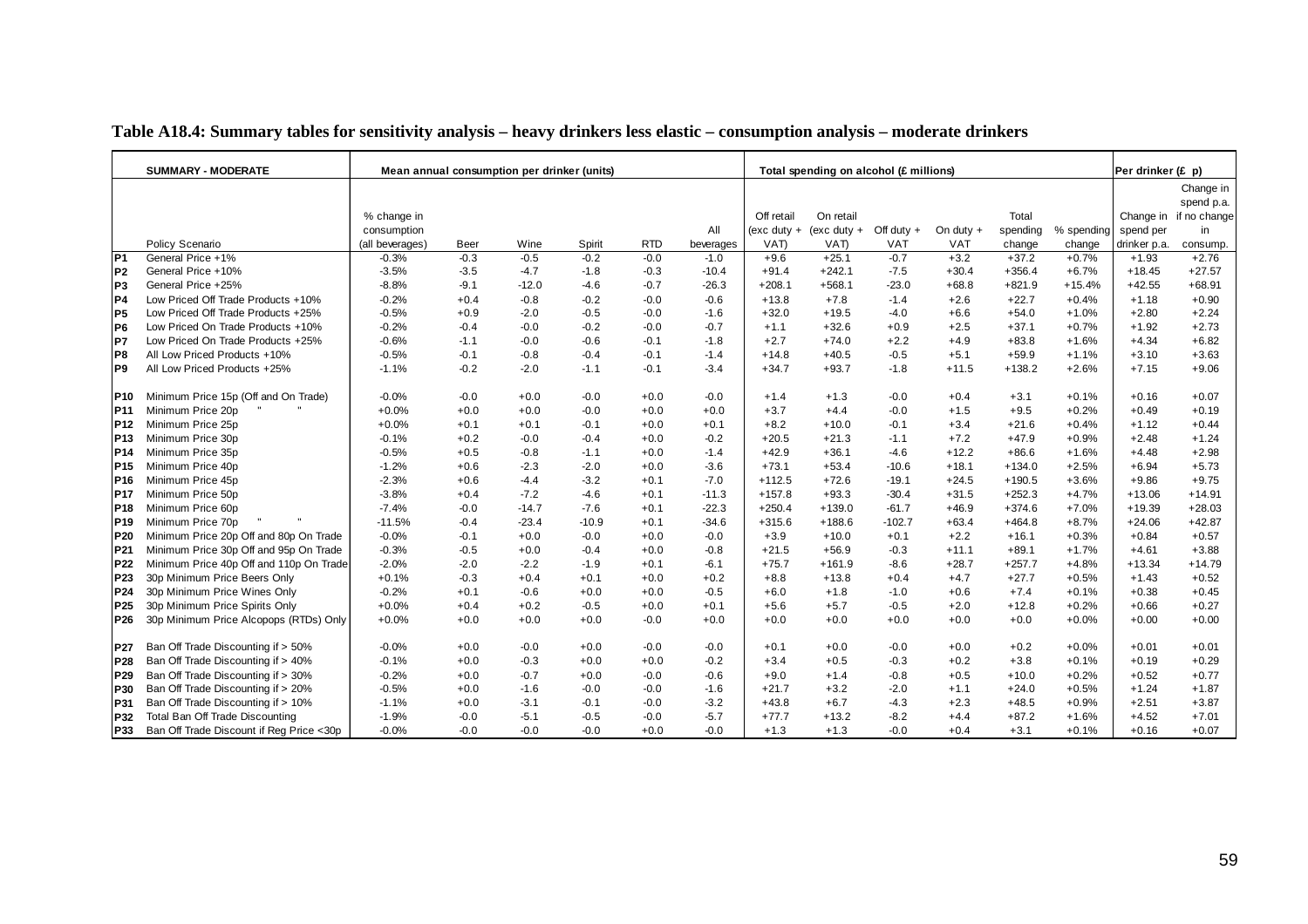**Table A18.4: Summary tables for sensitivity analysis – heavy drinkers less elastic – consumption analysis – moderate drinkers**

| | SUMMARY - MODERATE | Mean annual consumption per drinker (units) | | | | | | Total spending on alcohol (£ millions) | | | | | | Per drinker (£ p) | |
|---|---|---|---|---|---|---|---|---|---|---|---|---|---|---|---|
| | Policy Scenario | % change in consumption (all beverages) | Beer | Wine | Spirit | RTD | All beverages | Off retail (exc duty + VAT) | On retail (exc duty + VAT) | Off duty + VAT | On duty + VAT | Total spending change | % spending change | Change in spend per drinker p.a. | Change in spend p.a. if no change in consump. |
| P1 | General Price +1% | -0.3% | -0.3 | -0.5 | -0.2 | -0.0 | -1.0 | +9.6 | +25.1 | -0.7 | +3.2 | +37.2 | +0.7% | +1.93 | +2.76 |
| P2 | General Price +10% | -3.5% | -3.5 | -4.7 | -1.8 | -0.3 | -10.4 | +91.4 | +242.1 | -7.5 | +30.4 | +356.4 | +6.7% | +18.45 | +27.57 |
| P3 | General Price +25% | -8.8% | -9.1 | -12.0 | -4.6 | -0.7 | -26.3 | +208.1 | +568.1 | -23.0 | +68.8 | +821.9 | +15.4% | +42.55 | +68.91 |
| P4 | Low Priced Off Trade Products +10% | -0.2% | +0.4 | -0.8 | -0.2 | -0.0 | -0.6 | +13.8 | +7.8 | -1.4 | +2.6 | +22.7 | +0.4% | +1.18 | +0.90 |
| P5 | Low Priced Off Trade Products +25% | -0.5% | +0.9 | -2.0 | -0.5 | -0.0 | -1.6 | +32.0 | +19.5 | -4.0 | +6.6 | +54.0 | +1.0% | +2.80 | +2.24 |
| P6 | Low Priced On Trade Products +10% | -0.2% | -0.4 | -0.0 | -0.2 | -0.0 | -0.7 | +1.1 | +32.6 | +0.9 | +2.5 | +37.1 | +0.7% | +1.92 | +2.73 |
| P7 | Low Priced On Trade Products +25% | -0.6% | -1.1 | -0.0 | -0.6 | -0.1 | -1.8 | +2.7 | +74.0 | +2.2 | +4.9 | +83.8 | +1.6% | +4.34 | +6.82 |
| P8 | All Low Priced Products +10% | -0.5% | -0.1 | -0.8 | -0.4 | -0.1 | -1.4 | +14.8 | +40.5 | -0.5 | +5.1 | +59.9 | +1.1% | +3.10 | +3.63 |
| P9 | All Low Priced Products +25% | -1.1% | -0.2 | -2.0 | -1.1 | -0.1 | -3.4 | +34.7 | +93.7 | -1.8 | +11.5 | +138.2 | +2.6% | +7.15 | +9.06 |
| P10 | Minimum Price 15p (Off and On Trade) | -0.0% | -0.0 | +0.0 | -0.0 | +0.0 | -0.0 | +1.4 | +1.3 | -0.0 | +0.4 | +3.1 | +0.1% | +0.16 | +0.07 |
| P11 | Minimum Price 20p " " | +0.0% | +0.0 | +0.0 | -0.0 | +0.0 | +0.0 | +3.7 | +4.4 | -0.0 | +1.5 | +9.5 | +0.2% | +0.49 | +0.19 |
| P12 | Minimum Price 25p | +0.0% | +0.1 | +0.1 | -0.1 | +0.0 | +0.1 | +8.2 | +10.0 | -0.1 | +3.4 | +21.6 | +0.4% | +1.12 | +0.44 |
| P13 | Minimum Price 30p | -0.1% | +0.2 | -0.0 | -0.4 | +0.0 | -0.2 | +20.5 | +21.3 | -1.1 | +7.2 | +47.9 | +0.9% | +2.48 | +1.24 |
| P14 | Minimum Price 35p | -0.5% | +0.5 | -0.8 | -1.1 | +0.0 | -1.4 | +42.9 | +36.1 | -4.6 | +12.2 | +86.6 | +1.6% | +4.48 | +2.98 |
| P15 | Minimum Price 40p | -1.2% | +0.6 | -2.3 | -2.0 | +0.0 | -3.6 | +73.1 | +53.4 | -10.6 | +18.1 | +134.0 | +2.5% | +6.94 | +5.73 |
| P16 | Minimum Price 45p | -2.3% | +0.6 | -4.4 | -3.2 | +0.1 | -7.0 | +112.5 | +72.6 | -19.1 | +24.5 | +190.5 | +3.6% | +9.86 | +9.75 |
| P17 | Minimum Price 50p | -3.8% | +0.4 | -7.2 | -4.6 | +0.1 | -11.3 | +157.8 | +93.3 | -30.4 | +31.5 | +252.3 | +4.7% | +13.06 | +14.91 |
| P18 | Minimum Price 60p | -7.4% | -0.0 | -14.7 | -7.6 | +0.1 | -22.3 | +250.4 | +139.0 | -61.7 | +46.9 | +374.6 | +7.0% | +19.39 | +28.03 |
| P19 | Minimum Price 70p " " | -11.5% | -0.4 | -23.4 | -10.9 | +0.1 | -34.6 | +315.6 | +188.6 | -102.7 | +63.4 | +464.8 | +8.7% | +24.06 | +42.87 |
| P20 | Minimum Price 20p Off and 80p On Trade | -0.0% | -0.1 | +0.0 | -0.0 | +0.0 | -0.0 | +3.9 | +10.0 | +0.1 | +2.2 | +16.1 | +0.3% | +0.84 | +0.57 |
| P21 | Minimum Price 30p Off and 95p On Trade | -0.3% | -0.5 | +0.0 | -0.4 | +0.0 | -0.8 | +21.5 | +56.9 | -0.3 | +11.1 | +89.1 | +1.7% | +4.61 | +3.88 |
| P22 | Minimum Price 40p Off and 110p On Trade | -2.0% | -2.0 | -2.2 | -1.9 | +0.1 | -6.1 | +75.7 | +161.9 | -8.6 | +28.7 | +257.7 | +4.8% | +13.34 | +14.79 |
| P23 | 30p Minimum Price Beers Only | +0.1% | -0.3 | +0.4 | +0.1 | +0.0 | +0.2 | +8.8 | +13.8 | +0.4 | +4.7 | +27.7 | +0.5% | +1.43 | +0.52 |
| P24 | 30p Minimum Price Wines Only | -0.2% | +0.1 | -0.6 | +0.0 | +0.0 | -0.5 | +6.0 | +1.8 | -1.0 | +0.6 | +7.4 | +0.1% | +0.38 | +0.45 |
| P25 | 30p Minimum Price Spirits Only | +0.0% | +0.4 | +0.2 | -0.5 | +0.0 | +0.1 | +5.6 | +5.7 | -0.5 | +2.0 | +12.8 | +0.2% | +0.66 | +0.27 |
| P26 | 30p Minimum Price Alcopops (RTDs) Only | +0.0% | +0.0 | +0.0 | +0.0 | -0.0 | +0.0 | +0.0 | +0.0 | +0.0 | +0.0 | +0.0 | +0.0% | +0.00 | +0.00 |
| P27 | Ban Off Trade Discounting if > 50% | -0.0% | +0.0 | -0.0 | +0.0 | -0.0 | -0.0 | +0.1 | +0.0 | -0.0 | +0.0 | +0.2 | +0.0% | +0.01 | +0.01 |
| P28 | Ban Off Trade Discounting if > 40% | -0.1% | +0.0 | -0.3 | +0.0 | -0.0 | -0.2 | +3.4 | +0.5 | -0.3 | +0.2 | +3.8 | +0.1% | +0.19 | +0.29 |
| P29 | Ban Off Trade Discounting if > 30% | -0.2% | +0.0 | -0.7 | +0.0 | -0.0 | -0.6 | +9.0 | +1.4 | -0.8 | +0.5 | +10.0 | +0.2% | +0.52 | +0.77 |
| P30 | Ban Off Trade Discounting if > 20% | -0.5% | +0.0 | -1.6 | -0.0 | -0.0 | -1.6 | +21.7 | +3.2 | -2.0 | +1.1 | +24.0 | +0.5% | +1.24 | +1.87 |
| P31 | Ban Off Trade Discounting if > 10% | -1.1% | +0.0 | -3.1 | -0.1 | -0.0 | -3.2 | +43.8 | +6.7 | -4.3 | +2.3 | +48.5 | +0.9% | +2.51 | +3.87 |
| P32 | Total Ban Off Trade Discounting | -1.9% | -0.0 | -5.1 | -0.5 | -0.0 | -5.7 | +77.7 | +13.2 | -8.2 | +4.4 | +87.2 | +1.6% | +4.52 | +7.01 |
| P33 | Ban Off Trade Discount if Reg Price <30p | -0.0% | -0.0 | -0.0 | -0.0 | +0.0 | -0.0 | +1.3 | +1.3 | -0.0 | +0.4 | +3.1 | +0.1% | +0.16 | +0.07 |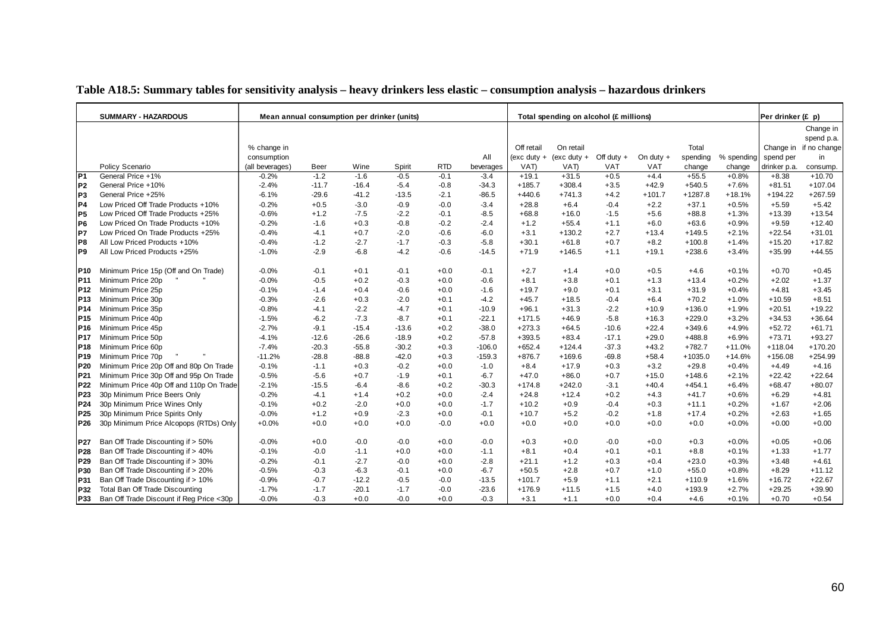**Table A18.5: Summary tables for sensitivity analysis – heavy drinkers less elastic – consumption analysis – hazardous drinkers**

| | SUMMARY - HAZARDOUS | Mean annual consumption per drinker (units) | | | | | | Total spending on alcohol (£ millions) | | | | | | Per drinker (£ p) | |
|---|---|---|---|---|---|---|---|---|---|---|---|---|---|---|---|
| | Policy Scenario | % change in consumption (all beverages) | Beer | Wine | Spirit | RTD | All beverages | Off retail (exc duty + VAT) | On retail (exc duty + VAT) | Off duty + VAT | On duty + VAT | Total spending change | % spending change | Change in spend per drinker p.a. | Change in spend p.a. if no change in consump. |
| P1 | General Price +1% | -0.2% | -1.2 | -1.6 | -0.5 | -0.1 | -3.4 | +19.1 | +31.5 | +0.5 | +4.4 | +55.5 | +0.8% | +8.38 | +10.70 |
| P2 | General Price +10% | -2.4% | -11.7 | -16.4 | -5.4 | -0.8 | -34.3 | +185.7 | +308.4 | +3.5 | +42.9 | +540.5 | +7.6% | +81.51 | +107.04 |
| P3 | General Price +25% | -6.1% | -29.6 | -41.2 | -13.5 | -2.1 | -86.5 | +440.6 | +741.3 | +4.2 | +101.7 | +1287.8 | +18.1% | +194.22 | +267.59 |
| P4 | Low Priced Off Trade Products +10% | -0.2% | +0.5 | -3.0 | -0.9 | -0.0 | -3.4 | +28.8 | +6.4 | -0.4 | +2.2 | +37.1 | +0.5% | +5.59 | +5.42 |
| P5 | Low Priced Off Trade Products +25% | -0.6% | +1.2 | -7.5 | -2.2 | -0.1 | -8.5 | +68.8 | +16.0 | -1.5 | +5.6 | +88.8 | +1.3% | +13.39 | +13.54 |
| P6 | Low Priced On Trade Products +10% | -0.2% | -1.6 | +0.3 | -0.8 | -0.2 | -2.4 | +1.2 | +55.4 | +1.1 | +6.0 | +63.6 | +0.9% | +9.59 | +12.40 |
| P7 | Low Priced On Trade Products +25% | -0.4% | -4.1 | +0.7 | -2.0 | -0.6 | -6.0 | +3.1 | +130.2 | +2.7 | +13.4 | +149.5 | +2.1% | +22.54 | +31.01 |
| P8 | All Low Priced Products +10% | -0.4% | -1.2 | -2.7 | -1.7 | -0.3 | -5.8 | +30.1 | +61.8 | +0.7 | +8.2 | +100.8 | +1.4% | +15.20 | +17.82 |
| P9 | All Low Priced Products +25% | -1.0% | -2.9 | -6.8 | -4.2 | -0.6 | -14.5 | +71.9 | +146.5 | +1.1 | +19.1 | +238.6 | +3.4% | +35.99 | +44.55 |
| P10 | Minimum Price 15p (Off and On Trade) | -0.0% | -0.1 | +0.1 | -0.1 | +0.0 | -0.1 | +2.7 | +1.4 | +0.0 | +0.5 | +4.6 | +0.1% | +0.70 | +0.45 |
| P11 | Minimum Price 20p " " | -0.0% | -0.5 | +0.2 | -0.3 | +0.0 | -0.6 | +8.1 | +3.8 | +0.1 | +1.3 | +13.4 | +0.2% | +2.02 | +1.37 |
| P12 | Minimum Price 25p | -0.1% | -1.4 | +0.4 | -0.6 | +0.0 | -1.6 | +19.7 | +9.0 | +0.1 | +3.1 | +31.9 | +0.4% | +4.81 | +3.45 |
| P13 | Minimum Price 30p | -0.3% | -2.6 | +0.3 | -2.0 | +0.1 | -4.2 | +45.7 | +18.5 | -0.4 | +6.4 | +70.2 | +1.0% | +10.59 | +8.51 |
| P14 | Minimum Price 35p | -0.8% | -4.1 | -2.2 | -4.7 | +0.1 | -10.9 | +96.1 | +31.3 | -2.2 | +10.9 | +136.0 | +1.9% | +20.51 | +19.22 |
| P15 | Minimum Price 40p | -1.5% | -6.2 | -7.3 | -8.7 | +0.1 | -22.1 | +171.5 | +46.9 | -5.8 | +16.3 | +229.0 | +3.2% | +34.53 | +36.64 |
| P16 | Minimum Price 45p | -2.7% | -9.1 | -15.4 | -13.6 | +0.2 | -38.0 | +273.3 | +64.5 | -10.6 | +22.4 | +349.6 | +4.9% | +52.72 | +61.71 |
| P17 | Minimum Price 50p | -4.1% | -12.6 | -26.6 | -18.9 | +0.2 | -57.8 | +393.5 | +83.4 | -17.1 | +29.0 | +488.8 | +6.9% | +73.71 | +93.27 |
| P18 | Minimum Price 60p | -7.4% | -20.3 | -55.8 | -30.2 | +0.3 | -106.0 | +652.4 | +124.4 | -37.3 | +43.2 | +782.7 | +11.0% | +118.04 | +170.20 |
| P19 | Minimum Price 70p " " | -11.2% | -28.8 | -88.8 | -42.0 | +0.3 | -159.3 | +876.7 | +169.6 | -69.8 | +58.4 | +1035.0 | +14.6% | +156.08 | +254.99 |
| P20 | Minimum Price 20p Off and 80p On Trade | -0.1% | -1.1 | +0.3 | -0.2 | +0.0 | -1.0 | +8.4 | +17.9 | +0.3 | +3.2 | +29.8 | +0.4% | +4.49 | +4.16 |
| P21 | Minimum Price 30p Off and 95p On Trade | -0.5% | -5.6 | +0.7 | -1.9 | +0.1 | -6.7 | +47.0 | +86.0 | +0.7 | +15.0 | +148.6 | +2.1% | +22.42 | +22.64 |
| P22 | Minimum Price 40p Off and 110p On Trade | -2.1% | -15.5 | -6.4 | -8.6 | +0.2 | -30.3 | +174.8 | +242.0 | -3.1 | +40.4 | +454.1 | +6.4% | +68.47 | +80.07 |
| P23 | 30p Minimum Price Beers Only | -0.2% | -4.1 | +1.4 | +0.2 | +0.0 | -2.4 | +24.8 | +12.4 | +0.2 | +4.3 | +41.7 | +0.6% | +6.29 | +4.81 |
| P24 | 30p Minimum Price Wines Only | -0.1% | +0.2 | -2.0 | +0.0 | +0.0 | -1.7 | +10.2 | +0.9 | -0.4 | +0.3 | +11.1 | +0.2% | +1.67 | +2.06 |
| P25 | 30p Minimum Price Spirits Only | -0.0% | +1.2 | +0.9 | -2.3 | +0.0 | -0.1 | +10.7 | +5.2 | -0.2 | +1.8 | +17.4 | +0.2% | +2.63 | +1.65 |
| P26 | 30p Minimum Price Alcopops (RTDs) Only | +0.0% | +0.0 | +0.0 | +0.0 | -0.0 | +0.0 | +0.0 | +0.0 | +0.0 | +0.0 | +0.0 | +0.0% | +0.00 | +0.00 |
| P27 | Ban Off Trade Discounting if > 50% | -0.0% | +0.0 | -0.0 | -0.0 | +0.0 | -0.0 | +0.3 | +0.0 | -0.0 | +0.0 | +0.3 | +0.0% | +0.05 | +0.06 |
| P28 | Ban Off Trade Discounting if > 40% | -0.1% | -0.0 | -1.1 | +0.0 | +0.0 | -1.1 | +8.1 | +0.4 | +0.1 | +0.1 | +8.8 | +0.1% | +1.33 | +1.77 |
| P29 | Ban Off Trade Discounting if > 30% | -0.2% | -0.1 | -2.7 | -0.0 | +0.0 | -2.8 | +21.1 | +1.2 | +0.3 | +0.4 | +23.0 | +0.3% | +3.48 | +4.61 |
| P30 | Ban Off Trade Discounting if > 20% | -0.5% | -0.3 | -6.3 | -0.1 | +0.0 | -6.7 | +50.5 | +2.8 | +0.7 | +1.0 | +55.0 | +0.8% | +8.29 | +11.12 |
| P31 | Ban Off Trade Discounting if > 10% | -0.9% | -0.7 | -12.2 | -0.5 | -0.0 | -13.5 | +101.7 | +5.9 | +1.1 | +2.1 | +110.9 | +1.6% | +16.72 | +22.67 |
| P32 | Total Ban Off Trade Discounting | -1.7% | -1.7 | -20.1 | -1.7 | -0.0 | -23.6 | +176.9 | +11.5 | +1.5 | +4.0 | +193.9 | +2.7% | +29.25 | +39.90 |
| P33 | Ban Off Trade Discount if Reg Price <30p | -0.0% | -0.3 | +0.0 | -0.0 | +0.0 | -0.3 | +3.1 | +1.1 | +0.0 | +0.4 | +4.6 | +0.1% | +0.70 | +0.54 |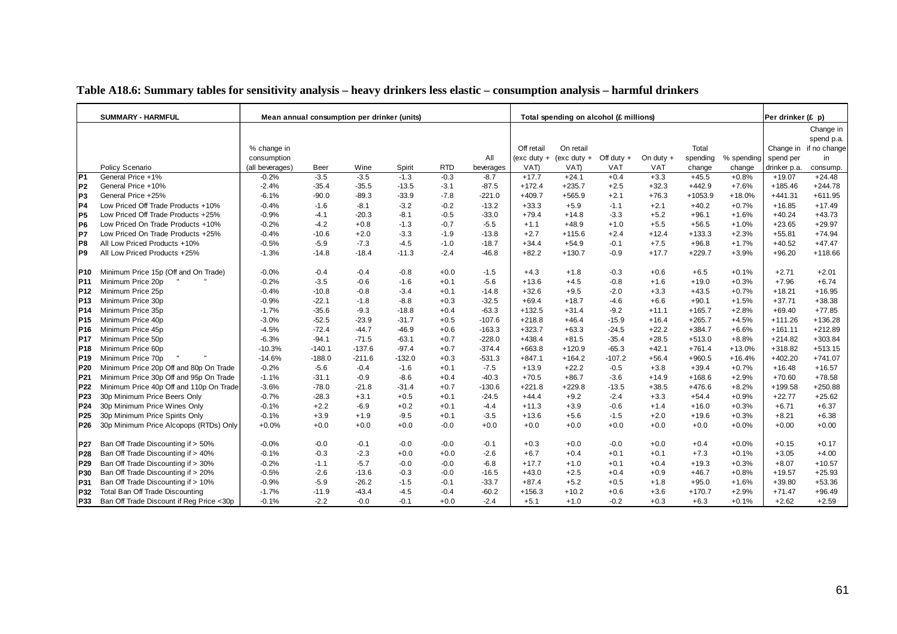**Table A18.6: Summary tables for sensitivity analysis – heavy drinkers less elastic – consumption analysis – harmful drinkers**

| | SUMMARY - HARMFUL | Mean annual consumption per drinker (units) | | | | | | Total spending on alcohol (£ millions) | | | | | | Per drinker (£ p) | |
|---|---|---|---|---|---|---|---|---|---|---|---|---|---|---|---|
| | Policy Scenario | % change in consumption (all beverages) | Beer | Wine | Spirit | RTD | All beverages | Off retail (exc duty + VAT) | On retail (exc duty + VAT) | Off duty + VAT | On duty + VAT | Total spending change | % spending change | Change in spend per drinker p.a. | Change in spend p.a. if no change in consump. |
| P1 | General Price +1% | -0.2% | -3.5 | -3.5 | -1.3 | -0.3 | -8.7 | +17.7 | +24.1 | +0.4 | +3.3 | +45.5 | +0.8% | +19.07 | +24.48 |
| P2 | General Price +10% | -2.4% | -35.4 | -35.5 | -13.5 | -3.1 | -87.5 | +172.4 | +235.7 | +2.5 | +32.3 | +442.9 | +7.6% | +185.46 | +244.78 |
| P3 | General Price +25% | -6.1% | -90.0 | -89.3 | -33.9 | -7.8 | -221.0 | +409.7 | +565.9 | +2.1 | +76.3 | +1053.9 | +18.0% | +441.31 | +611.95 |
| P4 | Low Priced Off Trade Products +10% | -0.4% | -1.6 | -8.1 | -3.2 | -0.2 | -13.2 | +33.3 | +5.9 | -1.1 | +2.1 | +40.2 | +0.7% | +16.85 | +17.49 |
| P5 | Low Priced Off Trade Products +25% | -0.9% | -4.1 | -20.3 | -8.1 | -0.5 | -33.0 | +79.4 | +14.8 | -3.3 | +5.2 | +96.1 | +1.6% | +40.24 | +43.73 |
| P6 | Low Priced On Trade Products +10% | -0.2% | -4.2 | +0.8 | -1.3 | -0.7 | -5.5 | +1.1 | +48.9 | +1.0 | +5.5 | +56.5 | +1.0% | +23.65 | +29.97 |
| P7 | Low Priced On Trade Products +25% | -0.4% | -10.6 | +2.0 | -3.3 | -1.9 | -13.8 | +2.7 | +115.6 | +2.4 | +12.4 | +133.3 | +2.3% | +55.81 | +74.94 |
| P8 | All Low Priced Products +10% | -0.5% | -5.9 | -7.3 | -4.5 | -1.0 | -18.7 | +34.4 | +54.9 | -0.1 | +7.5 | +96.8 | +1.7% | +40.52 | +47.47 |
| P9 | All Low Priced Products +25% | -1.3% | -14.8 | -18.4 | -11.3 | -2.4 | -46.8 | +82.2 | +130.7 | -0.9 | +17.7 | +229.7 | +3.9% | +96.20 | +118.66 |
| P10 | Minimum Price 15p (Off and On Trade) | -0.0% | -0.4 | -0.4 | -0.8 | +0.0 | -1.5 | +4.3 | +1.8 | -0.3 | +0.6 | +6.5 | +0.1% | +2.71 | +2.01 |
| P11 | Minimum Price 20p " " | -0.2% | -3.5 | -0.6 | -1.6 | +0.1 | -5.6 | +13.6 | +4.5 | -0.8 | +1.6 | +19.0 | +0.3% | +7.96 | +6.74 |
| P12 | Minimum Price 25p | -0.4% | -10.8 | -0.8 | -3.4 | +0.1 | -14.8 | +32.6 | +9.5 | -2.0 | +3.3 | +43.5 | +0.7% | +18.21 | +16.95 |
| P13 | Minimum Price 30p | -0.9% | -22.1 | -1.8 | -8.8 | +0.3 | -32.5 | +69.4 | +18.7 | -4.6 | +6.6 | +90.1 | +1.5% | +37.71 | +38.38 |
| P14 | Minimum Price 35p | -1.7% | -35.6 | -9.3 | -18.8 | +0.4 | -63.3 | +132.5 | +31.4 | -9.2 | +11.1 | +165.7 | +2.8% | +69.40 | +77.85 |
| P15 | Minimum Price 40p | -3.0% | -52.5 | -23.9 | -31.7 | +0.5 | -107.6 | +218.8 | +46.4 | -15.9 | +16.4 | +265.7 | +4.5% | +111.26 | +136.28 |
| P16 | Minimum Price 45p | -4.5% | -72.4 | -44.7 | -46.9 | +0.6 | -163.3 | +323.7 | +63.3 | -24.5 | +22.2 | +384.7 | +6.6% | +161.11 | +212.89 |
| P17 | Minimum Price 50p | -6.3% | -94.1 | -71.5 | -63.1 | +0.7 | -228.0 | +438.4 | +81.5 | -35.4 | +28.5 | +513.0 | +8.8% | +214.82 | +303.84 |
| P18 | Minimum Price 60p | -10.3% | -140.1 | -137.6 | -97.4 | +0.7 | -374.4 | +663.8 | +120.9 | -65.3 | +42.1 | +761.4 | +13.0% | +318.82 | +513.15 |
| P19 | Minimum Price 70p " " | -14.6% | -188.0 | -211.6 | -132.0 | +0.3 | -531.3 | +847.1 | +164.2 | -107.2 | +56.4 | +960.5 | +16.4% | +402.20 | +741.07 |
| P20 | Minimum Price 20p Off and 80p On Trade | -0.2% | -5.6 | -0.4 | -1.6 | +0.1 | -7.5 | +13.9 | +22.2 | -0.5 | +3.8 | +39.4 | +0.7% | +16.48 | +16.57 |
| P21 | Minimum Price 30p Off and 95p On Trade | -1.1% | -31.1 | -0.9 | -8.6 | +0.4 | -40.3 | +70.5 | +86.7 | -3.6 | +14.9 | +168.6 | +2.9% | +70.60 | +78.58 |
| P22 | Minimum Price 40p Off and 110p On Trade | -3.6% | -78.0 | -21.8 | -31.4 | +0.7 | -130.6 | +221.8 | +229.8 | -13.5 | +38.5 | +476.6 | +8.2% | +199.58 | +250.88 |
| P23 | 30p Minimum Price Beers Only | -0.7% | -28.3 | +3.1 | +0.5 | +0.1 | -24.5 | +44.4 | +9.2 | -2.4 | +3.3 | +54.4 | +0.9% | +22.77 | +25.62 |
| P24 | 30p Minimum Price Wines Only | -0.1% | +2.2 | -6.9 | +0.2 | +0.1 | -4.4 | +11.3 | +3.9 | -0.6 | +1.4 | +16.0 | +0.3% | +6.71 | +6.37 |
| P25 | 30p Minimum Price Spirits Only | -0.1% | +3.9 | +1.9 | -9.5 | +0.1 | -3.5 | +13.6 | +5.6 | -1.5 | +2.0 | +19.6 | +0.3% | +8.21 | +6.38 |
| P26 | 30p Minimum Price Alcopops (RTDs) Only | +0.0% | +0.0 | +0.0 | +0.0 | -0.0 | +0.0 | +0.0 | +0.0 | +0.0 | +0.0 | +0.0 | +0.0% | +0.00 | +0.00 |
| P27 | Ban Off Trade Discounting if > 50% | -0.0% | -0.0 | -0.1 | -0.0 | -0.0 | -0.1 | +0.3 | +0.0 | -0.0 | +0.0 | +0.4 | +0.0% | +0.15 | +0.17 |
| P28 | Ban Off Trade Discounting if > 40% | -0.1% | -0.3 | -2.3 | +0.0 | +0.0 | -2.6 | +6.7 | +0.4 | +0.1 | +0.1 | +7.3 | +0.1% | +3.05 | +4.00 |
| P29 | Ban Off Trade Discounting if > 30% | -0.2% | -1.1 | -5.7 | -0.0 | -0.0 | -6.8 | +17.7 | +1.0 | +0.1 | +0.4 | +19.3 | +0.3% | +8.07 | +10.57 |
| P30 | Ban Off Trade Discounting if > 20% | -0.5% | -2.6 | -13.6 | -0.3 | -0.0 | -16.5 | +43.0 | +2.5 | +0.4 | +0.9 | +46.7 | +0.8% | +19.57 | +25.93 |
| P31 | Ban Off Trade Discounting if > 10% | -0.9% | -5.9 | -26.2 | -1.5 | -0.1 | -33.7 | +87.4 | +5.2 | +0.5 | +1.8 | +95.0 | +1.6% | +39.80 | +53.36 |
| P32 | Total Ban Off Trade Discounting | -1.7% | -11.9 | -43.4 | -4.5 | -0.4 | -60.2 | +156.3 | +10.2 | +0.6 | +3.6 | +170.7 | +2.9% | +71.47 | +96.49 |
| P33 | Ban Off Trade Discount if Reg Price <30p | -0.1% | -2.2 | -0.0 | -0.1 | +0.0 | -2.4 | +5.1 | +1.0 | -0.2 | +0.3 | +6.3 | +0.1% | +2.62 | +2.59 |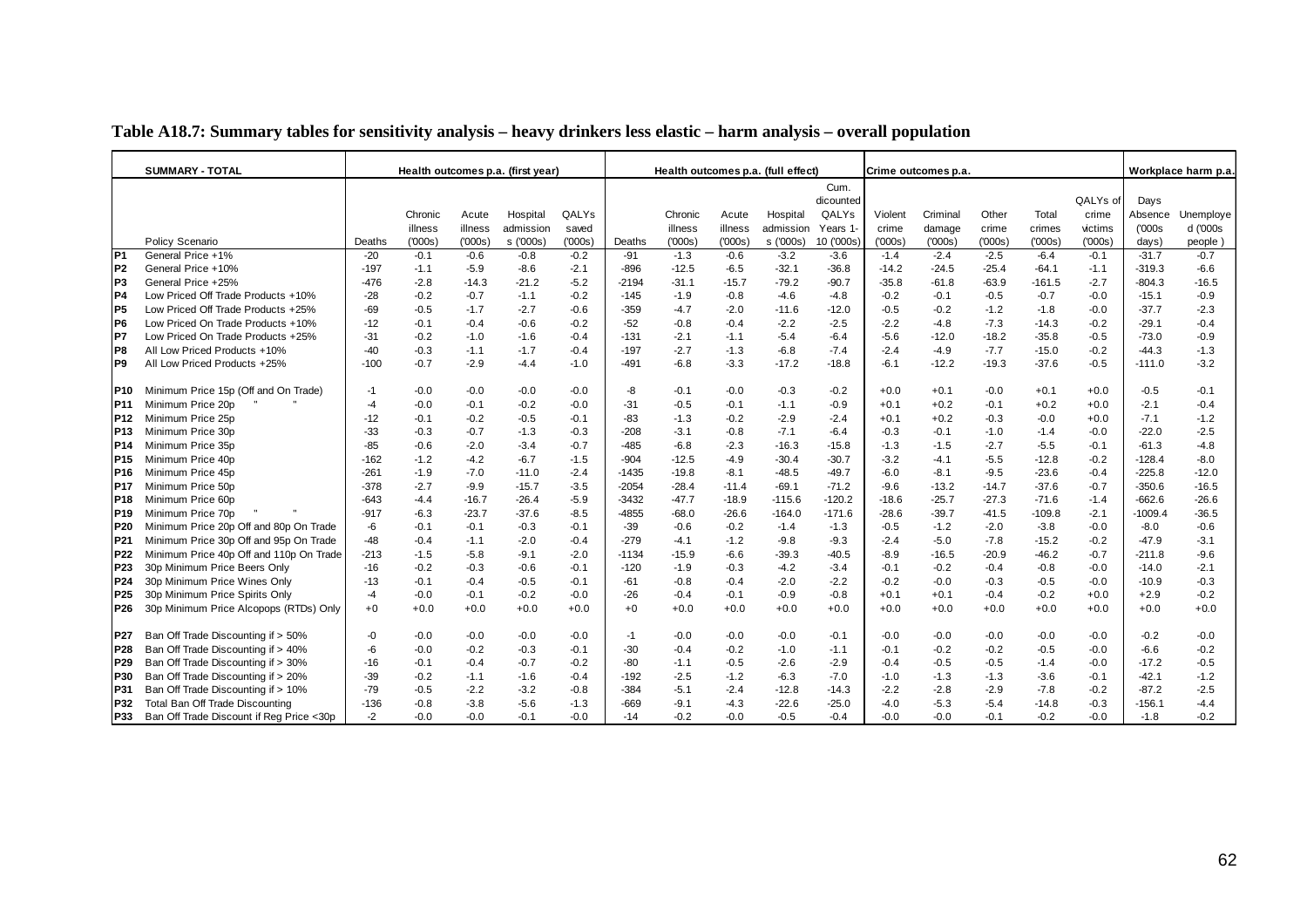**Table A18.7: Summary tables for sensitivity analysis – heavy drinkers less elastic – harm analysis – overall population**

| | SUMMARY - TOTAL | Health outcomes p.a. (first year) | | | | | Health outcomes p.a. (full effect) | | | | | Crime outcomes p.a. | | | | | Workplace harm p.a. | |
|---|---|---|---|---|---|---|---|---|---|---|---|---|---|---|---|---|---|---|
| | Policy Scenario | Deaths | Chronic illness ('000s) | Acute illness ('000s) | Hospital admissions ('000s) | QALYs saved ('000s) | Deaths | Chronic illness ('000s) | Acute illness ('000s) | Hospital admissions ('000s) | Cum. dicounted QALYs Years 1-10 ('000s) | Violent crime ('000s) | Criminal damage ('000s) | Other crime ('000s) | Total crimes ('000s) | QALYs of crime victims ('000s) | Days Absence ('000s days) | Unemployed ('000s people ) |
| P1 | General Price +1% | -20 | -0.1 | -0.6 | -0.8 | -0.2 | -91 | -1.3 | -0.6 | -3.2 | -3.6 | -1.4 | -2.4 | -2.5 | -6.4 | -0.1 | -31.7 | -0.7 |
| P2 | General Price +10% | -197 | -1.1 | -5.9 | -8.6 | -2.1 | -896 | -12.5 | -6.5 | -32.1 | -36.8 | -14.2 | -24.5 | -25.4 | -64.1 | -1.1 | -319.3 | -6.6 |
| P3 | General Price +25% | -476 | -2.8 | -14.3 | -21.2 | -5.2 | -2194 | -31.1 | -15.7 | -79.2 | -90.7 | -35.8 | -61.8 | -63.9 | -161.5 | -2.7 | -804.3 | -16.5 |
| P4 | Low Priced Off Trade Products +10% | -28 | -0.2 | -0.7 | -1.1 | -0.2 | -145 | -1.9 | -0.8 | -4.6 | -4.8 | -0.2 | -0.1 | -0.5 | -0.7 | -0.0 | -15.1 | -0.9 |
| P5 | Low Priced Off Trade Products +25% | -69 | -0.5 | -1.7 | -2.7 | -0.6 | -359 | -4.7 | -2.0 | -11.6 | -12.0 | -0.5 | -0.2 | -1.2 | -1.8 | -0.0 | -37.7 | -2.3 |
| P6 | Low Priced On Trade Products +10% | -12 | -0.1 | -0.4 | -0.6 | -0.2 | -52 | -0.8 | -0.4 | -2.2 | -2.5 | -2.2 | -4.8 | -7.3 | -14.3 | -0.2 | -29.1 | -0.4 |
| P7 | Low Priced On Trade Products +25% | -31 | -0.2 | -1.0 | -1.6 | -0.4 | -131 | -2.1 | -1.1 | -5.4 | -6.4 | -5.6 | -12.0 | -18.2 | -35.8 | -0.5 | -73.0 | -0.9 |
| P8 | All Low Priced Products +10% | -40 | -0.3 | -1.1 | -1.7 | -0.4 | -197 | -2.7 | -1.3 | -6.8 | -7.4 | -2.4 | -4.9 | -7.7 | -15.0 | -0.2 | -44.3 | -1.3 |
| P9 | All Low Priced Products +25% | -100 | -0.7 | -2.9 | -4.4 | -1.0 | -491 | -6.8 | -3.3 | -17.2 | -18.8 | -6.1 | -12.2 | -19.3 | -37.6 | -0.5 | -111.0 | -3.2 |
| P10 | Minimum Price 15p (Off and On Trade) | -1 | -0.0 | -0.0 | -0.0 | -0.0 | -8 | -0.1 | -0.0 | -0.3 | -0.2 | +0.0 | +0.1 | -0.0 | +0.1 | +0.0 | -0.5 | -0.1 |
| P11 | Minimum Price 20p " " | -4 | -0.0 | -0.1 | -0.2 | -0.0 | -31 | -0.5 | -0.1 | -1.1 | -0.9 | +0.1 | +0.2 | -0.1 | +0.2 | +0.0 | -2.1 | -0.4 |
| P12 | Minimum Price 25p | -12 | -0.1 | -0.2 | -0.5 | -0.1 | -83 | -1.3 | -0.2 | -2.9 | -2.4 | +0.1 | +0.2 | -0.3 | -0.0 | +0.0 | -7.1 | -1.2 |
| P13 | Minimum Price 30p | -33 | -0.3 | -0.7 | -1.3 | -0.3 | -208 | -3.1 | -0.8 | -7.1 | -6.4 | -0.3 | -0.1 | -1.0 | -1.4 | -0.0 | -22.0 | -2.5 |
| P14 | Minimum Price 35p | -85 | -0.6 | -2.0 | -3.4 | -0.7 | -485 | -6.8 | -2.3 | -16.3 | -15.8 | -1.3 | -1.5 | -2.7 | -5.5 | -0.1 | -61.3 | -4.8 |
| P15 | Minimum Price 40p | -162 | -1.2 | -4.2 | -6.7 | -1.5 | -904 | -12.5 | -4.9 | -30.4 | -30.7 | -3.2 | -4.1 | -5.5 | -12.8 | -0.2 | -128.4 | -8.0 |
| P16 | Minimum Price 45p | -261 | -1.9 | -7.0 | -11.0 | -2.4 | -1435 | -19.8 | -8.1 | -48.5 | -49.7 | -6.0 | -8.1 | -9.5 | -23.6 | -0.4 | -225.8 | -12.0 |
| P17 | Minimum Price 50p | -378 | -2.7 | -9.9 | -15.7 | -3.5 | -2054 | -28.4 | -11.4 | -69.1 | -71.2 | -9.6 | -13.2 | -14.7 | -37.6 | -0.7 | -350.6 | -16.5 |
| P18 | Minimum Price 60p | -643 | -4.4 | -16.7 | -26.4 | -5.9 | -3432 | -47.7 | -18.9 | -115.6 | -120.2 | -18.6 | -25.7 | -27.3 | -71.6 | -1.4 | -662.6 | -26.6 |
| P19 | Minimum Price 70p " " | -917 | -6.3 | -23.7 | -37.6 | -8.5 | -4855 | -68.0 | -26.6 | -164.0 | -171.6 | -28.6 | -39.7 | -41.5 | -109.8 | -2.1 | -1009.4 | -36.5 |
| P20 | Minimum Price 20p Off and 80p On Trade | -6 | -0.1 | -0.1 | -0.3 | -0.1 | -39 | -0.6 | -0.2 | -1.4 | -1.3 | -0.5 | -1.2 | -2.0 | -3.8 | -0.0 | -8.0 | -0.6 |
| P21 | Minimum Price 30p Off and 95p On Trade | -48 | -0.4 | -1.1 | -2.0 | -0.4 | -279 | -4.1 | -1.2 | -9.8 | -9.3 | -2.4 | -5.0 | -7.8 | -15.2 | -0.2 | -47.9 | -3.1 |
| P22 | Minimum Price 40p Off and 110p On Trade | -213 | -1.5 | -5.8 | -9.1 | -2.0 | -1134 | -15.9 | -6.6 | -39.3 | -40.5 | -8.9 | -16.5 | -20.9 | -46.2 | -0.7 | -211.8 | -9.6 |
| P23 | 30p Minimum Price Beers Only | -16 | -0.2 | -0.3 | -0.6 | -0.1 | -120 | -1.9 | -0.3 | -4.2 | -3.4 | -0.1 | -0.2 | -0.4 | -0.8 | -0.0 | -14.0 | -2.1 |
| P24 | 30p Minimum Price Wines Only | -13 | -0.1 | -0.4 | -0.5 | -0.1 | -61 | -0.8 | -0.4 | -2.0 | -2.2 | -0.2 | -0.0 | -0.3 | -0.5 | -0.0 | -10.9 | -0.3 |
| P25 | 30p Minimum Price Spirits Only | -4 | -0.0 | -0.1 | -0.2 | -0.0 | -26 | -0.4 | -0.1 | -0.9 | -0.8 | +0.1 | +0.1 | -0.4 | -0.2 | +0.0 | +2.9 | -0.2 |
| P26 | 30p Minimum Price Alcopops (RTDs) Only | +0 | +0.0 | +0.0 | +0.0 | +0.0 | +0 | +0.0 | +0.0 | +0.0 | +0.0 | +0.0 | +0.0 | +0.0 | +0.0 | +0.0 | +0.0 | +0.0 |
| P27 | Ban Off Trade Discounting if > 50% | -0 | -0.0 | -0.0 | -0.0 | -0.0 | -1 | -0.0 | -0.0 | -0.0 | -0.1 | -0.0 | -0.0 | -0.0 | -0.0 | -0.0 | -0.2 | -0.0 |
| P28 | Ban Off Trade Discounting if > 40% | -6 | -0.0 | -0.2 | -0.3 | -0.1 | -30 | -0.4 | -0.2 | -1.0 | -1.1 | -0.1 | -0.2 | -0.2 | -0.5 | -0.0 | -6.6 | -0.2 |
| P29 | Ban Off Trade Discounting if > 30% | -16 | -0.1 | -0.4 | -0.7 | -0.2 | -80 | -1.1 | -0.5 | -2.6 | -2.9 | -0.4 | -0.5 | -0.5 | -1.4 | -0.0 | -17.2 | -0.5 |
| P30 | Ban Off Trade Discounting if > 20% | -39 | -0.2 | -1.1 | -1.6 | -0.4 | -192 | -2.5 | -1.2 | -6.3 | -7.0 | -1.0 | -1.3 | -1.3 | -3.6 | -0.1 | -42.1 | -1.2 |
| P31 | Ban Off Trade Discounting if > 10% | -79 | -0.5 | -2.2 | -3.2 | -0.8 | -384 | -5.1 | -2.4 | -12.8 | -14.3 | -2.2 | -2.8 | -2.9 | -7.8 | -0.2 | -87.2 | -2.5 |
| P32 | Total Ban Off Trade Discounting | -136 | -0.8 | -3.8 | -5.6 | -1.3 | -669 | -9.1 | -4.3 | -22.6 | -25.0 | -4.0 | -5.3 | -5.4 | -14.8 | -0.3 | -156.1 | -4.4 |
| P33 | Ban Off Trade Discount if Reg Price <30p | -2 | -0.0 | -0.0 | -0.1 | -0.0 | -14 | -0.2 | -0.0 | -0.5 | -0.4 | -0.0 | -0.0 | -0.1 | -0.2 | -0.0 | -1.8 | -0.2 |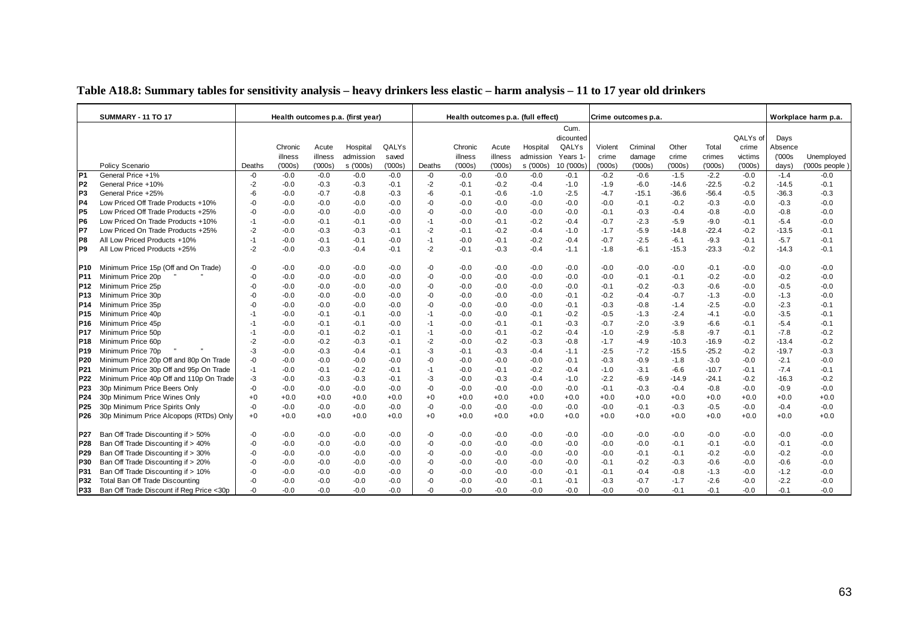**Table A18.8: Summary tables for sensitivity analysis – heavy drinkers less elastic – harm analysis – 11 to 17 year old drinkers**

| | SUMMARY - 11 TO 17 | Health outcomes p.a. (first year) | | | | | Health outcomes p.a. (full effect) | | | | | | Crime outcomes p.a. | | | | | Workplace harm p.a. | |
|---|---|---|---|---|---|---|---|---|---|---|---|---|---|---|---|---|---|---|---|
| | Policy Scenario | Deaths | Chronic illness ('000s) | Acute illness ('000s) | Hospital admissions ('000s) | QALYs saved ('000s) | Deaths | Chronic illness ('000s) | Acute illness ('000s) | Hospital admissions ('000s) | Cum. dicounted QALYs Years 1-10 ('000s) | Violent crime ('000s) | Criminal damage ('000s) | Other crime ('000s) | Total crimes ('000s) | QALYs of crime victims ('000s) | Days Absence ('000s days) | Unemployed ('000s people ) |
| P1 | General Price +1% | -0 | -0.0 | -0.0 | -0.0 | -0.0 | -0 | -0.0 | -0.0 | -0.0 | -0.1 | -0.2 | -0.6 | -1.5 | -2.2 | -0.0 | -1.4 | -0.0 |
| P2 | General Price +10% | -2 | -0.0 | -0.3 | -0.3 | -0.1 | -2 | -0.1 | -0.2 | -0.4 | -1.0 | -1.9 | -6.0 | -14.6 | -22.5 | -0.2 | -14.5 | -0.1 |
| P3 | General Price +25% | -6 | -0.0 | -0.7 | -0.8 | -0.3 | -6 | -0.1 | -0.6 | -1.0 | -2.5 | -4.7 | -15.1 | -36.6 | -56.4 | -0.5 | -36.3 | -0.3 |
| P4 | Low Priced Off Trade Products +10% | -0 | -0.0 | -0.0 | -0.0 | -0.0 | -0 | -0.0 | -0.0 | -0.0 | -0.0 | -0.0 | -0.1 | -0.2 | -0.3 | -0.0 | -0.3 | -0.0 |
| P5 | Low Priced Off Trade Products +25% | -0 | -0.0 | -0.0 | -0.0 | -0.0 | -0 | -0.0 | -0.0 | -0.0 | -0.0 | -0.1 | -0.3 | -0.4 | -0.8 | -0.0 | -0.8 | -0.0 |
| P6 | Low Priced On Trade Products +10% | -1 | -0.0 | -0.1 | -0.1 | -0.0 | -1 | -0.0 | -0.1 | -0.2 | -0.4 | -0.7 | -2.3 | -5.9 | -9.0 | -0.1 | -5.4 | -0.0 |
| P7 | Low Priced On Trade Products +25% | -2 | -0.0 | -0.3 | -0.3 | -0.1 | -2 | -0.1 | -0.2 | -0.4 | -1.0 | -1.7 | -5.9 | -14.8 | -22.4 | -0.2 | -13.5 | -0.1 |
| P8 | All Low Priced Products +10% | -1 | -0.0 | -0.1 | -0.1 | -0.0 | -1 | -0.0 | -0.1 | -0.2 | -0.4 | -0.7 | -2.5 | -6.1 | -9.3 | -0.1 | -5.7 | -0.1 |
| P9 | All Low Priced Products +25% | -2 | -0.0 | -0.3 | -0.4 | -0.1 | -2 | -0.1 | -0.3 | -0.4 | -1.1 | -1.8 | -6.1 | -15.3 | -23.3 | -0.2 | -14.3 | -0.1 |
| P10 | Minimum Price 15p (Off and On Trade) | -0 | -0.0 | -0.0 | -0.0 | -0.0 | -0 | -0.0 | -0.0 | -0.0 | -0.0 | -0.0 | -0.0 | -0.0 | -0.1 | -0.0 | -0.0 | -0.0 |
| P11 | Minimum Price 20p " " | -0 | -0.0 | -0.0 | -0.0 | -0.0 | -0 | -0.0 | -0.0 | -0.0 | -0.0 | -0.0 | -0.1 | -0.1 | -0.2 | -0.0 | -0.2 | -0.0 |
| P12 | Minimum Price 25p | -0 | -0.0 | -0.0 | -0.0 | -0.0 | -0 | -0.0 | -0.0 | -0.0 | -0.0 | -0.1 | -0.2 | -0.3 | -0.6 | -0.0 | -0.5 | -0.0 |
| P13 | Minimum Price 30p | -0 | -0.0 | -0.0 | -0.0 | -0.0 | -0 | -0.0 | -0.0 | -0.0 | -0.1 | -0.2 | -0.4 | -0.7 | -1.3 | -0.0 | -1.3 | -0.0 |
| P14 | Minimum Price 35p | -0 | -0.0 | -0.0 | -0.0 | -0.0 | -0 | -0.0 | -0.0 | -0.0 | -0.1 | -0.3 | -0.8 | -1.4 | -2.5 | -0.0 | -2.3 | -0.1 |
| P15 | Minimum Price 40p | -1 | -0.0 | -0.1 | -0.1 | -0.0 | -1 | -0.0 | -0.0 | -0.1 | -0.2 | -0.5 | -1.3 | -2.4 | -4.1 | -0.0 | -3.5 | -0.1 |
| P16 | Minimum Price 45p | -1 | -0.0 | -0.1 | -0.1 | -0.0 | -1 | -0.0 | -0.1 | -0.1 | -0.3 | -0.7 | -2.0 | -3.9 | -6.6 | -0.1 | -5.4 | -0.1 |
| P17 | Minimum Price 50p | -1 | -0.0 | -0.1 | -0.2 | -0.1 | -1 | -0.0 | -0.1 | -0.2 | -0.4 | -1.0 | -2.9 | -5.8 | -9.7 | -0.1 | -7.8 | -0.2 |
| P18 | Minimum Price 60p | -2 | -0.0 | -0.2 | -0.3 | -0.1 | -2 | -0.0 | -0.2 | -0.3 | -0.8 | -1.7 | -4.9 | -10.3 | -16.9 | -0.2 | -13.4 | -0.2 |
| P19 | Minimum Price 70p " " | -3 | -0.0 | -0.3 | -0.4 | -0.1 | -3 | -0.1 | -0.3 | -0.4 | -1.1 | -2.5 | -7.2 | -15.5 | -25.2 | -0.2 | -19.7 | -0.3 |
| P20 | Minimum Price 20p Off and 80p On Trade | -0 | -0.0 | -0.0 | -0.0 | -0.0 | -0 | -0.0 | -0.0 | -0.0 | -0.1 | -0.3 | -0.9 | -1.8 | -3.0 | -0.0 | -2.1 | -0.0 |
| P21 | Minimum Price 30p Off and 95p On Trade | -1 | -0.0 | -0.1 | -0.2 | -0.1 | -1 | -0.0 | -0.1 | -0.2 | -0.4 | -1.0 | -3.1 | -6.6 | -10.7 | -0.1 | -7.4 | -0.1 |
| P22 | Minimum Price 40p Off and 110p On Trade | -3 | -0.0 | -0.3 | -0.3 | -0.1 | -3 | -0.0 | -0.3 | -0.4 | -1.0 | -2.2 | -6.9 | -14.9 | -24.1 | -0.2 | -16.3 | -0.2 |
| P23 | 30p Minimum Price Beers Only | -0 | -0.0 | -0.0 | -0.0 | -0.0 | -0 | -0.0 | -0.0 | -0.0 | -0.0 | -0.1 | -0.3 | -0.4 | -0.8 | -0.0 | -0.9 | -0.0 |
| P24 | 30p Minimum Price Wines Only | +0 | +0.0 | +0.0 | +0.0 | +0.0 | +0 | +0.0 | +0.0 | +0.0 | +0.0 | +0.0 | +0.0 | +0.0 | +0.0 | +0.0 | +0.0 | +0.0 |
| P25 | 30p Minimum Price Spirits Only | -0 | -0.0 | -0.0 | -0.0 | -0.0 | -0 | -0.0 | -0.0 | -0.0 | -0.0 | -0.0 | -0.1 | -0.3 | -0.5 | -0.0 | -0.4 | -0.0 |
| P26 | 30p Minimum Price Alcopops (RTDs) Only | +0 | +0.0 | +0.0 | +0.0 | +0.0 | +0 | +0.0 | +0.0 | +0.0 | +0.0 | +0.0 | +0.0 | +0.0 | +0.0 | +0.0 | +0.0 | +0.0 |
| P27 | Ban Off Trade Discounting if > 50% | -0 | -0.0 | -0.0 | -0.0 | -0.0 | -0 | -0.0 | -0.0 | -0.0 | -0.0 | -0.0 | -0.0 | -0.0 | -0.0 | -0.0 | -0.0 | -0.0 |
| P28 | Ban Off Trade Discounting if > 40% | -0 | -0.0 | -0.0 | -0.0 | -0.0 | -0 | -0.0 | -0.0 | -0.0 | -0.0 | -0.0 | -0.0 | -0.1 | -0.1 | -0.0 | -0.1 | -0.0 |
| P29 | Ban Off Trade Discounting if > 30% | -0 | -0.0 | -0.0 | -0.0 | -0.0 | -0 | -0.0 | -0.0 | -0.0 | -0.0 | -0.0 | -0.1 | -0.1 | -0.2 | -0.0 | -0.2 | -0.0 |
| P30 | Ban Off Trade Discounting if > 20% | -0 | -0.0 | -0.0 | -0.0 | -0.0 | -0 | -0.0 | -0.0 | -0.0 | -0.0 | -0.1 | -0.2 | -0.3 | -0.6 | -0.0 | -0.6 | -0.0 |
| P31 | Ban Off Trade Discounting if > 10% | -0 | -0.0 | -0.0 | -0.0 | -0.0 | -0 | -0.0 | -0.0 | -0.0 | -0.1 | -0.1 | -0.4 | -0.8 | -1.3 | -0.0 | -1.2 | -0.0 |
| P32 | Total Ban Off Trade Discounting | -0 | -0.0 | -0.0 | -0.0 | -0.0 | -0 | -0.0 | -0.0 | -0.1 | -0.1 | -0.3 | -0.7 | -1.7 | -2.6 | -0.0 | -2.2 | -0.0 |
| P33 | Ban Off Trade Discount if Reg Price <30p | -0 | -0.0 | -0.0 | -0.0 | -0.0 | -0 | -0.0 | -0.0 | -0.0 | -0.0 | -0.0 | -0.0 | -0.1 | -0.1 | -0.0 | -0.1 | -0.0 |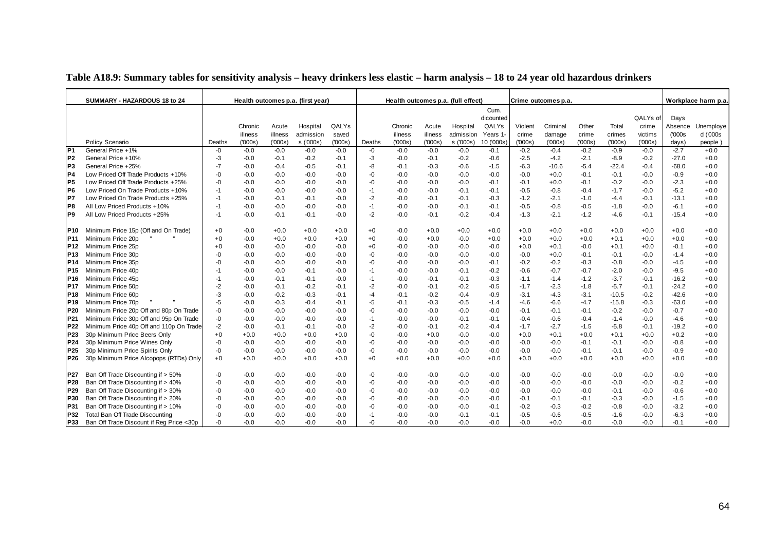**Table A18.9: Summary tables for sensitivity analysis – heavy drinkers less elastic – harm analysis – 18 to 24 year old hazardous drinkers**

| | SUMMARY - HAZARDOUS 18 to 24 | Health outcomes p.a. (first year) | | | | | Health outcomes p.a. (full effect) | | | | | Crime outcomes p.a. | | | | | Workplace harm p.a. | |
|---|---|---|---|---|---|---|---|---|---|---|---|---|---|---|---|---|---|---|
| | Policy Scenario | Deaths | Chronic illness ('000s) | Acute illness ('000s) | Hospital admissions ('000s) | QALYs saved ('000s) | Deaths | Chronic illness ('000s) | Acute illness ('000s) | Hospital admissions ('000s) | Cum. dicounted QALYs Years 1-10 ('000s) | Violent crime ('000s) | Criminal damage ('000s) | Other crime ('000s) | Total crimes ('000s) | QALYs of crime victims ('000s) | Days Absence ('000s days) | Unemployed ('000s people) |
| P1 | General Price +1% | -0 | -0.0 | -0.0 | -0.0 | -0.0 | -0 | -0.0 | -0.0 | -0.0 | -0.1 | -0.2 | -0.4 | -0.2 | -0.9 | -0.0 | -2.7 | +0.0 |
| P2 | General Price +10% | -3 | -0.0 | -0.1 | -0.2 | -0.1 | -3 | -0.0 | -0.1 | -0.2 | -0.6 | -2.5 | -4.2 | -2.1 | -8.9 | -0.2 | -27.0 | +0.0 |
| P3 | General Price +25% | -7 | -0.0 | -0.4 | -0.5 | -0.1 | -8 | -0.1 | -0.3 | -0.6 | -1.5 | -6.3 | -10.6 | -5.4 | -22.4 | -0.4 | -68.0 | +0.0 |
| P4 | Low Priced Off Trade Products +10% | -0 | -0.0 | -0.0 | -0.0 | -0.0 | -0 | -0.0 | -0.0 | -0.0 | -0.0 | -0.0 | +0.0 | -0.1 | -0.1 | -0.0 | -0.9 | +0.0 |
| P5 | Low Priced Off Trade Products +25% | -0 | -0.0 | -0.0 | -0.0 | -0.0 | -0 | -0.0 | -0.0 | -0.0 | -0.1 | -0.1 | +0.0 | -0.1 | -0.2 | -0.0 | -2.3 | +0.0 |
| P6 | Low Priced On Trade Products +10% | -1 | -0.0 | -0.0 | -0.0 | -0.0 | -1 | -0.0 | -0.0 | -0.1 | -0.1 | -0.5 | -0.8 | -0.4 | -1.7 | -0.0 | -5.2 | +0.0 |
| P7 | Low Priced On Trade Products +25% | -1 | -0.0 | -0.1 | -0.1 | -0.0 | -2 | -0.0 | -0.1 | -0.1 | -0.3 | -1.2 | -2.1 | -1.0 | -4.4 | -0.1 | -13.1 | +0.0 |
| P8 | All Low Priced Products +10% | -1 | -0.0 | -0.0 | -0.0 | -0.0 | -1 | -0.0 | -0.0 | -0.1 | -0.1 | -0.5 | -0.8 | -0.5 | -1.8 | -0.0 | -6.1 | +0.0 |
| P9 | All Low Priced Products +25% | -1 | -0.0 | -0.1 | -0.1 | -0.0 | -2 | -0.0 | -0.1 | -0.2 | -0.4 | -1.3 | -2.1 | -1.2 | -4.6 | -0.1 | -15.4 | +0.0 |
| P10 | Minimum Price 15p (Off and On Trade) | +0 | -0.0 | +0.0 | +0.0 | +0.0 | +0 | -0.0 | +0.0 | +0.0 | +0.0 | +0.0 | +0.0 | +0.0 | +0.0 | +0.0 | +0.0 | +0.0 |
| P11 | Minimum Price 20p " " | +0 | -0.0 | +0.0 | +0.0 | +0.0 | +0 | -0.0 | +0.0 | -0.0 | +0.0 | +0.0 | +0.0 | +0.0 | +0.1 | +0.0 | +0.0 | +0.0 |
| P12 | Minimum Price 25p | +0 | -0.0 | -0.0 | -0.0 | -0.0 | +0 | -0.0 | -0.0 | -0.0 | -0.0 | +0.0 | +0.1 | -0.0 | +0.1 | +0.0 | -0.1 | +0.0 |
| P13 | Minimum Price 30p | -0 | -0.0 | -0.0 | -0.0 | -0.0 | -0 | -0.0 | -0.0 | -0.0 | -0.0 | -0.0 | +0.0 | -0.1 | -0.1 | -0.0 | -1.4 | +0.0 |
| P14 | Minimum Price 35p | -0 | -0.0 | -0.0 | -0.0 | -0.0 | -0 | -0.0 | -0.0 | -0.0 | -0.1 | -0.2 | -0.2 | -0.3 | -0.8 | -0.0 | -4.5 | +0.0 |
| P15 | Minimum Price 40p | -1 | -0.0 | -0.0 | -0.1 | -0.0 | -1 | -0.0 | -0.0 | -0.1 | -0.2 | -0.6 | -0.7 | -0.7 | -2.0 | -0.0 | -9.5 | +0.0 |
| P16 | Minimum Price 45p | -1 | -0.0 | -0.1 | -0.1 | -0.0 | -1 | -0.0 | -0.1 | -0.1 | -0.3 | -1.1 | -1.4 | -1.2 | -3.7 | -0.1 | -16.2 | +0.0 |
| P17 | Minimum Price 50p | -2 | -0.0 | -0.1 | -0.2 | -0.1 | -2 | -0.0 | -0.1 | -0.2 | -0.5 | -1.7 | -2.3 | -1.8 | -5.7 | -0.1 | -24.2 | +0.0 |
| P18 | Minimum Price 60p | -3 | -0.0 | -0.2 | -0.3 | -0.1 | -4 | -0.1 | -0.2 | -0.4 | -0.9 | -3.1 | -4.3 | -3.1 | -10.5 | -0.2 | -42.6 | +0.0 |
| P19 | Minimum Price 70p " " | -5 | -0.0 | -0.3 | -0.4 | -0.1 | -5 | -0.1 | -0.3 | -0.5 | -1.4 | -4.6 | -6.6 | -4.7 | -15.8 | -0.3 | -63.0 | +0.0 |
| P20 | Minimum Price 20p Off and 80p On Trade | -0 | -0.0 | -0.0 | -0.0 | -0.0 | -0 | -0.0 | -0.0 | -0.0 | -0.0 | -0.1 | -0.1 | -0.1 | -0.2 | -0.0 | -0.7 | +0.0 |
| P21 | Minimum Price 30p Off and 95p On Trade | -0 | -0.0 | -0.0 | -0.0 | -0.0 | -1 | -0.0 | -0.0 | -0.1 | -0.1 | -0.4 | -0.6 | -0.4 | -1.4 | -0.0 | -4.6 | +0.0 |
| P22 | Minimum Price 40p Off and 110p On Trade | -2 | -0.0 | -0.1 | -0.1 | -0.0 | -2 | -0.0 | -0.1 | -0.2 | -0.4 | -1.7 | -2.7 | -1.5 | -5.8 | -0.1 | -19.2 | +0.0 |
| P23 | 30p Minimum Price Beers Only | +0 | +0.0 | +0.0 | +0.0 | +0.0 | -0 | -0.0 | +0.0 | -0.0 | -0.0 | +0.0 | +0.1 | +0.0 | +0.1 | +0.0 | +0.2 | +0.0 |
| P24 | 30p Minimum Price Wines Only | -0 | -0.0 | -0.0 | -0.0 | -0.0 | -0 | -0.0 | -0.0 | -0.0 | -0.0 | -0.0 | -0.0 | -0.1 | -0.1 | -0.0 | -0.8 | +0.0 |
| P25 | 30p Minimum Price Spirits Only | -0 | -0.0 | -0.0 | -0.0 | -0.0 | -0 | -0.0 | -0.0 | -0.0 | -0.0 | -0.0 | -0.0 | -0.1 | -0.1 | -0.0 | -0.9 | +0.0 |
| P26 | 30p Minimum Price Alcopops (RTDs) Only | +0 | +0.0 | +0.0 | +0.0 | +0.0 | +0 | +0.0 | +0.0 | +0.0 | +0.0 | +0.0 | +0.0 | +0.0 | +0.0 | +0.0 | +0.0 | +0.0 |
| P27 | Ban Off Trade Discounting if > 50% | -0 | -0.0 | -0.0 | -0.0 | -0.0 | -0 | -0.0 | -0.0 | -0.0 | -0.0 | -0.0 | -0.0 | -0.0 | -0.0 | -0.0 | -0.0 | +0.0 |
| P28 | Ban Off Trade Discounting if > 40% | -0 | -0.0 | -0.0 | -0.0 | -0.0 | -0 | -0.0 | -0.0 | -0.0 | -0.0 | -0.0 | -0.0 | -0.0 | -0.0 | -0.0 | -0.2 | +0.0 |
| P29 | Ban Off Trade Discounting if > 30% | -0 | -0.0 | -0.0 | -0.0 | -0.0 | -0 | -0.0 | -0.0 | -0.0 | -0.0 | -0.0 | -0.0 | -0.0 | -0.1 | -0.0 | -0.6 | +0.0 |
| P30 | Ban Off Trade Discounting if > 20% | -0 | -0.0 | -0.0 | -0.0 | -0.0 | -0 | -0.0 | -0.0 | -0.0 | -0.0 | -0.1 | -0.1 | -0.1 | -0.3 | -0.0 | -1.5 | +0.0 |
| P31 | Ban Off Trade Discounting if > 10% | -0 | -0.0 | -0.0 | -0.0 | -0.0 | -0 | -0.0 | -0.0 | -0.0 | -0.1 | -0.2 | -0.3 | -0.2 | -0.8 | -0.0 | -3.2 | +0.0 |
| P32 | Total Ban Off Trade Discounting | -0 | -0.0 | -0.0 | -0.0 | -0.0 | -1 | -0.0 | -0.0 | -0.1 | -0.1 | -0.5 | -0.6 | -0.5 | -1.6 | -0.0 | -6.3 | +0.0 |
| P33 | Ban Off Trade Discount if Reg Price <30p | -0 | -0.0 | -0.0 | -0.0 | -0.0 | -0 | -0.0 | -0.0 | -0.0 | -0.0 | -0.0 | +0.0 | -0.0 | -0.0 | -0.0 | -0.1 | +0.0 |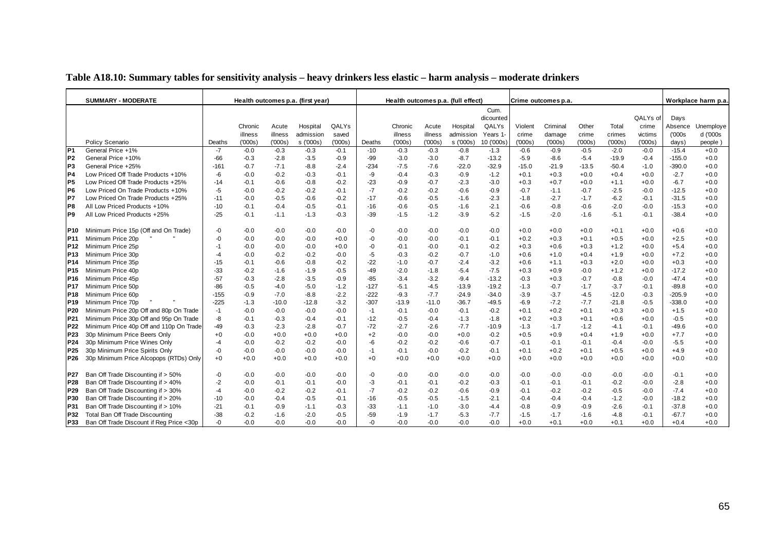**Table A18.10: Summary tables for sensitivity analysis – heavy drinkers less elastic – harm analysis – moderate drinkers**

| | SUMMARY - MODERATE | Health outcomes p.a. (first year) | | | | | Health outcomes p.a. (full effect) | | | | | Crime outcomes p.a. | | | | | Workplace harm p.a. | |
|---|---|---|---|---|---|---|---|---|---|---|---|---|---|---|---|---|---|---|
| | Policy Scenario | Deaths | Chronic illness ('000s) | Acute illness ('000s) | Hospital admission s ('000s) | QALYs saved ('000s) | Deaths | Chronic illness ('000s) | Acute illness ('000s) | Hospital admission s ('000s) | Cum. dicounted QALYs Years 1-10 ('000s) | Violent crime ('000s) | Criminal damage ('000s) | Other crime ('000s) | Total crimes ('000s) | QALYs of crime victims ('000s) | Days Absence ('000s days) | Unemployed ('000s people ) |
| P1 | General Price +1% | -7 | -0.0 | -0.3 | -0.3 | -0.1 | -10 | -0.3 | -0.3 | -0.8 | -1.3 | -0.6 | -0.9 | -0.5 | -2.0 | -0.0 | -15.4 | +0.0 |
| P2 | General Price +10% | -66 | -0.3 | -2.8 | -3.5 | -0.9 | -99 | -3.0 | -3.0 | -8.7 | -13.2 | -5.9 | -8.6 | -5.4 | -19.9 | -0.4 | -155.0 | +0.0 |
| P3 | General Price +25% | -161 | -0.7 | -7.1 | -8.8 | -2.4 | -234 | -7.5 | -7.6 | -22.0 | -32.9 | -15.0 | -21.9 | -13.5 | -50.4 | -1.0 | -390.0 | +0.0 |
| P4 | Low Priced Off Trade Products +10% | -6 | -0.0 | -0.2 | -0.3 | -0.1 | -9 | -0.4 | -0.3 | -0.9 | -1.2 | +0.1 | +0.3 | +0.0 | +0.4 | +0.0 | -2.7 | +0.0 |
| P5 | Low Priced Off Trade Products +25% | -14 | -0.1 | -0.6 | -0.8 | -0.2 | -23 | -0.9 | -0.7 | -2.3 | -3.0 | +0.3 | +0.7 | +0.0 | +1.1 | +0.0 | -6.7 | +0.0 |
| P6 | Low Priced On Trade Products +10% | -5 | -0.0 | -0.2 | -0.2 | -0.1 | -7 | -0.2 | -0.2 | -0.6 | -0.9 | -0.7 | -1.1 | -0.7 | -2.5 | -0.0 | -12.5 | +0.0 |
| P7 | Low Priced On Trade Products +25% | -11 | -0.0 | -0.5 | -0.6 | -0.2 | -17 | -0.6 | -0.5 | -1.6 | -2.3 | -1.8 | -2.7 | -1.7 | -6.2 | -0.1 | -31.5 | +0.0 |
| P8 | All Low Priced Products +10% | -10 | -0.1 | -0.4 | -0.5 | -0.1 | -16 | -0.6 | -0.5 | -1.6 | -2.1 | -0.6 | -0.8 | -0.6 | -2.0 | -0.0 | -15.3 | +0.0 |
| P9 | All Low Priced Products +25% | -25 | -0.1 | -1.1 | -1.3 | -0.3 | -39 | -1.5 | -1.2 | -3.9 | -5.2 | -1.5 | -2.0 | -1.6 | -5.1 | -0.1 | -38.4 | +0.0 |
| P10 | Minimum Price 15p (Off and On Trade) | -0 | -0.0 | -0.0 | -0.0 | -0.0 | -0 | -0.0 | -0.0 | -0.0 | -0.0 | +0.0 | +0.0 | +0.0 | +0.1 | +0.0 | +0.6 | +0.0 |
| P11 | Minimum Price 20p " " | -0 | -0.0 | -0.0 | -0.0 | +0.0 | -0 | -0.0 | -0.0 | -0.1 | -0.1 | +0.2 | +0.3 | +0.1 | +0.5 | +0.0 | +2.5 | +0.0 |
| P12 | Minimum Price 25p | -1 | -0.0 | -0.0 | -0.0 | +0.0 | -0 | -0.1 | -0.0 | -0.1 | -0.2 | +0.3 | +0.6 | +0.3 | +1.2 | +0.0 | +5.4 | +0.0 |
| P13 | Minimum Price 30p | -4 | -0.0 | -0.2 | -0.2 | -0.0 | -5 | -0.3 | -0.2 | -0.7 | -1.0 | +0.6 | +1.0 | +0.4 | +1.9 | +0.0 | +7.2 | +0.0 |
| P14 | Minimum Price 35p | -15 | -0.1 | -0.6 | -0.8 | -0.2 | -22 | -1.0 | -0.7 | -2.4 | -3.2 | +0.6 | +1.1 | +0.3 | +2.0 | +0.0 | +0.3 | +0.0 |
| P15 | Minimum Price 40p | -33 | -0.2 | -1.6 | -1.9 | -0.5 | -49 | -2.0 | -1.8 | -5.4 | -7.5 | +0.3 | +0.9 | -0.0 | +1.2 | +0.0 | -17.2 | +0.0 |
| P16 | Minimum Price 45p | -57 | -0.3 | -2.8 | -3.5 | -0.9 | -85 | -3.4 | -3.2 | -9.4 | -13.2 | -0.3 | +0.3 | -0.7 | -0.8 | -0.0 | -47.4 | +0.0 |
| P17 | Minimum Price 50p | -86 | -0.5 | -4.0 | -5.0 | -1.2 | -127 | -5.1 | -4.5 | -13.9 | -19.2 | -1.3 | -0.7 | -1.7 | -3.7 | -0.1 | -89.8 | +0.0 |
| P18 | Minimum Price 60p | -155 | -0.9 | -7.0 | -8.8 | -2.2 | -222 | -9.3 | -7.7 | -24.9 | -34.0 | -3.9 | -3.7 | -4.5 | -12.0 | -0.3 | -205.9 | +0.0 |
| P19 | Minimum Price 70p " " | -225 | -1.3 | -10.0 | -12.8 | -3.2 | -307 | -13.9 | -11.0 | -36.7 | -49.5 | -6.9 | -7.2 | -7.7 | -21.8 | -0.5 | -338.0 | +0.0 |
| P20 | Minimum Price 20p Off and 80p On Trade | -1 | -0.0 | -0.0 | -0.0 | -0.0 | -1 | -0.1 | -0.0 | -0.1 | -0.2 | +0.1 | +0.2 | +0.1 | +0.3 | +0.0 | +1.5 | +0.0 |
| P21 | Minimum Price 30p Off and 95p On Trade | -8 | -0.1 | -0.3 | -0.4 | -0.1 | -12 | -0.5 | -0.4 | -1.3 | -1.8 | +0.2 | +0.3 | +0.1 | +0.6 | +0.0 | -0.5 | +0.0 |
| P22 | Minimum Price 40p Off and 110p On Trade | -49 | -0.3 | -2.3 | -2.8 | -0.7 | -72 | -2.7 | -2.6 | -7.7 | -10.9 | -1.3 | -1.7 | -1.2 | -4.1 | -0.1 | -49.6 | +0.0 |
| P23 | 30p Minimum Price Beers Only | +0 | -0.0 | +0.0 | +0.0 | +0.0 | +2 | -0.0 | -0.0 | +0.0 | -0.2 | +0.5 | +0.9 | +0.4 | +1.9 | +0.0 | +7.7 | +0.0 |
| P24 | 30p Minimum Price Wines Only | -4 | -0.0 | -0.2 | -0.2 | -0.0 | -6 | -0.2 | -0.2 | -0.6 | -0.7 | -0.1 | -0.1 | -0.1 | -0.4 | -0.0 | -5.5 | +0.0 |
| P25 | 30p Minimum Price Spirits Only | -0 | -0.0 | -0.0 | -0.0 | -0.0 | -1 | -0.1 | -0.0 | -0.2 | -0.1 | +0.1 | +0.2 | +0.1 | +0.5 | +0.0 | +4.9 | +0.0 |
| P26 | 30p Minimum Price Alcopops (RTDs) Only | +0 | +0.0 | +0.0 | +0.0 | +0.0 | +0 | +0.0 | +0.0 | +0.0 | +0.0 | +0.0 | +0.0 | +0.0 | +0.0 | +0.0 | +0.0 | +0.0 |
| P27 | Ban Off Trade Discounting if > 50% | -0 | -0.0 | -0.0 | -0.0 | -0.0 | -0 | -0.0 | -0.0 | -0.0 | -0.0 | -0.0 | -0.0 | -0.0 | -0.0 | -0.0 | -0.1 | +0.0 |
| P28 | Ban Off Trade Discounting if > 40% | -2 | -0.0 | -0.1 | -0.1 | -0.0 | -3 | -0.1 | -0.1 | -0.2 | -0.3 | -0.1 | -0.1 | -0.1 | -0.2 | -0.0 | -2.8 | +0.0 |
| P29 | Ban Off Trade Discounting if > 30% | -4 | -0.0 | -0.2 | -0.2 | -0.1 | -7 | -0.2 | -0.2 | -0.6 | -0.9 | -0.1 | -0.2 | -0.2 | -0.5 | -0.0 | -7.4 | +0.0 |
| P30 | Ban Off Trade Discounting if > 20% | -10 | -0.0 | -0.4 | -0.5 | -0.1 | -16 | -0.5 | -0.5 | -1.5 | -2.1 | -0.4 | -0.4 | -0.4 | -1.2 | -0.0 | -18.2 | +0.0 |
| P31 | Ban Off Trade Discounting if > 10% | -21 | -0.1 | -0.9 | -1.1 | -0.3 | -33 | -1.1 | -1.0 | -3.0 | -4.4 | -0.8 | -0.9 | -0.9 | -2.6 | -0.1 | -37.8 | +0.0 |
| P32 | Total Ban Off Trade Discounting | -38 | -0.2 | -1.6 | -2.0 | -0.5 | -59 | -1.9 | -1.7 | -5.3 | -7.7 | -1.5 | -1.7 | -1.6 | -4.8 | -0.1 | -67.7 | +0.0 |
| P33 | Ban Off Trade Discount if Reg Price <30p | -0 | -0.0 | -0.0 | -0.0 | -0.0 | -0 | -0.0 | -0.0 | -0.0 | -0.0 | +0.0 | +0.1 | +0.0 | +0.1 | +0.0 | +0.4 | +0.0 |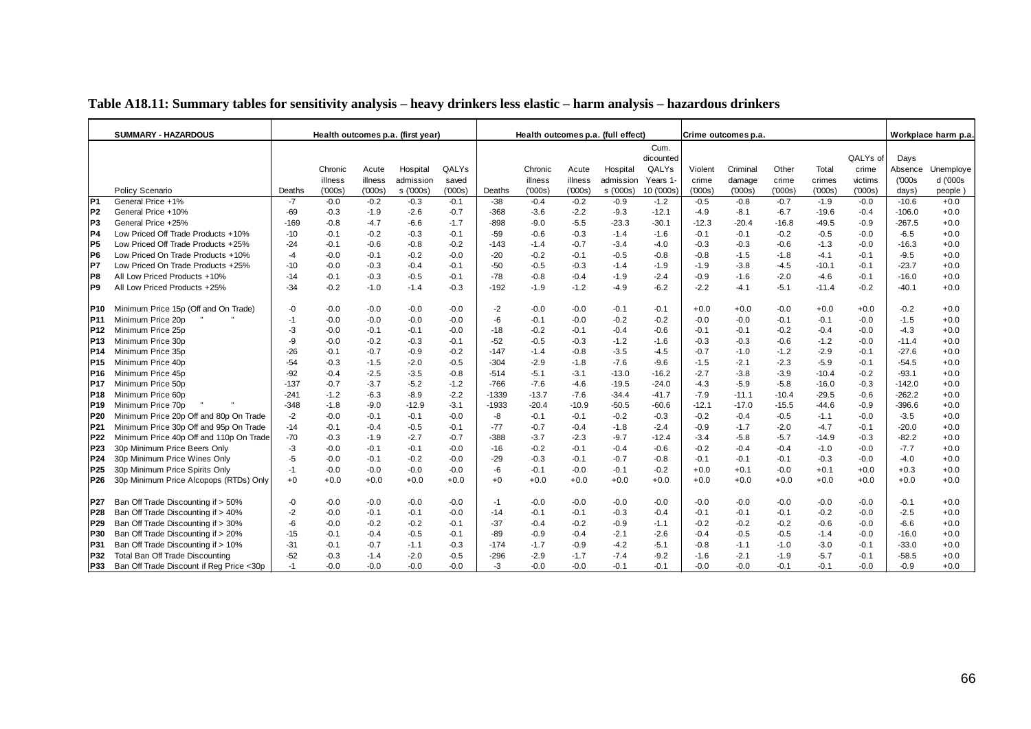**Table A18.11: Summary tables for sensitivity analysis – heavy drinkers less elastic – harm analysis – hazardous drinkers**

| | SUMMARY - HAZARDOUS | Health outcomes p.a. (first year) | | | | | Health outcomes p.a. (full effect) | | | | | | Crime outcomes p.a. | | | | | Workplace harm p.a. | |
|---|---|---|---|---|---|---|---|---|---|---|---|---|---|---|---|---|---|---|---|
| | Policy Scenario | Deaths | Chronic illness ('000s) | Acute illness ('000s) | Hospital admission s ('000s) | QALYs saved ('000s) | Deaths | Chronic illness ('000s) | Acute illness ('000s) | Hospital admission s ('000s) | Cum. dicounted QALYs Years 1-10 ('000s) | Violent crime ('000s) | Criminal damage ('000s) | Other crime ('000s) | Total crimes ('000s) | QALYs of crime victims ('000s) | Days Absence ('000s days) | Unemployed ('000s people ) |
| P1 | General Price +1% | -7 | -0.0 | -0.2 | -0.3 | -0.1 | -38 | -0.4 | -0.2 | -0.9 | -1.2 | -0.5 | -0.8 | -0.7 | -1.9 | -0.0 | -10.6 | +0.0 |
| P2 | General Price +10% | -69 | -0.3 | -1.9 | -2.6 | -0.7 | -368 | -3.6 | -2.2 | -9.3 | -12.1 | -4.9 | -8.1 | -6.7 | -19.6 | -0.4 | -106.0 | +0.0 |
| P3 | General Price +25% | -169 | -0.8 | -4.7 | -6.6 | -1.7 | -898 | -9.0 | -5.5 | -23.3 | -30.1 | -12.3 | -20.4 | -16.8 | -49.5 | -0.9 | -267.5 | +0.0 |
| P4 | Low Priced Off Trade Products +10% | -10 | -0.1 | -0.2 | -0.3 | -0.1 | -59 | -0.6 | -0.3 | -1.4 | -1.6 | -0.1 | -0.1 | -0.2 | -0.5 | -0.0 | -6.5 | +0.0 |
| P5 | Low Priced Off Trade Products +25% | -24 | -0.1 | -0.6 | -0.8 | -0.2 | -143 | -1.4 | -0.7 | -3.4 | -4.0 | -0.3 | -0.3 | -0.6 | -1.3 | -0.0 | -16.3 | +0.0 |
| P6 | Low Priced On Trade Products +10% | -4 | -0.0 | -0.1 | -0.2 | -0.0 | -20 | -0.2 | -0.1 | -0.5 | -0.8 | -0.8 | -1.5 | -1.8 | -4.1 | -0.1 | -9.5 | +0.0 |
| P7 | Low Priced On Trade Products +25% | -10 | -0.0 | -0.3 | -0.4 | -0.1 | -50 | -0.5 | -0.3 | -1.4 | -1.9 | -1.9 | -3.8 | -4.5 | -10.1 | -0.1 | -23.7 | +0.0 |
| P8 | All Low Priced Products +10% | -14 | -0.1 | -0.3 | -0.5 | -0.1 | -78 | -0.8 | -0.4 | -1.9 | -2.4 | -0.9 | -1.6 | -2.0 | -4.6 | -0.1 | -16.0 | +0.0 |
| P9 | All Low Priced Products +25% | -34 | -0.2 | -1.0 | -1.4 | -0.3 | -192 | -1.9 | -1.2 | -4.9 | -6.2 | -2.2 | -4.1 | -5.1 | -11.4 | -0.2 | -40.1 | +0.0 |
| P10 | Minimum Price 15p (Off and On Trade) | -0 | -0.0 | -0.0 | -0.0 | -0.0 | -2 | -0.0 | -0.0 | -0.1 | -0.1 | +0.0 | +0.0 | -0.0 | +0.0 | +0.0 | -0.2 | +0.0 |
| P11 | Minimum Price 20p " " | -1 | -0.0 | -0.0 | -0.0 | -0.0 | -6 | -0.1 | -0.0 | -0.2 | -0.2 | -0.0 | -0.0 | -0.1 | -0.1 | -0.0 | -1.5 | +0.0 |
| P12 | Minimum Price 25p | -3 | -0.0 | -0.1 | -0.1 | -0.0 | -18 | -0.2 | -0.1 | -0.4 | -0.6 | -0.1 | -0.1 | -0.2 | -0.4 | -0.0 | -4.3 | +0.0 |
| P13 | Minimum Price 30p | -9 | -0.0 | -0.2 | -0.3 | -0.1 | -52 | -0.5 | -0.3 | -1.2 | -1.6 | -0.3 | -0.3 | -0.6 | -1.2 | -0.0 | -11.4 | +0.0 |
| P14 | Minimum Price 35p | -26 | -0.1 | -0.7 | -0.9 | -0.2 | -147 | -1.4 | -0.8 | -3.5 | -4.5 | -0.7 | -1.0 | -1.2 | -2.9 | -0.1 | -27.6 | +0.0 |
| P15 | Minimum Price 40p | -54 | -0.3 | -1.5 | -2.0 | -0.5 | -304 | -2.9 | -1.8 | -7.6 | -9.6 | -1.5 | -2.1 | -2.3 | -5.9 | -0.1 | -54.5 | +0.0 |
| P16 | Minimum Price 45p | -92 | -0.4 | -2.5 | -3.5 | -0.8 | -514 | -5.1 | -3.1 | -13.0 | -16.2 | -2.7 | -3.8 | -3.9 | -10.4 | -0.2 | -93.1 | +0.0 |
| P17 | Minimum Price 50p | -137 | -0.7 | -3.7 | -5.2 | -1.2 | -766 | -7.6 | -4.6 | -19.5 | -24.0 | -4.3 | -5.9 | -5.8 | -16.0 | -0.3 | -142.0 | +0.0 |
| P18 | Minimum Price 60p | -241 | -1.2 | -6.3 | -8.9 | -2.2 | -1339 | -13.7 | -7.6 | -34.4 | -41.7 | -7.9 | -11.1 | -10.4 | -29.5 | -0.6 | -262.2 | +0.0 |
| P19 | Minimum Price 70p " " | -348 | -1.8 | -9.0 | -12.9 | -3.1 | -1933 | -20.4 | -10.9 | -50.5 | -60.6 | -12.1 | -17.0 | -15.5 | -44.6 | -0.9 | -396.6 | +0.0 |
| P20 | Minimum Price 20p Off and 80p On Trade | -2 | -0.0 | -0.1 | -0.1 | -0.0 | -8 | -0.1 | -0.1 | -0.2 | -0.3 | -0.2 | -0.4 | -0.5 | -1.1 | -0.0 | -3.5 | +0.0 |
| P21 | Minimum Price 30p Off and 95p On Trade | -14 | -0.1 | -0.4 | -0.5 | -0.1 | -77 | -0.7 | -0.4 | -1.8 | -2.4 | -0.9 | -1.7 | -2.0 | -4.7 | -0.1 | -20.0 | +0.0 |
| P22 | Minimum Price 40p Off and 110p On Trade | -70 | -0.3 | -1.9 | -2.7 | -0.7 | -388 | -3.7 | -2.3 | -9.7 | -12.4 | -3.4 | -5.8 | -5.7 | -14.9 | -0.3 | -82.2 | +0.0 |
| P23 | 30p Minimum Price Beers Only | -3 | -0.0 | -0.1 | -0.1 | -0.0 | -16 | -0.2 | -0.1 | -0.4 | -0.6 | -0.2 | -0.4 | -0.4 | -1.0 | -0.0 | -7.7 | +0.0 |
| P24 | 30p Minimum Price Wines Only | -5 | -0.0 | -0.1 | -0.2 | -0.0 | -29 | -0.3 | -0.1 | -0.7 | -0.8 | -0.1 | -0.1 | -0.1 | -0.3 | -0.0 | -4.0 | +0.0 |
| P25 | 30p Minimum Price Spirits Only | -1 | -0.0 | -0.0 | -0.0 | -0.0 | -6 | -0.1 | -0.0 | -0.1 | -0.2 | +0.0 | +0.1 | -0.0 | +0.1 | +0.0 | +0.3 | +0.0 |
| P26 | 30p Minimum Price Alcopops (RTDs) Only | +0 | +0.0 | +0.0 | +0.0 | +0.0 | +0 | +0.0 | +0.0 | +0.0 | +0.0 | +0.0 | +0.0 | +0.0 | +0.0 | +0.0 | +0.0 | +0.0 |
| P27 | Ban Off Trade Discounting if > 50% | -0 | -0.0 | -0.0 | -0.0 | -0.0 | -1 | -0.0 | -0.0 | -0.0 | -0.0 | -0.0 | -0.0 | -0.0 | -0.0 | -0.0 | -0.1 | +0.0 |
| P28 | Ban Off Trade Discounting if > 40% | -2 | -0.0 | -0.1 | -0.1 | -0.0 | -14 | -0.1 | -0.1 | -0.3 | -0.4 | -0.1 | -0.1 | -0.1 | -0.2 | -0.0 | -2.5 | +0.0 |
| P29 | Ban Off Trade Discounting if > 30% | -6 | -0.0 | -0.2 | -0.2 | -0.1 | -37 | -0.4 | -0.2 | -0.9 | -1.1 | -0.2 | -0.2 | -0.2 | -0.6 | -0.0 | -6.6 | +0.0 |
| P30 | Ban Off Trade Discounting if > 20% | -15 | -0.1 | -0.4 | -0.5 | -0.1 | -89 | -0.9 | -0.4 | -2.1 | -2.6 | -0.4 | -0.5 | -0.5 | -1.4 | -0.0 | -16.0 | +0.0 |
| P31 | Ban Off Trade Discounting if > 10% | -31 | -0.1 | -0.7 | -1.1 | -0.3 | -174 | -1.7 | -0.9 | -4.2 | -5.1 | -0.8 | -1.1 | -1.0 | -3.0 | -0.1 | -33.0 | +0.0 |
| P32 | Total Ban Off Trade Discounting | -52 | -0.3 | -1.4 | -2.0 | -0.5 | -296 | -2.9 | -1.7 | -7.4 | -9.2 | -1.6 | -2.1 | -1.9 | -5.7 | -0.1 | -58.5 | +0.0 |
| P33 | Ban Off Trade Discount if Reg Price <30p | -1 | -0.0 | -0.0 | -0.0 | -0.0 | -3 | -0.0 | -0.0 | -0.1 | -0.1 | -0.0 | -0.0 | -0.1 | -0.1 | -0.0 | -0.9 | +0.0 |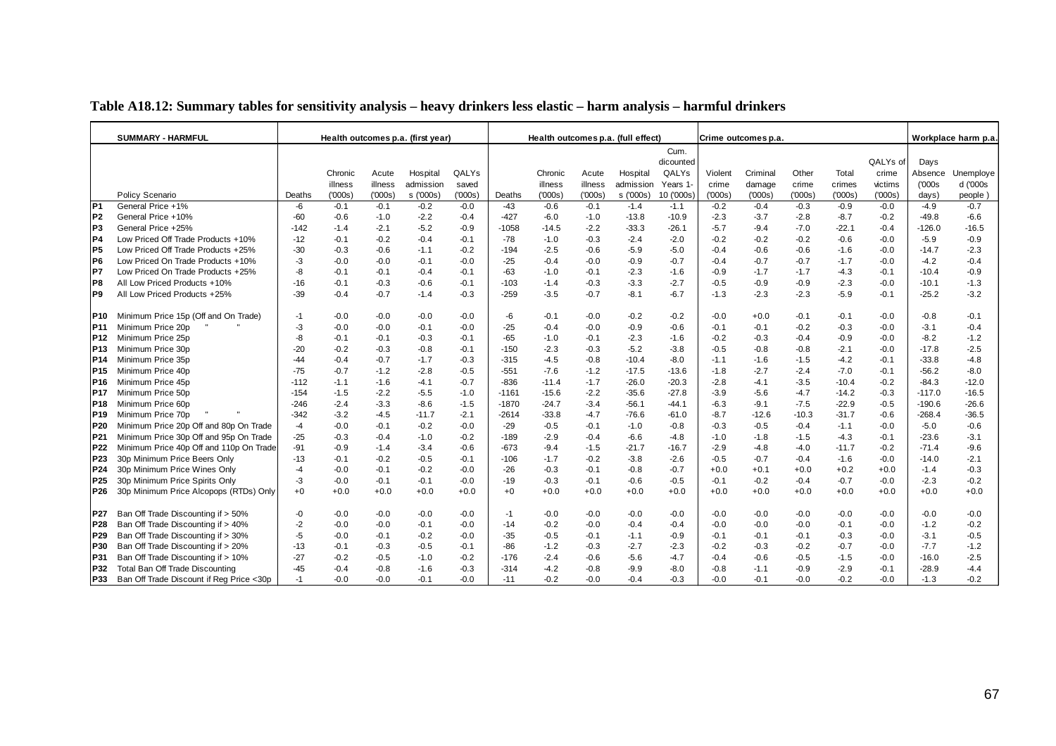**Table A18.12: Summary tables for sensitivity analysis – heavy drinkers less elastic – harm analysis – harmful drinkers**

| | SUMMARY - HARMFUL | Health outcomes p.a. (first year) | | | | | Health outcomes p.a. (full effect) | | | | | Crime outcomes p.a. | | | | | Workplace harm p.a. | |
|---|---|---|---|---|---|---|---|---|---|---|---|---|---|---|---|---|---|---|
| | Policy Scenario | Deaths | Chronic illness ('000s) | Acute illness ('000s) | Hospital admissions ('000s) | QALYs saved ('000s) | Deaths | Chronic illness ('000s) | Acute illness ('000s) | Hospital admissions ('000s) | Cum. dicounted QALYs Years 1-10 ('000s) | Violent crime ('000s) | Criminal damage ('000s) | Other crime ('000s) | Total crimes ('000s) | QALYs of crime victims ('000s) | Days Absence ('000s days) | Unemployed ('000s people ) |
| P1 | General Price +1% | -6 | -0.1 | -0.1 | -0.2 | -0.0 | -43 | -0.6 | -0.1 | -1.4 | -1.1 | -0.2 | -0.4 | -0.3 | -0.9 | -0.0 | -4.9 | -0.7 |
| P2 | General Price +10% | -60 | -0.6 | -1.0 | -2.2 | -0.4 | -427 | -6.0 | -1.0 | -13.8 | -10.9 | -2.3 | -3.7 | -2.8 | -8.7 | -0.2 | -49.8 | -6.6 |
| P3 | General Price +25% | -142 | -1.4 | -2.1 | -5.2 | -0.9 | -1058 | -14.5 | -2.2 | -33.3 | -26.1 | -5.7 | -9.4 | -7.0 | -22.1 | -0.4 | -126.0 | -16.5 |
| P4 | Low Priced Off Trade Products +10% | -12 | -0.1 | -0.2 | -0.4 | -0.1 | -78 | -1.0 | -0.3 | -2.4 | -2.0 | -0.2 | -0.2 | -0.2 | -0.6 | -0.0 | -5.9 | -0.9 |
| P5 | Low Priced Off Trade Products +25% | -30 | -0.3 | -0.6 | -1.1 | -0.2 | -194 | -2.5 | -0.6 | -5.9 | -5.0 | -0.4 | -0.6 | -0.6 | -1.6 | -0.0 | -14.7 | -2.3 |
| P6 | Low Priced On Trade Products +10% | -3 | -0.0 | -0.0 | -0.1 | -0.0 | -25 | -0.4 | -0.0 | -0.9 | -0.7 | -0.4 | -0.7 | -0.7 | -1.7 | -0.0 | -4.2 | -0.4 |
| P7 | Low Priced On Trade Products +25% | -8 | -0.1 | -0.1 | -0.4 | -0.1 | -63 | -1.0 | -0.1 | -2.3 | -1.6 | -0.9 | -1.7 | -1.7 | -4.3 | -0.1 | -10.4 | -0.9 |
| P8 | All Low Priced Products +10% | -16 | -0.1 | -0.3 | -0.6 | -0.1 | -103 | -1.4 | -0.3 | -3.3 | -2.7 | -0.5 | -0.9 | -0.9 | -2.3 | -0.0 | -10.1 | -1.3 |
| P9 | All Low Priced Products +25% | -39 | -0.4 | -0.7 | -1.4 | -0.3 | -259 | -3.5 | -0.7 | -8.1 | -6.7 | -1.3 | -2.3 | -2.3 | -5.9 | -0.1 | -25.2 | -3.2 |
| P10 | Minimum Price 15p (Off and On Trade) | -1 | -0.0 | -0.0 | -0.0 | -0.0 | -6 | -0.1 | -0.0 | -0.2 | -0.2 | -0.0 | +0.0 | -0.1 | -0.1 | -0.0 | -0.8 | -0.1 |
| P11 | Minimum Price 20p " " | -3 | -0.0 | -0.0 | -0.1 | -0.0 | -25 | -0.4 | -0.0 | -0.9 | -0.6 | -0.1 | -0.1 | -0.2 | -0.3 | -0.0 | -3.1 | -0.4 |
| P12 | Minimum Price 25p | -8 | -0.1 | -0.1 | -0.3 | -0.1 | -65 | -1.0 | -0.1 | -2.3 | -1.6 | -0.2 | -0.3 | -0.4 | -0.9 | -0.0 | -8.2 | -1.2 |
| P13 | Minimum Price 30p | -20 | -0.2 | -0.3 | -0.8 | -0.1 | -150 | -2.3 | -0.3 | -5.2 | -3.8 | -0.5 | -0.8 | -0.8 | -2.1 | -0.0 | -17.8 | -2.5 |
| P14 | Minimum Price 35p | -44 | -0.4 | -0.7 | -1.7 | -0.3 | -315 | -4.5 | -0.8 | -10.4 | -8.0 | -1.1 | -1.6 | -1.5 | -4.2 | -0.1 | -33.8 | -4.8 |
| P15 | Minimum Price 40p | -75 | -0.7 | -1.2 | -2.8 | -0.5 | -551 | -7.6 | -1.2 | -17.5 | -13.6 | -1.8 | -2.7 | -2.4 | -7.0 | -0.1 | -56.2 | -8.0 |
| P16 | Minimum Price 45p | -112 | -1.1 | -1.6 | -4.1 | -0.7 | -836 | -11.4 | -1.7 | -26.0 | -20.3 | -2.8 | -4.1 | -3.5 | -10.4 | -0.2 | -84.3 | -12.0 |
| P17 | Minimum Price 50p | -154 | -1.5 | -2.2 | -5.5 | -1.0 | -1161 | -15.6 | -2.2 | -35.6 | -27.8 | -3.9 | -5.6 | -4.7 | -14.2 | -0.3 | -117.0 | -16.5 |
| P18 | Minimum Price 60p | -246 | -2.4 | -3.3 | -8.6 | -1.5 | -1870 | -24.7 | -3.4 | -56.1 | -44.1 | -6.3 | -9.1 | -7.5 | -22.9 | -0.5 | -190.6 | -26.6 |
| P19 | Minimum Price 70p " " | -342 | -3.2 | -4.5 | -11.7 | -2.1 | -2614 | -33.8 | -4.7 | -76.6 | -61.0 | -8.7 | -12.6 | -10.3 | -31.7 | -0.6 | -268.4 | -36.5 |
| P20 | Minimum Price 20p Off and 80p On Trade | -4 | -0.0 | -0.1 | -0.2 | -0.0 | -29 | -0.5 | -0.1 | -1.0 | -0.8 | -0.3 | -0.5 | -0.4 | -1.1 | -0.0 | -5.0 | -0.6 |
| P21 | Minimum Price 30p Off and 95p On Trade | -25 | -0.3 | -0.4 | -1.0 | -0.2 | -189 | -2.9 | -0.4 | -6.6 | -4.8 | -1.0 | -1.8 | -1.5 | -4.3 | -0.1 | -23.6 | -3.1 |
| P22 | Minimum Price 40p Off and 110p On Trade | -91 | -0.9 | -1.4 | -3.4 | -0.6 | -673 | -9.4 | -1.5 | -21.7 | -16.7 | -2.9 | -4.8 | -4.0 | -11.7 | -0.2 | -71.4 | -9.6 |
| P23 | 30p Minimum Price Beers Only | -13 | -0.1 | -0.2 | -0.5 | -0.1 | -106 | -1.7 | -0.2 | -3.8 | -2.6 | -0.5 | -0.7 | -0.4 | -1.6 | -0.0 | -14.0 | -2.1 |
| P24 | 30p Minimum Price Wines Only | -4 | -0.0 | -0.1 | -0.2 | -0.0 | -26 | -0.3 | -0.1 | -0.8 | -0.7 | +0.0 | +0.1 | +0.0 | +0.2 | +0.0 | -1.4 | -0.3 |
| P25 | 30p Minimum Price Spirits Only | -3 | -0.0 | -0.1 | -0.1 | -0.0 | -19 | -0.3 | -0.1 | -0.6 | -0.5 | -0.1 | -0.2 | -0.4 | -0.7 | -0.0 | -2.3 | -0.2 |
| P26 | 30p Minimum Price Alcopops (RTDs) Only | +0 | +0.0 | +0.0 | +0.0 | +0.0 | +0 | +0.0 | +0.0 | +0.0 | +0.0 | +0.0 | +0.0 | +0.0 | +0.0 | +0.0 | +0.0 | +0.0 |
| P27 | Ban Off Trade Discounting if > 50% | -0 | -0.0 | -0.0 | -0.0 | -0.0 | -1 | -0.0 | -0.0 | -0.0 | -0.0 | -0.0 | -0.0 | -0.0 | -0.0 | -0.0 | -0.0 | -0.0 |
| P28 | Ban Off Trade Discounting if > 40% | -2 | -0.0 | -0.0 | -0.1 | -0.0 | -14 | -0.2 | -0.0 | -0.4 | -0.4 | -0.0 | -0.0 | -0.0 | -0.1 | -0.0 | -1.2 | -0.2 |
| P29 | Ban Off Trade Discounting if > 30% | -5 | -0.0 | -0.1 | -0.2 | -0.0 | -35 | -0.5 | -0.1 | -1.1 | -0.9 | -0.1 | -0.1 | -0.1 | -0.3 | -0.0 | -3.1 | -0.5 |
| P30 | Ban Off Trade Discounting if > 20% | -13 | -0.1 | -0.3 | -0.5 | -0.1 | -86 | -1.2 | -0.3 | -2.7 | -2.3 | -0.2 | -0.3 | -0.2 | -0.7 | -0.0 | -7.7 | -1.2 |
| P31 | Ban Off Trade Discounting if > 10% | -27 | -0.2 | -0.5 | -1.0 | -0.2 | -176 | -2.4 | -0.6 | -5.6 | -4.7 | -0.4 | -0.6 | -0.5 | -1.5 | -0.0 | -16.0 | -2.5 |
| P32 | Total Ban Off Trade Discounting | -45 | -0.4 | -0.8 | -1.6 | -0.3 | -314 | -4.2 | -0.8 | -9.9 | -8.0 | -0.8 | -1.1 | -0.9 | -2.9 | -0.1 | -28.9 | -4.4 |
| P33 | Ban Off Trade Discount if Reg Price <30p | -1 | -0.0 | -0.0 | -0.1 | -0.0 | -11 | -0.2 | -0.0 | -0.4 | -0.3 | -0.0 | -0.1 | -0.0 | -0.2 | -0.0 | -1.3 | -0.2 |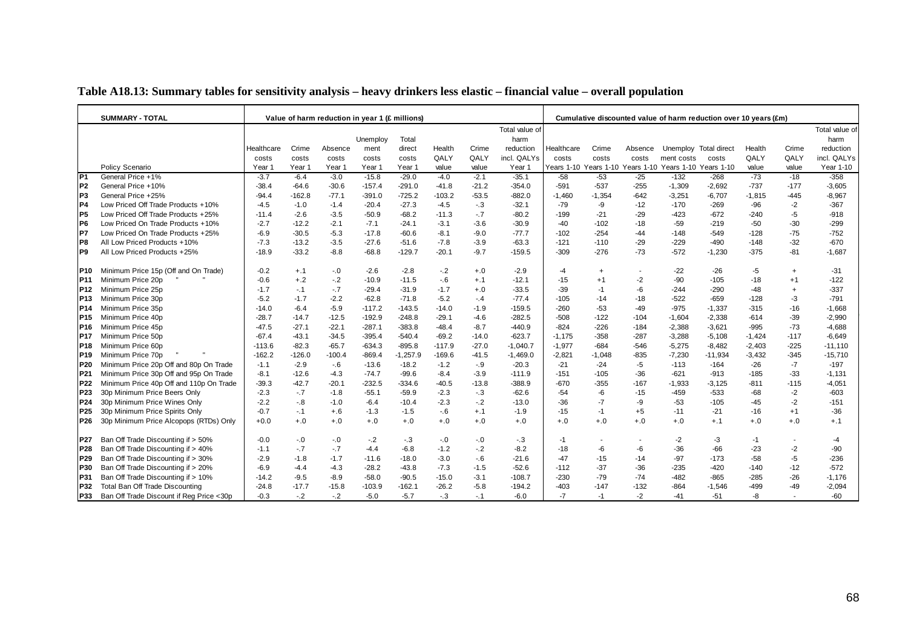**Table A18.13: Summary tables for sensitivity analysis – heavy drinkers less elastic – financial value – overall population**

| | SUMMARY - TOTAL | Value of harm reduction in year 1 (£ millions) | | | | | | | | Cumulative discounted value of harm reduction over 10 years (£m) | | | | | | | |
|---|---|---|---|---|---|---|---|---|---|---|---|---|---|---|---|---|---|
| | Policy Scenario | Healthcare costs Year 1 | Crime costs Year 1 | Absence costs Year 1 | Unemployment costs Year 1 | Total direct costs Year 1 | Health QALY value | Crime QALY value | Total value of harm reduction incl. QALYs Year 1 | Healthcare costs Years 1-10 | Crime costs Years 1-10 | Absence costs Years 1-10 | Unemployment costs Years 1-10 | Total direct costs Years 1-10 | Health QALY value | Crime QALY value | Total value of harm reduction incl. QALYs Year 1-10 |
| P1 | General Price +1% | -3.7 | -6.4 | -3.0 | -15.8 | -29.0 | -4.0 | -2.1 | -35.1 | -58 | -53 | -25 | -132 | -268 | -73 | -18 | -358 |
| P2 | General Price +10% | -38.4 | -64.6 | -30.6 | -157.4 | -291.0 | -41.8 | -21.2 | -354.0 | -591 | -537 | -255 | -1,309 | -2,692 | -737 | -177 | -3,605 |
| P3 | General Price +25% | -94.4 | -162.8 | -77.1 | -391.0 | -725.2 | -103.2 | -53.5 | -882.0 | -1,460 | -1,354 | -642 | -3,251 | -6,707 | -1,815 | -445 | -8,967 |
| P4 | Low Priced Off Trade Products +10% | -4.5 | -1.0 | -1.4 | -20.4 | -27.3 | -4.5 | -.3 | -32.1 | -79 | -9 | -12 | -170 | -269 | -96 | -2 | -367 |
| P5 | Low Priced Off Trade Products +25% | -11.4 | -2.6 | -3.5 | -50.9 | -68.2 | -11.3 | -.7 | -80.2 | -199 | -21 | -29 | -423 | -672 | -240 | -5 | -918 |
| P6 | Low Priced On Trade Products +10% | -2.7 | -12.2 | -2.1 | -7.1 | -24.1 | -3.1 | -3.6 | -30.9 | -40 | -102 | -18 | -59 | -219 | -50 | -30 | -299 |
| P7 | Low Priced On Trade Products +25% | -6.9 | -30.5 | -5.3 | -17.8 | -60.6 | -8.1 | -9.0 | -77.7 | -102 | -254 | -44 | -148 | -549 | -128 | -75 | -752 |
| P8 | All Low Priced Products +10% | -7.3 | -13.2 | -3.5 | -27.6 | -51.6 | -7.8 | -3.9 | -63.3 | -121 | -110 | -29 | -229 | -490 | -148 | -32 | -670 |
| P9 | All Low Priced Products +25% | -18.9 | -33.2 | -8.8 | -68.8 | -129.7 | -20.1 | -9.7 | -159.5 | -309 | -276 | -73 | -572 | -1,230 | -375 | -81 | -1,687 |
| P10 | Minimum Price 15p (Off and On Trade) | -0.2 | +.1 | -.0 | -2.6 | -2.8 | -.2 | +.0 | -2.9 | -4 | + | - | -22 | -26 | -5 | + | -31 |
| P11 | Minimum Price 20p " " | -0.6 | +.2 | -.2 | -10.9 | -11.5 | -.6 | +.1 | -12.1 | -15 | +1 | -2 | -90 | -105 | -18 | +1 | -122 |
| P12 | Minimum Price 25p | -1.7 | -.1 | -.7 | -29.4 | -31.9 | -1.7 | +.0 | -33.5 | -39 | -1 | -6 | -244 | -290 | -48 | + | -337 |
| P13 | Minimum Price 30p | -5.2 | -1.7 | -2.2 | -62.8 | -71.8 | -5.2 | -.4 | -77.4 | -105 | -14 | -18 | -522 | -659 | -128 | -3 | -791 |
| P14 | Minimum Price 35p | -14.0 | -6.4 | -5.9 | -117.2 | -143.5 | -14.0 | -1.9 | -159.5 | -260 | -53 | -49 | -975 | -1,337 | -315 | -16 | -1,668 |
| P15 | Minimum Price 40p | -28.7 | -14.7 | -12.5 | -192.9 | -248.8 | -29.1 | -4.6 | -282.5 | -508 | -122 | -104 | -1,604 | -2,338 | -614 | -39 | -2,990 |
| P16 | Minimum Price 45p | -47.5 | -27.1 | -22.1 | -287.1 | -383.8 | -48.4 | -8.7 | -440.9 | -824 | -226 | -184 | -2,388 | -3,621 | -995 | -73 | -4,688 |
| P17 | Minimum Price 50p | -67.4 | -43.1 | -34.5 | -395.4 | -540.4 | -69.2 | -14.0 | -623.7 | -1,175 | -358 | -287 | -3,288 | -5,108 | -1,424 | -117 | -6,649 |
| P18 | Minimum Price 60p | -113.6 | -82.3 | -65.7 | -634.3 | -895.8 | -117.9 | -27.0 | -1,040.7 | -1,977 | -684 | -546 | -5,275 | -8,482 | -2,403 | -225 | -11,110 |
| P19 | Minimum Price 70p " " | -162.2 | -126.0 | -100.4 | -869.4 | -1,257.9 | -169.6 | -41.5 | -1,469.0 | -2,821 | -1,048 | -835 | -7,230 | -11,934 | -3,432 | -345 | -15,710 |
| P20 | Minimum Price 20p Off and 80p On Trade | -1.1 | -2.9 | -.6 | -13.6 | -18.2 | -1.2 | -.9 | -20.3 | -21 | -24 | -5 | -113 | -164 | -26 | -7 | -197 |
| P21 | Minimum Price 30p Off and 95p On Trade | -8.1 | -12.6 | -4.3 | -74.7 | -99.6 | -8.4 | -3.9 | -111.9 | -151 | -105 | -36 | -621 | -913 | -185 | -33 | -1,131 |
| P22 | Minimum Price 40p Off and 110p On Trade | -39.3 | -42.7 | -20.1 | -232.5 | -334.6 | -40.5 | -13.8 | -388.9 | -670 | -355 | -167 | -1,933 | -3,125 | -811 | -115 | -4,051 |
| P23 | 30p Minimum Price Beers Only | -2.3 | -.7 | -1.8 | -55.1 | -59.9 | -2.3 | -.3 | -62.6 | -54 | -6 | -15 | -459 | -533 | -68 | -2 | -603 |
| P24 | 30p Minimum Price Wines Only | -2.2 | -.8 | -1.0 | -6.4 | -10.4 | -2.3 | -.2 | -13.0 | -36 | -7 | -9 | -53 | -105 | -45 | -2 | -151 |
| P25 | 30p Minimum Price Spirits Only | -0.7 | -.1 | +.6 | -1.3 | -1.5 | -.6 | +.1 | -1.9 | -15 | -1 | +5 | -11 | -21 | -16 | +1 | -36 |
| P26 | 30p Minimum Price Alcopops (RTDs) Only | +0.0 | +.0 | +.0 | +.0 | +.0 | +.0 | +.0 | +.0 | +.0 | +.0 | +.0 | +.0 | +.1 | +.0 | +.0 | +.1 |
| P27 | Ban Off Trade Discounting if > 50% | -0.0 | -.0 | -.0 | -.2 | -.3 | -.0 | -.0 | -.3 | -1 | - | - | -2 | -3 | -1 | - | -4 |
| P28 | Ban Off Trade Discounting if > 40% | -1.1 | -.7 | -.7 | -4.4 | -6.8 | -1.2 | -.2 | -8.2 | -18 | -6 | -6 | -36 | -66 | -23 | -2 | -90 |
| P29 | Ban Off Trade Discounting if > 30% | -2.9 | -1.8 | -1.7 | -11.6 | -18.0 | -3.0 | -.6 | -21.6 | -47 | -15 | -14 | -97 | -173 | -58 | -5 | -236 |
| P30 | Ban Off Trade Discounting if > 20% | -6.9 | -4.4 | -4.3 | -28.2 | -43.8 | -7.3 | -1.5 | -52.6 | -112 | -37 | -36 | -235 | -420 | -140 | -12 | -572 |
| P31 | Ban Off Trade Discounting if > 10% | -14.2 | -9.5 | -8.9 | -58.0 | -90.5 | -15.0 | -3.1 | -108.7 | -230 | -79 | -74 | -482 | -865 | -285 | -26 | -1,176 |
| P32 | Total Ban Off Trade Discounting | -24.8 | -17.7 | -15.8 | -103.9 | -162.1 | -26.2 | -5.8 | -194.2 | -403 | -147 | -132 | -864 | -1,546 | -499 | -49 | -2,094 |
| P33 | Ban Off Trade Discount if Reg Price <30p | -0.3 | -.2 | -.2 | -5.0 | -5.7 | -.3 | -.1 | -6.0 | -7 | -1 | -2 | -41 | -51 | -8 | - | -60 |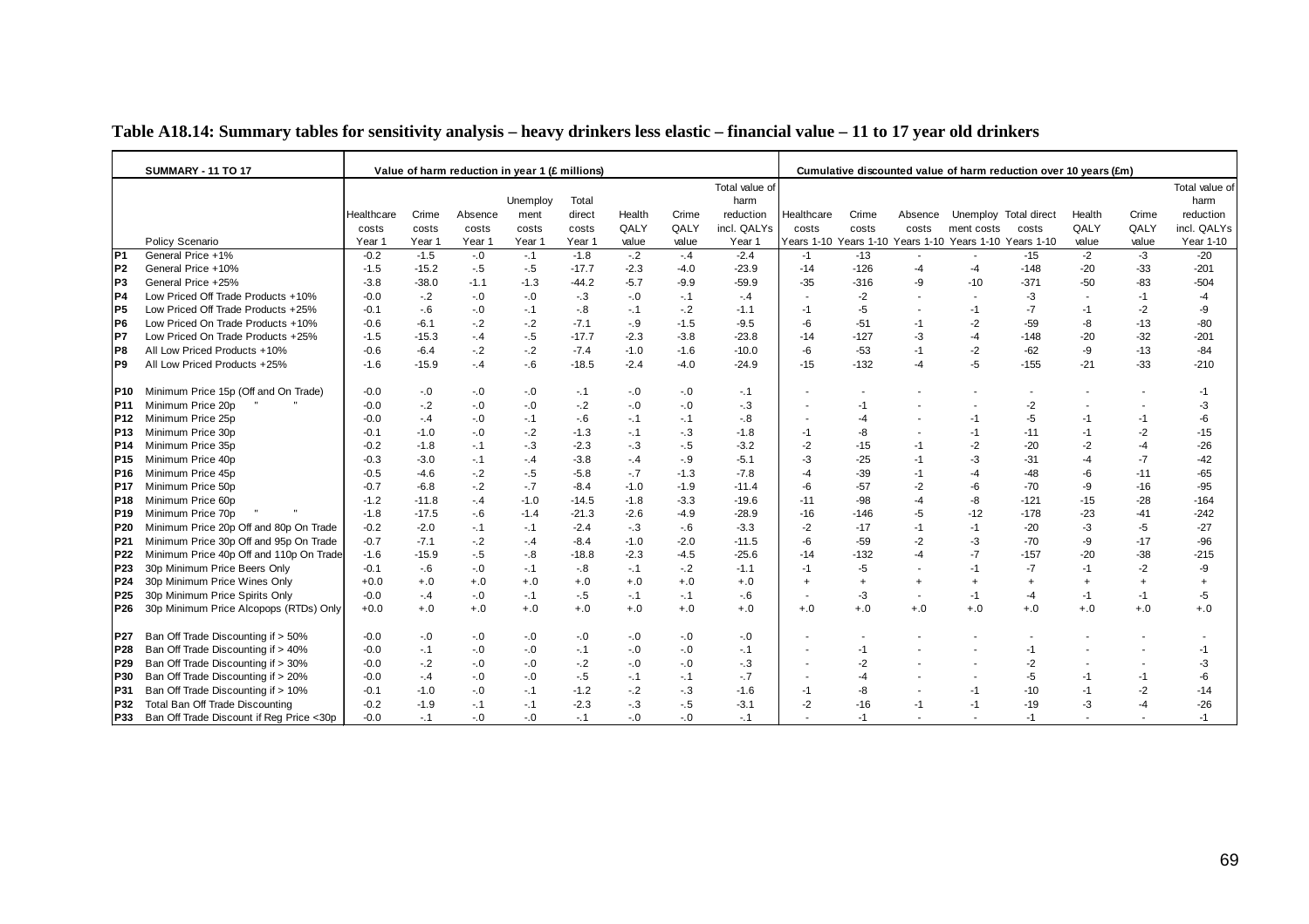**Table A18.14: Summary tables for sensitivity analysis – heavy drinkers less elastic – financial value – 11 to 17 year old drinkers**

| | SUMMARY - 11 TO 17 | Value of harm reduction in year 1 (£ millions) | | | | | | | | Cumulative discounted value of harm reduction over 10 years (£m) | | | | | | | |
|---|---|---|---|---|---|---|---|---|---|---|---|---|---|---|---|---|---|
| | Policy Scenario | Healthcare costs Year 1 | Crime costs Year 1 | Absence costs Year 1 | Unemploy ment costs Year 1 | Total direct costs Year 1 | Health QALY value | Crime QALY value | Total value of harm reduction incl. QALYs Year 1 | Healthcare costs Years 1-10 | Crime costs Years 1-10 | Absence costs Years 1-10 | Unemploy ment costs Years 1-10 | Total direct costs Years 1-10 | Health QALY value | Crime QALY value | Total value of harm reduction incl. QALYs Year 1-10 |
| P1 | General Price +1% | -0.2 | -1.5 | -.0 | -.1 | -1.8 | -.2 | -.4 | -2.4 | -1 | -13 | - | - | -15 | -2 | -3 | -20 |
| P2 | General Price +10% | -1.5 | -15.2 | -.5 | -.5 | -17.7 | -2.3 | -4.0 | -23.9 | -14 | -126 | -4 | -4 | -148 | -20 | -33 | -201 |
| P3 | General Price +25% | -3.8 | -38.0 | -1.1 | -1.3 | -44.2 | -5.7 | -9.9 | -59.9 | -35 | -316 | -9 | -10 | -371 | -50 | -83 | -504 |
| P4 | Low Priced Off Trade Products +10% | -0.0 | -.2 | -.0 | -.0 | -.3 | -.0 | -.1 | -.4 | - | -2 | - | - | -3 | - | -1 | -4 |
| P5 | Low Priced Off Trade Products +25% | -0.1 | -.6 | -.0 | -.1 | -.8 | -.1 | -.2 | -1.1 | -1 | -5 | - | -1 | -7 | -1 | -2 | -9 |
| P6 | Low Priced On Trade Products +10% | -0.6 | -6.1 | -.2 | -.2 | -7.1 | -.9 | -1.5 | -9.5 | -6 | -51 | -1 | -2 | -59 | -8 | -13 | -80 |
| P7 | Low Priced On Trade Products +25% | -1.5 | -15.3 | -.4 | -.5 | -17.7 | -2.3 | -3.8 | -23.8 | -14 | -127 | -3 | -4 | -148 | -20 | -32 | -201 |
| P8 | All Low Priced Products +10% | -0.6 | -6.4 | -.2 | -.2 | -7.4 | -1.0 | -1.6 | -10.0 | -6 | -53 | -1 | -2 | -62 | -9 | -13 | -84 |
| P9 | All Low Priced Products +25% | -1.6 | -15.9 | -.4 | -.6 | -18.5 | -2.4 | -4.0 | -24.9 | -15 | -132 | -4 | -5 | -155 | -21 | -33 | -210 |
| P10 | Minimum Price 15p (Off and On Trade) | -0.0 | -.0 | -.0 | -.0 | -.1 | -.0 | -.0 | -.1 | - | - | - | - | - | - | - | -1 |
| P11 | Minimum Price 20p " " | -0.0 | -.2 | -.0 | -.0 | -.2 | -.0 | -.0 | -.3 | - | -1 | - | - | -2 | - | - | -3 |
| P12 | Minimum Price 25p | -0.0 | -.4 | -.0 | -.1 | -.6 | -.1 | -.1 | -.8 | - | -4 | - | -1 | -5 | -1 | -1 | -6 |
| P13 | Minimum Price 30p | -0.1 | -1.0 | -.0 | -.2 | -1.3 | -.1 | -.3 | -1.8 | -1 | -8 | - | -1 | -11 | -1 | -2 | -15 |
| P14 | Minimum Price 35p | -0.2 | -1.8 | -.1 | -.3 | -2.3 | -.3 | -.5 | -3.2 | -2 | -15 | -1 | -2 | -20 | -2 | -4 | -26 |
| P15 | Minimum Price 40p | -0.3 | -3.0 | -.1 | -.4 | -3.8 | -.4 | -.9 | -5.1 | -3 | -25 | -1 | -3 | -31 | -4 | -7 | -42 |
| P16 | Minimum Price 45p | -0.5 | -4.6 | -.2 | -.5 | -5.8 | -.7 | -1.3 | -7.8 | -4 | -39 | -1 | -4 | -48 | -6 | -11 | -65 |
| P17 | Minimum Price 50p | -0.7 | -6.8 | -.2 | -.7 | -8.4 | -1.0 | -1.9 | -11.4 | -6 | -57 | -2 | -6 | -70 | -9 | -16 | -95 |
| P18 | Minimum Price 60p | -1.2 | -11.8 | -.4 | -1.0 | -14.5 | -1.8 | -3.3 | -19.6 | -11 | -98 | -4 | -8 | -121 | -15 | -28 | -164 |
| P19 | Minimum Price 70p " " | -1.8 | -17.5 | -.6 | -1.4 | -21.3 | -2.6 | -4.9 | -28.9 | -16 | -146 | -5 | -12 | -178 | -23 | -41 | -242 |
| P20 | Minimum Price 20p Off and 80p On Trade | -0.2 | -2.0 | -.1 | -.1 | -2.4 | -.3 | -.6 | -3.3 | -2 | -17 | -1 | -1 | -20 | -3 | -5 | -27 |
| P21 | Minimum Price 30p Off and 95p On Trade | -0.7 | -7.1 | -.2 | -.4 | -8.4 | -1.0 | -2.0 | -11.5 | -6 | -59 | -2 | -3 | -70 | -9 | -17 | -96 |
| P22 | Minimum Price 40p Off and 110p On Trade | -1.6 | -15.9 | -.5 | -.8 | -18.8 | -2.3 | -4.5 | -25.6 | -14 | -132 | -4 | -7 | -157 | -20 | -38 | -215 |
| P23 | 30p Minimum Price Beers Only | -0.1 | -.6 | -.0 | -.1 | -.8 | -.1 | -.2 | -1.1 | -1 | -5 | - | -1 | -7 | -1 | -2 | -9 |
| P24 | 30p Minimum Price Wines Only | +0.0 | +.0 | +.0 | +.0 | +.0 | +.0 | +.0 | +.0 | + | + | + | + | + | + | + | + |
| P25 | 30p Minimum Price Spirits Only | -0.0 | -.4 | -.0 | -.1 | -.5 | -.1 | -.1 | -.6 | - | -3 | - | -1 | -4 | -1 | -1 | -5 |
| P26 | 30p Minimum Price Alcopops (RTDs) Only | +0.0 | +.0 | +.0 | +.0 | +.0 | +.0 | +.0 | +.0 | +.0 | +.0 | +.0 | +.0 | +.0 | +.0 | +.0 | +.0 |
| P27 | Ban Off Trade Discounting if > 50% | -0.0 | -.0 | -.0 | -.0 | -.0 | -.0 | -.0 | -.0 | - | - | - | - | - | - | - | - |
| P28 | Ban Off Trade Discounting if > 40% | -0.0 | -.1 | -.0 | -.0 | -.1 | -.0 | -.0 | -.1 | - | -1 | - | - | -1 | - | - | -1 |
| P29 | Ban Off Trade Discounting if > 30% | -0.0 | -.2 | -.0 | -.0 | -.2 | -.0 | -.0 | -.3 | - | -2 | - | - | -2 | - | - | -3 |
| P30 | Ban Off Trade Discounting if > 20% | -0.0 | -.4 | -.0 | -.0 | -.5 | -.1 | -.1 | -.7 | - | -4 | - | - | -5 | -1 | -1 | -6 |
| P31 | Ban Off Trade Discounting if > 10% | -0.1 | -1.0 | -.0 | -.1 | -1.2 | -.2 | -.3 | -1.6 | -1 | -8 | - | -1 | -10 | -1 | -2 | -14 |
| P32 | Total Ban Off Trade Discounting | -0.2 | -1.9 | -.1 | -.1 | -2.3 | -.3 | -.5 | -3.1 | -2 | -16 | -1 | -1 | -19 | -3 | -4 | -26 |
| P33 | Ban Off Trade Discount if Reg Price <30p | -0.0 | -.1 | -.0 | -.0 | -.1 | -.0 | -.0 | -.1 | - | -1 | - | - | -1 | - | - | -1 |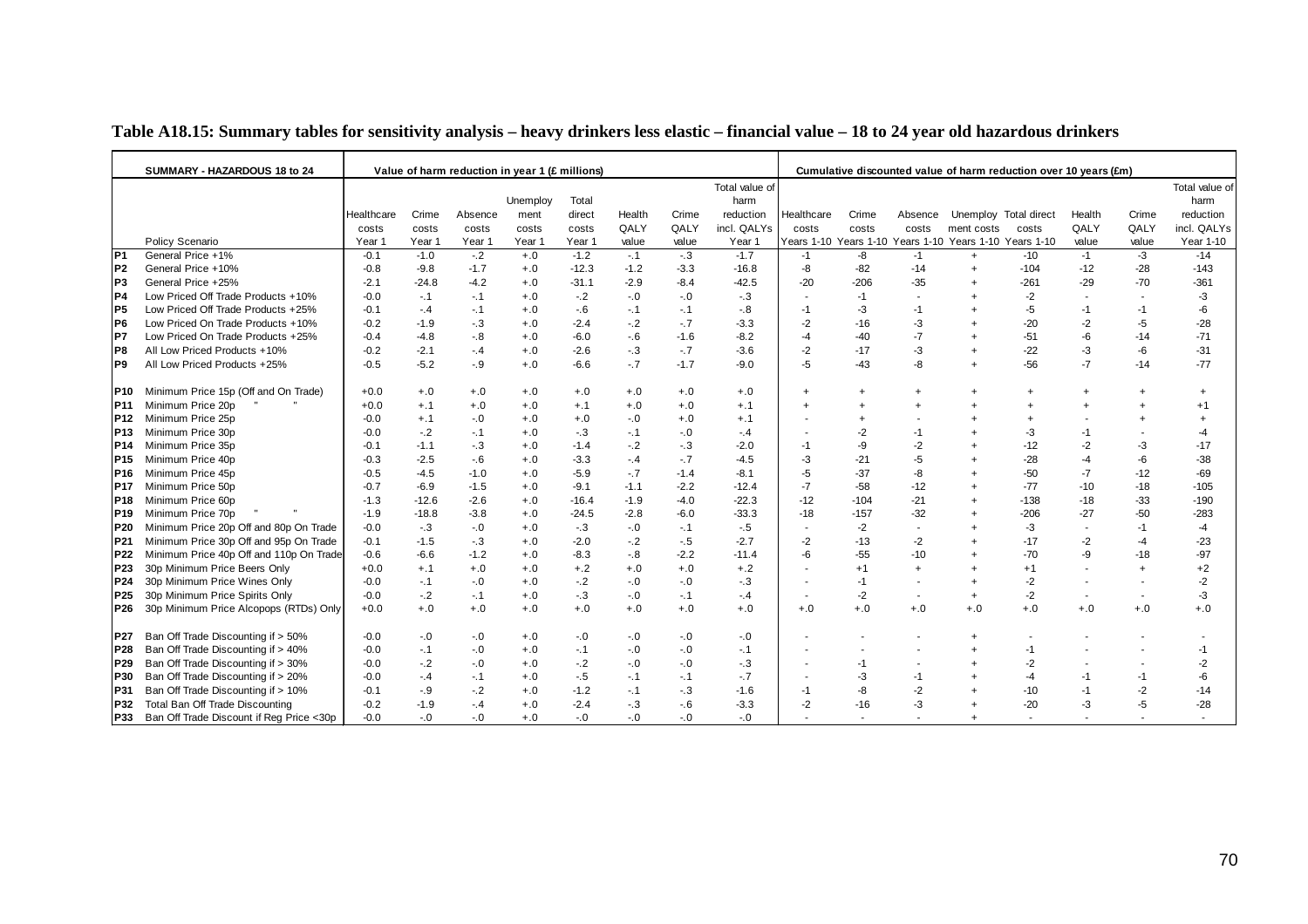**Table A18.15: Summary tables for sensitivity analysis – heavy drinkers less elastic – financial value – 18 to 24 year old hazardous drinkers**

| | SUMMARY - HAZARDOUS 18 to 24 | Value of harm reduction in year 1 (£ millions) | | | | | | | | Cumulative discounted value of harm reduction over 10 years (£m) | | | | | | | |
|---|---|---|---|---|---|---|---|---|---|---|---|---|---|---|---|---|---|
| | Policy Scenario | Healthcare costs Year 1 | Crime costs Year 1 | Absence costs Year 1 | Unemployment costs Year 1 | Total direct costs Year 1 | Health QALY value | Crime QALY value | Total value of harm reduction incl. QALYs Year 1 | Healthcare costs Years 1-10 | Crime costs Years 1-10 | Absence costs Years 1-10 | Unemployment costs Years 1-10 | Total direct costs Years 1-10 | Health QALY value | Crime QALY value | Total value of harm reduction incl. QALYs Year 1-10 |
| P1 | General Price +1% | -0.1 | -1.0 | -.2 | +.0 | -1.2 | -.1 | -.3 | -1.7 | -1 | -8 | -1 | + | -10 | -1 | -3 | -14 |
| P2 | General Price +10% | -0.8 | -9.8 | -1.7 | +.0 | -12.3 | -1.2 | -3.3 | -16.8 | -8 | -82 | -14 | + | -104 | -12 | -28 | -143 |
| P3 | General Price +25% | -2.1 | -24.8 | -4.2 | +.0 | -31.1 | -2.9 | -8.4 | -42.5 | -20 | -206 | -35 | + | -261 | -29 | -70 | -361 |
| P4 | Low Priced Off Trade Products +10% | -0.0 | -.1 | -.1 | +.0 | -.2 | -.0 | -.0 | -.3 | - | -1 | - | + | -2 | - | - | -3 |
| P5 | Low Priced Off Trade Products +25% | -0.1 | -.4 | -.1 | +.0 | -.6 | -.1 | -.1 | -.8 | -1 | -3 | -1 | + | -5 | -1 | -1 | -6 |
| P6 | Low Priced On Trade Products +10% | -0.2 | -1.9 | -.3 | +.0 | -2.4 | -.2 | -.7 | -3.3 | -2 | -16 | -3 | + | -20 | -2 | -5 | -28 |
| P7 | Low Priced On Trade Products +25% | -0.4 | -4.8 | -.8 | +.0 | -6.0 | -.6 | -1.6 | -8.2 | -4 | -40 | -7 | + | -51 | -6 | -14 | -71 |
| P8 | All Low Priced Products +10% | -0.2 | -2.1 | -.4 | +.0 | -2.6 | -.3 | -.7 | -3.6 | -2 | -17 | -3 | + | -22 | -3 | -6 | -31 |
| P9 | All Low Priced Products +25% | -0.5 | -5.2 | -.9 | +.0 | -6.6 | -.7 | -1.7 | -9.0 | -5 | -43 | -8 | + | -56 | -7 | -14 | -77 |
| P10 | Minimum Price 15p (Off and On Trade) | +0.0 | +.0 | +.0 | +.0 | +.0 | +.0 | +.0 | +.0 | + | + | + | + | + | + | + | + |
| P11 | Minimum Price 20p " " | +0.0 | +.1 | +.0 | +.0 | +.1 | +.0 | +.0 | +.1 | + | + | + | + | + | + | + | +1 |
| P12 | Minimum Price 25p | -0.0 | +.1 | -.0 | +.0 | +.0 | -.0 | +.0 | +.1 | - | + | - | + | + | - | + | + |
| P13 | Minimum Price 30p | -0.0 | -.2 | -.1 | +.0 | -.3 | -.1 | -.0 | -.4 | - | -2 | -1 | + | -3 | -1 | - | -4 |
| P14 | Minimum Price 35p | -0.1 | -1.1 | -.3 | +.0 | -1.4 | -.2 | -.3 | -2.0 | -1 | -9 | -2 | + | -12 | -2 | -3 | -17 |
| P15 | Minimum Price 40p | -0.3 | -2.5 | -.6 | +.0 | -3.3 | -.4 | -.7 | -4.5 | -3 | -21 | -5 | + | -28 | -4 | -6 | -38 |
| P16 | Minimum Price 45p | -0.5 | -4.5 | -1.0 | +.0 | -5.9 | -.7 | -1.4 | -8.1 | -5 | -37 | -8 | + | -50 | -7 | -12 | -69 |
| P17 | Minimum Price 50p | -0.7 | -6.9 | -1.5 | +.0 | -9.1 | -1.1 | -2.2 | -12.4 | -7 | -58 | -12 | + | -77 | -10 | -18 | -105 |
| P18 | Minimum Price 60p | -1.3 | -12.6 | -2.6 | +.0 | -16.4 | -1.9 | -4.0 | -22.3 | -12 | -104 | -21 | + | -138 | -18 | -33 | -190 |
| P19 | Minimum Price 70p " " | -1.9 | -18.8 | -3.8 | +.0 | -24.5 | -2.8 | -6.0 | -33.3 | -18 | -157 | -32 | + | -206 | -27 | -50 | -283 |
| P20 | Minimum Price 20p Off and 80p On Trade | -0.0 | -.3 | -.0 | +.0 | -.3 | -.0 | -.1 | -.5 | - | -2 | - | + | -3 | - | -1 | -4 |
| P21 | Minimum Price 30p Off and 95p On Trade | -0.1 | -1.5 | -.3 | +.0 | -2.0 | -.2 | -.5 | -2.7 | -2 | -13 | -2 | + | -17 | -2 | -4 | -23 |
| P22 | Minimum Price 40p Off and 110p On Trade | -0.6 | -6.6 | -1.2 | +.0 | -8.3 | -.8 | -2.2 | -11.4 | -6 | -55 | -10 | + | -70 | -9 | -18 | -97 |
| P23 | 30p Minimum Price Beers Only | +0.0 | +.1 | +.0 | +.0 | +.2 | +.0 | +.0 | +.2 | - | +1 | + | + | +1 | - | + | +2 |
| P24 | 30p Minimum Price Wines Only | -0.0 | -.1 | -.0 | +.0 | -.2 | -.0 | -.0 | -.3 | - | -1 | - | + | -2 | - | - | -2 |
| P25 | 30p Minimum Price Spirits Only | -0.0 | -.2 | -.1 | +.0 | -.3 | -.0 | -.1 | -.4 | - | -2 | - | + | -2 | - | - | -3 |
| P26 | 30p Minimum Price Alcopops (RTDs) Only | +0.0 | +.0 | +.0 | +.0 | +.0 | +.0 | +.0 | +.0 | +.0 | +.0 | +.0 | +.0 | +.0 | +.0 | +.0 | +.0 |
| P27 | Ban Off Trade Discounting if > 50% | -0.0 | -.0 | -.0 | +.0 | -.0 | -.0 | -.0 | -.0 | - | - | - | + | - | - | - | - |
| P28 | Ban Off Trade Discounting if > 40% | -0.0 | -.1 | -.0 | +.0 | -.1 | -.0 | -.0 | -.1 | - | - | - | + | -1 | - | - | -1 |
| P29 | Ban Off Trade Discounting if > 30% | -0.0 | -.2 | -.0 | +.0 | -.2 | -.0 | -.0 | -.3 | - | -1 | - | + | -2 | - | - | -2 |
| P30 | Ban Off Trade Discounting if > 20% | -0.0 | -.4 | -.1 | +.0 | -.5 | -.1 | -.1 | -.7 | - | -3 | -1 | + | -4 | -1 | -1 | -6 |
| P31 | Ban Off Trade Discounting if > 10% | -0.1 | -.9 | -.2 | +.0 | -1.2 | -.1 | -.3 | -1.6 | -1 | -8 | -2 | + | -10 | -1 | -2 | -14 |
| P32 | Total Ban Off Trade Discounting | -0.2 | -1.9 | -.4 | +.0 | -2.4 | -.3 | -.6 | -3.3 | -2 | -16 | -3 | + | -20 | -3 | -5 | -28 |
| P33 | Ban Off Trade Discount if Reg Price <30p | -0.0 | -.0 | -.0 | +.0 | -.0 | -.0 | -.0 | -.0 | - | - | - | + | - | - | - | - |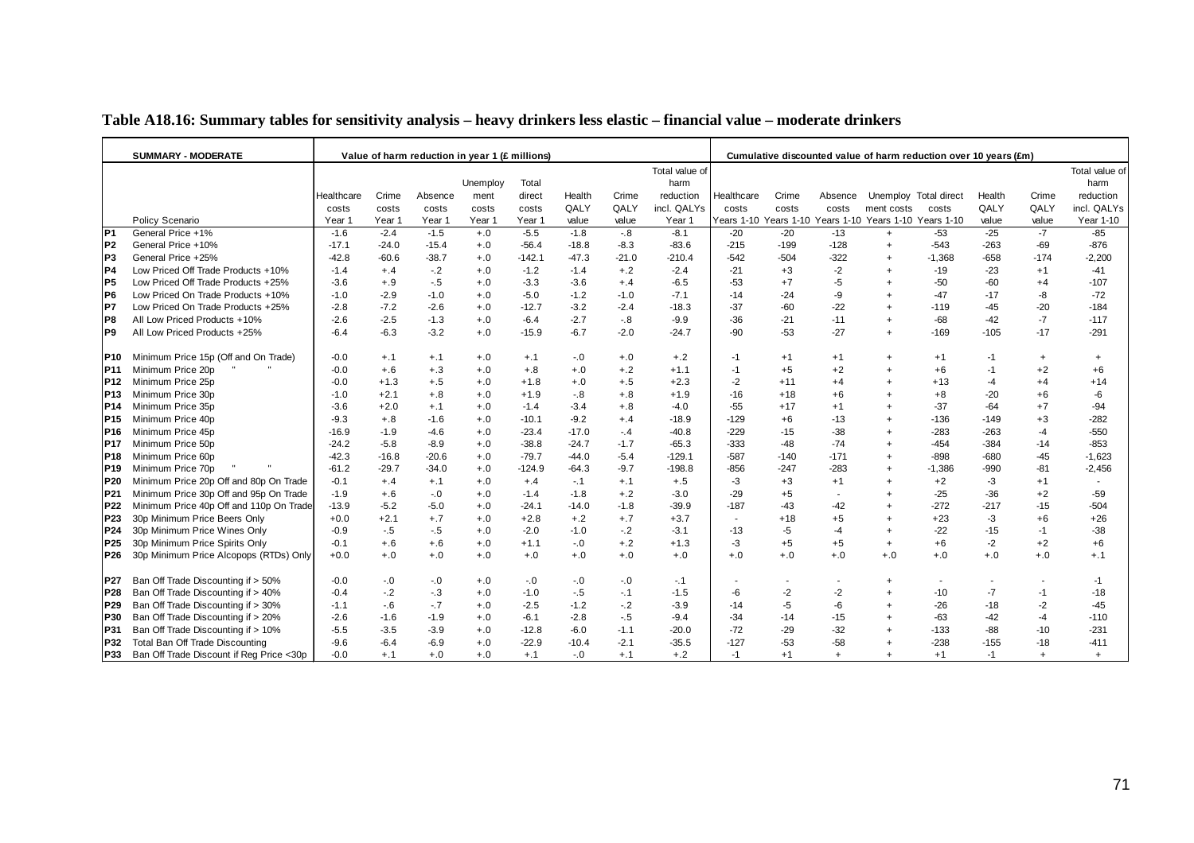**Table A18.16: Summary tables for sensitivity analysis – heavy drinkers less elastic – financial value – moderate drinkers**

| | SUMMARY - MODERATE | Value of harm reduction in year 1 (£ millions) | | | | | | | | Cumulative discounted value of harm reduction over 10 years (£m) | | | | | | | |
|---|---|---|---|---|---|---|---|---|---|---|---|---|---|---|---|---|---|
| | Policy Scenario | Healthcare costs Year 1 | Crime costs Year 1 | Absence costs Year 1 | Unemploy ment costs Year 1 | Total direct costs Year 1 | Health QALY value | Crime QALY value | Total value of harm reduction incl. QALYs Year 1 | Healthcare costs Years 1-10 | Crime costs Years 1-10 | Absence costs Years 1-10 | Unemploy ment costs Years 1-10 | Total direct costs Years 1-10 | Health QALY value | Crime QALY value | Total value of harm reduction incl. QALYs Year 1-10 |
| P1 | General Price +1% | -1.6 | -2.4 | -1.5 | +.0 | -5.5 | -1.8 | -.8 | -8.1 | -20 | -20 | -13 | + | -53 | -25 | -7 | -85 |
| P2 | General Price +10% | -17.1 | -24.0 | -15.4 | +.0 | -56.4 | -18.8 | -8.3 | -83.6 | -215 | -199 | -128 | + | -543 | -263 | -69 | -876 |
| P3 | General Price +25% | -42.8 | -60.6 | -38.7 | +.0 | -142.1 | -47.3 | -21.0 | -210.4 | -542 | -504 | -322 | + | -1,368 | -658 | -174 | -2,200 |
| P4 | Low Priced Off Trade Products +10% | -1.4 | +.4 | -.2 | +.0 | -1.2 | -1.4 | +.2 | -2.4 | -21 | +3 | -2 | + | -19 | -23 | +1 | -41 |
| P5 | Low Priced Off Trade Products +25% | -3.6 | +.9 | -.5 | +.0 | -3.3 | -3.6 | +.4 | -6.5 | -53 | +7 | -5 | + | -50 | -60 | +4 | -107 |
| P6 | Low Priced On Trade Products +10% | -1.0 | -2.9 | -1.0 | +.0 | -5.0 | -1.2 | -1.0 | -7.1 | -14 | -24 | -9 | + | -47 | -17 | -8 | -72 |
| P7 | Low Priced On Trade Products +25% | -2.8 | -7.2 | -2.6 | +.0 | -12.7 | -3.2 | -2.4 | -18.3 | -37 | -60 | -22 | + | -119 | -45 | -20 | -184 |
| P8 | All Low Priced Products +10% | -2.6 | -2.5 | -1.3 | +.0 | -6.4 | -2.7 | -.8 | -9.9 | -36 | -21 | -11 | + | -68 | -42 | -7 | -117 |
| P9 | All Low Priced Products +25% | -6.4 | -6.3 | -3.2 | +.0 | -15.9 | -6.7 | -2.0 | -24.7 | -90 | -53 | -27 | + | -169 | -105 | -17 | -291 |
| P10 | Minimum Price 15p (Off and On Trade) | -0.0 | +.1 | +.1 | +.0 | +.1 | -.0 | +.0 | +.2 | -1 | +1 | +1 | + | +1 | -1 | + | + |
| P11 | Minimum Price 20p " " | -0.0 | +.6 | +.3 | +.0 | +.8 | +.0 | +.2 | +1.1 | -1 | +5 | +2 | + | +6 | -1 | +2 | +6 |
| P12 | Minimum Price 25p | -0.0 | +1.3 | +.5 | +.0 | +1.8 | +.0 | +.5 | +2.3 | -2 | +11 | +4 | + | +13 | -4 | +4 | +14 |
| P13 | Minimum Price 30p | -1.0 | +2.1 | +.8 | +.0 | +1.9 | -.8 | +.8 | +1.9 | -16 | +18 | +6 | + | +8 | -20 | +6 | -6 |
| P14 | Minimum Price 35p | -3.6 | +2.0 | +.1 | +.0 | -1.4 | -3.4 | +.8 | -4.0 | -55 | +17 | +1 | + | -37 | -64 | +7 | -94 |
| P15 | Minimum Price 40p | -9.3 | +.8 | -1.6 | +.0 | -10.1 | -9.2 | +.4 | -18.9 | -129 | +6 | -13 | + | -136 | -149 | +3 | -282 |
| P16 | Minimum Price 45p | -16.9 | -1.9 | -4.6 | +.0 | -23.4 | -17.0 | -.4 | -40.8 | -229 | -15 | -38 | + | -283 | -263 | -4 | -550 |
| P17 | Minimum Price 50p | -24.2 | -5.8 | -8.9 | +.0 | -38.8 | -24.7 | -1.7 | -65.3 | -333 | -48 | -74 | + | -454 | -384 | -14 | -853 |
| P18 | Minimum Price 60p | -42.3 | -16.8 | -20.6 | +.0 | -79.7 | -44.0 | -5.4 | -129.1 | -587 | -140 | -171 | + | -898 | -680 | -45 | -1,623 |
| P19 | Minimum Price 70p " " | -61.2 | -29.7 | -34.0 | +.0 | -124.9 | -64.3 | -9.7 | -198.8 | -856 | -247 | -283 | + | -1,386 | -990 | -81 | -2,456 |
| P20 | Minimum Price 20p Off and 80p On Trade | -0.1 | +.4 | +.1 | +.0 | +.4 | -.1 | +.1 | +.5 | -3 | +3 | +1 | + | +2 | -3 | +1 | - |
| P21 | Minimum Price 30p Off and 95p On Trade | -1.9 | +.6 | -.0 | +.0 | -1.4 | -1.8 | +.2 | -3.0 | -29 | +5 | - | + | -25 | -36 | +2 | -59 |
| P22 | Minimum Price 40p Off and 110p On Trade | -13.9 | -5.2 | -5.0 | +.0 | -24.1 | -14.0 | -1.8 | -39.9 | -187 | -43 | -42 | + | -272 | -217 | -15 | -504 |
| P23 | 30p Minimum Price Beers Only | +0.0 | +2.1 | +.7 | +.0 | +2.8 | +.2 | +.7 | +3.7 | - | +18 | +5 | + | +23 | -3 | +6 | +26 |
| P24 | 30p Minimum Price Wines Only | -0.9 | -.5 | -.5 | +.0 | -2.0 | -1.0 | -.2 | -3.1 | -13 | -5 | -4 | + | -22 | -15 | -1 | -38 |
| P25 | 30p Minimum Price Spirits Only | -0.1 | +.6 | +.6 | +.0 | +1.1 | -.0 | +.2 | +1.3 | -3 | +5 | +5 | + | +6 | -2 | +2 | +6 |
| P26 | 30p Minimum Price Alcopops (RTDs) Only | +0.0 | +.0 | +.0 | +.0 | +.0 | +.0 | +.0 | +.0 | +.0 | +.0 | +.0 | +.0 | +.0 | +.0 | +.0 | +.1 |
| P27 | Ban Off Trade Discounting if > 50% | -0.0 | -.0 | -.0 | +.0 | -.0 | -.0 | -.0 | -.1 | - | - | - | + | - | - | - | -1 |
| P28 | Ban Off Trade Discounting if > 40% | -0.4 | -.2 | -.3 | +.0 | -1.0 | -.5 | -.1 | -1.5 | -6 | -2 | -2 | + | -10 | -7 | -1 | -18 |
| P29 | Ban Off Trade Discounting if > 30% | -1.1 | -.6 | -.7 | +.0 | -2.5 | -1.2 | -.2 | -3.9 | -14 | -5 | -6 | + | -26 | -18 | -2 | -45 |
| P30 | Ban Off Trade Discounting if > 20% | -2.6 | -1.6 | -1.9 | +.0 | -6.1 | -2.8 | -.5 | -9.4 | -34 | -14 | -15 | + | -63 | -42 | -4 | -110 |
| P31 | Ban Off Trade Discounting if > 10% | -5.5 | -3.5 | -3.9 | +.0 | -12.8 | -6.0 | -1.1 | -20.0 | -72 | -29 | -32 | + | -133 | -88 | -10 | -231 |
| P32 | Total Ban Off Trade Discounting | -9.6 | -6.4 | -6.9 | +.0 | -22.9 | -10.4 | -2.1 | -35.5 | -127 | -53 | -58 | + | -238 | -155 | -18 | -411 |
| P33 | Ban Off Trade Discount if Reg Price <30p | -0.0 | +.1 | +.0 | +.0 | +.1 | -.0 | +.1 | +.2 | -1 | +1 | + | + | +1 | -1 | + | + |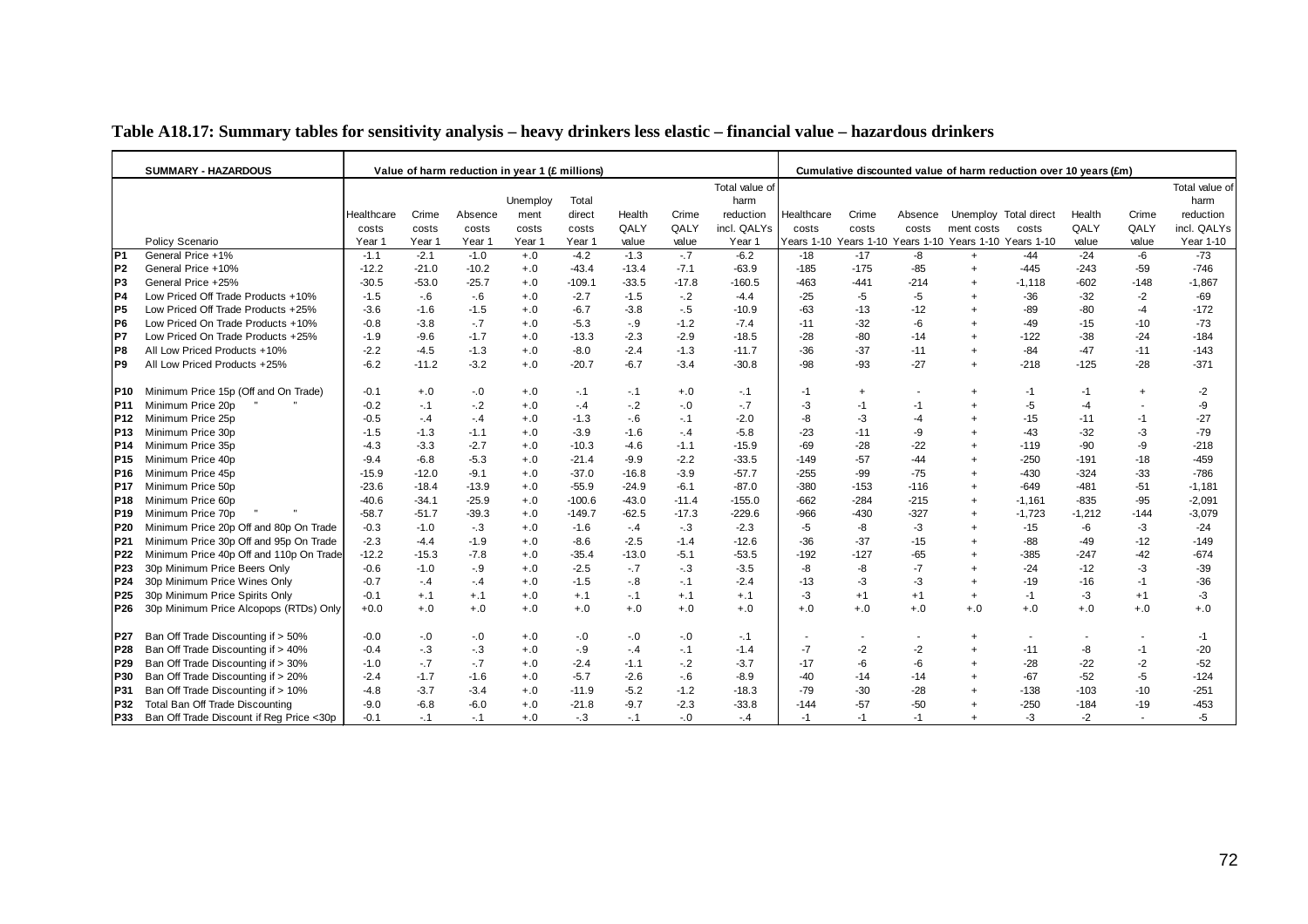## Table A18.17: Summary tables for sensitivity analysis – heavy drinkers less elastic – financial value – hazardous drinkers

| | SUMMARY - HAZARDOUS | Value of harm reduction in year 1 (£ millions) | | | | | | | | Cumulative discounted value of harm reduction over 10 years (£m) | | | | | | | |
|---|---|---|---|---|---|---|---|---|---|---|---|---|---|---|---|---|---|
| | Policy Scenario | Healthcare costs Year 1 | Crime costs Year 1 | Absence costs Year 1 | Unemployment costs Year 1 | Total direct costs Year 1 | Health QALY value | Crime QALY value | Total value of harm reduction incl. QALYs Year 1 | Healthcare costs Years 1-10 | Crime costs Years 1-10 | Absence costs Years 1-10 | Unemployment costs Years 1-10 | Total direct costs Years 1-10 | Health QALY value | Crime QALY value | Total value of harm reduction incl. QALYs Year 1-10 |
| P1 | General Price +1% | -1.1 | -2.1 | -1.0 | +.0 | -4.2 | -1.3 | -.7 | -6.2 | -18 | -17 | -8 | + | -44 | -24 | -6 | -73 |
| P2 | General Price +10% | -12.2 | -21.0 | -10.2 | +.0 | -43.4 | -13.4 | -7.1 | -63.9 | -185 | -175 | -85 | + | -445 | -243 | -59 | -746 |
| P3 | General Price +25% | -30.5 | -53.0 | -25.7 | +.0 | -109.1 | -33.5 | -17.8 | -160.5 | -463 | -441 | -214 | + | -1,118 | -602 | -148 | -1,867 |
| P4 | Low Priced Off Trade Products +10% | -1.5 | -.6 | -.6 | +.0 | -2.7 | -1.5 | -.2 | -4.4 | -25 | -5 | -5 | + | -36 | -32 | -2 | -69 |
| P5 | Low Priced Off Trade Products +25% | -3.6 | -1.6 | -1.5 | +.0 | -6.7 | -3.8 | -.5 | -10.9 | -63 | -13 | -12 | + | -89 | -80 | -4 | -172 |
| P6 | Low Priced On Trade Products +10% | -0.8 | -3.8 | -.7 | +.0 | -5.3 | -.9 | -1.2 | -7.4 | -11 | -32 | -6 | + | -49 | -15 | -10 | -73 |
| P7 | Low Priced On Trade Products +25% | -1.9 | -9.6 | -1.7 | +.0 | -13.3 | -2.3 | -2.9 | -18.5 | -28 | -80 | -14 | + | -122 | -38 | -24 | -184 |
| P8 | All Low Priced Products +10% | -2.2 | -4.5 | -1.3 | +.0 | -8.0 | -2.4 | -1.3 | -11.7 | -36 | -37 | -11 | + | -84 | -47 | -11 | -143 |
| P9 | All Low Priced Products +25% | -6.2 | -11.2 | -3.2 | +.0 | -20.7 | -6.7 | -3.4 | -30.8 | -98 | -93 | -27 | + | -218 | -125 | -28 | -371 |
| P10 | Minimum Price 15p (Off and On Trade) | -0.1 | +.0 | -.0 | +.0 | -.1 | -.1 | +.0 | -.1 | -1 | + | - | + | -1 | -1 | + | -2 |
| P11 | Minimum Price 20p " " | -0.2 | -.1 | -.2 | +.0 | -.4 | -.2 | -.0 | -.7 | -3 | -1 | -1 | + | -5 | -4 | - | -9 |
| P12 | Minimum Price 25p | -0.5 | -.4 | -.4 | +.0 | -1.3 | -.6 | -.1 | -2.0 | -8 | -3 | -4 | + | -15 | -11 | -1 | -27 |
| P13 | Minimum Price 30p | -1.5 | -1.3 | -1.1 | +.0 | -3.9 | -1.6 | -.4 | -5.8 | -23 | -11 | -9 | + | -43 | -32 | -3 | -79 |
| P14 | Minimum Price 35p | -4.3 | -3.3 | -2.7 | +.0 | -10.3 | -4.6 | -1.1 | -15.9 | -69 | -28 | -22 | + | -119 | -90 | -9 | -218 |
| P15 | Minimum Price 40p | -9.4 | -6.8 | -5.3 | +.0 | -21.4 | -9.9 | -2.2 | -33.5 | -149 | -57 | -44 | + | -250 | -191 | -18 | -459 |
| P16 | Minimum Price 45p | -15.9 | -12.0 | -9.1 | +.0 | -37.0 | -16.8 | -3.9 | -57.7 | -255 | -99 | -75 | + | -430 | -324 | -33 | -786 |
| P17 | Minimum Price 50p | -23.6 | -18.4 | -13.9 | +.0 | -55.9 | -24.9 | -6.1 | -87.0 | -380 | -153 | -116 | + | -649 | -481 | -51 | -1,181 |
| P18 | Minimum Price 60p | -40.6 | -34.1 | -25.9 | +.0 | -100.6 | -43.0 | -11.4 | -155.0 | -662 | -284 | -215 | + | -1,161 | -835 | -95 | -2,091 |
| P19 | Minimum Price 70p " " | -58.7 | -51.7 | -39.3 | +.0 | -149.7 | -62.5 | -17.3 | -229.6 | -966 | -430 | -327 | + | -1,723 | -1,212 | -144 | -3,079 |
| P20 | Minimum Price 20p Off and 80p On Trade | -0.3 | -1.0 | -.3 | +.0 | -1.6 | -.4 | -.3 | -2.3 | -5 | -8 | -3 | + | -15 | -6 | -3 | -24 |
| P21 | Minimum Price 30p Off and 95p On Trade | -2.3 | -4.4 | -1.9 | +.0 | -8.6 | -2.5 | -1.4 | -12.6 | -36 | -37 | -15 | + | -88 | -49 | -12 | -149 |
| P22 | Minimum Price 40p Off and 110p On Trade | -12.2 | -15.3 | -7.8 | +.0 | -35.4 | -13.0 | -5.1 | -53.5 | -192 | -127 | -65 | + | -385 | -247 | -42 | -674 |
| P23 | 30p Minimum Price Beers Only | -0.6 | -1.0 | -.9 | +.0 | -2.5 | -.7 | -.3 | -3.5 | -8 | -8 | -7 | + | -24 | -12 | -3 | -39 |
| P24 | 30p Minimum Price Wines Only | -0.7 | -.4 | -.4 | +.0 | -1.5 | -.8 | -.1 | -2.4 | -13 | -3 | -3 | + | -19 | -16 | -1 | -36 |
| P25 | 30p Minimum Price Spirits Only | -0.1 | +.1 | +.1 | +.0 | +.1 | -.1 | +.1 | +.1 | -3 | +1 | +1 | + | -1 | -3 | +1 | -3 |
| P26 | 30p Minimum Price Alcopops (RTDs) Only | +0.0 | +.0 | +.0 | +.0 | +.0 | +.0 | +.0 | +.0 | +.0 | +.0 | +.0 | +.0 | +.0 | +.0 | +.0 | +.0 |
| P27 | Ban Off Trade Discounting if > 50% | -0.0 | -.0 | -.0 | +.0 | -.0 | -.0 | -.0 | -.1 | - | - | - | + | - | - | - | -1 |
| P28 | Ban Off Trade Discounting if > 40% | -0.4 | -.3 | -.3 | +.0 | -.9 | -.4 | -.1 | -1.4 | -7 | -2 | -2 | + | -11 | -8 | -1 | -20 |
| P29 | Ban Off Trade Discounting if > 30% | -1.0 | -.7 | -.7 | +.0 | -2.4 | -1.1 | -.2 | -3.7 | -17 | -6 | -6 | + | -28 | -22 | -2 | -52 |
| P30 | Ban Off Trade Discounting if > 20% | -2.4 | -1.7 | -1.6 | +.0 | -5.7 | -2.6 | -.6 | -8.9 | -40 | -14 | -14 | + | -67 | -52 | -5 | -124 |
| P31 | Ban Off Trade Discounting if > 10% | -4.8 | -3.7 | -3.4 | +.0 | -11.9 | -5.2 | -1.2 | -18.3 | -79 | -30 | -28 | + | -138 | -103 | -10 | -251 |
| P32 | Total Ban Off Trade Discounting | -9.0 | -6.8 | -6.0 | +.0 | -21.8 | -9.7 | -2.3 | -33.8 | -144 | -57 | -50 | + | -250 | -184 | -19 | -453 |
| P33 | Ban Off Trade Discount if Reg Price <30p | -0.1 | -.1 | -.1 | +.0 | -.3 | -.1 | -.0 | -.4 | -1 | -1 | -1 | + | -3 | -2 | - | -5 |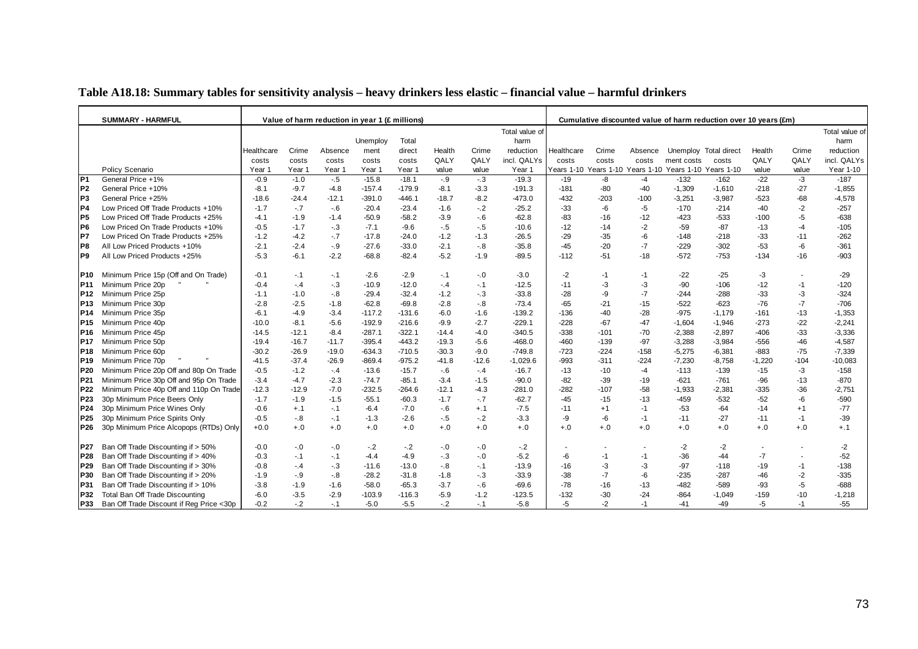**Table A18.18: Summary tables for sensitivity analysis – heavy drinkers less elastic – financial value – harmful drinkers**

| | SUMMARY - HARMFUL | Value of harm reduction in year 1 (£ millions) | | | | | | | | Cumulative discounted value of harm reduction over 10 years (£m) | | | | | | | |
|---|---|---|---|---|---|---|---|---|---|---|---|---|---|---|---|---|---|
| | Policy Scenario | Healthcare costs Year 1 | Crime costs Year 1 | Absence costs Year 1 | Unemployment costs Year 1 | Total direct costs Year 1 | Health QALY value | Crime QALY value | Total value of harm reduction incl. QALYs Year 1 | Healthcare costs Years 1-10 | Crime costs Years 1-10 | Absence costs Years 1-10 | Unemployment costs Years 1-10 | Total direct costs Years 1-10 | Health QALY value | Crime QALY value | Total value of harm reduction incl. QALYs Year 1-10 |
| P1 | General Price +1% | -0.9 | -1.0 | -.5 | -15.8 | -18.1 | -.9 | -.3 | -19.3 | -19 | -8 | -4 | -132 | -162 | -22 | -3 | -187 |
| P2 | General Price +10% | -8.1 | -9.7 | -4.8 | -157.4 | -179.9 | -8.1 | -3.3 | -191.3 | -181 | -80 | -40 | -1,309 | -1,610 | -218 | -27 | -1,855 |
| P3 | General Price +25% | -18.6 | -24.4 | -12.1 | -391.0 | -446.1 | -18.7 | -8.2 | -473.0 | -432 | -203 | -100 | -3,251 | -3,987 | -523 | -68 | -4,578 |
| P4 | Low Priced Off Trade Products +10% | -1.7 | -.7 | -.6 | -20.4 | -23.4 | -1.6 | -.2 | -25.2 | -33 | -6 | -5 | -170 | -214 | -40 | -2 | -257 |
| P5 | Low Priced Off Trade Products +25% | -4.1 | -1.9 | -1.4 | -50.9 | -58.2 | -3.9 | -.6 | -62.8 | -83 | -16 | -12 | -423 | -533 | -100 | -5 | -638 |
| P6 | Low Priced On Trade Products +10% | -0.5 | -1.7 | -.3 | -7.1 | -9.6 | -.5 | -.5 | -10.6 | -12 | -14 | -2 | -59 | -87 | -13 | -4 | -105 |
| P7 | Low Priced On Trade Products +25% | -1.2 | -4.2 | -.7 | -17.8 | -24.0 | -1.2 | -1.3 | -26.5 | -29 | -35 | -6 | -148 | -218 | -33 | -11 | -262 |
| P8 | All Low Priced Products +10% | -2.1 | -2.4 | -.9 | -27.6 | -33.0 | -2.1 | -.8 | -35.8 | -45 | -20 | -7 | -229 | -302 | -53 | -6 | -361 |
| P9 | All Low Priced Products +25% | -5.3 | -6.1 | -2.2 | -68.8 | -82.4 | -5.2 | -1.9 | -89.5 | -112 | -51 | -18 | -572 | -753 | -134 | -16 | -903 |
| P10 | Minimum Price 15p (Off and On Trade) | -0.1 | -.1 | -.1 | -2.6 | -2.9 | -.1 | -.0 | -3.0 | -2 | -1 | -1 | -22 | -25 | -3 | - | -29 |
| P11 | Minimum Price 20p " " | -0.4 | -.4 | -.3 | -10.9 | -12.0 | -.4 | -.1 | -12.5 | -11 | -3 | -3 | -90 | -106 | -12 | -1 | -120 |
| P12 | Minimum Price 25p | -1.1 | -1.0 | -.8 | -29.4 | -32.4 | -1.2 | -.3 | -33.8 | -28 | -9 | -7 | -244 | -288 | -33 | -3 | -324 |
| P13 | Minimum Price 30p | -2.8 | -2.5 | -1.8 | -62.8 | -69.8 | -2.8 | -.8 | -73.4 | -65 | -21 | -15 | -522 | -623 | -76 | -7 | -706 |
| P14 | Minimum Price 35p | -6.1 | -4.9 | -3.4 | -117.2 | -131.6 | -6.0 | -1.6 | -139.2 | -136 | -40 | -28 | -975 | -1,179 | -161 | -13 | -1,353 |
| P15 | Minimum Price 40p | -10.0 | -8.1 | -5.6 | -192.9 | -216.6 | -9.9 | -2.7 | -229.1 | -228 | -67 | -47 | -1,604 | -1,946 | -273 | -22 | -2,241 |
| P16 | Minimum Price 45p | -14.5 | -12.1 | -8.4 | -287.1 | -322.1 | -14.4 | -4.0 | -340.5 | -338 | -101 | -70 | -2,388 | -2,897 | -406 | -33 | -3,336 |
| P17 | Minimum Price 50p | -19.4 | -16.7 | -11.7 | -395.4 | -443.2 | -19.3 | -5.6 | -468.0 | -460 | -139 | -97 | -3,288 | -3,984 | -556 | -46 | -4,587 |
| P18 | Minimum Price 60p | -30.2 | -26.9 | -19.0 | -634.3 | -710.5 | -30.3 | -9.0 | -749.8 | -723 | -224 | -158 | -5,275 | -6,381 | -883 | -75 | -7,339 |
| P19 | Minimum Price 70p " " | -41.5 | -37.4 | -26.9 | -869.4 | -975.2 | -41.8 | -12.6 | -1,029.6 | -993 | -311 | -224 | -7,230 | -8,758 | -1,220 | -104 | -10,083 |
| P20 | Minimum Price 20p Off and 80p On Trade | -0.5 | -1.2 | -.4 | -13.6 | -15.7 | -.6 | -.4 | -16.7 | -13 | -10 | -4 | -113 | -139 | -15 | -3 | -158 |
| P21 | Minimum Price 30p Off and 95p On Trade | -3.4 | -4.7 | -2.3 | -74.7 | -85.1 | -3.4 | -1.5 | -90.0 | -82 | -39 | -19 | -621 | -761 | -96 | -13 | -870 |
| P22 | Minimum Price 40p Off and 110p On Trade | -12.3 | -12.9 | -7.0 | -232.5 | -264.6 | -12.1 | -4.3 | -281.0 | -282 | -107 | -58 | -1,933 | -2,381 | -335 | -36 | -2,751 |
| P23 | 30p Minimum Price Beers Only | -1.7 | -1.9 | -1.5 | -55.1 | -60.3 | -1.7 | -.7 | -62.7 | -45 | -15 | -13 | -459 | -532 | -52 | -6 | -590 |
| P24 | 30p Minimum Price Wines Only | -0.6 | +.1 | -.1 | -6.4 | -7.0 | -.6 | +.1 | -7.5 | -11 | +1 | -1 | -53 | -64 | -14 | +1 | -77 |
| P25 | 30p Minimum Price Spirits Only | -0.5 | -.8 | -.1 | -1.3 | -2.6 | -.5 | -.2 | -3.3 | -9 | -6 | -1 | -11 | -27 | -11 | -1 | -39 |
| P26 | 30p Minimum Price Alcopops (RTDs) Only | +0.0 | +.0 | +.0 | +.0 | +.0 | +.0 | +.0 | +.0 | +.0 | +.0 | +.0 | +.0 | +.0 | +.0 | +.0 | +.1 |
| P27 | Ban Off Trade Discounting if > 50% | -0.0 | -.0 | -.0 | -.2 | -.2 | -.0 | -.0 | -.2 | - | - | - | -2 | -2 | - | - | -2 |
| P28 | Ban Off Trade Discounting if > 40% | -0.3 | -.1 | -.1 | -4.4 | -4.9 | -.3 | -.0 | -5.2 | -6 | -1 | -1 | -36 | -44 | -7 | - | -52 |
| P29 | Ban Off Trade Discounting if > 30% | -0.8 | -.4 | -.3 | -11.6 | -13.0 | -.8 | -.1 | -13.9 | -16 | -3 | -3 | -97 | -118 | -19 | -1 | -138 |
| P30 | Ban Off Trade Discounting if > 20% | -1.9 | -.9 | -.8 | -28.2 | -31.8 | -1.8 | -.3 | -33.9 | -38 | -7 | -6 | -235 | -287 | -46 | -2 | -335 |
| P31 | Ban Off Trade Discounting if > 10% | -3.8 | -1.9 | -1.6 | -58.0 | -65.3 | -3.7 | -.6 | -69.6 | -78 | -16 | -13 | -482 | -589 | -93 | -5 | -688 |
| P32 | Total Ban Off Trade Discounting | -6.0 | -3.5 | -2.9 | -103.9 | -116.3 | -5.9 | -1.2 | -123.5 | -132 | -30 | -24 | -864 | -1,049 | -159 | -10 | -1,218 |
| P33 | Ban Off Trade Discount if Reg Price <30p | -0.2 | -.2 | -.1 | -5.0 | -5.5 | -.2 | -.1 | -5.8 | -5 | -2 | -1 | -41 | -49 | -5 | -1 | -55 |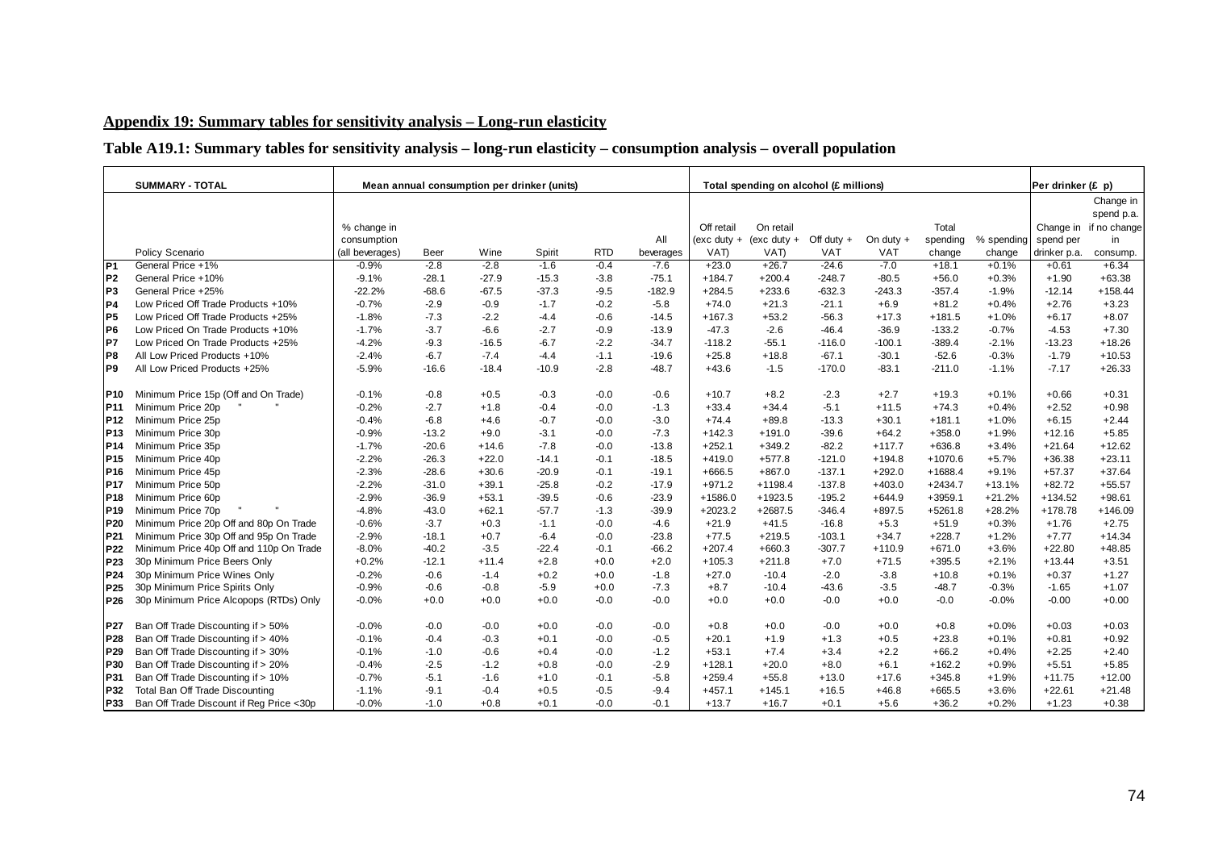## Appendix 19: Summary tables for sensitivity analysis – Long-run elasticity

### Table A19.1: Summary tables for sensitivity analysis – long-run elasticity – consumption analysis – overall population

| | SUMMARY - TOTAL | Mean annual consumption per drinker (units) | | | | | | Total spending on alcohol (£ millions) | | | | | | Per drinker (£ p) | |
|---|---|---|---|---|---|---|---|---|---|---|---|---|---|---|---|
| | Policy Scenario | % change in consumption (all beverages) | Beer | Wine | Spirit | RTD | All beverages | Off retail (exc duty + VAT) | On retail (exc duty + VAT) | Off duty + VAT | On duty + VAT | Total spending change | % spending change | Change in spend per drinker p.a. | Change in spend p.a. if no change in consump. |
| P1 | General Price +1% | -0.9% | -2.8 | -2.8 | -1.6 | -0.4 | -7.6 | +23.0 | +26.7 | -24.6 | -7.0 | +18.1 | +0.1% | +0.61 | +6.34 |
| P2 | General Price +10% | -9.1% | -28.1 | -27.9 | -15.3 | -3.8 | -75.1 | +184.7 | +200.4 | -248.7 | -80.5 | +56.0 | +0.3% | +1.90 | +63.38 |
| P3 | General Price +25% | -22.2% | -68.6 | -67.5 | -37.3 | -9.5 | -182.9 | +284.5 | +233.6 | -632.3 | -243.3 | -357.4 | -1.9% | -12.14 | +158.44 |
| P4 | Low Priced Off Trade Products +10% | -0.7% | -2.9 | -0.9 | -1.7 | -0.2 | -5.8 | +74.0 | +21.3 | -21.1 | +6.9 | +81.2 | +0.4% | +2.76 | +3.23 |
| P5 | Low Priced Off Trade Products +25% | -1.8% | -7.3 | -2.2 | -4.4 | -0.6 | -14.5 | +167.3 | +53.2 | -56.3 | +17.3 | +181.5 | +1.0% | +6.17 | +8.07 |
| P6 | Low Priced On Trade Products +10% | -1.7% | -3.7 | -6.6 | -2.7 | -0.9 | -13.9 | -47.3 | -2.6 | -46.4 | -36.9 | -133.2 | -0.7% | -4.53 | +7.30 |
| P7 | Low Priced On Trade Products +25% | -4.2% | -9.3 | -16.5 | -6.7 | -2.2 | -34.7 | -118.2 | -55.1 | -116.0 | -100.1 | -389.4 | -2.1% | -13.23 | +18.26 |
| P8 | All Low Priced Products +10% | -2.4% | -6.7 | -7.4 | -4.4 | -1.1 | -19.6 | +25.8 | +18.8 | -67.1 | -30.1 | -52.6 | -0.3% | -1.79 | +10.53 |
| P9 | All Low Priced Products +25% | -5.9% | -16.6 | -18.4 | -10.9 | -2.8 | -48.7 | +43.6 | -1.5 | -170.0 | -83.1 | -211.0 | -1.1% | -7.17 | +26.33 |
| P10 | Minimum Price 15p (Off and On Trade) | -0.1% | -0.8 | +0.5 | -0.3 | -0.0 | -0.6 | +10.7 | +8.2 | -2.3 | +2.7 | +19.3 | +0.1% | +0.66 | +0.31 |
| P11 | Minimum Price 20p " " | -0.2% | -2.7 | +1.8 | -0.4 | -0.0 | -1.3 | +33.4 | +34.4 | -5.1 | +11.5 | +74.3 | +0.4% | +2.52 | +0.98 |
| P12 | Minimum Price 25p | -0.4% | -6.8 | +4.6 | -0.7 | -0.0 | -3.0 | +74.4 | +89.8 | -13.3 | +30.1 | +181.1 | +1.0% | +6.15 | +2.44 |
| P13 | Minimum Price 30p | -0.9% | -13.2 | +9.0 | -3.1 | -0.0 | -7.3 | +142.3 | +191.0 | -39.6 | +64.2 | +358.0 | +1.9% | +12.16 | +5.85 |
| P14 | Minimum Price 35p | -1.7% | -20.6 | +14.6 | -7.8 | -0.0 | -13.8 | +252.1 | +349.2 | -82.2 | +117.7 | +636.8 | +3.4% | +21.64 | +12.62 |
| P15 | Minimum Price 40p | -2.2% | -26.3 | +22.0 | -14.1 | -0.1 | -18.5 | +419.0 | +577.8 | -121.0 | +194.8 | +1070.6 | +5.7% | +36.38 | +23.11 |
| P16 | Minimum Price 45p | -2.3% | -28.6 | +30.6 | -20.9 | -0.1 | -19.1 | +666.5 | +867.0 | -137.1 | +292.0 | +1688.4 | +9.1% | +57.37 | +37.64 |
| P17 | Minimum Price 50p | -2.2% | -31.0 | +39.1 | -25.8 | -0.2 | -17.9 | +971.2 | +1198.4 | -137.8 | +403.0 | +2434.7 | +13.1% | +82.72 | +55.57 |
| P18 | Minimum Price 60p | -2.9% | -36.9 | +53.1 | -39.5 | -0.6 | -23.9 | +1586.0 | +1923.5 | -195.2 | +644.9 | +3959.1 | +21.2% | +134.52 | +98.61 |
| P19 | Minimum Price 70p " " | -4.8% | -43.0 | +62.1 | -57.7 | -1.3 | -39.9 | +2023.2 | +2687.5 | -346.4 | +897.5 | +5261.8 | +28.2% | +178.78 | +146.09 |
| P20 | Minimum Price 20p Off and 80p On Trade | -0.6% | -3.7 | +0.3 | -1.1 | -0.0 | -4.6 | +21.9 | +41.5 | -16.8 | +5.3 | +51.9 | +0.3% | +1.76 | +2.75 |
| P21 | Minimum Price 30p Off and 95p On Trade | -2.9% | -18.1 | +0.7 | -6.4 | -0.0 | -23.8 | +77.5 | +219.5 | -103.1 | +34.7 | +228.7 | +1.2% | +7.77 | +14.34 |
| P22 | Minimum Price 40p Off and 110p On Trade | -8.0% | -40.2 | -3.5 | -22.4 | -0.1 | -66.2 | +207.4 | +660.3 | -307.7 | +110.9 | +671.0 | +3.6% | +22.80 | +48.85 |
| P23 | 30p Minimum Price Beers Only | +0.2% | -12.1 | +11.4 | +2.8 | +0.0 | +2.0 | +105.3 | +211.8 | +7.0 | +71.5 | +395.5 | +2.1% | +13.44 | +3.51 |
| P24 | 30p Minimum Price Wines Only | -0.2% | -0.6 | -1.4 | +0.2 | +0.0 | -1.8 | +27.0 | -10.4 | -2.0 | -3.8 | +10.8 | +0.1% | +0.37 | +1.27 |
| P25 | 30p Minimum Price Spirits Only | -0.9% | -0.6 | -0.8 | -5.9 | +0.0 | -7.3 | +8.7 | -10.4 | -43.6 | -3.5 | -48.7 | -0.3% | -1.65 | +1.07 |
| P26 | 30p Minimum Price Alcopops (RTDs) Only | -0.0% | +0.0 | +0.0 | +0.0 | -0.0 | -0.0 | +0.0 | +0.0 | -0.0 | +0.0 | -0.0 | -0.0% | -0.00 | +0.00 |
| P27 | Ban Off Trade Discounting if > 50% | -0.0% | -0.0 | -0.0 | +0.0 | -0.0 | -0.0 | +0.8 | +0.0 | -0.0 | +0.0 | +0.8 | +0.0% | +0.03 | +0.03 |
| P28 | Ban Off Trade Discounting if > 40% | -0.1% | -0.4 | -0.3 | +0.1 | -0.0 | -0.5 | +20.1 | +1.9 | +1.3 | +0.5 | +23.8 | +0.1% | +0.81 | +0.92 |
| P29 | Ban Off Trade Discounting if > 30% | -0.1% | -1.0 | -0.6 | +0.4 | -0.0 | -1.2 | +53.1 | +7.4 | +3.4 | +2.2 | +66.2 | +0.4% | +2.25 | +2.40 |
| P30 | Ban Off Trade Discounting if > 20% | -0.4% | -2.5 | -1.2 | +0.8 | -0.0 | -2.9 | +128.1 | +20.0 | +8.0 | +6.1 | +162.2 | +0.9% | +5.51 | +5.85 |
| P31 | Ban Off Trade Discounting if > 10% | -0.7% | -5.1 | -1.6 | +1.0 | -0.1 | -5.8 | +259.4 | +55.8 | +13.0 | +17.6 | +345.8 | +1.9% | +11.75 | +12.00 |
| P32 | Total Ban Off Trade Discounting | -1.1% | -9.1 | -0.4 | +0.5 | -0.5 | -9.4 | +457.1 | +145.1 | +16.5 | +46.8 | +665.5 | +3.6% | +22.61 | +21.48 |
| P33 | Ban Off Trade Discount if Reg Price <30p | -0.0% | -1.0 | +0.8 | +0.1 | -0.0 | -0.1 | +13.7 | +16.7 | +0.1 | +5.6 | +36.2 | +0.2% | +1.23 | +0.38 |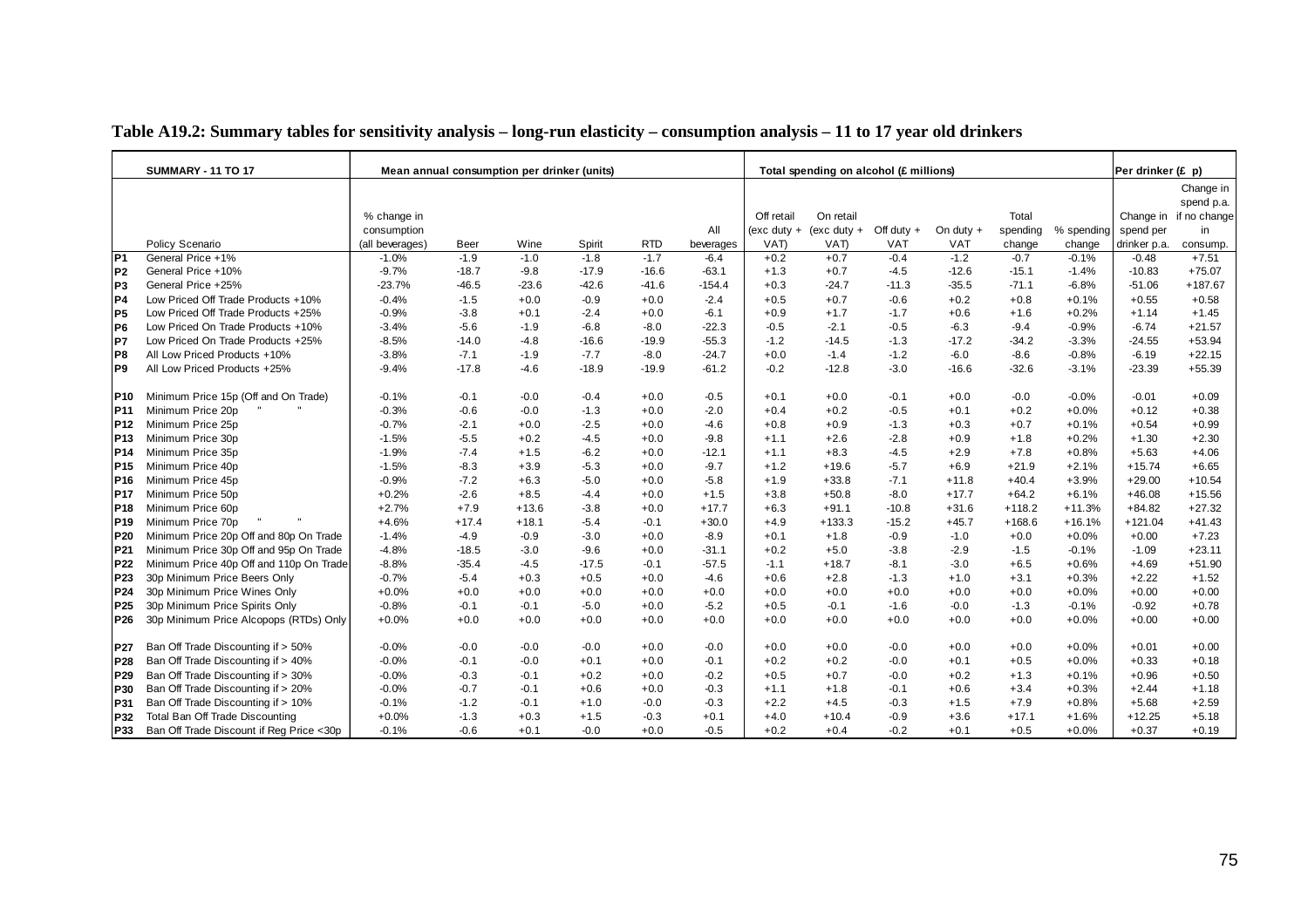**Table A19.2: Summary tables for sensitivity analysis – long-run elasticity – consumption analysis – 11 to 17 year old drinkers**

| | SUMMARY - 11 TO 17 | Mean annual consumption per drinker (units) | | | | | | Total spending on alcohol (£ millions) | | | | | | Per drinker (£ p) | |
|---|---|---|---|---|---|---|---|---|---|---|---|---|---|---|---|
| | Policy Scenario | % change in consumption (all beverages) | Beer | Wine | Spirit | RTD | All beverages | Off retail (exc duty + VAT) | On retail (exc duty + VAT) | Off duty + VAT | On duty + VAT | Total spending change | % spending change | Change in spend per drinker p.a. | Change in spend p.a. if no change in consump. |
| P1 | General Price +1% | -1.0% | -1.9 | -1.0 | -1.8 | -1.7 | -6.4 | +0.2 | +0.7 | -0.4 | -1.2 | -0.7 | -0.1% | -0.48 | +7.51 |
| P2 | General Price +10% | -9.7% | -18.7 | -9.8 | -17.9 | -16.6 | -63.1 | +1.3 | +0.7 | -4.5 | -12.6 | -15.1 | -1.4% | -10.83 | +75.07 |
| P3 | General Price +25% | -23.7% | -46.5 | -23.6 | -42.6 | -41.6 | -154.4 | +0.3 | -24.7 | -11.3 | -35.5 | -71.1 | -6.8% | -51.06 | +187.67 |
| P4 | Low Priced Off Trade Products +10% | -0.4% | -1.5 | +0.0 | -0.9 | +0.0 | -2.4 | +0.5 | +0.7 | -0.6 | +0.2 | +0.8 | +0.1% | +0.55 | +0.58 |
| P5 | Low Priced Off Trade Products +25% | -0.9% | -3.8 | +0.1 | -2.4 | +0.0 | -6.1 | +0.9 | +1.7 | -1.7 | +0.6 | +1.6 | +0.2% | +1.14 | +1.45 |
| P6 | Low Priced On Trade Products +10% | -3.4% | -5.6 | -1.9 | -6.8 | -8.0 | -22.3 | -0.5 | -2.1 | -0.5 | -6.3 | -9.4 | -0.9% | -6.74 | +21.57 |
| P7 | Low Priced On Trade Products +25% | -8.5% | -14.0 | -4.8 | -16.6 | -19.9 | -55.3 | -1.2 | -14.5 | -1.3 | -17.2 | -34.2 | -3.3% | -24.55 | +53.94 |
| P8 | All Low Priced Products +10% | -3.8% | -7.1 | -1.9 | -7.7 | -8.0 | -24.7 | +0.0 | -1.4 | -1.2 | -6.0 | -8.6 | -0.8% | -6.19 | +22.15 |
| P9 | All Low Priced Products +25% | -9.4% | -17.8 | -4.6 | -18.9 | -19.9 | -61.2 | -0.2 | -12.8 | -3.0 | -16.6 | -32.6 | -3.1% | -23.39 | +55.39 |
| P10 | Minimum Price 15p (Off and On Trade) | -0.1% | -0.1 | -0.0 | -0.4 | +0.0 | -0.5 | +0.1 | +0.0 | -0.1 | +0.0 | -0.0 | -0.0% | -0.01 | +0.09 |
| P11 | Minimum Price 20p " " | -0.3% | -0.6 | -0.0 | -1.3 | +0.0 | -2.0 | +0.4 | +0.2 | -0.5 | +0.1 | +0.2 | +0.0% | +0.12 | +0.38 |
| P12 | Minimum Price 25p | -0.7% | -2.1 | +0.0 | -2.5 | +0.0 | -4.6 | +0.8 | +0.9 | -1.3 | +0.3 | +0.7 | +0.1% | +0.54 | +0.99 |
| P13 | Minimum Price 30p | -1.5% | -5.5 | +0.2 | -4.5 | +0.0 | -9.8 | +1.1 | +2.6 | -2.8 | +0.9 | +1.8 | +0.2% | +1.30 | +2.30 |
| P14 | Minimum Price 35p | -1.9% | -7.4 | +1.5 | -6.2 | +0.0 | -12.1 | +1.1 | +8.3 | -4.5 | +2.9 | +7.8 | +0.8% | +5.63 | +4.06 |
| P15 | Minimum Price 40p | -1.5% | -8.3 | +3.9 | -5.3 | +0.0 | -9.7 | +1.2 | +19.6 | -5.7 | +6.9 | +21.9 | +2.1% | +15.74 | +6.65 |
| P16 | Minimum Price 45p | -0.9% | -7.2 | +6.3 | -5.0 | +0.0 | -5.8 | +1.9 | +33.8 | -7.1 | +11.8 | +40.4 | +3.9% | +29.00 | +10.54 |
| P17 | Minimum Price 50p | +0.2% | -2.6 | +8.5 | -4.4 | +0.0 | +1.5 | +3.8 | +50.8 | -8.0 | +17.7 | +64.2 | +6.1% | +46.08 | +15.56 |
| P18 | Minimum Price 60p | +2.7% | +7.9 | +13.6 | -3.8 | +0.0 | +17.7 | +6.3 | +91.1 | -10.8 | +31.6 | +118.2 | +11.3% | +84.82 | +27.32 |
| P19 | Minimum Price 70p " " | +4.6% | +17.4 | +18.1 | -5.4 | -0.1 | +30.0 | +4.9 | +133.3 | -15.2 | +45.7 | +168.6 | +16.1% | +121.04 | +41.43 |
| P20 | Minimum Price 20p Off and 80p On Trade | -1.4% | -4.9 | -0.9 | -3.0 | +0.0 | -8.9 | +0.1 | +1.8 | -0.9 | -1.0 | +0.0 | +0.0% | +0.00 | +7.23 |
| P21 | Minimum Price 30p Off and 95p On Trade | -4.8% | -18.5 | -3.0 | -9.6 | +0.0 | -31.1 | +0.2 | +5.0 | -3.8 | -2.9 | -1.5 | -0.1% | -1.09 | +23.11 |
| P22 | Minimum Price 40p Off and 110p On Trade | -8.8% | -35.4 | -4.5 | -17.5 | -0.1 | -57.5 | -1.1 | +18.7 | -8.1 | -3.0 | +6.5 | +0.6% | +4.69 | +51.90 |
| P23 | 30p Minimum Price Beers Only | -0.7% | -5.4 | +0.3 | +0.5 | +0.0 | -4.6 | +0.6 | +2.8 | -1.3 | +1.0 | +3.1 | +0.3% | +2.22 | +1.52 |
| P24 | 30p Minimum Price Wines Only | +0.0% | +0.0 | +0.0 | +0.0 | +0.0 | +0.0 | +0.0 | +0.0 | +0.0 | +0.0 | +0.0 | +0.0% | +0.00 | +0.00 |
| P25 | 30p Minimum Price Spirits Only | -0.8% | -0.1 | -0.1 | -5.0 | +0.0 | -5.2 | +0.5 | -0.1 | -1.6 | -0.0 | -1.3 | -0.1% | -0.92 | +0.78 |
| P26 | 30p Minimum Price Alcopops (RTDs) Only | +0.0% | +0.0 | +0.0 | +0.0 | +0.0 | +0.0 | +0.0 | +0.0 | +0.0 | +0.0 | +0.0 | +0.0% | +0.00 | +0.00 |
| P27 | Ban Off Trade Discounting if > 50% | -0.0% | -0.0 | -0.0 | -0.0 | +0.0 | -0.0 | +0.0 | +0.0 | -0.0 | +0.0 | +0.0 | +0.0% | +0.01 | +0.00 |
| P28 | Ban Off Trade Discounting if > 40% | -0.0% | -0.1 | -0.0 | +0.1 | +0.0 | -0.1 | +0.2 | +0.2 | -0.0 | +0.1 | +0.5 | +0.0% | +0.33 | +0.18 |
| P29 | Ban Off Trade Discounting if > 30% | -0.0% | -0.3 | -0.1 | +0.2 | +0.0 | -0.2 | +0.5 | +0.7 | -0.0 | +0.2 | +1.3 | +0.1% | +0.96 | +0.50 |
| P30 | Ban Off Trade Discounting if > 20% | -0.0% | -0.7 | -0.1 | +0.6 | +0.0 | -0.3 | +1.1 | +1.8 | -0.1 | +0.6 | +3.4 | +0.3% | +2.44 | +1.18 |
| P31 | Ban Off Trade Discounting if > 10% | -0.1% | -1.2 | -0.1 | +1.0 | -0.0 | -0.3 | +2.2 | +4.5 | -0.3 | +1.5 | +7.9 | +0.8% | +5.68 | +2.59 |
| P32 | Total Ban Off Trade Discounting | +0.0% | -1.3 | +0.3 | +1.5 | -0.3 | +0.1 | +4.0 | +10.4 | -0.9 | +3.6 | +17.1 | +1.6% | +12.25 | +5.18 |
| P33 | Ban Off Trade Discount if Reg Price <30p | -0.1% | -0.6 | +0.1 | -0.0 | +0.0 | -0.5 | +0.2 | +0.4 | -0.2 | +0.1 | +0.5 | +0.0% | +0.37 | +0.19 |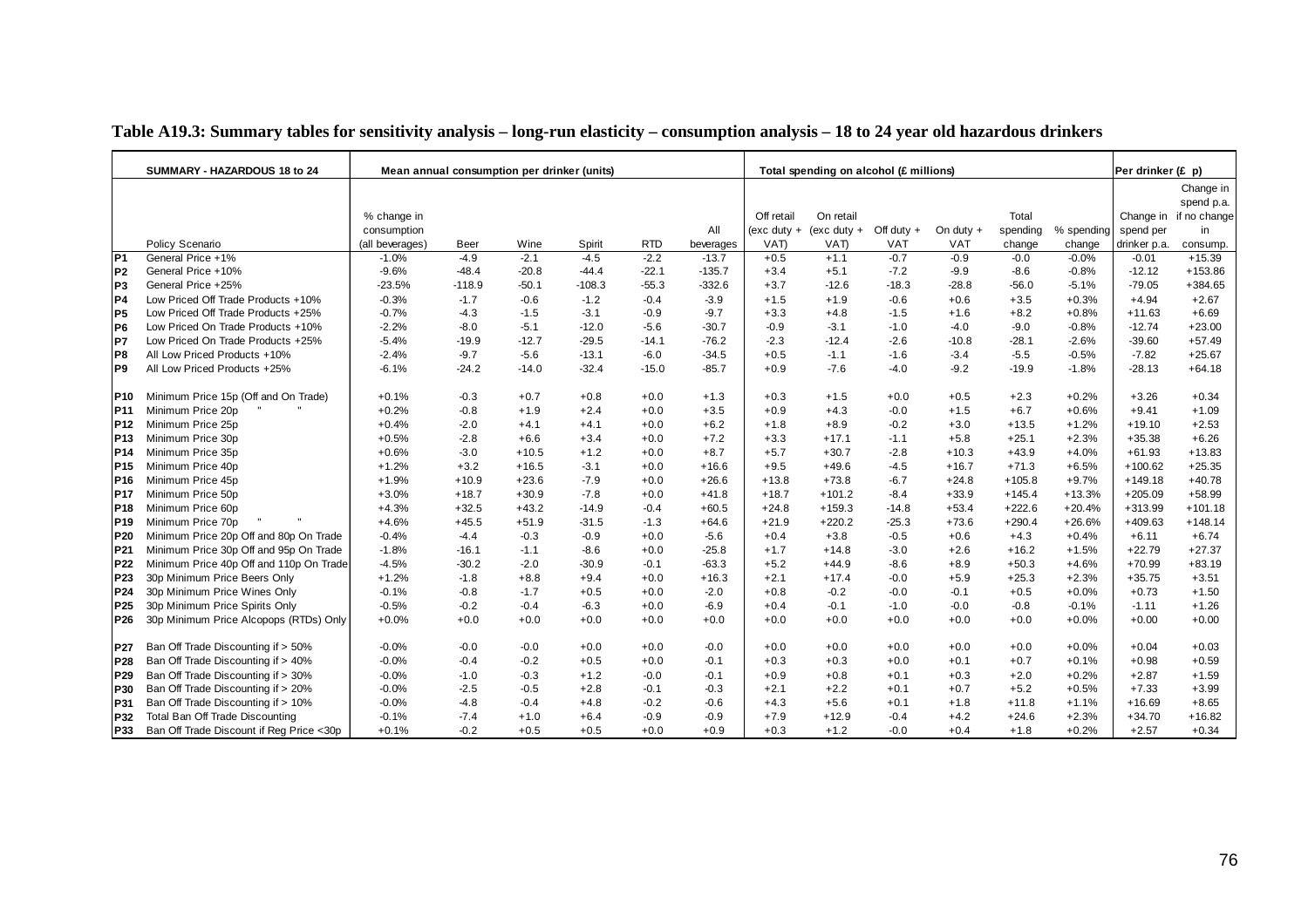**Table A19.3: Summary tables for sensitivity analysis – long-run elasticity – consumption analysis – 18 to 24 year old hazardous drinkers**

| | SUMMARY - HAZARDOUS 18 to 24 | Mean annual consumption per drinker (units) | | | | | | Total spending on alcohol (£ millions) | | | | | | Per drinker (£ p) | |
|---|---|---|---|---|---|---|---|---|---|---|---|---|---|---|---|
| | Policy Scenario | % change in consumption (all beverages) | Beer | Wine | Spirit | RTD | All beverages | Off retail (exc duty + VAT) | On retail (exc duty + VAT) | Off duty + VAT | On duty + VAT | Total spending change | % spending change | Change in spend per drinker p.a. | Change in spend p.a. if no change in consump. |
| P1 | General Price +1% | -1.0% | -4.9 | -2.1 | -4.5 | -2.2 | -13.7 | +0.5 | +1.1 | -0.7 | -0.9 | -0.0 | -0.0% | -0.01 | +15.39 |
| P2 | General Price +10% | -9.6% | -48.4 | -20.8 | -44.4 | -22.1 | -135.7 | +3.4 | +5.1 | -7.2 | -9.9 | -8.6 | -0.8% | -12.12 | +153.86 |
| P3 | General Price +25% | -23.5% | -118.9 | -50.1 | -108.3 | -55.3 | -332.6 | +3.7 | -12.6 | -18.3 | -28.8 | -56.0 | -5.1% | -79.05 | +384.65 |
| P4 | Low Priced Off Trade Products +10% | -0.3% | -1.7 | -0.6 | -1.2 | -0.4 | -3.9 | +1.5 | +1.9 | -0.6 | +0.6 | +3.5 | +0.3% | +4.94 | +2.67 |
| P5 | Low Priced Off Trade Products +25% | -0.7% | -4.3 | -1.5 | -3.1 | -0.9 | -9.7 | +3.3 | +4.8 | -1.5 | +1.6 | +8.2 | +0.8% | +11.63 | +6.69 |
| P6 | Low Priced On Trade Products +10% | -2.2% | -8.0 | -5.1 | -12.0 | -5.6 | -30.7 | -0.9 | -3.1 | -1.0 | -4.0 | -9.0 | -0.8% | -12.74 | +23.00 |
| P7 | Low Priced On Trade Products +25% | -5.4% | -19.9 | -12.7 | -29.5 | -14.1 | -76.2 | -2.3 | -12.4 | -2.6 | -10.8 | -28.1 | -2.6% | -39.60 | +57.49 |
| P8 | All Low Priced Products +10% | -2.4% | -9.7 | -5.6 | -13.1 | -6.0 | -34.5 | +0.5 | -1.1 | -1.6 | -3.4 | -5.5 | -0.5% | -7.82 | +25.67 |
| P9 | All Low Priced Products +25% | -6.1% | -24.2 | -14.0 | -32.4 | -15.0 | -85.7 | +0.9 | -7.6 | -4.0 | -9.2 | -19.9 | -1.8% | -28.13 | +64.18 |
| P10 | Minimum Price 15p (Off and On Trade) | +0.1% | -0.3 | +0.7 | +0.8 | +0.0 | +1.3 | +0.3 | +1.5 | +0.0 | +0.5 | +2.3 | +0.2% | +3.26 | +0.34 |
| P11 | Minimum Price 20p " " | +0.2% | -0.8 | +1.9 | +2.4 | +0.0 | +3.5 | +0.9 | +4.3 | -0.0 | +1.5 | +6.7 | +0.6% | +9.41 | +1.09 |
| P12 | Minimum Price 25p | +0.4% | -2.0 | +4.1 | +4.1 | +0.0 | +6.2 | +1.8 | +8.9 | -0.2 | +3.0 | +13.5 | +1.2% | +19.10 | +2.53 |
| P13 | Minimum Price 30p | +0.5% | -2.8 | +6.6 | +3.4 | +0.0 | +7.2 | +3.3 | +17.1 | -1.1 | +5.8 | +25.1 | +2.3% | +35.38 | +6.26 |
| P14 | Minimum Price 35p | +0.6% | -3.0 | +10.5 | +1.2 | +0.0 | +8.7 | +5.7 | +30.7 | -2.8 | +10.3 | +43.9 | +4.0% | +61.93 | +13.83 |
| P15 | Minimum Price 40p | +1.2% | +3.2 | +16.5 | -3.1 | +0.0 | +16.6 | +9.5 | +49.6 | -4.5 | +16.7 | +71.3 | +6.5% | +100.62 | +25.35 |
| P16 | Minimum Price 45p | +1.9% | +10.9 | +23.6 | -7.9 | +0.0 | +26.6 | +13.8 | +73.8 | -6.7 | +24.8 | +105.8 | +9.7% | +149.18 | +40.78 |
| P17 | Minimum Price 50p | +3.0% | +18.7 | +30.9 | -7.8 | +0.0 | +41.8 | +18.7 | +101.2 | -8.4 | +33.9 | +145.4 | +13.3% | +205.09 | +58.99 |
| P18 | Minimum Price 60p | +4.3% | +32.5 | +43.2 | -14.9 | -0.4 | +60.5 | +24.8 | +159.3 | -14.8 | +53.4 | +222.6 | +20.4% | +313.99 | +101.18 |
| P19 | Minimum Price 70p " " | +4.6% | +45.5 | +51.9 | -31.5 | -1.3 | +64.6 | +21.9 | +220.2 | -25.3 | +73.6 | +290.4 | +26.6% | +409.63 | +148.14 |
| P20 | Minimum Price 20p Off and 80p On Trade | -0.4% | -4.4 | -0.3 | -0.9 | +0.0 | -5.6 | +0.4 | +3.8 | -0.5 | +0.6 | +4.3 | +0.4% | +6.11 | +6.74 |
| P21 | Minimum Price 30p Off and 95p On Trade | -1.8% | -16.1 | -1.1 | -8.6 | +0.0 | -25.8 | +1.7 | +14.8 | -3.0 | +2.6 | +16.2 | +1.5% | +22.79 | +27.37 |
| P22 | Minimum Price 40p Off and 110p On Trade | -4.5% | -30.2 | -2.0 | -30.9 | -0.1 | -63.3 | +5.2 | +44.9 | -8.6 | +8.9 | +50.3 | +4.6% | +70.99 | +83.19 |
| P23 | 30p Minimum Price Beers Only | +1.2% | -1.8 | +8.8 | +9.4 | +0.0 | +16.3 | +2.1 | +17.4 | -0.0 | +5.9 | +25.3 | +2.3% | +35.75 | +3.51 |
| P24 | 30p Minimum Price Wines Only | -0.1% | -0.8 | -1.7 | +0.5 | +0.0 | -2.0 | +0.8 | -0.2 | -0.0 | -0.1 | +0.5 | +0.0% | +0.73 | +1.50 |
| P25 | 30p Minimum Price Spirits Only | -0.5% | -0.2 | -0.4 | -6.3 | +0.0 | -6.9 | +0.4 | -0.1 | -1.0 | -0.0 | -0.8 | -0.1% | -1.11 | +1.26 |
| P26 | 30p Minimum Price Alcopops (RTDs) Only | +0.0% | +0.0 | +0.0 | +0.0 | +0.0 | +0.0 | +0.0 | +0.0 | +0.0 | +0.0 | +0.0 | +0.0% | +0.00 | +0.00 |
| P27 | Ban Off Trade Discounting if > 50% | -0.0% | -0.0 | -0.0 | +0.0 | +0.0 | -0.0 | +0.0 | +0.0 | +0.0 | +0.0 | +0.0 | +0.0% | +0.04 | +0.03 |
| P28 | Ban Off Trade Discounting if > 40% | -0.0% | -0.4 | -0.2 | +0.5 | +0.0 | -0.1 | +0.3 | +0.3 | +0.0 | +0.1 | +0.7 | +0.1% | +0.98 | +0.59 |
| P29 | Ban Off Trade Discounting if > 30% | -0.0% | -1.0 | -0.3 | +1.2 | -0.0 | -0.1 | +0.9 | +0.8 | +0.1 | +0.3 | +2.0 | +0.2% | +2.87 | +1.59 |
| P30 | Ban Off Trade Discounting if > 20% | -0.0% | -2.5 | -0.5 | +2.8 | -0.1 | -0.3 | +2.1 | +2.2 | +0.1 | +0.7 | +5.2 | +0.5% | +7.33 | +3.99 |
| P31 | Ban Off Trade Discounting if > 10% | -0.0% | -4.8 | -0.4 | +4.8 | -0.2 | -0.6 | +4.3 | +5.6 | +0.1 | +1.8 | +11.8 | +1.1% | +16.69 | +8.65 |
| P32 | Total Ban Off Trade Discounting | -0.1% | -7.4 | +1.0 | +6.4 | -0.9 | -0.9 | +7.9 | +12.9 | -0.4 | +4.2 | +24.6 | +2.3% | +34.70 | +16.82 |
| P33 | Ban Off Trade Discount if Reg Price <30p | +0.1% | -0.2 | +0.5 | +0.5 | +0.0 | +0.9 | +0.3 | +1.2 | -0.0 | +0.4 | +1.8 | +0.2% | +2.57 | +0.34 |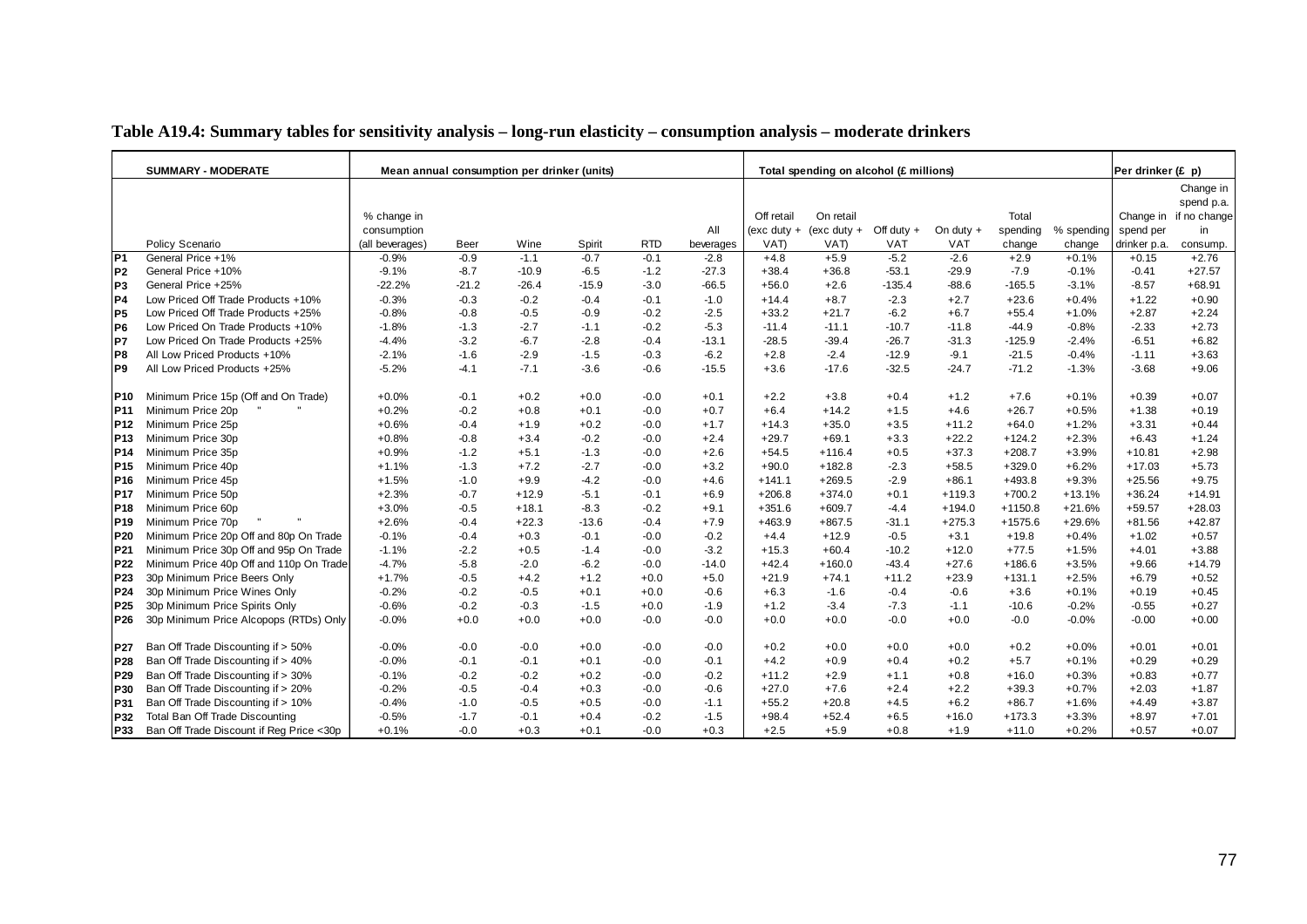**Table A19.4: Summary tables for sensitivity analysis – long-run elasticity – consumption analysis – moderate drinkers**

| | SUMMARY - MODERATE | Mean annual consumption per drinker (units) | | | | | | Total spending on alcohol (£ millions) | | | | | | Per drinker (£ p) | |
|---|---|---|---|---|---|---|---|---|---|---|---|---|---|---|---|
| | Policy Scenario | % change in consumption (all beverages) | Beer | Wine | Spirit | RTD | All beverages | Off retail (exc duty + VAT) | On retail (exc duty + VAT) | Off duty + VAT | On duty + VAT | Total spending change | % spending change | Change in spend per drinker p.a. | Change in spend p.a. if no change in consump. |
| P1 | General Price +1% | -0.9% | -0.9 | -1.1 | -0.7 | -0.1 | -2.8 | +4.8 | +5.9 | -5.2 | -2.6 | +2.9 | +0.1% | +0.15 | +2.76 |
| P2 | General Price +10% | -9.1% | -8.7 | -10.9 | -6.5 | -1.2 | -27.3 | +38.4 | +36.8 | -53.1 | -29.9 | -7.9 | -0.1% | -0.41 | +27.57 |
| P3 | General Price +25% | -22.2% | -21.2 | -26.4 | -15.9 | -3.0 | -66.5 | +56.0 | +2.6 | -135.4 | -88.6 | -165.5 | -3.1% | -8.57 | +68.91 |
| P4 | Low Priced Off Trade Products +10% | -0.3% | -0.3 | -0.2 | -0.4 | -0.1 | -1.0 | +14.4 | +8.7 | -2.3 | +2.7 | +23.6 | +0.4% | +1.22 | +0.90 |
| P5 | Low Priced Off Trade Products +25% | -0.8% | -0.8 | -0.5 | -0.9 | -0.2 | -2.5 | +33.2 | +21.7 | -6.2 | +6.7 | +55.4 | +1.0% | +2.87 | +2.24 |
| P6 | Low Priced On Trade Products +10% | -1.8% | -1.3 | -2.7 | -1.1 | -0.2 | -5.3 | -11.4 | -11.1 | -10.7 | -11.8 | -44.9 | -0.8% | -2.33 | +2.73 |
| P7 | Low Priced On Trade Products +25% | -4.4% | -3.2 | -6.7 | -2.8 | -0.4 | -13.1 | -28.5 | -39.4 | -26.7 | -31.3 | -125.9 | -2.4% | -6.51 | +6.82 |
| P8 | All Low Priced Products +10% | -2.1% | -1.6 | -2.9 | -1.5 | -0.3 | -6.2 | +2.8 | -2.4 | -12.9 | -9.1 | -21.5 | -0.4% | -1.11 | +3.63 |
| P9 | All Low Priced Products +25% | -5.2% | -4.1 | -7.1 | -3.6 | -0.6 | -15.5 | +3.6 | -17.6 | -32.5 | -24.7 | -71.2 | -1.3% | -3.68 | +9.06 |
| P10 | Minimum Price 15p (Off and On Trade) | +0.0% | -0.1 | +0.2 | +0.0 | -0.0 | +0.1 | +2.2 | +3.8 | +0.4 | +1.2 | +7.6 | +0.1% | +0.39 | +0.07 |
| P11 | Minimum Price 20p " " | +0.2% | -0.2 | +0.8 | +0.1 | -0.0 | +0.7 | +6.4 | +14.2 | +1.5 | +4.6 | +26.7 | +0.5% | +1.38 | +0.19 |
| P12 | Minimum Price 25p | +0.6% | -0.4 | +1.9 | +0.2 | -0.0 | +1.7 | +14.3 | +35.0 | +3.5 | +11.2 | +64.0 | +1.2% | +3.31 | +0.44 |
| P13 | Minimum Price 30p | +0.8% | -0.8 | +3.4 | -0.2 | -0.0 | +2.4 | +29.7 | +69.1 | +3.3 | +22.2 | +124.2 | +2.3% | +6.43 | +1.24 |
| P14 | Minimum Price 35p | +0.9% | -1.2 | +5.1 | -1.3 | -0.0 | +2.6 | +54.5 | +116.4 | +0.5 | +37.3 | +208.7 | +3.9% | +10.81 | +2.98 |
| P15 | Minimum Price 40p | +1.1% | -1.3 | +7.2 | -2.7 | -0.0 | +3.2 | +90.0 | +182.8 | -2.3 | +58.5 | +329.0 | +6.2% | +17.03 | +5.73 |
| P16 | Minimum Price 45p | +1.5% | -1.0 | +9.9 | -4.2 | -0.0 | +4.6 | +141.1 | +269.5 | -2.9 | +86.1 | +493.8 | +9.3% | +25.56 | +9.75 |
| P17 | Minimum Price 50p | +2.3% | -0.7 | +12.9 | -5.1 | -0.1 | +6.9 | +206.8 | +374.0 | +0.1 | +119.3 | +700.2 | +13.1% | +36.24 | +14.91 |
| P18 | Minimum Price 60p | +3.0% | -0.5 | +18.1 | -8.3 | -0.2 | +9.1 | +351.6 | +609.7 | -4.4 | +194.0 | +1150.8 | +21.6% | +59.57 | +28.03 |
| P19 | Minimum Price 70p " " | +2.6% | -0.4 | +22.3 | -13.6 | -0.4 | +7.9 | +463.9 | +867.5 | -31.1 | +275.3 | +1575.6 | +29.6% | +81.56 | +42.87 |
| P20 | Minimum Price 20p Off and 80p On Trade | -0.1% | -0.4 | +0.3 | -0.1 | -0.0 | -0.2 | +4.4 | +12.9 | -0.5 | +3.1 | +19.8 | +0.4% | +1.02 | +0.57 |
| P21 | Minimum Price 30p Off and 95p On Trade | -1.1% | -2.2 | +0.5 | -1.4 | -0.0 | -3.2 | +15.3 | +60.4 | -10.2 | +12.0 | +77.5 | +1.5% | +4.01 | +3.88 |
| P22 | Minimum Price 40p Off and 110p On Trade | -4.7% | -5.8 | -2.0 | -6.2 | -0.0 | -14.0 | +42.4 | +160.0 | -43.4 | +27.6 | +186.6 | +3.5% | +9.66 | +14.79 |
| P23 | 30p Minimum Price Beers Only | +1.7% | -0.5 | +4.2 | +1.2 | +0.0 | +5.0 | +21.9 | +74.1 | +11.2 | +23.9 | +131.1 | +2.5% | +6.79 | +0.52 |
| P24 | 30p Minimum Price Wines Only | -0.2% | -0.2 | -0.5 | +0.1 | +0.0 | -0.6 | +6.3 | -1.6 | -0.4 | -0.6 | +3.6 | +0.1% | +0.19 | +0.45 |
| P25 | 30p Minimum Price Spirits Only | -0.6% | -0.2 | -0.3 | -1.5 | +0.0 | -1.9 | +1.2 | -3.4 | -7.3 | -1.1 | -10.6 | -0.2% | -0.55 | +0.27 |
| P26 | 30p Minimum Price Alcopops (RTDs) Only | -0.0% | +0.0 | +0.0 | +0.0 | -0.0 | -0.0 | +0.0 | +0.0 | -0.0 | +0.0 | -0.0 | -0.0% | -0.00 | +0.00 |
| P27 | Ban Off Trade Discounting if > 50% | -0.0% | -0.0 | -0.0 | +0.0 | -0.0 | -0.0 | +0.2 | +0.0 | +0.0 | +0.0 | +0.2 | +0.0% | +0.01 | +0.01 |
| P28 | Ban Off Trade Discounting if > 40% | -0.0% | -0.1 | -0.1 | +0.1 | -0.0 | -0.1 | +4.2 | +0.9 | +0.4 | +0.2 | +5.7 | +0.1% | +0.29 | +0.29 |
| P29 | Ban Off Trade Discounting if > 30% | -0.1% | -0.2 | -0.2 | +0.2 | -0.0 | -0.2 | +11.2 | +2.9 | +1.1 | +0.8 | +16.0 | +0.3% | +0.83 | +0.77 |
| P30 | Ban Off Trade Discounting if > 20% | -0.2% | -0.5 | -0.4 | +0.3 | -0.0 | -0.6 | +27.0 | +7.6 | +2.4 | +2.2 | +39.3 | +0.7% | +2.03 | +1.87 |
| P31 | Ban Off Trade Discounting if > 10% | -0.4% | -1.0 | -0.5 | +0.5 | -0.0 | -1.1 | +55.2 | +20.8 | +4.5 | +6.2 | +86.7 | +1.6% | +4.49 | +3.87 |
| P32 | Total Ban Off Trade Discounting | -0.5% | -1.7 | -0.1 | +0.4 | -0.2 | -1.5 | +98.4 | +52.4 | +6.5 | +16.0 | +173.3 | +3.3% | +8.97 | +7.01 |
| P33 | Ban Off Trade Discount if Reg Price <30p | +0.1% | -0.0 | +0.3 | +0.1 | -0.0 | +0.3 | +2.5 | +5.9 | +0.8 | +1.9 | +11.0 | +0.2% | +0.57 | +0.07 |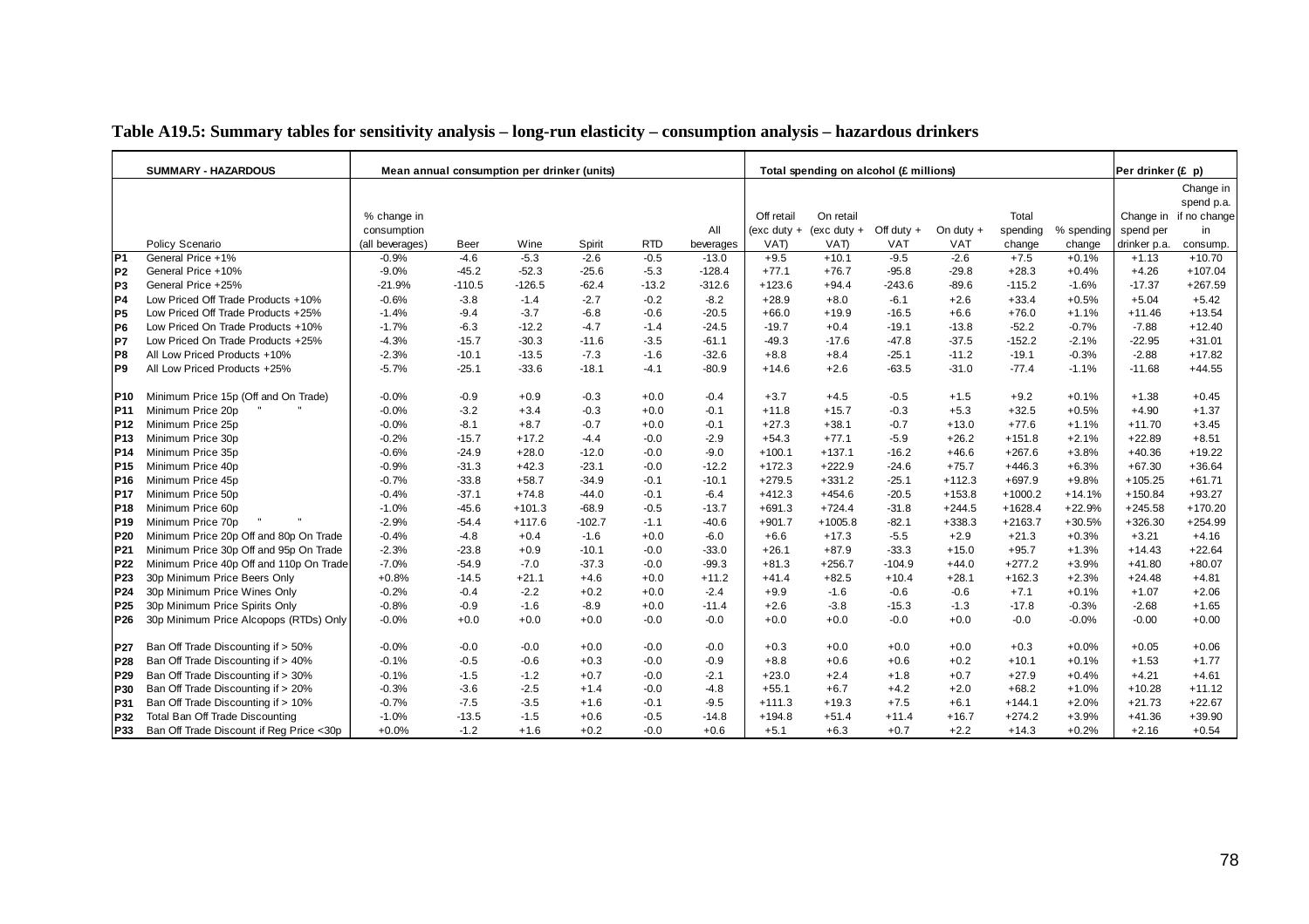**Table A19.5: Summary tables for sensitivity analysis – long-run elasticity – consumption analysis – hazardous drinkers**

| | SUMMARY - HAZARDOUS | Mean annual consumption per drinker (units) | | | | | | Total spending on alcohol (£ millions) | | | | | | Per drinker (£ p) | |
|---|---|---|---|---|---|---|---|---|---|---|---|---|---|---|---|
| | Policy Scenario | % change in consumption (all beverages) | Beer | Wine | Spirit | RTD | All beverages | Off retail (exc duty + VAT) | On retail (exc duty + VAT) | Off duty + VAT | On duty + VAT | Total spending change | % spending change | Change in spend per drinker p.a. | Change in spend p.a. if no change in consump. |
| P1 | General Price +1% | -0.9% | -4.6 | -5.3 | -2.6 | -0.5 | -13.0 | +9.5 | +10.1 | -9.5 | -2.6 | +7.5 | +0.1% | +1.13 | +10.70 |
| P2 | General Price +10% | -9.0% | -45.2 | -52.3 | -25.6 | -5.3 | -128.4 | +77.1 | +76.7 | -95.8 | -29.8 | +28.3 | +0.4% | +4.26 | +107.04 |
| P3 | General Price +25% | -21.9% | -110.5 | -126.5 | -62.4 | -13.2 | -312.6 | +123.6 | +94.4 | -243.6 | -89.6 | -115.2 | -1.6% | -17.37 | +267.59 |
| P4 | Low Priced Off Trade Products +10% | -0.6% | -3.8 | -1.4 | -2.7 | -0.2 | -8.2 | +28.9 | +8.0 | -6.1 | +2.6 | +33.4 | +0.5% | +5.04 | +5.42 |
| P5 | Low Priced Off Trade Products +25% | -1.4% | -9.4 | -3.7 | -6.8 | -0.6 | -20.5 | +66.0 | +19.9 | -16.5 | +6.6 | +76.0 | +1.1% | +11.46 | +13.54 |
| P6 | Low Priced On Trade Products +10% | -1.7% | -6.3 | -12.2 | -4.7 | -1.4 | -24.5 | -19.7 | +0.4 | -19.1 | -13.8 | -52.2 | -0.7% | -7.88 | +12.40 |
| P7 | Low Priced On Trade Products +25% | -4.3% | -15.7 | -30.3 | -11.6 | -3.5 | -61.1 | -49.3 | -17.6 | -47.8 | -37.5 | -152.2 | -2.1% | -22.95 | +31.01 |
| P8 | All Low Priced Products +10% | -2.3% | -10.1 | -13.5 | -7.3 | -1.6 | -32.6 | +8.8 | +8.4 | -25.1 | -11.2 | -19.1 | -0.3% | -2.88 | +17.82 |
| P9 | All Low Priced Products +25% | -5.7% | -25.1 | -33.6 | -18.1 | -4.1 | -80.9 | +14.6 | +2.6 | -63.5 | -31.0 | -77.4 | -1.1% | -11.68 | +44.55 |
| P10 | Minimum Price 15p (Off and On Trade) | -0.0% | -0.9 | +0.9 | -0.3 | +0.0 | -0.4 | +3.7 | +4.5 | -0.5 | +1.5 | +9.2 | +0.1% | +1.38 | +0.45 |
| P11 | Minimum Price 20p " " | -0.0% | -3.2 | +3.4 | -0.3 | +0.0 | -0.1 | +11.8 | +15.7 | -0.3 | +5.3 | +32.5 | +0.5% | +4.90 | +1.37 |
| P12 | Minimum Price 25p | -0.0% | -8.1 | +8.7 | -0.7 | +0.0 | -0.1 | +27.3 | +38.1 | -0.7 | +13.0 | +77.6 | +1.1% | +11.70 | +3.45 |
| P13 | Minimum Price 30p | -0.2% | -15.7 | +17.2 | -4.4 | -0.0 | -2.9 | +54.3 | +77.1 | -5.9 | +26.2 | +151.8 | +2.1% | +22.89 | +8.51 |
| P14 | Minimum Price 35p | -0.6% | -24.9 | +28.0 | -12.0 | -0.0 | -9.0 | +100.1 | +137.1 | -16.2 | +46.6 | +267.6 | +3.8% | +40.36 | +19.22 |
| P15 | Minimum Price 40p | -0.9% | -31.3 | +42.3 | -23.1 | -0.0 | -12.2 | +172.3 | +222.9 | -24.6 | +75.7 | +446.3 | +6.3% | +67.30 | +36.64 |
| P16 | Minimum Price 45p | -0.7% | -33.8 | +58.7 | -34.9 | -0.1 | -10.1 | +279.5 | +331.2 | -25.1 | +112.3 | +697.9 | +9.8% | +105.25 | +61.71 |
| P17 | Minimum Price 50p | -0.4% | -37.1 | +74.8 | -44.0 | -0.1 | -6.4 | +412.3 | +454.6 | -20.5 | +153.8 | +1000.2 | +14.1% | +150.84 | +93.27 |
| P18 | Minimum Price 60p | -1.0% | -45.6 | +101.3 | -68.9 | -0.5 | -13.7 | +691.3 | +724.4 | -31.8 | +244.5 | +1628.4 | +22.9% | +245.58 | +170.20 |
| P19 | Minimum Price 70p " " | -2.9% | -54.4 | +117.6 | -102.7 | -1.1 | -40.6 | +901.7 | +1005.8 | -82.1 | +338.3 | +2163.7 | +30.5% | +326.30 | +254.99 |
| P20 | Minimum Price 20p Off and 80p On Trade | -0.4% | -4.8 | +0.4 | -1.6 | +0.0 | -6.0 | +6.6 | +17.3 | -5.5 | +2.9 | +21.3 | +0.3% | +3.21 | +4.16 |
| P21 | Minimum Price 30p Off and 95p On Trade | -2.3% | -23.8 | +0.9 | -10.1 | -0.0 | -33.0 | +26.1 | +87.9 | -33.3 | +15.0 | +95.7 | +1.3% | +14.43 | +22.64 |
| P22 | Minimum Price 40p Off and 110p On Trade | -7.0% | -54.9 | -7.0 | -37.3 | -0.0 | -99.3 | +81.3 | +256.7 | -104.9 | +44.0 | +277.2 | +3.9% | +41.80 | +80.07 |
| P23 | 30p Minimum Price Beers Only | +0.8% | -14.5 | +21.1 | +4.6 | +0.0 | +11.2 | +41.4 | +82.5 | +10.4 | +28.1 | +162.3 | +2.3% | +24.48 | +4.81 |
| P24 | 30p Minimum Price Wines Only | -0.2% | -0.4 | -2.2 | +0.2 | +0.0 | -2.4 | +9.9 | -1.6 | -0.6 | -0.6 | +7.1 | +0.1% | +1.07 | +2.06 |
| P25 | 30p Minimum Price Spirits Only | -0.8% | -0.9 | -1.6 | -8.9 | +0.0 | -11.4 | +2.6 | -3.8 | -15.3 | -1.3 | -17.8 | -0.3% | -2.68 | +1.65 |
| P26 | 30p Minimum Price Alcopops (RTDs) Only | -0.0% | +0.0 | +0.0 | +0.0 | -0.0 | -0.0 | +0.0 | +0.0 | -0.0 | +0.0 | -0.0 | -0.0% | -0.00 | +0.00 |
| P27 | Ban Off Trade Discounting if > 50% | -0.0% | -0.0 | -0.0 | +0.0 | -0.0 | -0.0 | +0.3 | +0.0 | +0.0 | +0.0 | +0.3 | +0.0% | +0.05 | +0.06 |
| P28 | Ban Off Trade Discounting if > 40% | -0.1% | -0.5 | -0.6 | +0.3 | -0.0 | -0.9 | +8.8 | +0.6 | +0.6 | +0.2 | +10.1 | +0.1% | +1.53 | +1.77 |
| P29 | Ban Off Trade Discounting if > 30% | -0.1% | -1.5 | -1.2 | +0.7 | -0.0 | -2.1 | +23.0 | +2.4 | +1.8 | +0.7 | +27.9 | +0.4% | +4.21 | +4.61 |
| P30 | Ban Off Trade Discounting if > 20% | -0.3% | -3.6 | -2.5 | +1.4 | -0.0 | -4.8 | +55.1 | +6.7 | +4.2 | +2.0 | +68.2 | +1.0% | +10.28 | +11.12 |
| P31 | Ban Off Trade Discounting if > 10% | -0.7% | -7.5 | -3.5 | +1.6 | -0.1 | -9.5 | +111.3 | +19.3 | +7.5 | +6.1 | +144.1 | +2.0% | +21.73 | +22.67 |
| P32 | Total Ban Off Trade Discounting | -1.0% | -13.5 | -1.5 | +0.6 | -0.5 | -14.8 | +194.8 | +51.4 | +11.4 | +16.7 | +274.2 | +3.9% | +41.36 | +39.90 |
| P33 | Ban Off Trade Discount if Reg Price <30p | +0.0% | -1.2 | +1.6 | +0.2 | -0.0 | +0.6 | +5.1 | +6.3 | +0.7 | +2.2 | +14.3 | +0.2% | +2.16 | +0.54 |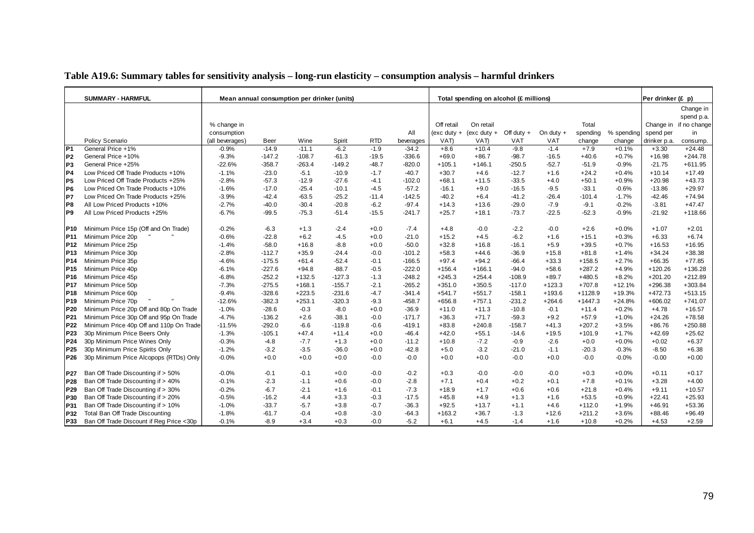# Table A19.6: Summary tables for sensitivity analysis – long-run elasticity – consumption analysis – harmful drinkers

| | SUMMARY - HARMFUL | Mean annual consumption per drinker (units) | | | | | | Total spending on alcohol (£ millions) | | | | | | Per drinker (£ p) | |
|---|---|---|---|---|---|---|---|---|---|---|---|---|---|---|---|
| | Policy Scenario | % change in consumption (all beverages) | Beer | Wine | Spirit | RTD | All beverages | Off retail (exc duty + VAT) | On retail (exc duty + VAT) | Off duty + VAT | On duty + VAT | Total spending change | % spending change | Change in spend per drinker p.a. | Change in spend p.a. if no change in consump. |
| P1 | General Price +1% | -0.9% | -14.9 | -11.1 | -6.2 | -1.9 | -34.2 | +8.6 | +10.4 | -9.8 | -1.4 | +7.9 | +0.1% | +3.30 | +24.48 |
| P2 | General Price +10% | -9.3% | -147.2 | -108.7 | -61.3 | -19.5 | -336.6 | +69.0 | +86.7 | -98.7 | -16.5 | +40.6 | +0.7% | +16.98 | +244.78 |
| P3 | General Price +25% | -22.6% | -358.7 | -263.4 | -149.2 | -48.7 | -820.0 | +105.1 | +146.1 | -250.5 | -52.7 | -51.9 | -0.9% | -21.75 | +611.95 |
| P4 | Low Priced Off Trade Products +10% | -1.1% | -23.0 | -5.1 | -10.9 | -1.7 | -40.7 | +30.7 | +4.6 | -12.7 | +1.6 | +24.2 | +0.4% | +10.14 | +17.49 |
| P5 | Low Priced Off Trade Products +25% | -2.8% | -57.3 | -12.9 | -27.6 | -4.1 | -102.0 | +68.1 | +11.5 | -33.5 | +4.0 | +50.1 | +0.9% | +20.98 | +43.73 |
| P6 | Low Priced On Trade Products +10% | -1.6% | -17.0 | -25.4 | -10.1 | -4.5 | -57.2 | -16.1 | +9.0 | -16.5 | -9.5 | -33.1 | -0.6% | -13.86 | +29.97 |
| P7 | Low Priced On Trade Products +25% | -3.9% | -42.4 | -63.5 | -25.2 | -11.4 | -142.5 | -40.2 | +6.4 | -41.2 | -26.4 | -101.4 | -1.7% | -42.46 | +74.94 |
| P8 | All Low Priced Products +10% | -2.7% | -40.0 | -30.4 | -20.8 | -6.2 | -97.4 | +14.3 | +13.6 | -29.0 | -7.9 | -9.1 | -0.2% | -3.81 | +47.47 |
| P9 | All Low Priced Products +25% | -6.7% | -99.5 | -75.3 | -51.4 | -15.5 | -241.7 | +25.7 | +18.1 | -73.7 | -22.5 | -52.3 | -0.9% | -21.92 | +118.66 |
| P10 | Minimum Price 15p (Off and On Trade) | -0.2% | -6.3 | +1.3 | -2.4 | +0.0 | -7.4 | +4.8 | -0.0 | -2.2 | -0.0 | +2.6 | +0.0% | +1.07 | +2.01 |
| P11 | Minimum Price 20p " " | -0.6% | -22.8 | +6.2 | -4.5 | +0.0 | -21.0 | +15.2 | +4.5 | -6.2 | +1.6 | +15.1 | +0.3% | +6.33 | +6.74 |
| P12 | Minimum Price 25p | -1.4% | -58.0 | +16.8 | -8.8 | +0.0 | -50.0 | +32.8 | +16.8 | -16.1 | +5.9 | +39.5 | +0.7% | +16.53 | +16.95 |
| P13 | Minimum Price 30p | -2.8% | -112.7 | +35.9 | -24.4 | -0.0 | -101.2 | +58.3 | +44.6 | -36.9 | +15.8 | +81.8 | +1.4% | +34.24 | +38.38 |
| P14 | Minimum Price 35p | -4.6% | -175.5 | +61.4 | -52.4 | -0.1 | -166.5 | +97.4 | +94.2 | -66.4 | +33.3 | +158.5 | +2.7% | +66.35 | +77.85 |
| P15 | Minimum Price 40p | -6.1% | -227.6 | +94.8 | -88.7 | -0.5 | -222.0 | +156.4 | +166.1 | -94.0 | +58.6 | +287.2 | +4.9% | +120.26 | +136.28 |
| P16 | Minimum Price 45p | -6.8% | -252.2 | +132.5 | -127.3 | -1.3 | -248.2 | +245.3 | +254.4 | -108.9 | +89.7 | +480.5 | +8.2% | +201.20 | +212.89 |
| P17 | Minimum Price 50p | -7.3% | -275.5 | +168.1 | -155.7 | -2.1 | -265.2 | +351.0 | +350.5 | -117.0 | +123.3 | +707.8 | +12.1% | +296.38 | +303.84 |
| P18 | Minimum Price 60p | -9.4% | -328.6 | +223.5 | -231.6 | -4.7 | -341.4 | +541.7 | +551.7 | -158.1 | +193.6 | +1128.9 | +19.3% | +472.73 | +513.15 |
| P19 | Minimum Price 70p " " | -12.6% | -382.3 | +253.1 | -320.3 | -9.3 | -458.7 | +656.8 | +757.1 | -231.2 | +264.6 | +1447.3 | +24.8% | +606.02 | +741.07 |
| P20 | Minimum Price 20p Off and 80p On Trade | -1.0% | -28.6 | -0.3 | -8.0 | +0.0 | -36.9 | +11.0 | +11.3 | -10.8 | -0.1 | +11.4 | +0.2% | +4.78 | +16.57 |
| P21 | Minimum Price 30p Off and 95p On Trade | -4.7% | -136.2 | +2.6 | -38.1 | -0.0 | -171.7 | +36.3 | +71.7 | -59.3 | +9.2 | +57.9 | +1.0% | +24.26 | +78.58 |
| P22 | Minimum Price 40p Off and 110p On Trade | -11.5% | -292.0 | -6.6 | -119.8 | -0.6 | -419.1 | +83.8 | +240.8 | -158.7 | +41.3 | +207.2 | +3.5% | +86.76 | +250.88 |
| P23 | 30p Minimum Price Beers Only | -1.3% | -105.1 | +47.4 | +11.4 | +0.0 | -46.4 | +42.0 | +55.1 | -14.6 | +19.5 | +101.9 | +1.7% | +42.69 | +25.62 |
| P24 | 30p Minimum Price Wines Only | -0.3% | -4.8 | -7.7 | +1.3 | +0.0 | -11.2 | +10.8 | -7.2 | -0.9 | -2.6 | +0.0 | +0.0% | +0.02 | +6.37 |
| P25 | 30p Minimum Price Spirits Only | -1.2% | -3.2 | -3.5 | -36.0 | +0.0 | -42.8 | +5.0 | -3.2 | -21.0 | -1.1 | -20.3 | -0.3% | -8.50 | +6.38 |
| P26 | 30p Minimum Price Alcopops (RTDs) Only | -0.0% | +0.0 | +0.0 | +0.0 | -0.0 | -0.0 | +0.0 | +0.0 | -0.0 | +0.0 | -0.0 | -0.0% | -0.00 | +0.00 |
| P27 | Ban Off Trade Discounting if > 50% | -0.0% | -0.1 | -0.1 | +0.0 | -0.0 | -0.2 | +0.3 | -0.0 | -0.0 | -0.0 | +0.3 | +0.0% | +0.11 | +0.17 |
| P28 | Ban Off Trade Discounting if > 40% | -0.1% | -2.3 | -1.1 | +0.6 | -0.0 | -2.8 | +7.1 | +0.4 | +0.2 | +0.1 | +7.8 | +0.1% | +3.28 | +4.00 |
| P29 | Ban Off Trade Discounting if > 30% | -0.2% | -6.7 | -2.1 | +1.6 | -0.1 | -7.3 | +18.9 | +1.7 | +0.6 | +0.6 | +21.8 | +0.4% | +9.11 | +10.57 |
| P30 | Ban Off Trade Discounting if > 20% | -0.5% | -16.2 | -4.4 | +3.3 | -0.3 | -17.5 | +45.8 | +4.9 | +1.3 | +1.6 | +53.5 | +0.9% | +22.41 | +25.93 |
| P31 | Ban Off Trade Discounting if > 10% | -1.0% | -33.7 | -5.7 | +3.8 | -0.7 | -36.3 | +92.5 | +13.7 | +1.1 | +4.6 | +112.0 | +1.9% | +46.91 | +53.36 |
| P32 | Total Ban Off Trade Discounting | -1.8% | -61.7 | -0.4 | +0.8 | -3.0 | -64.3 | +163.2 | +36.7 | -1.3 | +12.6 | +211.2 | +3.6% | +88.46 | +96.49 |
| P33 | Ban Off Trade Discount if Reg Price <30p | -0.1% | -8.9 | +3.4 | +0.3 | -0.0 | -5.2 | +6.1 | +4.5 | -1.4 | +1.6 | +10.8 | +0.2% | +4.53 | +2.59 |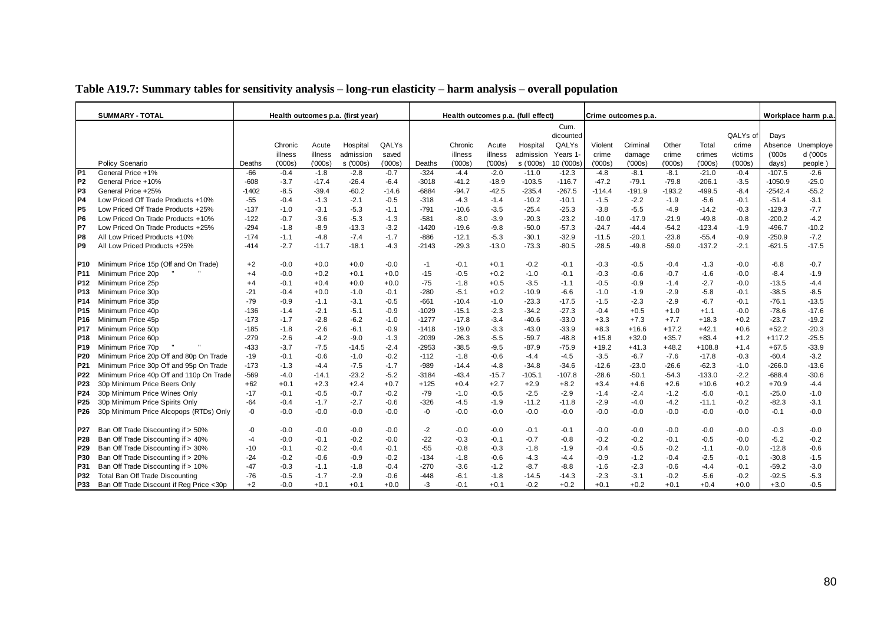**Table A19.7: Summary tables for sensitivity analysis – long-run elasticity – harm analysis – overall population**

| | SUMMARY - TOTAL | Health outcomes p.a. (first year) | | | | | Health outcomes p.a. (full effect) | | | | | Crime outcomes p.a. | | | | | Workplace harm p.a. | |
|---|---|---|---|---|---|---|---|---|---|---|---|---|---|---|---|---|---|---|
| | Policy Scenario | Deaths | Chronic illness ('000s) | Acute illness ('000s) | Hospital admissions ('000s) | QALYs saved ('000s) | Deaths | Chronic illness ('000s) | Acute illness ('000s) | Hospital admissions ('000s) | Cum. dicounted QALYs Years 1-10 ('000s) | Violent crime ('000s) | Criminal damage ('000s) | Other crime ('000s) | Total crimes ('000s) | QALYs of crime victims ('000s) | Days Absence ('000s days) | Unemployed ('000s people) |
| P1 | General Price +1% | -66 | -0.4 | -1.8 | -2.8 | -0.7 | -324 | -4.4 | -2.0 | -11.0 | -12.3 | -4.8 | -8.1 | -8.1 | -21.0 | -0.4 | -107.5 | -2.6 |
| P2 | General Price +10% | -608 | -3.7 | -17.4 | -26.4 | -6.4 | -3018 | -41.2 | -18.9 | -103.5 | -116.7 | -47.2 | -79.1 | -79.8 | -206.1 | -3.5 | -1050.9 | -25.0 |
| P3 | General Price +25% | -1402 | -8.5 | -39.4 | -60.2 | -14.6 | -6884 | -94.7 | -42.5 | -235.4 | -267.5 | -114.4 | -191.9 | -193.2 | -499.5 | -8.4 | -2542.4 | -55.2 |
| P4 | Low Priced Off Trade Products +10% | -55 | -0.4 | -1.3 | -2.1 | -0.5 | -318 | -4.3 | -1.4 | -10.2 | -10.1 | -1.5 | -2.2 | -1.9 | -5.6 | -0.1 | -51.4 | -3.1 |
| P5 | Low Priced Off Trade Products +25% | -137 | -1.0 | -3.1 | -5.3 | -1.1 | -791 | -10.6 | -3.5 | -25.4 | -25.3 | -3.8 | -5.5 | -4.9 | -14.2 | -0.3 | -129.3 | -7.7 |
| P6 | Low Priced On Trade Products +10% | -122 | -0.7 | -3.6 | -5.3 | -1.3 | -581 | -8.0 | -3.9 | -20.3 | -23.2 | -10.0 | -17.9 | -21.9 | -49.8 | -0.8 | -200.2 | -4.2 |
| P7 | Low Priced On Trade Products +25% | -294 | -1.8 | -8.9 | -13.3 | -3.2 | -1420 | -19.6 | -9.8 | -50.0 | -57.3 | -24.7 | -44.4 | -54.2 | -123.4 | -1.9 | -496.7 | -10.2 |
| P8 | All Low Priced Products +10% | -174 | -1.1 | -4.8 | -7.4 | -1.7 | -886 | -12.1 | -5.3 | -30.1 | -32.9 | -11.5 | -20.1 | -23.8 | -55.4 | -0.9 | -250.9 | -7.2 |
| P9 | All Low Priced Products +25% | -414 | -2.7 | -11.7 | -18.1 | -4.3 | -2143 | -29.3 | -13.0 | -73.3 | -80.5 | -28.5 | -49.8 | -59.0 | -137.2 | -2.1 | -621.5 | -17.5 |
| P10 | Minimum Price 15p (Off and On Trade) | +2 | -0.0 | +0.0 | +0.0 | -0.0 | -1 | -0.1 | +0.1 | -0.2 | -0.1 | -0.3 | -0.5 | -0.4 | -1.3 | -0.0 | -6.8 | -0.7 |
| P11 | Minimum Price 20p " " | +4 | -0.0 | +0.2 | +0.1 | +0.0 | -15 | -0.5 | +0.2 | -1.0 | -0.1 | -0.3 | -0.6 | -0.7 | -1.6 | -0.0 | -8.4 | -1.9 |
| P12 | Minimum Price 25p | +4 | -0.1 | +0.4 | +0.0 | +0.0 | -75 | -1.8 | +0.5 | -3.5 | -1.1 | -0.5 | -0.9 | -1.4 | -2.7 | -0.0 | -13.5 | -4.4 |
| P13 | Minimum Price 30p | -21 | -0.4 | +0.0 | -1.0 | -0.1 | -280 | -5.1 | +0.2 | -10.9 | -6.6 | -1.0 | -1.9 | -2.9 | -5.8 | -0.1 | -38.5 | -8.5 |
| P14 | Minimum Price 35p | -79 | -0.9 | -1.1 | -3.1 | -0.5 | -661 | -10.4 | -1.0 | -23.3 | -17.5 | -1.5 | -2.3 | -2.9 | -6.7 | -0.1 | -76.1 | -13.5 |
| P15 | Minimum Price 40p | -136 | -1.4 | -2.1 | -5.1 | -0.9 | -1029 | -15.1 | -2.3 | -34.2 | -27.3 | -0.4 | +0.5 | +1.0 | +1.1 | -0.0 | -78.6 | -17.6 |
| P16 | Minimum Price 45p | -173 | -1.7 | -2.8 | -6.2 | -1.0 | -1277 | -17.8 | -3.4 | -40.6 | -33.0 | +3.3 | +7.3 | +7.7 | +18.3 | +0.2 | -23.7 | -19.2 |
| P17 | Minimum Price 50p | -185 | -1.8 | -2.6 | -6.1 | -0.9 | -1418 | -19.0 | -3.3 | -43.0 | -33.9 | +8.3 | +16.6 | +17.2 | +42.1 | +0.6 | +52.2 | -20.3 |
| P18 | Minimum Price 60p | -279 | -2.6 | -4.2 | -9.0 | -1.3 | -2039 | -26.3 | -5.5 | -59.7 | -48.8 | +15.8 | +32.0 | +35.7 | +83.4 | +1.2 | +117.2 | -25.5 |
| P19 | Minimum Price 70p " " | -433 | -3.7 | -7.5 | -14.5 | -2.4 | -2953 | -38.5 | -9.5 | -87.9 | -75.9 | +19.2 | +41.3 | +48.2 | +108.8 | +1.4 | +67.5 | -33.9 |
| P20 | Minimum Price 20p Off and 80p On Trade | -19 | -0.1 | -0.6 | -1.0 | -0.2 | -112 | -1.8 | -0.6 | -4.4 | -4.5 | -3.5 | -6.7 | -7.6 | -17.8 | -0.3 | -60.4 | -3.2 |
| P21 | Minimum Price 30p Off and 95p On Trade | -173 | -1.3 | -4.4 | -7.5 | -1.7 | -989 | -14.4 | -4.8 | -34.8 | -34.6 | -12.6 | -23.0 | -26.6 | -62.3 | -1.0 | -266.0 | -13.6 |
| P22 | Minimum Price 40p Off and 110p On Trade | -569 | -4.0 | -14.1 | -23.2 | -5.2 | -3184 | -43.4 | -15.7 | -105.1 | -107.8 | -28.6 | -50.1 | -54.3 | -133.0 | -2.2 | -688.4 | -30.6 |
| P23 | 30p Minimum Price Beers Only | +62 | +0.1 | +2.3 | +2.4 | +0.7 | +125 | +0.4 | +2.7 | +2.9 | +8.2 | +3.4 | +4.6 | +2.6 | +10.6 | +0.2 | +70.9 | -4.4 |
| P24 | 30p Minimum Price Wines Only | -17 | -0.1 | -0.5 | -0.7 | -0.2 | -79 | -1.0 | -0.5 | -2.5 | -2.9 | -1.4 | -2.4 | -1.2 | -5.0 | -0.1 | -25.0 | -1.0 |
| P25 | 30p Minimum Price Spirits Only | -64 | -0.4 | -1.7 | -2.7 | -0.6 | -326 | -4.5 | -1.9 | -11.2 | -11.8 | -2.9 | -4.0 | -4.2 | -11.1 | -0.2 | -82.3 | -3.1 |
| P26 | 30p Minimum Price Alcopops (RTDs) Only | -0 | -0.0 | -0.0 | -0.0 | -0.0 | -0 | -0.0 | -0.0 | -0.0 | -0.0 | -0.0 | -0.0 | -0.0 | -0.0 | -0.0 | -0.1 | -0.0 |
| P27 | Ban Off Trade Discounting if > 50% | -0 | -0.0 | -0.0 | -0.0 | -0.0 | -2 | -0.0 | -0.0 | -0.1 | -0.1 | -0.0 | -0.0 | -0.0 | -0.0 | -0.0 | -0.3 | -0.0 |
| P28 | Ban Off Trade Discounting if > 40% | -4 | -0.0 | -0.1 | -0.2 | -0.0 | -22 | -0.3 | -0.1 | -0.7 | -0.8 | -0.2 | -0.2 | -0.1 | -0.5 | -0.0 | -5.2 | -0.2 |
| P29 | Ban Off Trade Discounting if > 30% | -10 | -0.1 | -0.2 | -0.4 | -0.1 | -55 | -0.8 | -0.3 | -1.8 | -1.9 | -0.4 | -0.5 | -0.2 | -1.1 | -0.0 | -12.8 | -0.6 |
| P30 | Ban Off Trade Discounting if > 20% | -24 | -0.2 | -0.6 | -0.9 | -0.2 | -134 | -1.8 | -0.6 | -4.3 | -4.4 | -0.9 | -1.2 | -0.4 | -2.5 | -0.1 | -30.8 | -1.5 |
| P31 | Ban Off Trade Discounting if > 10% | -47 | -0.3 | -1.1 | -1.8 | -0.4 | -270 | -3.6 | -1.2 | -8.7 | -8.8 | -1.6 | -2.3 | -0.6 | -4.4 | -0.1 | -59.2 | -3.0 |
| P32 | Total Ban Off Trade Discounting | -76 | -0.5 | -1.7 | -2.9 | -0.6 | -448 | -6.1 | -1.8 | -14.5 | -14.3 | -2.3 | -3.1 | -0.2 | -5.6 | -0.2 | -92.5 | -5.3 |
| P33 | Ban Off Trade Discount if Reg Price <30p | +2 | -0.0 | +0.1 | +0.1 | +0.0 | -3 | -0.1 | +0.1 | -0.2 | +0.2 | +0.1 | +0.2 | +0.1 | +0.4 | +0.0 | +3.0 | -0.5 |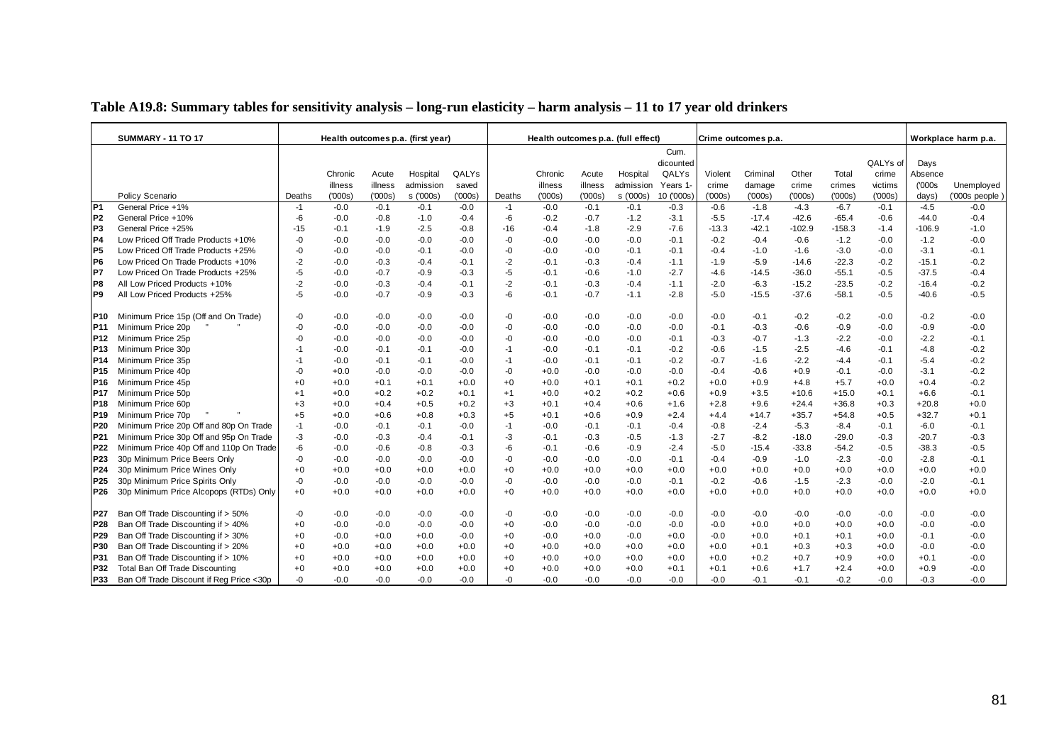**Table A19.8: Summary tables for sensitivity analysis – long-run elasticity – harm analysis – 11 to 17 year old drinkers**

| | SUMMARY - 11 TO 17 | Health outcomes p.a. (first year) | | | | | Health outcomes p.a. (full effect) | | | | | | Crime outcomes p.a. | | | | | Workplace harm p.a. | |
|---|---|---|---|---|---|---|---|---|---|---|---|---|---|---|---|---|---|---|---|
| | Policy Scenario | Deaths | Chronic illness ('000s) | Acute illness ('000s) | Hospital admissions ('000s) | QALYs saved ('000s) | Deaths | Chronic illness ('000s) | Acute illness ('000s) | Hospital admissions ('000s) | Cum. discounted QALYs Years 1-10 ('000s) | Violent crime ('000s) | Criminal damage ('000s) | Other crime ('000s) | Total crimes ('000s) | QALYs of crime victims ('000s) | Days Absence ('000s days) | Unemployed ('000s people) |
| P1 | General Price +1% | -1 | -0.0 | -0.1 | -0.1 | -0.0 | -1 | -0.0 | -0.1 | -0.1 | -0.3 | -0.6 | -1.8 | -4.3 | -6.7 | -0.1 | -4.5 | -0.0 |
| P2 | General Price +10% | -6 | -0.0 | -0.8 | -1.0 | -0.4 | -6 | -0.2 | -0.7 | -1.2 | -3.1 | -5.5 | -17.4 | -42.6 | -65.4 | -0.6 | -44.0 | -0.4 |
| P3 | General Price +25% | -15 | -0.1 | -1.9 | -2.5 | -0.8 | -16 | -0.4 | -1.8 | -2.9 | -7.6 | -13.3 | -42.1 | -102.9 | -158.3 | -1.4 | -106.9 | -1.0 |
| P4 | Low Priced Off Trade Products +10% | -0 | -0.0 | -0.0 | -0.0 | -0.0 | -0 | -0.0 | -0.0 | -0.0 | -0.1 | -0.2 | -0.4 | -0.6 | -1.2 | -0.0 | -1.2 | -0.0 |
| P5 | Low Priced Off Trade Products +25% | -0 | -0.0 | -0.0 | -0.1 | -0.0 | -0 | -0.0 | -0.0 | -0.1 | -0.1 | -0.4 | -1.0 | -1.6 | -3.0 | -0.0 | -3.1 | -0.1 |
| P6 | Low Priced On Trade Products +10% | -2 | -0.0 | -0.3 | -0.4 | -0.1 | -2 | -0.1 | -0.3 | -0.4 | -1.1 | -1.9 | -5.9 | -14.6 | -22.3 | -0.2 | -15.1 | -0.2 |
| P7 | Low Priced On Trade Products +25% | -5 | -0.0 | -0.7 | -0.9 | -0.3 | -5 | -0.1 | -0.6 | -1.0 | -2.7 | -4.6 | -14.5 | -36.0 | -55.1 | -0.5 | -37.5 | -0.4 |
| P8 | All Low Priced Products +10% | -2 | -0.0 | -0.3 | -0.4 | -0.1 | -2 | -0.1 | -0.3 | -0.4 | -1.1 | -2.0 | -6.3 | -15.2 | -23.5 | -0.2 | -16.4 | -0.2 |
| P9 | All Low Priced Products +25% | -5 | -0.0 | -0.7 | -0.9 | -0.3 | -6 | -0.1 | -0.7 | -1.1 | -2.8 | -5.0 | -15.5 | -37.6 | -58.1 | -0.5 | -40.6 | -0.5 |
| P10 | Minimum Price 15p (Off and On Trade) | -0 | -0.0 | -0.0 | -0.0 | -0.0 | -0 | -0.0 | -0.0 | -0.0 | -0.0 | -0.0 | -0.1 | -0.2 | -0.2 | -0.0 | -0.2 | -0.0 |
| P11 | Minimum Price 20p " " | -0 | -0.0 | -0.0 | -0.0 | -0.0 | -0 | -0.0 | -0.0 | -0.0 | -0.0 | -0.1 | -0.3 | -0.6 | -0.9 | -0.0 | -0.9 | -0.0 |
| P12 | Minimum Price 25p | -0 | -0.0 | -0.0 | -0.0 | -0.0 | -0 | -0.0 | -0.0 | -0.0 | -0.1 | -0.3 | -0.7 | -1.3 | -2.2 | -0.0 | -2.2 | -0.1 |
| P13 | Minimum Price 30p | -1 | -0.0 | -0.1 | -0.1 | -0.0 | -1 | -0.0 | -0.1 | -0.1 | -0.2 | -0.6 | -1.5 | -2.5 | -4.6 | -0.1 | -4.8 | -0.2 |
| P14 | Minimum Price 35p | -1 | -0.0 | -0.1 | -0.1 | -0.0 | -1 | -0.0 | -0.1 | -0.1 | -0.2 | -0.7 | -1.6 | -2.2 | -4.4 | -0.1 | -5.4 | -0.2 |
| P15 | Minimum Price 40p | -0 | +0.0 | -0.0 | -0.0 | -0.0 | -0 | +0.0 | -0.0 | -0.0 | -0.0 | -0.4 | -0.6 | +0.9 | -0.1 | -0.0 | -3.1 | -0.2 |
| P16 | Minimum Price 45p | +0 | +0.0 | +0.1 | +0.1 | +0.0 | +0 | +0.0 | +0.1 | +0.1 | +0.2 | +0.0 | +0.9 | +4.8 | +5.7 | +0.0 | +0.4 | -0.2 |
| P17 | Minimum Price 50p | +1 | +0.0 | +0.2 | +0.2 | +0.1 | +1 | +0.0 | +0.2 | +0.2 | +0.6 | +0.9 | +3.5 | +10.6 | +15.0 | +0.1 | +6.6 | -0.1 |
| P18 | Minimum Price 60p | +3 | +0.0 | +0.4 | +0.5 | +0.2 | +3 | +0.1 | +0.4 | +0.6 | +1.6 | +2.8 | +9.6 | +24.4 | +36.8 | +0.3 | +20.8 | +0.0 |
| P19 | Minimum Price 70p " " | +5 | +0.0 | +0.6 | +0.8 | +0.3 | +5 | +0.1 | +0.6 | +0.9 | +2.4 | +4.4 | +14.7 | +35.7 | +54.8 | +0.5 | +32.7 | +0.1 |
| P20 | Minimum Price 20p Off and 80p On Trade | -1 | -0.0 | -0.1 | -0.1 | -0.0 | -1 | -0.0 | -0.1 | -0.1 | -0.4 | -0.8 | -2.4 | -5.3 | -8.4 | -0.1 | -6.0 | -0.1 |
| P21 | Minimum Price 30p Off and 95p On Trade | -3 | -0.0 | -0.3 | -0.4 | -0.1 | -3 | -0.1 | -0.3 | -0.5 | -1.3 | -2.7 | -8.2 | -18.0 | -29.0 | -0.3 | -20.7 | -0.3 |
| P22 | Minimum Price 40p Off and 110p On Trade | -6 | -0.0 | -0.6 | -0.8 | -0.3 | -6 | -0.1 | -0.6 | -0.9 | -2.4 | -5.0 | -15.4 | -33.8 | -54.2 | -0.5 | -38.3 | -0.5 |
| P23 | 30p Minimum Price Beers Only | -0 | -0.0 | -0.0 | -0.0 | -0.0 | -0 | -0.0 | -0.0 | -0.0 | -0.1 | -0.4 | -0.9 | -1.0 | -2.3 | -0.0 | -2.8 | -0.1 |
| P24 | 30p Minimum Price Wines Only | +0 | +0.0 | +0.0 | +0.0 | +0.0 | +0 | +0.0 | +0.0 | +0.0 | +0.0 | +0.0 | +0.0 | +0.0 | +0.0 | +0.0 | +0.0 | +0.0 |
| P25 | 30p Minimum Price Spirits Only | -0 | -0.0 | -0.0 | -0.0 | -0.0 | -0 | -0.0 | -0.0 | -0.0 | -0.1 | -0.2 | -0.6 | -1.5 | -2.3 | -0.0 | -2.0 | -0.1 |
| P26 | 30p Minimum Price Alcopops (RTDs) Only | +0 | +0.0 | +0.0 | +0.0 | +0.0 | +0 | +0.0 | +0.0 | +0.0 | +0.0 | +0.0 | +0.0 | +0.0 | +0.0 | +0.0 | +0.0 | +0.0 |
| P27 | Ban Off Trade Discounting if > 50% | -0 | -0.0 | -0.0 | -0.0 | -0.0 | -0 | -0.0 | -0.0 | -0.0 | -0.0 | -0.0 | -0.0 | -0.0 | -0.0 | -0.0 | -0.0 | -0.0 |
| P28 | Ban Off Trade Discounting if > 40% | +0 | -0.0 | -0.0 | -0.0 | -0.0 | +0 | -0.0 | -0.0 | -0.0 | -0.0 | -0.0 | +0.0 | +0.0 | +0.0 | +0.0 | -0.0 | -0.0 |
| P29 | Ban Off Trade Discounting if > 30% | +0 | -0.0 | +0.0 | +0.0 | -0.0 | +0 | -0.0 | +0.0 | -0.0 | +0.0 | -0.0 | +0.0 | +0.1 | +0.1 | +0.0 | -0.1 | -0.0 |
| P30 | Ban Off Trade Discounting if > 20% | +0 | +0.0 | +0.0 | +0.0 | +0.0 | +0 | +0.0 | +0.0 | +0.0 | +0.0 | +0.0 | +0.1 | +0.3 | +0.3 | +0.0 | -0.0 | -0.0 |
| P31 | Ban Off Trade Discounting if > 10% | +0 | +0.0 | +0.0 | +0.0 | +0.0 | +0 | +0.0 | +0.0 | +0.0 | +0.0 | +0.0 | +0.2 | +0.7 | +0.9 | +0.0 | +0.1 | -0.0 |
| P32 | Total Ban Off Trade Discounting | +0 | +0.0 | +0.0 | +0.0 | +0.0 | +0 | +0.0 | +0.0 | +0.0 | +0.1 | +0.1 | +0.6 | +1.7 | +2.4 | +0.0 | +0.9 | -0.0 |
| P33 | Ban Off Trade Discount if Reg Price <30p | -0 | -0.0 | -0.0 | -0.0 | -0.0 | -0 | -0.0 | -0.0 | -0.0 | -0.0 | -0.0 | -0.1 | -0.1 | -0.2 | -0.0 | -0.3 | -0.0 |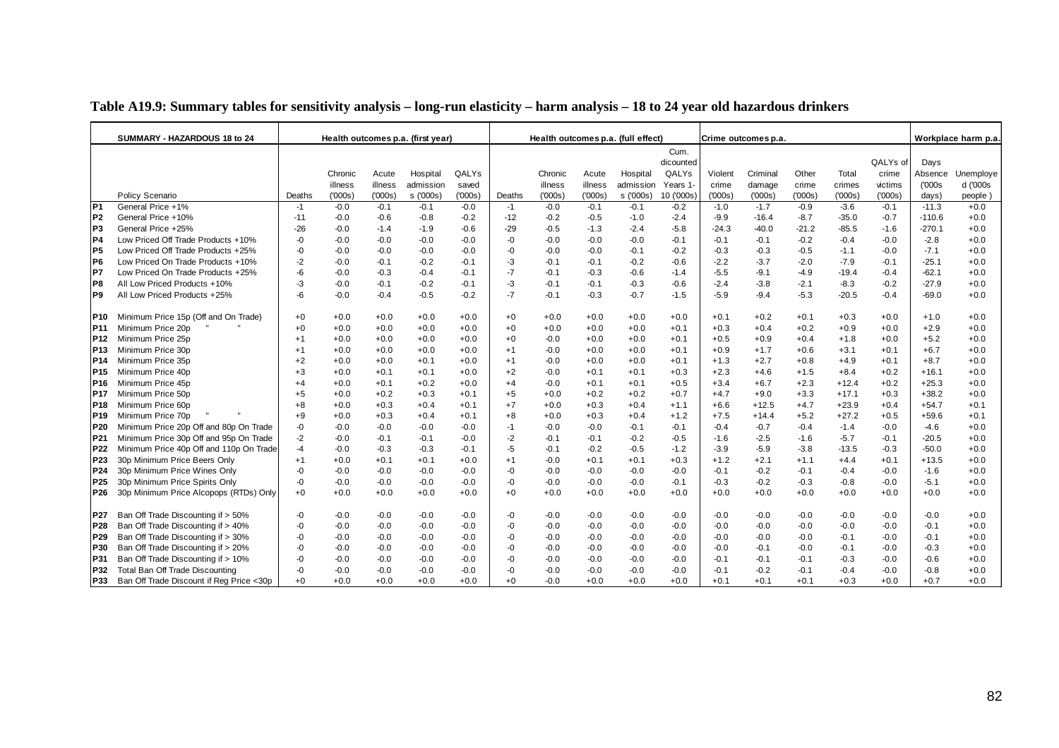**Table A19.9: Summary tables for sensitivity analysis – long-run elasticity – harm analysis – 18 to 24 year old hazardous drinkers**

| | SUMMARY - HAZARDOUS 18 to 24 | Health outcomes p.a. (first year) | | | | | Health outcomes p.a. (full effect) | | | | | Crime outcomes p.a. | | | | | Workplace harm p.a. | |
|---|---|---|---|---|---|---|---|---|---|---|---|---|---|---|---|---|---|---|
| | Policy Scenario | Deaths | Chronic illness ('000s) | Acute illness ('000s) | Hospital admissions ('000s) | QALYs saved ('000s) | Deaths | Chronic illness ('000s) | Acute illness ('000s) | Hospital admissions ('000s) | Cum. dicounted QALYs Years 1-10 ('000s) | Violent crime ('000s) | Criminal damage ('000s) | Other crime ('000s) | Total crimes ('000s) | QALYs of crime victims ('000s) | Days Absence ('000s days) | Unemployed ('000s people) |
| P1 | General Price +1% | -1 | -0.0 | -0.1 | -0.1 | -0.0 | -1 | -0.0 | -0.1 | -0.1 | -0.2 | -1.0 | -1.7 | -0.9 | -3.6 | -0.1 | -11.3 | +0.0 |
| P2 | General Price +10% | -11 | -0.0 | -0.6 | -0.8 | -0.2 | -12 | -0.2 | -0.5 | -1.0 | -2.4 | -9.9 | -16.4 | -8.7 | -35.0 | -0.7 | -110.6 | +0.0 |
| P3 | General Price +25% | -26 | -0.0 | -1.4 | -1.9 | -0.6 | -29 | -0.5 | -1.3 | -2.4 | -5.8 | -24.3 | -40.0 | -21.2 | -85.5 | -1.6 | -270.1 | +0.0 |
| P4 | Low Priced Off Trade Products +10% | -0 | -0.0 | -0.0 | -0.0 | -0.0 | -0 | -0.0 | -0.0 | -0.0 | -0.1 | -0.1 | -0.1 | -0.2 | -0.4 | -0.0 | -2.8 | +0.0 |
| P5 | Low Priced Off Trade Products +25% | -0 | -0.0 | -0.0 | -0.0 | -0.0 | -0 | -0.0 | -0.0 | -0.1 | -0.2 | -0.3 | -0.3 | -0.5 | -1.1 | -0.0 | -7.1 | +0.0 |
| P6 | Low Priced On Trade Products +10% | -2 | -0.0 | -0.1 | -0.2 | -0.1 | -3 | -0.1 | -0.1 | -0.2 | -0.6 | -2.2 | -3.7 | -2.0 | -7.9 | -0.1 | -25.1 | +0.0 |
| P7 | Low Priced On Trade Products +25% | -6 | -0.0 | -0.3 | -0.4 | -0.1 | -7 | -0.1 | -0.3 | -0.6 | -1.4 | -5.5 | -9.1 | -4.9 | -19.4 | -0.4 | -62.1 | +0.0 |
| P8 | All Low Priced Products +10% | -3 | -0.0 | -0.1 | -0.2 | -0.1 | -3 | -0.1 | -0.1 | -0.3 | -0.6 | -2.4 | -3.8 | -2.1 | -8.3 | -0.2 | -27.9 | +0.0 |
| P9 | All Low Priced Products +25% | -6 | -0.0 | -0.4 | -0.5 | -0.2 | -7 | -0.1 | -0.3 | -0.7 | -1.5 | -5.9 | -9.4 | -5.3 | -20.5 | -0.4 | -69.0 | +0.0 |
| P10 | Minimum Price 15p (Off and On Trade) | +0 | +0.0 | +0.0 | +0.0 | +0.0 | +0 | +0.0 | +0.0 | +0.0 | +0.0 | +0.1 | +0.2 | +0.1 | +0.3 | +0.0 | +1.0 | +0.0 |
| P11 | Minimum Price 20p " " | +0 | +0.0 | +0.0 | +0.0 | +0.0 | +0 | +0.0 | +0.0 | +0.0 | +0.1 | +0.3 | +0.4 | +0.2 | +0.9 | +0.0 | +2.9 | +0.0 |
| P12 | Minimum Price 25p | +1 | +0.0 | +0.0 | +0.0 | +0.0 | +0 | -0.0 | +0.0 | +0.0 | +0.1 | +0.5 | +0.9 | +0.4 | +1.8 | +0.0 | +5.2 | +0.0 |
| P13 | Minimum Price 30p | +1 | +0.0 | +0.0 | +0.0 | +0.0 | +1 | -0.0 | +0.0 | +0.0 | +0.1 | +0.9 | +1.7 | +0.6 | +3.1 | +0.1 | +6.7 | +0.0 |
| P14 | Minimum Price 35p | +2 | +0.0 | +0.0 | +0.1 | +0.0 | +1 | -0.0 | +0.0 | +0.0 | +0.1 | +1.3 | +2.7 | +0.8 | +4.9 | +0.1 | +8.7 | +0.0 |
| P15 | Minimum Price 40p | +3 | +0.0 | +0.1 | +0.1 | +0.0 | +2 | -0.0 | +0.1 | +0.1 | +0.3 | +2.3 | +4.6 | +1.5 | +8.4 | +0.2 | +16.1 | +0.0 |
| P16 | Minimum Price 45p | +4 | +0.0 | +0.1 | +0.2 | +0.0 | +4 | -0.0 | +0.1 | +0.1 | +0.5 | +3.4 | +6.7 | +2.3 | +12.4 | +0.2 | +25.3 | +0.0 |
| P17 | Minimum Price 50p | +5 | +0.0 | +0.2 | +0.3 | +0.1 | +5 | +0.0 | +0.2 | +0.2 | +0.7 | +4.7 | +9.0 | +3.3 | +17.1 | +0.3 | +38.2 | +0.0 |
| P18 | Minimum Price 60p | +8 | +0.0 | +0.3 | +0.4 | +0.1 | +7 | +0.0 | +0.3 | +0.4 | +1.1 | +6.6 | +12.5 | +4.7 | +23.9 | +0.4 | +54.7 | +0.1 |
| P19 | Minimum Price 70p " " | +9 | +0.0 | +0.3 | +0.4 | +0.1 | +8 | +0.0 | +0.3 | +0.4 | +1.2 | +7.5 | +14.4 | +5.2 | +27.2 | +0.5 | +59.6 | +0.1 |
| P20 | Minimum Price 20p Off and 80p On Trade | -0 | -0.0 | -0.0 | -0.0 | -0.0 | -1 | -0.0 | -0.0 | -0.1 | -0.1 | -0.4 | -0.7 | -0.4 | -1.4 | -0.0 | -4.6 | +0.0 |
| P21 | Minimum Price 30p Off and 95p On Trade | -2 | -0.0 | -0.1 | -0.1 | -0.0 | -2 | -0.1 | -0.1 | -0.2 | -0.5 | -1.6 | -2.5 | -1.6 | -5.7 | -0.1 | -20.5 | +0.0 |
| P22 | Minimum Price 40p Off and 110p On Trade | -4 | -0.0 | -0.3 | -0.3 | -0.1 | -5 | -0.1 | -0.2 | -0.5 | -1.2 | -3.9 | -5.9 | -3.8 | -13.5 | -0.3 | -50.0 | +0.0 |
| P23 | 30p Minimum Price Beers Only | +1 | +0.0 | +0.1 | +0.1 | +0.0 | +1 | -0.0 | +0.1 | +0.1 | +0.3 | +1.2 | +2.1 | +1.1 | +4.4 | +0.1 | +13.5 | +0.0 |
| P24 | 30p Minimum Price Wines Only | -0 | -0.0 | -0.0 | -0.0 | -0.0 | -0 | -0.0 | -0.0 | -0.0 | -0.0 | -0.1 | -0.2 | -0.1 | -0.4 | -0.0 | -1.6 | +0.0 |
| P25 | 30p Minimum Price Spirits Only | -0 | -0.0 | -0.0 | -0.0 | -0.0 | -0 | -0.0 | -0.0 | -0.0 | -0.1 | -0.3 | -0.2 | -0.3 | -0.8 | -0.0 | -5.1 | +0.0 |
| P26 | 30p Minimum Price Alcopops (RTDs) Only | +0 | +0.0 | +0.0 | +0.0 | +0.0 | +0 | +0.0 | +0.0 | +0.0 | +0.0 | +0.0 | +0.0 | +0.0 | +0.0 | +0.0 | +0.0 | +0.0 |
| P27 | Ban Off Trade Discounting if > 50% | -0 | -0.0 | -0.0 | -0.0 | -0.0 | -0 | -0.0 | -0.0 | -0.0 | -0.0 | -0.0 | -0.0 | -0.0 | -0.0 | -0.0 | -0.0 | +0.0 |
| P28 | Ban Off Trade Discounting if > 40% | -0 | -0.0 | -0.0 | -0.0 | -0.0 | -0 | -0.0 | -0.0 | -0.0 | -0.0 | -0.0 | -0.0 | -0.0 | -0.0 | -0.0 | -0.1 | +0.0 |
| P29 | Ban Off Trade Discounting if > 30% | -0 | -0.0 | -0.0 | -0.0 | -0.0 | -0 | -0.0 | -0.0 | -0.0 | -0.0 | -0.0 | -0.0 | -0.0 | -0.1 | -0.0 | -0.1 | +0.0 |
| P30 | Ban Off Trade Discounting if > 20% | -0 | -0.0 | -0.0 | -0.0 | -0.0 | -0 | -0.0 | -0.0 | -0.0 | -0.0 | -0.0 | -0.1 | -0.0 | -0.1 | -0.0 | -0.3 | +0.0 |
| P31 | Ban Off Trade Discounting if > 10% | -0 | -0.0 | -0.0 | -0.0 | -0.0 | -0 | -0.0 | -0.0 | -0.0 | -0.0 | -0.1 | -0.1 | -0.1 | -0.3 | -0.0 | -0.6 | +0.0 |
| P32 | Total Ban Off Trade Discounting | -0 | -0.0 | -0.0 | -0.0 | -0.0 | -0 | -0.0 | -0.0 | -0.0 | -0.0 | -0.1 | -0.2 | -0.1 | -0.4 | -0.0 | -0.8 | +0.0 |
| P33 | Ban Off Trade Discount if Reg Price <30p | +0 | +0.0 | +0.0 | +0.0 | +0.0 | +0 | -0.0 | +0.0 | +0.0 | +0.0 | +0.1 | +0.1 | +0.1 | +0.3 | +0.0 | +0.7 | +0.0 |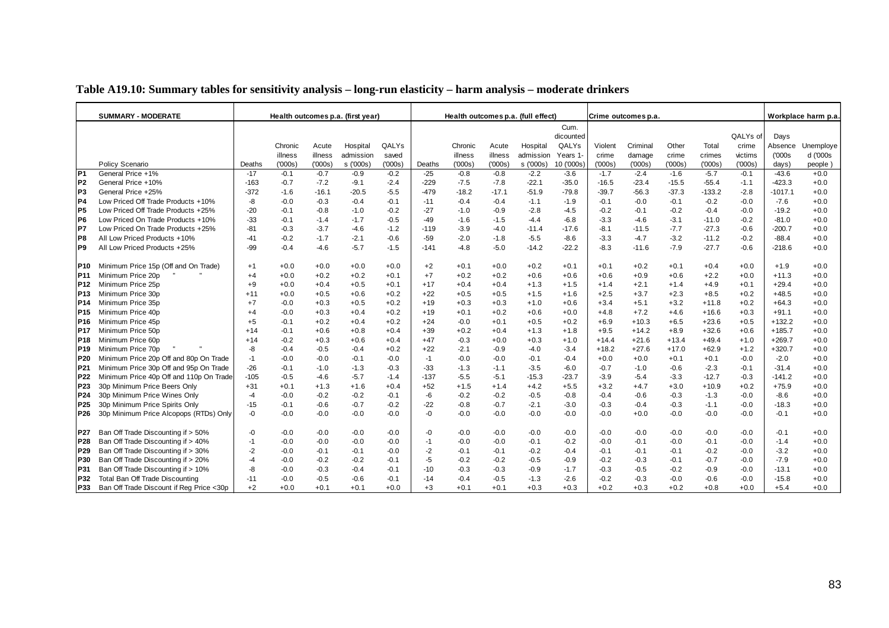**Table A19.10: Summary tables for sensitivity analysis – long-run elasticity – harm analysis – moderate drinkers**

| | SUMMARY - MODERATE | Health outcomes p.a. (first year) | | | | | Health outcomes p.a. (full effect) | | | | | Crime outcomes p.a. | | | | | Workplace harm p.a. | |
|---|---|---|---|---|---|---|---|---|---|---|---|---|---|---|---|---|---|---|
| | Policy Scenario | Deaths | Chronic illness ('000s) | Acute illness ('000s) | Hospital admission s ('000s) | QALYs saved ('000s) | Deaths | Chronic illness ('000s) | Acute illness ('000s) | Hospital admission s ('000s) | Cum. dicounted QALYs Years 1-10 ('000s) | Violent crime ('000s) | Criminal damage ('000s) | Other crime ('000s) | Total crimes ('000s) | QALYs of crime victims ('000s) | Days Absence ('000s days) | Unemployed ('000s people ) |
| P1 | General Price +1% | -17 | -0.1 | -0.7 | -0.9 | -0.2 | -25 | -0.8 | -0.8 | -2.2 | -3.6 | -1.7 | -2.4 | -1.6 | -5.7 | -0.1 | -43.6 | +0.0 |
| P2 | General Price +10% | -163 | -0.7 | -7.2 | -9.1 | -2.4 | -229 | -7.5 | -7.8 | -22.1 | -35.0 | -16.5 | -23.4 | -15.5 | -55.4 | -1.1 | -423.3 | +0.0 |
| P3 | General Price +25% | -372 | -1.6 | -16.1 | -20.5 | -5.5 | -479 | -18.2 | -17.1 | -51.9 | -79.8 | -39.7 | -56.3 | -37.3 | -133.2 | -2.8 | -1017.1 | +0.0 |
| P4 | Low Priced Off Trade Products +10% | -8 | -0.0 | -0.3 | -0.4 | -0.1 | -11 | -0.4 | -0.4 | -1.1 | -1.9 | -0.1 | -0.0 | -0.1 | -0.2 | -0.0 | -7.6 | +0.0 |
| P5 | Low Priced Off Trade Products +25% | -20 | -0.1 | -0.8 | -1.0 | -0.2 | -27 | -1.0 | -0.9 | -2.8 | -4.5 | -0.2 | -0.1 | -0.2 | -0.4 | -0.0 | -19.2 | +0.0 |
| P6 | Low Priced On Trade Products +10% | -33 | -0.1 | -1.4 | -1.7 | -0.5 | -49 | -1.6 | -1.5 | -4.4 | -6.8 | -3.3 | -4.6 | -3.1 | -11.0 | -0.2 | -81.0 | +0.0 |
| P7 | Low Priced On Trade Products +25% | -81 | -0.3 | -3.7 | -4.6 | -1.2 | -119 | -3.9 | -4.0 | -11.4 | -17.6 | -8.1 | -11.5 | -7.7 | -27.3 | -0.6 | -200.7 | +0.0 |
| P8 | All Low Priced Products +10% | -41 | -0.2 | -1.7 | -2.1 | -0.6 | -59 | -2.0 | -1.8 | -5.5 | -8.6 | -3.3 | -4.7 | -3.2 | -11.2 | -0.2 | -88.4 | +0.0 |
| P9 | All Low Priced Products +25% | -99 | -0.4 | -4.6 | -5.7 | -1.5 | -141 | -4.8 | -5.0 | -14.2 | -22.2 | -8.3 | -11.6 | -7.9 | -27.7 | -0.6 | -218.6 | +0.0 |
| P10 | Minimum Price 15p (Off and On Trade) | +1 | +0.0 | +0.0 | +0.0 | +0.0 | +2 | +0.1 | +0.0 | +0.2 | +0.1 | +0.1 | +0.2 | +0.1 | +0.4 | +0.0 | +1.9 | +0.0 |
| P11 | Minimum Price 20p " " | +4 | +0.0 | +0.2 | +0.2 | +0.1 | +7 | +0.2 | +0.2 | +0.6 | +0.6 | +0.6 | +0.9 | +0.6 | +2.2 | +0.0 | +11.3 | +0.0 |
| P12 | Minimum Price 25p | +9 | +0.0 | +0.4 | +0.5 | +0.1 | +17 | +0.4 | +0.4 | +1.3 | +1.5 | +1.4 | +2.1 | +1.4 | +4.9 | +0.1 | +29.4 | +0.0 |
| P13 | Minimum Price 30p | +11 | +0.0 | +0.5 | +0.6 | +0.2 | +22 | +0.5 | +0.5 | +1.5 | +1.6 | +2.5 | +3.7 | +2.3 | +8.5 | +0.2 | +48.5 | +0.0 |
| P14 | Minimum Price 35p | +7 | -0.0 | +0.3 | +0.5 | +0.2 | +19 | +0.3 | +0.3 | +1.0 | +0.6 | +3.4 | +5.1 | +3.2 | +11.8 | +0.2 | +64.3 | +0.0 |
| P15 | Minimum Price 40p | +4 | -0.0 | +0.3 | +0.4 | +0.2 | +19 | +0.1 | +0.2 | +0.6 | +0.0 | +4.8 | +7.2 | +4.6 | +16.6 | +0.3 | +91.1 | +0.0 |
| P16 | Minimum Price 45p | +5 | -0.1 | +0.2 | +0.4 | +0.2 | +24 | -0.0 | +0.1 | +0.5 | +0.2 | +6.9 | +10.3 | +6.5 | +23.6 | +0.5 | +132.2 | +0.0 |
| P17 | Minimum Price 50p | +14 | -0.1 | +0.6 | +0.8 | +0.4 | +39 | +0.2 | +0.4 | +1.3 | +1.8 | +9.5 | +14.2 | +8.9 | +32.6 | +0.6 | +185.7 | +0.0 |
| P18 | Minimum Price 60p | +14 | -0.2 | +0.3 | +0.6 | +0.4 | +47 | -0.3 | +0.0 | +0.3 | +1.0 | +14.4 | +21.6 | +13.4 | +49.4 | +1.0 | +269.7 | +0.0 |
| P19 | Minimum Price 70p " " | -8 | -0.4 | -0.5 | -0.4 | +0.2 | +22 | -2.1 | -0.9 | -4.0 | -3.4 | +18.2 | +27.6 | +17.0 | +62.9 | +1.2 | +320.7 | +0.0 |
| P20 | Minimum Price 20p Off and 80p On Trade | -1 | -0.0 | -0.0 | -0.1 | -0.0 | -1 | -0.0 | -0.0 | -0.1 | -0.4 | +0.0 | +0.0 | +0.1 | +0.1 | -0.0 | -2.0 | +0.0 |
| P21 | Minimum Price 30p Off and 95p On Trade | -26 | -0.1 | -1.0 | -1.3 | -0.3 | -33 | -1.3 | -1.1 | -3.5 | -6.0 | -0.7 | -1.0 | -0.6 | -2.3 | -0.1 | -31.4 | +0.0 |
| P22 | Minimum Price 40p Off and 110p On Trade | -105 | -0.5 | -4.6 | -5.7 | -1.4 | -137 | -5.5 | -5.1 | -15.3 | -23.7 | -3.9 | -5.4 | -3.3 | -12.7 | -0.3 | -141.2 | +0.0 |
| P23 | 30p Minimum Price Beers Only | +31 | +0.1 | +1.3 | +1.6 | +0.4 | +52 | +1.5 | +1.4 | +4.2 | +5.5 | +3.2 | +4.7 | +3.0 | +10.9 | +0.2 | +75.9 | +0.0 |
| P24 | 30p Minimum Price Wines Only | -4 | -0.0 | -0.2 | -0.2 | -0.1 | -6 | -0.2 | -0.2 | -0.5 | -0.8 | -0.4 | -0.6 | -0.3 | -1.3 | -0.0 | -8.6 | +0.0 |
| P25 | 30p Minimum Price Spirits Only | -15 | -0.1 | -0.6 | -0.7 | -0.2 | -22 | -0.8 | -0.7 | -2.1 | -3.0 | -0.3 | -0.4 | -0.3 | -1.1 | -0.0 | -18.3 | +0.0 |
| P26 | 30p Minimum Price Alcopops (RTDs) Only | -0 | -0.0 | -0.0 | -0.0 | -0.0 | -0 | -0.0 | -0.0 | -0.0 | -0.0 | -0.0 | +0.0 | -0.0 | -0.0 | -0.0 | -0.1 | +0.0 |
| P27 | Ban Off Trade Discounting if > 50% | -0 | -0.0 | -0.0 | -0.0 | -0.0 | -0 | -0.0 | -0.0 | -0.0 | -0.0 | -0.0 | -0.0 | -0.0 | -0.0 | -0.0 | -0.1 | +0.0 |
| P28 | Ban Off Trade Discounting if > 40% | -1 | -0.0 | -0.0 | -0.0 | -0.0 | -1 | -0.0 | -0.0 | -0.1 | -0.2 | -0.0 | -0.1 | -0.0 | -0.1 | -0.0 | -1.4 | +0.0 |
| P29 | Ban Off Trade Discounting if > 30% | -2 | -0.0 | -0.1 | -0.1 | -0.0 | -2 | -0.1 | -0.1 | -0.2 | -0.4 | -0.1 | -0.1 | -0.1 | -0.2 | -0.0 | -3.2 | +0.0 |
| P30 | Ban Off Trade Discounting if > 20% | -4 | -0.0 | -0.2 | -0.2 | -0.1 | -5 | -0.2 | -0.2 | -0.5 | -0.9 | -0.2 | -0.3 | -0.1 | -0.7 | -0.0 | -7.9 | +0.0 |
| P31 | Ban Off Trade Discounting if > 10% | -8 | -0.0 | -0.3 | -0.4 | -0.1 | -10 | -0.3 | -0.3 | -0.9 | -1.7 | -0.3 | -0.5 | -0.2 | -0.9 | -0.0 | -13.1 | +0.0 |
| P32 | Total Ban Off Trade Discounting | -11 | -0.0 | -0.5 | -0.6 | -0.1 | -14 | -0.4 | -0.5 | -1.3 | -2.6 | -0.2 | -0.3 | -0.0 | -0.6 | -0.0 | -15.8 | +0.0 |
| P33 | Ban Off Trade Discount if Reg Price <30p | +2 | +0.0 | +0.1 | +0.1 | +0.0 | +3 | +0.1 | +0.1 | +0.3 | +0.3 | +0.2 | +0.3 | +0.2 | +0.8 | +0.0 | +5.4 | +0.0 |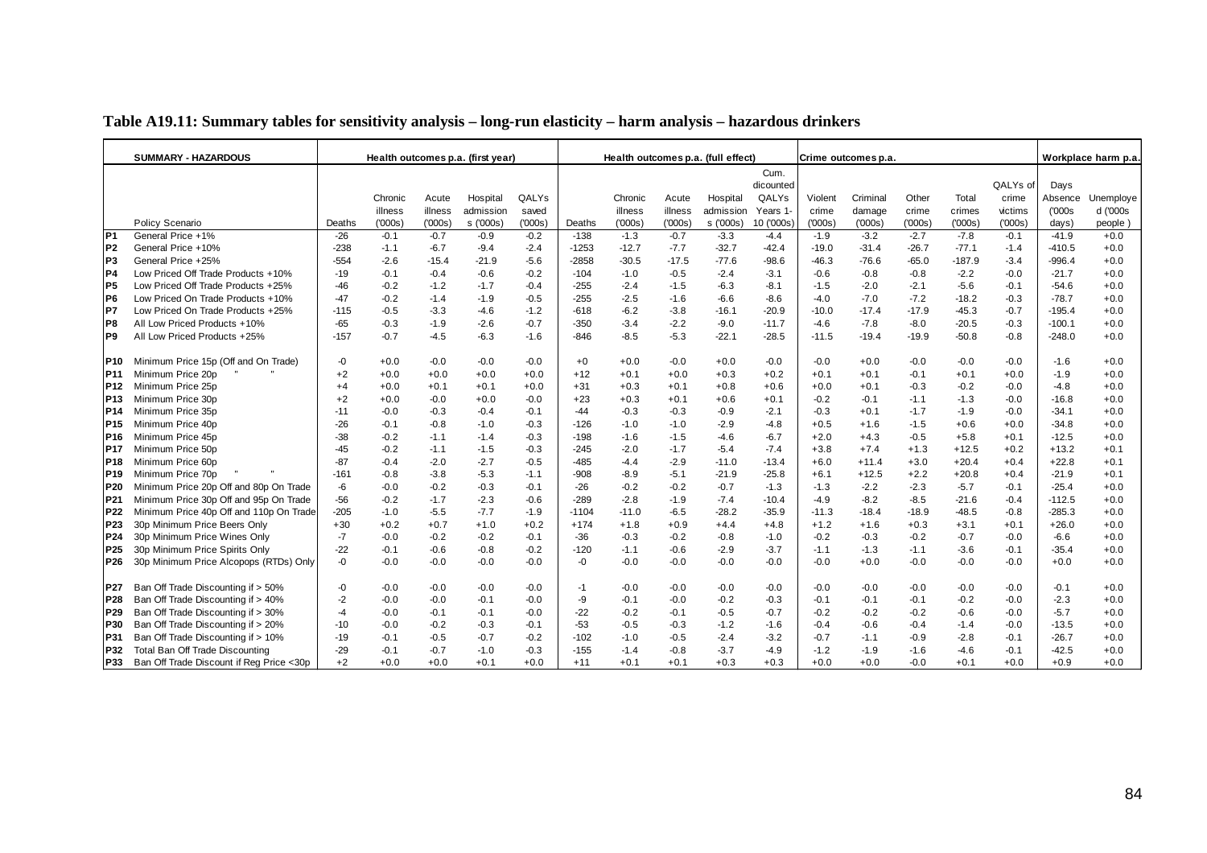**Table A19.11: Summary tables for sensitivity analysis – long-run elasticity – harm analysis – hazardous drinkers**

| | SUMMARY - HAZARDOUS | Health outcomes p.a. (first year) | | | | | Health outcomes p.a. (full effect) | | | | | Crime outcomes p.a. | | | | | Workplace harm p.a. | |
|---|---|---|---|---|---|---|---|---|---|---|---|---|---|---|---|---|---|---|
| | Policy Scenario | Deaths | Chronic illness ('000s) | Acute illness ('000s) | Hospital admissions ('000s) | QALYs saved ('000s) | Deaths | Chronic illness ('000s) | Acute illness ('000s) | Hospital admissions ('000s) | Cum. dicounted QALYs Years 1-10 ('000s) | Violent crime ('000s) | Criminal damage ('000s) | Other crime ('000s) | Total crimes ('000s) | QALYs of crime victims ('000s) | Days Absence ('000s days) | Unemployed ('000s people) |
| P1 | General Price +1% | -26 | -0.1 | -0.7 | -0.9 | -0.2 | -138 | -1.3 | -0.7 | -3.3 | -4.4 | -1.9 | -3.2 | -2.7 | -7.8 | -0.1 | -41.9 | +0.0 |
| P2 | General Price +10% | -238 | -1.1 | -6.7 | -9.4 | -2.4 | -1253 | -12.7 | -7.7 | -32.7 | -42.4 | -19.0 | -31.4 | -26.7 | -77.1 | -1.4 | -410.5 | +0.0 |
| P3 | General Price +25% | -554 | -2.6 | -15.4 | -21.9 | -5.6 | -2858 | -30.5 | -17.5 | -77.6 | -98.6 | -46.3 | -76.6 | -65.0 | -187.9 | -3.4 | -996.4 | +0.0 |
| P4 | Low Priced Off Trade Products +10% | -19 | -0.1 | -0.4 | -0.6 | -0.2 | -104 | -1.0 | -0.5 | -2.4 | -3.1 | -0.6 | -0.8 | -0.8 | -2.2 | -0.0 | -21.7 | +0.0 |
| P5 | Low Priced Off Trade Products +25% | -46 | -0.2 | -1.2 | -1.7 | -0.4 | -255 | -2.4 | -1.5 | -6.3 | -8.1 | -1.5 | -2.0 | -2.1 | -5.6 | -0.1 | -54.6 | +0.0 |
| P6 | Low Priced On Trade Products +10% | -47 | -0.2 | -1.4 | -1.9 | -0.5 | -255 | -2.5 | -1.6 | -6.6 | -8.6 | -4.0 | -7.0 | -7.2 | -18.2 | -0.3 | -78.7 | +0.0 |
| P7 | Low Priced On Trade Products +25% | -115 | -0.5 | -3.3 | -4.6 | -1.2 | -618 | -6.2 | -3.8 | -16.1 | -20.9 | -10.0 | -17.4 | -17.9 | -45.3 | -0.7 | -195.4 | +0.0 |
| P8 | All Low Priced Products +10% | -65 | -0.3 | -1.9 | -2.6 | -0.7 | -350 | -3.4 | -2.2 | -9.0 | -11.7 | -4.6 | -7.8 | -8.0 | -20.5 | -0.3 | -100.1 | +0.0 |
| P9 | All Low Priced Products +25% | -157 | -0.7 | -4.5 | -6.3 | -1.6 | -846 | -8.5 | -5.3 | -22.1 | -28.5 | -11.5 | -19.4 | -19.9 | -50.8 | -0.8 | -248.0 | +0.0 |
| P10 | Minimum Price 15p (Off and On Trade) | -0 | +0.0 | -0.0 | -0.0 | -0.0 | +0 | +0.0 | -0.0 | +0.0 | -0.0 | -0.0 | +0.0 | -0.0 | -0.0 | -0.0 | -1.6 | +0.0 |
| P11 | Minimum Price 20p " " | +2 | +0.0 | +0.0 | +0.0 | +0.0 | +12 | +0.1 | +0.0 | +0.3 | +0.2 | +0.1 | +0.1 | -0.1 | +0.1 | +0.0 | -1.9 | +0.0 |
| P12 | Minimum Price 25p | +4 | +0.0 | +0.1 | +0.1 | +0.0 | +31 | +0.3 | +0.1 | +0.8 | +0.6 | +0.0 | +0.1 | -0.3 | -0.2 | -0.0 | -4.8 | +0.0 |
| P13 | Minimum Price 30p | +2 | +0.0 | -0.0 | +0.0 | -0.0 | +23 | +0.3 | +0.1 | +0.6 | +0.1 | -0.2 | -0.1 | -1.1 | -1.3 | -0.0 | -16.8 | +0.0 |
| P14 | Minimum Price 35p | -11 | -0.0 | -0.3 | -0.4 | -0.1 | -44 | -0.3 | -0.3 | -0.9 | -2.1 | -0.3 | +0.1 | -1.7 | -1.9 | -0.0 | -34.1 | +0.0 |
| P15 | Minimum Price 40p | -26 | -0.1 | -0.8 | -1.0 | -0.3 | -126 | -1.0 | -1.0 | -2.9 | -4.8 | +0.5 | +1.6 | -1.5 | +0.6 | +0.0 | -34.8 | +0.0 |
| P16 | Minimum Price 45p | -38 | -0.2 | -1.1 | -1.4 | -0.3 | -198 | -1.6 | -1.5 | -4.6 | -6.7 | +2.0 | +4.3 | -0.5 | +5.8 | +0.1 | -12.5 | +0.0 |
| P17 | Minimum Price 50p | -45 | -0.2 | -1.1 | -1.5 | -0.3 | -245 | -2.0 | -1.7 | -5.4 | -7.4 | +3.8 | +7.4 | +1.3 | +12.5 | +0.2 | +13.2 | +0.1 |
| P18 | Minimum Price 60p | -87 | -0.4 | -2.0 | -2.7 | -0.5 | -485 | -4.4 | -2.9 | -11.0 | -13.4 | +6.0 | +11.4 | +3.0 | +20.4 | +0.4 | +22.8 | +0.1 |
| P19 | Minimum Price 70p " " | -161 | -0.8 | -3.8 | -5.3 | -1.1 | -908 | -8.9 | -5.1 | -21.9 | -25.8 | +6.1 | +12.5 | +2.2 | +20.8 | +0.4 | -21.9 | +0.1 |
| P20 | Minimum Price 20p Off and 80p On Trade | -6 | -0.0 | -0.2 | -0.3 | -0.1 | -26 | -0.2 | -0.2 | -0.7 | -1.3 | -1.3 | -2.2 | -2.3 | -5.7 | -0.1 | -25.4 | +0.0 |
| P21 | Minimum Price 30p Off and 95p On Trade | -56 | -0.2 | -1.7 | -2.3 | -0.6 | -289 | -2.8 | -1.9 | -7.4 | -10.4 | -4.9 | -8.2 | -8.5 | -21.6 | -0.4 | -112.5 | +0.0 |
| P22 | Minimum Price 40p Off and 110p On Trade | -205 | -1.0 | -5.5 | -7.7 | -1.9 | -1104 | -11.0 | -6.5 | -28.2 | -35.9 | -11.3 | -18.4 | -18.9 | -48.5 | -0.8 | -285.3 | +0.0 |
| P23 | 30p Minimum Price Beers Only | +30 | +0.2 | +0.7 | +1.0 | +0.2 | +174 | +1.8 | +0.9 | +4.4 | +4.8 | +1.2 | +1.6 | +0.3 | +3.1 | +0.1 | +26.0 | +0.0 |
| P24 | 30p Minimum Price Wines Only | -7 | -0.0 | -0.2 | -0.2 | -0.1 | -36 | -0.3 | -0.2 | -0.8 | -1.0 | -0.2 | -0.3 | -0.2 | -0.7 | -0.0 | -6.6 | +0.0 |
| P25 | 30p Minimum Price Spirits Only | -22 | -0.1 | -0.6 | -0.8 | -0.2 | -120 | -1.1 | -0.6 | -2.9 | -3.7 | -1.1 | -1.3 | -1.1 | -3.6 | -0.1 | -35.4 | +0.0 |
| P26 | 30p Minimum Price Alcopops (RTDs) Only | -0 | -0.0 | -0.0 | -0.0 | -0.0 | -0 | -0.0 | -0.0 | -0.0 | -0.0 | -0.0 | +0.0 | -0.0 | -0.0 | -0.0 | +0.0 | +0.0 |
| P27 | Ban Off Trade Discounting if > 50% | -0 | -0.0 | -0.0 | -0.0 | -0.0 | -1 | -0.0 | -0.0 | -0.0 | -0.0 | -0.0 | -0.0 | -0.0 | -0.0 | -0.0 | -0.1 | +0.0 |
| P28 | Ban Off Trade Discounting if > 40% | -2 | -0.0 | -0.0 | -0.1 | -0.0 | -9 | -0.1 | -0.0 | -0.2 | -0.3 | -0.1 | -0.1 | -0.1 | -0.2 | -0.0 | -2.3 | +0.0 |
| P29 | Ban Off Trade Discounting if > 30% | -4 | -0.0 | -0.1 | -0.1 | -0.0 | -22 | -0.2 | -0.1 | -0.5 | -0.7 | -0.2 | -0.2 | -0.2 | -0.6 | -0.0 | -5.7 | +0.0 |
| P30 | Ban Off Trade Discounting if > 20% | -10 | -0.0 | -0.2 | -0.3 | -0.1 | -53 | -0.5 | -0.3 | -1.2 | -1.6 | -0.4 | -0.6 | -0.4 | -1.4 | -0.0 | -13.5 | +0.0 |
| P31 | Ban Off Trade Discounting if > 10% | -19 | -0.1 | -0.5 | -0.7 | -0.2 | -102 | -1.0 | -0.5 | -2.4 | -3.2 | -0.7 | -1.1 | -0.9 | -2.8 | -0.1 | -26.7 | +0.0 |
| P32 | Total Ban Off Trade Discounting | -29 | -0.1 | -0.7 | -1.0 | -0.3 | -155 | -1.4 | -0.8 | -3.7 | -4.9 | -1.2 | -1.9 | -1.6 | -4.6 | -0.1 | -42.5 | +0.0 |
| P33 | Ban Off Trade Discount if Reg Price <30p | +2 | +0.0 | +0.0 | +0.1 | +0.0 | +11 | +0.1 | +0.1 | +0.3 | +0.3 | +0.0 | +0.0 | -0.0 | +0.1 | +0.0 | +0.9 | +0.0 |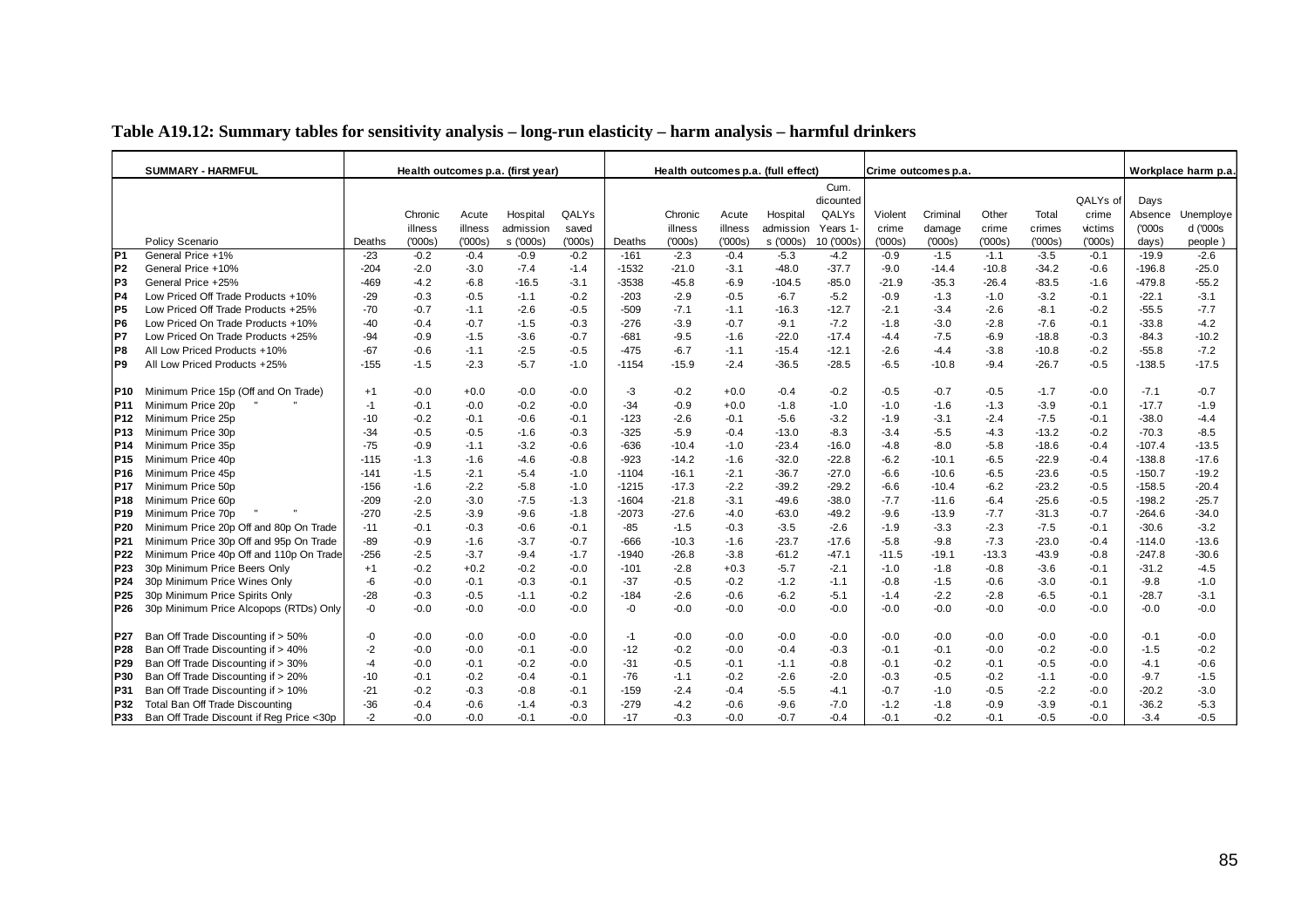**Table A19.12: Summary tables for sensitivity analysis – long-run elasticity – harm analysis – harmful drinkers**

| | SUMMARY - HARMFUL | Health outcomes p.a. (first year) | | | | | Health outcomes p.a. (full effect) | | | | | | Crime outcomes p.a. | | | | | Workplace harm p.a. | |
|---|---|---|---|---|---|---|---|---|---|---|---|---|---|---|---|---|---|---|---|
| | Policy Scenario | Deaths | Chronic illness ('000s) | Acute illness ('000s) | Hospital admissions ('000s) | QALYs saved ('000s) | Deaths | Chronic illness ('000s) | Acute illness ('000s) | Hospital admissions ('000s) | Cum. dicounted QALYs Years 1-10 ('000s) | Violent crime ('000s) | Criminal damage ('000s) | Other crime ('000s) | Total crimes ('000s) | QALYs of crime victims ('000s) | Days Absence ('000s days) | Unemployed ('000s people) |
| P1 | General Price +1% | -23 | -0.2 | -0.4 | -0.9 | -0.2 | -161 | -2.3 | -0.4 | -5.3 | -4.2 | -0.9 | -1.5 | -1.1 | -3.5 | -0.1 | -19.9 | -2.6 |
| P2 | General Price +10% | -204 | -2.0 | -3.0 | -7.4 | -1.4 | -1532 | -21.0 | -3.1 | -48.0 | -37.7 | -9.0 | -14.4 | -10.8 | -34.2 | -0.6 | -196.8 | -25.0 |
| P3 | General Price +25% | -469 | -4.2 | -6.8 | -16.5 | -3.1 | -3538 | -45.8 | -6.9 | -104.5 | -85.0 | -21.9 | -35.3 | -26.4 | -83.5 | -1.6 | -479.8 | -55.2 |
| P4 | Low Priced Off Trade Products +10% | -29 | -0.3 | -0.5 | -1.1 | -0.2 | -203 | -2.9 | -0.5 | -6.7 | -5.2 | -0.9 | -1.3 | -1.0 | -3.2 | -0.1 | -22.1 | -3.1 |
| P5 | Low Priced Off Trade Products +25% | -70 | -0.7 | -1.1 | -2.6 | -0.5 | -509 | -7.1 | -1.1 | -16.3 | -12.7 | -2.1 | -3.4 | -2.6 | -8.1 | -0.2 | -55.5 | -7.7 |
| P6 | Low Priced On Trade Products +10% | -40 | -0.4 | -0.7 | -1.5 | -0.3 | -276 | -3.9 | -0.7 | -9.1 | -7.2 | -1.8 | -3.0 | -2.8 | -7.6 | -0.1 | -33.8 | -4.2 |
| P7 | Low Priced On Trade Products +25% | -94 | -0.9 | -1.5 | -3.6 | -0.7 | -681 | -9.5 | -1.6 | -22.0 | -17.4 | -4.4 | -7.5 | -6.9 | -18.8 | -0.3 | -84.3 | -10.2 |
| P8 | All Low Priced Products +10% | -67 | -0.6 | -1.1 | -2.5 | -0.5 | -475 | -6.7 | -1.1 | -15.4 | -12.1 | -2.6 | -4.4 | -3.8 | -10.8 | -0.2 | -55.8 | -7.2 |
| P9 | All Low Priced Products +25% | -155 | -1.5 | -2.3 | -5.7 | -1.0 | -1154 | -15.9 | -2.4 | -36.5 | -28.5 | -6.5 | -10.8 | -9.4 | -26.7 | -0.5 | -138.5 | -17.5 |
| P10 | Minimum Price 15p (Off and On Trade) | +1 | -0.0 | +0.0 | -0.0 | -0.0 | -3 | -0.2 | +0.0 | -0.4 | -0.2 | -0.5 | -0.7 | -0.5 | -1.7 | -0.0 | -7.1 | -0.7 |
| P11 | Minimum Price 20p " " | -1 | -0.1 | -0.0 | -0.2 | -0.0 | -34 | -0.9 | +0.0 | -1.8 | -1.0 | -1.0 | -1.6 | -1.3 | -3.9 | -0.1 | -17.7 | -1.9 |
| P12 | Minimum Price 25p | -10 | -0.2 | -0.1 | -0.6 | -0.1 | -123 | -2.6 | -0.1 | -5.6 | -3.2 | -1.9 | -3.1 | -2.4 | -7.5 | -0.1 | -38.0 | -4.4 |
| P13 | Minimum Price 30p | -34 | -0.5 | -0.5 | -1.6 | -0.3 | -325 | -5.9 | -0.4 | -13.0 | -8.3 | -3.4 | -5.5 | -4.3 | -13.2 | -0.2 | -70.3 | -8.5 |
| P14 | Minimum Price 35p | -75 | -0.9 | -1.1 | -3.2 | -0.6 | -636 | -10.4 | -1.0 | -23.4 | -16.0 | -4.8 | -8.0 | -5.8 | -18.6 | -0.4 | -107.4 | -13.5 |
| P15 | Minimum Price 40p | -115 | -1.3 | -1.6 | -4.6 | -0.8 | -923 | -14.2 | -1.6 | -32.0 | -22.8 | -6.2 | -10.1 | -6.5 | -22.9 | -0.4 | -138.8 | -17.6 |
| P16 | Minimum Price 45p | -141 | -1.5 | -2.1 | -5.4 | -1.0 | -1104 | -16.1 | -2.1 | -36.7 | -27.0 | -6.6 | -10.6 | -6.5 | -23.6 | -0.5 | -150.7 | -19.2 |
| P17 | Minimum Price 50p | -156 | -1.6 | -2.2 | -5.8 | -1.0 | -1215 | -17.3 | -2.2 | -39.2 | -29.2 | -6.6 | -10.4 | -6.2 | -23.2 | -0.5 | -158.5 | -20.4 |
| P18 | Minimum Price 60p | -209 | -2.0 | -3.0 | -7.5 | -1.3 | -1604 | -21.8 | -3.1 | -49.6 | -38.0 | -7.7 | -11.6 | -6.4 | -25.6 | -0.5 | -198.2 | -25.7 |
| P19 | Minimum Price 70p " " | -270 | -2.5 | -3.9 | -9.6 | -1.8 | -2073 | -27.6 | -4.0 | -63.0 | -49.2 | -9.6 | -13.9 | -7.7 | -31.3 | -0.7 | -264.6 | -34.0 |
| P20 | Minimum Price 20p Off and 80p On Trade | -11 | -0.1 | -0.3 | -0.6 | -0.1 | -85 | -1.5 | -0.3 | -3.5 | -2.6 | -1.9 | -3.3 | -2.3 | -7.5 | -0.1 | -30.6 | -3.2 |
| P21 | Minimum Price 30p Off and 95p On Trade | -89 | -0.9 | -1.6 | -3.7 | -0.7 | -666 | -10.3 | -1.6 | -23.7 | -17.6 | -5.8 | -9.8 | -7.3 | -23.0 | -0.4 | -114.0 | -13.6 |
| P22 | Minimum Price 40p Off and 110p On Trade | -256 | -2.5 | -3.7 | -9.4 | -1.7 | -1940 | -26.8 | -3.8 | -61.2 | -47.1 | -11.5 | -19.1 | -13.3 | -43.9 | -0.8 | -247.8 | -30.6 |
| P23 | 30p Minimum Price Beers Only | +1 | -0.2 | +0.2 | -0.2 | -0.0 | -101 | -2.8 | +0.3 | -5.7 | -2.1 | -1.0 | -1.8 | -0.8 | -3.6 | -0.1 | -31.2 | -4.5 |
| P24 | 30p Minimum Price Wines Only | -6 | -0.0 | -0.1 | -0.3 | -0.1 | -37 | -0.5 | -0.2 | -1.2 | -1.1 | -0.8 | -1.5 | -0.6 | -3.0 | -0.1 | -9.8 | -1.0 |
| P25 | 30p Minimum Price Spirits Only | -28 | -0.3 | -0.5 | -1.1 | -0.2 | -184 | -2.6 | -0.6 | -6.2 | -5.1 | -1.4 | -2.2 | -2.8 | -6.5 | -0.1 | -28.7 | -3.1 |
| P26 | 30p Minimum Price Alcopops (RTDs) Only | -0 | -0.0 | -0.0 | -0.0 | -0.0 | -0 | -0.0 | -0.0 | -0.0 | -0.0 | -0.0 | -0.0 | -0.0 | -0.0 | -0.0 | -0.0 | -0.0 |
| P27 | Ban Off Trade Discounting if > 50% | -0 | -0.0 | -0.0 | -0.0 | -0.0 | -1 | -0.0 | -0.0 | -0.0 | -0.0 | -0.0 | -0.0 | -0.0 | -0.0 | -0.0 | -0.1 | -0.0 |
| P28 | Ban Off Trade Discounting if > 40% | -2 | -0.0 | -0.0 | -0.1 | -0.0 | -12 | -0.2 | -0.0 | -0.4 | -0.3 | -0.1 | -0.1 | -0.0 | -0.2 | -0.0 | -1.5 | -0.2 |
| P29 | Ban Off Trade Discounting if > 30% | -4 | -0.0 | -0.1 | -0.2 | -0.0 | -31 | -0.5 | -0.1 | -1.1 | -0.8 | -0.1 | -0.2 | -0.1 | -0.5 | -0.0 | -4.1 | -0.6 |
| P30 | Ban Off Trade Discounting if > 20% | -10 | -0.1 | -0.2 | -0.4 | -0.1 | -76 | -1.1 | -0.2 | -2.6 | -2.0 | -0.3 | -0.5 | -0.2 | -1.1 | -0.0 | -9.7 | -1.5 |
| P31 | Ban Off Trade Discounting if > 10% | -21 | -0.2 | -0.3 | -0.8 | -0.1 | -159 | -2.4 | -0.4 | -5.5 | -4.1 | -0.7 | -1.0 | -0.5 | -2.2 | -0.0 | -20.2 | -3.0 |
| P32 | Total Ban Off Trade Discounting | -36 | -0.4 | -0.6 | -1.4 | -0.3 | -279 | -4.2 | -0.6 | -9.6 | -7.0 | -1.2 | -1.8 | -0.9 | -3.9 | -0.1 | -36.2 | -5.3 |
| P33 | Ban Off Trade Discount if Reg Price <30p | -2 | -0.0 | -0.0 | -0.1 | -0.0 | -17 | -0.3 | -0.0 | -0.7 | -0.4 | -0.1 | -0.2 | -0.1 | -0.5 | -0.0 | -3.4 | -0.5 |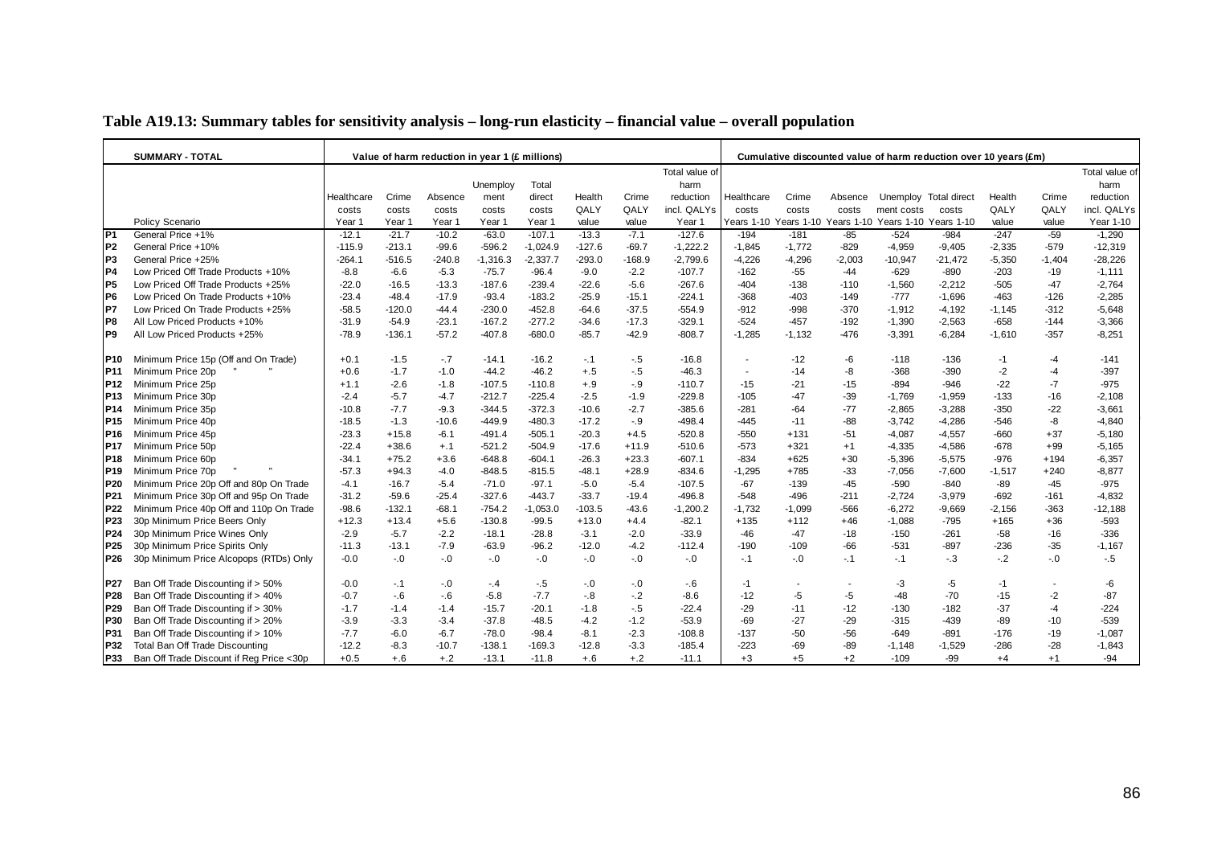**Table A19.13: Summary tables for sensitivity analysis – long-run elasticity – financial value – overall population**

| | SUMMARY - TOTAL | Value of harm reduction in year 1 (£ millions) | | | | | | | | Cumulative discounted value of harm reduction over 10 years (£m) | | | | | | | |
|---|---|---|---|---|---|---|---|---|---|---|---|---|---|---|---|---|---|
| | Policy Scenario | Healthcare costs Year 1 | Crime costs Year 1 | Absence costs Year 1 | Unemployment costs Year 1 | Total direct costs Year 1 | Health QALY value | Crime QALY value | Total value of harm reduction incl. QALYs Year 1 | Healthcare costs Years 1-10 | Crime costs Years 1-10 | Absence costs Years 1-10 | Unemployment costs Years 1-10 | Total direct costs Years 1-10 | Health QALY value | Crime QALY value | Total value of harm reduction incl. QALYs Year 1-10 |
| P1 | General Price +1% | -12.1 | -21.7 | -10.2 | -63.0 | -107.1 | -13.3 | -7.1 | -127.6 | -194 | -181 | -85 | -524 | -984 | -247 | -59 | -1,290 |
| P2 | General Price +10% | -115.9 | -213.1 | -99.6 | -596.2 | -1,024.9 | -127.6 | -69.7 | -1,222.2 | -1,845 | -1,772 | -829 | -4,959 | -9,405 | -2,335 | -579 | -12,319 |
| P3 | General Price +25% | -264.1 | -516.5 | -240.8 | -1,316.3 | -2,337.7 | -293.0 | -168.9 | -2,799.6 | -4,226 | -4,296 | -2,003 | -10,947 | -21,472 | -5,350 | -1,404 | -28,226 |
| P4 | Low Priced Off Trade Products +10% | -8.8 | -6.6 | -5.3 | -75.7 | -96.4 | -9.0 | -2.2 | -107.7 | -162 | -55 | -44 | -629 | -890 | -203 | -19 | -1,111 |
| P5 | Low Priced Off Trade Products +25% | -22.0 | -16.5 | -13.3 | -187.6 | -239.4 | -22.6 | -5.6 | -267.6 | -404 | -138 | -110 | -1,560 | -2,212 | -505 | -47 | -2,764 |
| P6 | Low Priced On Trade Products +10% | -23.4 | -48.4 | -17.9 | -93.4 | -183.2 | -25.9 | -15.1 | -224.1 | -368 | -403 | -149 | -777 | -1,696 | -463 | -126 | -2,285 |
| P7 | Low Priced On Trade Products +25% | -58.5 | -120.0 | -44.4 | -230.0 | -452.8 | -64.6 | -37.5 | -554.9 | -912 | -998 | -370 | -1,912 | -4,192 | -1,145 | -312 | -5,648 |
| P8 | All Low Priced Products +10% | -31.9 | -54.9 | -23.1 | -167.2 | -277.2 | -34.6 | -17.3 | -329.1 | -524 | -457 | -192 | -1,390 | -2,563 | -658 | -144 | -3,366 |
| P9 | All Low Priced Products +25% | -78.9 | -136.1 | -57.2 | -407.8 | -680.0 | -85.7 | -42.9 | -808.7 | -1,285 | -1,132 | -476 | -3,391 | -6,284 | -1,610 | -357 | -8,251 |
| P10 | Minimum Price 15p (Off and On Trade) | +0.1 | -1.5 | -.7 | -14.1 | -16.2 | -.1 | -.5 | -16.8 | - | -12 | -6 | -118 | -136 | -1 | -4 | -141 |
| P11 | Minimum Price 20p " " | +0.6 | -1.7 | -1.0 | -44.2 | -46.2 | +.5 | -.5 | -46.3 | - | -14 | -8 | -368 | -390 | -2 | -4 | -397 |
| P12 | Minimum Price 25p | +1.1 | -2.6 | -1.8 | -107.5 | -110.8 | +.9 | -.9 | -110.7 | -15 | -21 | -15 | -894 | -946 | -22 | -7 | -975 |
| P13 | Minimum Price 30p | -2.4 | -5.7 | -4.7 | -212.7 | -225.4 | -2.5 | -1.9 | -229.8 | -105 | -47 | -39 | -1,769 | -1,959 | -133 | -16 | -2,108 |
| P14 | Minimum Price 35p | -10.8 | -7.7 | -9.3 | -344.5 | -372.3 | -10.6 | -2.7 | -385.6 | -281 | -64 | -77 | -2,865 | -3,288 | -350 | -22 | -3,661 |
| P15 | Minimum Price 40p | -18.5 | -1.3 | -10.6 | -449.9 | -480.3 | -17.2 | -.9 | -498.4 | -445 | -11 | -88 | -3,742 | -4,286 | -546 | -8 | -4,840 |
| P16 | Minimum Price 45p | -23.3 | +15.8 | -6.1 | -491.4 | -505.1 | -20.3 | +4.5 | -520.8 | -550 | +131 | -51 | -4,087 | -4,557 | -660 | +37 | -5,180 |
| P17 | Minimum Price 50p | -22.4 | +38.6 | +.1 | -521.2 | -504.9 | -17.6 | +11.9 | -510.6 | -573 | +321 | +1 | -4,335 | -4,586 | -678 | +99 | -5,165 |
| P18 | Minimum Price 60p | -34.1 | +75.2 | +3.6 | -648.8 | -604.1 | -26.3 | +23.3 | -607.1 | -834 | +625 | +30 | -5,396 | -5,575 | -976 | +194 | -6,357 |
| P19 | Minimum Price 70p " " | -57.3 | +94.3 | -4.0 | -848.5 | -815.5 | -48.1 | +28.9 | -834.6 | -1,295 | +785 | -33 | -7,056 | -7,600 | -1,517 | +240 | -8,877 |
| P20 | Minimum Price 20p Off and 80p On Trade | -4.1 | -16.7 | -5.4 | -71.0 | -97.1 | -5.0 | -5.4 | -107.5 | -67 | -139 | -45 | -590 | -840 | -89 | -45 | -975 |
| P21 | Minimum Price 30p Off and 95p On Trade | -31.2 | -59.6 | -25.4 | -327.6 | -443.7 | -33.7 | -19.4 | -496.8 | -548 | -496 | -211 | -2,724 | -3,979 | -692 | -161 | -4,832 |
| P22 | Minimum Price 40p Off and 110p On Trade | -98.6 | -132.1 | -68.1 | -754.2 | -1,053.0 | -103.5 | -43.6 | -1,200.2 | -1,732 | -1,099 | -566 | -6,272 | -9,669 | -2,156 | -363 | -12,188 |
| P23 | 30p Minimum Price Beers Only | +12.3 | +13.4 | +5.6 | -130.8 | -99.5 | +13.0 | +4.4 | -82.1 | +135 | +112 | +46 | -1,088 | -795 | +165 | +36 | -593 |
| P24 | 30p Minimum Price Wines Only | -2.9 | -5.7 | -2.2 | -18.1 | -28.8 | -3.1 | -2.0 | -33.9 | -46 | -47 | -18 | -150 | -261 | -58 | -16 | -336 |
| P25 | 30p Minimum Price Spirits Only | -11.3 | -13.1 | -7.9 | -63.9 | -96.2 | -12.0 | -4.2 | -112.4 | -190 | -109 | -66 | -531 | -897 | -236 | -35 | -1,167 |
| P26 | 30p Minimum Price Alcopops (RTDs) Only | -0.0 | -.0 | -.0 | -.0 | -.0 | -.0 | -.0 | -.0 | -.1 | -.0 | -.1 | -.1 | -.3 | -.2 | -.0 | -.5 |
| P27 | Ban Off Trade Discounting if > 50% | -0.0 | -.1 | -.0 | -.4 | -.5 | -.0 | -.0 | -.6 | -1 | - | - | -3 | -5 | -1 | - | -6 |
| P28 | Ban Off Trade Discounting if > 40% | -0.7 | -.6 | -.6 | -5.8 | -7.7 | -.8 | -.2 | -8.6 | -12 | -5 | -5 | -48 | -70 | -15 | -2 | -87 |
| P29 | Ban Off Trade Discounting if > 30% | -1.7 | -1.4 | -1.4 | -15.7 | -20.1 | -1.8 | -.5 | -22.4 | -29 | -11 | -12 | -130 | -182 | -37 | -4 | -224 |
| P30 | Ban Off Trade Discounting if > 20% | -3.9 | -3.3 | -3.4 | -37.8 | -48.5 | -4.2 | -1.2 | -53.9 | -69 | -27 | -29 | -315 | -439 | -89 | -10 | -539 |
| P31 | Ban Off Trade Discounting if > 10% | -7.7 | -6.0 | -6.7 | -78.0 | -98.4 | -8.1 | -2.3 | -108.8 | -137 | -50 | -56 | -649 | -891 | -176 | -19 | -1,087 |
| P32 | Total Ban Off Trade Discounting | -12.2 | -8.3 | -10.7 | -138.1 | -169.3 | -12.8 | -3.3 | -185.4 | -223 | -69 | -89 | -1,148 | -1,529 | -286 | -28 | -1,843 |
| P33 | Ban Off Trade Discount if Reg Price <30p | +0.5 | +.6 | +.2 | -13.1 | -11.8 | +.6 | +.2 | -11.1 | +3 | +5 | +2 | -109 | -99 | +4 | +1 | -94 |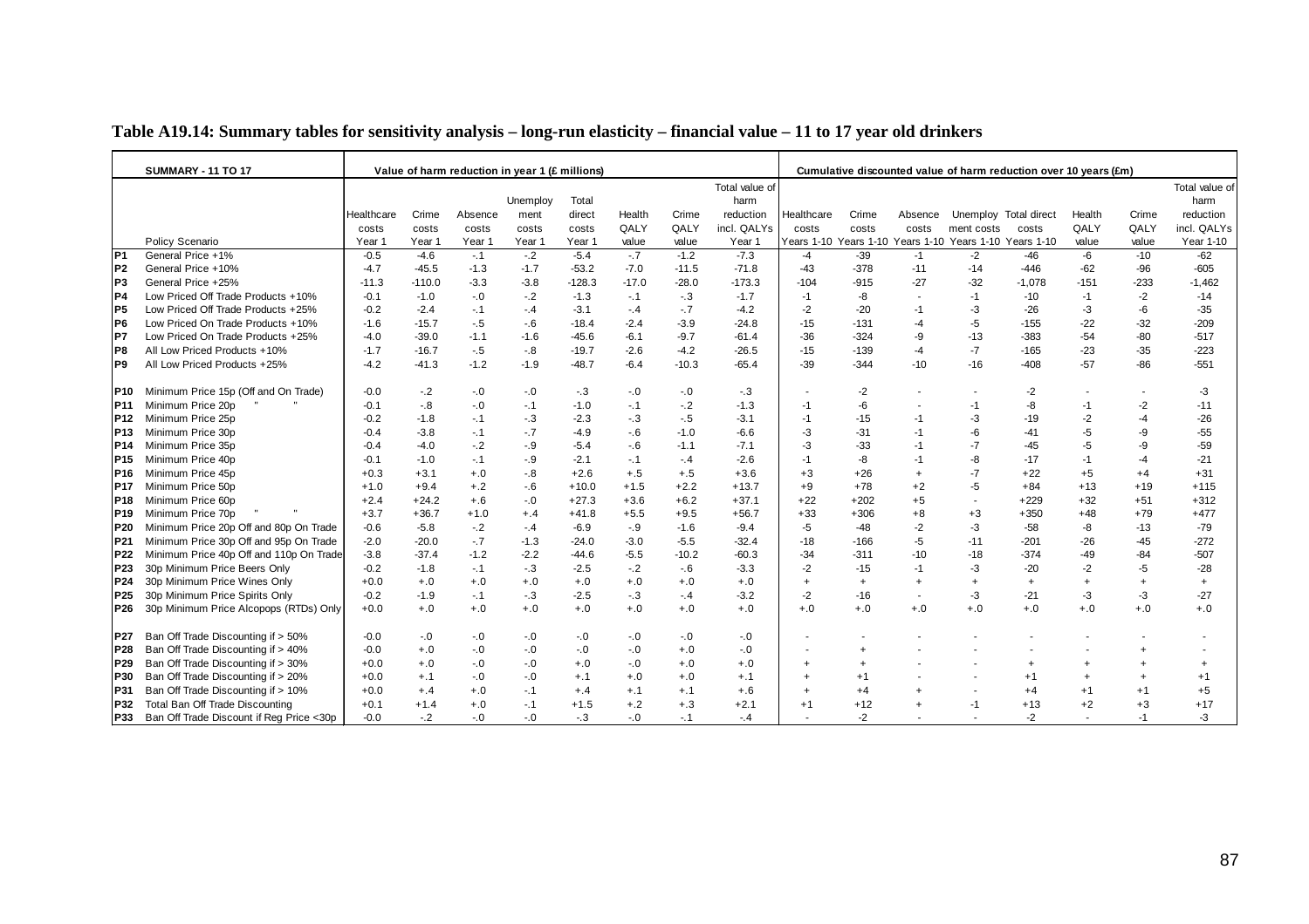**Table A19.14: Summary tables for sensitivity analysis – long-run elasticity – financial value – 11 to 17 year old drinkers**

| | SUMMARY - 11 TO 17 | Value of harm reduction in year 1 (£ millions) | | | | | | | | Cumulative discounted value of harm reduction over 10 years (£m) | | | | | | | |
|---|---|---|---|---|---|---|---|---|---|---|---|---|---|---|---|---|---|
| | Policy Scenario | Healthcare costs Year 1 | Crime costs Year 1 | Absence costs Year 1 | Unemployment costs Year 1 | Total direct costs Year 1 | Health QALY value | Crime QALY value | Total value of harm reduction incl. QALYs Year 1 | Healthcare costs Years 1-10 | Crime costs Years 1-10 | Absence costs Years 1-10 | Unemployment costs Years 1-10 | Total direct costs Years 1-10 | Health QALY value | Crime QALY value | Total value of harm reduction incl. QALYs Year 1-10 |
| P1 | General Price +1% | -0.5 | -4.6 | -.1 | -.2 | -5.4 | -.7 | -1.2 | -7.3 | -4 | -39 | -1 | -2 | -46 | -6 | -10 | -62 |
| P2 | General Price +10% | -4.7 | -45.5 | -1.3 | -1.7 | -53.2 | -7.0 | -11.5 | -71.8 | -43 | -378 | -11 | -14 | -446 | -62 | -96 | -605 |
| P3 | General Price +25% | -11.3 | -110.0 | -3.3 | -3.8 | -128.3 | -17.0 | -28.0 | -173.3 | -104 | -915 | -27 | -32 | -1,078 | -151 | -233 | -1,462 |
| P4 | Low Priced Off Trade Products +10% | -0.1 | -1.0 | -.0 | -.2 | -1.3 | -.1 | -.3 | -1.7 | -1 | -8 | - | -1 | -10 | -1 | -2 | -14 |
| P5 | Low Priced Off Trade Products +25% | -0.2 | -2.4 | -.1 | -.4 | -3.1 | -.4 | -.7 | -4.2 | -2 | -20 | -1 | -3 | -26 | -3 | -6 | -35 |
| P6 | Low Priced On Trade Products +10% | -1.6 | -15.7 | -.5 | -.6 | -18.4 | -2.4 | -3.9 | -24.8 | -15 | -131 | -4 | -5 | -155 | -22 | -32 | -209 |
| P7 | Low Priced On Trade Products +25% | -4.0 | -39.0 | -1.1 | -1.6 | -45.6 | -6.1 | -9.7 | -61.4 | -36 | -324 | -9 | -13 | -383 | -54 | -80 | -517 |
| P8 | All Low Priced Products +10% | -1.7 | -16.7 | -.5 | -.8 | -19.7 | -2.6 | -4.2 | -26.5 | -15 | -139 | -4 | -7 | -165 | -23 | -35 | -223 |
| P9 | All Low Priced Products +25% | -4.2 | -41.3 | -1.2 | -1.9 | -48.7 | -6.4 | -10.3 | -65.4 | -39 | -344 | -10 | -16 | -408 | -57 | -86 | -551 |
| P10 | Minimum Price 15p (Off and On Trade) | -0.0 | -.2 | -.0 | -.0 | -.3 | -.0 | -.0 | -.3 | - | -2 | - | - | -2 | - | - | -3 |
| P11 | Minimum Price 20p " " | -0.1 | -.8 | -.0 | -.1 | -1.0 | -.1 | -.2 | -1.3 | -1 | -6 | - | -1 | -8 | -1 | -2 | -11 |
| P12 | Minimum Price 25p | -0.2 | -1.8 | -.1 | -.3 | -2.3 | -.3 | -.5 | -3.1 | -1 | -15 | -1 | -3 | -19 | -2 | -4 | -26 |
| P13 | Minimum Price 30p | -0.4 | -3.8 | -.1 | -.7 | -4.9 | -.6 | -1.0 | -6.6 | -3 | -31 | -1 | -6 | -41 | -5 | -9 | -55 |
| P14 | Minimum Price 35p | -0.4 | -4.0 | -.2 | -.9 | -5.4 | -.6 | -1.1 | -7.1 | -3 | -33 | -1 | -7 | -45 | -5 | -9 | -59 |
| P15 | Minimum Price 40p | -0.1 | -1.0 | -.1 | -.9 | -2.1 | -.1 | -.4 | -2.6 | -1 | -8 | -1 | -8 | -17 | -1 | -4 | -21 |
| P16 | Minimum Price 45p | +0.3 | +3.1 | +.0 | -.8 | +2.6 | +.5 | +.5 | +3.6 | +3 | +26 | + | -7 | +22 | +5 | +4 | +31 |
| P17 | Minimum Price 50p | +1.0 | +9.4 | +.2 | -.6 | +10.0 | +1.5 | +2.2 | +13.7 | +9 | +78 | +2 | -5 | +84 | +13 | +19 | +115 |
| P18 | Minimum Price 60p | +2.4 | +24.2 | +.6 | -.0 | +27.3 | +3.6 | +6.2 | +37.1 | +22 | +202 | +5 | - | +229 | +32 | +51 | +312 |
| P19 | Minimum Price 70p " " | +3.7 | +36.7 | +1.0 | +.4 | +41.8 | +5.5 | +9.5 | +56.7 | +33 | +306 | +8 | +3 | +350 | +48 | +79 | +477 |
| P20 | Minimum Price 20p Off and 80p On Trade | -0.6 | -5.8 | -.2 | -.4 | -6.9 | -.9 | -1.6 | -9.4 | -5 | -48 | -2 | -3 | -58 | -8 | -13 | -79 |
| P21 | Minimum Price 30p Off and 95p On Trade | -2.0 | -20.0 | -.7 | -1.3 | -24.0 | -3.0 | -5.5 | -32.4 | -18 | -166 | -5 | -11 | -201 | -26 | -45 | -272 |
| P22 | Minimum Price 40p Off and 110p On Trade | -3.8 | -37.4 | -1.2 | -2.2 | -44.6 | -5.5 | -10.2 | -60.3 | -34 | -311 | -10 | -18 | -374 | -49 | -84 | -507 |
| P23 | 30p Minimum Price Beers Only | -0.2 | -1.8 | -.1 | -.3 | -2.5 | -.2 | -.6 | -3.3 | -2 | -15 | -1 | -3 | -20 | -2 | -5 | -28 |
| P24 | 30p Minimum Price Wines Only | +0.0 | +.0 | +.0 | +.0 | +.0 | +.0 | +.0 | +.0 | + | + | + | + | + | + | + | + |
| P25 | 30p Minimum Price Spirits Only | -0.2 | -1.9 | -.1 | -.3 | -2.5 | -.3 | -.4 | -3.2 | -2 | -16 | - | -3 | -21 | -3 | -3 | -27 |
| P26 | 30p Minimum Price Alcopops (RTDs) Only | +0.0 | +.0 | +.0 | +.0 | +.0 | +.0 | +.0 | +.0 | +.0 | +.0 | +.0 | +.0 | +.0 | +.0 | +.0 | +.0 |
| P27 | Ban Off Trade Discounting if > 50% | -0.0 | -.0 | -.0 | -.0 | -.0 | -.0 | -.0 | -.0 | - | - | - | - | - | - | - | - |
| P28 | Ban Off Trade Discounting if > 40% | -0.0 | +.0 | -.0 | -.0 | -.0 | -.0 | +.0 | -.0 | - | + | - | - | - | - | + | - |
| P29 | Ban Off Trade Discounting if > 30% | +0.0 | +.0 | -.0 | -.0 | +.0 | -.0 | +.0 | +.0 | + | + | - | - | + | + | + | + |
| P30 | Ban Off Trade Discounting if > 20% | +0.0 | +.1 | -.0 | -.0 | +.1 | +.0 | +.0 | +.1 | + | +1 | - | - | +1 | + | + | +1 |
| P31 | Ban Off Trade Discounting if > 10% | +0.0 | +.4 | +.0 | -.1 | +.4 | +.1 | +.1 | +.6 | + | +4 | + | - | +4 | +1 | +1 | +5 |
| P32 | Total Ban Off Trade Discounting | +0.1 | +1.4 | +.0 | -.1 | +1.5 | +.2 | +.3 | +2.1 | +1 | +12 | + | -1 | +13 | +2 | +3 | +17 |
| P33 | Ban Off Trade Discount if Reg Price <30p | -0.0 | -.2 | -.0 | -.0 | -.3 | -.0 | -.1 | -.4 | - | -2 | - | - | -2 | - | -1 | -3 |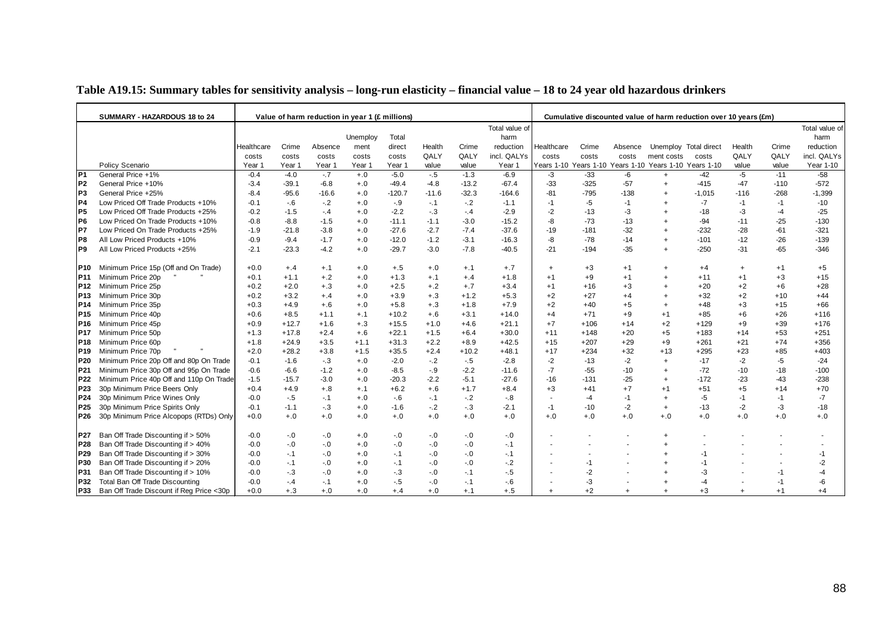**Table A19.15: Summary tables for sensitivity analysis – long-run elasticity – financial value – 18 to 24 year old hazardous drinkers**

| | SUMMARY - HAZARDOUS 18 to 24 | Value of harm reduction in year 1 (£ millions) | | | | | | | | Cumulative discounted value of harm reduction over 10 years (£m) | | | | | | | |
|---|---|---|---|---|---|---|---|---|---|---|---|---|---|---|---|---|---|
| | Policy Scenario | Healthcare costs Year 1 | Crime costs Year 1 | Absence costs Year 1 | Unemployment costs Year 1 | Total direct costs Year 1 | Health QALY value | Crime QALY value | Total value of harm reduction incl. QALYs Year 1 | Healthcare costs Years 1-10 | Crime costs Years 1-10 | Absence costs Years 1-10 | Unemployment costs Years 1-10 | Total direct costs Years 1-10 | Health QALY value | Crime QALY value | Total value of harm reduction incl. QALYs Year 1-10 |
| P1 | General Price +1% | -0.4 | -4.0 | -.7 | +.0 | -5.0 | -.5 | -1.3 | -6.9 | -3 | -33 | -6 | + | -42 | -5 | -11 | -58 |
| P2 | General Price +10% | -3.4 | -39.1 | -6.8 | +.0 | -49.4 | -4.8 | -13.2 | -67.4 | -33 | -325 | -57 | + | -415 | -47 | -110 | -572 |
| P3 | General Price +25% | -8.4 | -95.6 | -16.6 | +.0 | -120.7 | -11.6 | -32.3 | -164.6 | -81 | -795 | -138 | + | -1,015 | -116 | -268 | -1,399 |
| P4 | Low Priced Off Trade Products +10% | -0.1 | -.6 | -.2 | +.0 | -.9 | -.1 | -.2 | -1.1 | -1 | -5 | -1 | + | -7 | -1 | -1 | -10 |
| P5 | Low Priced Off Trade Products +25% | -0.2 | -1.5 | -.4 | +.0 | -2.2 | -.3 | -.4 | -2.9 | -2 | -13 | -3 | + | -18 | -3 | -4 | -25 |
| P6 | Low Priced On Trade Products +10% | -0.8 | -8.8 | -1.5 | +.0 | -11.1 | -1.1 | -3.0 | -15.2 | -8 | -73 | -13 | + | -94 | -11 | -25 | -130 |
| P7 | Low Priced On Trade Products +25% | -1.9 | -21.8 | -3.8 | +.0 | -27.6 | -2.7 | -7.4 | -37.6 | -19 | -181 | -32 | + | -232 | -28 | -61 | -321 |
| P8 | All Low Priced Products +10% | -0.9 | -9.4 | -1.7 | +.0 | -12.0 | -1.2 | -3.1 | -16.3 | -8 | -78 | -14 | + | -101 | -12 | -26 | -139 |
| P9 | All Low Priced Products +25% | -2.1 | -23.3 | -4.2 | +.0 | -29.7 | -3.0 | -7.8 | -40.5 | -21 | -194 | -35 | + | -250 | -31 | -65 | -346 |
| P10 | Minimum Price 15p (Off and On Trade) | +0.0 | +.4 | +.1 | +.0 | +.5 | +.0 | +.1 | +.7 | + | +3 | +1 | + | +4 | + | +1 | +5 |
| P11 | Minimum Price 20p " " | +0.1 | +1.1 | +.2 | +.0 | +1.3 | +.1 | +.4 | +1.8 | +1 | +9 | +1 | + | +11 | +1 | +3 | +15 |
| P12 | Minimum Price 25p | +0.2 | +2.0 | +.3 | +.0 | +2.5 | +.2 | +.7 | +3.4 | +1 | +16 | +3 | + | +20 | +2 | +6 | +28 |
| P13 | Minimum Price 30p | +0.2 | +3.2 | +.4 | +.0 | +3.9 | +.3 | +1.2 | +5.3 | +2 | +27 | +4 | + | +32 | +2 | +10 | +44 |
| P14 | Minimum Price 35p | +0.3 | +4.9 | +.6 | +.0 | +5.8 | +.3 | +1.8 | +7.9 | +2 | +40 | +5 | + | +48 | +3 | +15 | +66 |
| P15 | Minimum Price 40p | +0.6 | +8.5 | +1.1 | +.1 | +10.2 | +.6 | +3.1 | +14.0 | +4 | +71 | +9 | +1 | +85 | +6 | +26 | +116 |
| P16 | Minimum Price 45p | +0.9 | +12.7 | +1.6 | +.3 | +15.5 | +1.0 | +4.6 | +21.1 | +7 | +106 | +14 | +2 | +129 | +9 | +39 | +176 |
| P17 | Minimum Price 50p | +1.3 | +17.8 | +2.4 | +.6 | +22.1 | +1.5 | +6.4 | +30.0 | +11 | +148 | +20 | +5 | +183 | +14 | +53 | +251 |
| P18 | Minimum Price 60p | +1.8 | +24.9 | +3.5 | +1.1 | +31.3 | +2.2 | +8.9 | +42.5 | +15 | +207 | +29 | +9 | +261 | +21 | +74 | +356 |
| P19 | Minimum Price 70p " " | +2.0 | +28.2 | +3.8 | +1.5 | +35.5 | +2.4 | +10.2 | +48.1 | +17 | +234 | +32 | +13 | +295 | +23 | +85 | +403 |
| P20 | Minimum Price 20p Off and 80p On Trade | -0.1 | -1.6 | -.3 | +.0 | -2.0 | -.2 | -.5 | -2.8 | -2 | -13 | -2 | + | -17 | -2 | -5 | -24 |
| P21 | Minimum Price 30p Off and 95p On Trade | -0.6 | -6.6 | -1.2 | +.0 | -8.5 | -.9 | -2.2 | -11.6 | -7 | -55 | -10 | + | -72 | -10 | -18 | -100 |
| P22 | Minimum Price 40p Off and 110p On Trade | -1.5 | -15.7 | -3.0 | +.0 | -20.3 | -2.2 | -5.1 | -27.6 | -16 | -131 | -25 | + | -172 | -23 | -43 | -238 |
| P23 | 30p Minimum Price Beers Only | +0.4 | +4.9 | +.8 | +.1 | +6.2 | +.6 | +1.7 | +8.4 | +3 | +41 | +7 | +1 | +51 | +5 | +14 | +70 |
| P24 | 30p Minimum Price Wines Only | -0.0 | -.5 | -.1 | +.0 | -.6 | -.1 | -.2 | -.8 | - | -4 | -1 | + | -5 | -1 | -1 | -7 |
| P25 | 30p Minimum Price Spirits Only | -0.1 | -1.1 | -.3 | +.0 | -1.6 | -.2 | -.3 | -2.1 | -1 | -10 | -2 | + | -13 | -2 | -3 | -18 |
| P26 | 30p Minimum Price Alcopops (RTDs) Only | +0.0 | +.0 | +.0 | +.0 | +.0 | +.0 | +.0 | +.0 | +.0 | +.0 | +.0 | +.0 | +.0 | +.0 | +.0 | +.0 |
| P27 | Ban Off Trade Discounting if > 50% | -0.0 | -.0 | -.0 | +.0 | -.0 | -.0 | -.0 | -.0 | - | - | - | + | - | - | - | - |
| P28 | Ban Off Trade Discounting if > 40% | -0.0 | -.0 | -.0 | +.0 | -.0 | -.0 | -.0 | -.1 | - | - | - | + | - | - | - | - |
| P29 | Ban Off Trade Discounting if > 30% | -0.0 | -.1 | -.0 | +.0 | -.1 | -.0 | -.0 | -.1 | - | - | - | + | -1 | - | - | -1 |
| P30 | Ban Off Trade Discounting if > 20% | -0.0 | -.1 | -.0 | +.0 | -.1 | -.0 | -.0 | -.2 | - | -1 | - | + | -1 | - | - | -2 |
| P31 | Ban Off Trade Discounting if > 10% | -0.0 | -.3 | -.0 | +.0 | -.3 | -.0 | -.1 | -.5 | - | -2 | - | + | -3 | - | -1 | -4 |
| P32 | Total Ban Off Trade Discounting | -0.0 | -.4 | -.1 | +.0 | -.5 | -.0 | -.1 | -.6 | - | -3 | - | + | -4 | - | -1 | -6 |
| P33 | Ban Off Trade Discount if Reg Price <30p | +0.0 | +.3 | +.0 | +.0 | +.4 | +.0 | +.1 | +.5 | + | +2 | + | + | +3 | + | +1 | +4 |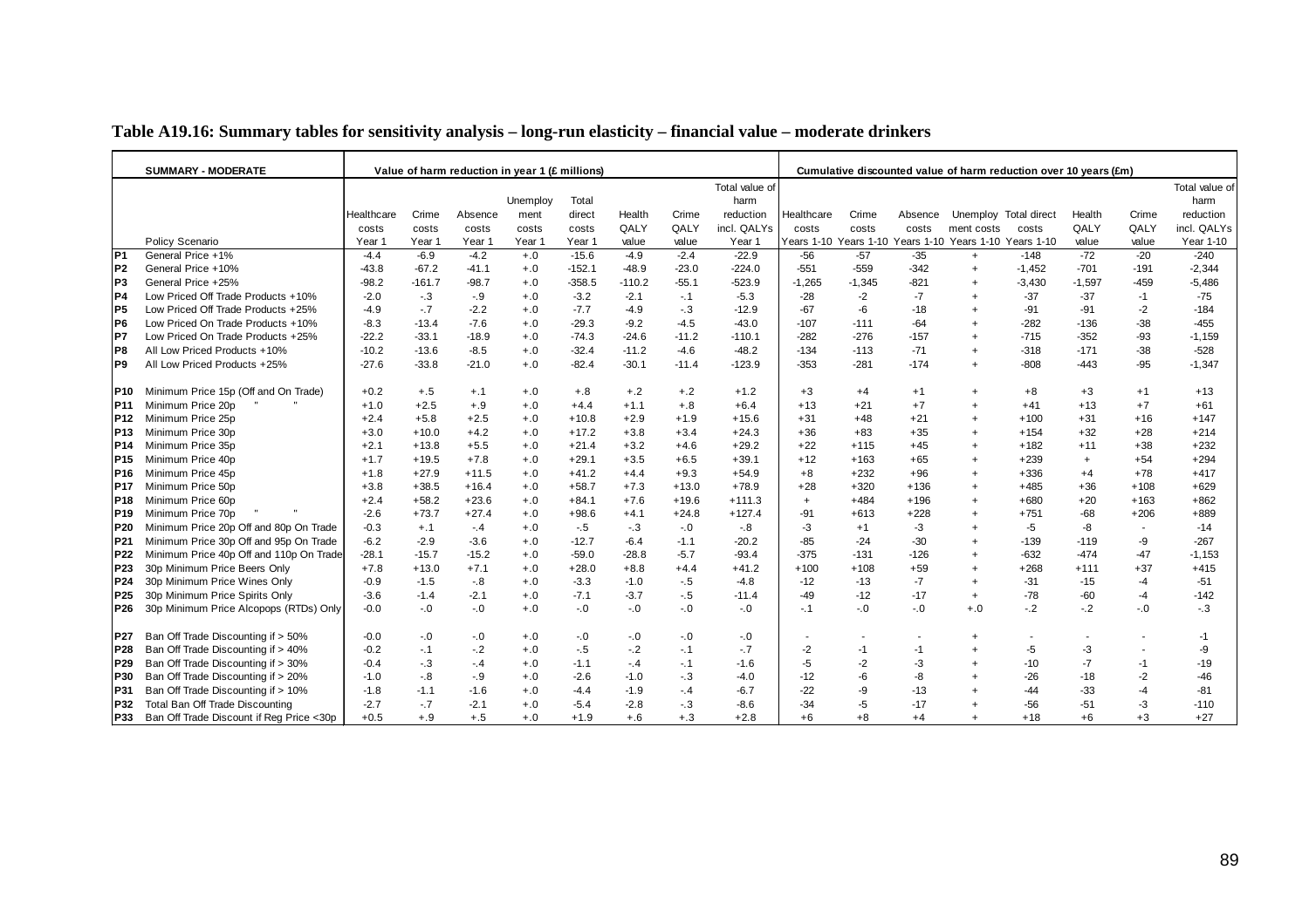**Table A19.16: Summary tables for sensitivity analysis – long-run elasticity – financial value – moderate drinkers**

| | SUMMARY - MODERATE | Value of harm reduction in year 1 (£ millions) | | | | | | | | Cumulative discounted value of harm reduction over 10 years (£m) | | | | | | | |
|---|---|---|---|---|---|---|---|---|---|---|---|---|---|---|---|---|---|
| | Policy Scenario | Healthcare costs Year 1 | Crime costs Year 1 | Absence costs Year 1 | Unemploy ment costs Year 1 | Total direct costs Year 1 | Health QALY value | Crime QALY value | Total value of harm reduction incl. QALYs Year 1 | Healthcare costs Years 1-10 | Crime costs Years 1-10 | Absence costs Years 1-10 | Unemploy ment costs Years 1-10 | Total direct costs Years 1-10 | Health QALY value | Crime QALY value | Total value of harm reduction incl. QALYs Year 1-10 |
| P1 | General Price +1% | -4.4 | -6.9 | -4.2 | +.0 | -15.6 | -4.9 | -2.4 | -22.9 | -56 | -57 | -35 | + | -148 | -72 | -20 | -240 |
| P2 | General Price +10% | -43.8 | -67.2 | -41.1 | +.0 | -152.1 | -48.9 | -23.0 | -224.0 | -551 | -559 | -342 | + | -1,452 | -701 | -191 | -2,344 |
| P3 | General Price +25% | -98.2 | -161.7 | -98.7 | +.0 | -358.5 | -110.2 | -55.1 | -523.9 | -1,265 | -1,345 | -821 | + | -3,430 | -1,597 | -459 | -5,486 |
| P4 | Low Priced Off Trade Products +10% | -2.0 | -.3 | -.9 | +.0 | -3.2 | -2.1 | -.1 | -5.3 | -28 | -2 | -7 | + | -37 | -37 | -1 | -75 |
| P5 | Low Priced Off Trade Products +25% | -4.9 | -.7 | -2.2 | +.0 | -7.7 | -4.9 | -.3 | -12.9 | -67 | -6 | -18 | + | -91 | -91 | -2 | -184 |
| P6 | Low Priced On Trade Products +10% | -8.3 | -13.4 | -7.6 | +.0 | -29.3 | -9.2 | -4.5 | -43.0 | -107 | -111 | -64 | + | -282 | -136 | -38 | -455 |
| P7 | Low Priced On Trade Products +25% | -22.2 | -33.1 | -18.9 | +.0 | -74.3 | -24.6 | -11.2 | -110.1 | -282 | -276 | -157 | + | -715 | -352 | -93 | -1,159 |
| P8 | All Low Priced Products +10% | -10.2 | -13.6 | -8.5 | +.0 | -32.4 | -11.2 | -4.6 | -48.2 | -134 | -113 | -71 | + | -318 | -171 | -38 | -528 |
| P9 | All Low Priced Products +25% | -27.6 | -33.8 | -21.0 | +.0 | -82.4 | -30.1 | -11.4 | -123.9 | -353 | -281 | -174 | + | -808 | -443 | -95 | -1,347 |
| P10 | Minimum Price 15p (Off and On Trade) | +0.2 | +.5 | +.1 | +.0 | +.8 | +.2 | +.2 | +1.2 | +3 | +4 | +1 | + | +8 | +3 | +1 | +13 |
| P11 | Minimum Price 20p " " | +1.0 | +2.5 | +.9 | +.0 | +4.4 | +1.1 | +.8 | +6.4 | +13 | +21 | +7 | + | +41 | +13 | +7 | +61 |
| P12 | Minimum Price 25p | +2.4 | +5.8 | +2.5 | +.0 | +10.8 | +2.9 | +1.9 | +15.6 | +31 | +48 | +21 | + | +100 | +31 | +16 | +147 |
| P13 | Minimum Price 30p | +3.0 | +10.0 | +4.2 | +.0 | +17.2 | +3.8 | +3.4 | +24.3 | +36 | +83 | +35 | + | +154 | +32 | +28 | +214 |
| P14 | Minimum Price 35p | +2.1 | +13.8 | +5.5 | +.0 | +21.4 | +3.2 | +4.6 | +29.2 | +22 | +115 | +45 | + | +182 | +11 | +38 | +232 |
| P15 | Minimum Price 40p | +1.7 | +19.5 | +7.8 | +.0 | +29.1 | +3.5 | +6.5 | +39.1 | +12 | +163 | +65 | + | +239 | + | +54 | +294 |
| P16 | Minimum Price 45p | +1.8 | +27.9 | +11.5 | +.0 | +41.2 | +4.4 | +9.3 | +54.9 | +8 | +232 | +96 | + | +336 | +4 | +78 | +417 |
| P17 | Minimum Price 50p | +3.8 | +38.5 | +16.4 | +.0 | +58.7 | +7.3 | +13.0 | +78.9 | +28 | +320 | +136 | + | +485 | +36 | +108 | +629 |
| P18 | Minimum Price 60p | +2.4 | +58.2 | +23.6 | +.0 | +84.1 | +7.6 | +19.6 | +111.3 | + | +484 | +196 | + | +680 | +20 | +163 | +862 |
| P19 | Minimum Price 70p " " | -2.6 | +73.7 | +27.4 | +.0 | +98.6 | +4.1 | +24.8 | +127.4 | -91 | +613 | +228 | + | +751 | -68 | +206 | +889 |
| P20 | Minimum Price 20p Off and 80p On Trade | -0.3 | +.1 | -.4 | +.0 | -.5 | -.3 | -.0 | -.8 | -3 | +1 | -3 | + | -5 | -8 | - | -14 |
| P21 | Minimum Price 30p Off and 95p On Trade | -6.2 | -2.9 | -3.6 | +.0 | -12.7 | -6.4 | -1.1 | -20.2 | -85 | -24 | -30 | + | -139 | -119 | -9 | -267 |
| P22 | Minimum Price 40p Off and 110p On Trade | -28.1 | -15.7 | -15.2 | +.0 | -59.0 | -28.8 | -5.7 | -93.4 | -375 | -131 | -126 | + | -632 | -474 | -47 | -1,153 |
| P23 | 30p Minimum Price Beers Only | +7.8 | +13.0 | +7.1 | +.0 | +28.0 | +8.8 | +4.4 | +41.2 | +100 | +108 | +59 | + | +268 | +111 | +37 | +415 |
| P24 | 30p Minimum Price Wines Only | -0.9 | -1.5 | -.8 | +.0 | -3.3 | -1.0 | -.5 | -4.8 | -12 | -13 | -7 | + | -31 | -15 | -4 | -51 |
| P25 | 30p Minimum Price Spirits Only | -3.6 | -1.4 | -2.1 | +.0 | -7.1 | -3.7 | -.5 | -11.4 | -49 | -12 | -17 | + | -78 | -60 | -4 | -142 |
| P26 | 30p Minimum Price Alcopops (RTDs) Only | -0.0 | -.0 | -.0 | +.0 | -.0 | -.0 | -.0 | -.0 | -.1 | -.0 | -.0 | +.0 | -.2 | -.2 | -.0 | -.3 |
| P27 | Ban Off Trade Discounting if > 50% | -0.0 | -.0 | -.0 | +.0 | -.0 | -.0 | -.0 | -.0 | - | - | - | + | - | - | - | -1 |
| P28 | Ban Off Trade Discounting if > 40% | -0.2 | -.1 | -.2 | +.0 | -.5 | -.2 | -.1 | -.7 | -2 | -1 | -1 | + | -5 | -3 | - | -9 |
| P29 | Ban Off Trade Discounting if > 30% | -0.4 | -.3 | -.4 | +.0 | -1.1 | -.4 | -.1 | -1.6 | -5 | -2 | -3 | + | -10 | -7 | -1 | -19 |
| P30 | Ban Off Trade Discounting if > 20% | -1.0 | -.8 | -.9 | +.0 | -2.6 | -1.0 | -.3 | -4.0 | -12 | -6 | -8 | + | -26 | -18 | -2 | -46 |
| P31 | Ban Off Trade Discounting if > 10% | -1.8 | -1.1 | -1.6 | +.0 | -4.4 | -1.9 | -.4 | -6.7 | -22 | -9 | -13 | + | -44 | -33 | -4 | -81 |
| P32 | Total Ban Off Trade Discounting | -2.7 | -.7 | -2.1 | +.0 | -5.4 | -2.8 | -.3 | -8.6 | -34 | -5 | -17 | + | -56 | -51 | -3 | -110 |
| P33 | Ban Off Trade Discount if Reg Price <30p | +0.5 | +.9 | +.5 | +.0 | +1.9 | +.6 | +.3 | +2.8 | +6 | +8 | +4 | + | +18 | +6 | +3 | +27 |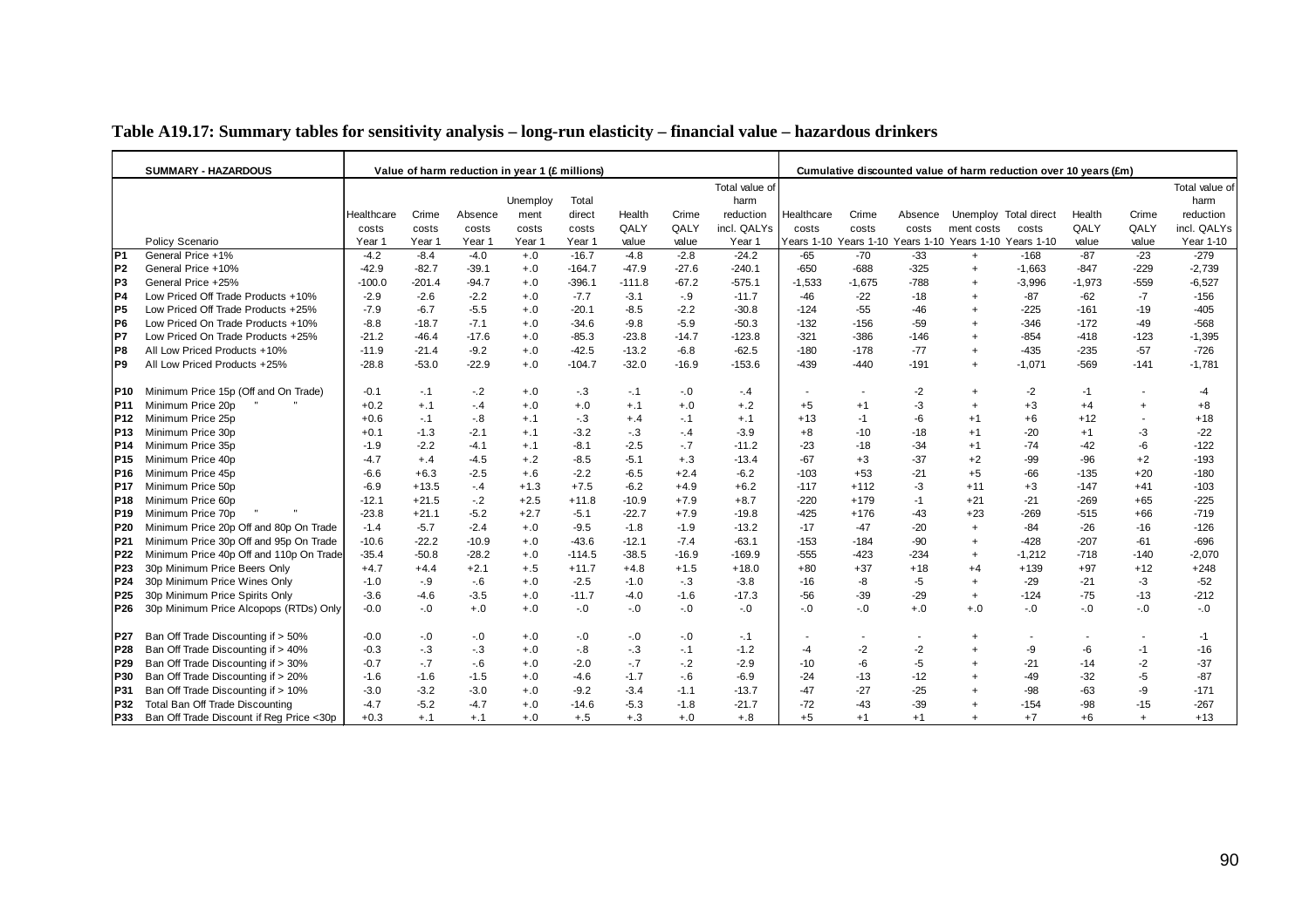## Table A19.17: Summary tables for sensitivity analysis – long-run elasticity – financial value – hazardous drinkers

| | SUMMARY - HAZARDOUS | Value of harm reduction in year 1 (£ millions) | | | | | | | | Cumulative discounted value of harm reduction over 10 years (£m) | | | | | | | |
|---|---|---|---|---|---|---|---|---|---|---|---|---|---|---|---|---|---|
| | Policy Scenario | Healthcare costs Year 1 | Crime costs Year 1 | Absence costs Year 1 | Unemploy ment costs Year 1 | Total direct costs Year 1 | Health QALY value | Crime QALY value | Total value of harm reduction incl. QALYs Year 1 | Healthcare costs Years 1-10 | Crime costs Years 1-10 | Absence costs Years 1-10 | Unemploy ment costs Years 1-10 | Total direct costs Years 1-10 | Health QALY value | Crime QALY value | Total value of harm reduction incl. QALYs Year 1-10 |
| P1 | General Price +1% | -4.2 | -8.4 | -4.0 | +.0 | -16.7 | -4.8 | -2.8 | -24.2 | -65 | -70 | -33 | + | -168 | -87 | -23 | -279 |
| P2 | General Price +10% | -42.9 | -82.7 | -39.1 | +.0 | -164.7 | -47.9 | -27.6 | -240.1 | -650 | -688 | -325 | + | -1,663 | -847 | -229 | -2,739 |
| P3 | General Price +25% | -100.0 | -201.4 | -94.7 | +.0 | -396.1 | -111.8 | -67.2 | -575.1 | -1,533 | -1,675 | -788 | + | -3,996 | -1,973 | -559 | -6,527 |
| P4 | Low Priced Off Trade Products +10% | -2.9 | -2.6 | -2.2 | +.0 | -7.7 | -3.1 | -.9 | -11.7 | -46 | -22 | -18 | + | -87 | -62 | -7 | -156 |
| P5 | Low Priced Off Trade Products +25% | -7.9 | -6.7 | -5.5 | +.0 | -20.1 | -8.5 | -2.2 | -30.8 | -124 | -55 | -46 | + | -225 | -161 | -19 | -405 |
| P6 | Low Priced On Trade Products +10% | -8.8 | -18.7 | -7.1 | +.0 | -34.6 | -9.8 | -5.9 | -50.3 | -132 | -156 | -59 | + | -346 | -172 | -49 | -568 |
| P7 | Low Priced On Trade Products +25% | -21.2 | -46.4 | -17.6 | +.0 | -85.3 | -23.8 | -14.7 | -123.8 | -321 | -386 | -146 | + | -854 | -418 | -123 | -1,395 |
| P8 | All Low Priced Products +10% | -11.9 | -21.4 | -9.2 | +.0 | -42.5 | -13.2 | -6.8 | -62.5 | -180 | -178 | -77 | + | -435 | -235 | -57 | -726 |
| P9 | All Low Priced Products +25% | -28.8 | -53.0 | -22.9 | +.0 | -104.7 | -32.0 | -16.9 | -153.6 | -439 | -440 | -191 | + | -1,071 | -569 | -141 | -1,781 |
| P10 | Minimum Price 15p (Off and On Trade) | -0.1 | -.1 | -.2 | +.0 | -.3 | -.1 | -.0 | -.4 | - | - | -2 | + | -2 | -1 | - | -4 |
| P11 | Minimum Price 20p " " | +0.2 | +.1 | -.4 | +.0 | +.0 | +.1 | +.0 | +.2 | +5 | +1 | -3 | + | +3 | +4 | + | +8 |
| P12 | Minimum Price 25p | +0.6 | -.1 | -.8 | +.1 | -.3 | +.4 | -.1 | +.1 | +13 | -1 | -6 | +1 | +6 | +12 | - | +18 |
| P13 | Minimum Price 30p | +0.1 | -1.3 | -2.1 | +.1 | -3.2 | -.3 | -.4 | -3.9 | +8 | -10 | -18 | +1 | -20 | +1 | -3 | -22 |
| P14 | Minimum Price 35p | -1.9 | -2.2 | -4.1 | +.1 | -8.1 | -2.5 | -.7 | -11.2 | -23 | -18 | -34 | +1 | -74 | -42 | -6 | -122 |
| P15 | Minimum Price 40p | -4.7 | +.4 | -4.5 | +.2 | -8.5 | -5.1 | +.3 | -13.4 | -67 | +3 | -37 | +2 | -99 | -96 | +2 | -193 |
| P16 | Minimum Price 45p | -6.6 | +6.3 | -2.5 | +.6 | -2.2 | -6.5 | +2.4 | -6.2 | -103 | +53 | -21 | +5 | -66 | -135 | +20 | -180 |
| P17 | Minimum Price 50p | -6.9 | +13.5 | -.4 | +1.3 | +7.5 | -6.2 | +4.9 | +6.2 | -117 | +112 | -3 | +11 | +3 | -147 | +41 | -103 |
| P18 | Minimum Price 60p | -12.1 | +21.5 | -.2 | +2.5 | +11.8 | -10.9 | +7.9 | +8.7 | -220 | +179 | -1 | +21 | -21 | -269 | +65 | -225 |
| P19 | Minimum Price 70p " " | -23.8 | +21.1 | -5.2 | +2.7 | -5.1 | -22.7 | +7.9 | -19.8 | -425 | +176 | -43 | +23 | -269 | -515 | +66 | -719 |
| P20 | Minimum Price 20p Off and 80p On Trade | -1.4 | -5.7 | -2.4 | +.0 | -9.5 | -1.8 | -1.9 | -13.2 | -17 | -47 | -20 | + | -84 | -26 | -16 | -126 |
| P21 | Minimum Price 30p Off and 95p On Trade | -10.6 | -22.2 | -10.9 | +.0 | -43.6 | -12.1 | -7.4 | -63.1 | -153 | -184 | -90 | + | -428 | -207 | -61 | -696 |
| P22 | Minimum Price 40p Off and 110p On Trade | -35.4 | -50.8 | -28.2 | +.0 | -114.5 | -38.5 | -16.9 | -169.9 | -555 | -423 | -234 | + | -1,212 | -718 | -140 | -2,070 |
| P23 | 30p Minimum Price Beers Only | +4.7 | +4.4 | +2.1 | +.5 | +11.7 | +4.8 | +1.5 | +18.0 | +80 | +37 | +18 | +4 | +139 | +97 | +12 | +248 |
| P24 | 30p Minimum Price Wines Only | -1.0 | -.9 | -.6 | +.0 | -2.5 | -1.0 | -.3 | -3.8 | -16 | -8 | -5 | + | -29 | -21 | -3 | -52 |
| P25 | 30p Minimum Price Spirits Only | -3.6 | -4.6 | -3.5 | +.0 | -11.7 | -4.0 | -1.6 | -17.3 | -56 | -39 | -29 | + | -124 | -75 | -13 | -212 |
| P26 | 30p Minimum Price Alcopops (RTDs) Only | -0.0 | -.0 | +.0 | +.0 | -.0 | -.0 | -.0 | -.0 | -.0 | -.0 | +.0 | +.0 | -.0 | -.0 | -.0 | -.0 |
| P27 | Ban Off Trade Discounting if > 50% | -0.0 | -.0 | -.0 | +.0 | -.0 | -.0 | -.0 | -.1 | - | - | - | + | - | - | - | -1 |
| P28 | Ban Off Trade Discounting if > 40% | -0.3 | -.3 | -.3 | +.0 | -.8 | -.3 | -.1 | -1.2 | -4 | -2 | -2 | + | -9 | -6 | -1 | -16 |
| P29 | Ban Off Trade Discounting if > 30% | -0.7 | -.7 | -.6 | +.0 | -2.0 | -.7 | -.2 | -2.9 | -10 | -6 | -5 | + | -21 | -14 | -2 | -37 |
| P30 | Ban Off Trade Discounting if > 20% | -1.6 | -1.6 | -1.5 | +.0 | -4.6 | -1.7 | -.6 | -6.9 | -24 | -13 | -12 | + | -49 | -32 | -5 | -87 |
| P31 | Ban Off Trade Discounting if > 10% | -3.0 | -3.2 | -3.0 | +.0 | -9.2 | -3.4 | -1.1 | -13.7 | -47 | -27 | -25 | + | -98 | -63 | -9 | -171 |
| P32 | Total Ban Off Trade Discounting | -4.7 | -5.2 | -4.7 | +.0 | -14.6 | -5.3 | -1.8 | -21.7 | -72 | -43 | -39 | + | -154 | -98 | -15 | -267 |
| P33 | Ban Off Trade Discount if Reg Price <30p | +0.3 | +.1 | +.1 | +.0 | +.5 | +.3 | +.0 | +.8 | +5 | +1 | +1 | + | +7 | +6 | + | +13 |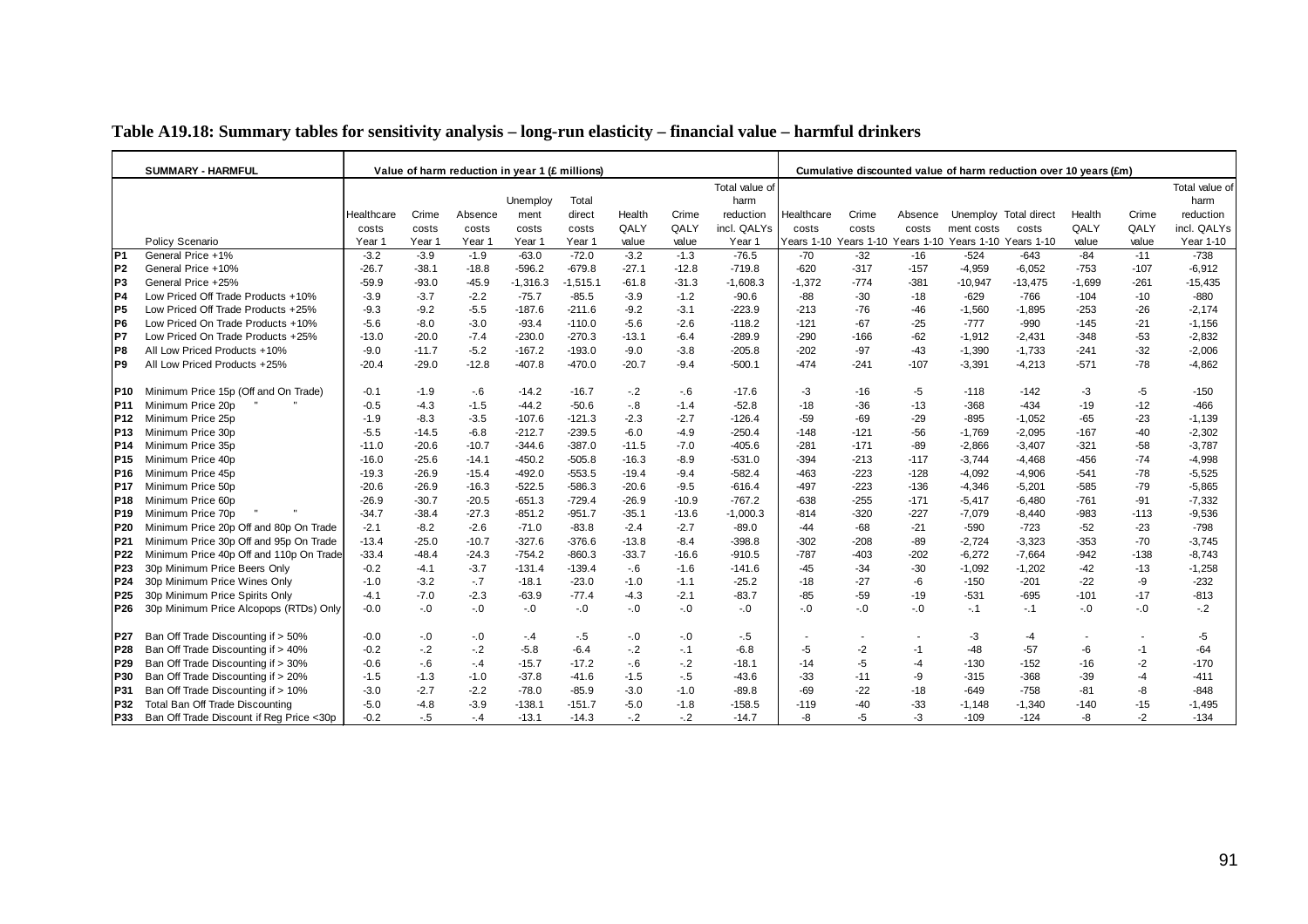# Table A19.18: Summary tables for sensitivity analysis – long-run elasticity – financial value – harmful drinkers

| | SUMMARY - HARMFUL | Value of harm reduction in year 1 (£ millions) | | | | | | | | Cumulative discounted value of harm reduction over 10 years (£m) | | | | | | | |
|---|---|---|---|---|---|---|---|---|---|---|---|---|---|---|---|---|---|
| | Policy Scenario | Healthcare costs Year 1 | Crime costs Year 1 | Absence costs Year 1 | Unemployment costs Year 1 | Total direct costs Year 1 | Health QALY value | Crime QALY value | Total value of harm reduction incl. QALYs Year 1 | Healthcare costs Years 1-10 | Crime costs Years 1-10 | Absence costs Years 1-10 | Unemployment costs Years 1-10 | Total direct costs Years 1-10 | Health QALY value | Crime QALY value | Total value of harm reduction incl. QALYs Year 1-10 |
| P1 | General Price +1% | -3.2 | -3.9 | -1.9 | -63.0 | -72.0 | -3.2 | -1.3 | -76.5 | -70 | -32 | -16 | -524 | -643 | -84 | -11 | -738 |
| P2 | General Price +10% | -26.7 | -38.1 | -18.8 | -596.2 | -679.8 | -27.1 | -12.8 | -719.8 | -620 | -317 | -157 | -4,959 | -6,052 | -753 | -107 | -6,912 |
| P3 | General Price +25% | -59.9 | -93.0 | -45.9 | -1,316.3 | -1,515.1 | -61.8 | -31.3 | -1,608.3 | -1,372 | -774 | -381 | -10,947 | -13,475 | -1,699 | -261 | -15,435 |
| P4 | Low Priced Off Trade Products +10% | -3.9 | -3.7 | -2.2 | -75.7 | -85.5 | -3.9 | -1.2 | -90.6 | -88 | -30 | -18 | -629 | -766 | -104 | -10 | -880 |
| P5 | Low Priced Off Trade Products +25% | -9.3 | -9.2 | -5.5 | -187.6 | -211.6 | -9.2 | -3.1 | -223.9 | -213 | -76 | -46 | -1,560 | -1,895 | -253 | -26 | -2,174 |
| P6 | Low Priced On Trade Products +10% | -5.6 | -8.0 | -3.0 | -93.4 | -110.0 | -5.6 | -2.6 | -118.2 | -121 | -67 | -25 | -777 | -990 | -145 | -21 | -1,156 |
| P7 | Low Priced On Trade Products +25% | -13.0 | -20.0 | -7.4 | -230.0 | -270.3 | -13.1 | -6.4 | -289.9 | -290 | -166 | -62 | -1,912 | -2,431 | -348 | -53 | -2,832 |
| P8 | All Low Priced Products +10% | -9.0 | -11.7 | -5.2 | -167.2 | -193.0 | -9.0 | -3.8 | -205.8 | -202 | -97 | -43 | -1,390 | -1,733 | -241 | -32 | -2,006 |
| P9 | All Low Priced Products +25% | -20.4 | -29.0 | -12.8 | -407.8 | -470.0 | -20.7 | -9.4 | -500.1 | -474 | -241 | -107 | -3,391 | -4,213 | -571 | -78 | -4,862 |
| P10 | Minimum Price 15p (Off and On Trade) | -0.1 | -1.9 | -.6 | -14.2 | -16.7 | -.2 | -.6 | -17.6 | -3 | -16 | -5 | -118 | -142 | -3 | -5 | -150 |
| P11 | Minimum Price 20p " " | -0.5 | -4.3 | -1.5 | -44.2 | -50.6 | -.8 | -1.4 | -52.8 | -18 | -36 | -13 | -368 | -434 | -19 | -12 | -466 |
| P12 | Minimum Price 25p | -1.9 | -8.3 | -3.5 | -107.6 | -121.3 | -2.3 | -2.7 | -126.4 | -59 | -69 | -29 | -895 | -1,052 | -65 | -23 | -1,139 |
| P13 | Minimum Price 30p | -5.5 | -14.5 | -6.8 | -212.7 | -239.5 | -6.0 | -4.9 | -250.4 | -148 | -121 | -56 | -1,769 | -2,095 | -167 | -40 | -2,302 |
| P14 | Minimum Price 35p | -11.0 | -20.6 | -10.7 | -344.6 | -387.0 | -11.5 | -7.0 | -405.6 | -281 | -171 | -89 | -2,866 | -3,407 | -321 | -58 | -3,787 |
| P15 | Minimum Price 40p | -16.0 | -25.6 | -14.1 | -450.2 | -505.8 | -16.3 | -8.9 | -531.0 | -394 | -213 | -117 | -3,744 | -4,468 | -456 | -74 | -4,998 |
| P16 | Minimum Price 45p | -19.3 | -26.9 | -15.4 | -492.0 | -553.5 | -19.4 | -9.4 | -582.4 | -463 | -223 | -128 | -4,092 | -4,906 | -541 | -78 | -5,525 |
| P17 | Minimum Price 50p | -20.6 | -26.9 | -16.3 | -522.5 | -586.3 | -20.6 | -9.5 | -616.4 | -497 | -223 | -136 | -4,346 | -5,201 | -585 | -79 | -5,865 |
| P18 | Minimum Price 60p | -26.9 | -30.7 | -20.5 | -651.3 | -729.4 | -26.9 | -10.9 | -767.2 | -638 | -255 | -171 | -5,417 | -6,480 | -761 | -91 | -7,332 |
| P19 | Minimum Price 70p " " | -34.7 | -38.4 | -27.3 | -851.2 | -951.7 | -35.1 | -13.6 | -1,000.3 | -814 | -320 | -227 | -7,079 | -8,440 | -983 | -113 | -9,536 |
| P20 | Minimum Price 20p Off and 80p On Trade | -2.1 | -8.2 | -2.6 | -71.0 | -83.8 | -2.4 | -2.7 | -89.0 | -44 | -68 | -21 | -590 | -723 | -52 | -23 | -798 |
| P21 | Minimum Price 30p Off and 95p On Trade | -13.4 | -25.0 | -10.7 | -327.6 | -376.6 | -13.8 | -8.4 | -398.8 | -302 | -208 | -89 | -2,724 | -3,323 | -353 | -70 | -3,745 |
| P22 | Minimum Price 40p Off and 110p On Trade | -33.4 | -48.4 | -24.3 | -754.2 | -860.3 | -33.7 | -16.6 | -910.5 | -787 | -403 | -202 | -6,272 | -7,664 | -942 | -138 | -8,743 |
| P23 | 30p Minimum Price Beers Only | -0.2 | -4.1 | -3.7 | -131.4 | -139.4 | -.6 | -1.6 | -141.6 | -45 | -34 | -30 | -1,092 | -1,202 | -42 | -13 | -1,258 |
| P24 | 30p Minimum Price Wines Only | -1.0 | -3.2 | -.7 | -18.1 | -23.0 | -1.0 | -1.1 | -25.2 | -18 | -27 | -6 | -150 | -201 | -22 | -9 | -232 |
| P25 | 30p Minimum Price Spirits Only | -4.1 | -7.0 | -2.3 | -63.9 | -77.4 | -4.3 | -2.1 | -83.7 | -85 | -59 | -19 | -531 | -695 | -101 | -17 | -813 |
| P26 | 30p Minimum Price Alcopops (RTDs) Only | -0.0 | -.0 | -.0 | -.0 | -.0 | -.0 | -.0 | -.0 | -.0 | -.0 | -.0 | -.1 | -.1 | -.0 | -.0 | -.2 |
| P27 | Ban Off Trade Discounting if > 50% | -0.0 | -.0 | -.0 | -.4 | -.5 | -.0 | -.0 | -.5 | - | - | - | -3 | -4 | - | - | -5 |
| P28 | Ban Off Trade Discounting if > 40% | -0.2 | -.2 | -.2 | -5.8 | -6.4 | -.2 | -.1 | -6.8 | -5 | -2 | -1 | -48 | -57 | -6 | -1 | -64 |
| P29 | Ban Off Trade Discounting if > 30% | -0.6 | -.6 | -.4 | -15.7 | -17.2 | -.6 | -.2 | -18.1 | -14 | -5 | -4 | -130 | -152 | -16 | -2 | -170 |
| P30 | Ban Off Trade Discounting if > 20% | -1.5 | -1.3 | -1.0 | -37.8 | -41.6 | -1.5 | -.5 | -43.6 | -33 | -11 | -9 | -315 | -368 | -39 | -4 | -411 |
| P31 | Ban Off Trade Discounting if > 10% | -3.0 | -2.7 | -2.2 | -78.0 | -85.9 | -3.0 | -1.0 | -89.8 | -69 | -22 | -18 | -649 | -758 | -81 | -8 | -848 |
| P32 | Total Ban Off Trade Discounting | -5.0 | -4.8 | -3.9 | -138.1 | -151.7 | -5.0 | -1.8 | -158.5 | -119 | -40 | -33 | -1,148 | -1,340 | -140 | -15 | -1,495 |
| P33 | Ban Off Trade Discount if Reg Price <30p | -0.2 | -.5 | -.4 | -13.1 | -14.3 | -.2 | -.2 | -14.7 | -8 | -5 | -3 | -109 | -124 | -8 | -2 | -134 |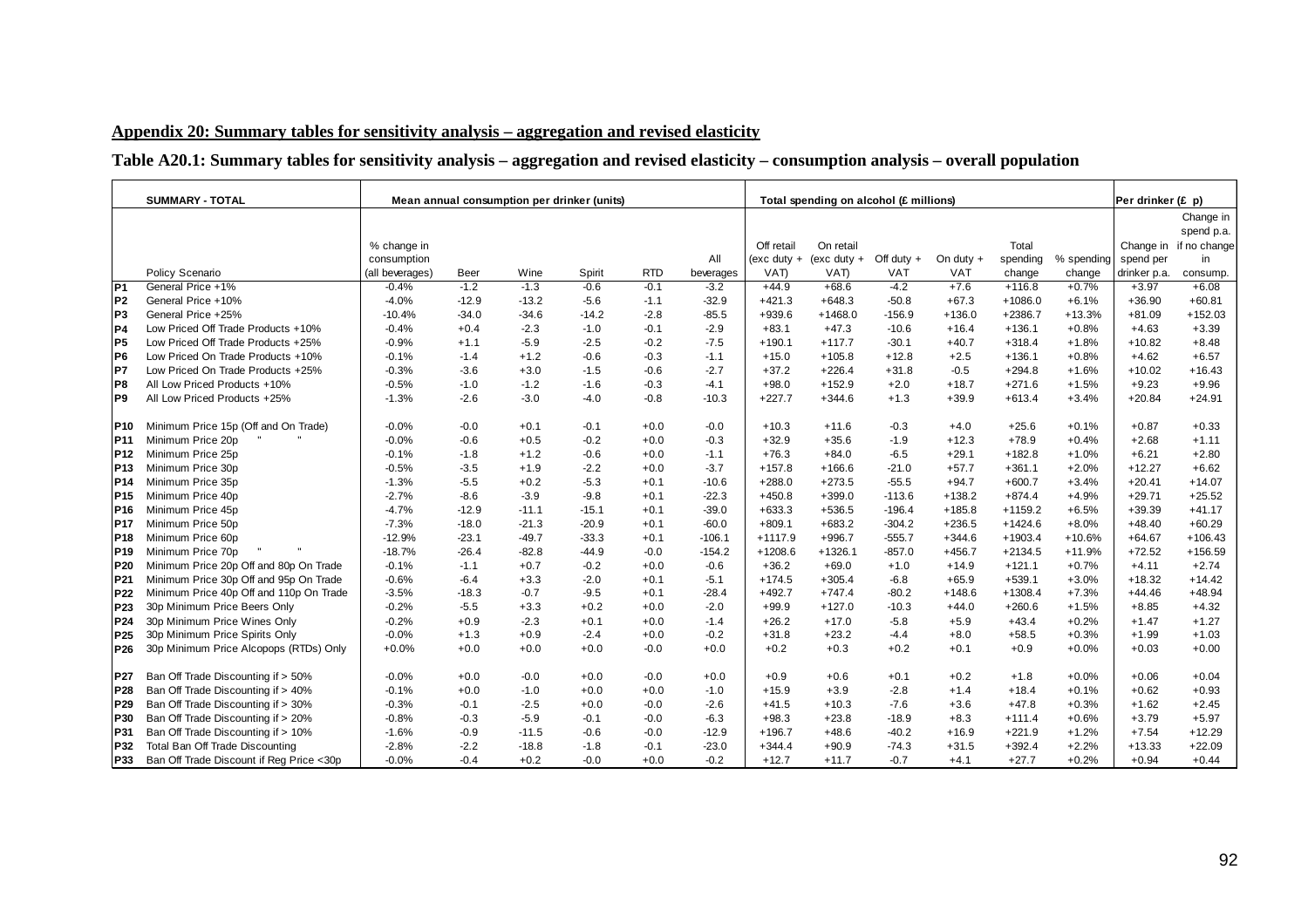**Appendix 20: Summary tables for sensitivity analysis – aggregation and revised elasticity**

**Table A20.1: Summary tables for sensitivity analysis – aggregation and revised elasticity – consumption analysis – overall population**

| | SUMMARY - TOTAL | Mean annual consumption per drinker (units) | | | | | | Total spending on alcohol (£ millions) | | | | | | Per drinker (£ p) | |
|---|---|---|---|---|---|---|---|---|---|---|---|---|---|---|---|
| | Policy Scenario | % change in consumption (all beverages) | Beer | Wine | Spirit | RTD | All beverages | Off retail (exc duty + VAT) | On retail (exc duty + VAT) | Off duty + VAT | On duty + VAT | Total spending change | % spending change | Change in spend per drinker p.a. | Change in spend p.a. if no change in consump. |
| P1 | General Price +1% | -0.4% | -1.2 | -1.3 | -0.6 | -0.1 | -3.2 | +44.9 | +68.6 | -4.2 | +7.6 | +116.8 | +0.7% | +3.97 | +6.08 |
| P2 | General Price +10% | -4.0% | -12.9 | -13.2 | -5.6 | -1.1 | -32.9 | +421.3 | +648.3 | -50.8 | +67.3 | +1086.0 | +6.1% | +36.90 | +60.81 |
| P3 | General Price +25% | -10.4% | -34.0 | -34.6 | -14.2 | -2.8 | -85.5 | +939.6 | +1468.0 | -156.9 | +136.0 | +2386.7 | +13.3% | +81.09 | +152.03 |
| P4 | Low Priced Off Trade Products +10% | -0.4% | +0.4 | -2.3 | -1.0 | -0.1 | -2.9 | +83.1 | +47.3 | -10.6 | +16.4 | +136.1 | +0.8% | +4.63 | +3.39 |
| P5 | Low Priced Off Trade Products +25% | -0.9% | +1.1 | -5.9 | -2.5 | -0.2 | -7.5 | +190.1 | +117.7 | -30.1 | +40.7 | +318.4 | +1.8% | +10.82 | +8.48 |
| P6 | Low Priced On Trade Products +10% | -0.1% | -1.4 | +1.2 | -0.6 | -0.3 | -1.1 | +15.0 | +105.8 | +12.8 | +2.5 | +136.1 | +0.8% | +4.62 | +6.57 |
| P7 | Low Priced On Trade Products +25% | -0.3% | -3.6 | +3.0 | -1.5 | -0.6 | -2.7 | +37.2 | +226.4 | +31.8 | -0.5 | +294.8 | +1.6% | +10.02 | +16.43 |
| P8 | All Low Priced Products +10% | -0.5% | -1.0 | -1.2 | -1.6 | -0.3 | -4.1 | +98.0 | +152.9 | +2.0 | +18.7 | +271.6 | +1.5% | +9.23 | +9.96 |
| P9 | All Low Priced Products +25% | -1.3% | -2.6 | -3.0 | -4.0 | -0.8 | -10.3 | +227.7 | +344.6 | +1.3 | +39.9 | +613.4 | +3.4% | +20.84 | +24.91 |
| P10 | Minimum Price 15p (Off and On Trade) | -0.0% | -0.0 | +0.1 | -0.1 | +0.0 | -0.0 | +10.3 | +11.6 | -0.3 | +4.0 | +25.6 | +0.1% | +0.87 | +0.33 |
| P11 | Minimum Price 20p " " | -0.0% | -0.6 | +0.5 | -0.2 | +0.0 | -0.3 | +32.9 | +35.6 | -1.9 | +12.3 | +78.9 | +0.4% | +2.68 | +1.11 |
| P12 | Minimum Price 25p | -0.1% | -1.8 | +1.2 | -0.6 | +0.0 | -1.1 | +76.3 | +84.0 | -6.5 | +29.1 | +182.8 | +1.0% | +6.21 | +2.80 |
| P13 | Minimum Price 30p | -0.5% | -3.5 | +1.9 | -2.2 | +0.0 | -3.7 | +157.8 | +166.6 | -21.0 | +57.7 | +361.1 | +2.0% | +12.27 | +6.62 |
| P14 | Minimum Price 35p | -1.3% | -5.5 | +0.2 | -5.3 | +0.1 | -10.6 | +288.0 | +273.5 | -55.5 | +94.7 | +600.7 | +3.4% | +20.41 | +14.07 |
| P15 | Minimum Price 40p | -2.7% | -8.6 | -3.9 | -9.8 | +0.1 | -22.3 | +450.8 | +399.0 | -113.6 | +138.2 | +874.4 | +4.9% | +29.71 | +25.52 |
| P16 | Minimum Price 45p | -4.7% | -12.9 | -11.1 | -15.1 | +0.1 | -39.0 | +633.3 | +536.5 | -196.4 | +185.8 | +1159.2 | +6.5% | +39.39 | +41.17 |
| P17 | Minimum Price 50p | -7.3% | -18.0 | -21.3 | -20.9 | +0.1 | -60.0 | +809.1 | +683.2 | -304.2 | +236.5 | +1424.6 | +8.0% | +48.40 | +60.29 |
| P18 | Minimum Price 60p | -12.9% | -23.1 | -49.7 | -33.3 | +0.1 | -106.1 | +1117.9 | +996.7 | -555.7 | +344.6 | +1903.4 | +10.6% | +64.67 | +106.43 |
| P19 | Minimum Price 70p " " | -18.7% | -26.4 | -82.8 | -44.9 | -0.0 | -154.2 | +1208.6 | +1326.1 | -857.0 | +456.7 | +2134.5 | +11.9% | +72.52 | +156.59 |
| P20 | Minimum Price 20p Off and 80p On Trade | -0.1% | -1.1 | +0.7 | -0.2 | +0.0 | -0.6 | +36.2 | +69.0 | +1.0 | +14.9 | +121.1 | +0.7% | +4.11 | +2.74 |
| P21 | Minimum Price 30p Off and 95p On Trade | -0.6% | -6.4 | +3.3 | -2.0 | +0.1 | -5.1 | +174.5 | +305.4 | -6.8 | +65.9 | +539.1 | +3.0% | +18.32 | +14.42 |
| P22 | Minimum Price 40p Off and 110p On Trade | -3.5% | -18.3 | -0.7 | -9.5 | +0.1 | -28.4 | +492.7 | +747.4 | -80.2 | +148.6 | +1308.4 | +7.3% | +44.46 | +48.94 |
| P23 | 30p Minimum Price Beers Only | -0.2% | -5.5 | +3.3 | +0.2 | +0.0 | -2.0 | +99.9 | +127.0 | -10.3 | +44.0 | +260.6 | +1.5% | +8.85 | +4.32 |
| P24 | 30p Minimum Price Wines Only | -0.2% | +0.9 | -2.3 | +0.1 | +0.0 | -1.4 | +26.2 | +17.0 | -5.8 | +5.9 | +43.4 | +0.2% | +1.47 | +1.27 |
| P25 | 30p Minimum Price Spirits Only | -0.0% | +1.3 | +0.9 | -2.4 | +0.0 | -0.2 | +31.8 | +23.2 | -4.4 | +8.0 | +58.5 | +0.3% | +1.99 | +1.03 |
| P26 | 30p Minimum Price Alcopops (RTDs) Only | +0.0% | +0.0 | +0.0 | +0.0 | -0.0 | +0.0 | +0.2 | +0.3 | +0.2 | +0.1 | +0.9 | +0.0% | +0.03 | +0.00 |
| P27 | Ban Off Trade Discounting if > 50% | -0.0% | +0.0 | -0.0 | +0.0 | -0.0 | +0.0 | +0.9 | +0.6 | +0.1 | +0.2 | +1.8 | +0.0% | +0.06 | +0.04 |
| P28 | Ban Off Trade Discounting if > 40% | -0.1% | +0.0 | -1.0 | +0.0 | +0.0 | -1.0 | +15.9 | +3.9 | -2.8 | +1.4 | +18.4 | +0.1% | +0.62 | +0.93 |
| P29 | Ban Off Trade Discounting if > 30% | -0.3% | -0.1 | -2.5 | +0.0 | -0.0 | -2.6 | +41.5 | +10.3 | -7.6 | +3.6 | +47.8 | +0.3% | +1.62 | +2.45 |
| P30 | Ban Off Trade Discounting if > 20% | -0.8% | -0.3 | -5.9 | -0.1 | -0.0 | -6.3 | +98.3 | +23.8 | -18.9 | +8.3 | +111.4 | +0.6% | +3.79 | +5.97 |
| P31 | Ban Off Trade Discounting if > 10% | -1.6% | -0.9 | -11.5 | -0.6 | -0.0 | -12.9 | +196.7 | +48.6 | -40.2 | +16.9 | +221.9 | +1.2% | +7.54 | +12.29 |
| P32 | Total Ban Off Trade Discounting | -2.8% | -2.2 | -18.8 | -1.8 | -0.1 | -23.0 | +344.4 | +90.9 | -74.3 | +31.5 | +392.4 | +2.2% | +13.33 | +22.09 |
| P33 | Ban Off Trade Discount if Reg Price <30p | -0.0% | -0.4 | +0.2 | -0.0 | +0.0 | -0.2 | +12.7 | +11.7 | -0.7 | +4.1 | +27.7 | +0.2% | +0.94 | +0.44 |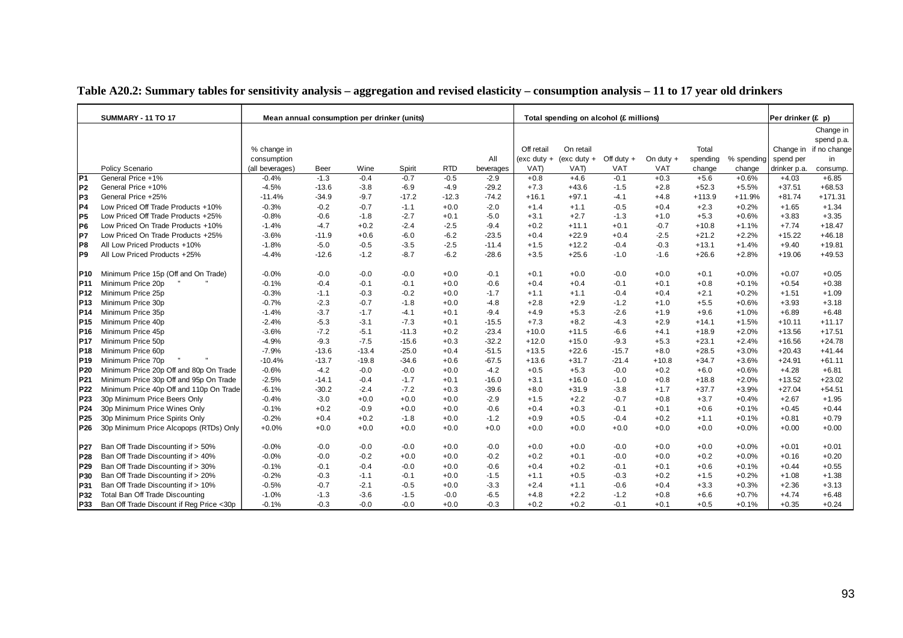**Table A20.2: Summary tables for sensitivity analysis – aggregation and revised elasticity – consumption analysis – 11 to 17 year old drinkers**

| | SUMMARY - 11 TO 17 | Mean annual consumption per drinker (units) | | | | | | Total spending on alcohol (£ millions) | | | | | | Per drinker (£ p) | |
|---|---|---|---|---|---|---|---|---|---|---|---|---|---|---|---|
| | Policy Scenario | % change in consumption (all beverages) | Beer | Wine | Spirit | RTD | All beverages | Off retail (exc duty + VAT) | On retail (exc duty + VAT) | Off duty + VAT | On duty + VAT | Total spending change | % spending change | Change in spend per drinker p.a. | Change in spend p.a. if no change in consump. |
| P1 | General Price +1% | -0.4% | -1.3 | -0.4 | -0.7 | -0.5 | -2.9 | +0.8 | +4.6 | -0.1 | +0.3 | +5.6 | +0.6% | +4.03 | +6.85 |
| P2 | General Price +10% | -4.5% | -13.6 | -3.8 | -6.9 | -4.9 | -29.2 | +7.3 | +43.6 | -1.5 | +2.8 | +52.3 | +5.5% | +37.51 | +68.53 |
| P3 | General Price +25% | -11.4% | -34.9 | -9.7 | -17.2 | -12.3 | -74.2 | +16.1 | +97.1 | -4.1 | +4.8 | +113.9 | +11.9% | +81.74 | +171.31 |
| P4 | Low Priced Off Trade Products +10% | -0.3% | -0.2 | -0.7 | -1.1 | +0.0 | -2.0 | +1.4 | +1.1 | -0.5 | +0.4 | +2.3 | +0.2% | +1.65 | +1.34 |
| P5 | Low Priced Off Trade Products +25% | -0.8% | -0.6 | -1.8 | -2.7 | +0.1 | -5.0 | +3.1 | +2.7 | -1.3 | +1.0 | +5.3 | +0.6% | +3.83 | +3.35 |
| P6 | Low Priced On Trade Products +10% | -1.4% | -4.7 | +0.2 | -2.4 | -2.5 | -9.4 | +0.2 | +11.1 | +0.1 | -0.7 | +10.8 | +1.1% | +7.74 | +18.47 |
| P7 | Low Priced On Trade Products +25% | -3.6% | -11.9 | +0.6 | -6.0 | -6.2 | -23.5 | +0.4 | +22.9 | +0.4 | -2.5 | +21.2 | +2.2% | +15.22 | +46.18 |
| P8 | All Low Priced Products +10% | -1.8% | -5.0 | -0.5 | -3.5 | -2.5 | -11.4 | +1.5 | +12.2 | -0.4 | -0.3 | +13.1 | +1.4% | +9.40 | +19.81 |
| P9 | All Low Priced Products +25% | -4.4% | -12.6 | -1.2 | -8.7 | -6.2 | -28.6 | +3.5 | +25.6 | -1.0 | -1.6 | +26.6 | +2.8% | +19.06 | +49.53 |
| P10 | Minimum Price 15p (Off and On Trade) | -0.0% | -0.0 | -0.0 | -0.0 | +0.0 | -0.1 | +0.1 | +0.0 | -0.0 | +0.0 | +0.1 | +0.0% | +0.07 | +0.05 |
| P11 | Minimum Price 20p " " | -0.1% | -0.4 | -0.1 | -0.1 | +0.0 | -0.6 | +0.4 | +0.4 | -0.1 | +0.1 | +0.8 | +0.1% | +0.54 | +0.38 |
| P12 | Minimum Price 25p | -0.3% | -1.1 | -0.3 | -0.2 | +0.0 | -1.7 | +1.1 | +1.1 | -0.4 | +0.4 | +2.1 | +0.2% | +1.51 | +1.09 |
| P13 | Minimum Price 30p | -0.7% | -2.3 | -0.7 | -1.8 | +0.0 | -4.8 | +2.8 | +2.9 | -1.2 | +1.0 | +5.5 | +0.6% | +3.93 | +3.18 |
| P14 | Minimum Price 35p | -1.4% | -3.7 | -1.7 | -4.1 | +0.1 | -9.4 | +4.9 | +5.3 | -2.6 | +1.9 | +9.6 | +1.0% | +6.89 | +6.48 |
| P15 | Minimum Price 40p | -2.4% | -5.3 | -3.1 | -7.3 | +0.1 | -15.5 | +7.3 | +8.2 | -4.3 | +2.9 | +14.1 | +1.5% | +10.11 | +11.17 |
| P16 | Minimum Price 45p | -3.6% | -7.2 | -5.1 | -11.3 | +0.2 | -23.4 | +10.0 | +11.5 | -6.6 | +4.1 | +18.9 | +2.0% | +13.56 | +17.51 |
| P17 | Minimum Price 50p | -4.9% | -9.3 | -7.5 | -15.6 | +0.3 | -32.2 | +12.0 | +15.0 | -9.3 | +5.3 | +23.1 | +2.4% | +16.56 | +24.78 |
| P18 | Minimum Price 60p | -7.9% | -13.6 | -13.4 | -25.0 | +0.4 | -51.5 | +13.5 | +22.6 | -15.7 | +8.0 | +28.5 | +3.0% | +20.43 | +41.44 |
| P19 | Minimum Price 70p " " | -10.4% | -13.7 | -19.8 | -34.6 | +0.6 | -67.5 | +13.6 | +31.7 | -21.4 | +10.8 | +34.7 | +3.6% | +24.91 | +61.11 |
| P20 | Minimum Price 20p Off and 80p On Trade | -0.6% | -4.2 | -0.0 | -0.0 | +0.0 | -4.2 | +0.5 | +5.3 | -0.0 | +0.2 | +6.0 | +0.6% | +4.28 | +6.81 |
| P21 | Minimum Price 30p Off and 95p On Trade | -2.5% | -14.1 | -0.4 | -1.7 | +0.1 | -16.0 | +3.1 | +16.0 | -1.0 | +0.8 | +18.8 | +2.0% | +13.52 | +23.02 |
| P22 | Minimum Price 40p Off and 110p On Trade | -6.1% | -30.2 | -2.4 | -7.2 | +0.3 | -39.6 | +8.0 | +31.9 | -3.8 | +1.7 | +37.7 | +3.9% | +27.04 | +54.51 |
| P23 | 30p Minimum Price Beers Only | -0.4% | -3.0 | +0.0 | +0.0 | +0.0 | -2.9 | +1.5 | +2.2 | -0.7 | +0.8 | +3.7 | +0.4% | +2.67 | +1.95 |
| P24 | 30p Minimum Price Wines Only | -0.1% | +0.2 | -0.9 | +0.0 | +0.0 | -0.6 | +0.4 | +0.3 | -0.1 | +0.1 | +0.6 | +0.1% | +0.45 | +0.44 |
| P25 | 30p Minimum Price Spirits Only | -0.2% | +0.4 | +0.2 | -1.8 | +0.0 | -1.2 | +0.9 | +0.5 | -0.4 | +0.2 | +1.1 | +0.1% | +0.81 | +0.79 |
| P26 | 30p Minimum Price Alcopops (RTDs) Only | +0.0% | +0.0 | +0.0 | +0.0 | +0.0 | +0.0 | +0.0 | +0.0 | +0.0 | +0.0 | +0.0 | +0.0% | +0.00 | +0.00 |
| P27 | Ban Off Trade Discounting if > 50% | -0.0% | -0.0 | -0.0 | -0.0 | +0.0 | -0.0 | +0.0 | +0.0 | -0.0 | +0.0 | +0.0 | +0.0% | +0.01 | +0.01 |
| P28 | Ban Off Trade Discounting if > 40% | -0.0% | -0.0 | -0.2 | +0.0 | +0.0 | -0.2 | +0.2 | +0.1 | -0.0 | +0.0 | +0.2 | +0.0% | +0.16 | +0.20 |
| P29 | Ban Off Trade Discounting if > 30% | -0.1% | -0.1 | -0.4 | -0.0 | +0.0 | -0.6 | +0.4 | +0.2 | -0.1 | +0.1 | +0.6 | +0.1% | +0.44 | +0.55 |
| P30 | Ban Off Trade Discounting if > 20% | -0.2% | -0.3 | -1.1 | -0.1 | +0.0 | -1.5 | +1.1 | +0.5 | -0.3 | +0.2 | +1.5 | +0.2% | +1.08 | +1.38 |
| P31 | Ban Off Trade Discounting if > 10% | -0.5% | -0.7 | -2.1 | -0.5 | +0.0 | -3.3 | +2.4 | +1.1 | -0.6 | +0.4 | +3.3 | +0.3% | +2.36 | +3.13 |
| P32 | Total Ban Off Trade Discounting | -1.0% | -1.3 | -3.6 | -1.5 | -0.0 | -6.5 | +4.8 | +2.2 | -1.2 | +0.8 | +6.6 | +0.7% | +4.74 | +6.48 |
| P33 | Ban Off Trade Discount if Reg Price <30p | -0.1% | -0.3 | -0.0 | -0.0 | +0.0 | -0.3 | +0.2 | +0.2 | -0.1 | +0.1 | +0.5 | +0.1% | +0.35 | +0.24 |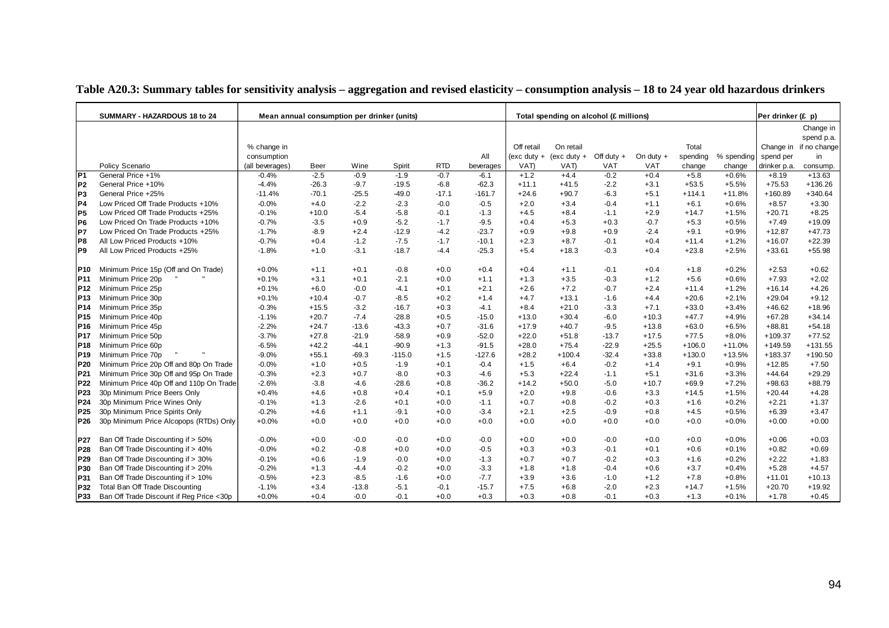**Table A20.3: Summary tables for sensitivity analysis – aggregation and revised elasticity – consumption analysis – 18 to 24 year old hazardous drinkers**

| | SUMMARY - HAZARDOUS 18 to 24 | Mean annual consumption per drinker (units) | | | | | | Total spending on alcohol (£ millions) | | | | | | Per drinker (£ p) | |
|---|---|---|---|---|---|---|---|---|---|---|---|---|---|---|---|
| | Policy Scenario | % change in consumption (all beverages) | Beer | Wine | Spirit | RTD | All beverages | Off retail (exc duty + VAT) | On retail (exc duty + VAT) | Off duty + VAT | On duty + VAT | Total spending change | % spending change | Change in spend per drinker p.a. | Change in spend p.a. if no change in consump. |
| P1 | General Price +1% | -0.4% | -2.5 | -0.9 | -1.9 | -0.7 | -6.1 | +1.2 | +4.4 | -0.2 | +0.4 | +5.8 | +0.6% | +8.19 | +13.63 |
| P2 | General Price +10% | -4.4% | -26.3 | -9.7 | -19.5 | -6.8 | -62.3 | +11.1 | +41.5 | -2.2 | +3.1 | +53.5 | +5.5% | +75.53 | +136.26 |
| P3 | General Price +25% | -11.4% | -70.1 | -25.5 | -49.0 | -17.1 | -161.7 | +24.6 | +90.7 | -6.3 | +5.1 | +114.1 | +11.8% | +160.89 | +340.64 |
| P4 | Low Priced Off Trade Products +10% | -0.0% | +4.0 | -2.2 | -2.3 | -0.0 | -0.5 | +2.0 | +3.4 | -0.4 | +1.1 | +6.1 | +0.6% | +8.57 | +3.30 |
| P5 | Low Priced Off Trade Products +25% | -0.1% | +10.0 | -5.4 | -5.8 | -0.1 | -1.3 | +4.5 | +8.4 | -1.1 | +2.9 | +14.7 | +1.5% | +20.71 | +8.25 |
| P6 | Low Priced On Trade Products +10% | -0.7% | -3.5 | +0.9 | -5.2 | -1.7 | -9.5 | +0.4 | +5.3 | +0.3 | -0.7 | +5.3 | +0.5% | +7.49 | +19.09 |
| P7 | Low Priced On Trade Products +25% | -1.7% | -8.9 | +2.4 | -12.9 | -4.2 | -23.7 | +0.9 | +9.8 | +0.9 | -2.4 | +9.1 | +0.9% | +12.87 | +47.73 |
| P8 | All Low Priced Products +10% | -0.7% | +0.4 | -1.2 | -7.5 | -1.7 | -10.1 | +2.3 | +8.7 | -0.1 | +0.4 | +11.4 | +1.2% | +16.07 | +22.39 |
| P9 | All Low Priced Products +25% | -1.8% | +1.0 | -3.1 | -18.7 | -4.4 | -25.3 | +5.4 | +18.3 | -0.3 | +0.4 | +23.8 | +2.5% | +33.61 | +55.98 |
| P10 | Minimum Price 15p (Off and On Trade) | +0.0% | +1.1 | +0.1 | -0.8 | +0.0 | +0.4 | +0.4 | +1.1 | -0.1 | +0.4 | +1.8 | +0.2% | +2.53 | +0.62 |
| P11 | Minimum Price 20p " " | +0.1% | +3.1 | +0.1 | -2.1 | +0.0 | +1.1 | +1.3 | +3.5 | -0.3 | +1.2 | +5.6 | +0.6% | +7.93 | +2.02 |
| P12 | Minimum Price 25p | +0.1% | +6.0 | -0.0 | -4.1 | +0.1 | +2.1 | +2.6 | +7.2 | -0.7 | +2.4 | +11.4 | +1.2% | +16.14 | +4.26 |
| P13 | Minimum Price 30p | +0.1% | +10.4 | -0.7 | -8.5 | +0.2 | +1.4 | +4.7 | +13.1 | -1.6 | +4.4 | +20.6 | +2.1% | +29.04 | +9.12 |
| P14 | Minimum Price 35p | -0.3% | +15.5 | -3.2 | -16.7 | +0.3 | -4.1 | +8.4 | +21.0 | -3.3 | +7.1 | +33.0 | +3.4% | +46.62 | +18.96 |
| P15 | Minimum Price 40p | -1.1% | +20.7 | -7.4 | -28.8 | +0.5 | -15.0 | +13.0 | +30.4 | -6.0 | +10.3 | +47.7 | +4.9% | +67.28 | +34.14 |
| P16 | Minimum Price 45p | -2.2% | +24.7 | -13.6 | -43.3 | +0.7 | -31.6 | +17.9 | +40.7 | -9.5 | +13.8 | +63.0 | +6.5% | +88.81 | +54.18 |
| P17 | Minimum Price 50p | -3.7% | +27.8 | -21.9 | -58.9 | +0.9 | -52.0 | +22.0 | +51.8 | -13.7 | +17.5 | +77.5 | +8.0% | +109.37 | +77.52 |
| P18 | Minimum Price 60p | -6.5% | +42.2 | -44.1 | -90.9 | +1.3 | -91.5 | +28.0 | +75.4 | -22.9 | +25.5 | +106.0 | +11.0% | +149.59 | +131.55 |
| P19 | Minimum Price 70p " " | -9.0% | +55.1 | -69.3 | -115.0 | +1.5 | -127.6 | +28.2 | +100.4 | -32.4 | +33.8 | +130.0 | +13.5% | +183.37 | +190.50 |
| P20 | Minimum Price 20p Off and 80p On Trade | -0.0% | +1.0 | +0.5 | -1.9 | +0.1 | -0.4 | +1.5 | +6.4 | -0.2 | +1.4 | +9.1 | +0.9% | +12.85 | +7.50 |
| P21 | Minimum Price 30p Off and 95p On Trade | -0.3% | +2.3 | +0.7 | -8.0 | +0.3 | -4.6 | +5.3 | +22.4 | -1.1 | +5.1 | +31.6 | +3.3% | +44.64 | +29.29 |
| P22 | Minimum Price 40p Off and 110p On Trade | -2.6% | -3.8 | -4.6 | -28.6 | +0.8 | -36.2 | +14.2 | +50.0 | -5.0 | +10.7 | +69.9 | +7.2% | +98.63 | +88.79 |
| P23 | 30p Minimum Price Beers Only | +0.4% | +4.6 | +0.8 | +0.4 | +0.1 | +5.9 | +2.0 | +9.8 | -0.6 | +3.3 | +14.5 | +1.5% | +20.44 | +4.28 |
| P24 | 30p Minimum Price Wines Only | -0.1% | +1.3 | -2.6 | +0.1 | +0.0 | -1.1 | +0.7 | +0.8 | -0.2 | +0.3 | +1.6 | +0.2% | +2.21 | +1.37 |
| P25 | 30p Minimum Price Spirits Only | -0.2% | +4.6 | +1.1 | -9.1 | +0.0 | -3.4 | +2.1 | +2.5 | -0.9 | +0.8 | +4.5 | +0.5% | +6.39 | +3.47 |
| P26 | 30p Minimum Price Alcopops (RTDs) Only | +0.0% | +0.0 | +0.0 | +0.0 | +0.0 | +0.0 | +0.0 | +0.0 | +0.0 | +0.0 | +0.0 | +0.0% | +0.00 | +0.00 |
| P27 | Ban Off Trade Discounting if > 50% | -0.0% | +0.0 | -0.0 | -0.0 | +0.0 | -0.0 | +0.0 | +0.0 | -0.0 | +0.0 | +0.0 | +0.0% | +0.06 | +0.03 |
| P28 | Ban Off Trade Discounting if > 40% | -0.0% | +0.2 | -0.8 | +0.0 | +0.0 | -0.5 | +0.3 | +0.3 | -0.1 | +0.1 | +0.6 | +0.1% | +0.82 | +0.69 |
| P29 | Ban Off Trade Discounting if > 30% | -0.1% | +0.6 | -1.9 | -0.0 | +0.0 | -1.3 | +0.7 | +0.7 | -0.2 | +0.3 | +1.6 | +0.2% | +2.22 | +1.83 |
| P30 | Ban Off Trade Discounting if > 20% | -0.2% | +1.3 | -4.4 | -0.2 | +0.0 | -3.3 | +1.8 | +1.8 | -0.4 | +0.6 | +3.7 | +0.4% | +5.28 | +4.57 |
| P31 | Ban Off Trade Discounting if > 10% | -0.5% | +2.3 | -8.5 | -1.6 | +0.0 | -7.7 | +3.9 | +3.6 | -1.0 | +1.2 | +7.8 | +0.8% | +11.01 | +10.13 |
| P32 | Total Ban Off Trade Discounting | -1.1% | +3.4 | -13.8 | -5.1 | -0.1 | -15.7 | +7.5 | +6.8 | -2.0 | +2.3 | +14.7 | +1.5% | +20.70 | +19.92 |
| P33 | Ban Off Trade Discount if Reg Price <30p | +0.0% | +0.4 | -0.0 | -0.1 | +0.0 | +0.3 | +0.3 | +0.8 | -0.1 | +0.3 | +1.3 | +0.1% | +1.78 | +0.45 |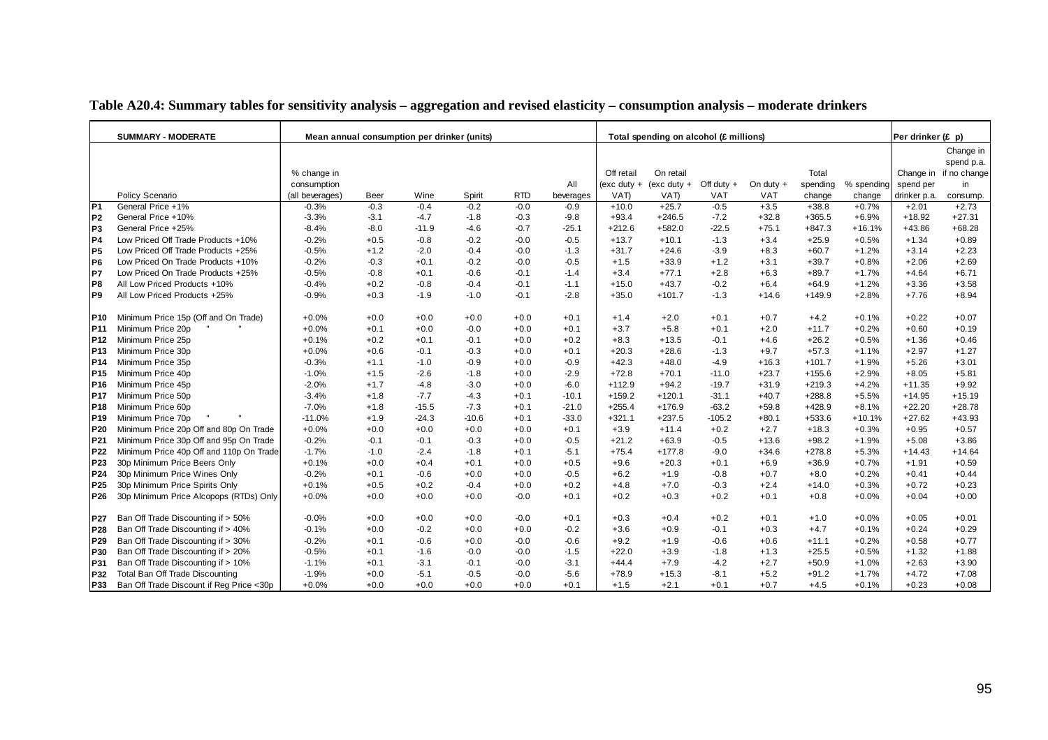**Table A20.4: Summary tables for sensitivity analysis – aggregation and revised elasticity – consumption analysis – moderate drinkers**

| | SUMMARY - MODERATE | Mean annual consumption per drinker (units) | | | | | | Total spending on alcohol (£ millions) | | | | | | Per drinker (£ p) | |
|---|---|---|---|---|---|---|---|---|---|---|---|---|---|---|---|
| | Policy Scenario | % change in consumption (all beverages) | Beer | Wine | Spirit | RTD | All beverages | Off retail (exc duty + VAT) | On retail (exc duty + VAT) | Off duty + VAT | On duty + VAT | Total spending change | % spending change | Change in spend per drinker p.a. | Change in spend p.a. if no change in consump. |
| P1 | General Price +1% | -0.3% | -0.3 | -0.4 | -0.2 | -0.0 | -0.9 | +10.0 | +25.7 | -0.5 | +3.5 | +38.8 | +0.7% | +2.01 | +2.73 |
| P2 | General Price +10% | -3.3% | -3.1 | -4.7 | -1.8 | -0.3 | -9.8 | +93.4 | +246.5 | -7.2 | +32.8 | +365.5 | +6.9% | +18.92 | +27.31 |
| P3 | General Price +25% | -8.4% | -8.0 | -11.9 | -4.6 | -0.7 | -25.1 | +212.6 | +582.0 | -22.5 | +75.1 | +847.3 | +16.1% | +43.86 | +68.28 |
| P4 | Low Priced Off Trade Products +10% | -0.2% | +0.5 | -0.8 | -0.2 | -0.0 | -0.5 | +13.7 | +10.1 | -1.3 | +3.4 | +25.9 | +0.5% | +1.34 | +0.89 |
| P5 | Low Priced Off Trade Products +25% | -0.5% | +1.2 | -2.0 | -0.4 | -0.0 | -1.3 | +31.7 | +24.6 | -3.9 | +8.3 | +60.7 | +1.2% | +3.14 | +2.23 |
| P6 | Low Priced On Trade Products +10% | -0.2% | -0.3 | +0.1 | -0.2 | -0.0 | -0.5 | +1.5 | +33.9 | +1.2 | +3.1 | +39.7 | +0.8% | +2.06 | +2.69 |
| P7 | Low Priced On Trade Products +25% | -0.5% | -0.8 | +0.1 | -0.6 | -0.1 | -1.4 | +3.4 | +77.1 | +2.8 | +6.3 | +89.7 | +1.7% | +4.64 | +6.71 |
| P8 | All Low Priced Products +10% | -0.4% | +0.2 | -0.8 | -0.4 | -0.1 | -1.1 | +15.0 | +43.7 | -0.2 | +6.4 | +64.9 | +1.2% | +3.36 | +3.58 |
| P9 | All Low Priced Products +25% | -0.9% | +0.3 | -1.9 | -1.0 | -0.1 | -2.8 | +35.0 | +101.7 | -1.3 | +14.6 | +149.9 | +2.8% | +7.76 | +8.94 |
| P10 | Minimum Price 15p (Off and On Trade) | +0.0% | +0.0 | +0.0 | +0.0 | +0.0 | +0.1 | +1.4 | +2.0 | +0.1 | +0.7 | +4.2 | +0.1% | +0.22 | +0.07 |
| P11 | Minimum Price 20p " " | +0.0% | +0.1 | +0.0 | -0.0 | +0.0 | +0.1 | +3.7 | +5.8 | +0.1 | +2.0 | +11.7 | +0.2% | +0.60 | +0.19 |
| P12 | Minimum Price 25p | +0.1% | +0.2 | +0.1 | -0.1 | +0.0 | +0.2 | +8.3 | +13.5 | -0.1 | +4.6 | +26.2 | +0.5% | +1.36 | +0.46 |
| P13 | Minimum Price 30p | +0.0% | +0.6 | -0.1 | -0.3 | +0.0 | +0.1 | +20.3 | +28.6 | -1.3 | +9.7 | +57.3 | +1.1% | +2.97 | +1.27 |
| P14 | Minimum Price 35p | -0.3% | +1.1 | -1.0 | -0.9 | +0.0 | -0.9 | +42.3 | +48.0 | -4.9 | +16.3 | +101.7 | +1.9% | +5.26 | +3.01 |
| P15 | Minimum Price 40p | -1.0% | +1.5 | -2.6 | -1.8 | +0.0 | -2.9 | +72.8 | +70.1 | -11.0 | +23.7 | +155.6 | +2.9% | +8.05 | +5.81 |
| P16 | Minimum Price 45p | -2.0% | +1.7 | -4.8 | -3.0 | +0.0 | -6.0 | +112.9 | +94.2 | -19.7 | +31.9 | +219.3 | +4.2% | +11.35 | +9.92 |
| P17 | Minimum Price 50p | -3.4% | +1.8 | -7.7 | -4.3 | +0.1 | -10.1 | +159.2 | +120.1 | -31.1 | +40.7 | +288.8 | +5.5% | +14.95 | +15.19 |
| P18 | Minimum Price 60p | -7.0% | +1.8 | -15.5 | -7.3 | +0.1 | -21.0 | +255.4 | +176.9 | -63.2 | +59.8 | +428.9 | +8.1% | +22.20 | +28.78 |
| P19 | Minimum Price 70p " " | -11.0% | +1.9 | -24.3 | -10.6 | +0.1 | -33.0 | +321.1 | +237.5 | -105.2 | +80.1 | +533.6 | +10.1% | +27.62 | +43.93 |
| P20 | Minimum Price 20p Off and 80p On Trade | +0.0% | +0.0 | +0.0 | +0.0 | +0.0 | +0.1 | +3.9 | +11.4 | +0.2 | +2.7 | +18.3 | +0.3% | +0.95 | +0.57 |
| P21 | Minimum Price 30p Off and 95p On Trade | -0.2% | -0.1 | -0.1 | -0.3 | +0.0 | -0.5 | +21.2 | +63.9 | -0.5 | +13.6 | +98.2 | +1.9% | +5.08 | +3.86 |
| P22 | Minimum Price 40p Off and 110p On Trade | -1.7% | -1.0 | -2.4 | -1.8 | +0.1 | -5.1 | +75.4 | +177.8 | -9.0 | +34.6 | +278.8 | +5.3% | +14.43 | +14.64 |
| P23 | 30p Minimum Price Beers Only | +0.1% | +0.0 | +0.4 | +0.1 | +0.0 | +0.5 | +9.6 | +20.3 | +0.1 | +6.9 | +36.9 | +0.7% | +1.91 | +0.59 |
| P24 | 30p Minimum Price Wines Only | -0.2% | +0.1 | -0.6 | +0.0 | +0.0 | -0.5 | +6.2 | +1.9 | -0.8 | +0.7 | +8.0 | +0.2% | +0.41 | +0.44 |
| P25 | 30p Minimum Price Spirits Only | +0.1% | +0.5 | +0.2 | -0.4 | +0.0 | +0.2 | +4.8 | +7.0 | -0.3 | +2.4 | +14.0 | +0.3% | +0.72 | +0.23 |
| P26 | 30p Minimum Price Alcopops (RTDs) Only | +0.0% | +0.0 | +0.0 | +0.0 | -0.0 | +0.1 | +0.2 | +0.3 | +0.2 | +0.1 | +0.8 | +0.0% | +0.04 | +0.00 |
| P27 | Ban Off Trade Discounting if > 50% | -0.0% | +0.0 | +0.0 | +0.0 | -0.0 | +0.1 | +0.3 | +0.4 | +0.2 | +0.1 | +1.0 | +0.0% | +0.05 | +0.01 |
| P28 | Ban Off Trade Discounting if > 40% | -0.1% | +0.0 | -0.2 | +0.0 | +0.0 | -0.2 | +3.6 | +0.9 | -0.1 | +0.3 | +4.7 | +0.1% | +0.24 | +0.29 |
| P29 | Ban Off Trade Discounting if > 30% | -0.2% | +0.1 | -0.6 | +0.0 | -0.0 | -0.6 | +9.2 | +1.9 | -0.6 | +0.6 | +11.1 | +0.2% | +0.58 | +0.77 |
| P30 | Ban Off Trade Discounting if > 20% | -0.5% | +0.1 | -1.6 | -0.0 | -0.0 | -1.5 | +22.0 | +3.9 | -1.8 | +1.3 | +25.5 | +0.5% | +1.32 | +1.88 |
| P31 | Ban Off Trade Discounting if > 10% | -1.1% | +0.1 | -3.1 | -0.1 | -0.0 | -3.1 | +44.4 | +7.9 | -4.2 | +2.7 | +50.9 | +1.0% | +2.63 | +3.90 |
| P32 | Total Ban Off Trade Discounting | -1.9% | +0.0 | -5.1 | -0.5 | -0.0 | -5.6 | +78.9 | +15.3 | -8.1 | +5.2 | +91.2 | +1.7% | +4.72 | +7.08 |
| P33 | Ban Off Trade Discount if Reg Price <30p | +0.0% | +0.0 | +0.0 | +0.0 | +0.0 | +0.1 | +1.5 | +2.1 | +0.1 | +0.7 | +4.5 | +0.1% | +0.23 | +0.08 |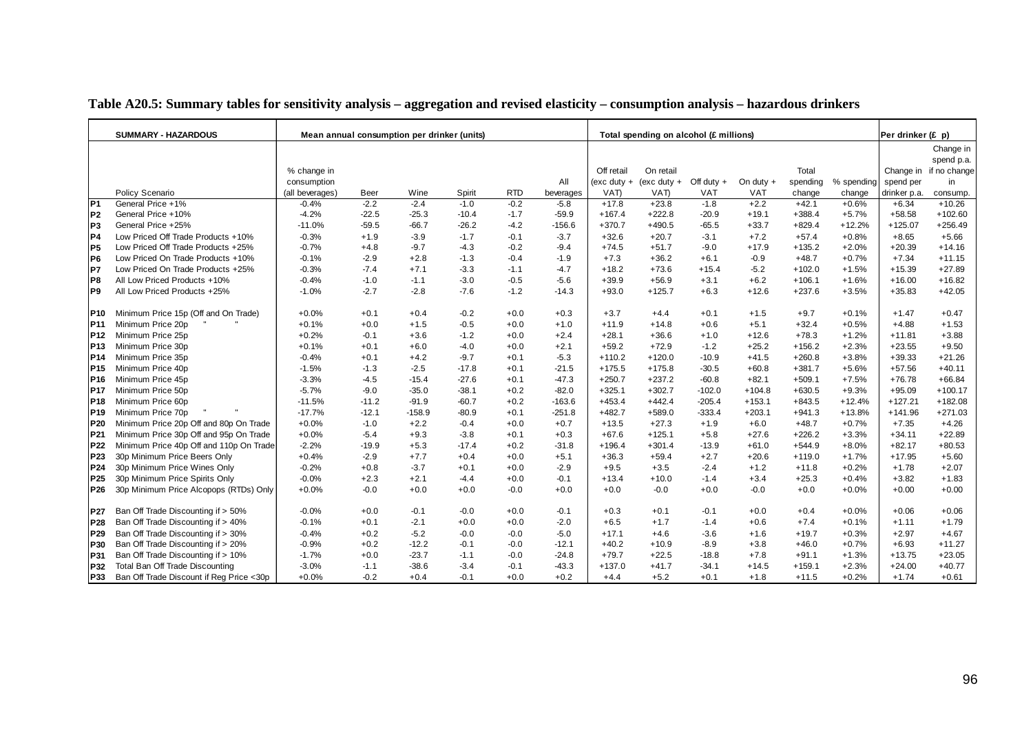**Table A20.5: Summary tables for sensitivity analysis – aggregation and revised elasticity – consumption analysis – hazardous drinkers**

| | SUMMARY - HAZARDOUS | Mean annual consumption per drinker (units) | | | | | | Total spending on alcohol (£ millions) | | | | | | Per drinker (£ p) | |
|---|---|---|---|---|---|---|---|---|---|---|---|---|---|---|---|
| | Policy Scenario | % change in consumption (all beverages) | Beer | Wine | Spirit | RTD | All beverages | Off retail (exc duty + VAT) | On retail (exc duty + VAT) | Off duty + VAT | On duty + VAT | Total spending change | % spending change | Change in spend per drinker p.a. | Change in spend p.a. if no change in consump. |
| P1 | General Price +1% | -0.4% | -2.2 | -2.4 | -1.0 | -0.2 | -5.8 | +17.8 | +23.8 | -1.8 | +2.2 | +42.1 | +0.6% | +6.34 | +10.26 |
| P2 | General Price +10% | -4.2% | -22.5 | -25.3 | -10.4 | -1.7 | -59.9 | +167.4 | +222.8 | -20.9 | +19.1 | +388.4 | +5.7% | +58.58 | +102.60 |
| P3 | General Price +25% | -11.0% | -59.5 | -66.7 | -26.2 | -4.2 | -156.6 | +370.7 | +490.5 | -65.5 | +33.7 | +829.4 | +12.2% | +125.07 | +256.49 |
| P4 | Low Priced Off Trade Products +10% | -0.3% | +1.9 | -3.9 | -1.7 | -0.1 | -3.7 | +32.6 | +20.7 | -3.1 | +7.2 | +57.4 | +0.8% | +8.65 | +5.66 |
| P5 | Low Priced Off Trade Products +25% | -0.7% | +4.8 | -9.7 | -4.3 | -0.2 | -9.4 | +74.5 | +51.7 | -9.0 | +17.9 | +135.2 | +2.0% | +20.39 | +14.16 |
| P6 | Low Priced On Trade Products +10% | -0.1% | -2.9 | +2.8 | -1.3 | -0.4 | -1.9 | +7.3 | +36.2 | +6.1 | -0.9 | +48.7 | +0.7% | +7.34 | +11.15 |
| P7 | Low Priced On Trade Products +25% | -0.3% | -7.4 | +7.1 | -3.3 | -1.1 | -4.7 | +18.2 | +73.6 | +15.4 | -5.2 | +102.0 | +1.5% | +15.39 | +27.89 |
| P8 | All Low Priced Products +10% | -0.4% | -1.0 | -1.1 | -3.0 | -0.5 | -5.6 | +39.9 | +56.9 | +3.1 | +6.2 | +106.1 | +1.6% | +16.00 | +16.82 |
| P9 | All Low Priced Products +25% | -1.0% | -2.7 | -2.8 | -7.6 | -1.2 | -14.3 | +93.0 | +125.7 | +6.3 | +12.6 | +237.6 | +3.5% | +35.83 | +42.05 |
| P10 | Minimum Price 15p (Off and On Trade) | +0.0% | +0.1 | +0.4 | -0.2 | +0.0 | +0.3 | +3.7 | +4.4 | +0.1 | +1.5 | +9.7 | +0.1% | +1.47 | +0.47 |
| P11 | Minimum Price 20p " " | +0.1% | +0.0 | +1.5 | -0.5 | +0.0 | +1.0 | +11.9 | +14.8 | +0.6 | +5.1 | +32.4 | +0.5% | +4.88 | +1.53 |
| P12 | Minimum Price 25p | +0.2% | -0.1 | +3.6 | -1.2 | +0.0 | +2.4 | +28.1 | +36.6 | +1.0 | +12.6 | +78.3 | +1.2% | +11.81 | +3.88 |
| P13 | Minimum Price 30p | +0.1% | +0.1 | +6.0 | -4.0 | +0.0 | +2.1 | +59.2 | +72.9 | -1.2 | +25.2 | +156.2 | +2.3% | +23.55 | +9.50 |
| P14 | Minimum Price 35p | -0.4% | +0.1 | +4.2 | -9.7 | +0.1 | -5.3 | +110.2 | +120.0 | -10.9 | +41.5 | +260.8 | +3.8% | +39.33 | +21.26 |
| P15 | Minimum Price 40p | -1.5% | -1.3 | -2.5 | -17.8 | +0.1 | -21.5 | +175.5 | +175.8 | -30.5 | +60.8 | +381.7 | +5.6% | +57.56 | +40.11 |
| P16 | Minimum Price 45p | -3.3% | -4.5 | -15.4 | -27.6 | +0.1 | -47.3 | +250.7 | +237.2 | -60.8 | +82.1 | +509.1 | +7.5% | +76.78 | +66.84 |
| P17 | Minimum Price 50p | -5.7% | -9.0 | -35.0 | -38.1 | +0.2 | -82.0 | +325.1 | +302.7 | -102.0 | +104.8 | +630.5 | +9.3% | +95.09 | +100.17 |
| P18 | Minimum Price 60p | -11.5% | -11.2 | -91.9 | -60.7 | +0.2 | -163.6 | +453.4 | +442.4 | -205.4 | +153.1 | +843.5 | +12.4% | +127.21 | +182.08 |
| P19 | Minimum Price 70p " " | -17.7% | -12.1 | -158.9 | -80.9 | +0.1 | -251.8 | +482.7 | +589.0 | -333.4 | +203.1 | +941.3 | +13.8% | +141.96 | +271.03 |
| P20 | Minimum Price 20p Off and 80p On Trade | +0.0% | -1.0 | +2.2 | -0.4 | +0.0 | +0.7 | +13.5 | +27.3 | +1.9 | +6.0 | +48.7 | +0.7% | +7.35 | +4.26 |
| P21 | Minimum Price 30p Off and 95p On Trade | +0.0% | -5.4 | +9.3 | -3.8 | +0.1 | +0.3 | +67.6 | +125.1 | +5.8 | +27.6 | +226.2 | +3.3% | +34.11 | +22.89 |
| P22 | Minimum Price 40p Off and 110p On Trade | -2.2% | -19.9 | +5.3 | -17.4 | +0.2 | -31.8 | +196.4 | +301.4 | -13.9 | +61.0 | +544.9 | +8.0% | +82.17 | +80.53 |
| P23 | 30p Minimum Price Beers Only | +0.4% | -2.9 | +7.7 | +0.4 | +0.0 | +5.1 | +36.3 | +59.4 | +2.7 | +20.6 | +119.0 | +1.7% | +17.95 | +5.60 |
| P24 | 30p Minimum Price Wines Only | -0.2% | +0.8 | -3.7 | +0.1 | +0.0 | -2.9 | +9.5 | +3.5 | -2.4 | +1.2 | +11.8 | +0.2% | +1.78 | +2.07 |
| P25 | 30p Minimum Price Spirits Only | -0.0% | +2.3 | +2.1 | -4.4 | +0.0 | -0.1 | +13.4 | +10.0 | -1.4 | +3.4 | +25.3 | +0.4% | +3.82 | +1.83 |
| P26 | 30p Minimum Price Alcopops (RTDs) Only | +0.0% | -0.0 | +0.0 | +0.0 | -0.0 | +0.0 | +0.0 | -0.0 | +0.0 | -0.0 | +0.0 | +0.0% | +0.00 | +0.00 |
| P27 | Ban Off Trade Discounting if > 50% | -0.0% | +0.0 | -0.1 | -0.0 | +0.0 | -0.1 | +0.3 | +0.1 | -0.1 | +0.0 | +0.4 | +0.0% | +0.06 | +0.06 |
| P28 | Ban Off Trade Discounting if > 40% | -0.1% | +0.1 | -2.1 | +0.0 | +0.0 | -2.0 | +6.5 | +1.7 | -1.4 | +0.6 | +7.4 | +0.1% | +1.11 | +1.79 |
| P29 | Ban Off Trade Discounting if > 30% | -0.4% | +0.2 | -5.2 | -0.0 | -0.0 | -5.0 | +17.1 | +4.6 | -3.6 | +1.6 | +19.7 | +0.3% | +2.97 | +4.67 |
| P30 | Ban Off Trade Discounting if > 20% | -0.9% | +0.2 | -12.2 | -0.1 | -0.0 | -12.1 | +40.2 | +10.9 | -8.9 | +3.8 | +46.0 | +0.7% | +6.93 | +11.27 |
| P31 | Ban Off Trade Discounting if > 10% | -1.7% | +0.0 | -23.7 | -1.1 | -0.0 | -24.8 | +79.7 | +22.5 | -18.8 | +7.8 | +91.1 | +1.3% | +13.75 | +23.05 |
| P32 | Total Ban Off Trade Discounting | -3.0% | -1.1 | -38.6 | -3.4 | -0.1 | -43.3 | +137.0 | +41.7 | -34.1 | +14.5 | +159.1 | +2.3% | +24.00 | +40.77 |
| P33 | Ban Off Trade Discount if Reg Price <30p | +0.0% | -0.2 | +0.4 | -0.1 | +0.0 | +0.2 | +4.4 | +5.2 | +0.1 | +1.8 | +11.5 | +0.2% | +1.74 | +0.61 |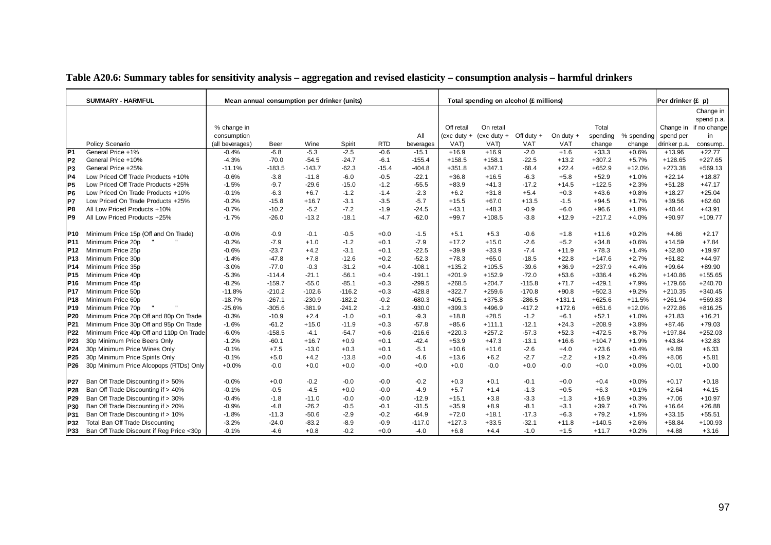**Table A20.6: Summary tables for sensitivity analysis – aggregation and revised elasticity – consumption analysis – harmful drinkers**

| | SUMMARY - HARMFUL | Mean annual consumption per drinker (units) | | | | | | Total spending on alcohol (£ millions) | | | | | | Per drinker (£ p) | |
|---|---|---|---|---|---|---|---|---|---|---|---|---|---|---|---|
| | Policy Scenario | % change in consumption (all beverages) | Beer | Wine | Spirit | RTD | All beverages | Off retail (exc duty + VAT) | On retail (exc duty + VAT) | Off duty + VAT | On duty + VAT | Total spending change | % spending change | Change in spend per drinker p.a. | Change in spend p.a. if no change in consump. |
| P1 | General Price +1% | -0.4% | -6.8 | -5.3 | -2.5 | -0.6 | -15.1 | +16.9 | +16.9 | -2.0 | +1.6 | +33.3 | +0.6% | +13.96 | +22.77 |
| P2 | General Price +10% | -4.3% | -70.0 | -54.5 | -24.7 | -6.1 | -155.4 | +158.5 | +158.1 | -22.5 | +13.2 | +307.2 | +5.7% | +128.65 | +227.65 |
| P3 | General Price +25% | -11.1% | -183.5 | -143.7 | -62.3 | -15.4 | -404.8 | +351.8 | +347.1 | -68.4 | +22.4 | +652.9 | +12.0% | +273.38 | +569.13 |
| P4 | Low Priced Off Trade Products +10% | -0.6% | -3.8 | -11.8 | -6.0 | -0.5 | -22.1 | +36.8 | +16.5 | -6.3 | +5.8 | +52.9 | +1.0% | +22.14 | +18.87 |
| P5 | Low Priced Off Trade Products +25% | -1.5% | -9.7 | -29.6 | -15.0 | -1.2 | -55.5 | +83.9 | +41.3 | -17.2 | +14.5 | +122.5 | +2.3% | +51.28 | +47.17 |
| P6 | Low Priced On Trade Products +10% | -0.1% | -6.3 | +6.7 | -1.2 | -1.4 | -2.3 | +6.2 | +31.8 | +5.4 | +0.3 | +43.6 | +0.8% | +18.27 | +25.04 |
| P7 | Low Priced On Trade Products +25% | -0.2% | -15.8 | +16.7 | -3.1 | -3.5 | -5.7 | +15.5 | +67.0 | +13.5 | -1.5 | +94.5 | +1.7% | +39.56 | +62.60 |
| P8 | All Low Priced Products +10% | -0.7% | -10.2 | -5.2 | -7.2 | -1.9 | -24.5 | +43.1 | +48.3 | -0.9 | +6.0 | +96.6 | +1.8% | +40.44 | +43.91 |
| P9 | All Low Priced Products +25% | -1.7% | -26.0 | -13.2 | -18.1 | -4.7 | -62.0 | +99.7 | +108.5 | -3.8 | +12.9 | +217.2 | +4.0% | +90.97 | +109.77 |
| P10 | Minimum Price 15p (Off and On Trade) | -0.0% | -0.9 | -0.1 | -0.5 | +0.0 | -1.5 | +5.1 | +5.3 | -0.6 | +1.8 | +11.6 | +0.2% | +4.86 | +2.17 |
| P11 | Minimum Price 20p " " | -0.2% | -7.9 | +1.0 | -1.2 | +0.1 | -7.9 | +17.2 | +15.0 | -2.6 | +5.2 | +34.8 | +0.6% | +14.59 | +7.84 |
| P12 | Minimum Price 25p | -0.6% | -23.7 | +4.2 | -3.1 | +0.1 | -22.5 | +39.9 | +33.9 | -7.4 | +11.9 | +78.3 | +1.4% | +32.80 | +19.97 |
| P13 | Minimum Price 30p | -1.4% | -47.8 | +7.8 | -12.6 | +0.2 | -52.3 | +78.3 | +65.0 | -18.5 | +22.8 | +147.6 | +2.7% | +61.82 | +44.97 |
| P14 | Minimum Price 35p | -3.0% | -77.0 | -0.3 | -31.2 | +0.4 | -108.1 | +135.2 | +105.5 | -39.6 | +36.9 | +237.9 | +4.4% | +99.64 | +89.90 |
| P15 | Minimum Price 40p | -5.3% | -114.4 | -21.1 | -56.1 | +0.4 | -191.1 | +201.9 | +152.9 | -72.0 | +53.6 | +336.4 | +6.2% | +140.86 | +155.65 |
| P16 | Minimum Price 45p | -8.2% | -159.7 | -55.0 | -85.1 | +0.3 | -299.5 | +268.5 | +204.7 | -115.8 | +71.7 | +429.1 | +7.9% | +179.66 | +240.70 |
| P17 | Minimum Price 50p | -11.8% | -210.2 | -102.6 | -116.2 | +0.3 | -428.8 | +322.7 | +259.6 | -170.8 | +90.8 | +502.3 | +9.2% | +210.35 | +340.45 |
| P18 | Minimum Price 60p | -18.7% | -267.1 | -230.9 | -182.2 | -0.2 | -680.3 | +405.1 | +375.8 | -286.5 | +131.1 | +625.6 | +11.5% | +261.94 | +569.83 |
| P19 | Minimum Price 70p " " | -25.6% | -305.6 | -381.9 | -241.2 | -1.2 | -930.0 | +399.3 | +496.9 | -417.2 | +172.6 | +651.6 | +12.0% | +272.86 | +816.25 |
| P20 | Minimum Price 20p Off and 80p On Trade | -0.3% | -10.9 | +2.4 | -1.0 | +0.1 | -9.3 | +18.8 | +28.5 | -1.2 | +6.1 | +52.1 | +1.0% | +21.83 | +16.21 |
| P21 | Minimum Price 30p Off and 95p On Trade | -1.6% | -61.2 | +15.0 | -11.9 | +0.3 | -57.8 | +85.6 | +111.1 | -12.1 | +24.3 | +208.9 | +3.8% | +87.46 | +79.03 |
| P22 | Minimum Price 40p Off and 110p On Trade | -6.0% | -158.5 | -4.1 | -54.7 | +0.6 | -216.6 | +220.3 | +257.2 | -57.3 | +52.3 | +472.5 | +8.7% | +197.84 | +252.03 |
| P23 | 30p Minimum Price Beers Only | -1.2% | -60.1 | +16.7 | +0.9 | +0.1 | -42.4 | +53.9 | +47.3 | -13.1 | +16.6 | +104.7 | +1.9% | +43.84 | +32.83 |
| P24 | 30p Minimum Price Wines Only | -0.1% | +7.5 | -13.0 | +0.3 | +0.1 | -5.1 | +10.6 | +11.6 | -2.6 | +4.0 | +23.6 | +0.4% | +9.89 | +6.33 |
| P25 | 30p Minimum Price Spirits Only | -0.1% | +5.0 | +4.2 | -13.8 | +0.0 | -4.6 | +13.6 | +6.2 | -2.7 | +2.2 | +19.2 | +0.4% | +8.06 | +5.81 |
| P26 | 30p Minimum Price Alcopops (RTDs) Only | +0.0% | -0.0 | +0.0 | +0.0 | -0.0 | +0.0 | +0.0 | -0.0 | +0.0 | -0.0 | +0.0 | +0.0% | +0.01 | +0.00 |
| P27 | Ban Off Trade Discounting if > 50% | -0.0% | +0.0 | -0.2 | -0.0 | -0.0 | -0.2 | +0.3 | +0.1 | -0.1 | +0.0 | +0.4 | +0.0% | +0.17 | +0.18 |
| P28 | Ban Off Trade Discounting if > 40% | -0.1% | -0.5 | -4.5 | +0.0 | -0.0 | -4.9 | +5.7 | +1.4 | -1.3 | +0.5 | +6.3 | +0.1% | +2.64 | +4.15 |
| P29 | Ban Off Trade Discounting if > 30% | -0.4% | -1.8 | -11.0 | -0.0 | -0.0 | -12.9 | +15.1 | +3.8 | -3.3 | +1.3 | +16.9 | +0.3% | +7.06 | +10.97 |
| P30 | Ban Off Trade Discounting if > 20% | -0.9% | -4.8 | -26.2 | -0.5 | -0.1 | -31.5 | +35.9 | +8.9 | -8.1 | +3.1 | +39.7 | +0.7% | +16.64 | +26.88 |
| P31 | Ban Off Trade Discounting if > 10% | -1.8% | -11.3 | -50.6 | -2.9 | -0.2 | -64.9 | +72.0 | +18.1 | -17.3 | +6.3 | +79.2 | +1.5% | +33.15 | +55.51 |
| P32 | Total Ban Off Trade Discounting | -3.2% | -24.0 | -83.2 | -8.9 | -0.9 | -117.0 | +127.3 | +33.5 | -32.1 | +11.8 | +140.5 | +2.6% | +58.84 | +100.93 |
| P33 | Ban Off Trade Discount if Reg Price <30p | -0.1% | -4.6 | +0.8 | -0.2 | +0.0 | -4.0 | +6.8 | +4.4 | -1.0 | +1.5 | +11.7 | +0.2% | +4.88 | +3.16 |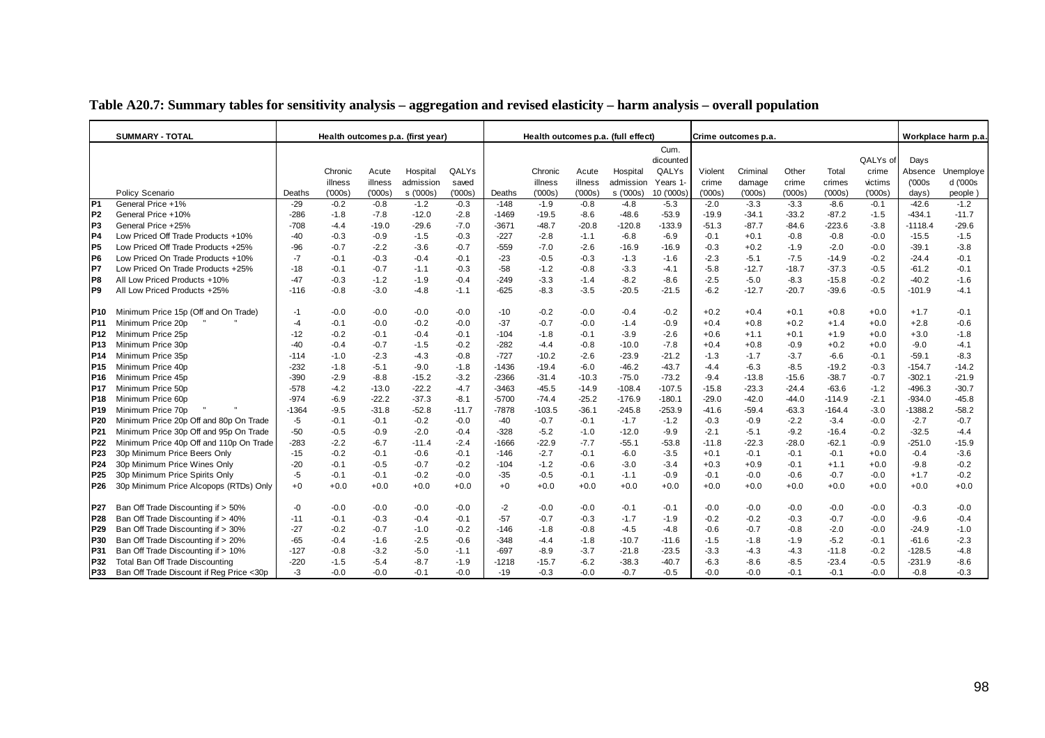## Table A20.7: Summary tables for sensitivity analysis – aggregation and revised elasticity – harm analysis – overall population

| | SUMMARY - TOTAL | Health outcomes p.a. (first year) | | | | | Health outcomes p.a. (full effect) | | | | | Crime outcomes p.a. | | | | | Workplace harm p.a. | |
|---|---|---|---|---|---|---|---|---|---|---|---|---|---|---|---|---|---|---|
| | Policy Scenario | Deaths | Chronic illness ('000s) | Acute illness ('000s) | Hospital admissions ('000s) | QALYs saved ('000s) | Deaths | Chronic illness ('000s) | Acute illness ('000s) | Hospital admissions ('000s) | Cum. dicounted QALYs Years 1-10 ('000s) | Violent crime ('000s) | Criminal damage ('000s) | Other crime ('000s) | Total crimes ('000s) | QALYs of crime victims ('000s) | Days Absence ('000s days) | Unemployed ('000s people ) |
| P1 | General Price +1% | -29 | -0.2 | -0.8 | -1.2 | -0.3 | -148 | -1.9 | -0.8 | -4.8 | -5.3 | -2.0 | -3.3 | -3.3 | -8.6 | -0.1 | -42.6 | -1.2 |
| P2 | General Price +10% | -286 | -1.8 | -7.8 | -12.0 | -2.8 | -1469 | -19.5 | -8.6 | -48.6 | -53.9 | -19.9 | -34.1 | -33.2 | -87.2 | -1.5 | -434.1 | -11.7 |
| P3 | General Price +25% | -708 | -4.4 | -19.0 | -29.6 | -7.0 | -3671 | -48.7 | -20.8 | -120.8 | -133.9 | -51.3 | -87.7 | -84.6 | -223.6 | -3.8 | -1118.4 | -29.6 |
| P4 | Low Priced Off Trade Products +10% | -40 | -0.3 | -0.9 | -1.5 | -0.3 | -227 | -2.8 | -1.1 | -6.8 | -6.9 | -0.1 | +0.1 | -0.8 | -0.8 | -0.0 | -15.5 | -1.5 |
| P5 | Low Priced Off Trade Products +25% | -96 | -0.7 | -2.2 | -3.6 | -0.7 | -559 | -7.0 | -2.6 | -16.9 | -16.9 | -0.3 | +0.2 | -1.9 | -2.0 | -0.0 | -39.1 | -3.8 |
| P6 | Low Priced On Trade Products +10% | -7 | -0.1 | -0.3 | -0.4 | -0.1 | -23 | -0.5 | -0.3 | -1.3 | -1.6 | -2.3 | -5.1 | -7.5 | -14.9 | -0.2 | -24.4 | -0.1 |
| P7 | Low Priced On Trade Products +25% | -18 | -0.1 | -0.7 | -1.1 | -0.3 | -58 | -1.2 | -0.8 | -3.3 | -4.1 | -5.8 | -12.7 | -18.7 | -37.3 | -0.5 | -61.2 | -0.1 |
| P8 | All Low Priced Products +10% | -47 | -0.3 | -1.2 | -1.9 | -0.4 | -249 | -3.3 | -1.4 | -8.2 | -8.6 | -2.5 | -5.0 | -8.3 | -15.8 | -0.2 | -40.2 | -1.6 |
| P9 | All Low Priced Products +25% | -116 | -0.8 | -3.0 | -4.8 | -1.1 | -625 | -8.3 | -3.5 | -20.5 | -21.5 | -6.2 | -12.7 | -20.7 | -39.6 | -0.5 | -101.9 | -4.1 |
| P10 | Minimum Price 15p (Off and On Trade) | -1 | -0.0 | -0.0 | -0.0 | -0.0 | -10 | -0.2 | -0.0 | -0.4 | -0.2 | +0.2 | +0.4 | +0.1 | +0.8 | +0.0 | +1.7 | -0.1 |
| P11 | Minimum Price 20p " " | -4 | -0.1 | -0.0 | -0.2 | -0.0 | -37 | -0.7 | -0.0 | -1.4 | -0.9 | +0.4 | +0.8 | +0.2 | +1.4 | +0.0 | +2.8 | -0.6 |
| P12 | Minimum Price 25p | -12 | -0.2 | -0.1 | -0.4 | -0.1 | -104 | -1.8 | -0.1 | -3.9 | -2.6 | +0.6 | +1.1 | +0.1 | +1.9 | +0.0 | +3.0 | -1.8 |
| P13 | Minimum Price 30p | -40 | -0.4 | -0.7 | -1.5 | -0.2 | -282 | -4.4 | -0.8 | -10.0 | -7.8 | +0.4 | +0.8 | -0.9 | +0.2 | +0.0 | -9.0 | -4.1 |
| P14 | Minimum Price 35p | -114 | -1.0 | -2.3 | -4.3 | -0.8 | -727 | -10.2 | -2.6 | -23.9 | -21.2 | -1.3 | -1.7 | -3.7 | -6.6 | -0.1 | -59.1 | -8.3 |
| P15 | Minimum Price 40p | -232 | -1.8 | -5.1 | -9.0 | -1.8 | -1436 | -19.4 | -6.0 | -46.2 | -43.7 | -4.4 | -6.3 | -8.5 | -19.2 | -0.3 | -154.7 | -14.2 |
| P16 | Minimum Price 45p | -390 | -2.9 | -8.8 | -15.2 | -3.2 | -2366 | -31.4 | -10.3 | -75.0 | -73.2 | -9.4 | -13.8 | -15.6 | -38.7 | -0.7 | -302.1 | -21.9 |
| P17 | Minimum Price 50p | -578 | -4.2 | -13.0 | -22.2 | -4.7 | -3463 | -45.5 | -14.9 | -108.4 | -107.5 | -15.8 | -23.3 | -24.4 | -63.6 | -1.2 | -496.3 | -30.7 |
| P18 | Minimum Price 60p | -974 | -6.9 | -22.2 | -37.3 | -8.1 | -5700 | -74.4 | -25.2 | -176.9 | -180.1 | -29.0 | -42.0 | -44.0 | -114.9 | -2.1 | -934.0 | -45.8 |
| P19 | Minimum Price 70p " " | -1364 | -9.5 | -31.8 | -52.8 | -11.7 | -7878 | -103.5 | -36.1 | -245.8 | -253.9 | -41.6 | -59.4 | -63.3 | -164.4 | -3.0 | -1388.2 | -58.2 |
| P20 | Minimum Price 20p Off and 80p On Trade | -5 | -0.1 | -0.1 | -0.2 | -0.0 | -40 | -0.7 | -0.1 | -1.7 | -1.2 | -0.3 | -0.9 | -2.2 | -3.4 | -0.0 | -2.7 | -0.7 |
| P21 | Minimum Price 30p Off and 95p On Trade | -50 | -0.5 | -0.9 | -2.0 | -0.4 | -328 | -5.2 | -1.0 | -12.0 | -9.9 | -2.1 | -5.1 | -9.2 | -16.4 | -0.2 | -32.5 | -4.4 |
| P22 | Minimum Price 40p Off and 110p On Trade | -283 | -2.2 | -6.7 | -11.4 | -2.4 | -1666 | -22.9 | -7.7 | -55.1 | -53.8 | -11.8 | -22.3 | -28.0 | -62.1 | -0.9 | -251.0 | -15.9 |
| P23 | 30p Minimum Price Beers Only | -15 | -0.2 | -0.1 | -0.6 | -0.1 | -146 | -2.7 | -0.1 | -6.0 | -3.5 | +0.1 | -0.1 | -0.1 | -0.1 | +0.0 | -0.4 | -3.6 |
| P24 | 30p Minimum Price Wines Only | -20 | -0.1 | -0.5 | -0.7 | -0.2 | -104 | -1.2 | -0.6 | -3.0 | -3.4 | +0.3 | +0.9 | -0.1 | +1.1 | +0.0 | -9.8 | -0.2 |
| P25 | 30p Minimum Price Spirits Only | -5 | -0.1 | -0.1 | -0.2 | -0.0 | -35 | -0.5 | -0.1 | -1.1 | -0.9 | -0.1 | -0.0 | -0.6 | -0.7 | -0.0 | +1.7 | -0.2 |
| P26 | 30p Minimum Price Alcopops (RTDs) Only | +0 | +0.0 | +0.0 | +0.0 | +0.0 | +0 | +0.0 | +0.0 | +0.0 | +0.0 | +0.0 | +0.0 | +0.0 | +0.0 | +0.0 | +0.0 | +0.0 |
| P27 | Ban Off Trade Discounting if > 50% | -0 | -0.0 | -0.0 | -0.0 | -0.0 | -2 | -0.0 | -0.0 | -0.1 | -0.1 | -0.0 | -0.0 | -0.0 | -0.0 | -0.0 | -0.3 | -0.0 |
| P28 | Ban Off Trade Discounting if > 40% | -11 | -0.1 | -0.3 | -0.4 | -0.1 | -57 | -0.7 | -0.3 | -1.7 | -1.9 | -0.2 | -0.2 | -0.3 | -0.7 | -0.0 | -9.6 | -0.4 |
| P29 | Ban Off Trade Discounting if > 30% | -27 | -0.2 | -0.7 | -1.0 | -0.2 | -146 | -1.8 | -0.8 | -4.5 | -4.8 | -0.6 | -0.7 | -0.8 | -2.0 | -0.0 | -24.9 | -1.0 |
| P30 | Ban Off Trade Discounting if > 20% | -65 | -0.4 | -1.6 | -2.5 | -0.6 | -348 | -4.4 | -1.8 | -10.7 | -11.6 | -1.5 | -1.8 | -1.9 | -5.2 | -0.1 | -61.6 | -2.3 |
| P31 | Ban Off Trade Discounting if > 10% | -127 | -0.8 | -3.2 | -5.0 | -1.1 | -697 | -8.9 | -3.7 | -21.8 | -23.5 | -3.3 | -4.3 | -4.3 | -11.8 | -0.2 | -128.5 | -4.8 |
| P32 | Total Ban Off Trade Discounting | -220 | -1.5 | -5.4 | -8.7 | -1.9 | -1218 | -15.7 | -6.2 | -38.3 | -40.7 | -6.3 | -8.6 | -8.5 | -23.4 | -0.5 | -231.9 | -8.6 |
| P33 | Ban Off Trade Discount if Reg Price <30p | -3 | -0.0 | -0.0 | -0.1 | -0.0 | -19 | -0.3 | -0.0 | -0.7 | -0.5 | -0.0 | -0.0 | -0.1 | -0.1 | -0.0 | -0.8 | -0.3 |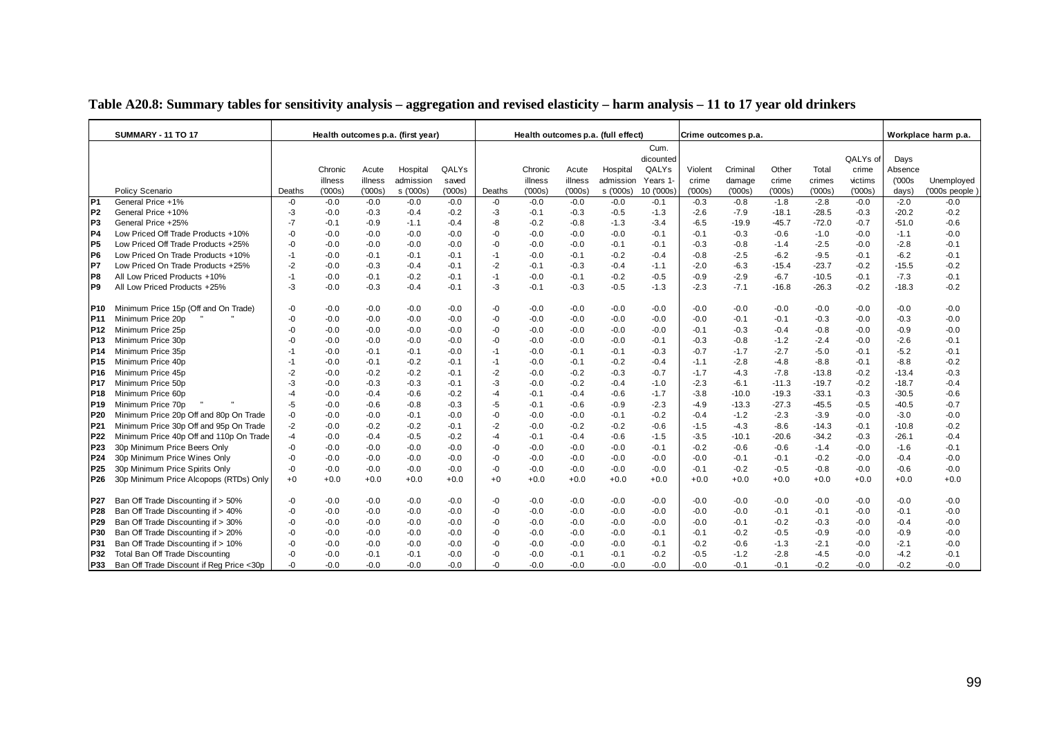# Table A20.8: Summary tables for sensitivity analysis – aggregation and revised elasticity – harm analysis – 11 to 17 year old drinkers

| | SUMMARY - 11 TO 17 | Health outcomes p.a. (first year) | | | | | Health outcomes p.a. (full effect) | | | | | | Crime outcomes p.a. | | | | | Workplace harm p.a. | |
|---|---|---|---|---|---|---|---|---|---|---|---|---|---|---|---|---|---|---|---|
| | Policy Scenario | Deaths | Chronic illness ('000s) | Acute illness ('000s) | Hospital admission s ('000s) | QALYs saved ('000s) | Deaths | Chronic illness ('000s) | Acute illness ('000s) | Hospital admission s ('000s) | Cum. dicounted QALYs Years 1-10 ('000s) | Violent crime ('000s) | Criminal damage ('000s) | Other crime ('000s) | Total crimes ('000s) | QALYs of crime victims ('000s) | Days Absence ('000s days) | Unemployed ('000s people) |
| P1 | General Price +1% | -0 | -0.0 | -0.0 | -0.0 | -0.0 | -0 | -0.0 | -0.0 | -0.0 | -0.1 | -0.3 | -0.8 | -1.8 | -2.8 | -0.0 | -2.0 | -0.0 |
| P2 | General Price +10% | -3 | -0.0 | -0.3 | -0.4 | -0.2 | -3 | -0.1 | -0.3 | -0.5 | -1.3 | -2.6 | -7.9 | -18.1 | -28.5 | -0.3 | -20.2 | -0.2 |
| P3 | General Price +25% | -7 | -0.1 | -0.9 | -1.1 | -0.4 | -8 | -0.2 | -0.8 | -1.3 | -3.4 | -6.5 | -19.9 | -45.7 | -72.0 | -0.7 | -51.0 | -0.6 |
| P4 | Low Priced Off Trade Products +10% | -0 | -0.0 | -0.0 | -0.0 | -0.0 | -0 | -0.0 | -0.0 | -0.0 | -0.1 | -0.1 | -0.3 | -0.6 | -1.0 | -0.0 | -1.1 | -0.0 |
| P5 | Low Priced Off Trade Products +25% | -0 | -0.0 | -0.0 | -0.0 | -0.0 | -0 | -0.0 | -0.0 | -0.1 | -0.1 | -0.3 | -0.8 | -1.4 | -2.5 | -0.0 | -2.8 | -0.1 |
| P6 | Low Priced On Trade Products +10% | -1 | -0.0 | -0.1 | -0.1 | -0.1 | -1 | -0.0 | -0.1 | -0.2 | -0.4 | -0.8 | -2.5 | -6.2 | -9.5 | -0.1 | -6.2 | -0.1 |
| P7 | Low Priced On Trade Products +25% | -2 | -0.0 | -0.3 | -0.4 | -0.1 | -2 | -0.1 | -0.3 | -0.4 | -1.1 | -2.0 | -6.3 | -15.4 | -23.7 | -0.2 | -15.5 | -0.2 |
| P8 | All Low Priced Products +10% | -1 | -0.0 | -0.1 | -0.2 | -0.1 | -1 | -0.0 | -0.1 | -0.2 | -0.5 | -0.9 | -2.9 | -6.7 | -10.5 | -0.1 | -7.3 | -0.1 |
| P9 | All Low Priced Products +25% | -3 | -0.0 | -0.3 | -0.4 | -0.1 | -3 | -0.1 | -0.3 | -0.5 | -1.3 | -2.3 | -7.1 | -16.8 | -26.3 | -0.2 | -18.3 | -0.2 |
| P10 | Minimum Price 15p (Off and On Trade) | -0 | -0.0 | -0.0 | -0.0 | -0.0 | -0 | -0.0 | -0.0 | -0.0 | -0.0 | -0.0 | -0.0 | -0.0 | -0.0 | -0.0 | -0.0 | -0.0 |
| P11 | Minimum Price 20p " " | -0 | -0.0 | -0.0 | -0.0 | -0.0 | -0 | -0.0 | -0.0 | -0.0 | -0.0 | -0.0 | -0.1 | -0.1 | -0.3 | -0.0 | -0.3 | -0.0 |
| P12 | Minimum Price 25p | -0 | -0.0 | -0.0 | -0.0 | -0.0 | -0 | -0.0 | -0.0 | -0.0 | -0.0 | -0.1 | -0.3 | -0.4 | -0.8 | -0.0 | -0.9 | -0.0 |
| P13 | Minimum Price 30p | -0 | -0.0 | -0.0 | -0.0 | -0.0 | -0 | -0.0 | -0.0 | -0.0 | -0.1 | -0.3 | -0.8 | -1.2 | -2.4 | -0.0 | -2.6 | -0.1 |
| P14 | Minimum Price 35p | -1 | -0.0 | -0.1 | -0.1 | -0.0 | -1 | -0.0 | -0.1 | -0.1 | -0.3 | -0.7 | -1.7 | -2.7 | -5.0 | -0.1 | -5.2 | -0.1 |
| P15 | Minimum Price 40p | -1 | -0.0 | -0.1 | -0.2 | -0.1 | -1 | -0.0 | -0.1 | -0.2 | -0.4 | -1.1 | -2.8 | -4.8 | -8.8 | -0.1 | -8.8 | -0.2 |
| P16 | Minimum Price 45p | -2 | -0.0 | -0.2 | -0.2 | -0.1 | -2 | -0.0 | -0.2 | -0.3 | -0.7 | -1.7 | -4.3 | -7.8 | -13.8 | -0.2 | -13.4 | -0.3 |
| P17 | Minimum Price 50p | -3 | -0.0 | -0.3 | -0.3 | -0.1 | -3 | -0.0 | -0.2 | -0.4 | -1.0 | -2.3 | -6.1 | -11.3 | -19.7 | -0.2 | -18.7 | -0.4 |
| P18 | Minimum Price 60p | -4 | -0.0 | -0.4 | -0.6 | -0.2 | -4 | -0.1 | -0.4 | -0.6 | -1.7 | -3.8 | -10.0 | -19.3 | -33.1 | -0.3 | -30.5 | -0.6 |
| P19 | Minimum Price 70p " " | -5 | -0.0 | -0.6 | -0.8 | -0.3 | -5 | -0.1 | -0.6 | -0.9 | -2.3 | -4.9 | -13.3 | -27.3 | -45.5 | -0.5 | -40.5 | -0.7 |
| P20 | Minimum Price 20p Off and 80p On Trade | -0 | -0.0 | -0.0 | -0.1 | -0.0 | -0 | -0.0 | -0.0 | -0.1 | -0.2 | -0.4 | -1.2 | -2.3 | -3.9 | -0.0 | -3.0 | -0.0 |
| P21 | Minimum Price 30p Off and 95p On Trade | -2 | -0.0 | -0.2 | -0.2 | -0.1 | -2 | -0.0 | -0.2 | -0.2 | -0.6 | -1.5 | -4.3 | -8.6 | -14.3 | -0.1 | -10.8 | -0.2 |
| P22 | Minimum Price 40p Off and 110p On Trade | -4 | -0.0 | -0.4 | -0.5 | -0.2 | -4 | -0.1 | -0.4 | -0.6 | -1.5 | -3.5 | -10.1 | -20.6 | -34.2 | -0.3 | -26.1 | -0.4 |
| P23 | 30p Minimum Price Beers Only | -0 | -0.0 | -0.0 | -0.0 | -0.0 | -0 | -0.0 | -0.0 | -0.0 | -0.1 | -0.2 | -0.6 | -0.6 | -1.4 | -0.0 | -1.6 | -0.1 |
| P24 | 30p Minimum Price Wines Only | -0 | -0.0 | -0.0 | -0.0 | -0.0 | -0 | -0.0 | -0.0 | -0.0 | -0.0 | -0.0 | -0.1 | -0.1 | -0.2 | -0.0 | -0.4 | -0.0 |
| P25 | 30p Minimum Price Spirits Only | -0 | -0.0 | -0.0 | -0.0 | -0.0 | -0 | -0.0 | -0.0 | -0.0 | -0.0 | -0.1 | -0.2 | -0.5 | -0.8 | -0.0 | -0.6 | -0.0 |
| P26 | 30p Minimum Price Alcopops (RTDs) Only | +0 | +0.0 | +0.0 | +0.0 | +0.0 | +0 | +0.0 | +0.0 | +0.0 | +0.0 | +0.0 | +0.0 | +0.0 | +0.0 | +0.0 | +0.0 | +0.0 |
| P27 | Ban Off Trade Discounting if > 50% | -0 | -0.0 | -0.0 | -0.0 | -0.0 | -0 | -0.0 | -0.0 | -0.0 | -0.0 | -0.0 | -0.0 | -0.0 | -0.0 | -0.0 | -0.0 | -0.0 |
| P28 | Ban Off Trade Discounting if > 40% | -0 | -0.0 | -0.0 | -0.0 | -0.0 | -0 | -0.0 | -0.0 | -0.0 | -0.0 | -0.0 | -0.0 | -0.1 | -0.1 | -0.0 | -0.1 | -0.0 |
| P29 | Ban Off Trade Discounting if > 30% | -0 | -0.0 | -0.0 | -0.0 | -0.0 | -0 | -0.0 | -0.0 | -0.0 | -0.0 | -0.0 | -0.1 | -0.2 | -0.3 | -0.0 | -0.4 | -0.0 |
| P30 | Ban Off Trade Discounting if > 20% | -0 | -0.0 | -0.0 | -0.0 | -0.0 | -0 | -0.0 | -0.0 | -0.0 | -0.1 | -0.1 | -0.2 | -0.5 | -0.9 | -0.0 | -0.9 | -0.0 |
| P31 | Ban Off Trade Discounting if > 10% | -0 | -0.0 | -0.0 | -0.0 | -0.0 | -0 | -0.0 | -0.0 | -0.0 | -0.1 | -0.2 | -0.6 | -1.3 | -2.1 | -0.0 | -2.1 | -0.0 |
| P32 | Total Ban Off Trade Discounting | -0 | -0.0 | -0.1 | -0.1 | -0.0 | -0 | -0.0 | -0.1 | -0.1 | -0.2 | -0.5 | -1.2 | -2.8 | -4.5 | -0.0 | -4.2 | -0.1 |
| P33 | Ban Off Trade Discount if Reg Price <30p | -0 | -0.0 | -0.0 | -0.0 | -0.0 | -0 | -0.0 | -0.0 | -0.0 | -0.0 | -0.0 | -0.1 | -0.1 | -0.2 | -0.0 | -0.2 | -0.0 |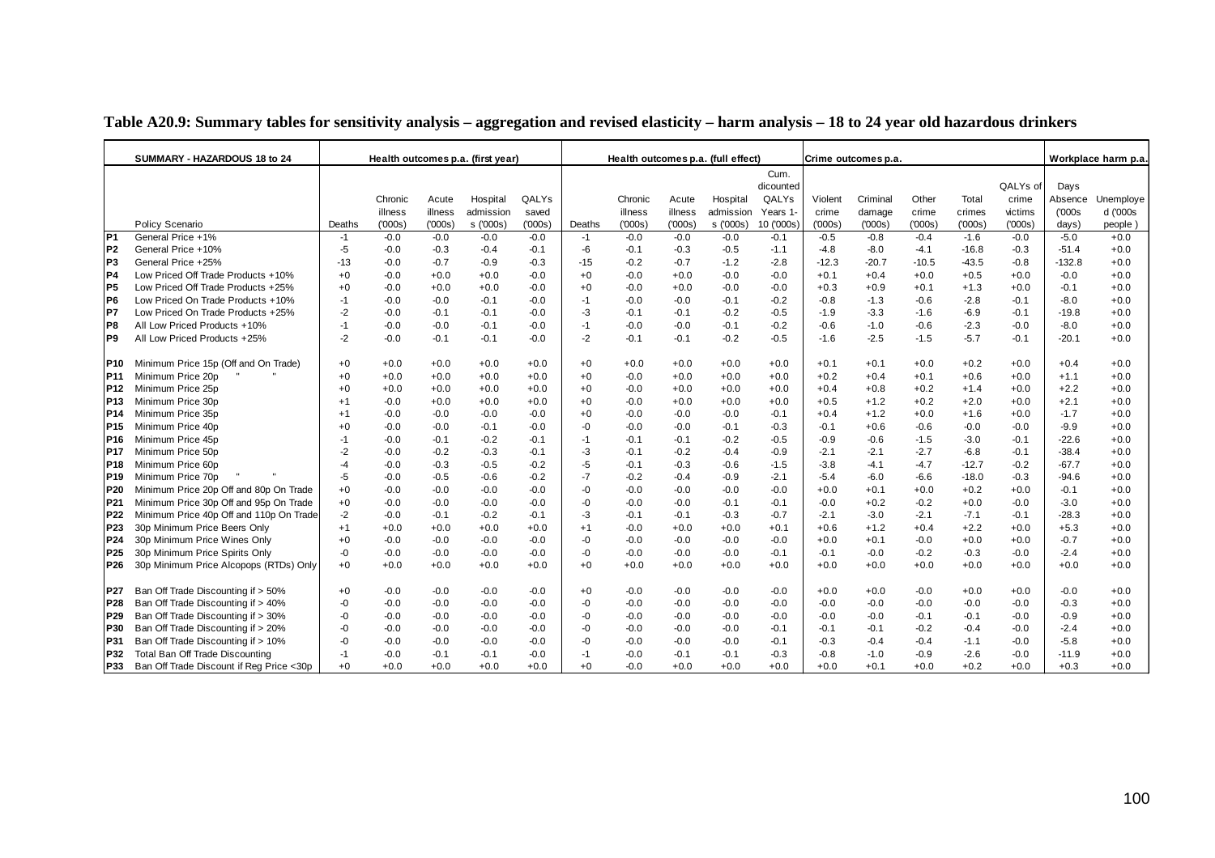**Table A20.9: Summary tables for sensitivity analysis – aggregation and revised elasticity – harm analysis – 18 to 24 year old hazardous drinkers**

| | SUMMARY - HAZARDOUS 18 to 24 | Health outcomes p.a. (first year) | | | | | Health outcomes p.a. (full effect) | | | | | Crime outcomes p.a. | | | | | Workplace harm p.a. | |
|---|---|---|---|---|---|---|---|---|---|---|---|---|---|---|---|---|---|---|
| | Policy Scenario | Deaths | Chronic illness ('000s) | Acute illness ('000s) | Hospital admissions ('000s) | QALYs saved ('000s) | Deaths | Chronic illness ('000s) | Acute illness ('000s) | Hospital admissions ('000s) | Cum. dicounted QALYs Years 1-10 ('000s) | Violent crime ('000s) | Criminal damage ('000s) | Other crime ('000s) | Total crimes ('000s) | QALYs of crime victims ('000s) | Days Absence ('000s days) | Unemployed ('000s people ) |
| P1 | General Price +1% | -1 | -0.0 | -0.0 | -0.0 | -0.0 | -1 | -0.0 | -0.0 | -0.0 | -0.1 | -0.5 | -0.8 | -0.4 | -1.6 | -0.0 | -5.0 | +0.0 |
| P2 | General Price +10% | -5 | -0.0 | -0.3 | -0.4 | -0.1 | -6 | -0.1 | -0.3 | -0.5 | -1.1 | -4.8 | -8.0 | -4.1 | -16.8 | -0.3 | -51.4 | +0.0 |
| P3 | General Price +25% | -13 | -0.0 | -0.7 | -0.9 | -0.3 | -15 | -0.2 | -0.7 | -1.2 | -2.8 | -12.3 | -20.7 | -10.5 | -43.5 | -0.8 | -132.8 | +0.0 |
| P4 | Low Priced Off Trade Products +10% | +0 | -0.0 | +0.0 | +0.0 | -0.0 | +0 | -0.0 | +0.0 | -0.0 | -0.0 | +0.1 | +0.4 | +0.0 | +0.5 | +0.0 | -0.0 | +0.0 |
| P5 | Low Priced Off Trade Products +25% | +0 | -0.0 | +0.0 | +0.0 | -0.0 | +0 | -0.0 | +0.0 | -0.0 | -0.0 | +0.3 | +0.9 | +0.1 | +1.3 | +0.0 | -0.1 | +0.0 |
| P6 | Low Priced On Trade Products +10% | -1 | -0.0 | -0.0 | -0.1 | -0.0 | -1 | -0.0 | -0.0 | -0.1 | -0.2 | -0.8 | -1.3 | -0.6 | -2.8 | -0.1 | -8.0 | +0.0 |
| P7 | Low Priced On Trade Products +25% | -2 | -0.0 | -0.1 | -0.1 | -0.0 | -3 | -0.1 | -0.1 | -0.2 | -0.5 | -1.9 | -3.3 | -1.6 | -6.9 | -0.1 | -19.8 | +0.0 |
| P8 | All Low Priced Products +10% | -1 | -0.0 | -0.0 | -0.1 | -0.0 | -1 | -0.0 | -0.0 | -0.1 | -0.2 | -0.6 | -1.0 | -0.6 | -2.3 | -0.0 | -8.0 | +0.0 |
| P9 | All Low Priced Products +25% | -2 | -0.0 | -0.1 | -0.1 | -0.0 | -2 | -0.1 | -0.1 | -0.2 | -0.5 | -1.6 | -2.5 | -1.5 | -5.7 | -0.1 | -20.1 | +0.0 |
| P10 | Minimum Price 15p (Off and On Trade) | +0 | +0.0 | +0.0 | +0.0 | +0.0 | +0 | +0.0 | +0.0 | +0.0 | +0.0 | +0.1 | +0.1 | +0.0 | +0.2 | +0.0 | +0.4 | +0.0 |
| P11 | Minimum Price 20p " " | +0 | +0.0 | +0.0 | +0.0 | +0.0 | +0 | -0.0 | +0.0 | +0.0 | +0.0 | +0.2 | +0.4 | +0.1 | +0.6 | +0.0 | +1.1 | +0.0 |
| P12 | Minimum Price 25p | +0 | +0.0 | +0.0 | +0.0 | +0.0 | +0 | -0.0 | +0.0 | +0.0 | +0.0 | +0.4 | +0.8 | +0.2 | +1.4 | +0.0 | +2.2 | +0.0 |
| P13 | Minimum Price 30p | +1 | -0.0 | +0.0 | +0.0 | +0.0 | +0 | -0.0 | +0.0 | +0.0 | +0.0 | +0.5 | +1.2 | +0.2 | +2.0 | +0.0 | +2.1 | +0.0 |
| P14 | Minimum Price 35p | +1 | -0.0 | -0.0 | -0.0 | -0.0 | +0 | -0.0 | -0.0 | -0.0 | -0.1 | +0.4 | +1.2 | +0.0 | +1.6 | +0.0 | -1.7 | +0.0 |
| P15 | Minimum Price 40p | +0 | -0.0 | -0.0 | -0.1 | -0.0 | -0 | -0.0 | -0.0 | -0.1 | -0.3 | -0.1 | +0.6 | -0.6 | -0.0 | -0.0 | -9.9 | +0.0 |
| P16 | Minimum Price 45p | -1 | -0.0 | -0.1 | -0.2 | -0.1 | -1 | -0.1 | -0.1 | -0.2 | -0.5 | -0.9 | -0.6 | -1.5 | -3.0 | -0.1 | -22.6 | +0.0 |
| P17 | Minimum Price 50p | -2 | -0.0 | -0.2 | -0.3 | -0.1 | -3 | -0.1 | -0.2 | -0.4 | -0.9 | -2.1 | -2.1 | -2.7 | -6.8 | -0.1 | -38.4 | +0.0 |
| P18 | Minimum Price 60p | -4 | -0.0 | -0.3 | -0.5 | -0.2 | -5 | -0.1 | -0.3 | -0.6 | -1.5 | -3.8 | -4.1 | -4.7 | -12.7 | -0.2 | -67.7 | +0.0 |
| P19 | Minimum Price 70p " " | -5 | -0.0 | -0.5 | -0.6 | -0.2 | -7 | -0.2 | -0.4 | -0.9 | -2.1 | -5.4 | -6.0 | -6.6 | -18.0 | -0.3 | -94.6 | +0.0 |
| P20 | Minimum Price 20p Off and 80p On Trade | +0 | -0.0 | -0.0 | -0.0 | -0.0 | -0 | -0.0 | -0.0 | -0.0 | -0.0 | +0.0 | +0.1 | +0.0 | +0.2 | +0.0 | -0.1 | +0.0 |
| P21 | Minimum Price 30p Off and 95p On Trade | +0 | -0.0 | -0.0 | -0.0 | -0.0 | -0 | -0.0 | -0.0 | -0.1 | -0.1 | -0.0 | +0.2 | -0.2 | +0.0 | -0.0 | -3.0 | +0.0 |
| P22 | Minimum Price 40p Off and 110p On Trade | -2 | -0.0 | -0.1 | -0.2 | -0.1 | -3 | -0.1 | -0.1 | -0.3 | -0.7 | -2.1 | -3.0 | -2.1 | -7.1 | -0.1 | -28.3 | +0.0 |
| P23 | 30p Minimum Price Beers Only | +1 | +0.0 | +0.0 | +0.0 | +0.0 | +1 | -0.0 | +0.0 | +0.0 | +0.1 | +0.6 | +1.2 | +0.4 | +2.2 | +0.0 | +5.3 | +0.0 |
| P24 | 30p Minimum Price Wines Only | +0 | -0.0 | -0.0 | -0.0 | -0.0 | -0 | -0.0 | -0.0 | -0.0 | -0.0 | +0.0 | +0.1 | -0.0 | +0.0 | +0.0 | -0.7 | +0.0 |
| P25 | 30p Minimum Price Spirits Only | -0 | -0.0 | -0.0 | -0.0 | -0.0 | -0 | -0.0 | -0.0 | -0.0 | -0.1 | -0.1 | -0.0 | -0.2 | -0.3 | -0.0 | -2.4 | +0.0 |
| P26 | 30p Minimum Price Alcopops (RTDs) Only | +0 | +0.0 | +0.0 | +0.0 | +0.0 | +0 | +0.0 | +0.0 | +0.0 | +0.0 | +0.0 | +0.0 | +0.0 | +0.0 | +0.0 | +0.0 | +0.0 |
| P27 | Ban Off Trade Discounting if > 50% | +0 | -0.0 | -0.0 | -0.0 | -0.0 | +0 | -0.0 | -0.0 | -0.0 | -0.0 | +0.0 | +0.0 | -0.0 | +0.0 | +0.0 | -0.0 | +0.0 |
| P28 | Ban Off Trade Discounting if > 40% | -0 | -0.0 | -0.0 | -0.0 | -0.0 | -0 | -0.0 | -0.0 | -0.0 | -0.0 | -0.0 | -0.0 | -0.0 | -0.0 | -0.0 | -0.3 | +0.0 |
| P29 | Ban Off Trade Discounting if > 30% | -0 | -0.0 | -0.0 | -0.0 | -0.0 | -0 | -0.0 | -0.0 | -0.0 | -0.0 | -0.0 | -0.0 | -0.1 | -0.1 | -0.0 | -0.9 | +0.0 |
| P30 | Ban Off Trade Discounting if > 20% | -0 | -0.0 | -0.0 | -0.0 | -0.0 | -0 | -0.0 | -0.0 | -0.0 | -0.1 | -0.1 | -0.1 | -0.2 | -0.4 | -0.0 | -2.4 | +0.0 |
| P31 | Ban Off Trade Discounting if > 10% | -0 | -0.0 | -0.0 | -0.0 | -0.0 | -0 | -0.0 | -0.0 | -0.0 | -0.1 | -0.3 | -0.4 | -0.4 | -1.1 | -0.0 | -5.8 | +0.0 |
| P32 | Total Ban Off Trade Discounting | -1 | -0.0 | -0.1 | -0.1 | -0.0 | -1 | -0.0 | -0.1 | -0.1 | -0.3 | -0.8 | -1.0 | -0.9 | -2.6 | -0.0 | -11.9 | +0.0 |
| P33 | Ban Off Trade Discount if Reg Price <30p | +0 | +0.0 | +0.0 | +0.0 | +0.0 | +0 | -0.0 | +0.0 | +0.0 | +0.0 | +0.0 | +0.1 | +0.0 | +0.2 | +0.0 | +0.3 | +0.0 |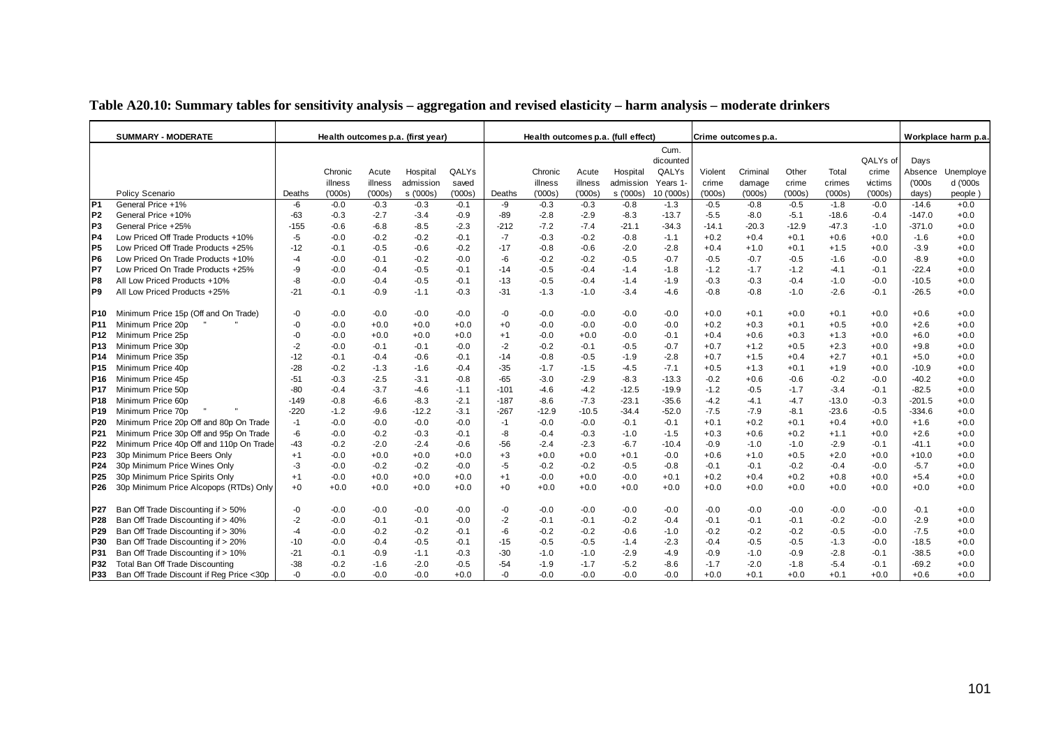**Table A20.10: Summary tables for sensitivity analysis – aggregation and revised elasticity – harm analysis – moderate drinkers**

| | SUMMARY - MODERATE | Health outcomes p.a. (first year) | | | | | Health outcomes p.a. (full effect) | | | | | | Crime outcomes p.a. | | | | | Workplace harm p.a. | |
|---|---|---|---|---|---|---|---|---|---|---|---|---|---|---|---|---|---|---|---|
| | Policy Scenario | Deaths | Chronic illness ('000s) | Acute illness ('000s) | Hospital admissions ('000s) | QALYs saved ('000s) | Deaths | Chronic illness ('000s) | Acute illness ('000s) | Hospital admissions ('000s) | Cum. dicounted QALYs Years 1-10 ('000s) | Violent crime ('000s) | Criminal damage ('000s) | Other crime ('000s) | Total crimes ('000s) | QALYs of crime victims ('000s) | Days Absence ('000s days) | Unemployed ('000s people ) |
| P1 | General Price +1% | -6 | -0.0 | -0.3 | -0.3 | -0.1 | -9 | -0.3 | -0.3 | -0.8 | -1.3 | -0.5 | -0.8 | -0.5 | -1.8 | -0.0 | -14.6 | +0.0 |
| P2 | General Price +10% | -63 | -0.3 | -2.7 | -3.4 | -0.9 | -89 | -2.8 | -2.9 | -8.3 | -13.7 | -5.5 | -8.0 | -5.1 | -18.6 | -0.4 | -147.0 | +0.0 |
| P3 | General Price +25% | -155 | -0.6 | -6.8 | -8.5 | -2.3 | -212 | -7.2 | -7.4 | -21.1 | -34.3 | -14.1 | -20.3 | -12.9 | -47.3 | -1.0 | -371.0 | +0.0 |
| P4 | Low Priced Off Trade Products +10% | -5 | -0.0 | -0.2 | -0.2 | -0.1 | -7 | -0.3 | -0.2 | -0.8 | -1.1 | +0.2 | +0.4 | +0.1 | +0.6 | +0.0 | -1.6 | +0.0 |
| P5 | Low Priced Off Trade Products +25% | -12 | -0.1 | -0.5 | -0.6 | -0.2 | -17 | -0.8 | -0.6 | -2.0 | -2.8 | +0.4 | +1.0 | +0.1 | +1.5 | +0.0 | -3.9 | +0.0 |
| P6 | Low Priced On Trade Products +10% | -4 | -0.0 | -0.1 | -0.2 | -0.0 | -6 | -0.2 | -0.2 | -0.5 | -0.7 | -0.5 | -0.7 | -0.5 | -1.6 | -0.0 | -8.9 | +0.0 |
| P7 | Low Priced On Trade Products +25% | -9 | -0.0 | -0.4 | -0.5 | -0.1 | -14 | -0.5 | -0.4 | -1.4 | -1.8 | -1.2 | -1.7 | -1.2 | -4.1 | -0.1 | -22.4 | +0.0 |
| P8 | All Low Priced Products +10% | -8 | -0.0 | -0.4 | -0.5 | -0.1 | -13 | -0.5 | -0.4 | -1.4 | -1.9 | -0.3 | -0.3 | -0.4 | -1.0 | -0.0 | -10.5 | +0.0 |
| P9 | All Low Priced Products +25% | -21 | -0.1 | -0.9 | -1.1 | -0.3 | -31 | -1.3 | -1.0 | -3.4 | -4.6 | -0.8 | -0.8 | -1.0 | -2.6 | -0.1 | -26.5 | +0.0 |
| P10 | Minimum Price 15p (Off and On Trade) | -0 | -0.0 | -0.0 | -0.0 | -0.0 | -0 | -0.0 | -0.0 | -0.0 | -0.0 | +0.0 | +0.1 | +0.0 | +0.1 | +0.0 | +0.6 | +0.0 |
| P11 | Minimum Price 20p " " | -0 | -0.0 | +0.0 | +0.0 | +0.0 | +0 | -0.0 | -0.0 | -0.0 | -0.0 | +0.2 | +0.3 | +0.1 | +0.5 | +0.0 | +2.6 | +0.0 |
| P12 | Minimum Price 25p | -0 | -0.0 | +0.0 | +0.0 | +0.0 | +1 | -0.0 | +0.0 | -0.0 | -0.1 | +0.4 | +0.6 | +0.3 | +1.3 | +0.0 | +6.0 | +0.0 |
| P13 | Minimum Price 30p | -2 | -0.0 | -0.1 | -0.1 | -0.0 | -2 | -0.2 | -0.1 | -0.5 | -0.7 | +0.7 | +1.2 | +0.5 | +2.3 | +0.0 | +9.8 | +0.0 |
| P14 | Minimum Price 35p | -12 | -0.1 | -0.4 | -0.6 | -0.1 | -14 | -0.8 | -0.5 | -1.9 | -2.8 | +0.7 | +1.5 | +0.4 | +2.7 | +0.1 | +5.0 | +0.0 |
| P15 | Minimum Price 40p | -28 | -0.2 | -1.3 | -1.6 | -0.4 | -35 | -1.7 | -1.5 | -4.5 | -7.1 | +0.5 | +1.3 | +0.1 | +1.9 | +0.0 | -10.9 | +0.0 |
| P16 | Minimum Price 45p | -51 | -0.3 | -2.5 | -3.1 | -0.8 | -65 | -3.0 | -2.9 | -8.3 | -13.3 | -0.2 | +0.6 | -0.6 | -0.2 | -0.0 | -40.2 | +0.0 |
| P17 | Minimum Price 50p | -80 | -0.4 | -3.7 | -4.6 | -1.1 | -101 | -4.6 | -4.2 | -12.5 | -19.9 | -1.2 | -0.5 | -1.7 | -3.4 | -0.1 | -82.5 | +0.0 |
| P18 | Minimum Price 60p | -149 | -0.8 | -6.6 | -8.3 | -2.1 | -187 | -8.6 | -7.3 | -23.1 | -35.6 | -4.2 | -4.1 | -4.7 | -13.0 | -0.3 | -201.5 | +0.0 |
| P19 | Minimum Price 70p " " | -220 | -1.2 | -9.6 | -12.2 | -3.1 | -267 | -12.9 | -10.5 | -34.4 | -52.0 | -7.5 | -7.9 | -8.1 | -23.6 | -0.5 | -334.6 | +0.0 |
| P20 | Minimum Price 20p Off and 80p On Trade | -1 | -0.0 | -0.0 | -0.0 | -0.0 | -1 | -0.0 | -0.0 | -0.1 | -0.1 | +0.1 | +0.2 | +0.1 | +0.4 | +0.0 | +1.6 | +0.0 |
| P21 | Minimum Price 30p Off and 95p On Trade | -6 | -0.0 | -0.2 | -0.3 | -0.1 | -8 | -0.4 | -0.3 | -1.0 | -1.5 | +0.3 | +0.6 | +0.2 | +1.1 | +0.0 | +2.6 | +0.0 |
| P22 | Minimum Price 40p Off and 110p On Trade | -43 | -0.2 | -2.0 | -2.4 | -0.6 | -56 | -2.4 | -2.3 | -6.7 | -10.4 | -0.9 | -1.0 | -1.0 | -2.9 | -0.1 | -41.1 | +0.0 |
| P23 | 30p Minimum Price Beers Only | +1 | -0.0 | +0.0 | +0.0 | +0.0 | +3 | +0.0 | +0.0 | +0.1 | -0.0 | +0.6 | +1.0 | +0.5 | +2.0 | +0.0 | +10.0 | +0.0 |
| P24 | 30p Minimum Price Wines Only | -3 | -0.0 | -0.2 | -0.2 | -0.0 | -5 | -0.2 | -0.2 | -0.5 | -0.8 | -0.1 | -0.1 | -0.2 | -0.4 | -0.0 | -5.7 | +0.0 |
| P25 | 30p Minimum Price Spirits Only | +1 | -0.0 | +0.0 | +0.0 | +0.0 | +1 | -0.0 | +0.0 | -0.0 | +0.1 | +0.2 | +0.4 | +0.2 | +0.8 | +0.0 | +5.4 | +0.0 |
| P26 | 30p Minimum Price Alcopops (RTDs) Only | +0 | +0.0 | +0.0 | +0.0 | +0.0 | +0 | +0.0 | +0.0 | +0.0 | +0.0 | +0.0 | +0.0 | +0.0 | +0.0 | +0.0 | +0.0 | +0.0 |
| P27 | Ban Off Trade Discounting if > 50% | -0 | -0.0 | -0.0 | -0.0 | -0.0 | -0 | -0.0 | -0.0 | -0.0 | -0.0 | -0.0 | -0.0 | -0.0 | -0.0 | -0.0 | -0.1 | +0.0 |
| P28 | Ban Off Trade Discounting if > 40% | -2 | -0.0 | -0.1 | -0.1 | -0.0 | -2 | -0.1 | -0.1 | -0.2 | -0.4 | -0.1 | -0.1 | -0.1 | -0.2 | -0.0 | -2.9 | +0.0 |
| P29 | Ban Off Trade Discounting if > 30% | -4 | -0.0 | -0.2 | -0.2 | -0.1 | -6 | -0.2 | -0.2 | -0.6 | -1.0 | -0.2 | -0.2 | -0.2 | -0.5 | -0.0 | -7.5 | +0.0 |
| P30 | Ban Off Trade Discounting if > 20% | -10 | -0.0 | -0.4 | -0.5 | -0.1 | -15 | -0.5 | -0.5 | -1.4 | -2.3 | -0.4 | -0.5 | -0.5 | -1.3 | -0.0 | -18.5 | +0.0 |
| P31 | Ban Off Trade Discounting if > 10% | -21 | -0.1 | -0.9 | -1.1 | -0.3 | -30 | -1.0 | -1.0 | -2.9 | -4.9 | -0.9 | -1.0 | -0.9 | -2.8 | -0.1 | -38.5 | +0.0 |
| P32 | Total Ban Off Trade Discounting | -38 | -0.2 | -1.6 | -2.0 | -0.5 | -54 | -1.9 | -1.7 | -5.2 | -8.6 | -1.7 | -2.0 | -1.8 | -5.4 | -0.1 | -69.2 | +0.0 |
| P33 | Ban Off Trade Discount if Reg Price <30p | -0 | -0.0 | -0.0 | -0.0 | +0.0 | -0 | -0.0 | -0.0 | -0.0 | -0.0 | +0.0 | +0.1 | +0.0 | +0.1 | +0.0 | +0.6 | +0.0 |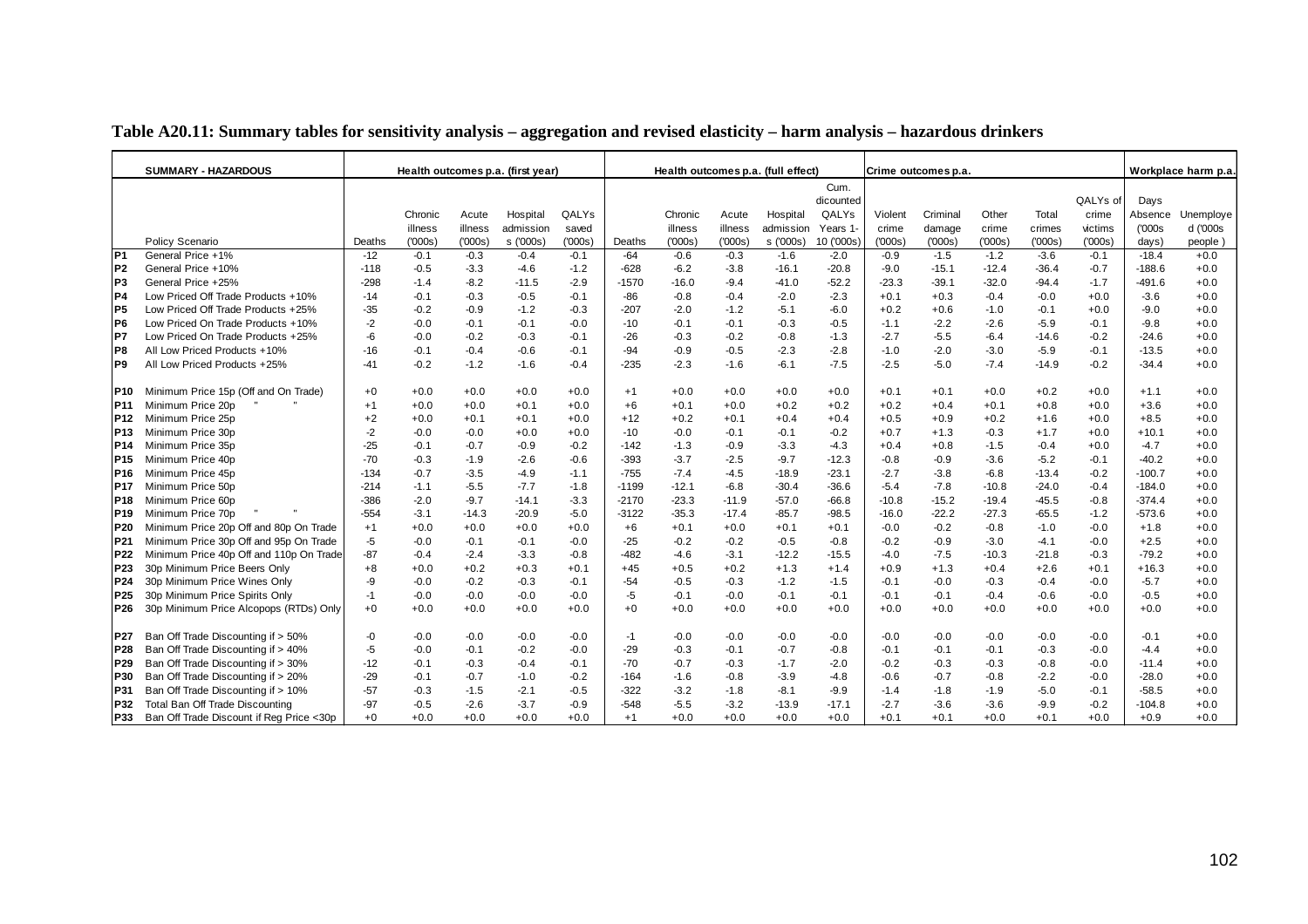**Table A20.11: Summary tables for sensitivity analysis – aggregation and revised elasticity – harm analysis – hazardous drinkers**

| | SUMMARY - HAZARDOUS | Health outcomes p.a. (first year) | | | | | Health outcomes p.a. (full effect) | | | | | Crime outcomes p.a. | | | | | Workplace harm p.a. | |
|---|---|---|---|---|---|---|---|---|---|---|---|---|---|---|---|---|---|---|
| | Policy Scenario | Deaths | Chronic illness ('000s) | Acute illness ('000s) | Hospital admissions ('000s) | QALYs saved ('000s) | Deaths | Chronic illness ('000s) | Acute illness ('000s) | Hospital admissions ('000s) | Cum. dicounted QALYs Years 1-10 ('000s) | Violent crime ('000s) | Criminal damage ('000s) | Other crime ('000s) | Total crimes ('000s) | QALYs of crime victims ('000s) | Days Absence ('000s days) | Unemployed ('000s people) |
| P1 | General Price +1% | -12 | -0.1 | -0.3 | -0.4 | -0.1 | -64 | -0.6 | -0.3 | -1.6 | -2.0 | -0.9 | -1.5 | -1.2 | -3.6 | -0.1 | -18.4 | +0.0 |
| P2 | General Price +10% | -118 | -0.5 | -3.3 | -4.6 | -1.2 | -628 | -6.2 | -3.8 | -16.1 | -20.8 | -9.0 | -15.1 | -12.4 | -36.4 | -0.7 | -188.6 | +0.0 |
| P3 | General Price +25% | -298 | -1.4 | -8.2 | -11.5 | -2.9 | -1570 | -16.0 | -9.4 | -41.0 | -52.2 | -23.3 | -39.1 | -32.0 | -94.4 | -1.7 | -491.6 | +0.0 |
| P4 | Low Priced Off Trade Products +10% | -14 | -0.1 | -0.3 | -0.5 | -0.1 | -86 | -0.8 | -0.4 | -2.0 | -2.3 | +0.1 | +0.3 | -0.4 | -0.0 | +0.0 | -3.6 | +0.0 |
| P5 | Low Priced Off Trade Products +25% | -35 | -0.2 | -0.9 | -1.2 | -0.3 | -207 | -2.0 | -1.2 | -5.1 | -6.0 | +0.2 | +0.6 | -1.0 | -0.1 | +0.0 | -9.0 | +0.0 |
| P6 | Low Priced On Trade Products +10% | -2 | -0.0 | -0.1 | -0.1 | -0.0 | -10 | -0.1 | -0.1 | -0.3 | -0.5 | -1.1 | -2.2 | -2.6 | -5.9 | -0.1 | -9.8 | +0.0 |
| P7 | Low Priced On Trade Products +25% | -6 | -0.0 | -0.2 | -0.3 | -0.1 | -26 | -0.3 | -0.2 | -0.8 | -1.3 | -2.7 | -5.5 | -6.4 | -14.6 | -0.2 | -24.6 | +0.0 |
| P8 | All Low Priced Products +10% | -16 | -0.1 | -0.4 | -0.6 | -0.1 | -94 | -0.9 | -0.5 | -2.3 | -2.8 | -1.0 | -2.0 | -3.0 | -5.9 | -0.1 | -13.5 | +0.0 |
| P9 | All Low Priced Products +25% | -41 | -0.2 | -1.2 | -1.6 | -0.4 | -235 | -2.3 | -1.6 | -6.1 | -7.5 | -2.5 | -5.0 | -7.4 | -14.9 | -0.2 | -34.4 | +0.0 |
| P10 | Minimum Price 15p (Off and On Trade) | +0 | +0.0 | +0.0 | +0.0 | +0.0 | +1 | +0.0 | +0.0 | +0.0 | +0.0 | +0.1 | +0.1 | +0.0 | +0.2 | +0.0 | +1.1 | +0.0 |
| P11 | Minimum Price 20p " " | +1 | +0.0 | +0.0 | +0.1 | +0.0 | +6 | +0.1 | +0.0 | +0.2 | +0.2 | +0.2 | +0.4 | +0.1 | +0.8 | +0.0 | +3.6 | +0.0 |
| P12 | Minimum Price 25p | +2 | +0.0 | +0.1 | +0.1 | +0.0 | +12 | +0.2 | +0.1 | +0.4 | +0.4 | +0.5 | +0.9 | +0.2 | +1.6 | +0.0 | +8.5 | +0.0 |
| P13 | Minimum Price 30p | -2 | -0.0 | -0.0 | +0.0 | +0.0 | -10 | -0.0 | -0.1 | -0.1 | -0.2 | +0.7 | +1.3 | -0.3 | +1.7 | +0.0 | +10.1 | +0.0 |
| P14 | Minimum Price 35p | -25 | -0.1 | -0.7 | -0.9 | -0.2 | -142 | -1.3 | -0.9 | -3.3 | -4.3 | +0.4 | +0.8 | -1.5 | -0.4 | +0.0 | -4.7 | +0.0 |
| P15 | Minimum Price 40p | -70 | -0.3 | -1.9 | -2.6 | -0.6 | -393 | -3.7 | -2.5 | -9.7 | -12.3 | -0.8 | -0.9 | -3.6 | -5.2 | -0.1 | -40.2 | +0.0 |
| P16 | Minimum Price 45p | -134 | -0.7 | -3.5 | -4.9 | -1.1 | -755 | -7.4 | -4.5 | -18.9 | -23.1 | -2.7 | -3.8 | -6.8 | -13.4 | -0.2 | -100.7 | +0.0 |
| P17 | Minimum Price 50p | -214 | -1.1 | -5.5 | -7.7 | -1.8 | -1199 | -12.1 | -6.8 | -30.4 | -36.6 | -5.4 | -7.8 | -10.8 | -24.0 | -0.4 | -184.0 | +0.0 |
| P18 | Minimum Price 60p | -386 | -2.0 | -9.7 | -14.1 | -3.3 | -2170 | -23.3 | -11.9 | -57.0 | -66.8 | -10.8 | -15.2 | -19.4 | -45.5 | -0.8 | -374.4 | +0.0 |
| P19 | Minimum Price 70p " " | -554 | -3.1 | -14.3 | -20.9 | -5.0 | -3122 | -35.3 | -17.4 | -85.7 | -98.5 | -16.0 | -22.2 | -27.3 | -65.5 | -1.2 | -573.6 | +0.0 |
| P20 | Minimum Price 20p Off and 80p On Trade | +1 | +0.0 | +0.0 | +0.0 | +0.0 | +6 | +0.1 | +0.0 | +0.1 | +0.1 | -0.0 | -0.2 | -0.8 | -1.0 | -0.0 | +1.8 | +0.0 |
| P21 | Minimum Price 30p Off and 95p On Trade | -5 | -0.0 | -0.1 | -0.1 | -0.0 | -25 | -0.2 | -0.2 | -0.5 | -0.8 | -0.2 | -0.9 | -3.0 | -4.1 | -0.0 | +2.5 | +0.0 |
| P22 | Minimum Price 40p Off and 110p On Trade | -87 | -0.4 | -2.4 | -3.3 | -0.8 | -482 | -4.6 | -3.1 | -12.2 | -15.5 | -4.0 | -7.5 | -10.3 | -21.8 | -0.3 | -79.2 | +0.0 |
| P23 | 30p Minimum Price Beers Only | +8 | +0.0 | +0.2 | +0.3 | +0.1 | +45 | +0.5 | +0.2 | +1.3 | +1.4 | +0.9 | +1.3 | +0.4 | +2.6 | +0.1 | +16.3 | +0.0 |
| P24 | 30p Minimum Price Wines Only | -9 | -0.0 | -0.2 | -0.3 | -0.1 | -54 | -0.5 | -0.3 | -1.2 | -1.5 | -0.1 | -0.0 | -0.3 | -0.4 | -0.0 | -5.7 | +0.0 |
| P25 | 30p Minimum Price Spirits Only | -1 | -0.0 | -0.0 | -0.0 | -0.0 | -5 | -0.1 | -0.0 | -0.1 | -0.1 | -0.1 | -0.1 | -0.4 | -0.6 | -0.0 | -0.5 | +0.0 |
| P26 | 30p Minimum Price Alcopops (RTDs) Only | +0 | +0.0 | +0.0 | +0.0 | +0.0 | +0 | +0.0 | +0.0 | +0.0 | +0.0 | +0.0 | +0.0 | +0.0 | +0.0 | +0.0 | +0.0 | +0.0 |
| P27 | Ban Off Trade Discounting if > 50% | -0 | -0.0 | -0.0 | -0.0 | -0.0 | -1 | -0.0 | -0.0 | -0.0 | -0.0 | -0.0 | -0.0 | -0.0 | -0.0 | -0.0 | -0.1 | +0.0 |
| P28 | Ban Off Trade Discounting if > 40% | -5 | -0.0 | -0.1 | -0.2 | -0.0 | -29 | -0.3 | -0.1 | -0.7 | -0.8 | -0.1 | -0.1 | -0.1 | -0.3 | -0.0 | -4.4 | +0.0 |
| P29 | Ban Off Trade Discounting if > 30% | -12 | -0.1 | -0.3 | -0.4 | -0.1 | -70 | -0.7 | -0.3 | -1.7 | -2.0 | -0.2 | -0.3 | -0.3 | -0.8 | -0.0 | -11.4 | +0.0 |
| P30 | Ban Off Trade Discounting if > 20% | -29 | -0.1 | -0.7 | -1.0 | -0.2 | -164 | -1.6 | -0.8 | -3.9 | -4.8 | -0.6 | -0.7 | -0.8 | -2.2 | -0.0 | -28.0 | +0.0 |
| P31 | Ban Off Trade Discounting if > 10% | -57 | -0.3 | -1.5 | -2.1 | -0.5 | -322 | -3.2 | -1.8 | -8.1 | -9.9 | -1.4 | -1.8 | -1.9 | -5.0 | -0.1 | -58.5 | +0.0 |
| P32 | Total Ban Off Trade Discounting | -97 | -0.5 | -2.6 | -3.7 | -0.9 | -548 | -5.5 | -3.2 | -13.9 | -17.1 | -2.7 | -3.6 | -3.6 | -9.9 | -0.2 | -104.8 | +0.0 |
| P33 | Ban Off Trade Discount if Reg Price <30p | +0 | +0.0 | +0.0 | +0.0 | +0.0 | +1 | +0.0 | +0.0 | +0.0 | +0.0 | +0.1 | +0.1 | +0.0 | +0.1 | +0.0 | +0.9 | +0.0 |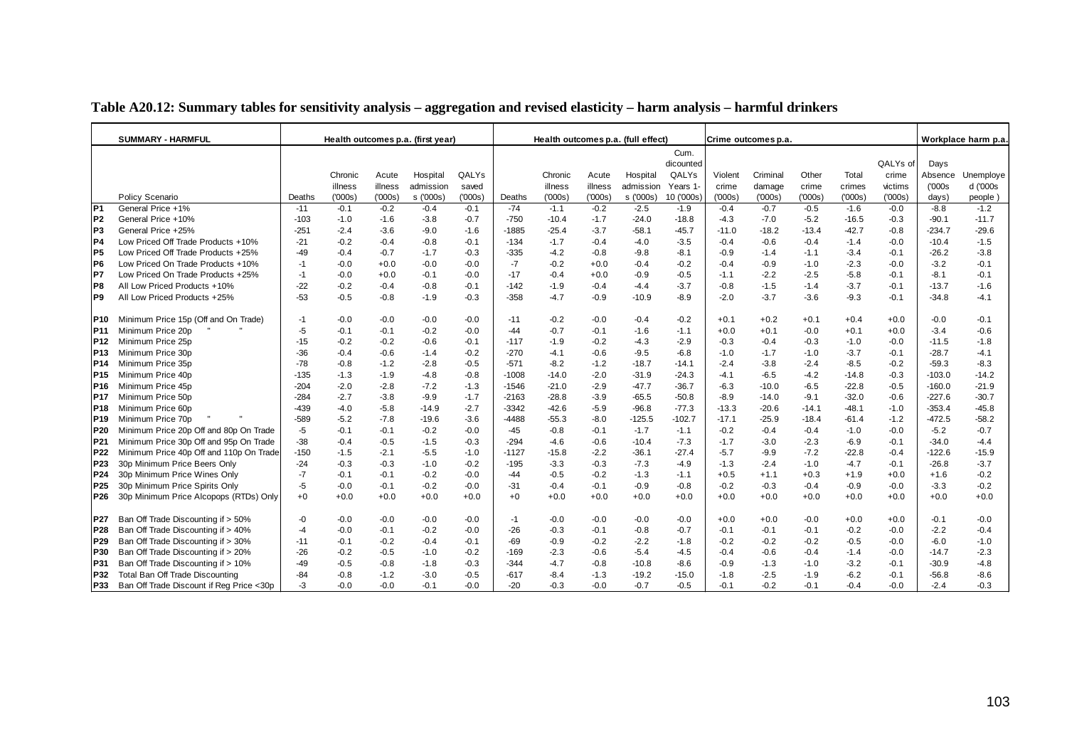**Table A20.12: Summary tables for sensitivity analysis – aggregation and revised elasticity – harm analysis – harmful drinkers**

| | SUMMARY - HARMFUL | Health outcomes p.a. (first year) | | | | | Health outcomes p.a. (full effect) | | | | | Crime outcomes p.a. | | | | | Workplace harm p.a. | |
|---|---|---|---|---|---|---|---|---|---|---|---|---|---|---|---|---|---|---|
| | Policy Scenario | Deaths | Chronic illness ('000s) | Acute illness ('000s) | Hospital admissions ('000s) | QALYs saved ('000s) | Deaths | Chronic illness ('000s) | Acute illness ('000s) | Hospital admissions ('000s) | Cum. dicounted QALYs Years 1-10 ('000s) | Violent crime ('000s) | Criminal damage ('000s) | Other crime ('000s) | Total crimes ('000s) | QALYs of crime victims ('000s) | Days Absence ('000s days) | Unemployed ('000s people ) |
| P1 | General Price +1% | -11 | -0.1 | -0.2 | -0.4 | -0.1 | -74 | -1.1 | -0.2 | -2.5 | -1.9 | -0.4 | -0.7 | -0.5 | -1.6 | -0.0 | -8.8 | -1.2 |
| P2 | General Price +10% | -103 | -1.0 | -1.6 | -3.8 | -0.7 | -750 | -10.4 | -1.7 | -24.0 | -18.8 | -4.3 | -7.0 | -5.2 | -16.5 | -0.3 | -90.1 | -11.7 |
| P3 | General Price +25% | -251 | -2.4 | -3.6 | -9.0 | -1.6 | -1885 | -25.4 | -3.7 | -58.1 | -45.7 | -11.0 | -18.2 | -13.4 | -42.7 | -0.8 | -234.7 | -29.6 |
| P4 | Low Priced Off Trade Products +10% | -21 | -0.2 | -0.4 | -0.8 | -0.1 | -134 | -1.7 | -0.4 | -4.0 | -3.5 | -0.4 | -0.6 | -0.4 | -1.4 | -0.0 | -10.4 | -1.5 |
| P5 | Low Priced Off Trade Products +25% | -49 | -0.4 | -0.7 | -1.7 | -0.3 | -335 | -4.2 | -0.8 | -9.8 | -8.1 | -0.9 | -1.4 | -1.1 | -3.4 | -0.1 | -26.2 | -3.8 |
| P6 | Low Priced On Trade Products +10% | -1 | -0.0 | +0.0 | -0.0 | -0.0 | -7 | -0.2 | +0.0 | -0.4 | -0.2 | -0.4 | -0.9 | -1.0 | -2.3 | -0.0 | -3.2 | -0.1 |
| P7 | Low Priced On Trade Products +25% | -1 | -0.0 | +0.0 | -0.1 | -0.0 | -17 | -0.4 | +0.0 | -0.9 | -0.5 | -1.1 | -2.2 | -2.5 | -5.8 | -0.1 | -8.1 | -0.1 |
| P8 | All Low Priced Products +10% | -22 | -0.2 | -0.4 | -0.8 | -0.1 | -142 | -1.9 | -0.4 | -4.4 | -3.7 | -0.8 | -1.5 | -1.4 | -3.7 | -0.1 | -13.7 | -1.6 |
| P9 | All Low Priced Products +25% | -53 | -0.5 | -0.8 | -1.9 | -0.3 | -358 | -4.7 | -0.9 | -10.9 | -8.9 | -2.0 | -3.7 | -3.6 | -9.3 | -0.1 | -34.8 | -4.1 |
| P10 | Minimum Price 15p (Off and On Trade) | -1 | -0.0 | -0.0 | -0.0 | -0.0 | -11 | -0.2 | -0.0 | -0.4 | -0.2 | +0.1 | +0.2 | +0.1 | +0.4 | +0.0 | -0.0 | -0.1 |
| P11 | Minimum Price 20p " " | -5 | -0.1 | -0.1 | -0.2 | -0.0 | -44 | -0.7 | -0.1 | -1.6 | -1.1 | +0.0 | +0.1 | -0.0 | +0.1 | +0.0 | -3.4 | -0.6 |
| P12 | Minimum Price 25p | -15 | -0.2 | -0.2 | -0.6 | -0.1 | -117 | -1.9 | -0.2 | -4.3 | -2.9 | -0.3 | -0.4 | -0.3 | -1.0 | -0.0 | -11.5 | -1.8 |
| P13 | Minimum Price 30p | -36 | -0.4 | -0.6 | -1.4 | -0.2 | -270 | -4.1 | -0.6 | -9.5 | -6.8 | -1.0 | -1.7 | -1.0 | -3.7 | -0.1 | -28.7 | -4.1 |
| P14 | Minimum Price 35p | -78 | -0.8 | -1.2 | -2.8 | -0.5 | -571 | -8.2 | -1.2 | -18.7 | -14.1 | -2.4 | -3.8 | -2.4 | -8.5 | -0.2 | -59.3 | -8.3 |
| P15 | Minimum Price 40p | -135 | -1.3 | -1.9 | -4.8 | -0.8 | -1008 | -14.0 | -2.0 | -31.9 | -24.3 | -4.1 | -6.5 | -4.2 | -14.8 | -0.3 | -103.0 | -14.2 |
| P16 | Minimum Price 45p | -204 | -2.0 | -2.8 | -7.2 | -1.3 | -1546 | -21.0 | -2.9 | -47.7 | -36.7 | -6.3 | -10.0 | -6.5 | -22.8 | -0.5 | -160.0 | -21.9 |
| P17 | Minimum Price 50p | -284 | -2.7 | -3.8 | -9.9 | -1.7 | -2163 | -28.8 | -3.9 | -65.5 | -50.8 | -8.9 | -14.0 | -9.1 | -32.0 | -0.6 | -227.6 | -30.7 |
| P18 | Minimum Price 60p | -439 | -4.0 | -5.8 | -14.9 | -2.7 | -3342 | -42.6 | -5.9 | -96.8 | -77.3 | -13.3 | -20.6 | -14.1 | -48.1 | -1.0 | -353.4 | -45.8 |
| P19 | Minimum Price 70p " " | -589 | -5.2 | -7.8 | -19.6 | -3.6 | -4488 | -55.3 | -8.0 | -125.5 | -102.7 | -17.1 | -25.9 | -18.4 | -61.4 | -1.2 | -472.5 | -58.2 |
| P20 | Minimum Price 20p Off and 80p On Trade | -5 | -0.1 | -0.1 | -0.2 | -0.0 | -45 | -0.8 | -0.1 | -1.7 | -1.1 | -0.2 | -0.4 | -0.4 | -1.0 | -0.0 | -5.2 | -0.7 |
| P21 | Minimum Price 30p Off and 95p On Trade | -38 | -0.4 | -0.5 | -1.5 | -0.3 | -294 | -4.6 | -0.6 | -10.4 | -7.3 | -1.7 | -3.0 | -2.3 | -6.9 | -0.1 | -34.0 | -4.4 |
| P22 | Minimum Price 40p Off and 110p On Trade | -150 | -1.5 | -2.1 | -5.5 | -1.0 | -1127 | -15.8 | -2.2 | -36.1 | -27.4 | -5.7 | -9.9 | -7.2 | -22.8 | -0.4 | -122.6 | -15.9 |
| P23 | 30p Minimum Price Beers Only | -24 | -0.3 | -0.3 | -1.0 | -0.2 | -195 | -3.3 | -0.3 | -7.3 | -4.9 | -1.3 | -2.4 | -1.0 | -4.7 | -0.1 | -26.8 | -3.7 |
| P24 | 30p Minimum Price Wines Only | -7 | -0.1 | -0.1 | -0.2 | -0.0 | -44 | -0.5 | -0.2 | -1.3 | -1.1 | +0.5 | +1.1 | +0.3 | +1.9 | +0.0 | +1.6 | -0.2 |
| P25 | 30p Minimum Price Spirits Only | -5 | -0.0 | -0.1 | -0.2 | -0.0 | -31 | -0.4 | -0.1 | -0.9 | -0.8 | -0.2 | -0.3 | -0.4 | -0.9 | -0.0 | -3.3 | -0.2 |
| P26 | 30p Minimum Price Alcopops (RTDs) Only | +0 | +0.0 | +0.0 | +0.0 | +0.0 | +0 | +0.0 | +0.0 | +0.0 | +0.0 | +0.0 | +0.0 | +0.0 | +0.0 | +0.0 | +0.0 | +0.0 |
| P27 | Ban Off Trade Discounting if > 50% | -0 | -0.0 | -0.0 | -0.0 | -0.0 | -1 | -0.0 | -0.0 | -0.0 | -0.0 | +0.0 | +0.0 | -0.0 | +0.0 | +0.0 | -0.1 | -0.0 |
| P28 | Ban Off Trade Discounting if > 40% | -4 | -0.0 | -0.1 | -0.2 | -0.0 | -26 | -0.3 | -0.1 | -0.8 | -0.7 | -0.1 | -0.1 | -0.1 | -0.2 | -0.0 | -2.2 | -0.4 |
| P29 | Ban Off Trade Discounting if > 30% | -11 | -0.1 | -0.2 | -0.4 | -0.1 | -69 | -0.9 | -0.2 | -2.2 | -1.8 | -0.2 | -0.2 | -0.2 | -0.5 | -0.0 | -6.0 | -1.0 |
| P30 | Ban Off Trade Discounting if > 20% | -26 | -0.2 | -0.5 | -1.0 | -0.2 | -169 | -2.3 | -0.6 | -5.4 | -4.5 | -0.4 | -0.6 | -0.4 | -1.4 | -0.0 | -14.7 | -2.3 |
| P31 | Ban Off Trade Discounting if > 10% | -49 | -0.5 | -0.8 | -1.8 | -0.3 | -344 | -4.7 | -0.8 | -10.8 | -8.6 | -0.9 | -1.3 | -1.0 | -3.2 | -0.1 | -30.9 | -4.8 |
| P32 | Total Ban Off Trade Discounting | -84 | -0.8 | -1.2 | -3.0 | -0.5 | -617 | -8.4 | -1.3 | -19.2 | -15.0 | -1.8 | -2.5 | -1.9 | -6.2 | -0.1 | -56.8 | -8.6 |
| P33 | Ban Off Trade Discount if Reg Price <30p | -3 | -0.0 | -0.0 | -0.1 | -0.0 | -20 | -0.3 | -0.0 | -0.7 | -0.5 | -0.1 | -0.2 | -0.1 | -0.4 | -0.0 | -2.4 | -0.3 |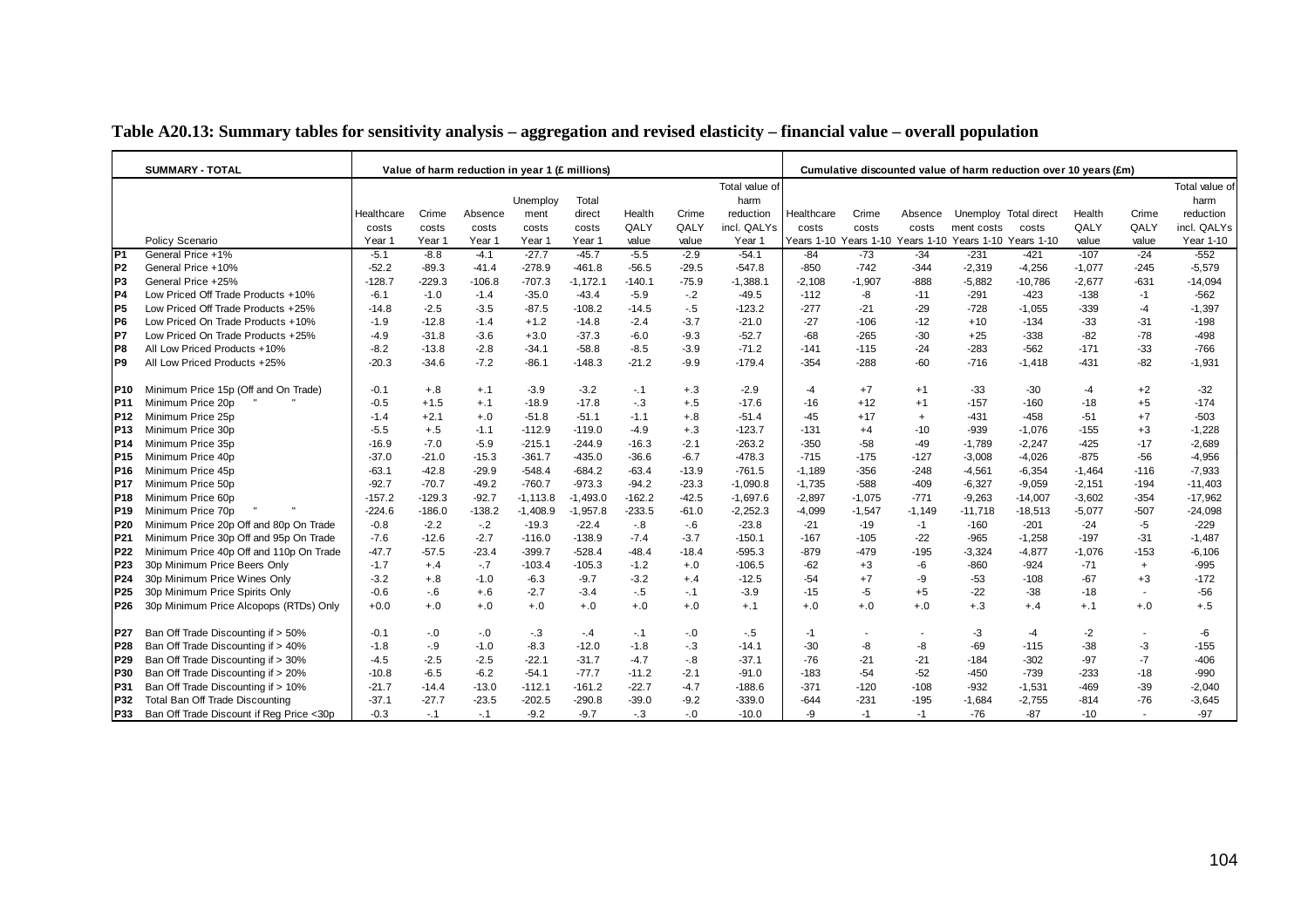**Table A20.13: Summary tables for sensitivity analysis – aggregation and revised elasticity – financial value – overall population**

| | SUMMARY - TOTAL | Value of harm reduction in year 1 (£ millions) | | | | | | | | Cumulative discounted value of harm reduction over 10 years (£m) | | | | | | | |
|---|---|---|---|---|---|---|---|---|---|---|---|---|---|---|---|---|---|
| | Policy Scenario | Healthcare costs Year 1 | Crime costs Year 1 | Absence costs Year 1 | Unemployment costs Year 1 | Total direct costs Year 1 | Health QALY value | Crime QALY value | Total value of harm reduction incl. QALYs Year 1 | Healthcare costs Years 1-10 | Crime costs Years 1-10 | Absence costs Years 1-10 | Unemployment costs Years 1-10 | Total direct costs Years 1-10 | Health QALY value | Crime QALY value | Total value of harm reduction incl. QALYs Year 1-10 |
| P1 | General Price +1% | -5.1 | -8.8 | -4.1 | -27.7 | -45.7 | -5.5 | -2.9 | -54.1 | -84 | -73 | -34 | -231 | -421 | -107 | -24 | -552 |
| P2 | General Price +10% | -52.2 | -89.3 | -41.4 | -278.9 | -461.8 | -56.5 | -29.5 | -547.8 | -850 | -742 | -344 | -2,319 | -4,256 | -1,077 | -245 | -5,579 |
| P3 | General Price +25% | -128.7 | -229.3 | -106.8 | -707.3 | -1,172.1 | -140.1 | -75.9 | -1,388.1 | -2,108 | -1,907 | -888 | -5,882 | -10,786 | -2,677 | -631 | -14,094 |
| P4 | Low Priced Off Trade Products +10% | -6.1 | -1.0 | -1.4 | -35.0 | -43.4 | -5.9 | -.2 | -49.5 | -112 | -8 | -11 | -291 | -423 | -138 | -1 | -562 |
| P5 | Low Priced Off Trade Products +25% | -14.8 | -2.5 | -3.5 | -87.5 | -108.2 | -14.5 | -.5 | -123.2 | -277 | -21 | -29 | -728 | -1,055 | -339 | -4 | -1,397 |
| P6 | Low Priced On Trade Products +10% | -1.9 | -12.8 | -1.4 | +1.2 | -14.8 | -2.4 | -3.7 | -21.0 | -27 | -106 | -12 | +10 | -134 | -33 | -31 | -198 |
| P7 | Low Priced On Trade Products +25% | -4.9 | -31.8 | -3.6 | +3.0 | -37.3 | -6.0 | -9.3 | -52.7 | -68 | -265 | -30 | +25 | -338 | -82 | -78 | -498 |
| P8 | All Low Priced Products +10% | -8.2 | -13.8 | -2.8 | -34.1 | -58.8 | -8.5 | -3.9 | -71.2 | -141 | -115 | -24 | -283 | -562 | -171 | -33 | -766 |
| P9 | All Low Priced Products +25% | -20.3 | -34.6 | -7.2 | -86.1 | -148.3 | -21.2 | -9.9 | -179.4 | -354 | -288 | -60 | -716 | -1,418 | -431 | -82 | -1,931 |
| P10 | Minimum Price 15p (Off and On Trade) | -0.1 | +.8 | +.1 | -3.9 | -3.2 | -.1 | +.3 | -2.9 | -4 | +7 | +1 | -33 | -30 | -4 | +2 | -32 |
| P11 | Minimum Price 20p " " | -0.5 | +1.5 | +.1 | -18.9 | -17.8 | -.3 | +.5 | -17.6 | -16 | +12 | +1 | -157 | -160 | -18 | +5 | -174 |
| P12 | Minimum Price 25p | -1.4 | +2.1 | +.0 | -51.8 | -51.1 | -1.1 | +.8 | -51.4 | -45 | +17 | + | -431 | -458 | -51 | +7 | -503 |
| P13 | Minimum Price 30p | -5.5 | +.5 | -1.1 | -112.9 | -119.0 | -4.9 | +.3 | -123.7 | -131 | +4 | -10 | -939 | -1,076 | -155 | +3 | -1,228 |
| P14 | Minimum Price 35p | -16.9 | -7.0 | -5.9 | -215.1 | -244.9 | -16.3 | -2.1 | -263.2 | -350 | -58 | -49 | -1,789 | -2,247 | -425 | -17 | -2,689 |
| P15 | Minimum Price 40p | -37.0 | -21.0 | -15.3 | -361.7 | -435.0 | -36.6 | -6.7 | -478.3 | -715 | -175 | -127 | -3,008 | -4,026 | -875 | -56 | -4,956 |
| P16 | Minimum Price 45p | -63.1 | -42.8 | -29.9 | -548.4 | -684.2 | -63.4 | -13.9 | -761.5 | -1,189 | -356 | -248 | -4,561 | -6,354 | -1,464 | -116 | -7,933 |
| P17 | Minimum Price 50p | -92.7 | -70.7 | -49.2 | -760.7 | -973.3 | -94.2 | -23.3 | -1,090.8 | -1,735 | -588 | -409 | -6,327 | -9,059 | -2,151 | -194 | -11,403 |
| P18 | Minimum Price 60p | -157.2 | -129.3 | -92.7 | -1,113.8 | -1,493.0 | -162.2 | -42.5 | -1,697.6 | -2,897 | -1,075 | -771 | -9,263 | -14,007 | -3,602 | -354 | -17,962 |
| P19 | Minimum Price 70p " " | -224.6 | -186.0 | -138.2 | -1,408.9 | -1,957.8 | -233.5 | -61.0 | -2,252.3 | -4,099 | -1,547 | -1,149 | -11,718 | -18,513 | -5,077 | -507 | -24,098 |
| P20 | Minimum Price 20p Off and 80p On Trade | -0.8 | -2.2 | -.2 | -19.3 | -22.4 | -.8 | -.6 | -23.8 | -21 | -19 | -1 | -160 | -201 | -24 | -5 | -229 |
| P21 | Minimum Price 30p Off and 95p On Trade | -7.6 | -12.6 | -2.7 | -116.0 | -138.9 | -7.4 | -3.7 | -150.1 | -167 | -105 | -22 | -965 | -1,258 | -197 | -31 | -1,487 |
| P22 | Minimum Price 40p Off and 110p On Trade | -47.7 | -57.5 | -23.4 | -399.7 | -528.4 | -48.4 | -18.4 | -595.3 | -879 | -479 | -195 | -3,324 | -4,877 | -1,076 | -153 | -6,106 |
| P23 | 30p Minimum Price Beers Only | -1.7 | +.4 | -.7 | -103.4 | -105.3 | -1.2 | +.0 | -106.5 | -62 | +3 | -6 | -860 | -924 | -71 | + | -995 |
| P24 | 30p Minimum Price Wines Only | -3.2 | +.8 | -1.0 | -6.3 | -9.7 | -3.2 | +.4 | -12.5 | -54 | +7 | -9 | -53 | -108 | -67 | +3 | -172 |
| P25 | 30p Minimum Price Spirits Only | -0.6 | -.6 | +.6 | -2.7 | -3.4 | -.5 | -.1 | -3.9 | -15 | -5 | +5 | -22 | -38 | -18 | - | -56 |
| P26 | 30p Minimum Price Alcopops (RTDs) Only | +0.0 | +.0 | +.0 | +.0 | +.0 | +.0 | +.0 | +.1 | +.0 | +.0 | +.0 | +.3 | +.4 | +.1 | +.0 | +.5 |
| P27 | Ban Off Trade Discounting if > 50% | -0.1 | -.0 | -.0 | -.3 | -.4 | -.1 | -.0 | -.5 | -1 | - | - | -3 | -4 | -2 | - | -6 |
| P28 | Ban Off Trade Discounting if > 40% | -1.8 | -.9 | -1.0 | -8.3 | -12.0 | -1.8 | -.3 | -14.1 | -30 | -8 | -8 | -69 | -115 | -38 | -3 | -155 |
| P29 | Ban Off Trade Discounting if > 30% | -4.5 | -2.5 | -2.5 | -22.1 | -31.7 | -4.7 | -.8 | -37.1 | -76 | -21 | -21 | -184 | -302 | -97 | -7 | -406 |
| P30 | Ban Off Trade Discounting if > 20% | -10.8 | -6.5 | -6.2 | -54.1 | -77.7 | -11.2 | -2.1 | -91.0 | -183 | -54 | -52 | -450 | -739 | -233 | -18 | -990 |
| P31 | Ban Off Trade Discounting if > 10% | -21.7 | -14.4 | -13.0 | -112.1 | -161.2 | -22.7 | -4.7 | -188.6 | -371 | -120 | -108 | -932 | -1,531 | -469 | -39 | -2,040 |
| P32 | Total Ban Off Trade Discounting | -37.1 | -27.7 | -23.5 | -202.5 | -290.8 | -39.0 | -9.2 | -339.0 | -644 | -231 | -195 | -1,684 | -2,755 | -814 | -76 | -3,645 |
| P33 | Ban Off Trade Discount if Reg Price <30p | -0.3 | -.1 | -.1 | -9.2 | -9.7 | -.3 | -.0 | -10.0 | -9 | -1 | -1 | -76 | -87 | -10 | - | -97 |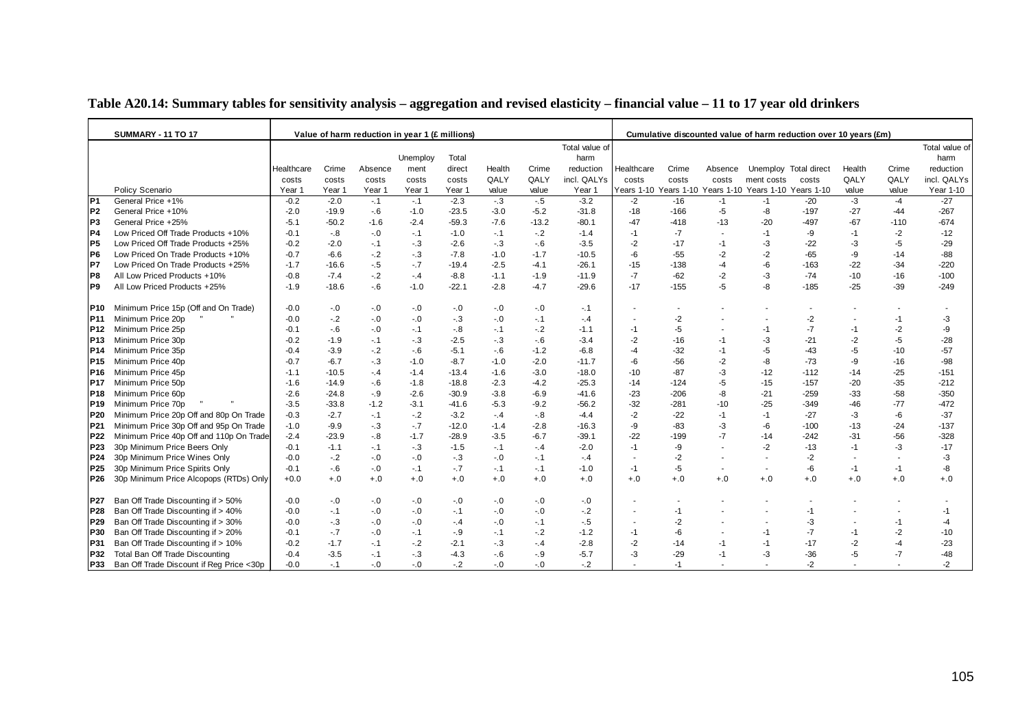**Table A20.14: Summary tables for sensitivity analysis – aggregation and revised elasticity – financial value – 11 to 17 year old drinkers**

| | SUMMARY - 11 TO 17 | Value of harm reduction in year 1 (£ millions) | | | | | | | | Cumulative discounted value of harm reduction over 10 years (£m) | | | | | | | |
|---|---|---|---|---|---|---|---|---|---|---|---|---|---|---|---|---|---|
| | Policy Scenario | Healthcare costs Year 1 | Crime costs Year 1 | Absence costs Year 1 | Unemployment costs Year 1 | Total direct costs Year 1 | Health QALY value | Crime QALY value | Total value of harm reduction incl. QALYs Year 1 | Healthcare costs Years 1-10 | Crime costs Years 1-10 | Absence costs Years 1-10 | Unemployment costs Years 1-10 | Total direct costs Years 1-10 | Health QALY value | Crime QALY value | Total value of harm reduction incl. QALYs Year 1-10 |
| P1 | General Price +1% | -0.2 | -2.0 | -.1 | -.1 | -2.3 | -.3 | -.5 | -3.2 | -2 | -16 | -1 | -1 | -20 | -3 | -4 | -27 |
| P2 | General Price +10% | -2.0 | -19.9 | -.6 | -1.0 | -23.5 | -3.0 | -5.2 | -31.8 | -18 | -166 | -5 | -8 | -197 | -27 | -44 | -267 |
| P3 | General Price +25% | -5.1 | -50.2 | -1.6 | -2.4 | -59.3 | -7.6 | -13.2 | -80.1 | -47 | -418 | -13 | -20 | -497 | -67 | -110 | -674 |
| P4 | Low Priced Off Trade Products +10% | -0.1 | -.8 | -.0 | -.1 | -1.0 | -.1 | -.2 | -1.4 | -1 | -7 | - | -1 | -9 | -1 | -2 | -12 |
| P5 | Low Priced Off Trade Products +25% | -0.2 | -2.0 | -.1 | -.3 | -2.6 | -.3 | -.6 | -3.5 | -2 | -17 | -1 | -3 | -22 | -3 | -5 | -29 |
| P6 | Low Priced On Trade Products +10% | -0.7 | -6.6 | -.2 | -.3 | -7.8 | -1.0 | -1.7 | -10.5 | -6 | -55 | -2 | -2 | -65 | -9 | -14 | -88 |
| P7 | Low Priced On Trade Products +25% | -1.7 | -16.6 | -.5 | -.7 | -19.4 | -2.5 | -4.1 | -26.1 | -15 | -138 | -4 | -6 | -163 | -22 | -34 | -220 |
| P8 | All Low Priced Products +10% | -0.8 | -7.4 | -.2 | -.4 | -8.8 | -1.1 | -1.9 | -11.9 | -7 | -62 | -2 | -3 | -74 | -10 | -16 | -100 |
| P9 | All Low Priced Products +25% | -1.9 | -18.6 | -.6 | -1.0 | -22.1 | -2.8 | -4.7 | -29.6 | -17 | -155 | -5 | -8 | -185 | -25 | -39 | -249 |
| P10 | Minimum Price 15p (Off and On Trade) | -0.0 | -.0 | -.0 | -.0 | -.0 | -.0 | -.0 | -.1 | - | - | - | - | - | - | - | - |
| P11 | Minimum Price 20p " " | -0.0 | -.2 | -.0 | -.0 | -.3 | -.0 | -.1 | -.4 | - | -2 | - | - | -2 | - | -1 | -3 |
| P12 | Minimum Price 25p | -0.1 | -.6 | -.0 | -.1 | -.8 | -.1 | -.2 | -1.1 | -1 | -5 | - | -1 | -7 | -1 | -2 | -9 |
| P13 | Minimum Price 30p | -0.2 | -1.9 | -.1 | -.3 | -2.5 | -.3 | -.6 | -3.4 | -2 | -16 | -1 | -3 | -21 | -2 | -5 | -28 |
| P14 | Minimum Price 35p | -0.4 | -3.9 | -.2 | -.6 | -5.1 | -.6 | -1.2 | -6.8 | -4 | -32 | -1 | -5 | -43 | -5 | -10 | -57 |
| P15 | Minimum Price 40p | -0.7 | -6.7 | -.3 | -1.0 | -8.7 | -1.0 | -2.0 | -11.7 | -6 | -56 | -2 | -8 | -73 | -9 | -16 | -98 |
| P16 | Minimum Price 45p | -1.1 | -10.5 | -.4 | -1.4 | -13.4 | -1.6 | -3.0 | -18.0 | -10 | -87 | -3 | -12 | -112 | -14 | -25 | -151 |
| P17 | Minimum Price 50p | -1.6 | -14.9 | -.6 | -1.8 | -18.8 | -2.3 | -4.2 | -25.3 | -14 | -124 | -5 | -15 | -157 | -20 | -35 | -212 |
| P18 | Minimum Price 60p | -2.6 | -24.8 | -.9 | -2.6 | -30.9 | -3.8 | -6.9 | -41.6 | -23 | -206 | -8 | -21 | -259 | -33 | -58 | -350 |
| P19 | Minimum Price 70p " " | -3.5 | -33.8 | -1.2 | -3.1 | -41.6 | -5.3 | -9.2 | -56.2 | -32 | -281 | -10 | -25 | -349 | -46 | -77 | -472 |
| P20 | Minimum Price 20p Off and 80p On Trade | -0.3 | -2.7 | -.1 | -.2 | -3.2 | -.4 | -.8 | -4.4 | -2 | -22 | -1 | -1 | -27 | -3 | -6 | -37 |
| P21 | Minimum Price 30p Off and 95p On Trade | -1.0 | -9.9 | -.3 | -.7 | -12.0 | -1.4 | -2.8 | -16.3 | -9 | -83 | -3 | -6 | -100 | -13 | -24 | -137 |
| P22 | Minimum Price 40p Off and 110p On Trade | -2.4 | -23.9 | -.8 | -1.7 | -28.9 | -3.5 | -6.7 | -39.1 | -22 | -199 | -7 | -14 | -242 | -31 | -56 | -328 |
| P23 | 30p Minimum Price Beers Only | -0.1 | -1.1 | -.1 | -.3 | -1.5 | -.1 | -.4 | -2.0 | -1 | -9 | - | -2 | -13 | -1 | -3 | -17 |
| P24 | 30p Minimum Price Wines Only | -0.0 | -.2 | -.0 | -.0 | -.3 | -.0 | -.1 | -.4 | - | -2 | - | - | -2 | - | - | -3 |
| P25 | 30p Minimum Price Spirits Only | -0.1 | -.6 | -.0 | -.1 | -.7 | -.1 | -.1 | -1.0 | -1 | -5 | - | - | -6 | -1 | -1 | -8 |
| P26 | 30p Minimum Price Alcopops (RTDs) Only | +0.0 | +.0 | +.0 | +.0 | +.0 | +.0 | +.0 | +.0 | +.0 | +.0 | +.0 | +.0 | +.0 | +.0 | +.0 | +.0 |
| P27 | Ban Off Trade Discounting if > 50% | -0.0 | -.0 | -.0 | -.0 | -.0 | -.0 | -.0 | -.0 | - | - | - | - | - | - | - | - |
| P28 | Ban Off Trade Discounting if > 40% | -0.0 | -.1 | -.0 | -.0 | -.1 | -.0 | -.0 | -.2 | - | -1 | - | - | -1 | - | - | -1 |
| P29 | Ban Off Trade Discounting if > 30% | -0.0 | -.3 | -.0 | -.0 | -.4 | -.0 | -.1 | -.5 | - | -2 | - | - | -3 | - | -1 | -4 |
| P30 | Ban Off Trade Discounting if > 20% | -0.1 | -.7 | -.0 | -.1 | -.9 | -.1 | -.2 | -1.2 | -1 | -6 | - | -1 | -7 | -1 | -2 | -10 |
| P31 | Ban Off Trade Discounting if > 10% | -0.2 | -1.7 | -.1 | -.2 | -2.1 | -.3 | -.4 | -2.8 | -2 | -14 | -1 | -1 | -17 | -2 | -4 | -23 |
| P32 | Total Ban Off Trade Discounting | -0.4 | -3.5 | -.1 | -.3 | -4.3 | -.6 | -.9 | -5.7 | -3 | -29 | -1 | -3 | -36 | -5 | -7 | -48 |
| P33 | Ban Off Trade Discount if Reg Price <30p | -0.0 | -.1 | -.0 | -.0 | -.2 | -.0 | -.0 | -.2 | - | -1 | - | - | -2 | - | - | -2 |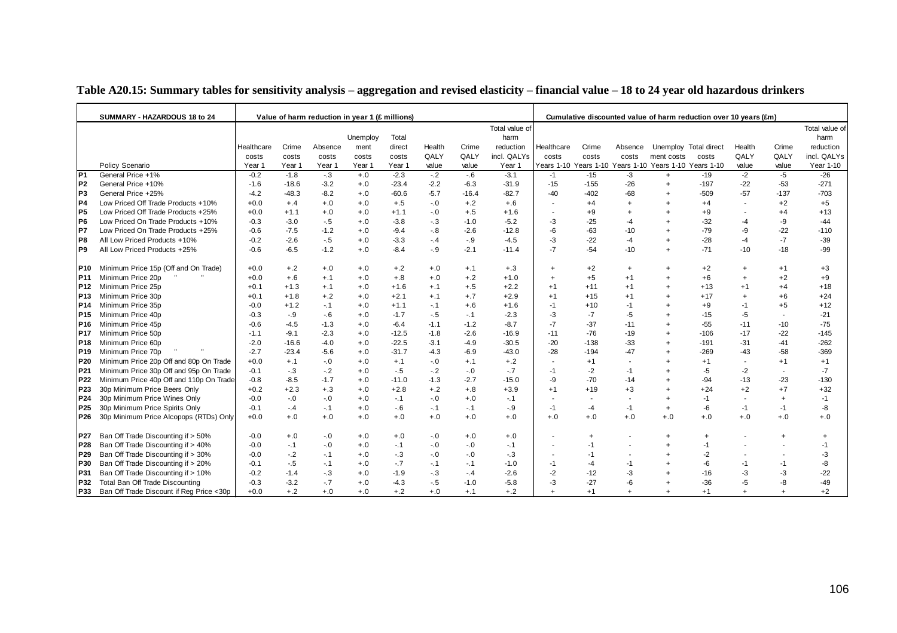**Table A20.15: Summary tables for sensitivity analysis – aggregation and revised elasticity – financial value – 18 to 24 year old hazardous drinkers**

| | SUMMARY - HAZARDOUS 18 to 24 | Value of harm reduction in year 1 (£ millions) | | | | | | | | Cumulative discounted value of harm reduction over 10 years (£m) | | | | | | | |
|---|---|---|---|---|---|---|---|---|---|---|---|---|---|---|---|---|---|
| | Policy Scenario | Healthcare costs Year 1 | Crime costs Year 1 | Absence costs Year 1 | Unemployment costs Year 1 | Total direct costs Year 1 | Health QALY value | Crime QALY value | Total value of harm reduction incl. QALYs Year 1 | Healthcare costs Years 1-10 | Crime costs Years 1-10 | Absence costs Years 1-10 | Unemployment costs Years 1-10 | Total direct costs Years 1-10 | Health QALY value | Crime QALY value | Total value of harm reduction incl. QALYs Year 1-10 |
| P1 | General Price +1% | -0.2 | -1.8 | -.3 | +.0 | -2.3 | -.2 | -.6 | -3.1 | -1 | -15 | -3 | + | -19 | -2 | -5 | -26 |
| P2 | General Price +10% | -1.6 | -18.6 | -3.2 | +.0 | -23.4 | -2.2 | -6.3 | -31.9 | -15 | -155 | -26 | + | -197 | -22 | -53 | -271 |
| P3 | General Price +25% | -4.2 | -48.3 | -8.2 | +.0 | -60.6 | -5.7 | -16.4 | -82.7 | -40 | -402 | -68 | + | -509 | -57 | -137 | -703 |
| P4 | Low Priced Off Trade Products +10% | +0.0 | +.4 | +.0 | +.0 | +.5 | -.0 | +.2 | +.6 | - | +4 | + | + | +4 | - | +2 | +5 |
| P5 | Low Priced Off Trade Products +25% | +0.0 | +1.1 | +.0 | +.0 | +1.1 | -.0 | +.5 | +1.6 | - | +9 | + | + | +9 | - | +4 | +13 |
| P6 | Low Priced On Trade Products +10% | -0.3 | -3.0 | -.5 | +.0 | -3.8 | -.3 | -1.0 | -5.2 | -3 | -25 | -4 | + | -32 | -4 | -9 | -44 |
| P7 | Low Priced On Trade Products +25% | -0.6 | -7.5 | -1.2 | +.0 | -9.4 | -.8 | -2.6 | -12.8 | -6 | -63 | -10 | + | -79 | -9 | -22 | -110 |
| P8 | All Low Priced Products +10% | -0.2 | -2.6 | -.5 | +.0 | -3.3 | -.4 | -.9 | -4.5 | -3 | -22 | -4 | + | -28 | -4 | -7 | -39 |
| P9 | All Low Priced Products +25% | -0.6 | -6.5 | -1.2 | +.0 | -8.4 | -.9 | -2.1 | -11.4 | -7 | -54 | -10 | + | -71 | -10 | -18 | -99 |
| P10 | Minimum Price 15p (Off and On Trade) | +0.0 | +.2 | +.0 | +.0 | +.2 | +.0 | +.1 | +.3 | + | +2 | + | + | +2 | + | +1 | +3 |
| P11 | Minimum Price 20p " " | +0.0 | +.6 | +.1 | +.0 | +.8 | +.0 | +.2 | +1.0 | + | +5 | +1 | + | +6 | + | +2 | +9 |
| P12 | Minimum Price 25p | +0.1 | +1.3 | +.1 | +.0 | +1.6 | +.1 | +.5 | +2.2 | +1 | +11 | +1 | + | +13 | +1 | +4 | +18 |
| P13 | Minimum Price 30p | +0.1 | +1.8 | +.2 | +.0 | +2.1 | +.1 | +.7 | +2.9 | +1 | +15 | +1 | + | +17 | + | +6 | +24 |
| P14 | Minimum Price 35p | -0.0 | +1.2 | -.1 | +.0 | +1.1 | -.1 | +.6 | +1.6 | -1 | +10 | -1 | + | +9 | -1 | +5 | +12 |
| P15 | Minimum Price 40p | -0.3 | -.9 | -.6 | +.0 | -1.7 | -.5 | -.1 | -2.3 | -3 | -7 | -5 | + | -15 | -5 | - | -21 |
| P16 | Minimum Price 45p | -0.6 | -4.5 | -1.3 | +.0 | -6.4 | -1.1 | -1.2 | -8.7 | -7 | -37 | -11 | + | -55 | -11 | -10 | -75 |
| P17 | Minimum Price 50p | -1.1 | -9.1 | -2.3 | +.0 | -12.5 | -1.8 | -2.6 | -16.9 | -11 | -76 | -19 | + | -106 | -17 | -22 | -145 |
| P18 | Minimum Price 60p | -2.0 | -16.6 | -4.0 | +.0 | -22.5 | -3.1 | -4.9 | -30.5 | -20 | -138 | -33 | + | -191 | -31 | -41 | -262 |
| P19 | Minimum Price 70p " " | -2.7 | -23.4 | -5.6 | +.0 | -31.7 | -4.3 | -6.9 | -43.0 | -28 | -194 | -47 | + | -269 | -43 | -58 | -369 |
| P20 | Minimum Price 20p Off and 80p On Trade | +0.0 | +.1 | -.0 | +.0 | +.1 | -.0 | +.1 | +.2 | - | +1 | - | + | +1 | - | +1 | +1 |
| P21 | Minimum Price 30p Off and 95p On Trade | -0.1 | -.3 | -.2 | +.0 | -.5 | -.2 | -.0 | -.7 | -1 | -2 | -1 | + | -5 | -2 | - | -7 |
| P22 | Minimum Price 40p Off and 110p On Trade | -0.8 | -8.5 | -1.7 | +.0 | -11.0 | -1.3 | -2.7 | -15.0 | -9 | -70 | -14 | + | -94 | -13 | -23 | -130 |
| P23 | 30p Minimum Price Beers Only | +0.2 | +2.3 | +.3 | +.0 | +2.8 | +.2 | +.8 | +3.9 | +1 | +19 | +3 | + | +24 | +2 | +7 | +32 |
| P24 | 30p Minimum Price Wines Only | -0.0 | -.0 | -.0 | +.0 | -.1 | -.0 | +.0 | -.1 | - | - | - | + | -1 | - | + | -1 |
| P25 | 30p Minimum Price Spirits Only | -0.1 | -.4 | -.1 | +.0 | -.6 | -.1 | -.1 | -.9 | -1 | -4 | -1 | + | -6 | -1 | -1 | -8 |
| P26 | 30p Minimum Price Alcopops (RTDs) Only | +0.0 | +.0 | +.0 | +.0 | +.0 | +.0 | +.0 | +.0 | +.0 | +.0 | +.0 | +.0 | +.0 | +.0 | +.0 | +.0 |
| P27 | Ban Off Trade Discounting if > 50% | -0.0 | +.0 | -.0 | +.0 | +.0 | -.0 | +.0 | +.0 | - | + | - | + | + | - | + | + |
| P28 | Ban Off Trade Discounting if > 40% | -0.0 | -.1 | -.0 | +.0 | -.1 | -.0 | -.0 | -.1 | - | -1 | - | + | -1 | - | - | -1 |
| P29 | Ban Off Trade Discounting if > 30% | -0.0 | -.2 | -.1 | +.0 | -.3 | -.0 | -.0 | -.3 | - | -1 | - | + | -2 | - | - | -3 |
| P30 | Ban Off Trade Discounting if > 20% | -0.1 | -.5 | -.1 | +.0 | -.7 | -.1 | -.1 | -1.0 | -1 | -4 | -1 | + | -6 | -1 | -1 | -8 |
| P31 | Ban Off Trade Discounting if > 10% | -0.2 | -1.4 | -.3 | +.0 | -1.9 | -.3 | -.4 | -2.6 | -2 | -12 | -3 | + | -16 | -3 | -3 | -22 |
| P32 | Total Ban Off Trade Discounting | -0.3 | -3.2 | -.7 | +.0 | -4.3 | -.5 | -1.0 | -5.8 | -3 | -27 | -6 | + | -36 | -5 | -8 | -49 |
| P33 | Ban Off Trade Discount if Reg Price <30p | +0.0 | +.2 | +.0 | +.0 | +.2 | +.0 | +.1 | +.2 | + | +1 | + | + | +1 | + | + | +2 |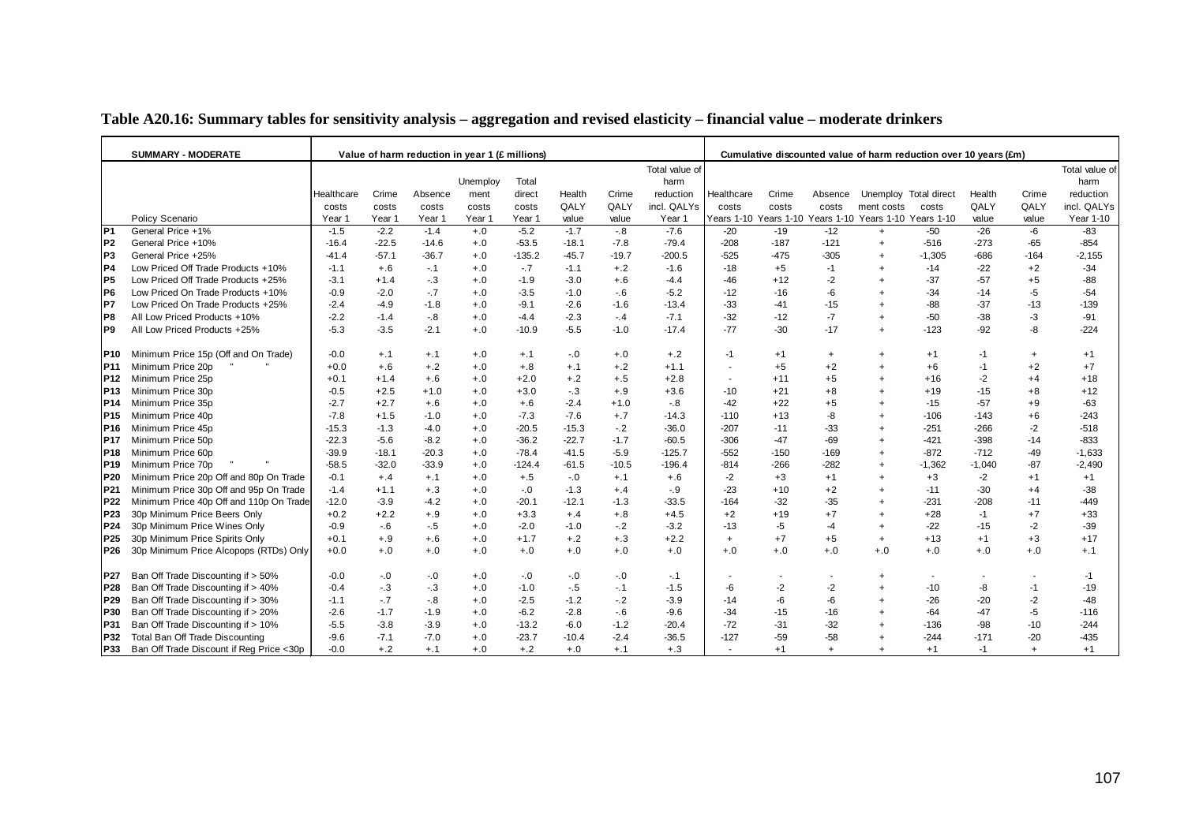# Table A20.16: Summary tables for sensitivity analysis – aggregation and revised elasticity – financial value – moderate drinkers

| | SUMMARY - MODERATE | Value of harm reduction in year 1 (£ millions) | | | | | | | | Cumulative discounted value of harm reduction over 10 years (£m) | | | | | | | |
|---|---|---|---|---|---|---|---|---|---|---|---|---|---|---|---|---|---|
| | Policy Scenario | Healthcare costs Year 1 | Crime costs Year 1 | Absence costs Year 1 | Unemployment costs Year 1 | Total direct costs Year 1 | Health QALY value | Crime QALY value | Total value of harm reduction incl. QALYs Year 1 | Healthcare costs Years 1-10 | Crime costs Years 1-10 | Absence costs Years 1-10 | Unemployment costs Years 1-10 | Total direct costs Years 1-10 | Health QALY value | Crime QALY value | Total value of harm reduction incl. QALYs Year 1-10 |
| P1 | General Price +1% | -1.5 | -2.2 | -1.4 | +.0 | -5.2 | -1.7 | -.8 | -7.6 | -20 | -19 | -12 | + | -50 | -26 | -6 | -83 |
| P2 | General Price +10% | -16.4 | -22.5 | -14.6 | +.0 | -53.5 | -18.1 | -7.8 | -79.4 | -208 | -187 | -121 | + | -516 | -273 | -65 | -854 |
| P3 | General Price +25% | -41.4 | -57.1 | -36.7 | +.0 | -135.2 | -45.7 | -19.7 | -200.5 | -525 | -475 | -305 | + | -1,305 | -686 | -164 | -2,155 |
| P4 | Low Priced Off Trade Products +10% | -1.1 | +.6 | -.1 | +.0 | -.7 | -1.1 | +.2 | -1.6 | -18 | +5 | -1 | + | -14 | -22 | +2 | -34 |
| P5 | Low Priced Off Trade Products +25% | -3.1 | +1.4 | -.3 | +.0 | -1.9 | -3.0 | +.6 | -4.4 | -46 | +12 | -2 | + | -37 | -57 | +5 | -88 |
| P6 | Low Priced On Trade Products +10% | -0.9 | -2.0 | -.7 | +.0 | -3.5 | -1.0 | -.6 | -5.2 | -12 | -16 | -6 | + | -34 | -14 | -5 | -54 |
| P7 | Low Priced On Trade Products +25% | -2.4 | -4.9 | -1.8 | +.0 | -9.1 | -2.6 | -1.6 | -13.4 | -33 | -41 | -15 | + | -88 | -37 | -13 | -139 |
| P8 | All Low Priced Products +10% | -2.2 | -1.4 | -.8 | +.0 | -4.4 | -2.3 | -.4 | -7.1 | -32 | -12 | -7 | + | -50 | -38 | -3 | -91 |
| P9 | All Low Priced Products +25% | -5.3 | -3.5 | -2.1 | +.0 | -10.9 | -5.5 | -1.0 | -17.4 | -77 | -30 | -17 | + | -123 | -92 | -8 | -224 |
| P10 | Minimum Price 15p (Off and On Trade) | -0.0 | +.1 | +.1 | +.0 | +.1 | -.0 | +.0 | +.2 | -1 | +1 | + | + | +1 | -1 | + | +1 |
| P11 | Minimum Price 20p " " | +0.0 | +.6 | +.2 | +.0 | +.8 | +.1 | +.2 | +1.1 | - | +5 | +2 | + | +6 | -1 | +2 | +7 |
| P12 | Minimum Price 25p | +0.1 | +1.4 | +.6 | +.0 | +2.0 | +.2 | +.5 | +2.8 | - | +11 | +5 | + | +16 | -2 | +4 | +18 |
| P13 | Minimum Price 30p | -0.5 | +2.5 | +1.0 | +.0 | +3.0 | -.3 | +.9 | +3.6 | -10 | +21 | +8 | + | +19 | -15 | +8 | +12 |
| P14 | Minimum Price 35p | -2.7 | +2.7 | +.6 | +.0 | +.6 | -2.4 | +1.0 | -.8 | -42 | +22 | +5 | + | -15 | -57 | +9 | -63 |
| P15 | Minimum Price 40p | -7.8 | +1.5 | -1.0 | +.0 | -7.3 | -7.6 | +.7 | -14.3 | -110 | +13 | -8 | + | -106 | -143 | +6 | -243 |
| P16 | Minimum Price 45p | -15.3 | -1.3 | -4.0 | +.0 | -20.5 | -15.3 | -.2 | -36.0 | -207 | -11 | -33 | + | -251 | -266 | -2 | -518 |
| P17 | Minimum Price 50p | -22.3 | -5.6 | -8.2 | +.0 | -36.2 | -22.7 | -1.7 | -60.5 | -306 | -47 | -69 | + | -421 | -398 | -14 | -833 |
| P18 | Minimum Price 60p | -39.9 | -18.1 | -20.3 | +.0 | -78.4 | -41.5 | -5.9 | -125.7 | -552 | -150 | -169 | + | -872 | -712 | -49 | -1,633 |
| P19 | Minimum Price 70p " " | -58.5 | -32.0 | -33.9 | +.0 | -124.4 | -61.5 | -10.5 | -196.4 | -814 | -266 | -282 | + | -1,362 | -1,040 | -87 | -2,490 |
| P20 | Minimum Price 20p Off and 80p On Trade | -0.1 | +.4 | +.1 | +.0 | +.5 | -.0 | +.1 | +.6 | -2 | +3 | +1 | + | +3 | -2 | +1 | +1 |
| P21 | Minimum Price 30p Off and 95p On Trade | -1.4 | +1.1 | +.3 | +.0 | -.0 | -1.3 | +.4 | -.9 | -23 | +10 | +2 | + | -11 | -30 | +4 | -38 |
| P22 | Minimum Price 40p Off and 110p On Trade | -12.0 | -3.9 | -4.2 | +.0 | -20.1 | -12.1 | -1.3 | -33.5 | -164 | -32 | -35 | + | -231 | -208 | -11 | -449 |
| P23 | 30p Minimum Price Beers Only | +0.2 | +2.2 | +.9 | +.0 | +3.3 | +.4 | +.8 | +4.5 | +2 | +19 | +7 | + | +28 | -1 | +7 | +33 |
| P24 | 30p Minimum Price Wines Only | -0.9 | -.6 | -.5 | +.0 | -2.0 | -1.0 | -.2 | -3.2 | -13 | -5 | -4 | + | -22 | -15 | -2 | -39 |
| P25 | 30p Minimum Price Spirits Only | +0.1 | +.9 | +.6 | +.0 | +1.7 | +.2 | +.3 | +2.2 | + | +7 | +5 | + | +13 | +1 | +3 | +17 |
| P26 | 30p Minimum Price Alcopops (RTDs) Only | +0.0 | +.0 | +.0 | +.0 | +.0 | +.0 | +.0 | +.0 | +.0 | +.0 | +.0 | +.0 | +.0 | +.0 | +.0 | +.1 |
| P27 | Ban Off Trade Discounting if > 50% | -0.0 | -.0 | -.0 | +.0 | -.0 | -.0 | -.0 | -.1 | - | - | - | + | - | - | - | -1 |
| P28 | Ban Off Trade Discounting if > 40% | -0.4 | -.3 | -.3 | +.0 | -1.0 | -.5 | -.1 | -1.5 | -6 | -2 | -2 | + | -10 | -8 | -1 | -19 |
| P29 | Ban Off Trade Discounting if > 30% | -1.1 | -.7 | -.8 | +.0 | -2.5 | -1.2 | -.2 | -3.9 | -14 | -6 | -6 | + | -26 | -20 | -2 | -48 |
| P30 | Ban Off Trade Discounting if > 20% | -2.6 | -1.7 | -1.9 | +.0 | -6.2 | -2.8 | -.6 | -9.6 | -34 | -15 | -16 | + | -64 | -47 | -5 | -116 |
| P31 | Ban Off Trade Discounting if > 10% | -5.5 | -3.8 | -3.9 | +.0 | -13.2 | -6.0 | -1.2 | -20.4 | -72 | -31 | -32 | + | -136 | -98 | -10 | -244 |
| P32 | Total Ban Off Trade Discounting | -9.6 | -7.1 | -7.0 | +.0 | -23.7 | -10.4 | -2.4 | -36.5 | -127 | -59 | -58 | + | -244 | -171 | -20 | -435 |
| P33 | Ban Off Trade Discount if Reg Price <30p | -0.0 | +.2 | +.1 | +.0 | +.2 | +.0 | +.1 | +.3 | - | +1 | + | + | +1 | -1 | + | +1 |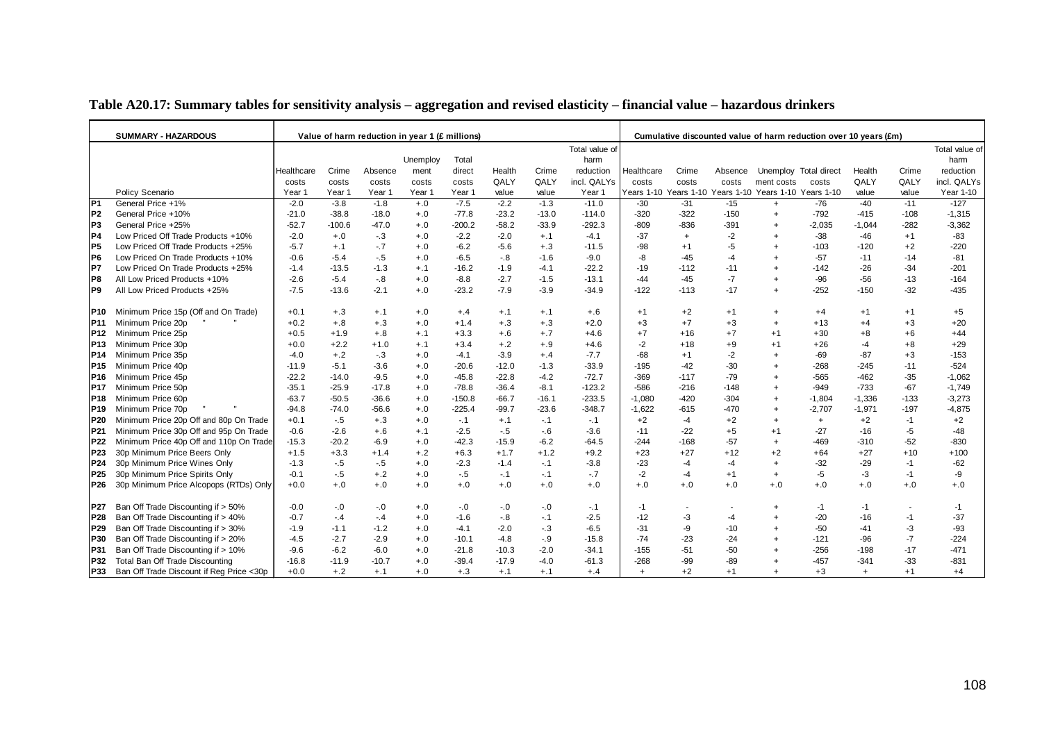# Table A20.17: Summary tables for sensitivity analysis – aggregation and revised elasticity – financial value – hazardous drinkers

| | SUMMARY - HAZARDOUS | Value of harm reduction in year 1 (£ millions) | | | | | | | | Cumulative discounted value of harm reduction over 10 years (£m) | | | | | | | |
|---|---|---|---|---|---|---|---|---|---|---|---|---|---|---|---|---|---|
| | Policy Scenario | Healthcare costs Year 1 | Crime costs Year 1 | Absence costs Year 1 | Unemployment costs Year 1 | Total direct costs Year 1 | Health QALY value | Crime QALY value | Total value of harm reduction incl. QALYs Year 1 | Healthcare costs Years 1-10 | Crime costs Years 1-10 | Absence costs Years 1-10 | Unemployment costs Years 1-10 | Total direct costs Years 1-10 | Health QALY value | Crime QALY value | Total value of harm reduction incl. QALYs Year 1-10 |
| P1 | General Price +1% | -2.0 | -3.8 | -1.8 | +.0 | -7.5 | -2.2 | -1.3 | -11.0 | -30 | -31 | -15 | + | -76 | -40 | -11 | -127 |
| P2 | General Price +10% | -21.0 | -38.8 | -18.0 | +.0 | -77.8 | -23.2 | -13.0 | -114.0 | -320 | -322 | -150 | + | -792 | -415 | -108 | -1,315 |
| P3 | General Price +25% | -52.7 | -100.6 | -47.0 | +.0 | -200.2 | -58.2 | -33.9 | -292.3 | -809 | -836 | -391 | + | -2,035 | -1,044 | -282 | -3,362 |
| P4 | Low Priced Off Trade Products +10% | -2.0 | +.0 | -.3 | +.0 | -2.2 | -2.0 | +.1 | -4.1 | -37 | + | -2 | + | -38 | -46 | +1 | -83 |
| P5 | Low Priced Off Trade Products +25% | -5.7 | +.1 | -.7 | +.0 | -6.2 | -5.6 | +.3 | -11.5 | -98 | +1 | -5 | + | -103 | -120 | +2 | -220 |
| P6 | Low Priced On Trade Products +10% | -0.6 | -5.4 | -.5 | +.0 | -6.5 | -.8 | -1.6 | -9.0 | -8 | -45 | -4 | + | -57 | -11 | -14 | -81 |
| P7 | Low Priced On Trade Products +25% | -1.4 | -13.5 | -1.3 | +.1 | -16.2 | -1.9 | -4.1 | -22.2 | -19 | -112 | -11 | + | -142 | -26 | -34 | -201 |
| P8 | All Low Priced Products +10% | -2.6 | -5.4 | -.8 | +.0 | -8.8 | -2.7 | -1.5 | -13.1 | -44 | -45 | -7 | + | -96 | -56 | -13 | -164 |
| P9 | All Low Priced Products +25% | -7.5 | -13.6 | -2.1 | +.0 | -23.2 | -7.9 | -3.9 | -34.9 | -122 | -113 | -17 | + | -252 | -150 | -32 | -435 |
| P10 | Minimum Price 15p (Off and On Trade) | +0.1 | +.3 | +.1 | +.0 | +.4 | +.1 | +.1 | +.6 | +1 | +2 | +1 | + | +4 | +1 | +1 | +5 |
| P11 | Minimum Price 20p " " | +0.2 | +.8 | +.3 | +.0 | +1.4 | +.3 | +.3 | +2.0 | +3 | +7 | +3 | + | +13 | +4 | +3 | +20 |
| P12 | Minimum Price 25p | +0.5 | +1.9 | +.8 | +.1 | +3.3 | +.6 | +.7 | +4.6 | +7 | +16 | +7 | +1 | +30 | +8 | +6 | +44 |
| P13 | Minimum Price 30p | +0.0 | +2.2 | +1.0 | +.1 | +3.4 | +.2 | +.9 | +4.6 | -2 | +18 | +9 | +1 | +26 | -4 | +8 | +29 |
| P14 | Minimum Price 35p | -4.0 | +.2 | -.3 | +.0 | -4.1 | -3.9 | +.4 | -7.7 | -68 | +1 | -2 | + | -69 | -87 | +3 | -153 |
| P15 | Minimum Price 40p | -11.9 | -5.1 | -3.6 | +.0 | -20.6 | -12.0 | -1.3 | -33.9 | -195 | -42 | -30 | + | -268 | -245 | -11 | -524 |
| P16 | Minimum Price 45p | -22.2 | -14.0 | -9.5 | +.0 | -45.8 | -22.8 | -4.2 | -72.7 | -369 | -117 | -79 | + | -565 | -462 | -35 | -1,062 |
| P17 | Minimum Price 50p | -35.1 | -25.9 | -17.8 | +.0 | -78.8 | -36.4 | -8.1 | -123.2 | -586 | -216 | -148 | + | -949 | -733 | -67 | -1,749 |
| P18 | Minimum Price 60p | -63.7 | -50.5 | -36.6 | +.0 | -150.8 | -66.7 | -16.1 | -233.5 | -1,080 | -420 | -304 | + | -1,804 | -1,336 | -133 | -3,273 |
| P19 | Minimum Price 70p " " | -94.8 | -74.0 | -56.6 | +.0 | -225.4 | -99.7 | -23.6 | -348.7 | -1,622 | -615 | -470 | + | -2,707 | -1,971 | -197 | -4,875 |
| P20 | Minimum Price 20p Off and 80p On Trade | +0.1 | -.5 | +.3 | +.0 | -.1 | +.1 | -.1 | -.1 | +2 | -4 | +2 | + | + | +2 | -1 | +2 |
| P21 | Minimum Price 30p Off and 95p On Trade | -0.6 | -2.6 | +.6 | +.1 | -2.5 | -.5 | -.6 | -3.6 | -11 | -22 | +5 | +1 | -27 | -16 | -5 | -48 |
| P22 | Minimum Price 40p Off and 110p On Trade | -15.3 | -20.2 | -6.9 | +.0 | -42.3 | -15.9 | -6.2 | -64.5 | -244 | -168 | -57 | + | -469 | -310 | -52 | -830 |
| P23 | 30p Minimum Price Beers Only | +1.5 | +3.3 | +1.4 | +.2 | +6.3 | +1.7 | +1.2 | +9.2 | +23 | +27 | +12 | +2 | +64 | +27 | +10 | +100 |
| P24 | 30p Minimum Price Wines Only | -1.3 | -.5 | -.5 | +.0 | -2.3 | -1.4 | -.1 | -3.8 | -23 | -4 | -4 | + | -32 | -29 | -1 | -62 |
| P25 | 30p Minimum Price Spirits Only | -0.1 | -.5 | +.2 | +.0 | -.5 | -.1 | -.1 | -.7 | -2 | -4 | +1 | + | -5 | -3 | -1 | -9 |
| P26 | 30p Minimum Price Alcopops (RTDs) Only | +0.0 | +.0 | +.0 | +.0 | +.0 | +.0 | +.0 | +.0 | +.0 | +.0 | +.0 | +.0 | +.0 | +.0 | +.0 | +.0 |
| P27 | Ban Off Trade Discounting if > 50% | -0.0 | -.0 | -.0 | +.0 | -.0 | -.0 | -.0 | -.1 | -1 | - | - | + | -1 | -1 | - | -1 |
| P28 | Ban Off Trade Discounting if > 40% | -0.7 | -.4 | -.4 | +.0 | -1.6 | -.8 | -.1 | -2.5 | -12 | -3 | -4 | + | -20 | -16 | -1 | -37 |
| P29 | Ban Off Trade Discounting if > 30% | -1.9 | -1.1 | -1.2 | +.0 | -4.1 | -2.0 | -.3 | -6.5 | -31 | -9 | -10 | + | -50 | -41 | -3 | -93 |
| P30 | Ban Off Trade Discounting if > 20% | -4.5 | -2.7 | -2.9 | +.0 | -10.1 | -4.8 | -.9 | -15.8 | -74 | -23 | -24 | + | -121 | -96 | -7 | -224 |
| P31 | Ban Off Trade Discounting if > 10% | -9.6 | -6.2 | -6.0 | +.0 | -21.8 | -10.3 | -2.0 | -34.1 | -155 | -51 | -50 | + | -256 | -198 | -17 | -471 |
| P32 | Total Ban Off Trade Discounting | -16.8 | -11.9 | -10.7 | +.0 | -39.4 | -17.9 | -4.0 | -61.3 | -268 | -99 | -89 | + | -457 | -341 | -33 | -831 |
| P33 | Ban Off Trade Discount if Reg Price <30p | +0.0 | +.2 | +.1 | +.0 | +.3 | +.1 | +.1 | +.4 | + | +2 | +1 | + | +3 | + | +1 | +4 |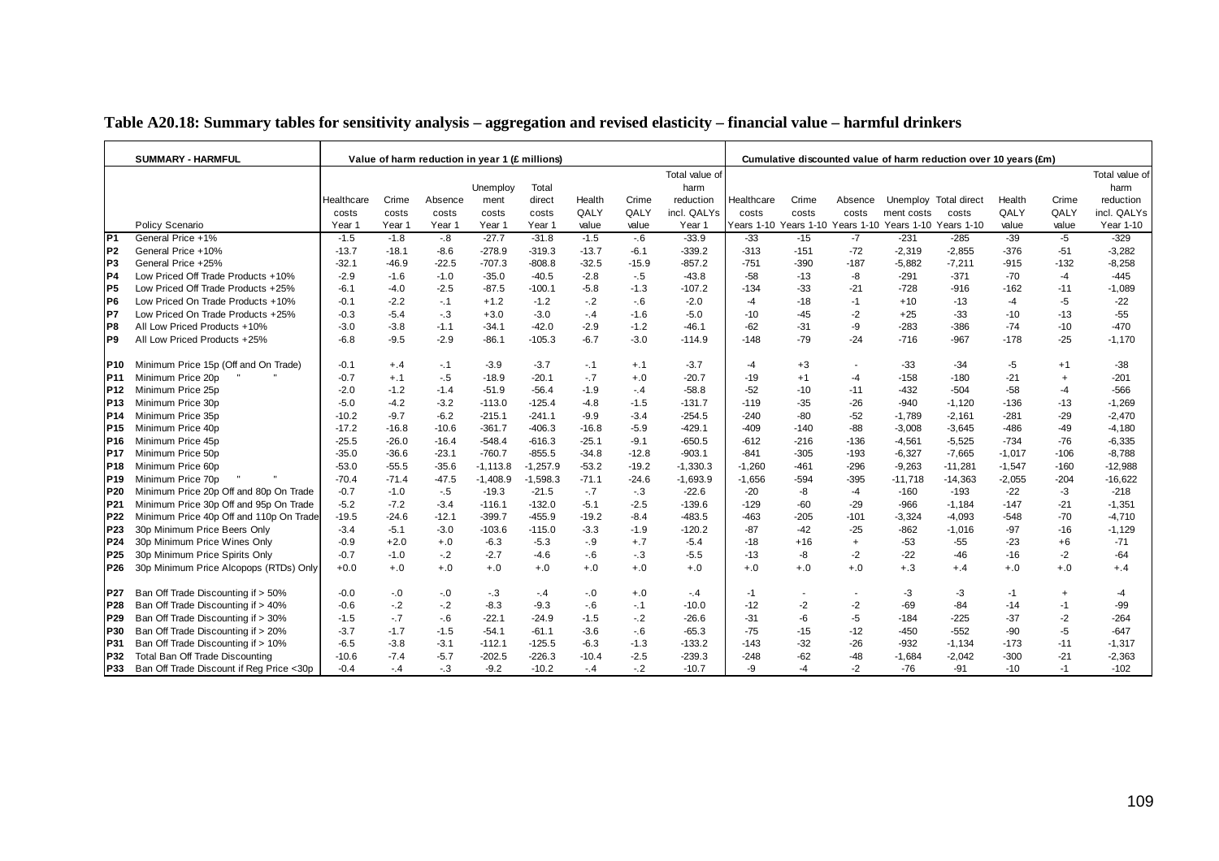**Table A20.18: Summary tables for sensitivity analysis – aggregation and revised elasticity – financial value – harmful drinkers**

| | SUMMARY - HARMFUL | Value of harm reduction in year 1 (£ millions) | | | | | | | | Cumulative discounted value of harm reduction over 10 years (£m) | | | | | | | |
|---|---|---|---|---|---|---|---|---|---|---|---|---|---|---|---|---|---|
| | Policy Scenario | Healthcare costs Year 1 | Crime costs Year 1 | Absence costs Year 1 | Unemploy ment costs Year 1 | Total direct costs Year 1 | Health QALY value | Crime QALY value | Total value of harm reduction incl. QALYs Year 1 | Healthcare costs Years 1-10 | Crime costs Years 1-10 | Absence costs Years 1-10 | Unemploy ment costs Years 1-10 | Total direct costs Years 1-10 | Health QALY value | Crime QALY value | Total value of harm reduction incl. QALYs Year 1-10 |
| P1 | General Price +1% | -1.5 | -1.8 | -.8 | -27.7 | -31.8 | -1.5 | -.6 | -33.9 | -33 | -15 | -7 | -231 | -285 | -39 | -5 | -329 |
| P2 | General Price +10% | -13.7 | -18.1 | -8.6 | -278.9 | -319.3 | -13.7 | -6.1 | -339.2 | -313 | -151 | -72 | -2,319 | -2,855 | -376 | -51 | -3,282 |
| P3 | General Price +25% | -32.1 | -46.9 | -22.5 | -707.3 | -808.8 | -32.5 | -15.9 | -857.2 | -751 | -390 | -187 | -5,882 | -7,211 | -915 | -132 | -8,258 |
| P4 | Low Priced Off Trade Products +10% | -2.9 | -1.6 | -1.0 | -35.0 | -40.5 | -2.8 | -.5 | -43.8 | -58 | -13 | -8 | -291 | -371 | -70 | -4 | -445 |
| P5 | Low Priced Off Trade Products +25% | -6.1 | -4.0 | -2.5 | -87.5 | -100.1 | -5.8 | -1.3 | -107.2 | -134 | -33 | -21 | -728 | -916 | -162 | -11 | -1,089 |
| P6 | Low Priced On Trade Products +10% | -0.1 | -2.2 | -.1 | +1.2 | -1.2 | -.2 | -.6 | -2.0 | -4 | -18 | -1 | +10 | -13 | -4 | -5 | -22 |
| P7 | Low Priced On Trade Products +25% | -0.3 | -5.4 | -.3 | +3.0 | -3.0 | -.4 | -1.6 | -5.0 | -10 | -45 | -2 | +25 | -33 | -10 | -13 | -55 |
| P8 | All Low Priced Products +10% | -3.0 | -3.8 | -1.1 | -34.1 | -42.0 | -2.9 | -1.2 | -46.1 | -62 | -31 | -9 | -283 | -386 | -74 | -10 | -470 |
| P9 | All Low Priced Products +25% | -6.8 | -9.5 | -2.9 | -86.1 | -105.3 | -6.7 | -3.0 | -114.9 | -148 | -79 | -24 | -716 | -967 | -178 | -25 | -1,170 |
| P10 | Minimum Price 15p (Off and On Trade) | -0.1 | +.4 | -.1 | -3.9 | -3.7 | -.1 | +.1 | -3.7 | -4 | +3 | - | -33 | -34 | -5 | +1 | -38 |
| P11 | Minimum Price 20p " " | -0.7 | +.1 | -.5 | -18.9 | -20.1 | -.7 | +.0 | -20.7 | -19 | +1 | -4 | -158 | -180 | -21 | + | -201 |
| P12 | Minimum Price 25p | -2.0 | -1.2 | -1.4 | -51.9 | -56.4 | -1.9 | -.4 | -58.8 | -52 | -10 | -11 | -432 | -504 | -58 | -4 | -566 |
| P13 | Minimum Price 30p | -5.0 | -4.2 | -3.2 | -113.0 | -125.4 | -4.8 | -1.5 | -131.7 | -119 | -35 | -26 | -940 | -1,120 | -136 | -13 | -1,269 |
| P14 | Minimum Price 35p | -10.2 | -9.7 | -6.2 | -215.1 | -241.1 | -9.9 | -3.4 | -254.5 | -240 | -80 | -52 | -1,789 | -2,161 | -281 | -29 | -2,470 |
| P15 | Minimum Price 40p | -17.2 | -16.8 | -10.6 | -361.7 | -406.3 | -16.8 | -5.9 | -429.1 | -409 | -140 | -88 | -3,008 | -3,645 | -486 | -49 | -4,180 |
| P16 | Minimum Price 45p | -25.5 | -26.0 | -16.4 | -548.4 | -616.3 | -25.1 | -9.1 | -650.5 | -612 | -216 | -136 | -4,561 | -5,525 | -734 | -76 | -6,335 |
| P17 | Minimum Price 50p | -35.0 | -36.6 | -23.1 | -760.7 | -855.5 | -34.8 | -12.8 | -903.1 | -841 | -305 | -193 | -6,327 | -7,665 | -1,017 | -106 | -8,788 |
| P18 | Minimum Price 60p | -53.0 | -55.5 | -35.6 | -1,113.8 | -1,257.9 | -53.2 | -19.2 | -1,330.3 | -1,260 | -461 | -296 | -9,263 | -11,281 | -1,547 | -160 | -12,988 |
| P19 | Minimum Price 70p " " | -70.4 | -71.4 | -47.5 | -1,408.9 | -1,598.3 | -71.1 | -24.6 | -1,693.9 | -1,656 | -594 | -395 | -11,718 | -14,363 | -2,055 | -204 | -16,622 |
| P20 | Minimum Price 20p Off and 80p On Trade | -0.7 | -1.0 | -.5 | -19.3 | -21.5 | -.7 | -.3 | -22.6 | -20 | -8 | -4 | -160 | -193 | -22 | -3 | -218 |
| P21 | Minimum Price 30p Off and 95p On Trade | -5.2 | -7.2 | -3.4 | -116.1 | -132.0 | -5.1 | -2.5 | -139.6 | -129 | -60 | -29 | -966 | -1,184 | -147 | -21 | -1,351 |
| P22 | Minimum Price 40p Off and 110p On Trade | -19.5 | -24.6 | -12.1 | -399.7 | -455.9 | -19.2 | -8.4 | -483.5 | -463 | -205 | -101 | -3,324 | -4,093 | -548 | -70 | -4,710 |
| P23 | 30p Minimum Price Beers Only | -3.4 | -5.1 | -3.0 | -103.6 | -115.0 | -3.3 | -1.9 | -120.2 | -87 | -42 | -25 | -862 | -1,016 | -97 | -16 | -1,129 |
| P24 | 30p Minimum Price Wines Only | -0.9 | +2.0 | +.0 | -6.3 | -5.3 | -.9 | +.7 | -5.4 | -18 | +16 | + | -53 | -55 | -23 | +6 | -71 |
| P25 | 30p Minimum Price Spirits Only | -0.7 | -1.0 | -.2 | -2.7 | -4.6 | -.6 | -.3 | -5.5 | -13 | -8 | -2 | -22 | -46 | -16 | -2 | -64 |
| P26 | 30p Minimum Price Alcopops (RTDs) Only | +0.0 | +.0 | +.0 | +.0 | +.0 | +.0 | +.0 | +.0 | +.0 | +.0 | +.0 | +.3 | +.4 | +.0 | +.0 | +.4 |
| P27 | Ban Off Trade Discounting if > 50% | -0.0 | -.0 | -.0 | -.3 | -.4 | -.0 | +.0 | -.4 | -1 | - | - | -3 | -3 | -1 | + | -4 |
| P28 | Ban Off Trade Discounting if > 40% | -0.6 | -.2 | -.2 | -8.3 | -9.3 | -.6 | -.1 | -10.0 | -12 | -2 | -2 | -69 | -84 | -14 | -1 | -99 |
| P29 | Ban Off Trade Discounting if > 30% | -1.5 | -.7 | -.6 | -22.1 | -24.9 | -1.5 | -.2 | -26.6 | -31 | -6 | -5 | -184 | -225 | -37 | -2 | -264 |
| P30 | Ban Off Trade Discounting if > 20% | -3.7 | -1.7 | -1.5 | -54.1 | -61.1 | -3.6 | -.6 | -65.3 | -75 | -15 | -12 | -450 | -552 | -90 | -5 | -647 |
| P31 | Ban Off Trade Discounting if > 10% | -6.5 | -3.8 | -3.1 | -112.1 | -125.5 | -6.3 | -1.3 | -133.2 | -143 | -32 | -26 | -932 | -1,134 | -173 | -11 | -1,317 |
| P32 | Total Ban Off Trade Discounting | -10.6 | -7.4 | -5.7 | -202.5 | -226.3 | -10.4 | -2.5 | -239.3 | -248 | -62 | -48 | -1,684 | -2,042 | -300 | -21 | -2,363 |
| P33 | Ban Off Trade Discount if Reg Price <30p | -0.4 | -.4 | -.3 | -9.2 | -10.2 | -.4 | -.2 | -10.7 | -9 | -4 | -2 | -76 | -91 | -10 | -1 | -102 |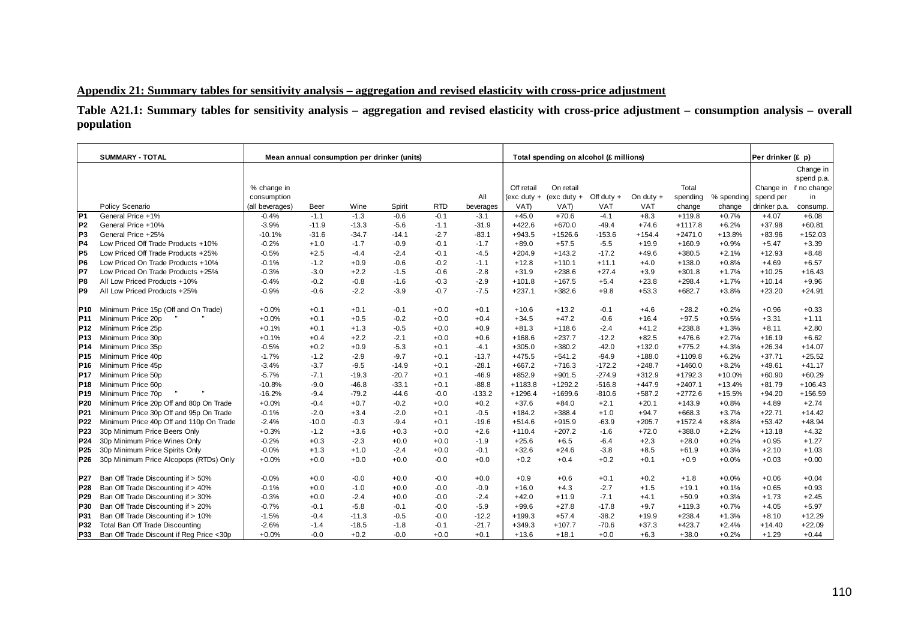## Appendix 21: Summary tables for sensitivity analysis – aggregation and revised elasticity with cross-price adjustment

**Table A21.1: Summary tables for sensitivity analysis – aggregation and revised elasticity with cross-price adjustment – consumption analysis – overall population**

| | SUMMARY - TOTAL | Mean annual consumption per drinker (units) | | | | | | Total spending on alcohol (£ millions) | | | | | | Per drinker (£ p) | |
|---|---|---|---|---|---|---|---|---|---|---|---|---|---|---|---|
| | Policy Scenario | % change in consumption (all beverages) | Beer | Wine | Spirit | RTD | All beverages | Off retail (exc duty + VAT) | On retail (exc duty + VAT) | Off duty + VAT | On duty + VAT | Total spending change | % spending change | Change in spend per drinker p.a. | Change in spend p.a. if no change in consump. |
| P1 | General Price +1% | -0.4% | -1.1 | -1.3 | -0.6 | -0.1 | -3.1 | +45.0 | +70.6 | -4.1 | +8.3 | +119.8 | +0.7% | +4.07 | +6.08 |
| P2 | General Price +10% | -3.9% | -11.9 | -13.3 | -5.6 | -1.1 | -31.9 | +422.6 | +670.0 | -49.4 | +74.6 | +1117.8 | +6.2% | +37.98 | +60.81 |
| P3 | General Price +25% | -10.1% | -31.6 | -34.7 | -14.1 | -2.7 | -83.1 | +943.5 | +1526.6 | -153.6 | +154.4 | +2471.0 | +13.8% | +83.96 | +152.03 |
| P4 | Low Priced Off Trade Products +10% | -0.2% | +1.0 | -1.7 | -0.9 | -0.1 | -1.7 | +89.0 | +57.5 | -5.5 | +19.9 | +160.9 | +0.9% | +5.47 | +3.39 |
| P5 | Low Priced Off Trade Products +25% | -0.5% | +2.5 | -4.4 | -2.4 | -0.1 | -4.5 | +204.9 | +143.2 | -17.2 | +49.6 | +380.5 | +2.1% | +12.93 | +8.48 |
| P6 | Low Priced On Trade Products +10% | -0.1% | -1.2 | +0.9 | -0.6 | -0.2 | -1.1 | +12.8 | +110.1 | +11.1 | +4.0 | +138.0 | +0.8% | +4.69 | +6.57 |
| P7 | Low Priced On Trade Products +25% | -0.3% | -3.0 | +2.2 | -1.5 | -0.6 | -2.8 | +31.9 | +238.6 | +27.4 | +3.9 | +301.8 | +1.7% | +10.25 | +16.43 |
| P8 | All Low Priced Products +10% | -0.4% | -0.2 | -0.8 | -1.6 | -0.3 | -2.9 | +101.8 | +167.5 | +5.4 | +23.8 | +298.4 | +1.7% | +10.14 | +9.96 |
| P9 | All Low Priced Products +25% | -0.9% | -0.6 | -2.2 | -3.9 | -0.7 | -7.5 | +237.1 | +382.6 | +9.8 | +53.3 | +682.7 | +3.8% | +23.20 | +24.91 |
| P10 | Minimum Price 15p (Off and On Trade) | +0.0% | +0.1 | +0.1 | -0.1 | +0.0 | +0.1 | +10.6 | +13.2 | -0.1 | +4.6 | +28.2 | +0.2% | +0.96 | +0.33 |
| P11 | Minimum Price 20p " " | +0.0% | +0.1 | +0.5 | -0.2 | +0.0 | +0.4 | +34.5 | +47.2 | -0.6 | +16.4 | +97.5 | +0.5% | +3.31 | +1.11 |
| P12 | Minimum Price 25p | +0.1% | +0.1 | +1.3 | -0.5 | +0.0 | +0.9 | +81.3 | +118.6 | -2.4 | +41.2 | +238.8 | +1.3% | +8.11 | +2.80 |
| P13 | Minimum Price 30p | +0.1% | +0.4 | +2.2 | -2.1 | +0.0 | +0.6 | +168.6 | +237.7 | -12.2 | +82.5 | +476.6 | +2.7% | +16.19 | +6.62 |
| P14 | Minimum Price 35p | -0.5% | +0.2 | +0.9 | -5.3 | +0.1 | -4.1 | +305.0 | +380.2 | -42.0 | +132.0 | +775.2 | +4.3% | +26.34 | +14.07 |
| P15 | Minimum Price 40p | -1.7% | -1.2 | -2.9 | -9.7 | +0.1 | -13.7 | +475.5 | +541.2 | -94.9 | +188.0 | +1109.8 | +6.2% | +37.71 | +25.52 |
| P16 | Minimum Price 45p | -3.4% | -3.7 | -9.5 | -14.9 | +0.1 | -28.1 | +667.2 | +716.3 | -172.2 | +248.7 | +1460.0 | +8.2% | +49.61 | +41.17 |
| P17 | Minimum Price 50p | -5.7% | -7.1 | -19.3 | -20.7 | +0.1 | -46.9 | +852.9 | +901.5 | -274.9 | +312.9 | +1792.3 | +10.0% | +60.90 | +60.29 |
| P18 | Minimum Price 60p | -10.8% | -9.0 | -46.8 | -33.1 | +0.1 | -88.8 | +1183.8 | +1292.2 | -516.8 | +447.9 | +2407.1 | +13.4% | +81.79 | +106.43 |
| P19 | Minimum Price 70p " " | -16.2% | -9.4 | -79.2 | -44.6 | -0.0 | -133.2 | +1296.4 | +1699.6 | -810.6 | +587.2 | +2772.6 | +15.5% | +94.20 | +156.59 |
| P20 | Minimum Price 20p Off and 80p On Trade | +0.0% | -0.4 | +0.7 | -0.2 | +0.0 | +0.2 | +37.6 | +84.0 | +2.1 | +20.1 | +143.9 | +0.8% | +4.89 | +2.74 |
| P21 | Minimum Price 30p Off and 95p On Trade | -0.1% | -2.0 | +3.4 | -2.0 | +0.1 | -0.5 | +184.2 | +388.4 | +1.0 | +94.7 | +668.3 | +3.7% | +22.71 | +14.42 |
| P22 | Minimum Price 40p Off and 110p On Trade | -2.4% | -10.0 | -0.3 | -9.4 | +0.1 | -19.6 | +514.6 | +915.9 | -63.9 | +205.7 | +1572.4 | +8.8% | +53.42 | +48.94 |
| P23 | 30p Minimum Price Beers Only | +0.3% | -1.2 | +3.6 | +0.3 | +0.0 | +2.6 | +110.4 | +207.2 | -1.6 | +72.0 | +388.0 | +2.2% | +13.18 | +4.32 |
| P24 | 30p Minimum Price Wines Only | -0.2% | +0.3 | -2.3 | +0.0 | +0.0 | -1.9 | +25.6 | +6.5 | -6.4 | +2.3 | +28.0 | +0.2% | +0.95 | +1.27 |
| P25 | 30p Minimum Price Spirits Only | -0.0% | +1.3 | +1.0 | -2.4 | +0.0 | -0.1 | +32.6 | +24.6 | -3.8 | +8.5 | +61.9 | +0.3% | +2.10 | +1.03 |
| P26 | 30p Minimum Price Alcopops (RTDs) Only | +0.0% | +0.0 | +0.0 | +0.0 | -0.0 | +0.0 | +0.2 | +0.4 | +0.2 | +0.1 | +0.9 | +0.0% | +0.03 | +0.00 |
| P27 | Ban Off Trade Discounting if > 50% | -0.0% | +0.0 | -0.0 | +0.0 | -0.0 | +0.0 | +0.9 | +0.6 | +0.1 | +0.2 | +1.8 | +0.0% | +0.06 | +0.04 |
| P28 | Ban Off Trade Discounting if > 40% | -0.1% | +0.0 | -1.0 | +0.0 | -0.0 | -0.9 | +16.0 | +4.3 | -2.7 | +1.5 | +19.1 | +0.1% | +0.65 | +0.93 |
| P29 | Ban Off Trade Discounting if > 30% | -0.3% | +0.0 | -2.4 | +0.0 | -0.0 | -2.4 | +42.0 | +11.9 | -7.1 | +4.1 | +50.9 | +0.3% | +1.73 | +2.45 |
| P30 | Ban Off Trade Discounting if > 20% | -0.7% | -0.1 | -5.8 | -0.1 | -0.0 | -5.9 | +99.6 | +27.8 | -17.8 | +9.7 | +119.3 | +0.7% | +4.05 | +5.97 |
| P31 | Ban Off Trade Discounting if > 10% | -1.5% | -0.4 | -11.3 | -0.5 | -0.0 | -12.2 | +199.3 | +57.4 | -38.2 | +19.9 | +238.4 | +1.3% | +8.10 | +12.29 |
| P32 | Total Ban Off Trade Discounting | -2.6% | -1.4 | -18.5 | -1.8 | -0.1 | -21.7 | +349.3 | +107.7 | -70.6 | +37.3 | +423.7 | +2.4% | +14.40 | +22.09 |
| P33 | Ban Off Trade Discount if Reg Price <30p | +0.0% | -0.0 | +0.2 | -0.0 | +0.0 | +0.1 | +13.6 | +18.1 | +0.0 | +6.3 | +38.0 | +0.2% | +1.29 | +0.44 |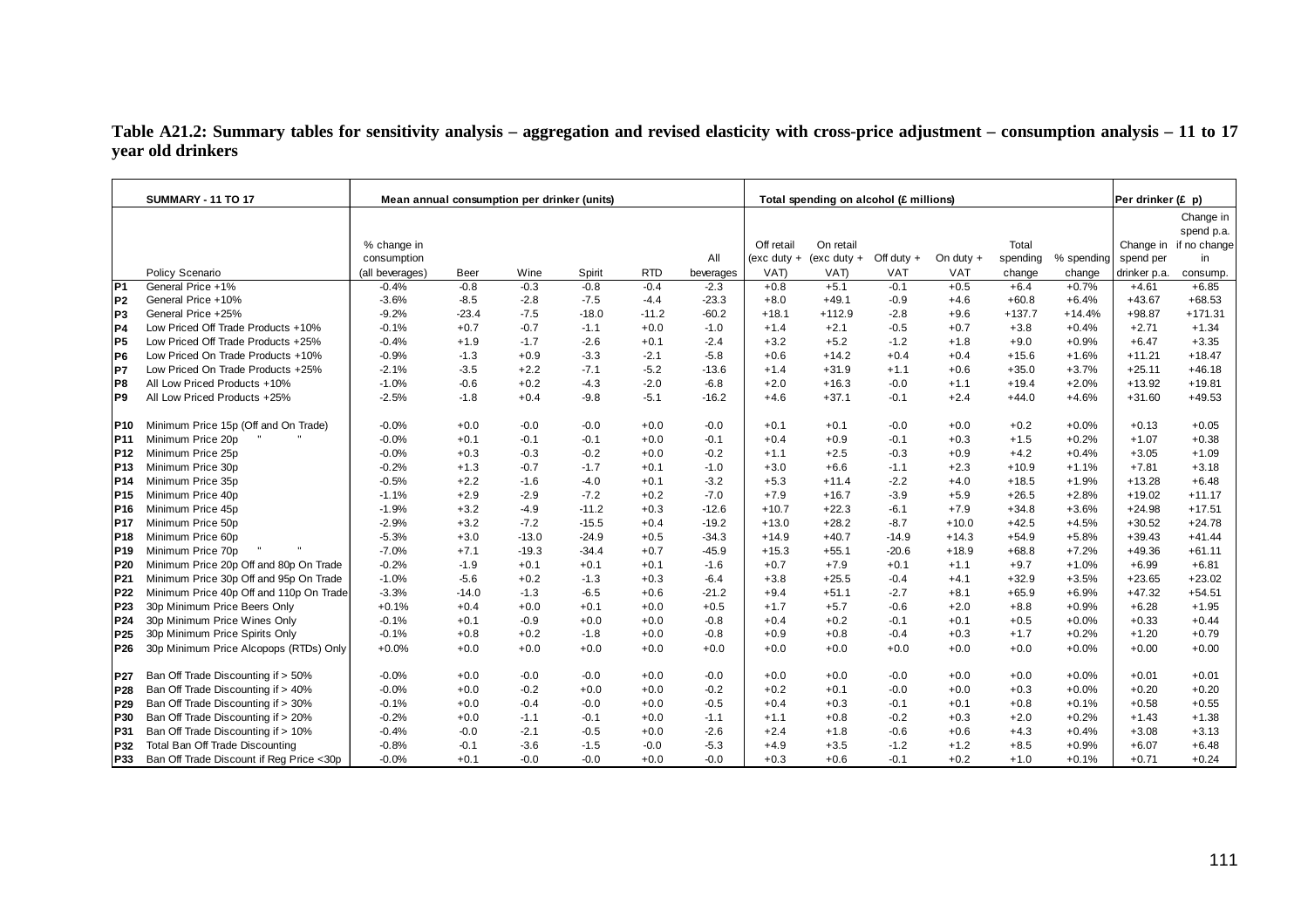**Table A21.2: Summary tables for sensitivity analysis – aggregation and revised elasticity with cross-price adjustment – consumption analysis – 11 to 17 year old drinkers**

| | SUMMARY - 11 TO 17 | Mean annual consumption per drinker (units) | | | | | | Total spending on alcohol (£ millions) | | | | | | Per drinker (£ p) | |
|---|---|---|---|---|---|---|---|---|---|---|---|---|---|---|---|
| | Policy Scenario | % change in consumption (all beverages) | Beer | Wine | Spirit | RTD | All beverages | Off retail (exc duty + VAT) | On retail (exc duty + VAT) | Off duty + VAT | On duty + VAT | Total spending change | % spending change | Change in spend per drinker p.a. | Change in spend p.a. if no change in consump. |
| P1 | General Price +1% | -0.4% | -0.8 | -0.3 | -0.8 | -0.4 | -2.3 | +0.8 | +5.1 | -0.1 | +0.5 | +6.4 | +0.7% | +4.61 | +6.85 |
| P2 | General Price +10% | -3.6% | -8.5 | -2.8 | -7.5 | -4.4 | -23.3 | +8.0 | +49.1 | -0.9 | +4.6 | +60.8 | +6.4% | +43.67 | +68.53 |
| P3 | General Price +25% | -9.2% | -23.4 | -7.5 | -18.0 | -11.2 | -60.2 | +18.1 | +112.9 | -2.8 | +9.6 | +137.7 | +14.4% | +98.87 | +171.31 |
| P4 | Low Priced Off Trade Products +10% | -0.1% | +0.7 | -0.7 | -1.1 | +0.0 | -1.0 | +1.4 | +2.1 | -0.5 | +0.7 | +3.8 | +0.4% | +2.71 | +1.34 |
| P5 | Low Priced Off Trade Products +25% | -0.4% | +1.9 | -1.7 | -2.6 | +0.1 | -2.4 | +3.2 | +5.2 | -1.2 | +1.8 | +9.0 | +0.9% | +6.47 | +3.35 |
| P6 | Low Priced On Trade Products +10% | -0.9% | -1.3 | +0.9 | -3.3 | -2.1 | -5.8 | +0.6 | +14.2 | +0.4 | +0.4 | +15.6 | +1.6% | +11.21 | +18.47 |
| P7 | Low Priced On Trade Products +25% | -2.1% | -3.5 | +2.2 | -7.1 | -5.2 | -13.6 | +1.4 | +31.9 | +1.1 | +0.6 | +35.0 | +3.7% | +25.11 | +46.18 |
| P8 | All Low Priced Products +10% | -1.0% | -0.6 | +0.2 | -4.3 | -2.0 | -6.8 | +2.0 | +16.3 | -0.0 | +1.1 | +19.4 | +2.0% | +13.92 | +19.81 |
| P9 | All Low Priced Products +25% | -2.5% | -1.8 | +0.4 | -9.8 | -5.1 | -16.2 | +4.6 | +37.1 | -0.1 | +2.4 | +44.0 | +4.6% | +31.60 | +49.53 |
| P10 | Minimum Price 15p (Off and On Trade) | -0.0% | +0.0 | -0.0 | -0.0 | +0.0 | -0.0 | +0.1 | +0.1 | -0.0 | +0.0 | +0.2 | +0.0% | +0.13 | +0.05 |
| P11 | Minimum Price 20p " " | -0.0% | +0.1 | -0.1 | -0.1 | +0.0 | -0.1 | +0.4 | +0.9 | -0.1 | +0.3 | +1.5 | +0.2% | +1.07 | +0.38 |
| P12 | Minimum Price 25p | -0.0% | +0.3 | -0.3 | -0.2 | +0.0 | -0.2 | +1.1 | +2.5 | -0.3 | +0.9 | +4.2 | +0.4% | +3.05 | +1.09 |
| P13 | Minimum Price 30p | -0.2% | +1.3 | -0.7 | -1.7 | +0.1 | -1.0 | +3.0 | +6.6 | -1.1 | +2.3 | +10.9 | +1.1% | +7.81 | +3.18 |
| P14 | Minimum Price 35p | -0.5% | +2.2 | -1.6 | -4.0 | +0.1 | -3.2 | +5.3 | +11.4 | -2.2 | +4.0 | +18.5 | +1.9% | +13.28 | +6.48 |
| P15 | Minimum Price 40p | -1.1% | +2.9 | -2.9 | -7.2 | +0.2 | -7.0 | +7.9 | +16.7 | -3.9 | +5.9 | +26.5 | +2.8% | +19.02 | +11.17 |
| P16 | Minimum Price 45p | -1.9% | +3.2 | -4.9 | -11.2 | +0.3 | -12.6 | +10.7 | +22.3 | -6.1 | +7.9 | +34.8 | +3.6% | +24.98 | +17.51 |
| P17 | Minimum Price 50p | -2.9% | +3.2 | -7.2 | -15.5 | +0.4 | -19.2 | +13.0 | +28.2 | -8.7 | +10.0 | +42.5 | +4.5% | +30.52 | +24.78 |
| P18 | Minimum Price 60p | -5.3% | +3.0 | -13.0 | -24.9 | +0.5 | -34.3 | +14.9 | +40.7 | -14.9 | +14.3 | +54.9 | +5.8% | +39.43 | +41.44 |
| P19 | Minimum Price 70p " " | -7.0% | +7.1 | -19.3 | -34.4 | +0.7 | -45.9 | +15.3 | +55.1 | -20.6 | +18.9 | +68.8 | +7.2% | +49.36 | +61.11 |
| P20 | Minimum Price 20p Off and 80p On Trade | -0.2% | -1.9 | +0.1 | +0.1 | +0.1 | -1.6 | +0.7 | +7.9 | +0.1 | +1.1 | +9.7 | +1.0% | +6.99 | +6.81 |
| P21 | Minimum Price 30p Off and 95p On Trade | -1.0% | -5.6 | +0.2 | -1.3 | +0.3 | -6.4 | +3.8 | +25.5 | -0.4 | +4.1 | +32.9 | +3.5% | +23.65 | +23.02 |
| P22 | Minimum Price 40p Off and 110p On Trade | -3.3% | -14.0 | -1.3 | -6.5 | +0.6 | -21.2 | +9.4 | +51.1 | -2.7 | +8.1 | +65.9 | +6.9% | +47.32 | +54.51 |
| P23 | 30p Minimum Price Beers Only | +0.1% | +0.4 | +0.0 | +0.1 | +0.0 | +0.5 | +1.7 | +5.7 | -0.6 | +2.0 | +8.8 | +0.9% | +6.28 | +1.95 |
| P24 | 30p Minimum Price Wines Only | -0.1% | +0.1 | -0.9 | +0.0 | +0.0 | -0.8 | +0.4 | +0.2 | -0.1 | +0.1 | +0.5 | +0.0% | +0.33 | +0.44 |
| P25 | 30p Minimum Price Spirits Only | -0.1% | +0.8 | +0.2 | -1.8 | +0.0 | -0.8 | +0.9 | +0.8 | -0.4 | +0.3 | +1.7 | +0.2% | +1.20 | +0.79 |
| P26 | 30p Minimum Price Alcopops (RTDs) Only | +0.0% | +0.0 | +0.0 | +0.0 | +0.0 | +0.0 | +0.0 | +0.0 | +0.0 | +0.0 | +0.0 | +0.0% | +0.00 | +0.00 |
| P27 | Ban Off Trade Discounting if > 50% | -0.0% | +0.0 | -0.0 | -0.0 | +0.0 | -0.0 | +0.0 | +0.0 | -0.0 | +0.0 | +0.0 | +0.0% | +0.01 | +0.01 |
| P28 | Ban Off Trade Discounting if > 40% | -0.0% | +0.0 | -0.2 | +0.0 | +0.0 | -0.2 | +0.2 | +0.1 | -0.0 | +0.0 | +0.3 | +0.0% | +0.20 | +0.20 |
| P29 | Ban Off Trade Discounting if > 30% | -0.1% | +0.0 | -0.4 | -0.0 | +0.0 | -0.5 | +0.4 | +0.3 | -0.1 | +0.1 | +0.8 | +0.1% | +0.58 | +0.55 |
| P30 | Ban Off Trade Discounting if > 20% | -0.2% | +0.0 | -1.1 | -0.1 | +0.0 | -1.1 | +1.1 | +0.8 | -0.2 | +0.3 | +2.0 | +0.2% | +1.43 | +1.38 |
| P31 | Ban Off Trade Discounting if > 10% | -0.4% | -0.0 | -2.1 | -0.5 | +0.0 | -2.6 | +2.4 | +1.8 | -0.6 | +0.6 | +4.3 | +0.4% | +3.08 | +3.13 |
| P32 | Total Ban Off Trade Discounting | -0.8% | -0.1 | -3.6 | -1.5 | -0.0 | -5.3 | +4.9 | +3.5 | -1.2 | +1.2 | +8.5 | +0.9% | +6.07 | +6.48 |
| P33 | Ban Off Trade Discount if Reg Price <30p | -0.0% | +0.1 | -0.0 | -0.0 | +0.0 | -0.0 | +0.3 | +0.6 | -0.1 | +0.2 | +1.0 | +0.1% | +0.71 | +0.24 |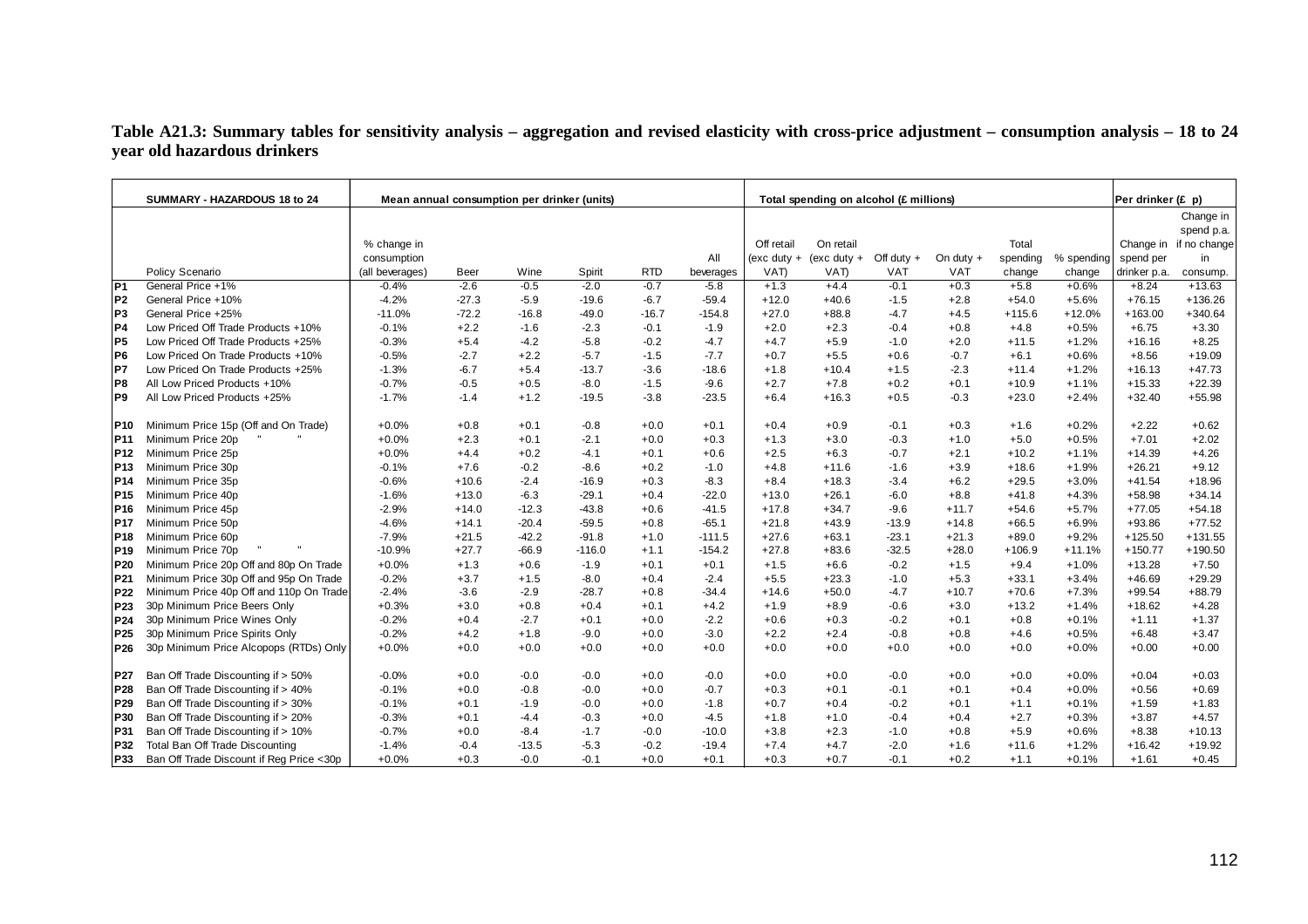**Table A21.3: Summary tables for sensitivity analysis – aggregation and revised elasticity with cross-price adjustment – consumption analysis – 18 to 24 year old hazardous drinkers**

| | SUMMARY - HAZARDOUS 18 to 24 | Mean annual consumption per drinker (units) | | | | | | Total spending on alcohol (£ millions) | | | | | | Per drinker (£ p) | |
|---|---|---|---|---|---|---|---|---|---|---|---|---|---|---|---|
| | Policy Scenario | % change in consumption (all beverages) | Beer | Wine | Spirit | RTD | All beverages | Off retail (exc duty + VAT) | On retail (exc duty + VAT) | Off duty + VAT | On duty + VAT | Total spending change | % spending change | Change in spend per drinker p.a. | Change in spend p.a. if no change in consump. |
| P1 | General Price +1% | -0.4% | -2.6 | -0.5 | -2.0 | -0.7 | -5.8 | +1.3 | +4.4 | -0.1 | +0.3 | +5.8 | +0.6% | +8.24 | +13.63 |
| P2 | General Price +10% | -4.2% | -27.3 | -5.9 | -19.6 | -6.7 | -59.4 | +12.0 | +40.6 | -1.5 | +2.8 | +54.0 | +5.6% | +76.15 | +136.26 |
| P3 | General Price +25% | -11.0% | -72.2 | -16.8 | -49.0 | -16.7 | -154.8 | +27.0 | +88.8 | -4.7 | +4.5 | +115.6 | +12.0% | +163.00 | +340.64 |
| P4 | Low Priced Off Trade Products +10% | -0.1% | +2.2 | -1.6 | -2.3 | -0.1 | -1.9 | +2.0 | +2.3 | -0.4 | +0.8 | +4.8 | +0.5% | +6.75 | +3.30 |
| P5 | Low Priced Off Trade Products +25% | -0.3% | +5.4 | -4.2 | -5.8 | -0.2 | -4.7 | +4.7 | +5.9 | -1.0 | +2.0 | +11.5 | +1.2% | +16.16 | +8.25 |
| P6 | Low Priced On Trade Products +10% | -0.5% | -2.7 | +2.2 | -5.7 | -1.5 | -7.7 | +0.7 | +5.5 | +0.6 | -0.7 | +6.1 | +0.6% | +8.56 | +19.09 |
| P7 | Low Priced On Trade Products +25% | -1.3% | -6.7 | +5.4 | -13.7 | -3.6 | -18.6 | +1.8 | +10.4 | +1.5 | -2.3 | +11.4 | +1.2% | +16.13 | +47.73 |
| P8 | All Low Priced Products +10% | -0.7% | -0.5 | +0.5 | -8.0 | -1.5 | -9.6 | +2.7 | +7.8 | +0.2 | +0.1 | +10.9 | +1.1% | +15.33 | +22.39 |
| P9 | All Low Priced Products +25% | -1.7% | -1.4 | +1.2 | -19.5 | -3.8 | -23.5 | +6.4 | +16.3 | +0.5 | -0.3 | +23.0 | +2.4% | +32.40 | +55.98 |
| P10 | Minimum Price 15p (Off and On Trade) | +0.0% | +0.8 | +0.1 | -0.8 | +0.0 | +0.1 | +0.4 | +0.9 | -0.1 | +0.3 | +1.6 | +0.2% | +2.22 | +0.62 |
| P11 | Minimum Price 20p " " | +0.0% | +2.3 | +0.1 | -2.1 | +0.0 | +0.3 | +1.3 | +3.0 | -0.3 | +1.0 | +5.0 | +0.5% | +7.01 | +2.02 |
| P12 | Minimum Price 25p | +0.0% | +4.4 | +0.2 | -4.1 | +0.1 | +0.6 | +2.5 | +6.3 | -0.7 | +2.1 | +10.2 | +1.1% | +14.39 | +4.26 |
| P13 | Minimum Price 30p | -0.1% | +7.6 | -0.2 | -8.6 | +0.2 | -1.0 | +4.8 | +11.6 | -1.6 | +3.9 | +18.6 | +1.9% | +26.21 | +9.12 |
| P14 | Minimum Price 35p | -0.6% | +10.6 | -2.4 | -16.9 | +0.3 | -8.3 | +8.4 | +18.3 | -3.4 | +6.2 | +29.5 | +3.0% | +41.54 | +18.96 |
| P15 | Minimum Price 40p | -1.6% | +13.0 | -6.3 | -29.1 | +0.4 | -22.0 | +13.0 | +26.1 | -6.0 | +8.8 | +41.8 | +4.3% | +58.98 | +34.14 |
| P16 | Minimum Price 45p | -2.9% | +14.0 | -12.3 | -43.8 | +0.6 | -41.5 | +17.8 | +34.7 | -9.6 | +11.7 | +54.6 | +5.7% | +77.05 | +54.18 |
| P17 | Minimum Price 50p | -4.6% | +14.1 | -20.4 | -59.5 | +0.8 | -65.1 | +21.8 | +43.9 | -13.9 | +14.8 | +66.5 | +6.9% | +93.86 | +77.52 |
| P18 | Minimum Price 60p | -7.9% | +21.5 | -42.2 | -91.8 | +1.0 | -111.5 | +27.6 | +63.1 | -23.1 | +21.3 | +89.0 | +9.2% | +125.50 | +131.55 |
| P19 | Minimum Price 70p " " | -10.9% | +27.7 | -66.9 | -116.0 | +1.1 | -154.2 | +27.8 | +83.6 | -32.5 | +28.0 | +106.9 | +11.1% | +150.77 | +190.50 |
| P20 | Minimum Price 20p Off and 80p On Trade | +0.0% | +1.3 | +0.6 | -1.9 | +0.1 | +0.1 | +1.5 | +6.6 | -0.2 | +1.5 | +9.4 | +1.0% | +13.28 | +7.50 |
| P21 | Minimum Price 30p Off and 95p On Trade | -0.2% | +3.7 | +1.5 | -8.0 | +0.4 | -2.4 | +5.5 | +23.3 | -1.0 | +5.3 | +33.1 | +3.4% | +46.69 | +29.29 |
| P22 | Minimum Price 40p Off and 110p On Trade | -2.4% | -3.6 | -2.9 | -28.7 | +0.8 | -34.4 | +14.6 | +50.0 | -4.7 | +10.7 | +70.6 | +7.3% | +99.54 | +88.79 |
| P23 | 30p Minimum Price Beers Only | +0.3% | +3.0 | +0.8 | +0.4 | +0.1 | +4.2 | +1.9 | +8.9 | -0.6 | +3.0 | +13.2 | +1.4% | +18.62 | +4.28 |
| P24 | 30p Minimum Price Wines Only | -0.2% | +0.4 | -2.7 | +0.1 | +0.0 | -2.2 | +0.6 | +0.3 | -0.2 | +0.1 | +0.8 | +0.1% | +1.11 | +1.37 |
| P25 | 30p Minimum Price Spirits Only | -0.2% | +4.2 | +1.8 | -9.0 | +0.0 | -3.0 | +2.2 | +2.4 | -0.8 | +0.8 | +4.6 | +0.5% | +6.48 | +3.47 |
| P26 | 30p Minimum Price Alcopops (RTDs) Only | +0.0% | +0.0 | +0.0 | +0.0 | +0.0 | +0.0 | +0.0 | +0.0 | +0.0 | +0.0 | +0.0 | +0.0% | +0.00 | +0.00 |
| P27 | Ban Off Trade Discounting if > 50% | -0.0% | +0.0 | -0.0 | -0.0 | +0.0 | -0.0 | +0.0 | +0.0 | -0.0 | +0.0 | +0.0 | +0.0% | +0.04 | +0.03 |
| P28 | Ban Off Trade Discounting if > 40% | -0.1% | +0.0 | -0.8 | -0.0 | +0.0 | -0.7 | +0.3 | +0.1 | -0.1 | +0.1 | +0.4 | +0.0% | +0.56 | +0.69 |
| P29 | Ban Off Trade Discounting if > 30% | -0.1% | +0.1 | -1.9 | -0.0 | +0.0 | -1.8 | +0.7 | +0.4 | -0.2 | +0.1 | +1.1 | +0.1% | +1.59 | +1.83 |
| P30 | Ban Off Trade Discounting if > 20% | -0.3% | +0.1 | -4.4 | -0.3 | +0.0 | -4.5 | +1.8 | +1.0 | -0.4 | +0.4 | +2.7 | +0.3% | +3.87 | +4.57 |
| P31 | Ban Off Trade Discounting if > 10% | -0.7% | +0.0 | -8.4 | -1.7 | -0.0 | -10.0 | +3.8 | +2.3 | -1.0 | +0.8 | +5.9 | +0.6% | +8.38 | +10.13 |
| P32 | Total Ban Off Trade Discounting | -1.4% | -0.4 | -13.5 | -5.3 | -0.2 | -19.4 | +7.4 | +4.7 | -2.0 | +1.6 | +11.6 | +1.2% | +16.42 | +19.92 |
| P33 | Ban Off Trade Discount if Reg Price <30p | +0.0% | +0.3 | -0.0 | -0.1 | +0.0 | +0.1 | +0.3 | +0.7 | -0.1 | +0.2 | +1.1 | +0.1% | +1.61 | +0.45 |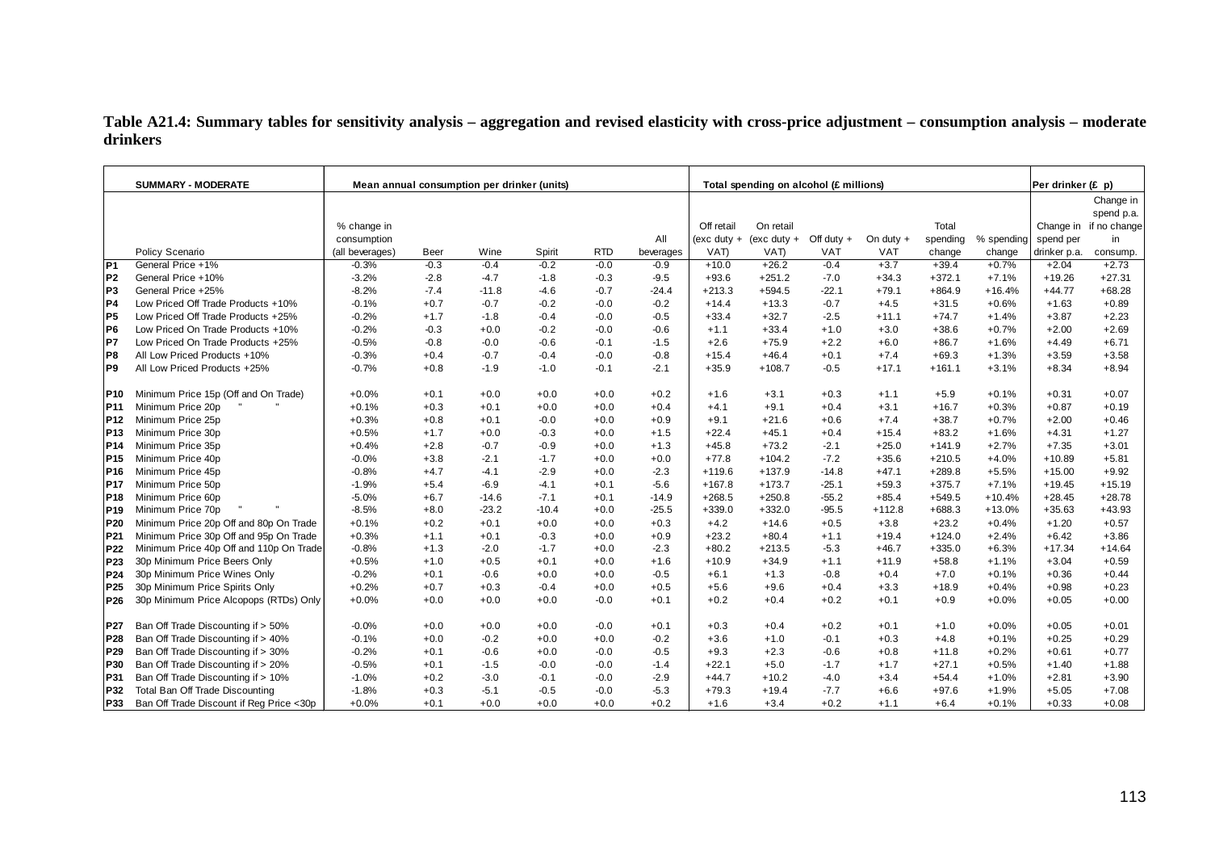**Table A21.4: Summary tables for sensitivity analysis – aggregation and revised elasticity with cross-price adjustment – consumption analysis – moderate drinkers**

| | SUMMARY - MODERATE | Mean annual consumption per drinker (units) | | | | | | Total spending on alcohol (£ millions) | | | | | | Per drinker (£ p) | |
|---|---|---|---|---|---|---|---|---|---|---|---|---|---|---|---|
| | Policy Scenario | % change in consumption (all beverages) | Beer | Wine | Spirit | RTD | All beverages | Off retail (exc duty + VAT) | On retail (exc duty + VAT) | Off duty + VAT | On duty + VAT | Total spending change | % spending change | Change in spend per drinker p.a. | Change in spend p.a. if no change in consump. |
| P1 | General Price +1% | -0.3% | -0.3 | -0.4 | -0.2 | -0.0 | -0.9 | +10.0 | +26.2 | -0.4 | +3.7 | +39.4 | +0.7% | +2.04 | +2.73 |
| P2 | General Price +10% | -3.2% | -2.8 | -4.7 | -1.8 | -0.3 | -9.5 | +93.6 | +251.2 | -7.0 | +34.3 | +372.1 | +7.1% | +19.26 | +27.31 |
| P3 | General Price +25% | -8.2% | -7.4 | -11.8 | -4.6 | -0.7 | -24.4 | +213.3 | +594.5 | -22.1 | +79.1 | +864.9 | +16.4% | +44.77 | +68.28 |
| P4 | Low Priced Off Trade Products +10% | -0.1% | +0.7 | -0.7 | -0.2 | -0.0 | -0.2 | +14.4 | +13.3 | -0.7 | +4.5 | +31.5 | +0.6% | +1.63 | +0.89 |
| P5 | Low Priced Off Trade Products +25% | -0.2% | +1.7 | -1.8 | -0.4 | -0.0 | -0.5 | +33.4 | +32.7 | -2.5 | +11.1 | +74.7 | +1.4% | +3.87 | +2.23 |
| P6 | Low Priced On Trade Products +10% | -0.2% | -0.3 | +0.0 | -0.2 | -0.0 | -0.6 | +1.1 | +33.4 | +1.0 | +3.0 | +38.6 | +0.7% | +2.00 | +2.69 |
| P7 | Low Priced On Trade Products +25% | -0.5% | -0.8 | -0.0 | -0.6 | -0.1 | -1.5 | +2.6 | +75.9 | +2.2 | +6.0 | +86.7 | +1.6% | +4.49 | +6.71 |
| P8 | All Low Priced Products +10% | -0.3% | +0.4 | -0.7 | -0.4 | -0.0 | -0.8 | +15.4 | +46.4 | +0.1 | +7.4 | +69.3 | +1.3% | +3.59 | +3.58 |
| P9 | All Low Priced Products +25% | -0.7% | +0.8 | -1.9 | -1.0 | -0.1 | -2.1 | +35.9 | +108.7 | -0.5 | +17.1 | +161.1 | +3.1% | +8.34 | +8.94 |
| P10 | Minimum Price 15p (Off and On Trade) | +0.0% | +0.1 | +0.0 | +0.0 | +0.0 | +0.2 | +1.6 | +3.1 | +0.3 | +1.1 | +5.9 | +0.1% | +0.31 | +0.07 |
| P11 | Minimum Price 20p " " | +0.1% | +0.3 | +0.1 | +0.0 | +0.0 | +0.4 | +4.1 | +9.1 | +0.4 | +3.1 | +16.7 | +0.3% | +0.87 | +0.19 |
| P12 | Minimum Price 25p | +0.3% | +0.8 | +0.1 | -0.0 | +0.0 | +0.9 | +9.1 | +21.6 | +0.6 | +7.4 | +38.7 | +0.7% | +2.00 | +0.46 |
| P13 | Minimum Price 30p | +0.5% | +1.7 | +0.0 | -0.3 | +0.0 | +1.5 | +22.4 | +45.1 | +0.4 | +15.4 | +83.2 | +1.6% | +4.31 | +1.27 |
| P14 | Minimum Price 35p | +0.4% | +2.8 | -0.7 | -0.9 | +0.0 | +1.3 | +45.8 | +73.2 | -2.1 | +25.0 | +141.9 | +2.7% | +7.35 | +3.01 |
| P15 | Minimum Price 40p | -0.0% | +3.8 | -2.1 | -1.7 | +0.0 | +0.0 | +77.8 | +104.2 | -7.2 | +35.6 | +210.5 | +4.0% | +10.89 | +5.81 |
| P16 | Minimum Price 45p | -0.8% | +4.7 | -4.1 | -2.9 | +0.0 | -2.3 | +119.6 | +137.9 | -14.8 | +47.1 | +289.8 | +5.5% | +15.00 | +9.92 |
| P17 | Minimum Price 50p | -1.9% | +5.4 | -6.9 | -4.1 | +0.1 | -5.6 | +167.8 | +173.7 | -25.1 | +59.3 | +375.7 | +7.1% | +19.45 | +15.19 |
| P18 | Minimum Price 60p | -5.0% | +6.7 | -14.6 | -7.1 | +0.1 | -14.9 | +268.5 | +250.8 | -55.2 | +85.4 | +549.5 | +10.4% | +28.45 | +28.78 |
| P19 | Minimum Price 70p " " | -8.5% | +8.0 | -23.2 | -10.4 | +0.0 | -25.5 | +339.0 | +332.0 | -95.5 | +112.8 | +688.3 | +13.0% | +35.63 | +43.93 |
| P20 | Minimum Price 20p Off and 80p On Trade | +0.1% | +0.2 | +0.1 | +0.0 | +0.0 | +0.3 | +4.2 | +14.6 | +0.5 | +3.8 | +23.2 | +0.4% | +1.20 | +0.57 |
| P21 | Minimum Price 30p Off and 95p On Trade | +0.3% | +1.1 | +0.1 | -0.3 | +0.0 | +0.9 | +23.2 | +80.4 | +1.1 | +19.4 | +124.0 | +2.4% | +6.42 | +3.86 |
| P22 | Minimum Price 40p Off and 110p On Trade | -0.8% | +1.3 | -2.0 | -1.7 | +0.0 | -2.3 | +80.2 | +213.5 | -5.3 | +46.7 | +335.0 | +6.3% | +17.34 | +14.64 |
| P23 | 30p Minimum Price Beers Only | +0.5% | +1.0 | +0.5 | +0.1 | +0.0 | +1.6 | +10.9 | +34.9 | +1.1 | +11.9 | +58.8 | +1.1% | +3.04 | +0.59 |
| P24 | 30p Minimum Price Wines Only | -0.2% | +0.1 | -0.6 | +0.0 | +0.0 | -0.5 | +6.1 | +1.3 | -0.8 | +0.4 | +7.0 | +0.1% | +0.36 | +0.44 |
| P25 | 30p Minimum Price Spirits Only | +0.2% | +0.7 | +0.3 | -0.4 | +0.0 | +0.5 | +5.6 | +9.6 | +0.4 | +3.3 | +18.9 | +0.4% | +0.98 | +0.23 |
| P26 | 30p Minimum Price Alcopops (RTDs) Only | +0.0% | +0.0 | +0.0 | +0.0 | -0.0 | +0.1 | +0.2 | +0.4 | +0.2 | +0.1 | +0.9 | +0.0% | +0.05 | +0.00 |
| P27 | Ban Off Trade Discounting if > 50% | -0.0% | +0.0 | +0.0 | +0.0 | -0.0 | +0.1 | +0.3 | +0.4 | +0.2 | +0.1 | +1.0 | +0.0% | +0.05 | +0.01 |
| P28 | Ban Off Trade Discounting if > 40% | -0.1% | +0.0 | -0.2 | +0.0 | +0.0 | -0.2 | +3.6 | +1.0 | -0.1 | +0.3 | +4.8 | +0.1% | +0.25 | +0.29 |
| P29 | Ban Off Trade Discounting if > 30% | -0.2% | +0.1 | -0.6 | +0.0 | -0.0 | -0.5 | +9.3 | +2.3 | -0.6 | +0.8 | +11.8 | +0.2% | +0.61 | +0.77 |
| P30 | Ban Off Trade Discounting if > 20% | -0.5% | +0.1 | -1.5 | -0.0 | -0.0 | -1.4 | +22.1 | +5.0 | -1.7 | +1.7 | +27.1 | +0.5% | +1.40 | +1.88 |
| P31 | Ban Off Trade Discounting if > 10% | -1.0% | +0.2 | -3.0 | -0.1 | -0.0 | -2.9 | +44.7 | +10.2 | -4.0 | +3.4 | +54.4 | +1.0% | +2.81 | +3.90 |
| P32 | Total Ban Off Trade Discounting | -1.8% | +0.3 | -5.1 | -0.5 | -0.0 | -5.3 | +79.3 | +19.4 | -7.7 | +6.6 | +97.6 | +1.9% | +5.05 | +7.08 |
| P33 | Ban Off Trade Discount if Reg Price <30p | +0.0% | +0.1 | +0.0 | +0.0 | +0.0 | +0.2 | +1.6 | +3.4 | +0.2 | +1.1 | +6.4 | +0.1% | +0.33 | +0.08 |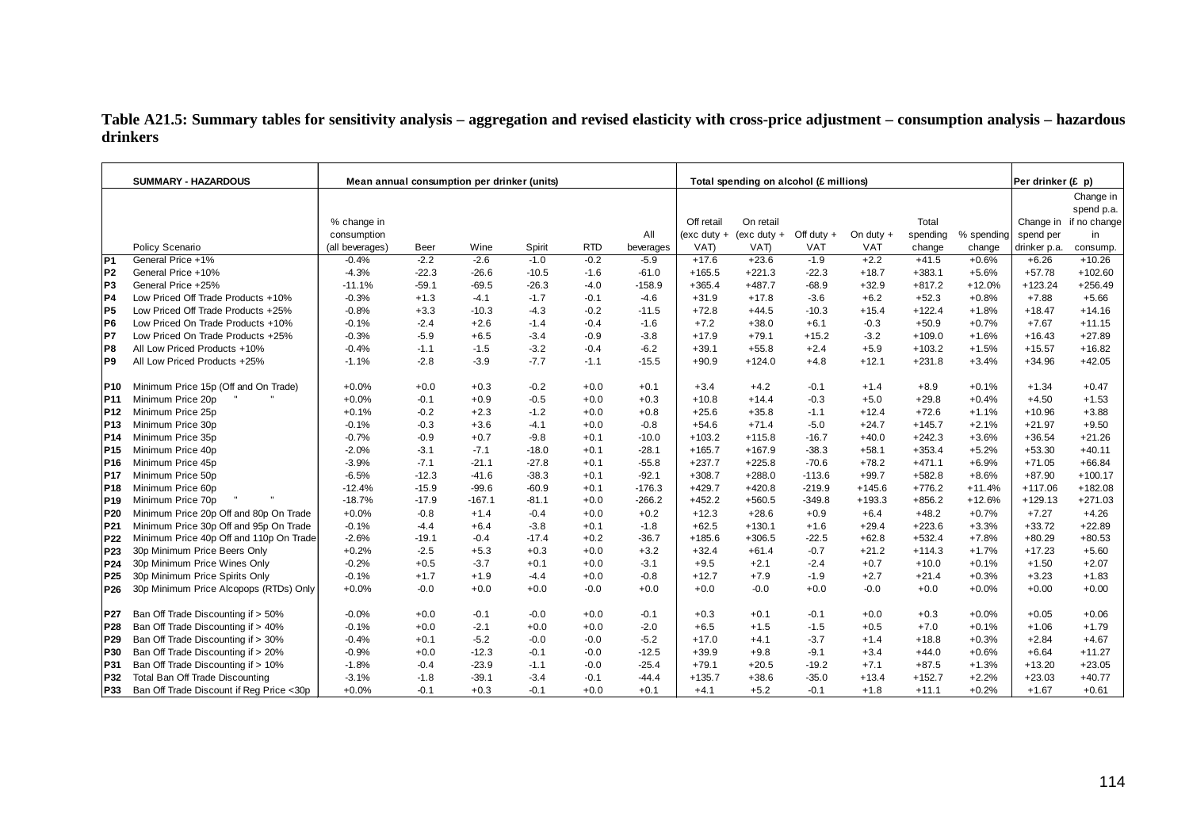**Table A21.5: Summary tables for sensitivity analysis – aggregation and revised elasticity with cross-price adjustment – consumption analysis – hazardous drinkers**

| | SUMMARY - HAZARDOUS | Mean annual consumption per drinker (units) | | | | | | Total spending on alcohol (£ millions) | | | | | | Per drinker (£ p) | |
|---|---|---|---|---|---|---|---|---|---|---|---|---|---|---|---|
| | Policy Scenario | % change in consumption (all beverages) | Beer | Wine | Spirit | RTD | All beverages | Off retail (exc duty + VAT) | On retail (exc duty + VAT) | Off duty + VAT | On duty + VAT | Total spending change | % spending change | Change in spend per drinker p.a. | Change in spend p.a. if no change in consump. |
| P1 | General Price +1% | -0.4% | -2.2 | -2.6 | -1.0 | -0.2 | -5.9 | +17.6 | +23.6 | -1.9 | +2.2 | +41.5 | +0.6% | +6.26 | +10.26 |
| P2 | General Price +10% | -4.3% | -22.3 | -26.6 | -10.5 | -1.6 | -61.0 | +165.5 | +221.3 | -22.3 | +18.7 | +383.1 | +5.6% | +57.78 | +102.60 |
| P3 | General Price +25% | -11.1% | -59.1 | -69.5 | -26.3 | -4.0 | -158.9 | +365.4 | +487.7 | -68.9 | +32.9 | +817.2 | +12.0% | +123.24 | +256.49 |
| P4 | Low Priced Off Trade Products +10% | -0.3% | +1.3 | -4.1 | -1.7 | -0.1 | -4.6 | +31.9 | +17.8 | -3.6 | +6.2 | +52.3 | +0.8% | +7.88 | +5.66 |
| P5 | Low Priced Off Trade Products +25% | -0.8% | +3.3 | -10.3 | -4.3 | -0.2 | -11.5 | +72.8 | +44.5 | -10.3 | +15.4 | +122.4 | +1.8% | +18.47 | +14.16 |
| P6 | Low Priced On Trade Products +10% | -0.1% | -2.4 | +2.6 | -1.4 | -0.4 | -1.6 | +7.2 | +38.0 | +6.1 | -0.3 | +50.9 | +0.7% | +7.67 | +11.15 |
| P7 | Low Priced On Trade Products +25% | -0.3% | -5.9 | +6.5 | -3.4 | -0.9 | -3.8 | +17.9 | +79.1 | +15.2 | -3.2 | +109.0 | +1.6% | +16.43 | +27.89 |
| P8 | All Low Priced Products +10% | -0.4% | -1.1 | -1.5 | -3.2 | -0.4 | -6.2 | +39.1 | +55.8 | +2.4 | +5.9 | +103.2 | +1.5% | +15.57 | +16.82 |
| P9 | All Low Priced Products +25% | -1.1% | -2.8 | -3.9 | -7.7 | -1.1 | -15.5 | +90.9 | +124.0 | +4.8 | +12.1 | +231.8 | +3.4% | +34.96 | +42.05 |
| P10 | Minimum Price 15p (Off and On Trade) | +0.0% | +0.0 | +0.3 | -0.2 | +0.0 | +0.1 | +3.4 | +4.2 | -0.1 | +1.4 | +8.9 | +0.1% | +1.34 | +0.47 |
| P11 | Minimum Price 20p " " | +0.0% | -0.1 | +0.9 | -0.5 | +0.0 | +0.3 | +10.8 | +14.4 | -0.3 | +5.0 | +29.8 | +0.4% | +4.50 | +1.53 |
| P12 | Minimum Price 25p | +0.1% | -0.2 | +2.3 | -1.2 | +0.0 | +0.8 | +25.6 | +35.8 | -1.1 | +12.4 | +72.6 | +1.1% | +10.96 | +3.88 |
| P13 | Minimum Price 30p | -0.1% | -0.3 | +3.6 | -4.1 | +0.0 | -0.8 | +54.6 | +71.4 | -5.0 | +24.7 | +145.7 | +2.1% | +21.97 | +9.50 |
| P14 | Minimum Price 35p | -0.7% | -0.9 | +0.7 | -9.8 | +0.1 | -10.0 | +103.2 | +115.8 | -16.7 | +40.0 | +242.3 | +3.6% | +36.54 | +21.26 |
| P15 | Minimum Price 40p | -2.0% | -3.1 | -7.1 | -18.0 | +0.1 | -28.1 | +165.7 | +167.9 | -38.3 | +58.1 | +353.4 | +5.2% | +53.30 | +40.11 |
| P16 | Minimum Price 45p | -3.9% | -7.1 | -21.1 | -27.8 | +0.1 | -55.8 | +237.7 | +225.8 | -70.6 | +78.2 | +471.1 | +6.9% | +71.05 | +66.84 |
| P17 | Minimum Price 50p | -6.5% | -12.3 | -41.6 | -38.3 | +0.1 | -92.1 | +308.7 | +288.0 | -113.6 | +99.7 | +582.8 | +8.6% | +87.90 | +100.17 |
| P18 | Minimum Price 60p | -12.4% | -15.9 | -99.6 | -60.9 | +0.1 | -176.3 | +429.7 | +420.8 | -219.9 | +145.6 | +776.2 | +11.4% | +117.06 | +182.08 |
| P19 | Minimum Price 70p " " | -18.7% | -17.9 | -167.1 | -81.1 | +0.0 | -266.2 | +452.2 | +560.5 | -349.8 | +193.3 | +856.2 | +12.6% | +129.13 | +271.03 |
| P20 | Minimum Price 20p Off and 80p On Trade | +0.0% | -0.8 | +1.4 | -0.4 | +0.0 | +0.2 | +12.3 | +28.6 | +0.9 | +6.4 | +48.2 | +0.7% | +7.27 | +4.26 |
| P21 | Minimum Price 30p Off and 95p On Trade | -0.1% | -4.4 | +6.4 | -3.8 | +0.1 | -1.8 | +62.5 | +130.1 | +1.6 | +29.4 | +223.6 | +3.3% | +33.72 | +22.89 |
| P22 | Minimum Price 40p Off and 110p On Trade | -2.6% | -19.1 | -0.4 | -17.4 | +0.2 | -36.7 | +185.6 | +306.5 | -22.5 | +62.8 | +532.4 | +7.8% | +80.29 | +80.53 |
| P23 | 30p Minimum Price Beers Only | +0.2% | -2.5 | +5.3 | +0.3 | +0.0 | +3.2 | +32.4 | +61.4 | -0.7 | +21.2 | +114.3 | +1.7% | +17.23 | +5.60 |
| P24 | 30p Minimum Price Wines Only | -0.2% | +0.5 | -3.7 | +0.1 | +0.0 | -3.1 | +9.5 | +2.1 | -2.4 | +0.7 | +10.0 | +0.1% | +1.50 | +2.07 |
| P25 | 30p Minimum Price Spirits Only | -0.1% | +1.7 | +1.9 | -4.4 | +0.0 | -0.8 | +12.7 | +7.9 | -1.9 | +2.7 | +21.4 | +0.3% | +3.23 | +1.83 |
| P26 | 30p Minimum Price Alcopops (RTDs) Only | +0.0% | -0.0 | +0.0 | +0.0 | -0.0 | +0.0 | +0.0 | -0.0 | +0.0 | -0.0 | +0.0 | +0.0% | +0.00 | +0.00 |
| P27 | Ban Off Trade Discounting if > 50% | -0.0% | +0.0 | -0.1 | -0.0 | +0.0 | -0.1 | +0.3 | +0.1 | -0.1 | +0.0 | +0.3 | +0.0% | +0.05 | +0.06 |
| P28 | Ban Off Trade Discounting if > 40% | -0.1% | +0.0 | -2.1 | +0.0 | +0.0 | -2.0 | +6.5 | +1.5 | -1.5 | +0.5 | +7.0 | +0.1% | +1.06 | +1.79 |
| P29 | Ban Off Trade Discounting if > 30% | -0.4% | +0.1 | -5.2 | -0.0 | -0.0 | -5.2 | +17.0 | +4.1 | -3.7 | +1.4 | +18.8 | +0.3% | +2.84 | +4.67 |
| P30 | Ban Off Trade Discounting if > 20% | -0.9% | +0.0 | -12.3 | -0.1 | -0.0 | -12.5 | +39.9 | +9.8 | -9.1 | +3.4 | +44.0 | +0.6% | +6.64 | +11.27 |
| P31 | Ban Off Trade Discounting if > 10% | -1.8% | -0.4 | -23.9 | -1.1 | -0.0 | -25.4 | +79.1 | +20.5 | -19.2 | +7.1 | +87.5 | +1.3% | +13.20 | +23.05 |
| P32 | Total Ban Off Trade Discounting | -3.1% | -1.8 | -39.1 | -3.4 | -0.1 | -44.4 | +135.7 | +38.6 | -35.0 | +13.4 | +152.7 | +2.2% | +23.03 | +40.77 |
| P33 | Ban Off Trade Discount if Reg Price <30p | +0.0% | -0.1 | +0.3 | -0.1 | +0.0 | +0.1 | +4.1 | +5.2 | -0.1 | +1.8 | +11.1 | +0.2% | +1.67 | +0.61 |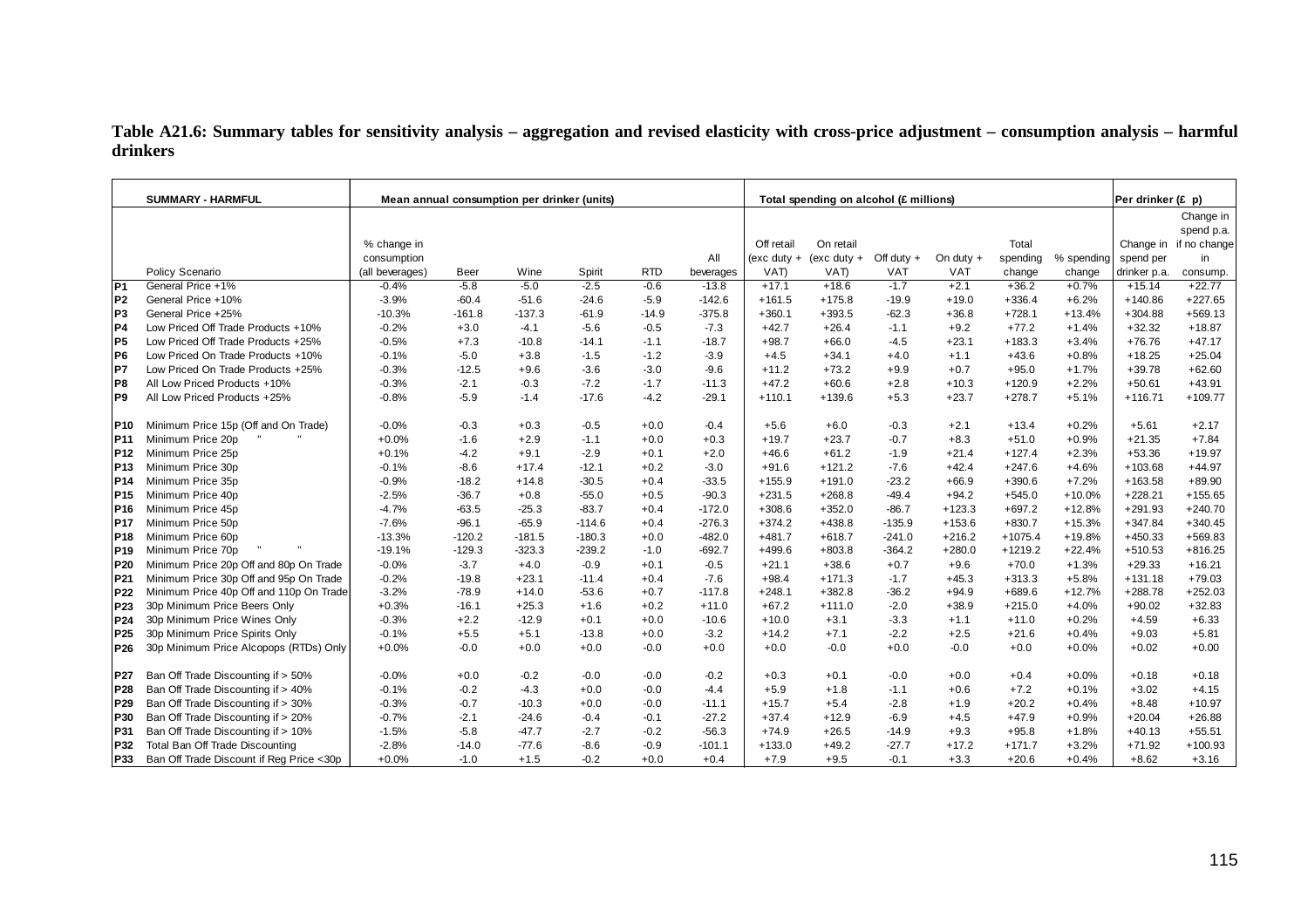**Table A21.6: Summary tables for sensitivity analysis – aggregation and revised elasticity with cross-price adjustment – consumption analysis – harmful drinkers**

| | SUMMARY - HARMFUL | Mean annual consumption per drinker (units) | | | | | | Total spending on alcohol (£ millions) | | | | | | Per drinker (£ p) | |
|---|---|---|---|---|---|---|---|---|---|---|---|---|---|---|---|
| | Policy Scenario | % change in consumption (all beverages) | Beer | Wine | Spirit | RTD | All beverages | Off retail (exc duty + VAT) | On retail (exc duty + VAT) | Off duty + VAT | On duty + VAT | Total spending change | % spending change | Change in spend per drinker p.a. | Change in spend p.a. if no change in consump. |
| P1 | General Price +1% | -0.4% | -5.8 | -5.0 | -2.5 | -0.6 | -13.8 | +17.1 | +18.6 | -1.7 | +2.1 | +36.2 | +0.7% | +15.14 | +22.77 |
| P2 | General Price +10% | -3.9% | -60.4 | -51.6 | -24.6 | -5.9 | -142.6 | +161.5 | +175.8 | -19.9 | +19.0 | +336.4 | +6.2% | +140.86 | +227.65 |
| P3 | General Price +25% | -10.3% | -161.8 | -137.3 | -61.9 | -14.9 | -375.8 | +360.1 | +393.5 | -62.3 | +36.8 | +728.1 | +13.4% | +304.88 | +569.13 |
| P4 | Low Priced Off Trade Products +10% | -0.2% | +3.0 | -4.1 | -5.6 | -0.5 | -7.3 | +42.7 | +26.4 | -1.1 | +9.2 | +77.2 | +1.4% | +32.32 | +18.87 |
| P5 | Low Priced Off Trade Products +25% | -0.5% | +7.3 | -10.8 | -14.1 | -1.1 | -18.7 | +98.7 | +66.0 | -4.5 | +23.1 | +183.3 | +3.4% | +76.76 | +47.17 |
| P6 | Low Priced On Trade Products +10% | -0.1% | -5.0 | +3.8 | -1.5 | -1.2 | -3.9 | +4.5 | +34.1 | +4.0 | +1.1 | +43.6 | +0.8% | +18.25 | +25.04 |
| P7 | Low Priced On Trade Products +25% | -0.3% | -12.5 | +9.6 | -3.6 | -3.0 | -9.6 | +11.2 | +73.2 | +9.9 | +0.7 | +95.0 | +1.7% | +39.78 | +62.60 |
| P8 | All Low Priced Products +10% | -0.3% | -2.1 | -0.3 | -7.2 | -1.7 | -11.3 | +47.2 | +60.6 | +2.8 | +10.3 | +120.9 | +2.2% | +50.61 | +43.91 |
| P9 | All Low Priced Products +25% | -0.8% | -5.9 | -1.4 | -17.6 | -4.2 | -29.1 | +110.1 | +139.6 | +5.3 | +23.7 | +278.7 | +5.1% | +116.71 | +109.77 |
| P10 | Minimum Price 15p (Off and On Trade) | -0.0% | -0.3 | +0.3 | -0.5 | +0.0 | -0.4 | +5.6 | +6.0 | -0.3 | +2.1 | +13.4 | +0.2% | +5.61 | +2.17 |
| P11 | Minimum Price 20p " " | +0.0% | -1.6 | +2.9 | -1.1 | +0.0 | +0.3 | +19.7 | +23.7 | -0.7 | +8.3 | +51.0 | +0.9% | +21.35 | +7.84 |
| P12 | Minimum Price 25p | +0.1% | -4.2 | +9.1 | -2.9 | +0.1 | +2.0 | +46.6 | +61.2 | -1.9 | +21.4 | +127.4 | +2.3% | +53.36 | +19.97 |
| P13 | Minimum Price 30p | -0.1% | -8.6 | +17.4 | -12.1 | +0.2 | -3.0 | +91.6 | +121.2 | -7.6 | +42.4 | +247.6 | +4.6% | +103.68 | +44.97 |
| P14 | Minimum Price 35p | -0.9% | -18.2 | +14.8 | -30.5 | +0.4 | -33.5 | +155.9 | +191.0 | -23.2 | +66.9 | +390.6 | +7.2% | +163.58 | +89.90 |
| P15 | Minimum Price 40p | -2.5% | -36.7 | +0.8 | -55.0 | +0.5 | -90.3 | +231.5 | +268.8 | -49.4 | +94.2 | +545.0 | +10.0% | +228.21 | +155.65 |
| P16 | Minimum Price 45p | -4.7% | -63.5 | -25.3 | -83.7 | +0.4 | -172.0 | +308.6 | +352.0 | -86.7 | +123.3 | +697.2 | +12.8% | +291.93 | +240.70 |
| P17 | Minimum Price 50p | -7.6% | -96.1 | -65.9 | -114.6 | +0.4 | -276.3 | +374.2 | +438.8 | -135.9 | +153.6 | +830.7 | +15.3% | +347.84 | +340.45 |
| P18 | Minimum Price 60p | -13.3% | -120.2 | -181.5 | -180.3 | +0.0 | -482.0 | +481.7 | +618.7 | -241.0 | +216.2 | +1075.4 | +19.8% | +450.33 | +569.83 |
| P19 | Minimum Price 70p " " | -19.1% | -129.3 | -323.3 | -239.2 | -1.0 | -692.7 | +499.6 | +803.8 | -364.2 | +280.0 | +1219.2 | +22.4% | +510.53 | +816.25 |
| P20 | Minimum Price 20p Off and 80p On Trade | -0.0% | -3.7 | +4.0 | -0.9 | +0.1 | -0.5 | +21.1 | +38.6 | +0.7 | +9.6 | +70.0 | +1.3% | +29.33 | +16.21 |
| P21 | Minimum Price 30p Off and 95p On Trade | -0.2% | -19.8 | +23.1 | -11.4 | +0.4 | -7.6 | +98.4 | +171.3 | -1.7 | +45.3 | +313.3 | +5.8% | +131.18 | +79.03 |
| P22 | Minimum Price 40p Off and 110p On Trade | -3.2% | -78.9 | +14.0 | -53.6 | +0.7 | -117.8 | +248.1 | +382.8 | -36.2 | +94.9 | +689.6 | +12.7% | +288.78 | +252.03 |
| P23 | 30p Minimum Price Beers Only | +0.3% | -16.1 | +25.3 | +1.6 | +0.2 | +11.0 | +67.2 | +111.0 | -2.0 | +38.9 | +215.0 | +4.0% | +90.02 | +32.83 |
| P24 | 30p Minimum Price Wines Only | -0.3% | +2.2 | -12.9 | +0.1 | +0.0 | -10.6 | +10.0 | +3.1 | -3.3 | +1.1 | +11.0 | +0.2% | +4.59 | +6.33 |
| P25 | 30p Minimum Price Spirits Only | -0.1% | +5.5 | +5.1 | -13.8 | +0.0 | -3.2 | +14.2 | +7.1 | -2.2 | +2.5 | +21.6 | +0.4% | +9.03 | +5.81 |
| P26 | 30p Minimum Price Alcopops (RTDs) Only | +0.0% | -0.0 | +0.0 | +0.0 | -0.0 | +0.0 | +0.0 | -0.0 | +0.0 | -0.0 | +0.0 | +0.0% | +0.02 | +0.00 |
| P27 | Ban Off Trade Discounting if > 50% | -0.0% | +0.0 | -0.2 | -0.0 | -0.0 | -0.2 | +0.3 | +0.1 | -0.0 | +0.0 | +0.4 | +0.0% | +0.18 | +0.18 |
| P28 | Ban Off Trade Discounting if > 40% | -0.1% | -0.2 | -4.3 | +0.0 | -0.0 | -4.4 | +5.9 | +1.8 | -1.1 | +0.6 | +7.2 | +0.1% | +3.02 | +4.15 |
| P29 | Ban Off Trade Discounting if > 30% | -0.3% | -0.7 | -10.3 | +0.0 | -0.0 | -11.1 | +15.7 | +5.4 | -2.8 | +1.9 | +20.2 | +0.4% | +8.48 | +10.97 |
| P30 | Ban Off Trade Discounting if > 20% | -0.7% | -2.1 | -24.6 | -0.4 | -0.1 | -27.2 | +37.4 | +12.9 | -6.9 | +4.5 | +47.9 | +0.9% | +20.04 | +26.88 |
| P31 | Ban Off Trade Discounting if > 10% | -1.5% | -5.8 | -47.7 | -2.7 | -0.2 | -56.3 | +74.9 | +26.5 | -14.9 | +9.3 | +95.8 | +1.8% | +40.13 | +55.51 |
| P32 | Total Ban Off Trade Discounting | -2.8% | -14.0 | -77.6 | -8.6 | -0.9 | -101.1 | +133.0 | +49.2 | -27.7 | +17.2 | +171.7 | +3.2% | +71.92 | +100.93 |
| P33 | Ban Off Trade Discount if Reg Price <30p | +0.0% | -1.0 | +1.5 | -0.2 | +0.0 | +0.4 | +7.9 | +9.5 | -0.1 | +3.3 | +20.6 | +0.4% | +8.62 | +3.16 |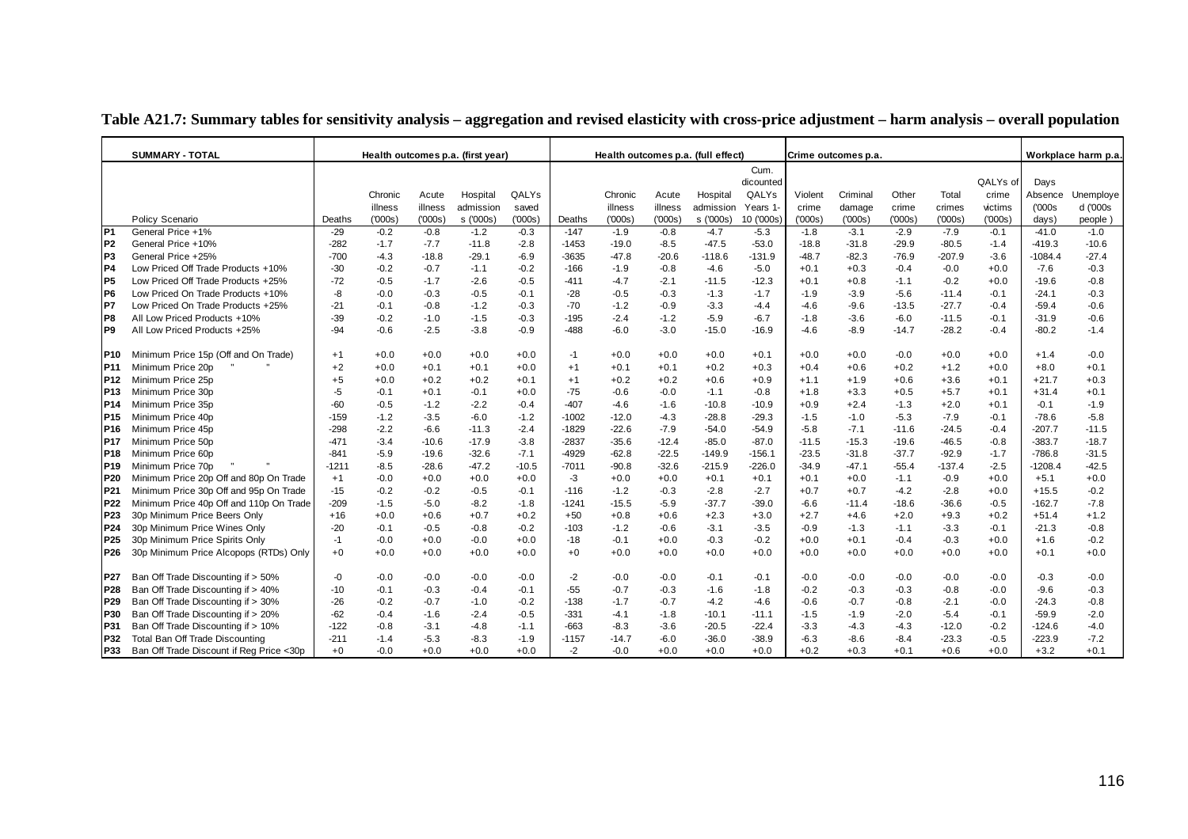**Table A21.7: Summary tables for sensitivity analysis – aggregation and revised elasticity with cross-price adjustment – harm analysis – overall population**

| | SUMMARY - TOTAL | Health outcomes p.a. (first year) | | | | | Health outcomes p.a. (full effect) | | | | | Crime outcomes p.a. | | | | | Workplace harm p.a. | |
|---|---|---|---|---|---|---|---|---|---|---|---|---|---|---|---|---|---|---|
| | Policy Scenario | Deaths | Chronic illness ('000s) | Acute illness ('000s) | Hospital admission s ('000s) | QALYs saved ('000s) | Deaths | Chronic illness ('000s) | Acute illness ('000s) | Hospital admission s ('000s) | Cum. dicounted QALYs Years 1-10 ('000s) | Violent crime ('000s) | Criminal damage ('000s) | Other crime ('000s) | Total crimes ('000s) | QALYs of crime victims ('000s) | Days Absence ('000s days) | Unemployed ('000s people ) |
| P1 | General Price +1% | -29 | -0.2 | -0.8 | -1.2 | -0.3 | -147 | -1.9 | -0.8 | -4.7 | -5.3 | -1.8 | -3.1 | -2.9 | -7.9 | -0.1 | -41.0 | -1.0 |
| P2 | General Price +10% | -282 | -1.7 | -7.7 | -11.8 | -2.8 | -1453 | -19.0 | -8.5 | -47.5 | -53.0 | -18.8 | -31.8 | -29.9 | -80.5 | -1.4 | -419.3 | -10.6 |
| P3 | General Price +25% | -700 | -4.3 | -18.8 | -29.1 | -6.9 | -3635 | -47.8 | -20.6 | -118.6 | -131.9 | -48.7 | -82.3 | -76.9 | -207.9 | -3.6 | -1084.4 | -27.4 |
| P4 | Low Priced Off Trade Products +10% | -30 | -0.2 | -0.7 | -1.1 | -0.2 | -166 | -1.9 | -0.8 | -4.6 | -5.0 | +0.1 | +0.3 | -0.4 | -0.0 | +0.0 | -7.6 | -0.3 |
| P5 | Low Priced Off Trade Products +25% | -72 | -0.5 | -1.7 | -2.6 | -0.5 | -411 | -4.7 | -2.1 | -11.5 | -12.3 | +0.1 | +0.8 | -1.1 | -0.2 | +0.0 | -19.6 | -0.8 |
| P6 | Low Priced On Trade Products +10% | -8 | -0.0 | -0.3 | -0.5 | -0.1 | -28 | -0.5 | -0.3 | -1.3 | -1.7 | -1.9 | -3.9 | -5.6 | -11.4 | -0.1 | -24.1 | -0.3 |
| P7 | Low Priced On Trade Products +25% | -21 | -0.1 | -0.8 | -1.2 | -0.3 | -70 | -1.2 | -0.9 | -3.3 | -4.4 | -4.6 | -9.6 | -13.5 | -27.7 | -0.4 | -59.4 | -0.6 |
| P8 | All Low Priced Products +10% | -39 | -0.2 | -1.0 | -1.5 | -0.3 | -195 | -2.4 | -1.2 | -5.9 | -6.7 | -1.8 | -3.6 | -6.0 | -11.5 | -0.1 | -31.9 | -0.6 |
| P9 | All Low Priced Products +25% | -94 | -0.6 | -2.5 | -3.8 | -0.9 | -488 | -6.0 | -3.0 | -15.0 | -16.9 | -4.6 | -8.9 | -14.7 | -28.2 | -0.4 | -80.2 | -1.4 |
| P10 | Minimum Price 15p (Off and On Trade) | +1 | +0.0 | +0.0 | +0.0 | +0.0 | -1 | +0.0 | +0.0 | +0.0 | +0.1 | +0.0 | +0.0 | -0.0 | +0.0 | +0.0 | +1.4 | -0.0 |
| P11 | Minimum Price 20p " " | +2 | +0.0 | +0.1 | +0.1 | +0.0 | +1 | +0.1 | +0.1 | +0.2 | +0.3 | +0.4 | +0.6 | +0.2 | +1.2 | +0.0 | +8.0 | +0.1 |
| P12 | Minimum Price 25p | +5 | +0.0 | +0.2 | +0.2 | +0.1 | +1 | +0.2 | +0.2 | +0.6 | +0.9 | +1.1 | +1.9 | +0.6 | +3.6 | +0.1 | +21.7 | +0.3 |
| P13 | Minimum Price 30p | -5 | -0.1 | +0.1 | -0.1 | +0.0 | -75 | -0.6 | -0.0 | -1.1 | -0.8 | +1.8 | +3.3 | +0.5 | +5.7 | +0.1 | +31.4 | +0.1 |
| P14 | Minimum Price 35p | -60 | -0.5 | -1.2 | -2.2 | -0.4 | -407 | -4.6 | -1.6 | -10.8 | -10.9 | +0.9 | +2.4 | -1.3 | +2.0 | +0.1 | -0.1 | -1.9 |
| P15 | Minimum Price 40p | -159 | -1.2 | -3.5 | -6.0 | -1.2 | -1002 | -12.0 | -4.3 | -28.8 | -29.3 | -1.5 | -1.0 | -5.3 | -7.9 | -0.1 | -78.6 | -5.8 |
| P16 | Minimum Price 45p | -298 | -2.2 | -6.6 | -11.3 | -2.4 | -1829 | -22.6 | -7.9 | -54.0 | -54.9 | -5.8 | -7.1 | -11.6 | -24.5 | -0.4 | -207.7 | -11.5 |
| P17 | Minimum Price 50p | -471 | -3.4 | -10.6 | -17.9 | -3.8 | -2837 | -35.6 | -12.4 | -85.0 | -87.0 | -11.5 | -15.3 | -19.6 | -46.5 | -0.8 | -383.7 | -18.7 |
| P18 | Minimum Price 60p | -841 | -5.9 | -19.6 | -32.6 | -7.1 | -4929 | -62.8 | -22.5 | -149.9 | -156.1 | -23.5 | -31.8 | -37.7 | -92.9 | -1.7 | -786.8 | -31.5 |
| P19 | Minimum Price 70p " " | -1211 | -8.5 | -28.6 | -47.2 | -10.5 | -7011 | -90.8 | -32.6 | -215.9 | -226.0 | -34.9 | -47.1 | -55.4 | -137.4 | -2.5 | -1208.4 | -42.5 |
| P20 | Minimum Price 20p Off and 80p On Trade | +1 | -0.0 | +0.0 | +0.0 | +0.0 | -3 | +0.0 | +0.0 | +0.1 | +0.1 | +0.1 | +0.0 | -1.1 | -0.9 | +0.0 | +5.1 | +0.0 |
| P21 | Minimum Price 30p Off and 95p On Trade | -15 | -0.2 | -0.2 | -0.5 | -0.1 | -116 | -1.2 | -0.3 | -2.8 | -2.7 | +0.7 | +0.7 | -4.2 | -2.8 | +0.0 | +15.5 | -0.2 |
| P22 | Minimum Price 40p Off and 110p On Trade | -209 | -1.5 | -5.0 | -8.2 | -1.8 | -1241 | -15.5 | -5.9 | -37.7 | -39.0 | -6.6 | -11.4 | -18.6 | -36.6 | -0.5 | -162.7 | -7.8 |
| P23 | 30p Minimum Price Beers Only | +16 | +0.0 | +0.6 | +0.7 | +0.2 | +50 | +0.8 | +0.6 | +2.3 | +3.0 | +2.7 | +4.6 | +2.0 | +9.3 | +0.2 | +51.4 | +1.2 |
| P24 | 30p Minimum Price Wines Only | -20 | -0.1 | -0.5 | -0.8 | -0.2 | -103 | -1.2 | -0.6 | -3.1 | -3.5 | -0.9 | -1.3 | -1.1 | -3.3 | -0.1 | -21.3 | -0.8 |
| P25 | 30p Minimum Price Spirits Only | -1 | -0.0 | +0.0 | -0.0 | +0.0 | -18 | -0.1 | +0.0 | -0.3 | -0.2 | +0.0 | +0.1 | -0.4 | -0.3 | +0.0 | +1.6 | -0.2 |
| P26 | 30p Minimum Price Alcopops (RTDs) Only | +0 | +0.0 | +0.0 | +0.0 | +0.0 | +0 | +0.0 | +0.0 | +0.0 | +0.0 | +0.0 | +0.0 | +0.0 | +0.0 | +0.0 | +0.1 | +0.0 |
| P27 | Ban Off Trade Discounting if > 50% | -0 | -0.0 | -0.0 | -0.0 | -0.0 | -2 | -0.0 | -0.0 | -0.1 | -0.1 | -0.0 | -0.0 | -0.0 | -0.0 | -0.0 | -0.3 | -0.0 |
| P28 | Ban Off Trade Discounting if > 40% | -10 | -0.1 | -0.3 | -0.4 | -0.1 | -55 | -0.7 | -0.3 | -1.6 | -1.8 | -0.2 | -0.3 | -0.3 | -0.8 | -0.0 | -9.6 | -0.3 |
| P29 | Ban Off Trade Discounting if > 30% | -26 | -0.2 | -0.7 | -1.0 | -0.2 | -138 | -1.7 | -0.7 | -4.2 | -4.6 | -0.6 | -0.7 | -0.8 | -2.1 | -0.0 | -24.3 | -0.8 |
| P30 | Ban Off Trade Discounting if > 20% | -62 | -0.4 | -1.6 | -2.4 | -0.5 | -331 | -4.1 | -1.8 | -10.1 | -11.1 | -1.5 | -1.9 | -2.0 | -5.4 | -0.1 | -59.9 | -2.0 |
| P31 | Ban Off Trade Discounting if > 10% | -122 | -0.8 | -3.1 | -4.8 | -1.1 | -663 | -8.3 | -3.6 | -20.5 | -22.4 | -3.3 | -4.3 | -4.3 | -12.0 | -0.2 | -124.6 | -4.0 |
| P32 | Total Ban Off Trade Discounting | -211 | -1.4 | -5.3 | -8.3 | -1.9 | -1157 | -14.7 | -6.0 | -36.0 | -38.9 | -6.3 | -8.6 | -8.4 | -23.3 | -0.5 | -223.9 | -7.2 |
| P33 | Ban Off Trade Discount if Reg Price <30p | +0 | -0.0 | +0.0 | +0.0 | +0.0 | -2 | -0.0 | +0.0 | +0.0 | +0.0 | +0.2 | +0.3 | +0.1 | +0.6 | +0.0 | +3.2 | +0.1 |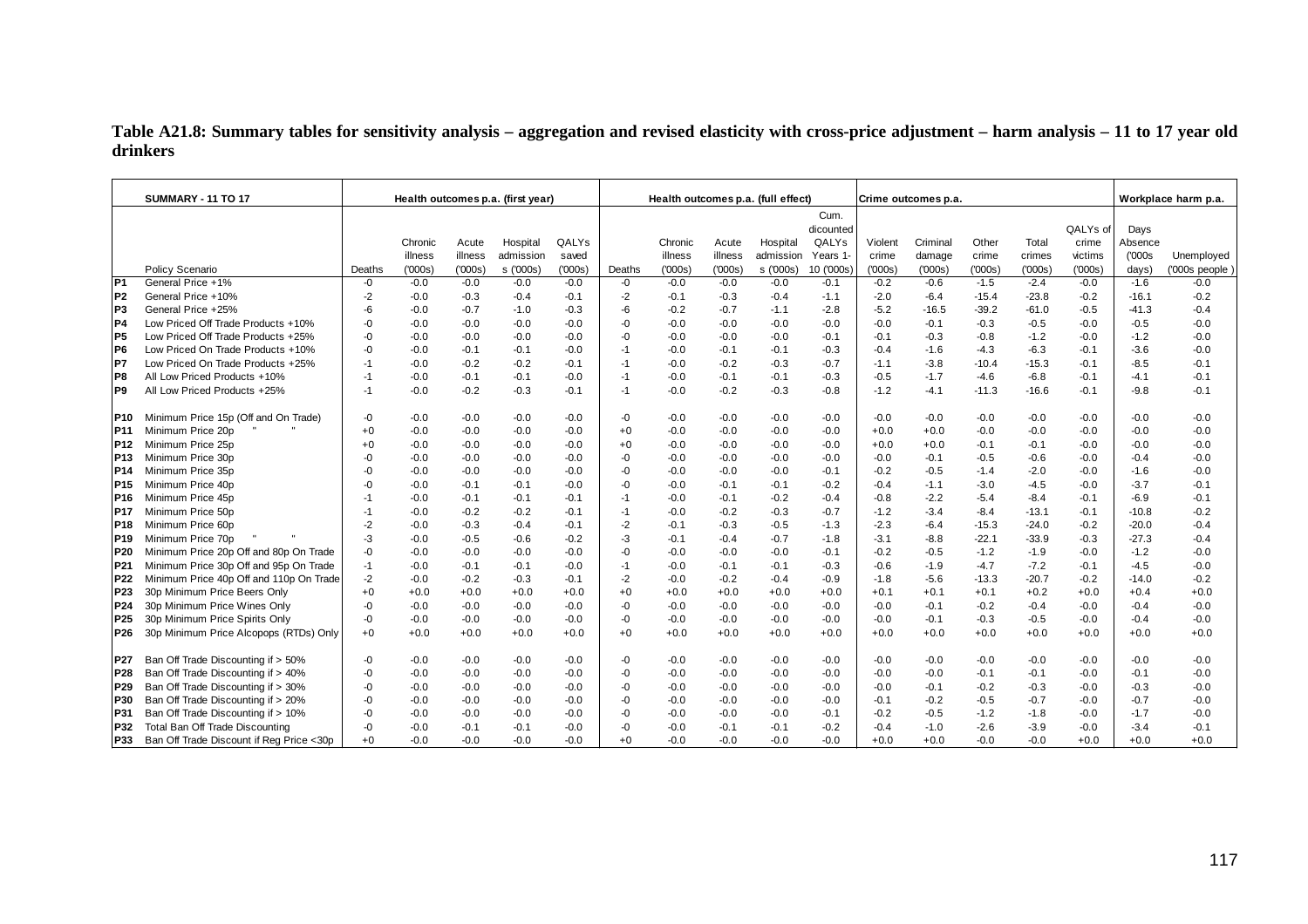**Table A21.8: Summary tables for sensitivity analysis – aggregation and revised elasticity with cross-price adjustment – harm analysis – 11 to 17 year old drinkers**

| | SUMMARY - 11 TO 17 | Health outcomes p.a. (first year) | | | | | Health outcomes p.a. (full effect) | | | | | | Crime outcomes p.a. | | | | | Workplace harm p.a. | |
|---|---|---|---|---|---|---|---|---|---|---|---|---|---|---|---|---|---|---|---|
| | Policy Scenario | Deaths | Chronic illness ('000s) | Acute illness ('000s) | Hospital admissions ('000s) | QALYs saved ('000s) | Deaths | Chronic illness ('000s) | Acute illness ('000s) | Hospital admissions ('000s) | Cum. dicounted QALYs Years 1-10 ('000s) | Violent crime ('000s) | Criminal damage ('000s) | Other crime ('000s) | Total crimes ('000s) | QALYs of crime victims ('000s) | Days Absence ('000s days) | Unemployed ('000s people ) |
| P1 | General Price +1% | -0 | -0.0 | -0.0 | -0.0 | -0.0 | -0 | -0.0 | -0.0 | -0.0 | -0.1 | -0.2 | -0.6 | -1.5 | -2.4 | -0.0 | -1.6 | -0.0 |
| P2 | General Price +10% | -2 | -0.0 | -0.3 | -0.4 | -0.1 | -2 | -0.1 | -0.3 | -0.4 | -1.1 | -2.0 | -6.4 | -15.4 | -23.8 | -0.2 | -16.1 | -0.2 |
| P3 | General Price +25% | -6 | -0.0 | -0.7 | -1.0 | -0.3 | -6 | -0.2 | -0.7 | -1.1 | -2.8 | -5.2 | -16.5 | -39.2 | -61.0 | -0.5 | -41.3 | -0.4 |
| P4 | Low Priced Off Trade Products +10% | -0 | -0.0 | -0.0 | -0.0 | -0.0 | -0 | -0.0 | -0.0 | -0.0 | -0.0 | -0.0 | -0.1 | -0.3 | -0.5 | -0.0 | -0.5 | -0.0 |
| P5 | Low Priced Off Trade Products +25% | -0 | -0.0 | -0.0 | -0.0 | -0.0 | -0 | -0.0 | -0.0 | -0.0 | -0.1 | -0.1 | -0.3 | -0.8 | -1.2 | -0.0 | -1.2 | -0.0 |
| P6 | Low Priced On Trade Products +10% | -0 | -0.0 | -0.1 | -0.1 | -0.0 | -1 | -0.0 | -0.1 | -0.1 | -0.3 | -0.4 | -1.6 | -4.3 | -6.3 | -0.1 | -3.6 | -0.0 |
| P7 | Low Priced On Trade Products +25% | -1 | -0.0 | -0.2 | -0.2 | -0.1 | -1 | -0.0 | -0.2 | -0.3 | -0.7 | -1.1 | -3.8 | -10.4 | -15.3 | -0.1 | -8.5 | -0.1 |
| P8 | All Low Priced Products +10% | -1 | -0.0 | -0.1 | -0.1 | -0.0 | -1 | -0.0 | -0.1 | -0.1 | -0.3 | -0.5 | -1.7 | -4.6 | -6.8 | -0.1 | -4.1 | -0.1 |
| P9 | All Low Priced Products +25% | -1 | -0.0 | -0.2 | -0.3 | -0.1 | -1 | -0.0 | -0.2 | -0.3 | -0.8 | -1.2 | -4.1 | -11.3 | -16.6 | -0.1 | -9.8 | -0.1 |
| P10 | Minimum Price 15p (Off and On Trade) | -0 | -0.0 | -0.0 | -0.0 | -0.0 | -0 | -0.0 | -0.0 | -0.0 | -0.0 | -0.0 | -0.0 | -0.0 | -0.0 | -0.0 | -0.0 | -0.0 |
| P11 | Minimum Price 20p " " | +0 | -0.0 | -0.0 | -0.0 | -0.0 | +0 | -0.0 | -0.0 | -0.0 | -0.0 | +0.0 | +0.0 | -0.0 | -0.0 | -0.0 | -0.0 | -0.0 |
| P12 | Minimum Price 25p | +0 | -0.0 | -0.0 | -0.0 | -0.0 | +0 | -0.0 | -0.0 | -0.0 | -0.0 | +0.0 | +0.0 | -0.1 | -0.1 | -0.0 | -0.0 | -0.0 |
| P13 | Minimum Price 30p | -0 | -0.0 | -0.0 | -0.0 | -0.0 | -0 | -0.0 | -0.0 | -0.0 | -0.0 | -0.0 | -0.1 | -0.5 | -0.6 | -0.0 | -0.4 | -0.0 |
| P14 | Minimum Price 35p | -0 | -0.0 | -0.0 | -0.0 | -0.0 | -0 | -0.0 | -0.0 | -0.0 | -0.1 | -0.2 | -0.5 | -1.4 | -2.0 | -0.0 | -1.6 | -0.0 |
| P15 | Minimum Price 40p | -0 | -0.0 | -0.1 | -0.1 | -0.0 | -0 | -0.0 | -0.1 | -0.1 | -0.2 | -0.4 | -1.1 | -3.0 | -4.5 | -0.0 | -3.7 | -0.1 |
| P16 | Minimum Price 45p | -1 | -0.0 | -0.1 | -0.1 | -0.1 | -1 | -0.0 | -0.1 | -0.2 | -0.4 | -0.8 | -2.2 | -5.4 | -8.4 | -0.1 | -6.9 | -0.1 |
| P17 | Minimum Price 50p | -1 | -0.0 | -0.2 | -0.2 | -0.1 | -1 | -0.0 | -0.2 | -0.3 | -0.7 | -1.2 | -3.4 | -8.4 | -13.1 | -0.1 | -10.8 | -0.2 |
| P18 | Minimum Price 60p | -2 | -0.0 | -0.3 | -0.4 | -0.1 | -2 | -0.1 | -0.3 | -0.5 | -1.3 | -2.3 | -6.4 | -15.3 | -24.0 | -0.2 | -20.0 | -0.4 |
| P19 | Minimum Price 70p " " | -3 | -0.0 | -0.5 | -0.6 | -0.2 | -3 | -0.1 | -0.4 | -0.7 | -1.8 | -3.1 | -8.8 | -22.1 | -33.9 | -0.3 | -27.3 | -0.4 |
| P20 | Minimum Price 20p Off and 80p On Trade | -0 | -0.0 | -0.0 | -0.0 | -0.0 | -0 | -0.0 | -0.0 | -0.0 | -0.1 | -0.2 | -0.5 | -1.2 | -1.9 | -0.0 | -1.2 | -0.0 |
| P21 | Minimum Price 30p Off and 95p On Trade | -1 | -0.0 | -0.1 | -0.1 | -0.0 | -1 | -0.0 | -0.1 | -0.1 | -0.3 | -0.6 | -1.9 | -4.7 | -7.2 | -0.1 | -4.5 | -0.0 |
| P22 | Minimum Price 40p Off and 110p On Trade | -2 | -0.0 | -0.2 | -0.3 | -0.1 | -2 | -0.0 | -0.2 | -0.4 | -0.9 | -1.8 | -5.6 | -13.3 | -20.7 | -0.2 | -14.0 | -0.2 |
| P23 | 30p Minimum Price Beers Only | +0 | +0.0 | +0.0 | +0.0 | +0.0 | +0 | +0.0 | +0.0 | +0.0 | +0.0 | +0.1 | +0.1 | +0.1 | +0.2 | +0.0 | +0.4 | +0.0 |
| P24 | 30p Minimum Price Wines Only | -0 | -0.0 | -0.0 | -0.0 | -0.0 | -0 | -0.0 | -0.0 | -0.0 | -0.0 | -0.0 | -0.1 | -0.2 | -0.4 | -0.0 | -0.4 | -0.0 |
| P25 | 30p Minimum Price Spirits Only | -0 | -0.0 | -0.0 | -0.0 | -0.0 | -0 | -0.0 | -0.0 | -0.0 | -0.0 | -0.0 | -0.1 | -0.3 | -0.5 | -0.0 | -0.4 | -0.0 |
| P26 | 30p Minimum Price Alcopops (RTDs) Only | +0 | +0.0 | +0.0 | +0.0 | +0.0 | +0 | +0.0 | +0.0 | +0.0 | +0.0 | +0.0 | +0.0 | +0.0 | +0.0 | +0.0 | +0.0 | +0.0 |
| P27 | Ban Off Trade Discounting if > 50% | -0 | -0.0 | -0.0 | -0.0 | -0.0 | -0 | -0.0 | -0.0 | -0.0 | -0.0 | -0.0 | -0.0 | -0.0 | -0.0 | -0.0 | -0.0 | -0.0 |
| P28 | Ban Off Trade Discounting if > 40% | -0 | -0.0 | -0.0 | -0.0 | -0.0 | -0 | -0.0 | -0.0 | -0.0 | -0.0 | -0.0 | -0.0 | -0.1 | -0.1 | -0.0 | -0.1 | -0.0 |
| P29 | Ban Off Trade Discounting if > 30% | -0 | -0.0 | -0.0 | -0.0 | -0.0 | -0 | -0.0 | -0.0 | -0.0 | -0.0 | -0.0 | -0.1 | -0.2 | -0.3 | -0.0 | -0.3 | -0.0 |
| P30 | Ban Off Trade Discounting if > 20% | -0 | -0.0 | -0.0 | -0.0 | -0.0 | -0 | -0.0 | -0.0 | -0.0 | -0.0 | -0.1 | -0.2 | -0.5 | -0.7 | -0.0 | -0.7 | -0.0 |
| P31 | Ban Off Trade Discounting if > 10% | -0 | -0.0 | -0.0 | -0.0 | -0.0 | -0 | -0.0 | -0.0 | -0.0 | -0.1 | -0.2 | -0.5 | -1.2 | -1.8 | -0.0 | -1.7 | -0.0 |
| P32 | Total Ban Off Trade Discounting | -0 | -0.0 | -0.1 | -0.1 | -0.0 | -0 | -0.0 | -0.1 | -0.1 | -0.2 | -0.4 | -1.0 | -2.6 | -3.9 | -0.0 | -3.4 | -0.1 |
| P33 | Ban Off Trade Discount if Reg Price <30p | +0 | -0.0 | -0.0 | -0.0 | -0.0 | +0 | -0.0 | -0.0 | -0.0 | -0.0 | +0.0 | +0.0 | -0.0 | -0.0 | +0.0 | +0.0 | +0.0 |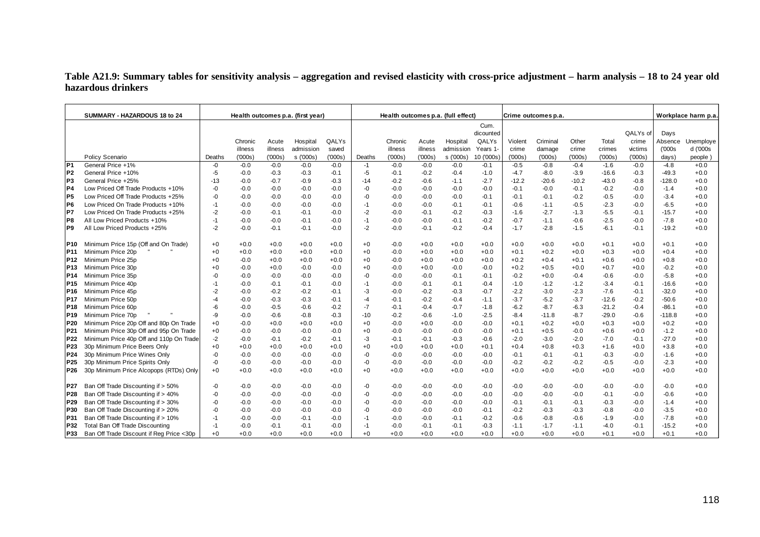**Table A21.9: Summary tables for sensitivity analysis – aggregation and revised elasticity with cross-price adjustment – harm analysis – 18 to 24 year old hazardous drinkers**

| | SUMMARY - HAZARDOUS 18 to 24 | Health outcomes p.a. (first year) | | | | | Health outcomes p.a. (full effect) | | | | | Crime outcomes p.a. | | | | | Workplace harm p.a. | |
|---|---|---|---|---|---|---|---|---|---|---|---|---|---|---|---|---|---|---|
| | Policy Scenario | Deaths | Chronic illness ('000s) | Acute illness ('000s) | Hospital admissions ('000s) | QALYs saved ('000s) | Deaths | Chronic illness ('000s) | Acute illness ('000s) | Hospital admissions ('000s) | Cum. dicounted QALYs Years 1-10 ('000s) | Violent crime ('000s) | Criminal damage ('000s) | Other crime ('000s) | Total crimes ('000s) | QALYs of crime victims ('000s) | Days Absence ('000s days) | Unemployed ('000s people ) |
| P1 | General Price +1% | -0 | -0.0 | -0.0 | -0.0 | -0.0 | -1 | -0.0 | -0.0 | -0.0 | -0.1 | -0.5 | -0.8 | -0.4 | -1.6 | -0.0 | -4.8 | +0.0 |
| P2 | General Price +10% | -5 | -0.0 | -0.3 | -0.3 | -0.1 | -5 | -0.1 | -0.2 | -0.4 | -1.0 | -4.7 | -8.0 | -3.9 | -16.6 | -0.3 | -49.3 | +0.0 |
| P3 | General Price +25% | -13 | -0.0 | -0.7 | -0.9 | -0.3 | -14 | -0.2 | -0.6 | -1.1 | -2.7 | -12.2 | -20.6 | -10.2 | -43.0 | -0.8 | -128.0 | +0.0 |
| P4 | Low Priced Off Trade Products +10% | -0 | -0.0 | -0.0 | -0.0 | -0.0 | -0 | -0.0 | -0.0 | -0.0 | -0.0 | -0.1 | -0.0 | -0.1 | -0.2 | -0.0 | -1.4 | +0.0 |
| P5 | Low Priced Off Trade Products +25% | -0 | -0.0 | -0.0 | -0.0 | -0.0 | -0 | -0.0 | -0.0 | -0.0 | -0.1 | -0.1 | -0.1 | -0.2 | -0.5 | -0.0 | -3.4 | +0.0 |
| P6 | Low Priced On Trade Products +10% | -1 | -0.0 | -0.0 | -0.0 | -0.0 | -1 | -0.0 | -0.0 | -0.1 | -0.1 | -0.6 | -1.1 | -0.5 | -2.3 | -0.0 | -6.5 | +0.0 |
| P7 | Low Priced On Trade Products +25% | -2 | -0.0 | -0.1 | -0.1 | -0.0 | -2 | -0.0 | -0.1 | -0.2 | -0.3 | -1.6 | -2.7 | -1.3 | -5.5 | -0.1 | -15.7 | +0.0 |
| P8 | All Low Priced Products +10% | -1 | -0.0 | -0.0 | -0.1 | -0.0 | -1 | -0.0 | -0.0 | -0.1 | -0.2 | -0.7 | -1.1 | -0.6 | -2.5 | -0.0 | -7.8 | +0.0 |
| P9 | All Low Priced Products +25% | -2 | -0.0 | -0.1 | -0.1 | -0.0 | -2 | -0.0 | -0.1 | -0.2 | -0.4 | -1.7 | -2.8 | -1.5 | -6.1 | -0.1 | -19.2 | +0.0 |
| P10 | Minimum Price 15p (Off and On Trade) | +0 | +0.0 | +0.0 | +0.0 | +0.0 | +0 | -0.0 | +0.0 | +0.0 | +0.0 | +0.0 | +0.0 | +0.0 | +0.1 | +0.0 | +0.1 | +0.0 |
| P11 | Minimum Price 20p " " | +0 | +0.0 | +0.0 | +0.0 | +0.0 | +0 | -0.0 | +0.0 | +0.0 | +0.0 | +0.1 | +0.2 | +0.0 | +0.3 | +0.0 | +0.4 | +0.0 |
| P12 | Minimum Price 25p | +0 | -0.0 | +0.0 | +0.0 | +0.0 | +0 | -0.0 | +0.0 | +0.0 | +0.0 | +0.2 | +0.4 | +0.1 | +0.6 | +0.0 | +0.8 | +0.0 |
| P13 | Minimum Price 30p | +0 | -0.0 | +0.0 | -0.0 | -0.0 | +0 | -0.0 | +0.0 | -0.0 | -0.0 | +0.2 | +0.5 | +0.0 | +0.7 | +0.0 | -0.2 | +0.0 |
| P14 | Minimum Price 35p | -0 | -0.0 | -0.0 | -0.0 | -0.0 | -0 | -0.0 | -0.0 | -0.1 | -0.1 | -0.2 | +0.0 | -0.4 | -0.6 | -0.0 | -5.8 | +0.0 |
| P15 | Minimum Price 40p | -1 | -0.0 | -0.1 | -0.1 | -0.0 | -1 | -0.0 | -0.1 | -0.1 | -0.4 | -1.0 | -1.2 | -1.2 | -3.4 | -0.1 | -16.6 | +0.0 |
| P16 | Minimum Price 45p | -2 | -0.0 | -0.2 | -0.2 | -0.1 | -3 | -0.0 | -0.2 | -0.3 | -0.7 | -2.2 | -3.0 | -2.3 | -7.6 | -0.1 | -32.0 | +0.0 |
| P17 | Minimum Price 50p | -4 | -0.0 | -0.3 | -0.3 | -0.1 | -4 | -0.1 | -0.2 | -0.4 | -1.1 | -3.7 | -5.2 | -3.7 | -12.6 | -0.2 | -50.6 | +0.0 |
| P18 | Minimum Price 60p | -6 | -0.0 | -0.5 | -0.6 | -0.2 | -7 | -0.1 | -0.4 | -0.7 | -1.8 | -6.2 | -8.7 | -6.3 | -21.2 | -0.4 | -86.1 | +0.0 |
| P19 | Minimum Price 70p " " | -9 | -0.0 | -0.6 | -0.8 | -0.3 | -10 | -0.2 | -0.6 | -1.0 | -2.5 | -8.4 | -11.8 | -8.7 | -29.0 | -0.6 | -118.8 | +0.0 |
| P20 | Minimum Price 20p Off and 80p On Trade | +0 | -0.0 | +0.0 | +0.0 | +0.0 | +0 | -0.0 | +0.0 | -0.0 | -0.0 | +0.1 | +0.2 | +0.0 | +0.3 | +0.0 | +0.2 | +0.0 |
| P21 | Minimum Price 30p Off and 95p On Trade | +0 | -0.0 | -0.0 | -0.0 | -0.0 | +0 | -0.0 | -0.0 | -0.0 | -0.0 | +0.1 | +0.5 | -0.0 | +0.6 | +0.0 | -1.2 | +0.0 |
| P22 | Minimum Price 40p Off and 110p On Trade | -2 | -0.0 | -0.1 | -0.2 | -0.1 | -3 | -0.1 | -0.1 | -0.3 | -0.6 | -2.0 | -3.0 | -2.0 | -7.0 | -0.1 | -27.0 | +0.0 |
| P23 | 30p Minimum Price Beers Only | +0 | +0.0 | +0.0 | +0.0 | +0.0 | +0 | +0.0 | +0.0 | +0.0 | +0.1 | +0.4 | +0.8 | +0.3 | +1.6 | +0.0 | +3.8 | +0.0 |
| P24 | 30p Minimum Price Wines Only | -0 | -0.0 | -0.0 | -0.0 | -0.0 | -0 | -0.0 | -0.0 | -0.0 | -0.0 | -0.1 | -0.1 | -0.1 | -0.3 | -0.0 | -1.6 | +0.0 |
| P25 | 30p Minimum Price Spirits Only | -0 | -0.0 | -0.0 | -0.0 | -0.0 | -0 | -0.0 | -0.0 | -0.0 | -0.0 | -0.2 | -0.2 | -0.2 | -0.5 | -0.0 | -2.3 | +0.0 |
| P26 | 30p Minimum Price Alcopops (RTDs) Only | +0 | +0.0 | +0.0 | +0.0 | +0.0 | +0 | +0.0 | +0.0 | +0.0 | +0.0 | +0.0 | +0.0 | +0.0 | +0.0 | +0.0 | +0.0 | +0.0 |
| P27 | Ban Off Trade Discounting if > 50% | -0 | -0.0 | -0.0 | -0.0 | -0.0 | -0 | -0.0 | -0.0 | -0.0 | -0.0 | -0.0 | -0.0 | -0.0 | -0.0 | -0.0 | -0.0 | +0.0 |
| P28 | Ban Off Trade Discounting if > 40% | -0 | -0.0 | -0.0 | -0.0 | -0.0 | -0 | -0.0 | -0.0 | -0.0 | -0.0 | -0.0 | -0.0 | -0.0 | -0.1 | -0.0 | -0.6 | +0.0 |
| P29 | Ban Off Trade Discounting if > 30% | -0 | -0.0 | -0.0 | -0.0 | -0.0 | -0 | -0.0 | -0.0 | -0.0 | -0.0 | -0.1 | -0.1 | -0.1 | -0.3 | -0.0 | -1.4 | +0.0 |
| P30 | Ban Off Trade Discounting if > 20% | -0 | -0.0 | -0.0 | -0.0 | -0.0 | -0 | -0.0 | -0.0 | -0.0 | -0.1 | -0.2 | -0.3 | -0.3 | -0.8 | -0.0 | -3.5 | +0.0 |
| P31 | Ban Off Trade Discounting if > 10% | -1 | -0.0 | -0.0 | -0.1 | -0.0 | -1 | -0.0 | -0.0 | -0.1 | -0.2 | -0.6 | -0.8 | -0.6 | -1.9 | -0.0 | -7.8 | +0.0 |
| P32 | Total Ban Off Trade Discounting | -1 | -0.0 | -0.1 | -0.1 | -0.0 | -1 | -0.0 | -0.1 | -0.1 | -0.3 | -1.1 | -1.7 | -1.1 | -4.0 | -0.1 | -15.2 | +0.0 |
| P33 | Ban Off Trade Discount if Reg Price <30p | +0 | +0.0 | +0.0 | +0.0 | +0.0 | +0 | +0.0 | +0.0 | +0.0 | +0.0 | +0.0 | +0.0 | +0.0 | +0.1 | +0.0 | +0.1 | +0.0 |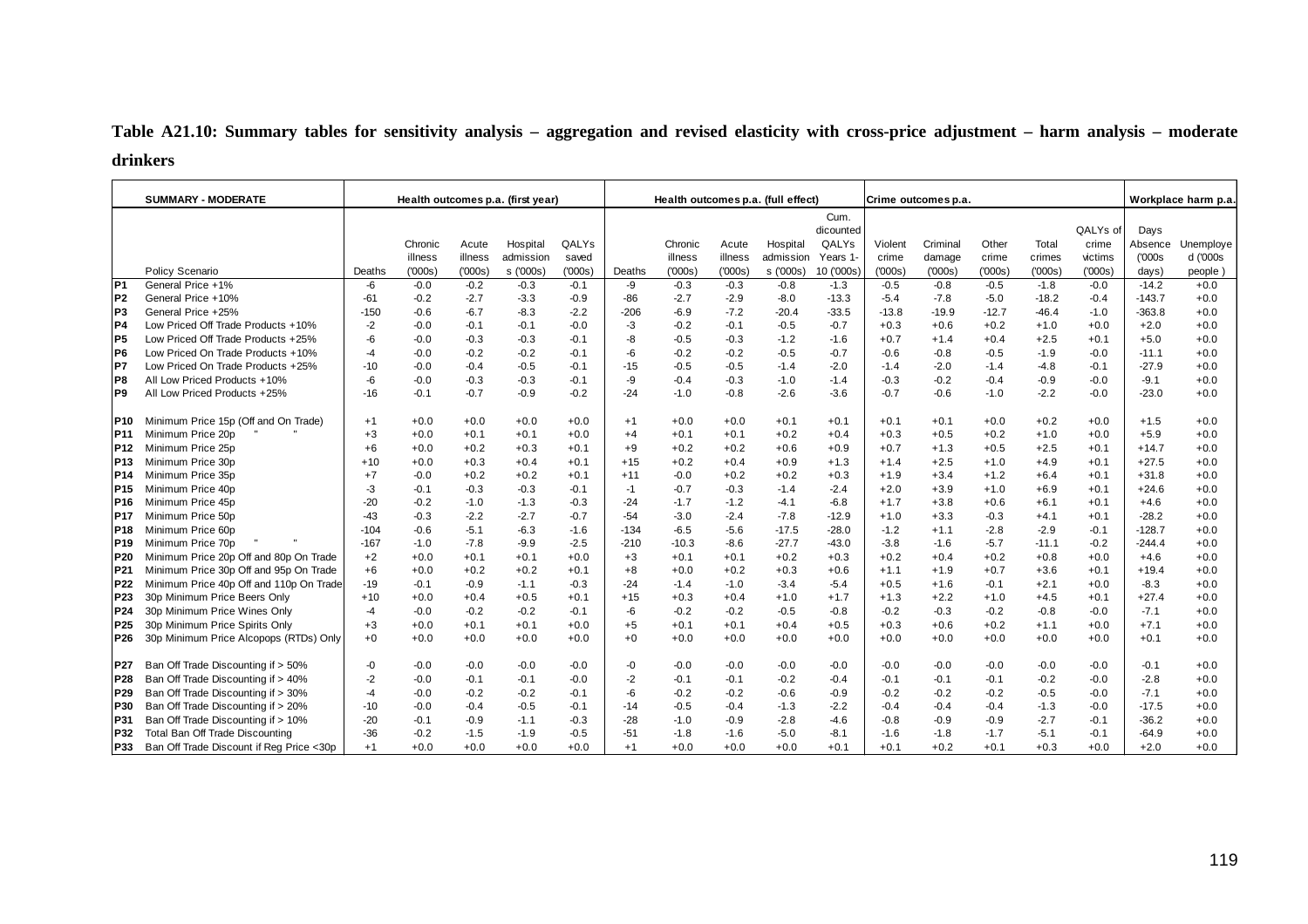**Table A21.10: Summary tables for sensitivity analysis – aggregation and revised elasticity with cross-price adjustment – harm analysis – moderate drinkers**

| | SUMMARY - MODERATE | Health outcomes p.a. (first year) | | | | | Health outcomes p.a. (full effect) | | | | | Crime outcomes p.a. | | | | | Workplace harm p.a. | |
|---|---|---|---|---|---|---|---|---|---|---|---|---|---|---|---|---|---|---|
| | Policy Scenario | Deaths | Chronic illness ('000s) | Acute illness ('000s) | Hospital admissions ('000s) | QALYs saved ('000s) | Deaths | Chronic illness ('000s) | Acute illness ('000s) | Hospital admissions ('000s) | Cum. dicounted QALYs Years 1-10 ('000s) | Violent crime ('000s) | Criminal damage ('000s) | Other crime ('000s) | Total crimes ('000s) | QALYs of crime victims ('000s) | Days Absence ('000s days) | Unemployed ('000s people) |
| P1 | General Price +1% | -6 | -0.0 | -0.2 | -0.3 | -0.1 | -9 | -0.3 | -0.3 | -0.8 | -1.3 | -0.5 | -0.8 | -0.5 | -1.8 | -0.0 | -14.2 | +0.0 |
| P2 | General Price +10% | -61 | -0.2 | -2.7 | -3.3 | -0.9 | -86 | -2.7 | -2.9 | -8.0 | -13.3 | -5.4 | -7.8 | -5.0 | -18.2 | -0.4 | -143.7 | +0.0 |
| P3 | General Price +25% | -150 | -0.6 | -6.7 | -8.3 | -2.2 | -206 | -6.9 | -7.2 | -20.4 | -33.5 | -13.8 | -19.9 | -12.7 | -46.4 | -1.0 | -363.8 | +0.0 |
| P4 | Low Priced Off Trade Products +10% | -2 | -0.0 | -0.1 | -0.1 | -0.0 | -3 | -0.2 | -0.1 | -0.5 | -0.7 | +0.3 | +0.6 | +0.2 | +1.0 | +0.0 | +2.0 | +0.0 |
| P5 | Low Priced Off Trade Products +25% | -6 | -0.0 | -0.3 | -0.3 | -0.1 | -8 | -0.5 | -0.3 | -1.2 | -1.6 | +0.7 | +1.4 | +0.4 | +2.5 | +0.1 | +5.0 | +0.0 |
| P6 | Low Priced On Trade Products +10% | -4 | -0.0 | -0.2 | -0.2 | -0.1 | -6 | -0.2 | -0.2 | -0.5 | -0.7 | -0.6 | -0.8 | -0.5 | -1.9 | -0.0 | -11.1 | +0.0 |
| P7 | Low Priced On Trade Products +25% | -10 | -0.0 | -0.4 | -0.5 | -0.1 | -15 | -0.5 | -0.5 | -1.4 | -2.0 | -1.4 | -2.0 | -1.4 | -4.8 | -0.1 | -27.9 | +0.0 |
| P8 | All Low Priced Products +10% | -6 | -0.0 | -0.3 | -0.3 | -0.1 | -9 | -0.4 | -0.3 | -1.0 | -1.4 | -0.3 | -0.2 | -0.4 | -0.9 | -0.0 | -9.1 | +0.0 |
| P9 | All Low Priced Products +25% | -16 | -0.1 | -0.7 | -0.9 | -0.2 | -24 | -1.0 | -0.8 | -2.6 | -3.6 | -0.7 | -0.6 | -1.0 | -2.2 | -0.0 | -23.0 | +0.0 |
| P10 | Minimum Price 15p (Off and On Trade) | +1 | +0.0 | +0.0 | +0.0 | +0.0 | +1 | +0.0 | +0.0 | +0.1 | +0.1 | +0.1 | +0.1 | +0.0 | +0.2 | +0.0 | +1.5 | +0.0 |
| P11 | Minimum Price 20p " " | +3 | +0.0 | +0.1 | +0.1 | +0.0 | +4 | +0.1 | +0.1 | +0.2 | +0.4 | +0.3 | +0.5 | +0.2 | +1.0 | +0.0 | +5.9 | +0.0 |
| P12 | Minimum Price 25p | +6 | +0.0 | +0.2 | +0.3 | +0.1 | +9 | +0.2 | +0.2 | +0.6 | +0.9 | +0.7 | +1.3 | +0.5 | +2.5 | +0.1 | +14.7 | +0.0 |
| P13 | Minimum Price 30p | +10 | +0.0 | +0.3 | +0.4 | +0.1 | +15 | +0.2 | +0.4 | +0.9 | +1.3 | +1.4 | +2.5 | +1.0 | +4.9 | +0.1 | +27.5 | +0.0 |
| P14 | Minimum Price 35p | +7 | -0.0 | +0.2 | +0.2 | +0.1 | +11 | -0.0 | +0.2 | +0.2 | +0.3 | +1.9 | +3.4 | +1.2 | +6.4 | +0.1 | +31.8 | +0.0 |
| P15 | Minimum Price 40p | -3 | -0.1 | -0.3 | -0.3 | -0.1 | -1 | -0.7 | -0.3 | -1.4 | -2.4 | +2.0 | +3.9 | +1.0 | +6.9 | +0.1 | +24.6 | +0.0 |
| P16 | Minimum Price 45p | -20 | -0.2 | -1.0 | -1.3 | -0.3 | -24 | -1.7 | -1.2 | -4.1 | -6.8 | +1.7 | +3.8 | +0.6 | +6.1 | +0.1 | +4.6 | +0.0 |
| P17 | Minimum Price 50p | -43 | -0.3 | -2.2 | -2.7 | -0.7 | -54 | -3.0 | -2.4 | -7.8 | -12.9 | +1.0 | +3.3 | -0.3 | +4.1 | +0.1 | -28.2 | +0.0 |
| P18 | Minimum Price 60p | -104 | -0.6 | -5.1 | -6.3 | -1.6 | -134 | -6.5 | -5.6 | -17.5 | -28.0 | -1.2 | +1.1 | -2.8 | -2.9 | -0.1 | -128.7 | +0.0 |
| P19 | Minimum Price 70p " " | -167 | -1.0 | -7.8 | -9.9 | -2.5 | -210 | -10.3 | -8.6 | -27.7 | -43.0 | -3.8 | -1.6 | -5.7 | -11.1 | -0.2 | -244.4 | +0.0 |
| P20 | Minimum Price 20p Off and 80p On Trade | +2 | +0.0 | +0.1 | +0.1 | +0.0 | +3 | +0.1 | +0.1 | +0.2 | +0.3 | +0.2 | +0.4 | +0.2 | +0.8 | +0.0 | +4.6 | +0.0 |
| P21 | Minimum Price 30p Off and 95p On Trade | +6 | +0.0 | +0.2 | +0.2 | +0.1 | +8 | +0.0 | +0.2 | +0.3 | +0.6 | +1.1 | +1.9 | +0.7 | +3.6 | +0.1 | +19.4 | +0.0 |
| P22 | Minimum Price 40p Off and 110p On Trade | -19 | -0.1 | -0.9 | -1.1 | -0.3 | -24 | -1.4 | -1.0 | -3.4 | -5.4 | +0.5 | +1.6 | -0.1 | +2.1 | +0.0 | -8.3 | +0.0 |
| P23 | 30p Minimum Price Beers Only | +10 | +0.0 | +0.4 | +0.5 | +0.1 | +15 | +0.3 | +0.4 | +1.0 | +1.7 | +1.3 | +2.2 | +1.0 | +4.5 | +0.1 | +27.4 | +0.0 |
| P24 | 30p Minimum Price Wines Only | -4 | -0.0 | -0.2 | -0.2 | -0.1 | -6 | -0.2 | -0.2 | -0.5 | -0.8 | -0.2 | -0.3 | -0.2 | -0.8 | -0.0 | -7.1 | +0.0 |
| P25 | 30p Minimum Price Spirits Only | +3 | +0.0 | +0.1 | +0.1 | +0.0 | +5 | +0.1 | +0.1 | +0.4 | +0.5 | +0.3 | +0.6 | +0.2 | +1.1 | +0.0 | +7.1 | +0.0 |
| P26 | 30p Minimum Price Alcopops (RTDs) Only | +0 | +0.0 | +0.0 | +0.0 | +0.0 | +0 | +0.0 | +0.0 | +0.0 | +0.0 | +0.0 | +0.0 | +0.0 | +0.0 | +0.0 | +0.1 | +0.0 |
| P27 | Ban Off Trade Discounting if > 50% | -0 | -0.0 | -0.0 | -0.0 | -0.0 | -0 | -0.0 | -0.0 | -0.0 | -0.0 | -0.0 | -0.0 | -0.0 | -0.0 | -0.0 | -0.1 | +0.0 |
| P28 | Ban Off Trade Discounting if > 40% | -2 | -0.0 | -0.1 | -0.1 | -0.0 | -2 | -0.1 | -0.1 | -0.2 | -0.4 | -0.1 | -0.1 | -0.1 | -0.2 | -0.0 | -2.8 | +0.0 |
| P29 | Ban Off Trade Discounting if > 30% | -4 | -0.0 | -0.2 | -0.2 | -0.1 | -6 | -0.2 | -0.2 | -0.6 | -0.9 | -0.2 | -0.2 | -0.2 | -0.5 | -0.0 | -7.1 | +0.0 |
| P30 | Ban Off Trade Discounting if > 20% | -10 | -0.0 | -0.4 | -0.5 | -0.1 | -14 | -0.5 | -0.4 | -1.3 | -2.2 | -0.4 | -0.4 | -0.4 | -1.3 | -0.0 | -17.5 | +0.0 |
| P31 | Ban Off Trade Discounting if > 10% | -20 | -0.1 | -0.9 | -1.1 | -0.3 | -28 | -1.0 | -0.9 | -2.8 | -4.6 | -0.8 | -0.9 | -0.9 | -2.7 | -0.1 | -36.2 | +0.0 |
| P32 | Total Ban Off Trade Discounting | -36 | -0.2 | -1.5 | -1.9 | -0.5 | -51 | -1.8 | -1.6 | -5.0 | -8.1 | -1.6 | -1.8 | -1.7 | -5.1 | -0.1 | -64.9 | +0.0 |
| P33 | Ban Off Trade Discount if Reg Price <30p | +1 | +0.0 | +0.0 | +0.0 | +0.0 | +1 | +0.0 | +0.0 | +0.0 | +0.1 | +0.1 | +0.2 | +0.1 | +0.3 | +0.0 | +2.0 | +0.0 |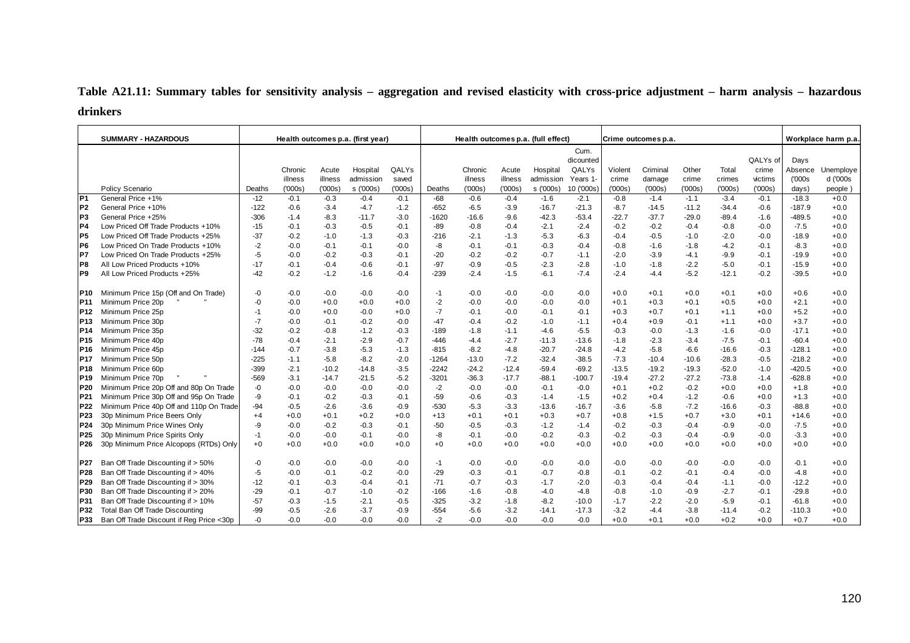**Table A21.11: Summary tables for sensitivity analysis – aggregation and revised elasticity with cross-price adjustment – harm analysis – hazardous drinkers**

| | SUMMARY - HAZARDOUS | Health outcomes p.a. (first year) | | | | | Health outcomes p.a. (full effect) | | | | | Crime outcomes p.a. | | | | | Workplace harm p.a. | |
|---|---|---|---|---|---|---|---|---|---|---|---|---|---|---|---|---|---|---|
| | Policy Scenario | Deaths | Chronic illness ('000s) | Acute illness ('000s) | Hospital admissions ('000s) | QALYs saved ('000s) | Deaths | Chronic illness ('000s) | Acute illness ('000s) | Hospital admissions ('000s) | Cum. dicounted QALYs Years 1-10 ('000s) | Violent crime ('000s) | Criminal damage ('000s) | Other crime ('000s) | Total crimes ('000s) | QALYs of crime victims ('000s) | Days Absence ('000s days) | Unemployed ('000s people) |
| P1 | General Price +1% | -12 | -0.1 | -0.3 | -0.4 | -0.1 | -68 | -0.6 | -0.4 | -1.6 | -2.1 | -0.8 | -1.4 | -1.1 | -3.4 | -0.1 | -18.3 | +0.0 |
| P2 | General Price +10% | -122 | -0.6 | -3.4 | -4.7 | -1.2 | -652 | -6.5 | -3.9 | -16.7 | -21.3 | -8.7 | -14.5 | -11.2 | -34.4 | -0.6 | -187.9 | +0.0 |
| P3 | General Price +25% | -306 | -1.4 | -8.3 | -11.7 | -3.0 | -1620 | -16.6 | -9.6 | -42.3 | -53.4 | -22.7 | -37.7 | -29.0 | -89.4 | -1.6 | -489.5 | +0.0 |
| P4 | Low Priced Off Trade Products +10% | -15 | -0.1 | -0.3 | -0.5 | -0.1 | -89 | -0.8 | -0.4 | -2.1 | -2.4 | -0.2 | -0.2 | -0.4 | -0.8 | -0.0 | -7.5 | +0.0 |
| P5 | Low Priced Off Trade Products +25% | -37 | -0.2 | -1.0 | -1.3 | -0.3 | -216 | -2.1 | -1.3 | -5.3 | -6.3 | -0.4 | -0.5 | -1.0 | -2.0 | -0.0 | -18.9 | +0.0 |
| P6 | Low Priced On Trade Products +10% | -2 | -0.0 | -0.1 | -0.1 | -0.0 | -8 | -0.1 | -0.1 | -0.3 | -0.4 | -0.8 | -1.6 | -1.8 | -4.2 | -0.1 | -8.3 | +0.0 |
| P7 | Low Priced On Trade Products +25% | -5 | -0.0 | -0.2 | -0.3 | -0.1 | -20 | -0.2 | -0.2 | -0.7 | -1.1 | -2.0 | -3.9 | -4.1 | -9.9 | -0.1 | -19.9 | +0.0 |
| P8 | All Low Priced Products +10% | -17 | -0.1 | -0.4 | -0.6 | -0.1 | -97 | -0.9 | -0.5 | -2.3 | -2.8 | -1.0 | -1.8 | -2.2 | -5.0 | -0.1 | -15.9 | +0.0 |
| P9 | All Low Priced Products +25% | -42 | -0.2 | -1.2 | -1.6 | -0.4 | -239 | -2.4 | -1.5 | -6.1 | -7.4 | -2.4 | -4.4 | -5.2 | -12.1 | -0.2 | -39.5 | +0.0 |
| P10 | Minimum Price 15p (Off and On Trade) | -0 | -0.0 | -0.0 | -0.0 | -0.0 | -1 | -0.0 | -0.0 | -0.0 | -0.0 | +0.0 | +0.1 | +0.0 | +0.1 | +0.0 | +0.6 | +0.0 |
| P11 | Minimum Price 20p " " | -0 | -0.0 | +0.0 | +0.0 | +0.0 | -2 | -0.0 | -0.0 | -0.0 | -0.0 | +0.1 | +0.3 | +0.1 | +0.5 | +0.0 | +2.1 | +0.0 |
| P12 | Minimum Price 25p | -1 | -0.0 | +0.0 | -0.0 | +0.0 | -7 | -0.1 | -0.0 | -0.1 | -0.1 | +0.3 | +0.7 | +0.1 | +1.1 | +0.0 | +5.2 | +0.0 |
| P13 | Minimum Price 30p | -7 | -0.0 | -0.1 | -0.2 | -0.0 | -47 | -0.4 | -0.2 | -1.0 | -1.1 | +0.4 | +0.9 | -0.1 | +1.1 | +0.0 | +3.7 | +0.0 |
| P14 | Minimum Price 35p | -32 | -0.2 | -0.8 | -1.2 | -0.3 | -189 | -1.8 | -1.1 | -4.6 | -5.5 | -0.3 | -0.0 | -1.3 | -1.6 | -0.0 | -17.1 | +0.0 |
| P15 | Minimum Price 40p | -78 | -0.4 | -2.1 | -2.9 | -0.7 | -446 | -4.4 | -2.7 | -11.3 | -13.6 | -1.8 | -2.3 | -3.4 | -7.5 | -0.1 | -60.4 | +0.0 |
| P16 | Minimum Price 45p | -144 | -0.7 | -3.8 | -5.3 | -1.3 | -815 | -8.2 | -4.8 | -20.7 | -24.8 | -4.2 | -5.8 | -6.6 | -16.6 | -0.3 | -128.1 | +0.0 |
| P17 | Minimum Price 50p | -225 | -1.1 | -5.8 | -8.2 | -2.0 | -1264 | -13.0 | -7.2 | -32.4 | -38.5 | -7.3 | -10.4 | -10.6 | -28.3 | -0.5 | -218.2 | +0.0 |
| P18 | Minimum Price 60p | -399 | -2.1 | -10.2 | -14.8 | -3.5 | -2242 | -24.2 | -12.4 | -59.4 | -69.2 | -13.5 | -19.2 | -19.3 | -52.0 | -1.0 | -420.5 | +0.0 |
| P19 | Minimum Price 70p " " | -569 | -3.1 | -14.7 | -21.5 | -5.2 | -3201 | -36.3 | -17.7 | -88.1 | -100.7 | -19.4 | -27.2 | -27.2 | -73.8 | -1.4 | -628.8 | +0.0 |
| P20 | Minimum Price 20p Off and 80p On Trade | -0 | -0.0 | -0.0 | -0.0 | -0.0 | -2 | -0.0 | -0.0 | -0.1 | -0.0 | +0.1 | +0.2 | -0.2 | +0.0 | +0.0 | +1.8 | +0.0 |
| P21 | Minimum Price 30p Off and 95p On Trade | -9 | -0.1 | -0.2 | -0.3 | -0.1 | -59 | -0.6 | -0.3 | -1.4 | -1.5 | +0.2 | +0.4 | -1.2 | -0.6 | +0.0 | +1.3 | +0.0 |
| P22 | Minimum Price 40p Off and 110p On Trade | -94 | -0.5 | -2.6 | -3.6 | -0.9 | -530 | -5.3 | -3.3 | -13.6 | -16.7 | -3.6 | -5.8 | -7.2 | -16.6 | -0.3 | -88.8 | +0.0 |
| P23 | 30p Minimum Price Beers Only | +4 | +0.0 | +0.1 | +0.2 | +0.0 | +13 | +0.1 | +0.1 | +0.3 | +0.7 | +0.8 | +1.5 | +0.7 | +3.0 | +0.1 | +14.6 | +0.0 |
| P24 | 30p Minimum Price Wines Only | -9 | -0.0 | -0.2 | -0.3 | -0.1 | -50 | -0.5 | -0.3 | -1.2 | -1.4 | -0.2 | -0.3 | -0.4 | -0.9 | -0.0 | -7.5 | +0.0 |
| P25 | 30p Minimum Price Spirits Only | -1 | -0.0 | -0.0 | -0.1 | -0.0 | -8 | -0.1 | -0.0 | -0.2 | -0.3 | -0.2 | -0.3 | -0.4 | -0.9 | -0.0 | -3.3 | +0.0 |
| P26 | 30p Minimum Price Alcopops (RTDs) Only | +0 | +0.0 | +0.0 | +0.0 | +0.0 | +0 | +0.0 | +0.0 | +0.0 | +0.0 | +0.0 | +0.0 | +0.0 | +0.0 | +0.0 | +0.0 | +0.0 |
| P27 | Ban Off Trade Discounting if > 50% | -0 | -0.0 | -0.0 | -0.0 | -0.0 | -1 | -0.0 | -0.0 | -0.0 | -0.0 | -0.0 | -0.0 | -0.0 | -0.0 | -0.0 | -0.1 | +0.0 |
| P28 | Ban Off Trade Discounting if > 40% | -5 | -0.0 | -0.1 | -0.2 | -0.0 | -29 | -0.3 | -0.1 | -0.7 | -0.8 | -0.1 | -0.2 | -0.1 | -0.4 | -0.0 | -4.8 | +0.0 |
| P29 | Ban Off Trade Discounting if > 30% | -12 | -0.1 | -0.3 | -0.4 | -0.1 | -71 | -0.7 | -0.3 | -1.7 | -2.0 | -0.3 | -0.4 | -0.4 | -1.1 | -0.0 | -12.2 | +0.0 |
| P30 | Ban Off Trade Discounting if > 20% | -29 | -0.1 | -0.7 | -1.0 | -0.2 | -166 | -1.6 | -0.8 | -4.0 | -4.8 | -0.8 | -1.0 | -0.9 | -2.7 | -0.1 | -29.8 | +0.0 |
| P31 | Ban Off Trade Discounting if > 10% | -57 | -0.3 | -1.5 | -2.1 | -0.5 | -325 | -3.2 | -1.8 | -8.2 | -10.0 | -1.7 | -2.2 | -2.0 | -5.9 | -0.1 | -61.8 | +0.0 |
| P32 | Total Ban Off Trade Discounting | -99 | -0.5 | -2.6 | -3.7 | -0.9 | -554 | -5.6 | -3.2 | -14.1 | -17.3 | -3.2 | -4.4 | -3.8 | -11.4 | -0.2 | -110.3 | +0.0 |
| P33 | Ban Off Trade Discount if Reg Price <30p | -0 | -0.0 | -0.0 | -0.0 | -0.0 | -2 | -0.0 | -0.0 | -0.0 | -0.0 | +0.0 | +0.1 | +0.0 | +0.2 | +0.0 | +0.7 | +0.0 |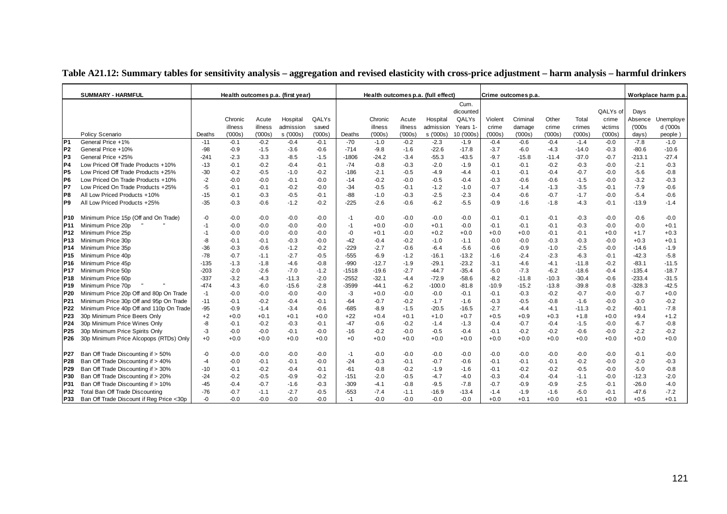**Table A21.12: Summary tables for sensitivity analysis – aggregation and revised elasticity with cross-price adjustment – harm analysis – harmful drinkers**

| | SUMMARY - HARMFUL | Health outcomes p.a. (first year) | | | | | Health outcomes p.a. (full effect) | | | | | Crime outcomes p.a. | | | | | Workplace harm p.a. | |
|---|---|---|---|---|---|---|---|---|---|---|---|---|---|---|---|---|---|---|
| | Policy Scenario | Deaths | Chronic illness ('000s) | Acute illness ('000s) | Hospital admissions ('000s) | QALYs saved ('000s) | Deaths | Chronic illness ('000s) | Acute illness ('000s) | Hospital admissions ('000s) | Cum. dicounted QALYs Years 1-10 ('000s) | Violent crime ('000s) | Criminal damage ('000s) | Other crime ('000s) | Total crimes ('000s) | QALYs of crime victims ('000s) | Days Absence ('000s days) | Unemployed ('000s people) |
| P1 | General Price +1% | -11 | -0.1 | -0.2 | -0.4 | -0.1 | -70 | -1.0 | -0.2 | -2.3 | -1.9 | -0.4 | -0.6 | -0.4 | -1.4 | -0.0 | -7.8 | -1.0 |
| P2 | General Price +10% | -98 | -0.9 | -1.5 | -3.6 | -0.6 | -714 | -9.8 | -1.6 | -22.6 | -17.8 | -3.7 | -6.0 | -4.3 | -14.0 | -0.3 | -80.6 | -10.6 |
| P3 | General Price +25% | -241 | -2.3 | -3.3 | -8.5 | -1.5 | -1806 | -24.2 | -3.4 | -55.3 | -43.5 | -9.7 | -15.8 | -11.4 | -37.0 | -0.7 | -213.1 | -27.4 |
| P4 | Low Priced Off Trade Products +10% | -13 | -0.1 | -0.2 | -0.4 | -0.1 | -74 | -0.8 | -0.3 | -2.0 | -1.9 | -0.1 | -0.1 | -0.2 | -0.3 | -0.0 | -2.1 | -0.3 |
| P5 | Low Priced Off Trade Products +25% | -30 | -0.2 | -0.5 | -1.0 | -0.2 | -186 | -2.1 | -0.5 | -4.9 | -4.4 | -0.1 | -0.1 | -0.4 | -0.7 | -0.0 | -5.6 | -0.8 |
| P6 | Low Priced On Trade Products +10% | -2 | -0.0 | -0.0 | -0.1 | -0.0 | -14 | -0.2 | -0.0 | -0.5 | -0.4 | -0.3 | -0.6 | -0.6 | -1.5 | -0.0 | -3.2 | -0.3 |
| P7 | Low Priced On Trade Products +25% | -5 | -0.1 | -0.1 | -0.2 | -0.0 | -34 | -0.5 | -0.1 | -1.2 | -1.0 | -0.7 | -1.4 | -1.3 | -3.5 | -0.1 | -7.9 | -0.6 |
| P8 | All Low Priced Products +10% | -15 | -0.1 | -0.3 | -0.5 | -0.1 | -88 | -1.0 | -0.3 | -2.5 | -2.3 | -0.4 | -0.6 | -0.7 | -1.7 | -0.0 | -5.4 | -0.6 |
| P9 | All Low Priced Products +25% | -35 | -0.3 | -0.6 | -1.2 | -0.2 | -225 | -2.6 | -0.6 | -6.2 | -5.5 | -0.9 | -1.6 | -1.8 | -4.3 | -0.1 | -13.9 | -1.4 |
| P10 | Minimum Price 15p (Off and On Trade) | -0 | -0.0 | -0.0 | -0.0 | -0.0 | -1 | -0.0 | -0.0 | -0.0 | -0.0 | -0.1 | -0.1 | -0.1 | -0.3 | -0.0 | -0.6 | -0.0 |
| P11 | Minimum Price 20p " " | -1 | -0.0 | -0.0 | -0.0 | -0.0 | -1 | +0.0 | -0.0 | +0.1 | -0.0 | -0.1 | -0.1 | -0.1 | -0.3 | -0.0 | -0.0 | +0.1 |
| P12 | Minimum Price 25p | -1 | -0.0 | -0.0 | -0.0 | -0.0 | -0 | +0.1 | -0.0 | +0.2 | +0.0 | +0.0 | +0.0 | -0.1 | -0.1 | +0.0 | +1.7 | +0.3 |
| P13 | Minimum Price 30p | -8 | -0.1 | -0.1 | -0.3 | -0.0 | -42 | -0.4 | -0.2 | -1.0 | -1.1 | -0.0 | -0.0 | -0.3 | -0.3 | -0.0 | +0.3 | +0.1 |
| P14 | Minimum Price 35p | -36 | -0.3 | -0.6 | -1.2 | -0.2 | -229 | -2.7 | -0.6 | -6.4 | -5.6 | -0.6 | -0.9 | -1.0 | -2.5 | -0.0 | -14.6 | -1.9 |
| P15 | Minimum Price 40p | -78 | -0.7 | -1.1 | -2.7 | -0.5 | -555 | -6.9 | -1.2 | -16.1 | -13.2 | -1.6 | -2.4 | -2.3 | -6.3 | -0.1 | -42.3 | -5.8 |
| P16 | Minimum Price 45p | -135 | -1.3 | -1.8 | -4.6 | -0.8 | -990 | -12.7 | -1.9 | -29.1 | -23.2 | -3.1 | -4.6 | -4.1 | -11.8 | -0.2 | -83.1 | -11.5 |
| P17 | Minimum Price 50p | -203 | -2.0 | -2.6 | -7.0 | -1.2 | -1518 | -19.6 | -2.7 | -44.7 | -35.4 | -5.0 | -7.3 | -6.2 | -18.6 | -0.4 | -135.4 | -18.7 |
| P18 | Minimum Price 60p | -337 | -3.2 | -4.3 | -11.3 | -2.0 | -2552 | -32.1 | -4.4 | -72.9 | -58.6 | -8.2 | -11.8 | -10.3 | -30.4 | -0.6 | -233.4 | -31.5 |
| P19 | Minimum Price 70p " " | -474 | -4.3 | -6.0 | -15.6 | -2.8 | -3599 | -44.1 | -6.2 | -100.0 | -81.8 | -10.9 | -15.2 | -13.8 | -39.8 | -0.8 | -328.3 | -42.5 |
| P20 | Minimum Price 20p Off and 80p On Trade | -1 | -0.0 | -0.0 | -0.0 | -0.0 | -3 | +0.0 | -0.0 | -0.0 | -0.1 | -0.1 | -0.3 | -0.2 | -0.7 | -0.0 | -0.7 | +0.0 |
| P21 | Minimum Price 30p Off and 95p On Trade | -11 | -0.1 | -0.2 | -0.4 | -0.1 | -64 | -0.7 | -0.2 | -1.7 | -1.6 | -0.3 | -0.5 | -0.8 | -1.6 | -0.0 | -3.0 | -0.2 |
| P22 | Minimum Price 40p Off and 110p On Trade | -95 | -0.9 | -1.4 | -3.4 | -0.6 | -685 | -8.9 | -1.5 | -20.5 | -16.5 | -2.7 | -4.4 | -4.1 | -11.3 | -0.2 | -60.1 | -7.8 |
| P23 | 30p Minimum Price Beers Only | +2 | +0.0 | +0.1 | +0.1 | +0.0 | +22 | +0.4 | +0.1 | +1.0 | +0.7 | +0.5 | +0.9 | +0.3 | +1.8 | +0.0 | +9.4 | +1.2 |
| P24 | 30p Minimum Price Wines Only | -8 | -0.1 | -0.2 | -0.3 | -0.1 | -47 | -0.6 | -0.2 | -1.4 | -1.3 | -0.4 | -0.7 | -0.4 | -1.5 | -0.0 | -6.7 | -0.8 |
| P25 | 30p Minimum Price Spirits Only | -3 | -0.0 | -0.0 | -0.1 | -0.0 | -16 | -0.2 | -0.0 | -0.5 | -0.4 | -0.1 | -0.2 | -0.2 | -0.6 | -0.0 | -2.2 | -0.2 |
| P26 | 30p Minimum Price Alcopops (RTDs) Only | +0 | +0.0 | +0.0 | +0.0 | +0.0 | +0 | +0.0 | +0.0 | +0.0 | +0.0 | +0.0 | +0.0 | +0.0 | +0.0 | +0.0 | +0.0 | +0.0 |
| P27 | Ban Off Trade Discounting if > 50% | -0 | -0.0 | -0.0 | -0.0 | -0.0 | -1 | -0.0 | -0.0 | -0.0 | -0.0 | -0.0 | -0.0 | -0.0 | -0.0 | -0.0 | -0.1 | -0.0 |
| P28 | Ban Off Trade Discounting if > 40% | -4 | -0.0 | -0.1 | -0.1 | -0.0 | -24 | -0.3 | -0.1 | -0.7 | -0.6 | -0.1 | -0.1 | -0.1 | -0.2 | -0.0 | -2.0 | -0.3 |
| P29 | Ban Off Trade Discounting if > 30% | -10 | -0.1 | -0.2 | -0.4 | -0.1 | -61 | -0.8 | -0.2 | -1.9 | -1.6 | -0.1 | -0.2 | -0.2 | -0.5 | -0.0 | -5.0 | -0.8 |
| P30 | Ban Off Trade Discounting if > 20% | -24 | -0.2 | -0.5 | -0.9 | -0.2 | -151 | -2.0 | -0.5 | -4.7 | -4.0 | -0.3 | -0.4 | -0.4 | -1.1 | -0.0 | -12.3 | -2.0 |
| P31 | Ban Off Trade Discounting if > 10% | -45 | -0.4 | -0.7 | -1.6 | -0.3 | -309 | -4.1 | -0.8 | -9.5 | -7.8 | -0.7 | -0.9 | -0.9 | -2.5 | -0.1 | -26.0 | -4.0 |
| P32 | Total Ban Off Trade Discounting | -76 | -0.7 | -1.1 | -2.7 | -0.5 | -553 | -7.4 | -1.1 | -16.9 | -13.4 | -1.4 | -1.9 | -1.6 | -5.0 | -0.1 | -47.6 | -7.2 |
| P33 | Ban Off Trade Discount if Reg Price <30p | -0 | -0.0 | -0.0 | -0.0 | -0.0 | -1 | -0.0 | -0.0 | -0.0 | -0.0 | +0.0 | +0.1 | +0.0 | +0.1 | +0.0 | +0.5 | +0.1 |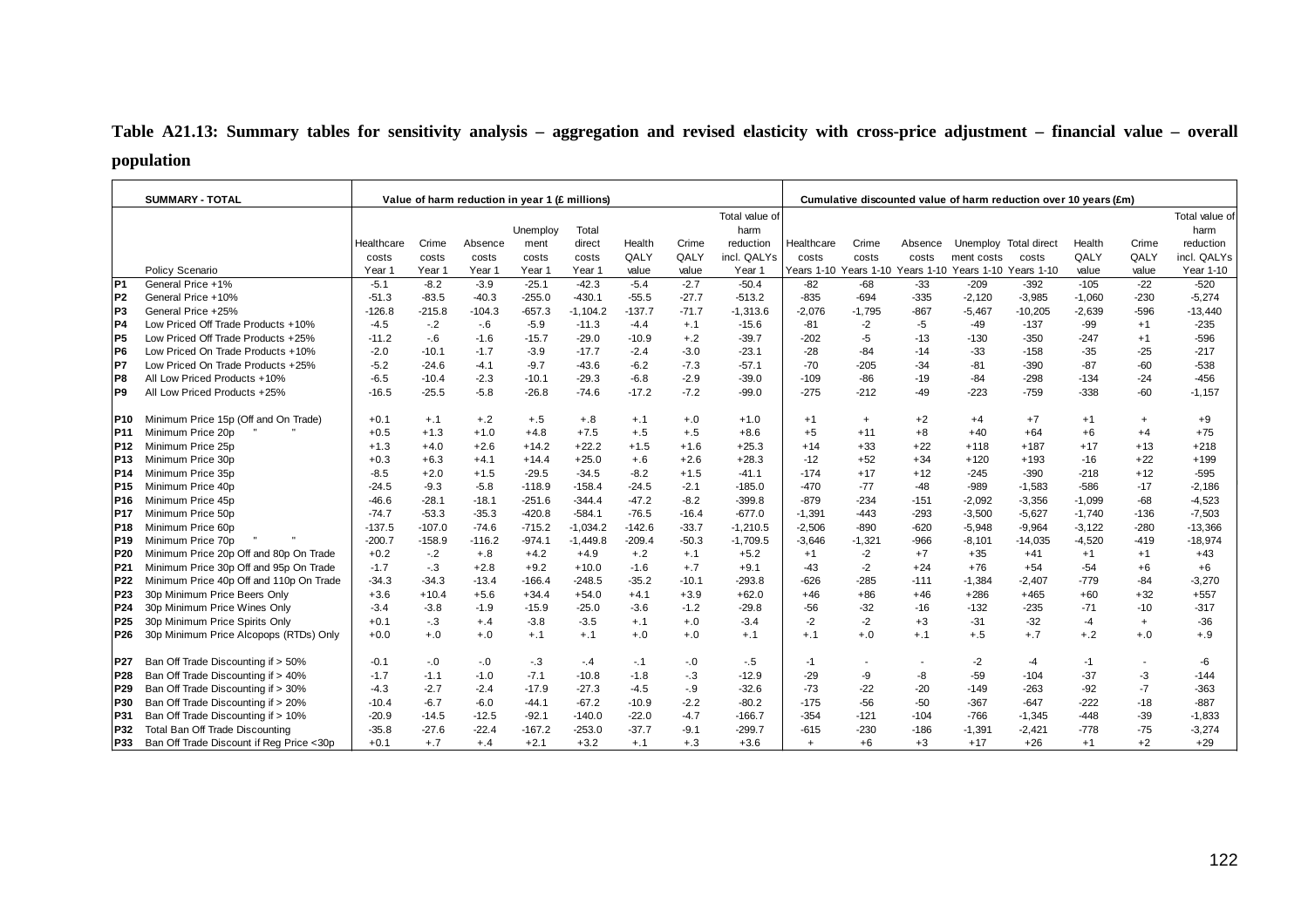**Table A21.13: Summary tables for sensitivity analysis – aggregation and revised elasticity with cross-price adjustment – financial value – overall population**

| | SUMMARY - TOTAL | Value of harm reduction in year 1 (£ millions) | | | | | | | | Cumulative discounted value of harm reduction over 10 years (£m) | | | | | | | |
|---|---|---|---|---|---|---|---|---|---|---|---|---|---|---|---|---|---|
| | Policy Scenario | Healthcare costs Year 1 | Crime costs Year 1 | Absence costs Year 1 | Unemployment costs Year 1 | Total direct costs Year 1 | Health QALY value | Crime QALY value | Total value of harm reduction incl. QALYs Year 1 | Healthcare costs Years 1-10 | Crime costs Years 1-10 | Absence costs Years 1-10 | Unemployment costs Years 1-10 | Total direct costs Years 1-10 | Health QALY value | Crime QALY value | Total value of harm reduction incl. QALYs Year 1-10 |
| P1 | General Price +1% | -5.1 | -8.2 | -3.9 | -25.1 | -42.3 | -5.4 | -2.7 | -50.4 | -82 | -68 | -33 | -209 | -392 | -105 | -22 | -520 |
| P2 | General Price +10% | -51.3 | -83.5 | -40.3 | -255.0 | -430.1 | -55.5 | -27.7 | -513.2 | -835 | -694 | -335 | -2,120 | -3,985 | -1,060 | -230 | -5,274 |
| P3 | General Price +25% | -126.8 | -215.8 | -104.3 | -657.3 | -1,104.2 | -137.7 | -71.7 | -1,313.6 | -2,076 | -1,795 | -867 | -5,467 | -10,205 | -2,639 | -596 | -13,440 |
| P4 | Low Priced Off Trade Products +10% | -4.5 | -.2 | -.6 | -5.9 | -11.3 | -4.4 | +.1 | -15.6 | -81 | -2 | -5 | -49 | -137 | -99 | +1 | -235 |
| P5 | Low Priced Off Trade Products +25% | -11.2 | -.6 | -1.6 | -15.7 | -29.0 | -10.9 | +.2 | -39.7 | -202 | -5 | -13 | -130 | -350 | -247 | +1 | -596 |
| P6 | Low Priced On Trade Products +10% | -2.0 | -10.1 | -1.7 | -3.9 | -17.7 | -2.4 | -3.0 | -23.1 | -28 | -84 | -14 | -33 | -158 | -35 | -25 | -217 |
| P7 | Low Priced On Trade Products +25% | -5.2 | -24.6 | -4.1 | -9.7 | -43.6 | -6.2 | -7.3 | -57.1 | -70 | -205 | -34 | -81 | -390 | -87 | -60 | -538 |
| P8 | All Low Priced Products +10% | -6.5 | -10.4 | -2.3 | -10.1 | -29.3 | -6.8 | -2.9 | -39.0 | -109 | -86 | -19 | -84 | -298 | -134 | -24 | -456 |
| P9 | All Low Priced Products +25% | -16.5 | -25.5 | -5.8 | -26.8 | -74.6 | -17.2 | -7.2 | -99.0 | -275 | -212 | -49 | -223 | -759 | -338 | -60 | -1,157 |
| P10 | Minimum Price 15p (Off and On Trade) | +0.1 | +.1 | +.2 | +.5 | +.8 | +.1 | +.0 | +1.0 | +1 | + | +2 | +4 | +7 | +1 | + | +9 |
| P11 | Minimum Price 20p " " | +0.5 | +1.3 | +1.0 | +4.8 | +7.5 | +.5 | +.5 | +8.6 | +5 | +11 | +8 | +40 | +64 | +6 | +4 | +75 |
| P12 | Minimum Price 25p | +1.3 | +4.0 | +2.6 | +14.2 | +22.2 | +1.5 | +1.6 | +25.3 | +14 | +33 | +22 | +118 | +187 | +17 | +13 | +218 |
| P13 | Minimum Price 30p | +0.3 | +6.3 | +4.1 | +14.4 | +25.0 | +.6 | +2.6 | +28.3 | -12 | +52 | +34 | +120 | +193 | -16 | +22 | +199 |
| P14 | Minimum Price 35p | -8.5 | +2.0 | +1.5 | -29.5 | -34.5 | -8.2 | +1.5 | -41.1 | -174 | +17 | +12 | -245 | -390 | -218 | +12 | -595 |
| P15 | Minimum Price 40p | -24.5 | -9.3 | -5.8 | -118.9 | -158.4 | -24.5 | -2.1 | -185.0 | -470 | -77 | -48 | -989 | -1,583 | -586 | -17 | -2,186 |
| P16 | Minimum Price 45p | -46.6 | -28.1 | -18.1 | -251.6 | -344.4 | -47.2 | -8.2 | -399.8 | -879 | -234 | -151 | -2,092 | -3,356 | -1,099 | -68 | -4,523 |
| P17 | Minimum Price 50p | -74.7 | -53.3 | -35.3 | -420.8 | -584.1 | -76.5 | -16.4 | -677.0 | -1,391 | -443 | -293 | -3,500 | -5,627 | -1,740 | -136 | -7,503 |
| P18 | Minimum Price 60p | -137.5 | -107.0 | -74.6 | -715.2 | -1,034.2 | -142.6 | -33.7 | -1,210.5 | -2,506 | -890 | -620 | -5,948 | -9,964 | -3,122 | -280 | -13,366 |
| P19 | Minimum Price 70p " " | -200.7 | -158.9 | -116.2 | -974.1 | -1,449.8 | -209.4 | -50.3 | -1,709.5 | -3,646 | -1,321 | -966 | -8,101 | -14,035 | -4,520 | -419 | -18,974 |
| P20 | Minimum Price 20p Off and 80p On Trade | +0.2 | -.2 | +.8 | +4.2 | +4.9 | +.2 | +.1 | +5.2 | +1 | -2 | +7 | +35 | +41 | +1 | +1 | +43 |
| P21 | Minimum Price 30p Off and 95p On Trade | -1.7 | -.3 | +2.8 | +9.2 | +10.0 | -1.6 | +.7 | +9.1 | -43 | -2 | +24 | +76 | +54 | -54 | +6 | +6 |
| P22 | Minimum Price 40p Off and 110p On Trade | -34.3 | -34.3 | -13.4 | -166.4 | -248.5 | -35.2 | -10.1 | -293.8 | -626 | -285 | -111 | -1,384 | -2,407 | -779 | -84 | -3,270 |
| P23 | 30p Minimum Price Beers Only | +3.6 | +10.4 | +5.6 | +34.4 | +54.0 | +4.1 | +3.9 | +62.0 | +46 | +86 | +46 | +286 | +465 | +60 | +32 | +557 |
| P24 | 30p Minimum Price Wines Only | -3.4 | -3.8 | -1.9 | -15.9 | -25.0 | -3.6 | -1.2 | -29.8 | -56 | -32 | -16 | -132 | -235 | -71 | -10 | -317 |
| P25 | 30p Minimum Price Spirits Only | +0.1 | -.3 | +.4 | -3.8 | -3.5 | +.1 | +.0 | -3.4 | -2 | -2 | +3 | -31 | -32 | -4 | + | -36 |
| P26 | 30p Minimum Price Alcopops (RTDs) Only | +0.0 | +.0 | +.0 | +.1 | +.1 | +.0 | +.0 | +.1 | +.1 | +.0 | +.1 | +.5 | +.7 | +.2 | +.0 | +.9 |
| P27 | Ban Off Trade Discounting if > 50% | -0.1 | -.0 | -.0 | -.3 | -.4 | -.1 | -.0 | -.5 | -1 | - | - | -2 | -4 | -1 | - | -6 |
| P28 | Ban Off Trade Discounting if > 40% | -1.7 | -1.1 | -1.0 | -7.1 | -10.8 | -1.8 | -.3 | -12.9 | -29 | -9 | -8 | -59 | -104 | -37 | -3 | -144 |
| P29 | Ban Off Trade Discounting if > 30% | -4.3 | -2.7 | -2.4 | -17.9 | -27.3 | -4.5 | -.9 | -32.6 | -73 | -22 | -20 | -149 | -263 | -92 | -7 | -363 |
| P30 | Ban Off Trade Discounting if > 20% | -10.4 | -6.7 | -6.0 | -44.1 | -67.2 | -10.9 | -2.2 | -80.2 | -175 | -56 | -50 | -367 | -647 | -222 | -18 | -887 |
| P31 | Ban Off Trade Discounting if > 10% | -20.9 | -14.5 | -12.5 | -92.1 | -140.0 | -22.0 | -4.7 | -166.7 | -354 | -121 | -104 | -766 | -1,345 | -448 | -39 | -1,833 |
| P32 | Total Ban Off Trade Discounting | -35.8 | -27.6 | -22.4 | -167.2 | -253.0 | -37.7 | -9.1 | -299.7 | -615 | -230 | -186 | -1,391 | -2,421 | -778 | -75 | -3,274 |
| P33 | Ban Off Trade Discount if Reg Price <30p | +0.1 | +.7 | +.4 | +2.1 | +3.2 | +.1 | +.3 | +3.6 | + | +6 | +3 | +17 | +26 | +1 | +2 | +29 |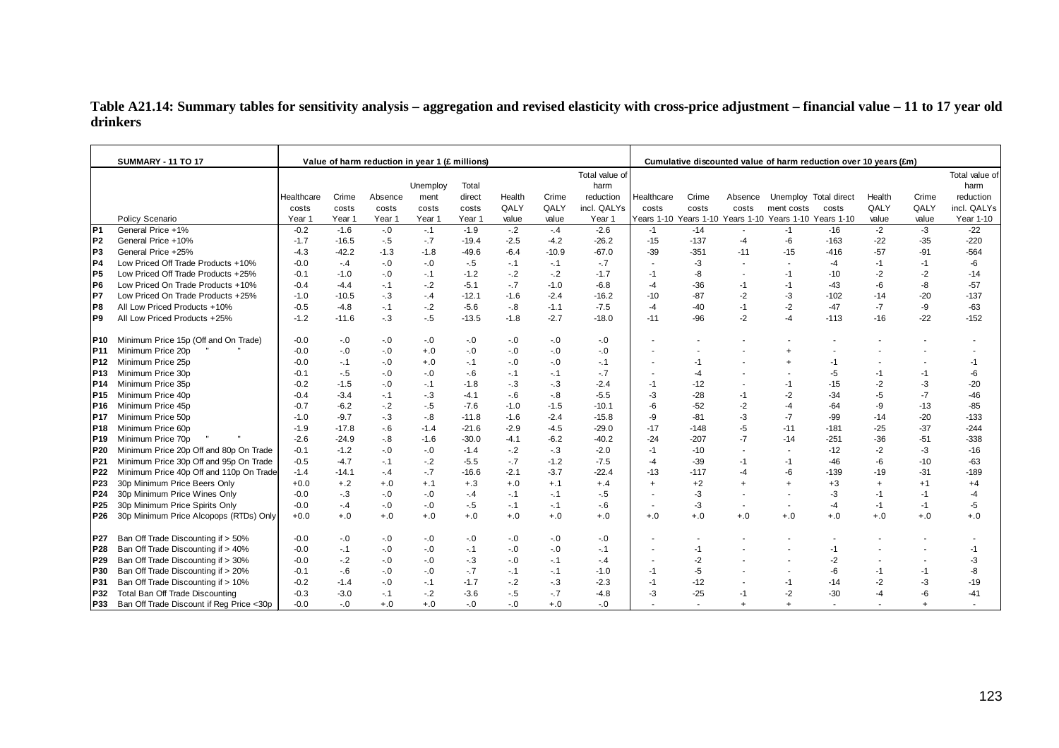**Table A21.14: Summary tables for sensitivity analysis – aggregation and revised elasticity with cross-price adjustment – financial value – 11 to 17 year old drinkers**

| | SUMMARY - 11 TO 17 | Value of harm reduction in year 1 (£ millions) | | | | | | | | Cumulative discounted value of harm reduction over 10 years (£m) | | | | | | | |
|---|---|---|---|---|---|---|---|---|---|---|---|---|---|---|---|---|---|
| | Policy Scenario | Healthcare costs Year 1 | Crime costs Year 1 | Absence costs Year 1 | Unemployment costs Year 1 | Total direct costs Year 1 | Health QALY value | Crime QALY value | Total value of harm reduction incl. QALYs Year 1 | Healthcare costs Years 1-10 | Crime costs Years 1-10 | Absence costs Years 1-10 | Unemployment costs Years 1-10 | Total direct costs Years 1-10 | Health QALY value | Crime QALY value | Total value of harm reduction incl. QALYs Year 1-10 |
| P1 | General Price +1% | -0.2 | -1.6 | -.0 | -.1 | -1.9 | -.2 | -.4 | -2.6 | -1 | -14 | - | -1 | -16 | -2 | -3 | -22 |
| P2 | General Price +10% | -1.7 | -16.5 | -.5 | -.7 | -19.4 | -2.5 | -4.2 | -26.2 | -15 | -137 | -4 | -6 | -163 | -22 | -35 | -220 |
| P3 | General Price +25% | -4.3 | -42.2 | -1.3 | -1.8 | -49.6 | -6.4 | -10.9 | -67.0 | -39 | -351 | -11 | -15 | -416 | -57 | -91 | -564 |
| P4 | Low Priced Off Trade Products +10% | -0.0 | -.4 | -.0 | -.0 | -.5 | -.1 | -.1 | -.7 | - | -3 | - | - | -4 | -1 | -1 | -6 |
| P5 | Low Priced Off Trade Products +25% | -0.1 | -1.0 | -.0 | -.1 | -1.2 | -.2 | -.2 | -1.7 | -1 | -8 | - | -1 | -10 | -2 | -2 | -14 |
| P6 | Low Priced On Trade Products +10% | -0.4 | -4.4 | -.1 | -.2 | -5.1 | -.7 | -1.0 | -6.8 | -4 | -36 | -1 | -1 | -43 | -6 | -8 | -57 |
| P7 | Low Priced On Trade Products +25% | -1.0 | -10.5 | -.3 | -.4 | -12.1 | -1.6 | -2.4 | -16.2 | -10 | -87 | -2 | -3 | -102 | -14 | -20 | -137 |
| P8 | All Low Priced Products +10% | -0.5 | -4.8 | -.1 | -.2 | -5.6 | -.8 | -1.1 | -7.5 | -4 | -40 | -1 | -2 | -47 | -7 | -9 | -63 |
| P9 | All Low Priced Products +25% | -1.2 | -11.6 | -.3 | -.5 | -13.5 | -1.8 | -2.7 | -18.0 | -11 | -96 | -2 | -4 | -113 | -16 | -22 | -152 |
| P10 | Minimum Price 15p (Off and On Trade) | -0.0 | -.0 | -.0 | -.0 | -.0 | -.0 | -.0 | -.0 | - | - | - | - | - | - | - | - |
| P11 | Minimum Price 20p " " | -0.0 | -.0 | -.0 | +.0 | -.0 | -.0 | -.0 | -.0 | - | - | - | + | - | - | - | - |
| P12 | Minimum Price 25p | -0.0 | -.1 | -.0 | +.0 | -.1 | -.0 | -.0 | -.1 | - | -1 | - | + | -1 | - | - | -1 |
| P13 | Minimum Price 30p | -0.1 | -.5 | -.0 | -.0 | -.6 | -.1 | -.1 | -.7 | - | -4 | - | - | -5 | -1 | -1 | -6 |
| P14 | Minimum Price 35p | -0.2 | -1.5 | -.0 | -.1 | -1.8 | -.3 | -.3 | -2.4 | -1 | -12 | - | -1 | -15 | -2 | -3 | -20 |
| P15 | Minimum Price 40p | -0.4 | -3.4 | -.1 | -.3 | -4.1 | -.6 | -.8 | -5.5 | -3 | -28 | -1 | -2 | -34 | -5 | -7 | -46 |
| P16 | Minimum Price 45p | -0.7 | -6.2 | -.2 | -.5 | -7.6 | -1.0 | -1.5 | -10.1 | -6 | -52 | -2 | -4 | -64 | -9 | -13 | -85 |
| P17 | Minimum Price 50p | -1.0 | -9.7 | -.3 | -.8 | -11.8 | -1.6 | -2.4 | -15.8 | -9 | -81 | -3 | -7 | -99 | -14 | -20 | -133 |
| P18 | Minimum Price 60p | -1.9 | -17.8 | -.6 | -1.4 | -21.6 | -2.9 | -4.5 | -29.0 | -17 | -148 | -5 | -11 | -181 | -25 | -37 | -244 |
| P19 | Minimum Price 70p " " | -2.6 | -24.9 | -.8 | -1.6 | -30.0 | -4.1 | -6.2 | -40.2 | -24 | -207 | -7 | -14 | -251 | -36 | -51 | -338 |
| P20 | Minimum Price 20p Off and 80p On Trade | -0.1 | -1.2 | -.0 | -.0 | -1.4 | -.2 | -.3 | -2.0 | -1 | -10 | - | - | -12 | -2 | -3 | -16 |
| P21 | Minimum Price 30p Off and 95p On Trade | -0.5 | -4.7 | -.1 | -.2 | -5.5 | -.7 | -1.2 | -7.5 | -4 | -39 | -1 | -1 | -46 | -6 | -10 | -63 |
| P22 | Minimum Price 40p Off and 110p On Trade | -1.4 | -14.1 | -.4 | -.7 | -16.6 | -2.1 | -3.7 | -22.4 | -13 | -117 | -4 | -6 | -139 | -19 | -31 | -189 |
| P23 | 30p Minimum Price Beers Only | +0.0 | +.2 | +.0 | +.1 | +.3 | +.0 | +.1 | +.4 | + | +2 | + | + | +3 | + | +1 | +4 |
| P24 | 30p Minimum Price Wines Only | -0.0 | -.3 | -.0 | -.0 | -.4 | -.1 | -.1 | -.5 | - | -3 | - | - | -3 | -1 | -1 | -4 |
| P25 | 30p Minimum Price Spirits Only | -0.0 | -.4 | -.0 | -.0 | -.5 | -.1 | -.1 | -.6 | - | -3 | - | - | -4 | -1 | -1 | -5 |
| P26 | 30p Minimum Price Alcopops (RTDs) Only | +0.0 | +.0 | +.0 | +.0 | +.0 | +.0 | +.0 | +.0 | +.0 | +.0 | +.0 | +.0 | +.0 | +.0 | +.0 | +.0 |
| P27 | Ban Off Trade Discounting if > 50% | -0.0 | -.0 | -.0 | -.0 | -.0 | -.0 | -.0 | -.0 | - | - | - | - | - | - | - | - |
| P28 | Ban Off Trade Discounting if > 40% | -0.0 | -.1 | -.0 | -.0 | -.1 | -.0 | -.0 | -.1 | - | -1 | - | - | -1 | - | - | -1 |
| P29 | Ban Off Trade Discounting if > 30% | -0.0 | -.2 | -.0 | -.0 | -.3 | -.0 | -.1 | -.4 | - | -2 | - | - | -2 | - | - | -3 |
| P30 | Ban Off Trade Discounting if > 20% | -0.1 | -.6 | -.0 | -.0 | -.7 | -.1 | -.1 | -1.0 | -1 | -5 | - | - | -6 | -1 | -1 | -8 |
| P31 | Ban Off Trade Discounting if > 10% | -0.2 | -1.4 | -.0 | -.1 | -1.7 | -.2 | -.3 | -2.3 | -1 | -12 | - | -1 | -14 | -2 | -3 | -19 |
| P32 | Total Ban Off Trade Discounting | -0.3 | -3.0 | -.1 | -.2 | -3.6 | -.5 | -.7 | -4.8 | -3 | -25 | -1 | -2 | -30 | -4 | -6 | -41 |
| P33 | Ban Off Trade Discount if Reg Price <30p | -0.0 | -.0 | +.0 | +.0 | -.0 | -.0 | +.0 | -.0 | - | - | + | + | - | - | + | - |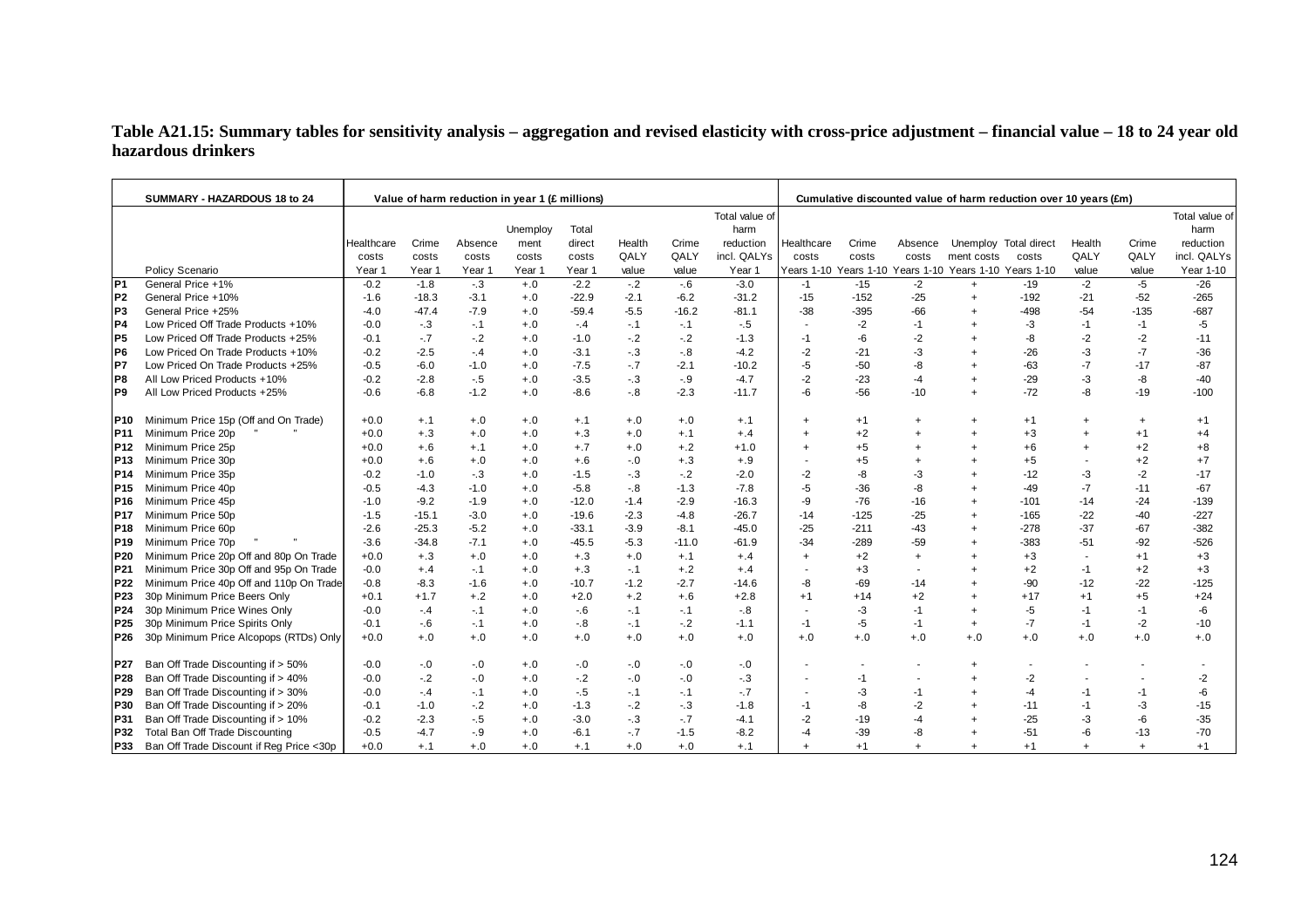**Table A21.15: Summary tables for sensitivity analysis – aggregation and revised elasticity with cross-price adjustment – financial value – 18 to 24 year old hazardous drinkers**

| | SUMMARY - HAZARDOUS 18 to 24 | Value of harm reduction in year 1 (£ millions) | | | | | | | | Cumulative discounted value of harm reduction over 10 years (£m) | | | | | | | |
|---|---|---|---|---|---|---|---|---|---|---|---|---|---|---|---|---|---|
| | Policy Scenario | Healthcare costs Year 1 | Crime costs Year 1 | Absence costs Year 1 | Unemployment costs Year 1 | Total direct costs Year 1 | Health QALY value | Crime QALY value | Total value of harm reduction incl. QALYs Year 1 | Healthcare costs Years 1-10 | Crime costs Years 1-10 | Absence costs Years 1-10 | Unemployment costs Years 1-10 | Total direct costs Years 1-10 | Health QALY value | Crime QALY value | Total value of harm reduction incl. QALYs Year 1-10 |
| P1 | General Price +1% | -0.2 | -1.8 | -.3 | +.0 | -2.2 | -.2 | -.6 | -3.0 | -1 | -15 | -2 | + | -19 | -2 | -5 | -26 |
| P2 | General Price +10% | -1.6 | -18.3 | -3.1 | +.0 | -22.9 | -2.1 | -6.2 | -31.2 | -15 | -152 | -25 | + | -192 | -21 | -52 | -265 |
| P3 | General Price +25% | -4.0 | -47.4 | -7.9 | +.0 | -59.4 | -5.5 | -16.2 | -81.1 | -38 | -395 | -66 | + | -498 | -54 | -135 | -687 |
| P4 | Low Priced Off Trade Products +10% | -0.0 | -.3 | -.1 | +.0 | -.4 | -.1 | -.1 | -.5 | - | -2 | -1 | + | -3 | -1 | -1 | -5 |
| P5 | Low Priced Off Trade Products +25% | -0.1 | -.7 | -.2 | +.0 | -1.0 | -.2 | -.2 | -1.3 | -1 | -6 | -2 | + | -8 | -2 | -2 | -11 |
| P6 | Low Priced On Trade Products +10% | -0.2 | -2.5 | -.4 | +.0 | -3.1 | -.3 | -.8 | -4.2 | -2 | -21 | -3 | + | -26 | -3 | -7 | -36 |
| P7 | Low Priced On Trade Products +25% | -0.5 | -6.0 | -1.0 | +.0 | -7.5 | -.7 | -2.1 | -10.2 | -5 | -50 | -8 | + | -63 | -7 | -17 | -87 |
| P8 | All Low Priced Products +10% | -0.2 | -2.8 | -.5 | +.0 | -3.5 | -.3 | -.9 | -4.7 | -2 | -23 | -4 | + | -29 | -3 | -8 | -40 |
| P9 | All Low Priced Products +25% | -0.6 | -6.8 | -1.2 | +.0 | -8.6 | -.8 | -2.3 | -11.7 | -6 | -56 | -10 | + | -72 | -8 | -19 | -100 |
| P10 | Minimum Price 15p (Off and On Trade) | +0.0 | +.1 | +.0 | +.0 | +.1 | +.0 | +.0 | +.1 | + | +1 | + | + | +1 | + | + | +1 |
| P11 | Minimum Price 20p " " | +0.0 | +.3 | +.0 | +.0 | +.3 | +.0 | +.1 | +.4 | + | +2 | + | + | +3 | + | +1 | +4 |
| P12 | Minimum Price 25p | +0.0 | +.6 | +.1 | +.0 | +.7 | +.0 | +.2 | +1.0 | + | +5 | + | + | +6 | + | +2 | +8 |
| P13 | Minimum Price 30p | +0.0 | +.6 | +.0 | +.0 | +.6 | -.0 | +.3 | +.9 | - | +5 | + | + | +5 | - | +2 | +7 |
| P14 | Minimum Price 35p | -0.2 | -1.0 | -.3 | +.0 | -1.5 | -.3 | -.2 | -2.0 | -2 | -8 | -3 | + | -12 | -3 | -2 | -17 |
| P15 | Minimum Price 40p | -0.5 | -4.3 | -1.0 | +.0 | -5.8 | -.8 | -1.3 | -7.8 | -5 | -36 | -8 | + | -49 | -7 | -11 | -67 |
| P16 | Minimum Price 45p | -1.0 | -9.2 | -1.9 | +.0 | -12.0 | -1.4 | -2.9 | -16.3 | -9 | -76 | -16 | + | -101 | -14 | -24 | -139 |
| P17 | Minimum Price 50p | -1.5 | -15.1 | -3.0 | +.0 | -19.6 | -2.3 | -4.8 | -26.7 | -14 | -125 | -25 | + | -165 | -22 | -40 | -227 |
| P18 | Minimum Price 60p | -2.6 | -25.3 | -5.2 | +.0 | -33.1 | -3.9 | -8.1 | -45.0 | -25 | -211 | -43 | + | -278 | -37 | -67 | -382 |
| P19 | Minimum Price 70p " " | -3.6 | -34.8 | -7.1 | +.0 | -45.5 | -5.3 | -11.0 | -61.9 | -34 | -289 | -59 | + | -383 | -51 | -92 | -526 |
| P20 | Minimum Price 20p Off and 80p On Trade | +0.0 | +.3 | +.0 | +.0 | +.3 | +.0 | +.1 | +.4 | + | +2 | + | + | +3 | - | +1 | +3 |
| P21 | Minimum Price 30p Off and 95p On Trade | -0.0 | +.4 | -.1 | +.0 | +.3 | -.1 | +.2 | +.4 | - | +3 | - | + | +2 | -1 | +2 | +3 |
| P22 | Minimum Price 40p Off and 110p On Trade | -0.8 | -8.3 | -1.6 | +.0 | -10.7 | -1.2 | -2.7 | -14.6 | -8 | -69 | -14 | + | -90 | -12 | -22 | -125 |
| P23 | 30p Minimum Price Beers Only | +0.1 | +1.7 | +.2 | +.0 | +2.0 | +.2 | +.6 | +2.8 | +1 | +14 | +2 | + | +17 | +1 | +5 | +24 |
| P24 | 30p Minimum Price Wines Only | -0.0 | -.4 | -.1 | +.0 | -.6 | -.1 | -.1 | -.8 | - | -3 | -1 | + | -5 | -1 | -1 | -6 |
| P25 | 30p Minimum Price Spirits Only | -0.1 | -.6 | -.1 | +.0 | -.8 | -.1 | -.2 | -1.1 | -1 | -5 | -1 | + | -7 | -1 | -2 | -10 |
| P26 | 30p Minimum Price Alcopops (RTDs) Only | +0.0 | +.0 | +.0 | +.0 | +.0 | +.0 | +.0 | +.0 | +.0 | +.0 | +.0 | +.0 | +.0 | +.0 | +.0 | +.0 |
| P27 | Ban Off Trade Discounting if > 50% | -0.0 | -.0 | -.0 | +.0 | -.0 | -.0 | -.0 | -.0 | - | - | - | + | - | - | - | - |
| P28 | Ban Off Trade Discounting if > 40% | -0.0 | -.2 | -.0 | +.0 | -.2 | -.0 | -.0 | -.3 | - | -1 | - | + | -2 | - | - | -2 |
| P29 | Ban Off Trade Discounting if > 30% | -0.0 | -.4 | -.1 | +.0 | -.5 | -.1 | -.1 | -.7 | - | -3 | -1 | + | -4 | -1 | -1 | -6 |
| P30 | Ban Off Trade Discounting if > 20% | -0.1 | -1.0 | -.2 | +.0 | -1.3 | -.2 | -.3 | -1.8 | -1 | -8 | -2 | + | -11 | -1 | -3 | -15 |
| P31 | Ban Off Trade Discounting if > 10% | -0.2 | -2.3 | -.5 | +.0 | -3.0 | -.3 | -.7 | -4.1 | -2 | -19 | -4 | + | -25 | -3 | -6 | -35 |
| P32 | Total Ban Off Trade Discounting | -0.5 | -4.7 | -.9 | +.0 | -6.1 | -.7 | -1.5 | -8.2 | -4 | -39 | -8 | + | -51 | -6 | -13 | -70 |
| P33 | Ban Off Trade Discount if Reg Price <30p | +0.0 | +.1 | +.0 | +.0 | +.1 | +.0 | +.0 | +.1 | + | +1 | + | + | +1 | + | + | +1 |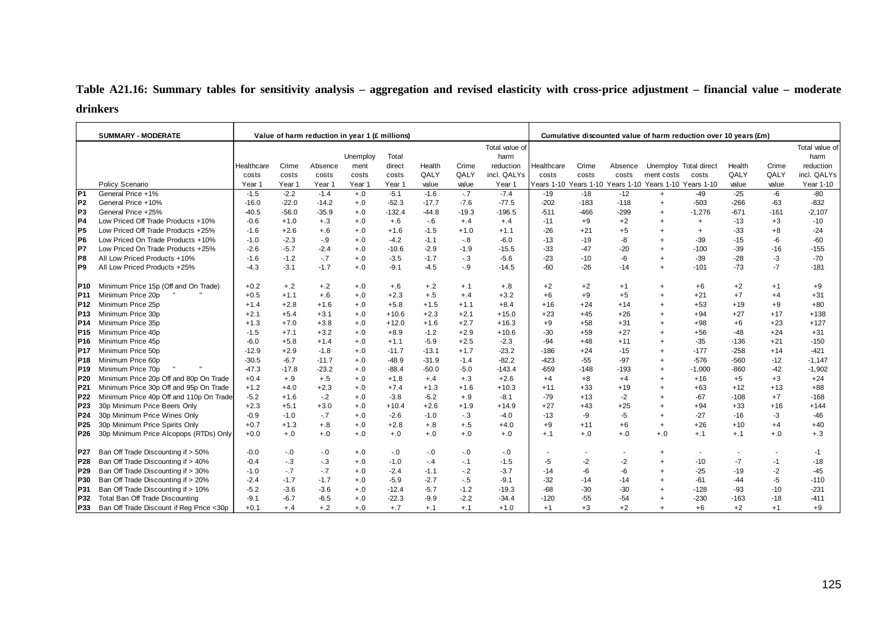**Table A21.16: Summary tables for sensitivity analysis – aggregation and revised elasticity with cross-price adjustment – financial value – moderate drinkers**

| | SUMMARY - MODERATE | Value of harm reduction in year 1 (£ millions) | | | | | | | | Cumulative discounted value of harm reduction over 10 years (£m) | | | | | | | |
|---|---|---|---|---|---|---|---|---|---|---|---|---|---|---|---|---|---|
| | Policy Scenario | Healthcare costs Year 1 | Crime costs Year 1 | Absence costs Year 1 | Unemployment costs Year 1 | Total direct costs Year 1 | Health QALY value | Crime QALY value | Total value of harm reduction incl. QALYs Year 1 | Healthcare costs Years 1-10 | Crime costs Years 1-10 | Absence costs Years 1-10 | Unemployment costs Years 1-10 | Total direct costs Years 1-10 | Health QALY value | Crime QALY value | Total value of harm reduction incl. QALYs Year 1-10 |
| P1 | General Price +1% | -1.5 | -2.2 | -1.4 | +.0 | -5.1 | -1.6 | -.7 | -7.4 | -19 | -18 | -12 | + | -49 | -25 | -6 | -80 |
| P2 | General Price +10% | -16.0 | -22.0 | -14.2 | +.0 | -52.3 | -17.7 | -7.6 | -77.5 | -202 | -183 | -118 | + | -503 | -266 | -63 | -832 |
| P3 | General Price +25% | -40.5 | -56.0 | -35.9 | +.0 | -132.4 | -44.8 | -19.3 | -196.5 | -511 | -466 | -299 | + | -1,276 | -671 | -161 | -2,107 |
| P4 | Low Priced Off Trade Products +10% | -0.6 | +1.0 | +.3 | +.0 | +.6 | -.6 | +.4 | +.4 | -11 | +9 | +2 | + | + | -13 | +3 | -10 |
| P5 | Low Priced Off Trade Products +25% | -1.6 | +2.6 | +.6 | +.0 | +1.6 | -1.5 | +1.0 | +1.1 | -26 | +21 | +5 | + | + | -33 | +8 | -24 |
| P6 | Low Priced On Trade Products +10% | -1.0 | -2.3 | -.9 | +.0 | -4.2 | -1.1 | -.8 | -6.0 | -13 | -19 | -8 | + | -39 | -15 | -6 | -60 |
| P7 | Low Priced On Trade Products +25% | -2.6 | -5.7 | -2.4 | +.0 | -10.6 | -2.9 | -1.9 | -15.5 | -33 | -47 | -20 | + | -100 | -39 | -16 | -155 |
| P8 | All Low Priced Products +10% | -1.6 | -1.2 | -.7 | +.0 | -3.5 | -1.7 | -.3 | -5.6 | -23 | -10 | -6 | + | -39 | -28 | -3 | -70 |
| P9 | All Low Priced Products +25% | -4.3 | -3.1 | -1.7 | +.0 | -9.1 | -4.5 | -.9 | -14.5 | -60 | -26 | -14 | + | -101 | -73 | -7 | -181 |
| P10 | Minimum Price 15p (Off and On Trade) | +0.2 | +.2 | +.2 | +.0 | +.6 | +.2 | +.1 | +.8 | +2 | +2 | +1 | + | +6 | +2 | +1 | +9 |
| P11 | Minimum Price 20p " " | +0.5 | +1.1 | +.6 | +.0 | +2.3 | +.5 | +.4 | +3.2 | +6 | +9 | +5 | + | +21 | +7 | +4 | +31 |
| P12 | Minimum Price 25p | +1.4 | +2.8 | +1.6 | +.0 | +5.8 | +1.5 | +1.1 | +8.4 | +16 | +24 | +14 | + | +53 | +19 | +9 | +80 |
| P13 | Minimum Price 30p | +2.1 | +5.4 | +3.1 | +.0 | +10.6 | +2.3 | +2.1 | +15.0 | +23 | +45 | +26 | + | +94 | +27 | +17 | +138 |
| P14 | Minimum Price 35p | +1.3 | +7.0 | +3.8 | +.0 | +12.0 | +1.6 | +2.7 | +16.3 | +9 | +58 | +31 | + | +98 | +6 | +23 | +127 |
| P15 | Minimum Price 40p | -1.5 | +7.1 | +3.2 | +.0 | +8.9 | -1.2 | +2.9 | +10.6 | -30 | +59 | +27 | + | +56 | -48 | +24 | +31 |
| P16 | Minimum Price 45p | -6.0 | +5.8 | +1.4 | +.0 | +1.1 | -5.9 | +2.5 | -2.3 | -94 | +48 | +11 | + | -35 | -136 | +21 | -150 |
| P17 | Minimum Price 50p | -12.9 | +2.9 | -1.8 | +.0 | -11.7 | -13.1 | +1.7 | -23.2 | -186 | +24 | -15 | + | -177 | -258 | +14 | -421 |
| P18 | Minimum Price 60p | -30.5 | -6.7 | -11.7 | +.0 | -48.9 | -31.9 | -1.4 | -82.2 | -423 | -55 | -97 | + | -576 | -560 | -12 | -1,147 |
| P19 | Minimum Price 70p " " | -47.3 | -17.8 | -23.2 | +.0 | -88.4 | -50.0 | -5.0 | -143.4 | -659 | -148 | -193 | + | -1,000 | -860 | -42 | -1,902 |
| P20 | Minimum Price 20p Off and 80p On Trade | +0.4 | +.9 | +.5 | +.0 | +1.8 | +.4 | +.3 | +2.6 | +4 | +8 | +4 | + | +16 | +5 | +3 | +24 |
| P21 | Minimum Price 30p Off and 95p On Trade | +1.2 | +4.0 | +2.3 | +.0 | +7.4 | +1.3 | +1.6 | +10.3 | +11 | +33 | +19 | + | +63 | +12 | +13 | +88 |
| P22 | Minimum Price 40p Off and 110p On Trade | -5.2 | +1.6 | -.2 | +.0 | -3.8 | -5.2 | +.9 | -8.1 | -79 | +13 | -2 | + | -67 | -108 | +7 | -168 |
| P23 | 30p Minimum Price Beers Only | +2.3 | +5.1 | +3.0 | +.0 | +10.4 | +2.6 | +1.9 | +14.9 | +27 | +43 | +25 | + | +94 | +33 | +16 | +144 |
| P24 | 30p Minimum Price Wines Only | -0.9 | -1.0 | -.7 | +.0 | -2.6 | -1.0 | -.3 | -4.0 | -13 | -9 | -5 | + | -27 | -16 | -3 | -46 |
| P25 | 30p Minimum Price Spirits Only | +0.7 | +1.3 | +.8 | +.0 | +2.8 | +.8 | +.5 | +4.0 | +9 | +11 | +6 | + | +26 | +10 | +4 | +40 |
| P26 | 30p Minimum Price Alcopops (RTDs) Only | +0.0 | +.0 | +.0 | +.0 | +.0 | +.0 | +.0 | +.0 | +.1 | +.0 | +.0 | +.0 | +.1 | +.1 | +.0 | +.3 |
| P27 | Ban Off Trade Discounting if > 50% | -0.0 | -.0 | -.0 | +.0 | -.0 | -.0 | -.0 | -.0 | - | - | - | + | - | - | - | -1 |
| P28 | Ban Off Trade Discounting if > 40% | -0.4 | -.3 | -.3 | +.0 | -1.0 | -.4 | -.1 | -1.5 | -5 | -2 | -2 | + | -10 | -7 | -1 | -18 |
| P29 | Ban Off Trade Discounting if > 30% | -1.0 | -.7 | -.7 | +.0 | -2.4 | -1.1 | -.2 | -3.7 | -14 | -6 | -6 | + | -25 | -19 | -2 | -45 |
| P30 | Ban Off Trade Discounting if > 20% | -2.4 | -1.7 | -1.7 | +.0 | -5.9 | -2.7 | -.5 | -9.1 | -32 | -14 | -14 | + | -61 | -44 | -5 | -110 |
| P31 | Ban Off Trade Discounting if > 10% | -5.2 | -3.6 | -3.6 | +.0 | -12.4 | -5.7 | -1.2 | -19.3 | -68 | -30 | -30 | + | -128 | -93 | -10 | -231 |
| P32 | Total Ban Off Trade Discounting | -9.1 | -6.7 | -6.5 | +.0 | -22.3 | -9.9 | -2.2 | -34.4 | -120 | -55 | -54 | + | -230 | -163 | -18 | -411 |
| P33 | Ban Off Trade Discount if Reg Price <30p | +0.1 | +.4 | +.2 | +.0 | +.7 | +.1 | +.1 | +1.0 | +1 | +3 | +2 | + | +6 | +2 | +1 | +9 |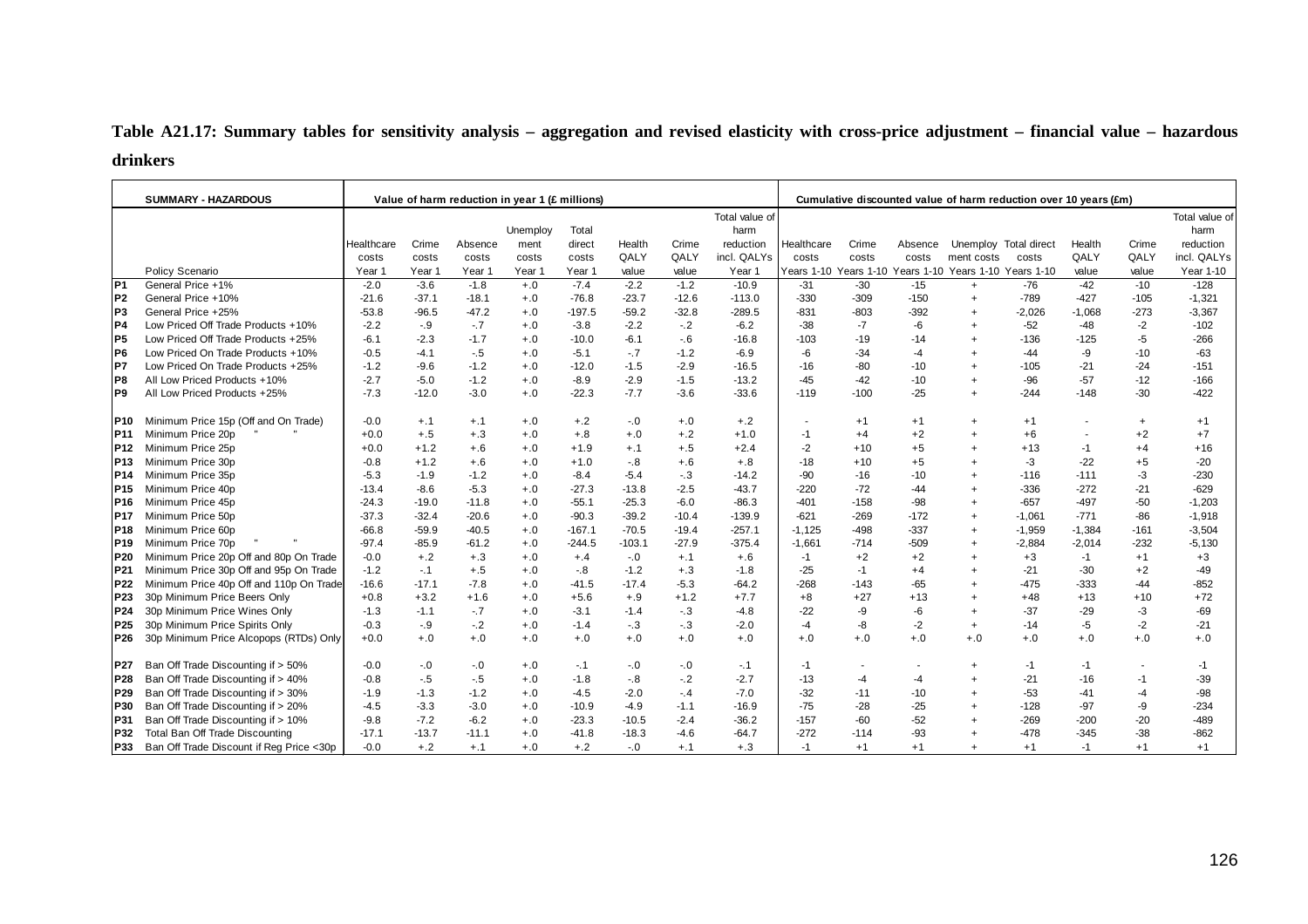**Table A21.17: Summary tables for sensitivity analysis – aggregation and revised elasticity with cross-price adjustment – financial value – hazardous drinkers**

| | SUMMARY - HAZARDOUS | Value of harm reduction in year 1 (£ millions) | | | | | | | | Cumulative discounted value of harm reduction over 10 years (£m) | | | | | | | |
|---|---|---|---|---|---|---|---|---|---|---|---|---|---|---|---|---|---|
| | Policy Scenario | Healthcare costs Year 1 | Crime costs Year 1 | Absence costs Year 1 | Unemployment costs Year 1 | Total direct costs Year 1 | Health QALY value | Crime QALY value | Total value of harm reduction incl. QALYs Year 1 | Healthcare costs Years 1-10 | Crime costs Years 1-10 | Absence costs Years 1-10 | Unemployment costs Years 1-10 | Total direct costs Years 1-10 | Health QALY value | Crime QALY value | Total value of harm reduction incl. QALYs Year 1-10 |
| P1 | General Price +1% | -2.0 | -3.6 | -1.8 | +.0 | -7.4 | -2.2 | -1.2 | -10.9 | -31 | -30 | -15 | + | -76 | -42 | -10 | -128 |
| P2 | General Price +10% | -21.6 | -37.1 | -18.1 | +.0 | -76.8 | -23.7 | -12.6 | -113.0 | -330 | -309 | -150 | + | -789 | -427 | -105 | -1,321 |
| P3 | General Price +25% | -53.8 | -96.5 | -47.2 | +.0 | -197.5 | -59.2 | -32.8 | -289.5 | -831 | -803 | -392 | + | -2,026 | -1,068 | -273 | -3,367 |
| P4 | Low Priced Off Trade Products +10% | -2.2 | -.9 | -.7 | +.0 | -3.8 | -2.2 | -.2 | -6.2 | -38 | -7 | -6 | + | -52 | -48 | -2 | -102 |
| P5 | Low Priced Off Trade Products +25% | -6.1 | -2.3 | -1.7 | +.0 | -10.0 | -6.1 | -.6 | -16.8 | -103 | -19 | -14 | + | -136 | -125 | -5 | -266 |
| P6 | Low Priced On Trade Products +10% | -0.5 | -4.1 | -.5 | +.0 | -5.1 | -.7 | -1.2 | -6.9 | -6 | -34 | -4 | + | -44 | -9 | -10 | -63 |
| P7 | Low Priced On Trade Products +25% | -1.2 | -9.6 | -1.2 | +.0 | -12.0 | -1.5 | -2.9 | -16.5 | -16 | -80 | -10 | + | -105 | -21 | -24 | -151 |
| P8 | All Low Priced Products +10% | -2.7 | -5.0 | -1.2 | +.0 | -8.9 | -2.9 | -1.5 | -13.2 | -45 | -42 | -10 | + | -96 | -57 | -12 | -166 |
| P9 | All Low Priced Products +25% | -7.3 | -12.0 | -3.0 | +.0 | -22.3 | -7.7 | -3.6 | -33.6 | -119 | -100 | -25 | + | -244 | -148 | -30 | -422 |
| P10 | Minimum Price 15p (Off and On Trade) | -0.0 | +.1 | +.1 | +.0 | +.2 | -.0 | +.0 | +.2 | - | +1 | +1 | + | +1 | - | + | +1 |
| P11 | Minimum Price 20p " " | +0.0 | +.5 | +.3 | +.0 | +.8 | +.0 | +.2 | +1.0 | -1 | +4 | +2 | + | +6 | - | +2 | +7 |
| P12 | Minimum Price 25p | +0.0 | +1.2 | +.6 | +.0 | +1.9 | +.1 | +.5 | +2.4 | -2 | +10 | +5 | + | +13 | -1 | +4 | +16 |
| P13 | Minimum Price 30p | -0.8 | +1.2 | +.6 | +.0 | +1.0 | -.8 | +.6 | +.8 | -18 | +10 | +5 | + | -3 | -22 | +5 | -20 |
| P14 | Minimum Price 35p | -5.3 | -1.9 | -1.2 | +.0 | -8.4 | -5.4 | -.3 | -14.2 | -90 | -16 | -10 | + | -116 | -111 | -3 | -230 |
| P15 | Minimum Price 40p | -13.4 | -8.6 | -5.3 | +.0 | -27.3 | -13.8 | -2.5 | -43.7 | -220 | -72 | -44 | + | -336 | -272 | -21 | -629 |
| P16 | Minimum Price 45p | -24.3 | -19.0 | -11.8 | +.0 | -55.1 | -25.3 | -6.0 | -86.3 | -401 | -158 | -98 | + | -657 | -497 | -50 | -1,203 |
| P17 | Minimum Price 50p | -37.3 | -32.4 | -20.6 | +.0 | -90.3 | -39.2 | -10.4 | -139.9 | -621 | -269 | -172 | + | -1,061 | -771 | -86 | -1,918 |
| P18 | Minimum Price 60p | -66.8 | -59.9 | -40.5 | +.0 | -167.1 | -70.5 | -19.4 | -257.1 | -1,125 | -498 | -337 | + | -1,959 | -1,384 | -161 | -3,504 |
| P19 | Minimum Price 70p " " | -97.4 | -85.9 | -61.2 | +.0 | -244.5 | -103.1 | -27.9 | -375.4 | -1,661 | -714 | -509 | + | -2,884 | -2,014 | -232 | -5,130 |
| P20 | Minimum Price 20p Off and 80p On Trade | -0.0 | +.2 | +.3 | +.0 | +.4 | -.0 | +.1 | +.6 | -1 | +2 | +2 | + | +3 | -1 | +1 | +3 |
| P21 | Minimum Price 30p Off and 95p On Trade | -1.2 | -.1 | +.5 | +.0 | -.8 | -1.2 | +.3 | -1.8 | -25 | -1 | +4 | + | -21 | -30 | +2 | -49 |
| P22 | Minimum Price 40p Off and 110p On Trade | -16.6 | -17.1 | -7.8 | +.0 | -41.5 | -17.4 | -5.3 | -64.2 | -268 | -143 | -65 | + | -475 | -333 | -44 | -852 |
| P23 | 30p Minimum Price Beers Only | +0.8 | +3.2 | +1.6 | +.0 | +5.6 | +.9 | +1.2 | +7.7 | +8 | +27 | +13 | + | +48 | +13 | +10 | +72 |
| P24 | 30p Minimum Price Wines Only | -1.3 | -1.1 | -.7 | +.0 | -3.1 | -1.4 | -.3 | -4.8 | -22 | -9 | -6 | + | -37 | -29 | -3 | -69 |
| P25 | 30p Minimum Price Spirits Only | -0.3 | -.9 | -.2 | +.0 | -1.4 | -.3 | -.3 | -2.0 | -4 | -8 | -2 | + | -14 | -5 | -2 | -21 |
| P26 | 30p Minimum Price Alcopops (RTDs) Only | +0.0 | +.0 | +.0 | +.0 | +.0 | +.0 | +.0 | +.0 | +.0 | +.0 | +.0 | +.0 | +.0 | +.0 | +.0 | +.0 |
| P27 | Ban Off Trade Discounting if > 50% | -0.0 | -.0 | -.0 | +.0 | -.1 | -.0 | -.0 | -.1 | -1 | - | - | + | -1 | -1 | - | -1 |
| P28 | Ban Off Trade Discounting if > 40% | -0.8 | -.5 | -.5 | +.0 | -1.8 | -.8 | -.2 | -2.7 | -13 | -4 | -4 | + | -21 | -16 | -1 | -39 |
| P29 | Ban Off Trade Discounting if > 30% | -1.9 | -1.3 | -1.2 | +.0 | -4.5 | -2.0 | -.4 | -7.0 | -32 | -11 | -10 | + | -53 | -41 | -4 | -98 |
| P30 | Ban Off Trade Discounting if > 20% | -4.5 | -3.3 | -3.0 | +.0 | -10.9 | -4.9 | -1.1 | -16.9 | -75 | -28 | -25 | + | -128 | -97 | -9 | -234 |
| P31 | Ban Off Trade Discounting if > 10% | -9.8 | -7.2 | -6.2 | +.0 | -23.3 | -10.5 | -2.4 | -36.2 | -157 | -60 | -52 | + | -269 | -200 | -20 | -489 |
| P32 | Total Ban Off Trade Discounting | -17.1 | -13.7 | -11.1 | +.0 | -41.8 | -18.3 | -4.6 | -64.7 | -272 | -114 | -93 | + | -478 | -345 | -38 | -862 |
| P33 | Ban Off Trade Discount if Reg Price <30p | -0.0 | +.2 | +.1 | +.0 | +.2 | -.0 | +.1 | +.3 | -1 | +1 | +1 | + | +1 | -1 | +1 | +1 |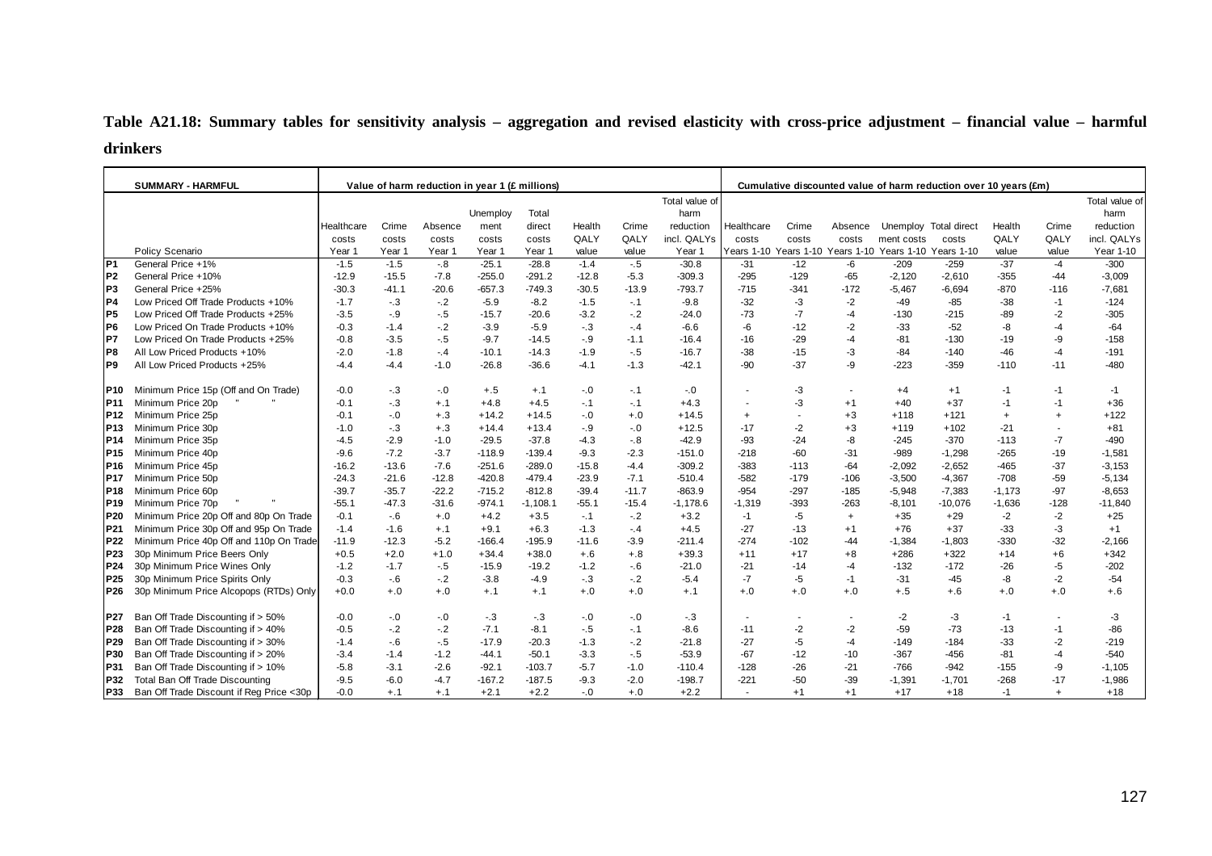**Table A21.18: Summary tables for sensitivity analysis – aggregation and revised elasticity with cross-price adjustment – financial value – harmful drinkers**

| | SUMMARY - HARMFUL | Value of harm reduction in year 1 (£ millions) | | | | | | | | Cumulative discounted value of harm reduction over 10 years (£m) | | | | | | | |
|---|---|---|---|---|---|---|---|---|---|---|---|---|---|---|---|---|---|
| | Policy Scenario | Healthcare costs Year 1 | Crime costs Year 1 | Absence costs Year 1 | Unemployment costs Year 1 | Total direct costs Year 1 | Health QALY value | Crime QALY value | Total value of harm reduction incl. QALYs Year 1 | Healthcare costs Years 1-10 | Crime costs Years 1-10 | Absence costs Years 1-10 | Unemployment costs Years 1-10 | Total direct costs Years 1-10 | Health QALY value | Crime QALY value | Total value of harm reduction incl. QALYs Year 1-10 |
| P1 | General Price +1% | -1.5 | -1.5 | -.8 | -25.1 | -28.8 | -1.4 | -.5 | -30.8 | -31 | -12 | -6 | -209 | -259 | -37 | -4 | -300 |
| P2 | General Price +10% | -12.9 | -15.5 | -7.8 | -255.0 | -291.2 | -12.8 | -5.3 | -309.3 | -295 | -129 | -65 | -2,120 | -2,610 | -355 | -44 | -3,009 |
| P3 | General Price +25% | -30.3 | -41.1 | -20.6 | -657.3 | -749.3 | -30.5 | -13.9 | -793.7 | -715 | -341 | -172 | -5,467 | -6,694 | -870 | -116 | -7,681 |
| P4 | Low Priced Off Trade Products +10% | -1.7 | -.3 | -.2 | -5.9 | -8.2 | -1.5 | -.1 | -9.8 | -32 | -3 | -2 | -49 | -85 | -38 | -1 | -124 |
| P5 | Low Priced Off Trade Products +25% | -3.5 | -.9 | -.5 | -15.7 | -20.6 | -3.2 | -.2 | -24.0 | -73 | -7 | -4 | -130 | -215 | -89 | -2 | -305 |
| P6 | Low Priced On Trade Products +10% | -0.3 | -1.4 | -.2 | -3.9 | -5.9 | -.3 | -.4 | -6.6 | -6 | -12 | -2 | -33 | -52 | -8 | -4 | -64 |
| P7 | Low Priced On Trade Products +25% | -0.8 | -3.5 | -.5 | -9.7 | -14.5 | -.9 | -1.1 | -16.4 | -16 | -29 | -4 | -81 | -130 | -19 | -9 | -158 |
| P8 | All Low Priced Products +10% | -2.0 | -1.8 | -.4 | -10.1 | -14.3 | -1.9 | -.5 | -16.7 | -38 | -15 | -3 | -84 | -140 | -46 | -4 | -191 |
| P9 | All Low Priced Products +25% | -4.4 | -4.4 | -1.0 | -26.8 | -36.6 | -4.1 | -1.3 | -42.1 | -90 | -37 | -9 | -223 | -359 | -110 | -11 | -480 |
| P10 | Minimum Price 15p (Off and On Trade) | -0.0 | -.3 | -.0 | +.5 | +.1 | -.0 | -.1 | -.0 | - | -3 | - | +4 | +1 | -1 | -1 | -1 |
| P11 | Minimum Price 20p " " | -0.1 | -.3 | +.1 | +4.8 | +4.5 | -.1 | -.1 | +4.3 | - | -3 | +1 | +40 | +37 | -1 | -1 | +36 |
| P12 | Minimum Price 25p | -0.1 | -.0 | +.3 | +14.2 | +14.5 | -.0 | +.0 | +14.5 | + | - | +3 | +118 | +121 | + | + | +122 |
| P13 | Minimum Price 30p | -1.0 | -.3 | +.3 | +14.4 | +13.4 | -.9 | -.0 | +12.5 | -17 | -2 | +3 | +119 | +102 | -21 | - | +81 |
| P14 | Minimum Price 35p | -4.5 | -2.9 | -1.0 | -29.5 | -37.8 | -4.3 | -.8 | -42.9 | -93 | -24 | -8 | -245 | -370 | -113 | -7 | -490 |
| P15 | Minimum Price 40p | -9.6 | -7.2 | -3.7 | -118.9 | -139.4 | -9.3 | -2.3 | -151.0 | -218 | -60 | -31 | -989 | -1,298 | -265 | -19 | -1,581 |
| P16 | Minimum Price 45p | -16.2 | -13.6 | -7.6 | -251.6 | -289.0 | -15.8 | -4.4 | -309.2 | -383 | -113 | -64 | -2,092 | -2,652 | -465 | -37 | -3,153 |
| P17 | Minimum Price 50p | -24.3 | -21.6 | -12.8 | -420.8 | -479.4 | -23.9 | -7.1 | -510.4 | -582 | -179 | -106 | -3,500 | -4,367 | -708 | -59 | -5,134 |
| P18 | Minimum Price 60p | -39.7 | -35.7 | -22.2 | -715.2 | -812.8 | -39.4 | -11.7 | -863.9 | -954 | -297 | -185 | -5,948 | -7,383 | -1,173 | -97 | -8,653 |
| P19 | Minimum Price 70p " " | -55.1 | -47.3 | -31.6 | -974.1 | -1,108.1 | -55.1 | -15.4 | -1,178.6 | -1,319 | -393 | -263 | -8,101 | -10,076 | -1,636 | -128 | -11,840 |
| P20 | Minimum Price 20p Off and 80p On Trade | -0.1 | -.6 | +.0 | +4.2 | +3.5 | -.1 | -.2 | +3.2 | -1 | -5 | + | +35 | +29 | -2 | -2 | +25 |
| P21 | Minimum Price 30p Off and 95p On Trade | -1.4 | -1.6 | +.1 | +9.1 | +6.3 | -1.3 | -.4 | +4.5 | -27 | -13 | +1 | +76 | +37 | -33 | -3 | +1 |
| P22 | Minimum Price 40p Off and 110p On Trade | -11.9 | -12.3 | -5.2 | -166.4 | -195.9 | -11.6 | -3.9 | -211.4 | -274 | -102 | -44 | -1,384 | -1,803 | -330 | -32 | -2,166 |
| P23 | 30p Minimum Price Beers Only | +0.5 | +2.0 | +1.0 | +34.4 | +38.0 | +.6 | +.8 | +39.3 | +11 | +17 | +8 | +286 | +322 | +14 | +6 | +342 |
| P24 | 30p Minimum Price Wines Only | -1.2 | -1.7 | -.5 | -15.9 | -19.2 | -1.2 | -.6 | -21.0 | -21 | -14 | -4 | -132 | -172 | -26 | -5 | -202 |
| P25 | 30p Minimum Price Spirits Only | -0.3 | -.6 | -.2 | -3.8 | -4.9 | -.3 | -.2 | -5.4 | -7 | -5 | -1 | -31 | -45 | -8 | -2 | -54 |
| P26 | 30p Minimum Price Alcopops (RTDs) Only | +0.0 | +.0 | +.0 | +.1 | +.1 | +.0 | +.0 | +.1 | +.0 | +.0 | +.0 | +.5 | +.6 | +.0 | +.0 | +.6 |
| P27 | Ban Off Trade Discounting if > 50% | -0.0 | -.0 | -.0 | -.3 | -.3 | -.0 | -.0 | -.3 | - | - | - | -2 | -3 | -1 | - | -3 |
| P28 | Ban Off Trade Discounting if > 40% | -0.5 | -.2 | -.2 | -7.1 | -8.1 | -.5 | -.1 | -8.6 | -11 | -2 | -2 | -59 | -73 | -13 | -1 | -86 |
| P29 | Ban Off Trade Discounting if > 30% | -1.4 | -.6 | -.5 | -17.9 | -20.3 | -1.3 | -.2 | -21.8 | -27 | -5 | -4 | -149 | -184 | -33 | -2 | -219 |
| P30 | Ban Off Trade Discounting if > 20% | -3.4 | -1.4 | -1.2 | -44.1 | -50.1 | -3.3 | -.5 | -53.9 | -67 | -12 | -10 | -367 | -456 | -81 | -4 | -540 |
| P31 | Ban Off Trade Discounting if > 10% | -5.8 | -3.1 | -2.6 | -92.1 | -103.7 | -5.7 | -1.0 | -110.4 | -128 | -26 | -21 | -766 | -942 | -155 | -9 | -1,105 |
| P32 | Total Ban Off Trade Discounting | -9.5 | -6.0 | -4.7 | -167.2 | -187.5 | -9.3 | -2.0 | -198.7 | -221 | -50 | -39 | -1,391 | -1,701 | -268 | -17 | -1,986 |
| P33 | Ban Off Trade Discount if Reg Price <30p | -0.0 | +.1 | +.1 | +2.1 | +2.2 | -.0 | +.0 | +2.2 | - | +1 | +1 | +17 | +18 | -1 | + | +18 |